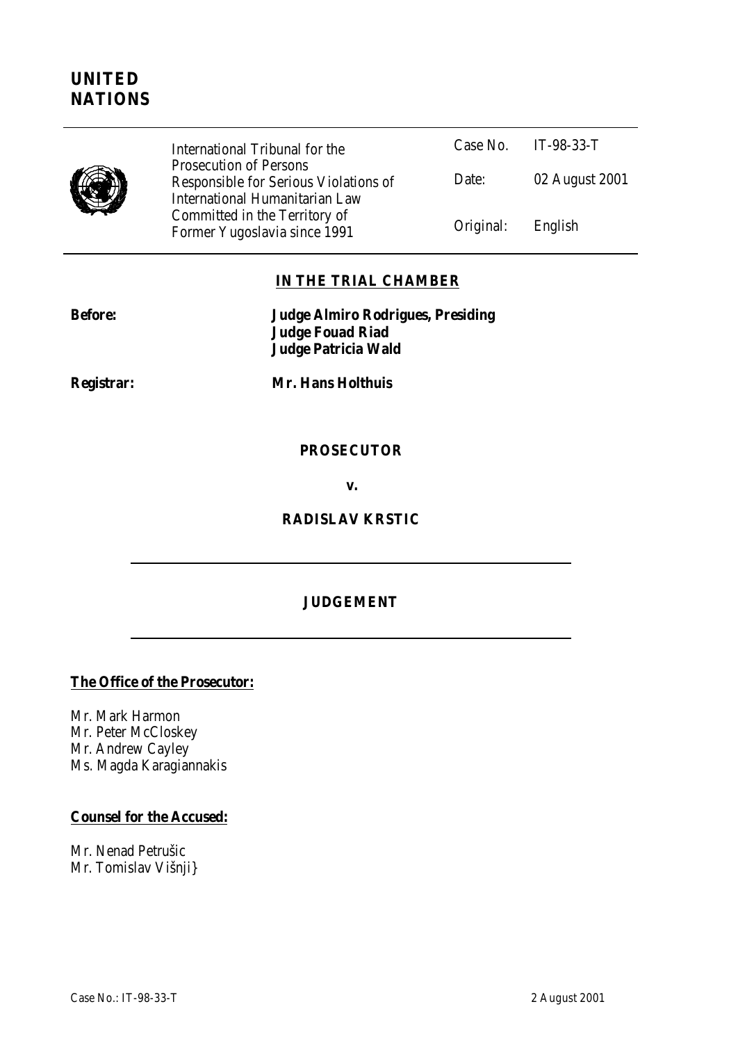**UNITED NATIONS**

| | International Tribunal for the Prosecution of Persons Responsible for Serious Violations of International Humanitarian Law Committed in the Territory of Former Yugoslavia since 1991 | Case No. | IT-98-33-T |
|---|---|---|---|
| | | Date: | 02 August 2001 |
| | | Original: | English |

**IN THE TRIAL CHAMBER**

**Before:** **Judge Almiro Rodrigues, Presiding**
**Judge Fouad Riad**
**Judge Patricia Wald**

**Registrar:** **Mr. Hans Holthuis**

**PROSECUTOR**

**v.**

**RADISLAV KRSTIC**

---

**JUDGEMENT**

---

**The Office of the Prosecutor:**

Mr. Mark Harmon
Mr. Peter McCloskey
Mr. Andrew Cayley
Ms. Magda Karagiannakis

**Counsel for the Accused:**

Mr. Nenad Petrušic
Mr. Tomislav Višnji}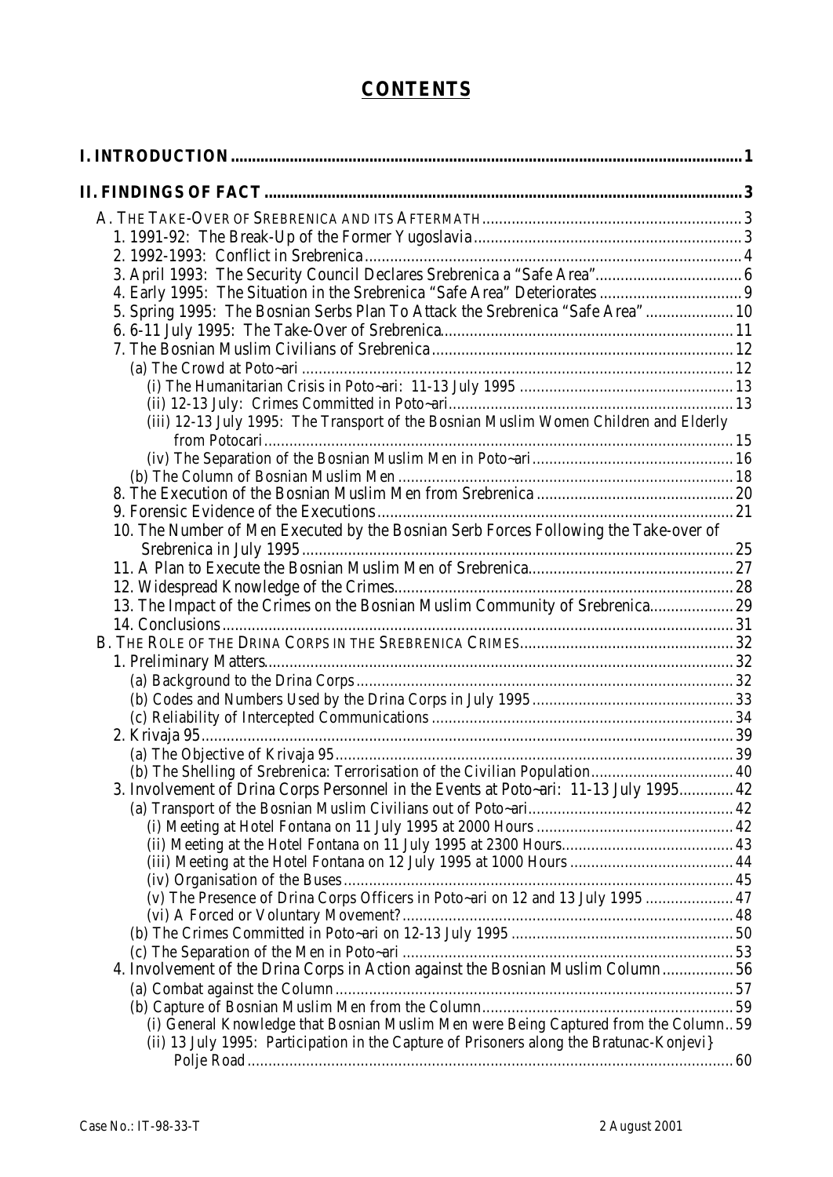# CONTENTS

**I. INTRODUCTION** .......... 1

**II. FINDINGS OF FACT** .......... 3

- A. THE TAKE-OVER OF SREBRENICA AND ITS AFTERMATH .......... 3
  - 1. 1991-92: The Break-Up of the Former Yugoslavia .......... 3
  - 2. 1992-1993: Conflict in Srebrenica .......... 4
  - 3. April 1993: The Security Council Declares Srebrenica a "Safe Area" .......... 6
  - 4. Early 1995: The Situation in the Srebrenica "Safe Area" Deteriorates .......... 9
  - 5. Spring 1995: The Bosnian Serbs Plan To Attack the Srebrenica "Safe Area" .......... 10
  - 6. 6-11 July 1995: The Take-Over of Srebrenica .......... 11
  - 7. The Bosnian Muslim Civilians of Srebrenica .......... 12
    - (a) The Crowd at Poto~ari .......... 12
      - (i) The Humanitarian Crisis in Poto~ari: 11-13 July 1995 .......... 13
      - (ii) 12-13 July: Crimes Committed in Poto~ari .......... 13
      - (iii) 12-13 July 1995: The Transport of the Bosnian Muslim Women Children and Elderly from Potocari .......... 15
      - (iv) The Separation of the Bosnian Muslim Men in Poto~ari .......... 16
    - (b) The Column of Bosnian Muslim Men .......... 18
  - 8. The Execution of the Bosnian Muslim Men from Srebrenica .......... 20
  - 9. Forensic Evidence of the Executions .......... 21
  - 10. The Number of Men Executed by the Bosnian Serb Forces Following the Take-over of Srebrenica in July 1995 .......... 25
  - 11. A Plan to Execute the Bosnian Muslim Men of Srebrenica .......... 27
  - 12. Widespread Knowledge of the Crimes .......... 28
  - 13. The Impact of the Crimes on the Bosnian Muslim Community of Srebrenica .......... 29
  - 14. Conclusions .......... 31
- B. THE ROLE OF THE DRINA CORPS IN THE SREBRENICA CRIMES .......... 32
  - 1. Preliminary Matters .......... 32
    - (a) Background to the Drina Corps .......... 32
    - (b) Codes and Numbers Used by the Drina Corps in July 1995 .......... 33
    - (c) Reliability of Intercepted Communications .......... 34
  - 2. Krivaja 95 .......... 39
    - (a) The Objective of Krivaja 95 .......... 39
    - (b) The Shelling of Srebrenica: Terrorisation of the Civilian Population .......... 40
  - 3. Involvement of Drina Corps Personnel in the Events at Poto~ari: 11-13 July 1995 .......... 42
    - (a) Transport of the Bosnian Muslim Civilians out of Poto~ari .......... 42
      - (i) Meeting at Hotel Fontana on 11 July 1995 at 2000 Hours .......... 42
      - (ii) Meeting at the Hotel Fontana on 11 July 1995 at 2300 Hours .......... 43
      - (iii) Meeting at the Hotel Fontana on 12 July 1995 at 1000 Hours .......... 44
      - (iv) Organisation of the Buses .......... 45
      - (v) The Presence of Drina Corps Officers in Poto~ari on 12 and 13 July 1995 .......... 47
      - (vi) A Forced or Voluntary Movement? .......... 48
    - (b) The Crimes Committed in Poto~ari on 12-13 July 1995 .......... 50
    - (c) The Separation of the Men in Poto~ari .......... 53
  - 4. Involvement of the Drina Corps in Action against the Bosnian Muslim Column .......... 56
    - (a) Combat against the Column .......... 57
    - (b) Capture of Bosnian Muslim Men from the Column .......... 59
      - (i) General Knowledge that Bosnian Muslim Men were Being Captured from the Column .. 59
      - (ii) 13 July 1995: Participation in the Capture of Prisoners along the Bratunac-Konjevi} Polje Road .......... 60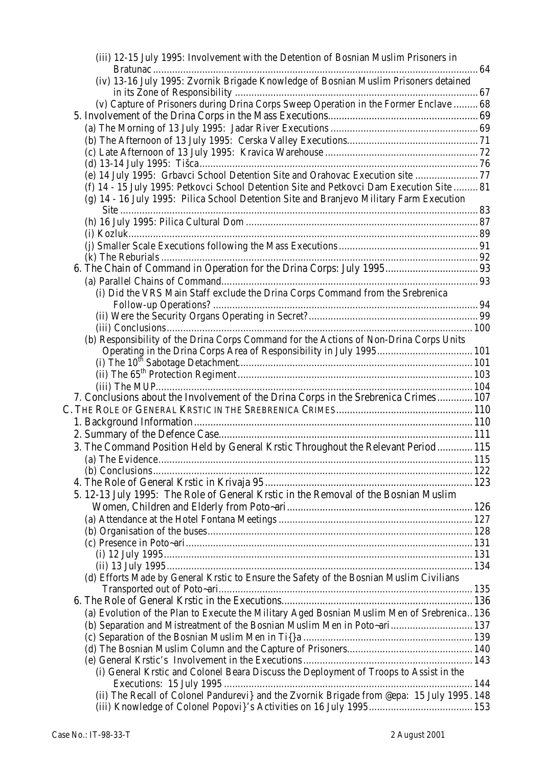(iii) 12-15 July 1995: Involvement with the Detention of Bosnian Muslim Prisoners in Bratunac ..... 64
(iv) 13-16 July 1995: Zvornik Brigade Knowledge of Bosnian Muslim Prisoners detained in its Zone of Responsibility ..... 67
(v) Capture of Prisoners during Drina Corps Sweep Operation in the Former Enclave ..... 68

5. Involvement of the Drina Corps in the Mass Executions ..... 69
(a) The Morning of 13 July 1995: Jadar River Executions ..... 69
(b) The Afternoon of 13 July 1995: Cerska Valley Executions ..... 71
(c) Late Afternoon of 13 July 1995: Kravica Warehouse ..... 72
(d) 13-14 July 1995: Tišca ..... 76
(e) 14 July 1995: Grbavci School Detention Site and Orahovac Execution site ..... 77
(f) 14 - 15 July 1995: Petkovci School Detention Site and Petkovci Dam Execution Site ..... 81
(g) 14 - 16 July 1995: Pilica School Detention Site and Branjevo Military Farm Execution Site ..... 83
(h) 16 July 1995: Pilica Cultural Dom ..... 87
(i) Kozluk ..... 89
(j) Smaller Scale Executions following the Mass Executions ..... 91
(k) The Reburials ..... 92

6. The Chain of Command in Operation for the Drina Corps: July 1995 ..... 93
(a) Parallel Chains of Command ..... 93
(i) Did the VRS Main Staff exclude the Drina Corps Command from the Srebrenica Follow-up Operations? ..... 94
(ii) Were the Security Organs Operating in Secret? ..... 99
(iii) Conclusions ..... 100
(b) Responsibility of the Drina Corps Command for the Actions of Non-Drina Corps Units Operating in the Drina Corps Area of Responsibility in July 1995 ..... 101
(i) The 10th Sabotage Detachment ..... 101
(ii) The 65th Protection Regiment ..... 103
(iii) The MUP ..... 104

7. Conclusions about the Involvement of the Drina Corps in the Srebrenica Crimes ..... 107

C. THE ROLE OF GENERAL KRSTIC IN THE SREBRENICA CRIMES ..... 110

1. Background Information ..... 110
2. Summary of the Defence Case ..... 111
3. The Command Position Held by General Krstic Throughout the Relevant Period ..... 115
(a) The Evidence ..... 115
(b) Conclusions ..... 122
4. The Role of General Krstic in Krivaja 95 ..... 123
5. 12-13 July 1995: The Role of General Krstic in the Removal of the Bosnian Muslim Women, Children and Elderly from Poto~ari ..... 126
(a) Attendance at the Hotel Fontana Meetings ..... 127
(b) Organisation of the buses ..... 128
(c) Presence in Poto~ari ..... 131
(i) 12 July 1995 ..... 131
(ii) 13 July 1995 ..... 134
(d) Efforts Made by General Krstic to Ensure the Safety of the Bosnian Muslim Civilians Transported out of Poto~ari ..... 135
6. The Role of General Krstic in the Executions ..... 136
(a) Evolution of the Plan to Execute the Military Aged Bosnian Muslim Men of Srebrenica ..... 136
(b) Separation and Mistreatment of the Bosnian Muslim Men in Poto~ari ..... 137
(c) Separation of the Bosnian Muslim Men in Ti{}a ..... 139
(d) The Bosnian Muslim Column and the Capture of Prisoners ..... 140
(e) General Krstic's Involvement in the Executions ..... 143
(i) General Krstic and Colonel Beara Discuss the Deployment of Troops to Assist in the Executions: 15 July 1995 ..... 144
(ii) The Recall of Colonel Pandurevi} and the Zvornik Brigade from @epa: 15 July 1995 ..... 148
(iii) Knowledge of Colonel Popovi}'s Activities on 16 July 1995 ..... 153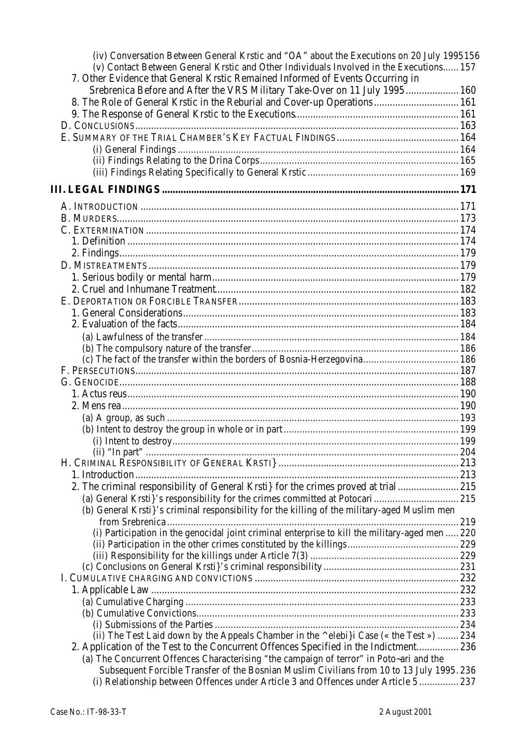(iv) Conversation Between General Krstic and "OA" about the Executions on 20 July 1995 156
(v) Contact Between General Krstic and Other Individuals Involved in the Executions...... 157
7. Other Evidence that General Krstic Remained Informed of Events Occurring in Srebrenica Before and After the VRS Military Take-Over on 11 July 1995 .................... 160
8. The Role of General Krstic in the Reburial and Cover-up Operations ................................ 161
9. The Response of General Krstic to the Executions............................................................. 161
D. CONCLUSIONS........................................................................................................................ 163
E. SUMMARY OF THE TRIAL CHAMBER'S KEY FACTUAL FINDINGS ............................................. 164
(i) General Findings ......................................................................................................... 164
(ii) Findings Relating to the Drina Corps.......................................................................... 165
(iii) Findings Relating Specifically to General Krstic........................................................ 169

**III. LEGAL FINDINGS ............................................................................................................... 171**

A. INTRODUCTION ...................................................................................................................... 171
B. MURDERS............................................................................................................................... 173
C. EXTERMINATION .................................................................................................................... 174
1. Definition ............................................................................................................................ 174
2. Findings............................................................................................................................... 179
D. MISTREATMENTS ................................................................................................................... 179
1. Serious bodily or mental harm............................................................................................ 179
2. Cruel and Inhumane Treatment........................................................................................... 182
E. DEPORTATION OR FORCIBLE TRANSFER .................................................................................. 183
1. General Considerations....................................................................................................... 183
2. Evaluation of the facts......................................................................................................... 184
(a) Lawfulness of the transfer ............................................................................................... 184
(b) The compulsory nature of the transfer............................................................................. 186
(c) The fact of the transfer within the borders of Bosnia-Herzegovina.................................... 186
F. PERSECUTIONS........................................................................................................................ 187
G. GENOCIDE.............................................................................................................................. 188
1. Actus reus............................................................................................................................ 190
2. Mens rea.............................................................................................................................. 190
(a) A group, as such ............................................................................................................. 193
(b) Intent to destroy the group in whole or in part................................................................. 199
(i) Intent to destroy........................................................................................................... 199
(ii) "In part" ..................................................................................................................... 204
H. CRIMINAL RESPONSIBILITY OF GENERAL KRSTI} ..................................................................... 213
1. Introduction......................................................................................................................... 213
2. The criminal responsibility of General Krsti} for the crimes proved at trial ....................... 215
(a) General Krsti}'s responsibility for the crimes committed at Potocari ................................ 215
(b) General Krsti}'s criminal responsibility for the killing of the military-aged Muslim men from Srebrenica............................................................................................................. 219
(i) Participation in the genocidal joint criminal enterprise to kill the military-aged men ..... 220
(ii) Participation in the other crimes constituted by the killings.......................................... 229
(iii) Responsibility for the killings under Article 7(3) ........................................................ 229
(c) Conclusions on General Krsti}'s criminal responsibility ................................................... 231
I. CUMULATIVE CHARGING AND CONVICTIONS ............................................................................ 232
1. Applicable Law ................................................................................................................... 232
(a) Cumulative Charging ...................................................................................................... 233
(b) Cumulative Convictions.................................................................................................. 233
(i) Submissions of the Parties ........................................................................................... 234
(ii) The Test Laid down by the Appeals Chamber in the ^elebi}i Case (« the Test ») ........ 234
2. Application of the Test to the Concurrent Offences Specified in the Indictment................ 236
(a) The Concurrent Offences Characterising "the campaign of terror" in Poto~ari and the Subsequent Forcible Transfer of the Bosnian Muslim Civilians from 10 to 13 July 1995. 236
(i) Relationship between Offences under Article 3 and Offences under Article 5 ............... 237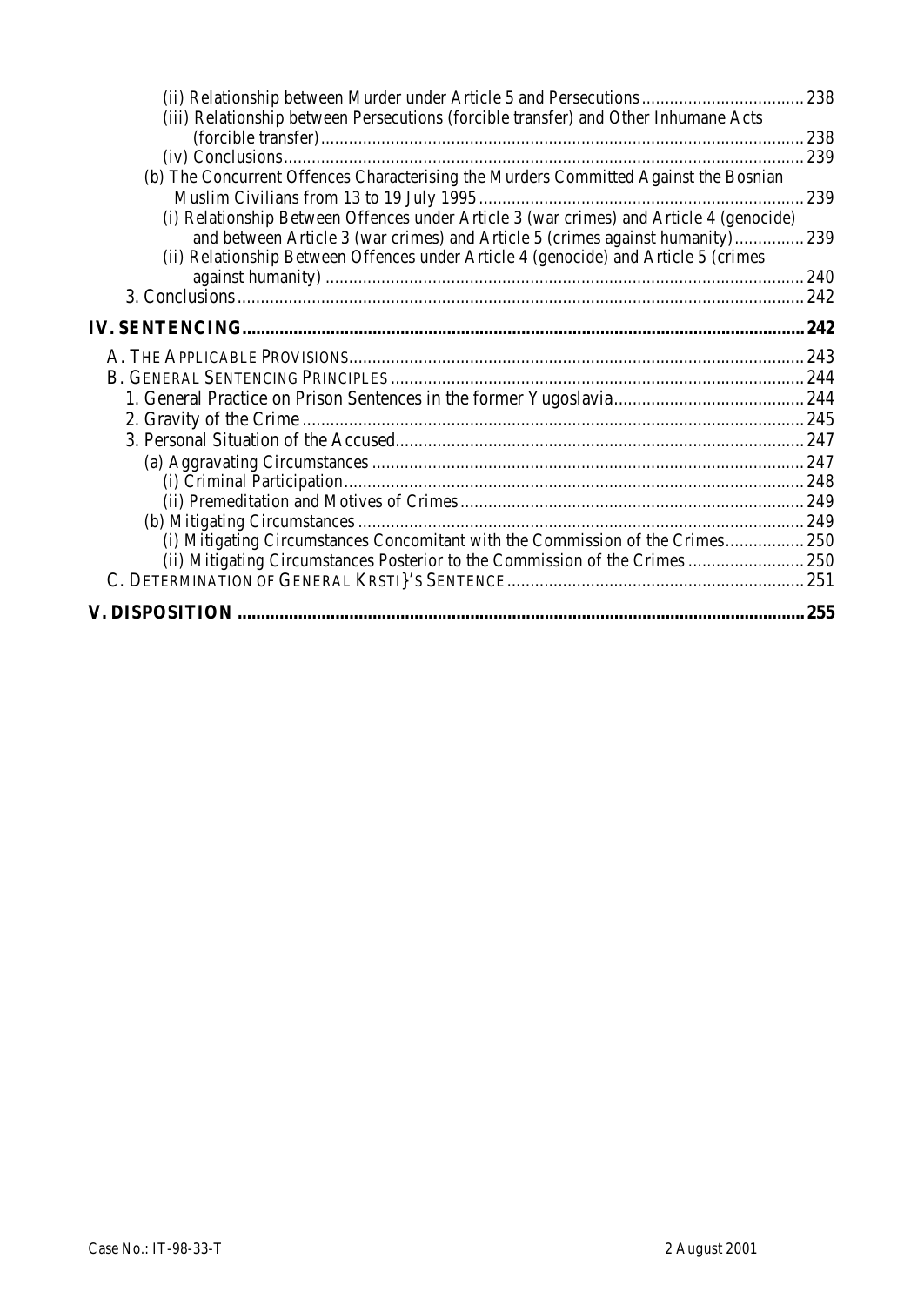(ii) Relationship between Murder under Article 5 and Persecutions .................................. 238
(iii) Relationship between Persecutions (forcible transfer) and Other Inhumane Acts (forcible transfer) ...................................................................................................... 238
(iv) Conclusions ............................................................................................................... 239
(b) The Concurrent Offences Characterising the Murders Committed Against the Bosnian Muslim Civilians from 13 to 19 July 1995 ..................................................................... 239
(i) Relationship Between Offences under Article 3 (war crimes) and Article 4 (genocide) and between Article 3 (war crimes) and Article 5 (crimes against humanity) ............... 239
(ii) Relationship Between Offences under Article 4 (genocide) and Article 5 (crimes against humanity) ...................................................................................................... 240
3. Conclusions ........................................................................................................................ 242

**IV. SENTENCING ..................................................................................................................... 242**

A. THE APPLICABLE PROVISIONS ................................................................................................ 243
B. GENERAL SENTENCING PRINCIPLES ....................................................................................... 244
1. General Practice on Prison Sentences in the former Yugoslavia ......................................... 244
2. Gravity of the Crime .......................................................................................................... 245
3. Personal Situation of the Accused ....................................................................................... 247
(a) Aggravating Circumstances ............................................................................................ 247
(i) Criminal Participation .................................................................................................. 248
(ii) Premeditation and Motives of Crimes ......................................................................... 249
(b) Mitigating Circumstances ............................................................................................... 249
(i) Mitigating Circumstances Concomitant with the Commission of the Crimes ................ 250
(ii) Mitigating Circumstances Posterior to the Commission of the Crimes ......................... 250
C. DETERMINATION OF GENERAL KRSTI}'S SENTENCE .............................................................. 251

**V. DISPOSITION ....................................................................................................................... 255**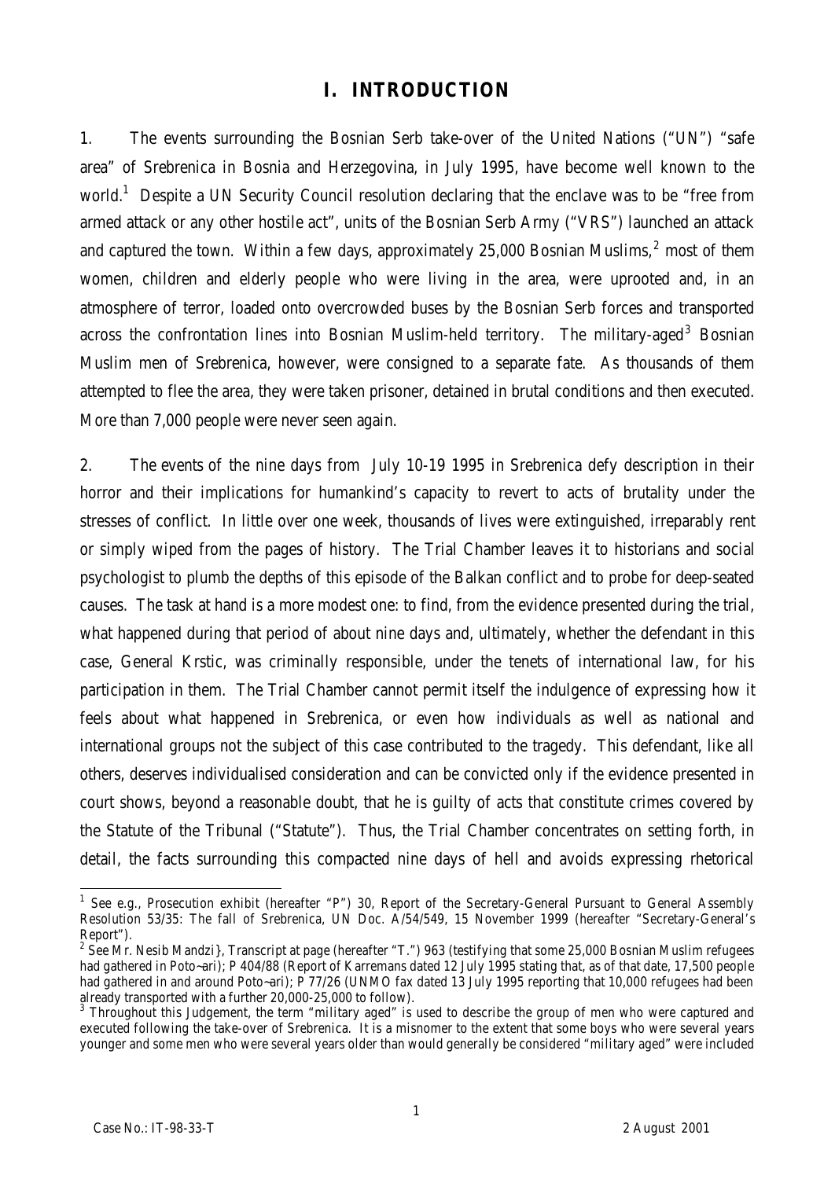# I. INTRODUCTION

1. The events surrounding the Bosnian Serb take-over of the United Nations ("UN") "safe area" of Srebrenica in Bosnia and Herzegovina, in July 1995, have become well known to the world.[1] Despite a UN Security Council resolution declaring that the enclave was to be "free from armed attack or any other hostile act", units of the Bosnian Serb Army ("VRS") launched an attack and captured the town. Within a few days, approximately 25,000 Bosnian Muslims,[2] most of them women, children and elderly people who were living in the area, were uprooted and, in an atmosphere of terror, loaded onto overcrowded buses by the Bosnian Serb forces and transported across the confrontation lines into Bosnian Muslim-held territory. The military-aged[3] Bosnian Muslim men of Srebrenica, however, were consigned to a separate fate. As thousands of them attempted to flee the area, they were taken prisoner, detained in brutal conditions and then executed. More than 7,000 people were never seen again.

2. The events of the nine days from July 10-19 1995 in Srebrenica defy description in their horror and their implications for humankind's capacity to revert to acts of brutality under the stresses of conflict. In little over one week, thousands of lives were extinguished, irreparably rent or simply wiped from the pages of history. The Trial Chamber leaves it to historians and social psychologist to plumb the depths of this episode of the Balkan conflict and to probe for deep-seated causes. The task at hand is a more modest one: to find, from the evidence presented during the trial, what happened during that period of about nine days and, ultimately, whether the defendant in this case, General Krstic, was criminally responsible, under the tenets of international law, for his participation in them. The Trial Chamber cannot permit itself the indulgence of expressing how it feels about what happened in Srebrenica, or even how individuals as well as national and international groups not the subject of this case contributed to the tragedy. This defendant, like all others, deserves individualised consideration and can be convicted only if the evidence presented in court shows, beyond a reasonable doubt, that he is guilty of acts that constitute crimes covered by the Statute of the Tribunal ("Statute"). Thus, the Trial Chamber concentrates on setting forth, in detail, the facts surrounding this compacted nine days of hell and avoids expressing rhetorical

---

[1] See e.g., Prosecution exhibit (hereafter "P") 30, Report of the Secretary-General Pursuant to General Assembly Resolution 53/35: The fall of Srebrenica, UN Doc. A/54/549, 15 November 1999 (hereafter "Secretary-General's Report").

[2] See Mr. Nesib Mandzi}, Transcript at page (hereafter "T.") 963 (testifying that some 25,000 Bosnian Muslim refugees had gathered in Poto~ari); P 404/88 (Report of Karremans dated 12 July 1995 stating that, as of that date, 17,500 people had gathered in and around Poto~ari); P 77/26 (UNMO fax dated 13 July 1995 reporting that 10,000 refugees had been already transported with a further 20,000-25,000 to follow).

[3] Throughout this Judgement, the term "military aged" is used to describe the group of men who were captured and executed following the take-over of Srebrenica. It is a misnomer to the extent that some boys who were several years younger and some men who were several years older than would generally be considered "military aged" were included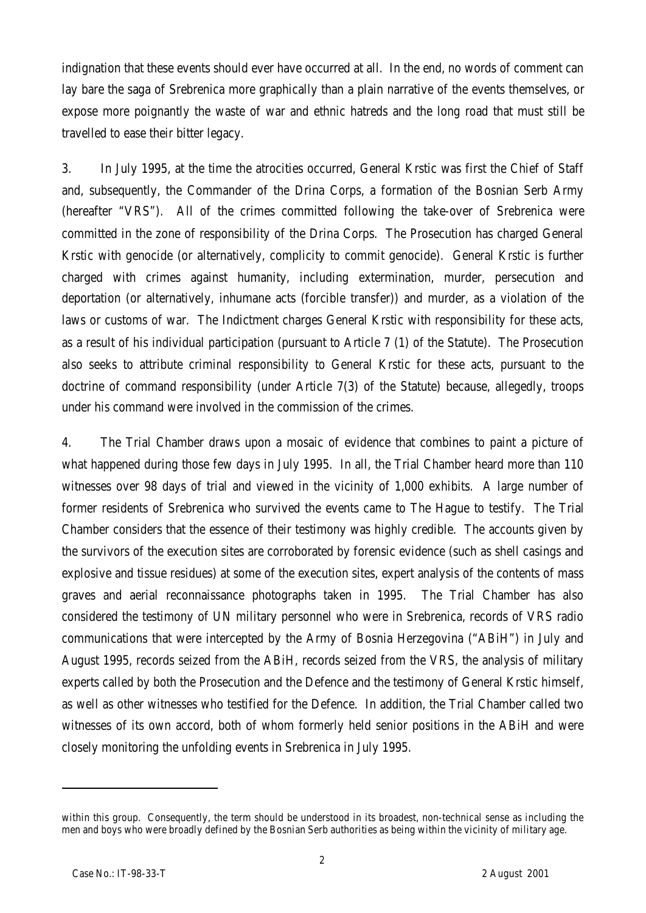indignation that these events should ever have occurred at all. In the end, no words of comment can lay bare the saga of Srebrenica more graphically than a plain narrative of the events themselves, or expose more poignantly the waste of war and ethnic hatreds and the long road that must still be travelled to ease their bitter legacy.

3. In July 1995, at the time the atrocities occurred, General Krstic was first the Chief of Staff and, subsequently, the Commander of the Drina Corps, a formation of the Bosnian Serb Army (hereafter "VRS"). All of the crimes committed following the take-over of Srebrenica were committed in the zone of responsibility of the Drina Corps. The Prosecution has charged General Krstic with genocide (or alternatively, complicity to commit genocide). General Krstic is further charged with crimes against humanity, including extermination, murder, persecution and deportation (or alternatively, inhumane acts (forcible transfer)) and murder, as a violation of the laws or customs of war. The Indictment charges General Krstic with responsibility for these acts, as a result of his individual participation (pursuant to Article 7 (1) of the Statute). The Prosecution also seeks to attribute criminal responsibility to General Krstic for these acts, pursuant to the doctrine of command responsibility (under Article 7(3) of the Statute) because, allegedly, troops under his command were involved in the commission of the crimes.

4. The Trial Chamber draws upon a mosaic of evidence that combines to paint a picture of what happened during those few days in July 1995. In all, the Trial Chamber heard more than 110 witnesses over 98 days of trial and viewed in the vicinity of 1,000 exhibits. A large number of former residents of Srebrenica who survived the events came to The Hague to testify. The Trial Chamber considers that the essence of their testimony was highly credible. The accounts given by the survivors of the execution sites are corroborated by forensic evidence (such as shell casings and explosive and tissue residues) at some of the execution sites, expert analysis of the contents of mass graves and aerial reconnaissance photographs taken in 1995. The Trial Chamber has also considered the testimony of UN military personnel who were in Srebrenica, records of VRS radio communications that were intercepted by the Army of Bosnia Herzegovina ("ABiH") in July and August 1995, records seized from the ABiH, records seized from the VRS, the analysis of military experts called by both the Prosecution and the Defence and the testimony of General Krstic himself, as well as other witnesses who testified for the Defence. In addition, the Trial Chamber called two witnesses of its own accord, both of whom formerly held senior positions in the ABiH and were closely monitoring the unfolding events in Srebrenica in July 1995.

---

within this group. Consequently, the term should be understood in its broadest, non-technical sense as including the men and boys who were broadly defined by the Bosnian Serb authorities as being within the vicinity of military age.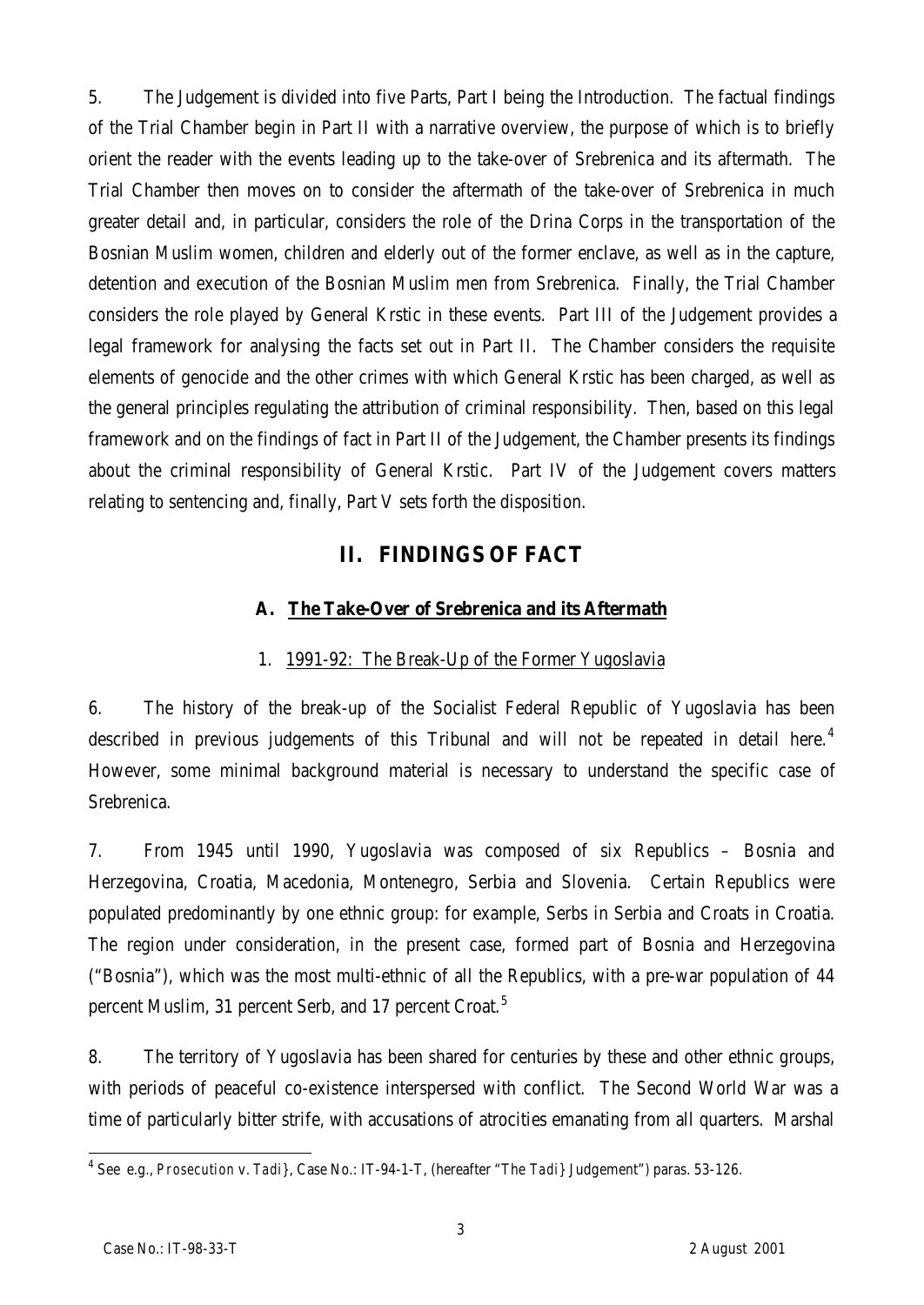5. The Judgement is divided into five Parts, Part I being the Introduction. The factual findings of the Trial Chamber begin in Part II with a narrative overview, the purpose of which is to briefly orient the reader with the events leading up to the take-over of Srebrenica and its aftermath. The Trial Chamber then moves on to consider the aftermath of the take-over of Srebrenica in much greater detail and, in particular, considers the role of the Drina Corps in the transportation of the Bosnian Muslim women, children and elderly out of the former enclave, as well as in the capture, detention and execution of the Bosnian Muslim men from Srebrenica. Finally, the Trial Chamber considers the role played by General Krstic in these events. Part III of the Judgement provides a legal framework for analysing the facts set out in Part II. The Chamber considers the requisite elements of genocide and the other crimes with which General Krstic has been charged, as well as the general principles regulating the attribution of criminal responsibility. Then, based on this legal framework and on the findings of fact in Part II of the Judgement, the Chamber presents its findings about the criminal responsibility of General Krstic. Part IV of the Judgement covers matters relating to sentencing and, finally, Part V sets forth the disposition.

# II. FINDINGS OF FACT

## A. The Take-Over of Srebrenica and its Aftermath

### 1. 1991-92: The Break-Up of the Former Yugoslavia

6. The history of the break-up of the Socialist Federal Republic of Yugoslavia has been described in previous judgements of this Tribunal and will not be repeated in detail here.[4] However, some minimal background material is necessary to understand the specific case of Srebrenica.

7. From 1945 until 1990, Yugoslavia was composed of six Republics – Bosnia and Herzegovina, Croatia, Macedonia, Montenegro, Serbia and Slovenia. Certain Republics were populated predominantly by one ethnic group: for example, Serbs in Serbia and Croats in Croatia. The region under consideration, in the present case, formed part of Bosnia and Herzegovina ("Bosnia"), which was the most multi-ethnic of all the Republics, with a pre-war population of 44 percent Muslim, 31 percent Serb, and 17 percent Croat.[5]

8. The territory of Yugoslavia has been shared for centuries by these and other ethnic groups, with periods of peaceful co-existence interspersed with conflict. The Second World War was a time of particularly bitter strife, with accusations of atrocities emanating from all quarters. Marshal

[4] *See* e.g., *Prosecution* v. *Tadi}*, Case No.: IT-94-1-T, (hereafter "The *Tadi}* Judgement") paras. 53-126.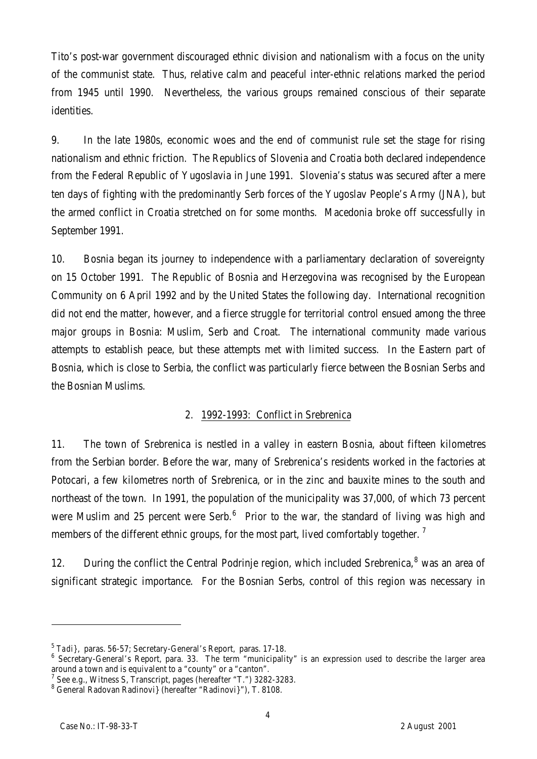Tito's post-war government discouraged ethnic division and nationalism with a focus on the unity of the communist state. Thus, relative calm and peaceful inter-ethnic relations marked the period from 1945 until 1990. Nevertheless, the various groups remained conscious of their separate identities.

9. In the late 1980s, economic woes and the end of communist rule set the stage for rising nationalism and ethnic friction. The Republics of Slovenia and Croatia both declared independence from the Federal Republic of Yugoslavia in June 1991. Slovenia's status was secured after a mere ten days of fighting with the predominantly Serb forces of the Yugoslav People's Army (JNA), but the armed conflict in Croatia stretched on for some months. Macedonia broke off successfully in September 1991.

10. Bosnia began its journey to independence with a parliamentary declaration of sovereignty on 15 October 1991. The Republic of Bosnia and Herzegovina was recognised by the European Community on 6 April 1992 and by the United States the following day. International recognition did not end the matter, however, and a fierce struggle for territorial control ensued among the three major groups in Bosnia: Muslim, Serb and Croat. The international community made various attempts to establish peace, but these attempts met with limited success. In the Eastern part of Bosnia, which is close to Serbia, the conflict was particularly fierce between the Bosnian Serbs and the Bosnian Muslims.

### 2. 1992-1993: Conflict in Srebrenica

11. The town of Srebrenica is nestled in a valley in eastern Bosnia, about fifteen kilometres from the Serbian border. Before the war, many of Srebrenica's residents worked in the factories at Potocari, a few kilometres north of Srebrenica, or in the zinc and bauxite mines to the south and northeast of the town. In 1991, the population of the municipality was 37,000, of which 73 percent were Muslim and 25 percent were Serb.[6] Prior to the war, the standard of living was high and members of the different ethnic groups, for the most part, lived comfortably together.[7]

12. During the conflict the Central Podrinje region, which included Srebrenica,[8] was an area of significant strategic importance. For the Bosnian Serbs, control of this region was necessary in

---

[5] *Tadi}*, paras. 56-57; Secretary-General's Report, paras. 17-18.

[6] Secretary-General's Report, para. 33. The term "municipality" is an expression used to describe the larger area around a town and is equivalent to a "county" or a "canton".

[7] See e.g., Witness S, Transcript, pages (hereafter "T.") 3282-3283.

[8] General Radovan Radinovi} (hereafter "Radinovi}"), T. 8108.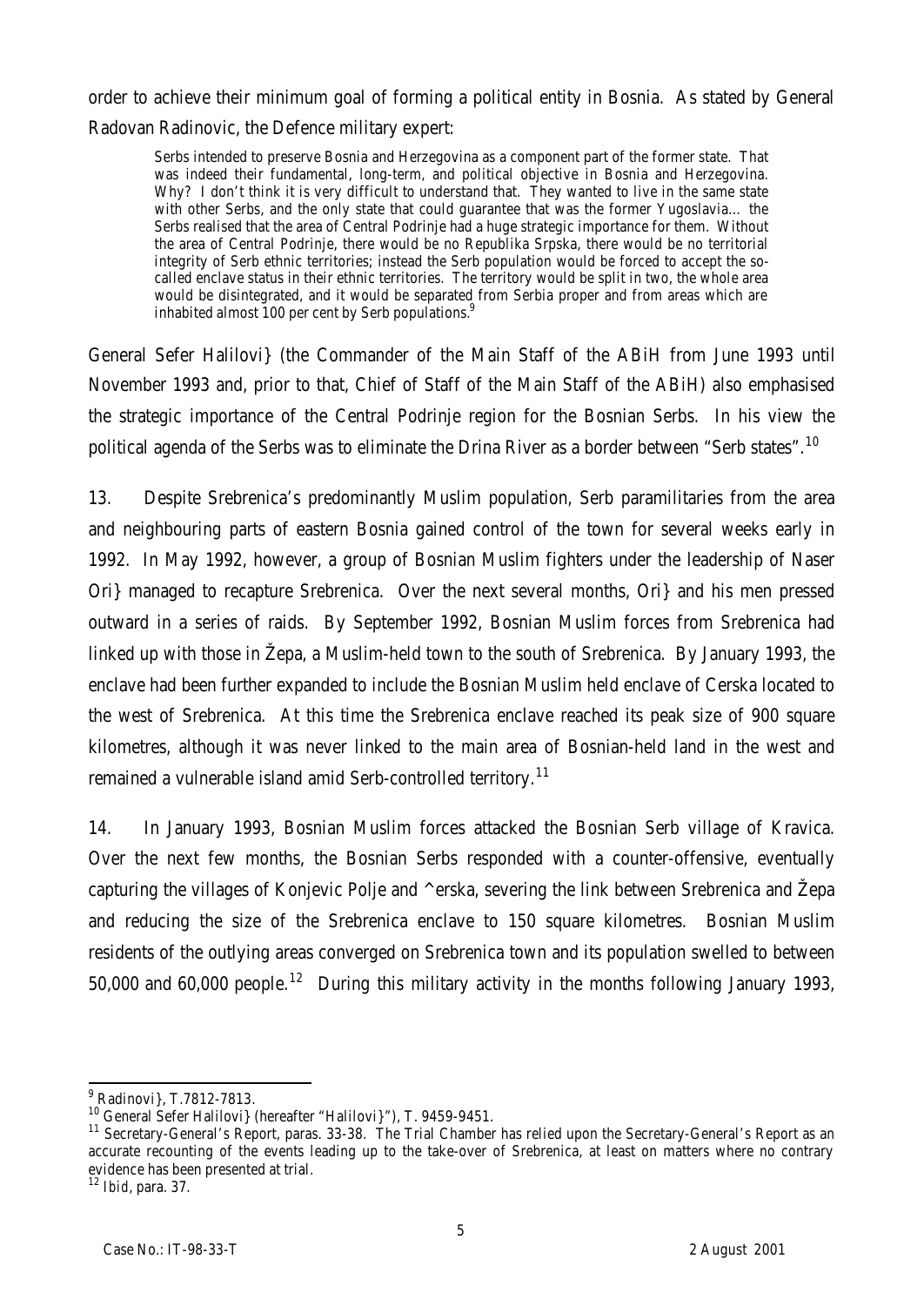order to achieve their minimum goal of forming a political entity in Bosnia. As stated by General Radovan Radinovic, the Defence military expert:

> Serbs intended to preserve Bosnia and Herzegovina as a component part of the former state. That was indeed their fundamental, long-term, and political objective in Bosnia and Herzegovina. Why? I don't think it is very difficult to understand that. They wanted to live in the same state with other Serbs, and the only state that could guarantee that was the former Yugoslavia… the Serbs realised that the area of Central Podrinje had a huge strategic importance for them. Without the area of Central Podrinje, there would be no Republika Srpska, there would be no territorial integrity of Serb ethnic territories; instead the Serb population would be forced to accept the so-called enclave status in their ethnic territories. The territory would be split in two, the whole area would be disintegrated, and it would be separated from Serbia proper and from areas which are inhabited almost 100 per cent by Serb populations.[9]

General Sefer Halilovi} (the Commander of the Main Staff of the ABiH from June 1993 until November 1993 and, prior to that, Chief of Staff of the Main Staff of the ABiH) also emphasised the strategic importance of the Central Podrinje region for the Bosnian Serbs. In his view the political agenda of the Serbs was to eliminate the Drina River as a border between "Serb states".[10]

13. Despite Srebrenica's predominantly Muslim population, Serb paramilitaries from the area and neighbouring parts of eastern Bosnia gained control of the town for several weeks early in 1992. In May 1992, however, a group of Bosnian Muslim fighters under the leadership of Naser Ori} managed to recapture Srebrenica. Over the next several months, Ori} and his men pressed outward in a series of raids. By September 1992, Bosnian Muslim forces from Srebrenica had linked up with those in Žepa, a Muslim-held town to the south of Srebrenica. By January 1993, the enclave had been further expanded to include the Bosnian Muslim held enclave of Cerska located to the west of Srebrenica. At this time the Srebrenica enclave reached its peak size of 900 square kilometres, although it was never linked to the main area of Bosnian-held land in the west and remained a vulnerable island amid Serb-controlled territory.[11]

14. In January 1993, Bosnian Muslim forces attacked the Bosnian Serb village of Kravica. Over the next few months, the Bosnian Serbs responded with a counter-offensive, eventually capturing the villages of Konjevic Polje and ^erska, severing the link between Srebrenica and Žepa and reducing the size of the Srebrenica enclave to 150 square kilometres. Bosnian Muslim residents of the outlying areas converged on Srebrenica town and its population swelled to between 50,000 and 60,000 people.[12] During this military activity in the months following January 1993,

---

[9] Radinovi}, T.7812-7813.

[10] General Sefer Halilovi} (hereafter "Halilovi}"), T. 9459-9451.

[11] Secretary-General's Report, paras. 33-38. The Trial Chamber has relied upon the Secretary-General's Report as an accurate recounting of the events leading up to the take-over of Srebrenica, at least on matters where no contrary evidence has been presented at trial.

[12] *Ibid*, para. 37.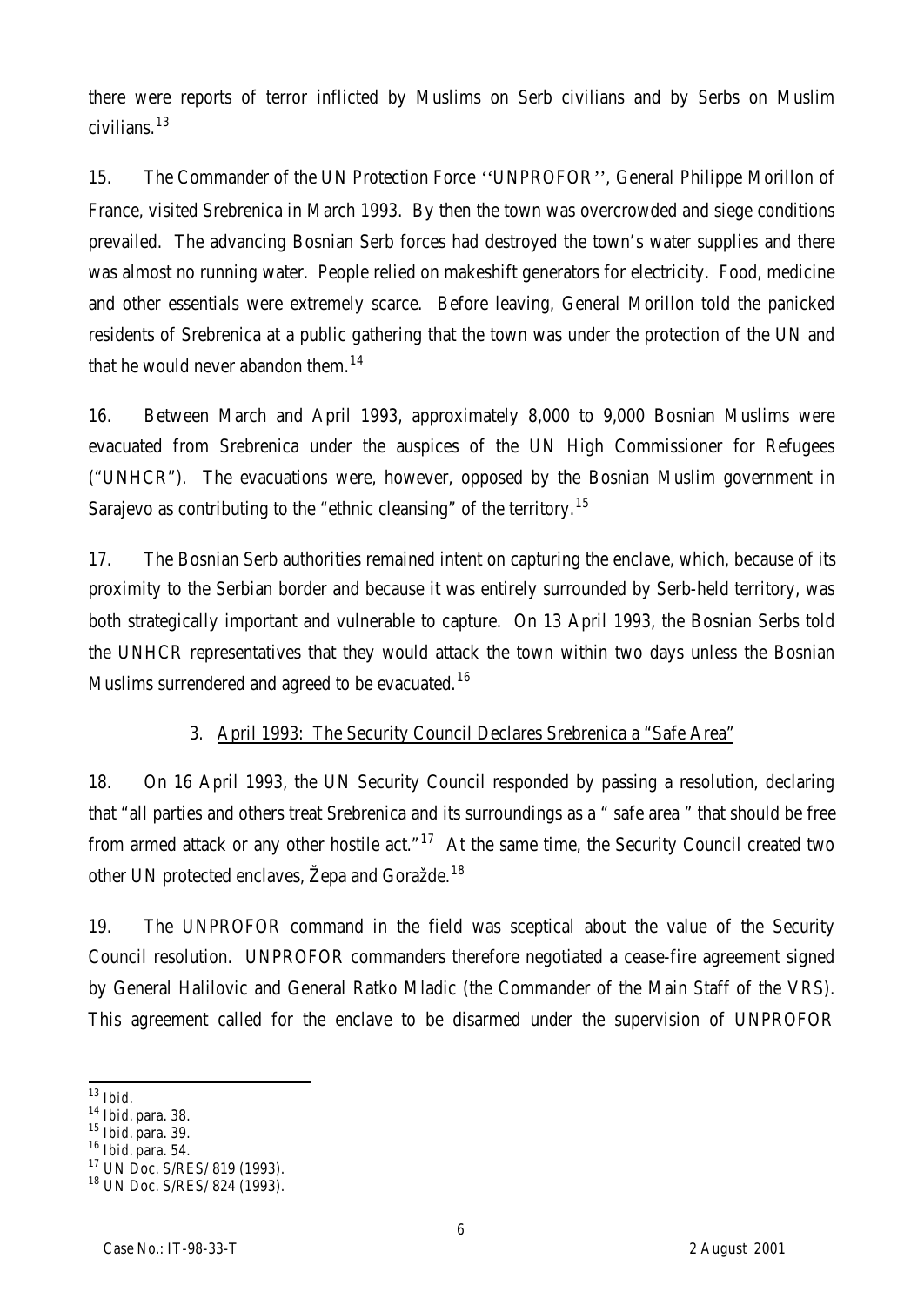there were reports of terror inflicted by Muslims on Serb civilians and by Serbs on Muslim civilians.[13]

15. The Commander of the UN Protection Force ''UNPROFOR'', General Philippe Morillon of France, visited Srebrenica in March 1993. By then the town was overcrowded and siege conditions prevailed. The advancing Bosnian Serb forces had destroyed the town's water supplies and there was almost no running water. People relied on makeshift generators for electricity. Food, medicine and other essentials were extremely scarce. Before leaving, General Morillon told the panicked residents of Srebrenica at a public gathering that the town was under the protection of the UN and that he would never abandon them.[14]

16. Between March and April 1993, approximately 8,000 to 9,000 Bosnian Muslims were evacuated from Srebrenica under the auspices of the UN High Commissioner for Refugees ("UNHCR"). The evacuations were, however, opposed by the Bosnian Muslim government in Sarajevo as contributing to the "ethnic cleansing" of the territory.[15]

17. The Bosnian Serb authorities remained intent on capturing the enclave, which, because of its proximity to the Serbian border and because it was entirely surrounded by Serb-held territory, was both strategically important and vulnerable to capture. On 13 April 1993, the Bosnian Serbs told the UNHCR representatives that they would attack the town within two days unless the Bosnian Muslims surrendered and agreed to be evacuated.[16]

### 3. April 1993: The Security Council Declares Srebrenica a "Safe Area"

18. On 16 April 1993, the UN Security Council responded by passing a resolution, declaring that "all parties and others treat Srebrenica and its surroundings as a " safe area " that should be free from armed attack or any other hostile act."[17] At the same time, the Security Council created two other UN protected enclaves, Žepa and Goražde.[18]

19. The UNPROFOR command in the field was sceptical about the value of the Security Council resolution. UNPROFOR commanders therefore negotiated a cease-fire agreement signed by General Halilovic and General Ratko Mladic (the Commander of the Main Staff of the VRS). This agreement called for the enclave to be disarmed under the supervision of UNPROFOR

---

[13] *Ibid.*
[14] *Ibid.* para. 38.
[15] *Ibid.* para. 39.
[16] *Ibid.* para. 54.
[17] UN Doc. S/RES/ 819 (1993).
[18] UN Doc. S/RES/ 824 (1993).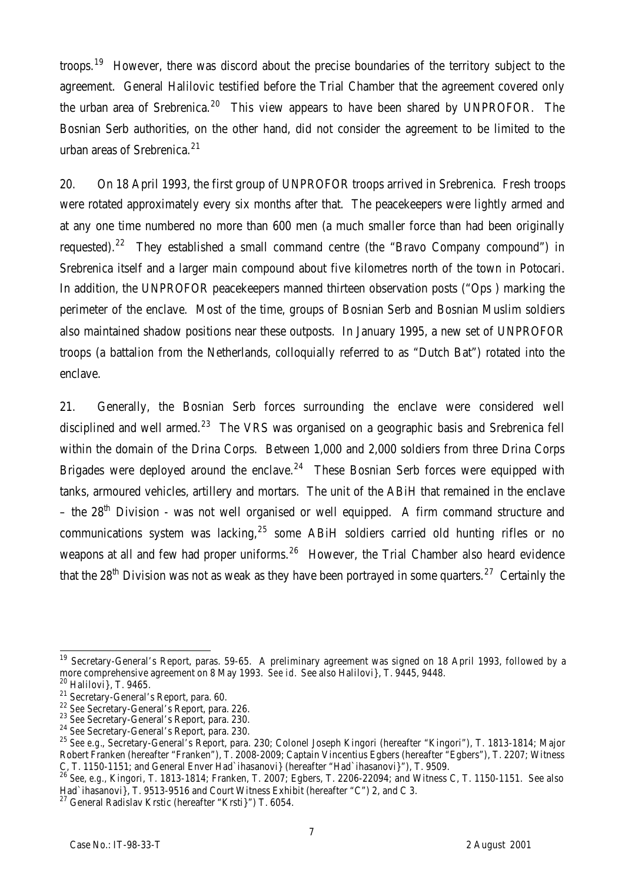troops.[19] However, there was discord about the precise boundaries of the territory subject to the agreement. General Halilovic testified before the Trial Chamber that the agreement covered only the urban area of Srebrenica.[20] This view appears to have been shared by UNPROFOR. The Bosnian Serb authorities, on the other hand, did not consider the agreement to be limited to the urban areas of Srebrenica.[21]

20. On 18 April 1993, the first group of UNPROFOR troops arrived in Srebrenica. Fresh troops were rotated approximately every six months after that. The peacekeepers were lightly armed and at any one time numbered no more than 600 men (a much smaller force than had been originally requested).[22] They established a small command centre (the "Bravo Company compound") in Srebrenica itself and a larger main compound about five kilometres north of the town in Potocari. In addition, the UNPROFOR peacekeepers manned thirteen observation posts ("Ops ) marking the perimeter of the enclave. Most of the time, groups of Bosnian Serb and Bosnian Muslim soldiers also maintained shadow positions near these outposts. In January 1995, a new set of UNPROFOR troops (a battalion from the Netherlands, colloquially referred to as "Dutch Bat") rotated into the enclave.

21. Generally, the Bosnian Serb forces surrounding the enclave were considered well disciplined and well armed.[23] The VRS was organised on a geographic basis and Srebrenica fell within the domain of the Drina Corps. Between 1,000 and 2,000 soldiers from three Drina Corps Brigades were deployed around the enclave.[24] These Bosnian Serb forces were equipped with tanks, armoured vehicles, artillery and mortars. The unit of the ABiH that remained in the enclave – the 28th Division - was not well organised or well equipped. A firm command structure and communications system was lacking,[25] some ABiH soldiers carried old hunting rifles or no weapons at all and few had proper uniforms.[26] However, the Trial Chamber also heard evidence that the 28th Division was not as weak as they have been portrayed in some quarters.[27] Certainly the

---

[19] Secretary-General's Report, paras. 59-65. A preliminary agreement was signed on 18 April 1993, followed by a more comprehensive agreement on 8 May 1993. *See id*. *See also* Halilovi}, T. 9445, 9448.

[20] Halilovi}, T. 9465.

[21] Secretary-General's Report, para. 60.

[22] *See* Secretary-General's Report, para. 226.

[23] *See* Secretary-General's Report, para. 230.

[24] *See* Secretary-General's Report, para. 230.

[25] *See e.g.*, Secretary-General's Report, para. 230; Colonel Joseph Kingori (hereafter "Kingori"), T. 1813-1814; Major Robert Franken (hereafter "Franken"), T. 2008-2009; Captain Vincentius Egbers (hereafter "Egbers"), T. 2207; Witness C, T. 1150-1151; and General Enver Had`ihasanovi} (hereafter "Had`ihasanovi}"), T. 9509.

[26] *See, e.g.*, Kingori, T. 1813-1814; Franken, T. 2007; Egbers, T. 2206-22094; and Witness C, T. 1150-1151. *See also* Had`ihasanovi}, T. 9513-9516 and Court Witness Exhibit (hereafter "C") 2, and C 3.

[27] General Radislav Krstic (hereafter "Krsti}") T. 6054.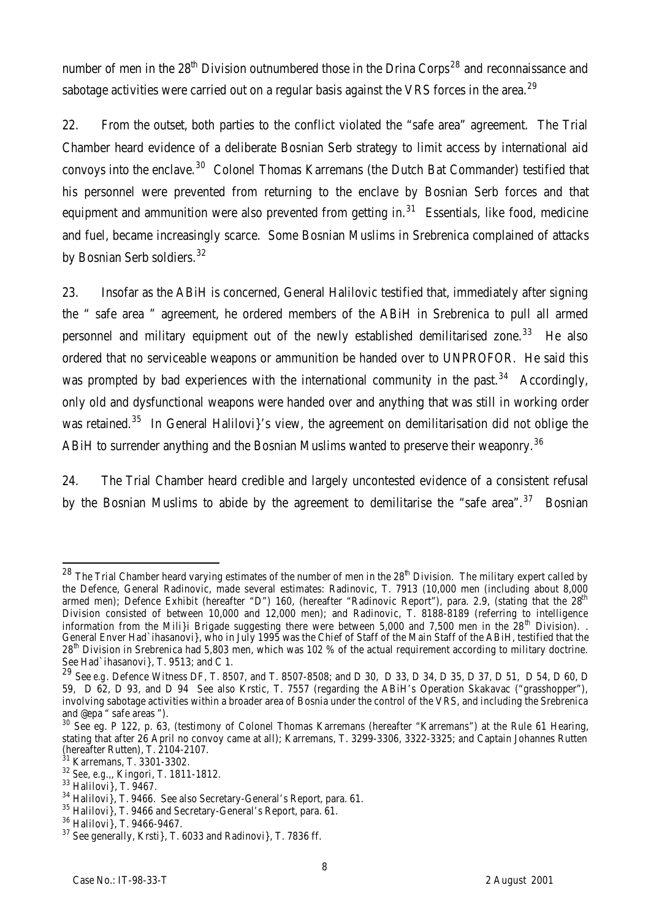number of men in the 28th Division outnumbered those in the Drina Corps[28] and reconnaissance and sabotage activities were carried out on a regular basis against the VRS forces in the area.[29]

22. From the outset, both parties to the conflict violated the "safe area" agreement. The Trial Chamber heard evidence of a deliberate Bosnian Serb strategy to limit access by international aid convoys into the enclave.[30] Colonel Thomas Karremans (the Dutch Bat Commander) testified that his personnel were prevented from returning to the enclave by Bosnian Serb forces and that equipment and ammunition were also prevented from getting in.[31] Essentials, like food, medicine and fuel, became increasingly scarce. Some Bosnian Muslims in Srebrenica complained of attacks by Bosnian Serb soldiers.[32]

23. Insofar as the ABiH is concerned, General Halilovic testified that, immediately after signing the " safe area " agreement, he ordered members of the ABiH in Srebrenica to pull all armed personnel and military equipment out of the newly established demilitarised zone.[33] He also ordered that no serviceable weapons or ammunition be handed over to UNPROFOR. He said this was prompted by bad experiences with the international community in the past.[34] Accordingly, only old and dysfunctional weapons were handed over and anything that was still in working order was retained.[35] In General Halilovi}'s view, the agreement on demilitarisation did not oblige the ABiH to surrender anything and the Bosnian Muslims wanted to preserve their weaponry.[36]

24. The Trial Chamber heard credible and largely uncontested evidence of a consistent refusal by the Bosnian Muslims to abide by the agreement to demilitarise the "safe area".[37] Bosnian

---

[28] The Trial Chamber heard varying estimates of the number of men in the 28th Division. The military expert called by the Defence, General Radinovic, made several estimates: Radinovic, T. 7913 (10,000 men (including about 8,000 armed men); Defence Exhibit (hereafter "D") 160, (hereafter "Radinovic Report"), para. 2.9, (stating that the 28th Division consisted of between 10,000 and 12,000 men); and Radinovic, T. 8188-8189 (referring to intelligence information from the Mili}i Brigade suggesting there were between 5,000 and 7,500 men in the 28th Division). . General Enver Had`ihasanovi}, who in July 1995 was the Chief of Staff of the Main Staff of the ABiH, testified that the 28th Division in Srebrenica had 5,803 men, which was 102 % of the actual requirement according to military doctrine. See Had`ihasanovi}, T. 9513; and C 1.

[29] See e.g. Defence Witness DF, T. 8507, and T. 8507-8508; and D 30, D 33, D 34, D 35, D 37, D 51, D 54, D 60, D 59, D 62, D 93, and D 94 See also Krstic, T. 7557 (regarding the ABiH's Operation Skakavac ("grasshopper"), involving sabotage activities within a broader area of Bosnia under the control of the VRS, and including the Srebrenica and @epa " safe areas ").

[30] See eg. P 122, p. 63, (testimony of Colonel Thomas Karremans (hereafter "Karremans") at the Rule 61 Hearing, stating that after 26 April no convoy came at all); Karremans, T. 3299-3306, 3322-3325; and Captain Johannes Rutten (hereafter Rutten), T. 2104-2107.

[31] Karremans, T. 3301-3302.

[32] See, e.g.,, Kingori, T. 1811-1812.

[33] Halilovi}, T. 9467.

[34] Halilovi}, T. 9466. See also Secretary-General's Report, para. 61.

[35] Halilovi}, T. 9466 and Secretary-General's Report, para. 61.

[36] Halilovi}, T. 9466-9467.

[37] See generally, Krsti}, T. 6033 and Radinovi}, T. 7836 ff.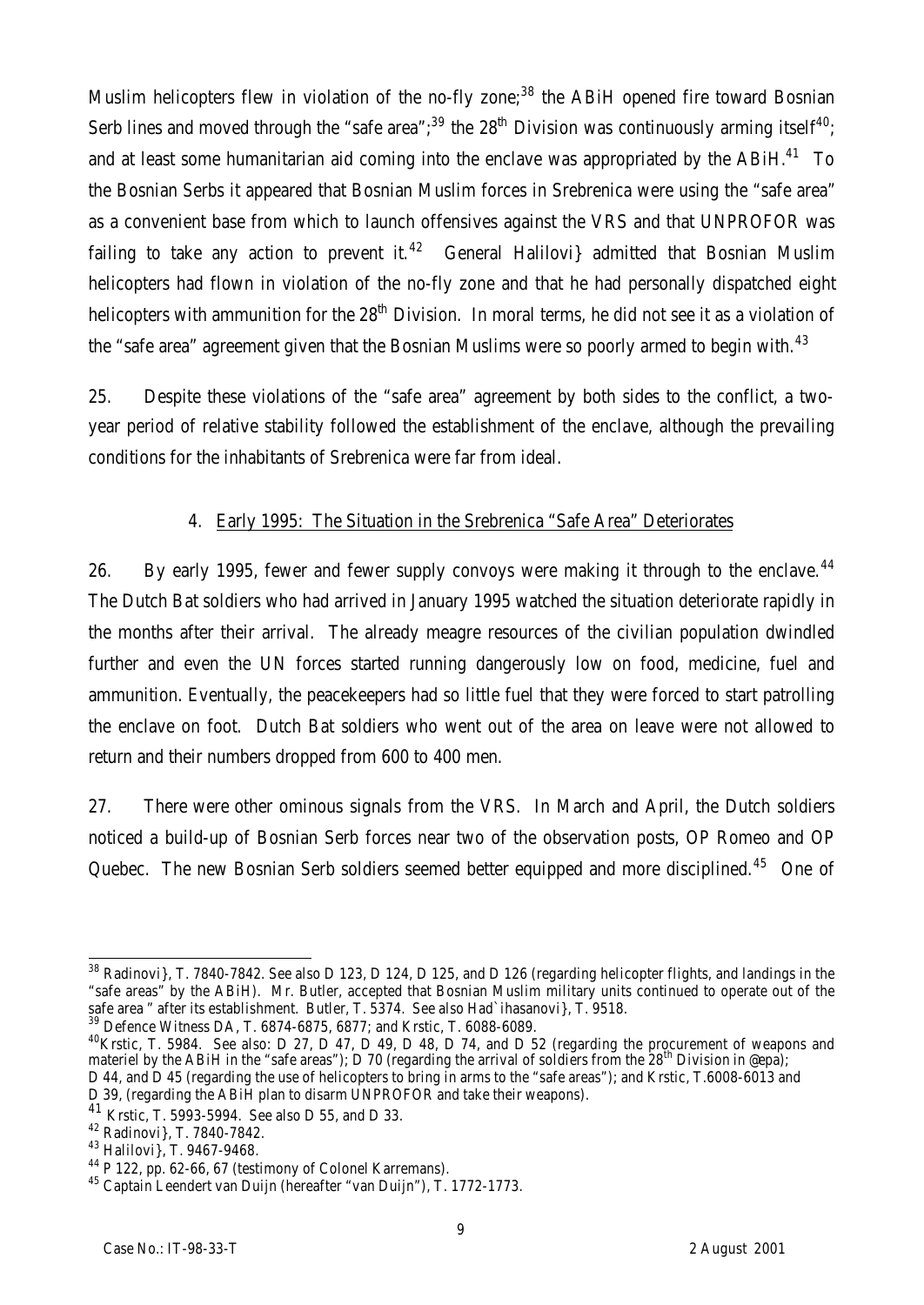Muslim helicopters flew in violation of the no-fly zone;[38] the ABiH opened fire toward Bosnian Serb lines and moved through the "safe area";[39] the 28th Division was continuously arming itself[40]; and at least some humanitarian aid coming into the enclave was appropriated by the ABiH.[41] To the Bosnian Serbs it appeared that Bosnian Muslim forces in Srebrenica were using the "safe area" as a convenient base from which to launch offensives against the VRS and that UNPROFOR was failing to take any action to prevent it.[42] General Halilovi} admitted that Bosnian Muslim helicopters had flown in violation of the no-fly zone and that he had personally dispatched eight helicopters with ammunition for the 28th Division. In moral terms, he did not see it as a violation of the "safe area" agreement given that the Bosnian Muslims were so poorly armed to begin with.[43]

25. Despite these violations of the "safe area" agreement by both sides to the conflict, a two-year period of relative stability followed the establishment of the enclave, although the prevailing conditions for the inhabitants of Srebrenica were far from ideal.

#### 4. Early 1995: The Situation in the Srebrenica "Safe Area" Deteriorates

26. By early 1995, fewer and fewer supply convoys were making it through to the enclave.[44] The Dutch Bat soldiers who had arrived in January 1995 watched the situation deteriorate rapidly in the months after their arrival. The already meagre resources of the civilian population dwindled further and even the UN forces started running dangerously low on food, medicine, fuel and ammunition. Eventually, the peacekeepers had so little fuel that they were forced to start patrolling the enclave on foot. Dutch Bat soldiers who went out of the area on leave were not allowed to return and their numbers dropped from 600 to 400 men.

27. There were other ominous signals from the VRS. In March and April, the Dutch soldiers noticed a build-up of Bosnian Serb forces near two of the observation posts, OP Romeo and OP Quebec. The new Bosnian Serb soldiers seemed better equipped and more disciplined.[45] One of

---

[38] Radinovi}, T. 7840-7842. See also D 123, D 124, D 125, and D 126 (regarding helicopter flights, and landings in the "safe areas" by the ABiH). Mr. Butler, accepted that Bosnian Muslim military units continued to operate out of the safe area " after its establishment. Butler, T. 5374. See also Had`ihasanovi}, T. 9518.

[39] Defence Witness DA, T. 6874-6875, 6877; and Krstic, T. 6088-6089.

[40] Krstic, T. 5984. See also: D 27, D 47, D 49, D 48, D 74, and D 52 (regarding the procurement of weapons and materiel by the ABiH in the "safe areas"); D 70 (regarding the arrival of soldiers from the 28th Division in @epa); D 44, and D 45 (regarding the use of helicopters to bring in arms to the "safe areas"); and Krstic, T.6008-6013 and D 39, (regarding the ABiH plan to disarm UNPROFOR and take their weapons).

[41] Krstic, T. 5993-5994. See also D 55, and D 33.

[42] Radinovi}, T. 7840-7842.

[43] Halilovi}, T. 9467-9468.

[44] P 122, pp. 62-66, 67 (testimony of Colonel Karremans).

[45] Captain Leendert van Duijn (hereafter "van Duijn"), T. 1772-1773.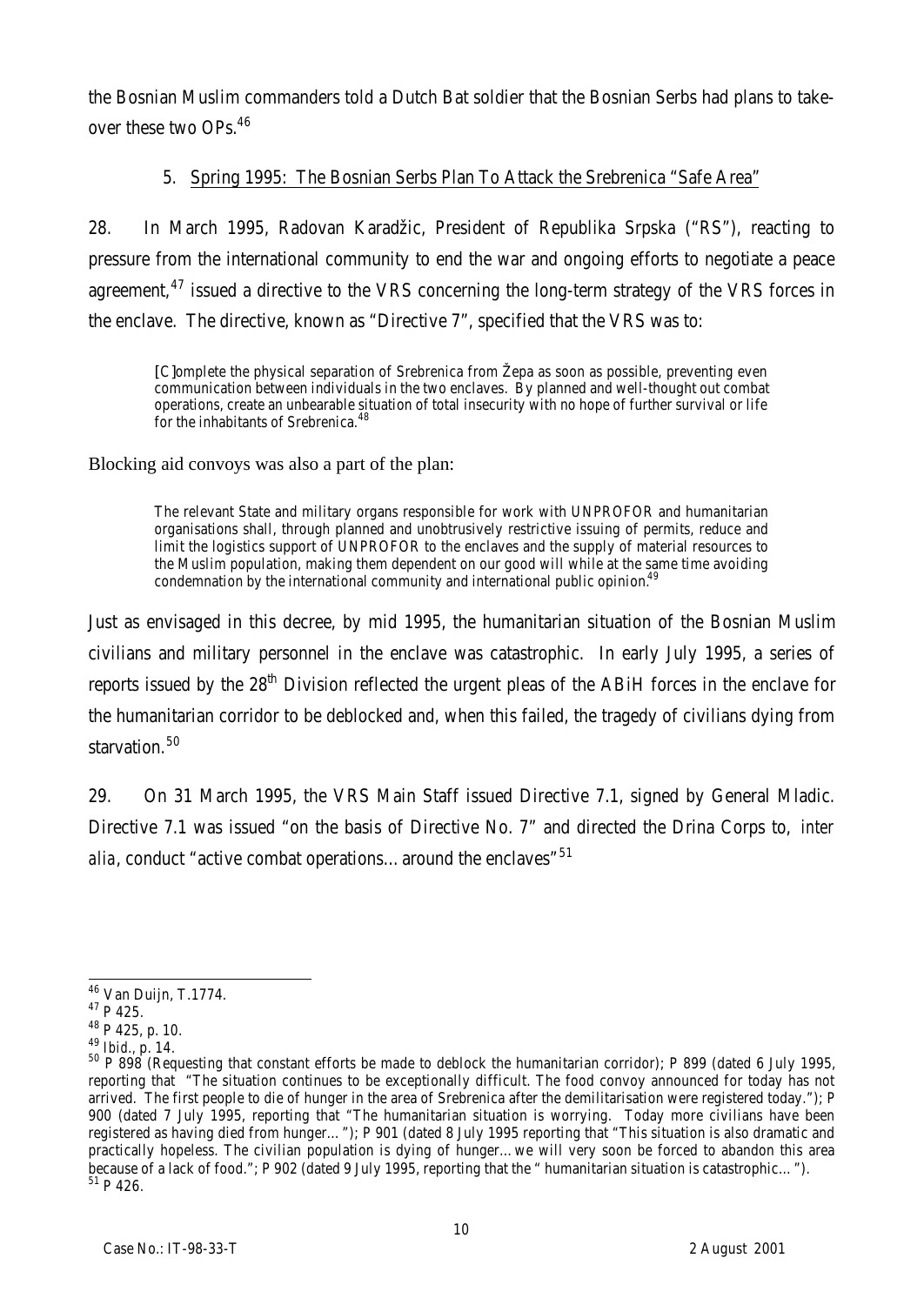the Bosnian Muslim commanders told a Dutch Bat soldier that the Bosnian Serbs had plans to take-over these two OPs.[46]

### 5. Spring 1995: The Bosnian Serbs Plan To Attack the Srebrenica "Safe Area"

28. In March 1995, Radovan Karadžic, President of Republika Srpska ("RS"), reacting to pressure from the international community to end the war and ongoing efforts to negotiate a peace agreement,[47] issued a directive to the VRS concerning the long-term strategy of the VRS forces in the enclave. The directive, known as "Directive 7", specified that the VRS was to:

> [C]omplete the physical separation of Srebrenica from Žepa as soon as possible, preventing even communication between individuals in the two enclaves. By planned and well-thought out combat operations, create an unbearable situation of total insecurity with no hope of further survival or life for the inhabitants of Srebrenica.[48]

Blocking aid convoys was also a part of the plan:

> The relevant State and military organs responsible for work with UNPROFOR and humanitarian organisations shall, through planned and unobtrusively restrictive issuing of permits, reduce and limit the logistics support of UNPROFOR to the enclaves and the supply of material resources to the Muslim population, making them dependent on our good will while at the same time avoiding condemnation by the international community and international public opinion.[49]

Just as envisaged in this decree, by mid 1995, the humanitarian situation of the Bosnian Muslim civilians and military personnel in the enclave was catastrophic. In early July 1995, a series of reports issued by the 28th Division reflected the urgent pleas of the ABiH forces in the enclave for the humanitarian corridor to be deblocked and, when this failed, the tragedy of civilians dying from starvation.[50]

29. On 31 March 1995, the VRS Main Staff issued Directive 7.1, signed by General Mladic. Directive 7.1 was issued "on the basis of Directive No. 7" and directed the Drina Corps to, *inter alia*, conduct "active combat operations… around the enclaves"[51]

---

[46] Van Duijn, T.1774.

[47] P 425.

[48] P 425, p. 10.

[49] *Ibid.*, p. 14.

[50] P 898 (Requesting that constant efforts be made to deblock the humanitarian corridor); P 899 (dated 6 July 1995, reporting that "The situation continues to be exceptionally difficult. The food convoy announced for today has not arrived. The first people to die of hunger in the area of Srebrenica after the demilitarisation were registered today."); P 900 (dated 7 July 1995, reporting that "The humanitarian situation is worrying. Today more civilians have been registered as having died from hunger…"); P 901 (dated 8 July 1995 reporting that "This situation is also dramatic and practically hopeless. The civilian population is dying of hunger…we will very soon be forced to abandon this area because of a lack of food."; P 902 (dated 9 July 1995, reporting that the " humanitarian situation is catastrophic…").

[51] P 426.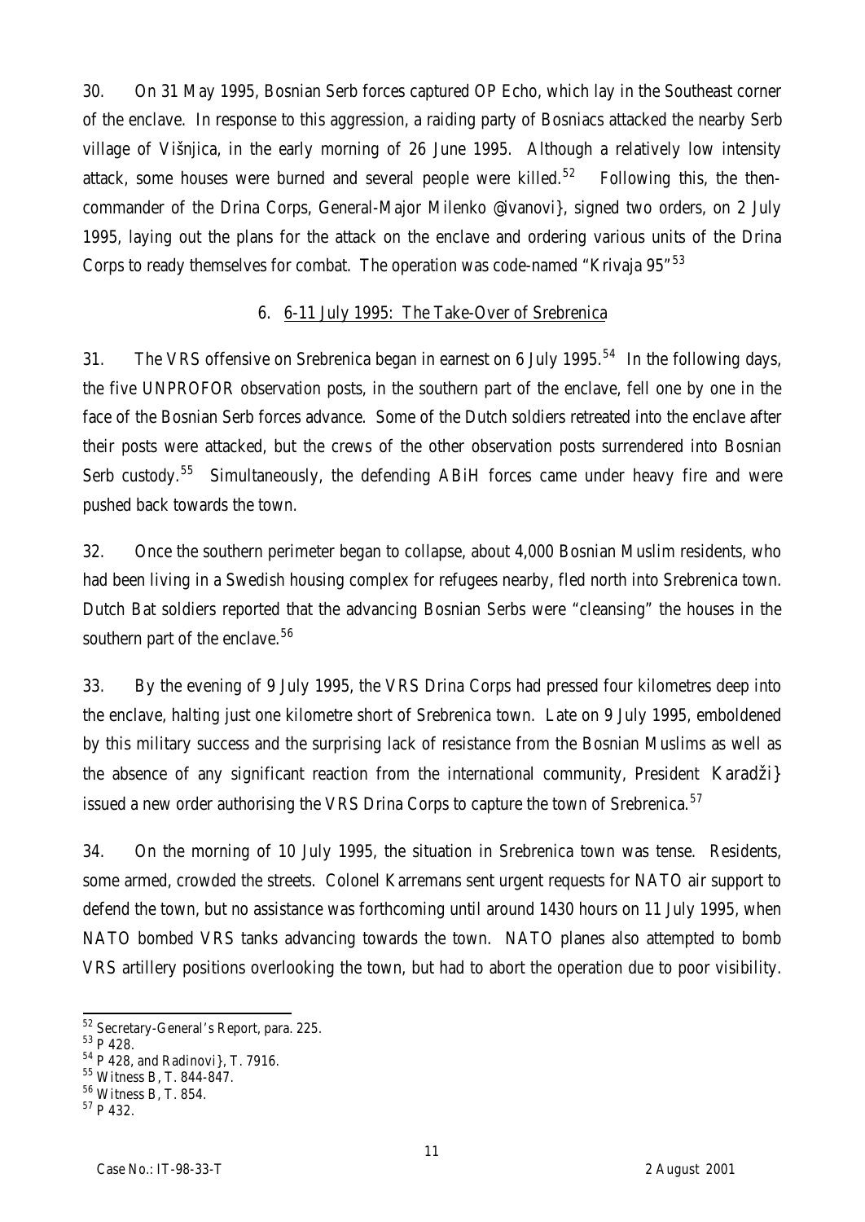30. On 31 May 1995, Bosnian Serb forces captured OP Echo, which lay in the Southeast corner of the enclave. In response to this aggression, a raiding party of Bosniacs attacked the nearby Serb village of Višnjica, in the early morning of 26 June 1995. Although a relatively low intensity attack, some houses were burned and several people were killed.[52] Following this, the then-commander of the Drina Corps, General-Major Milenko @ivanovi}, signed two orders, on 2 July 1995, laying out the plans for the attack on the enclave and ordering various units of the Drina Corps to ready themselves for combat. The operation was code-named "Krivaja 95"[53]

6. 6-11 July 1995: The Take-Over of Srebrenica

31. The VRS offensive on Srebrenica began in earnest on 6 July 1995.[54] In the following days, the five UNPROFOR observation posts, in the southern part of the enclave, fell one by one in the face of the Bosnian Serb forces advance. Some of the Dutch soldiers retreated into the enclave after their posts were attacked, but the crews of the other observation posts surrendered into Bosnian Serb custody.[55] Simultaneously, the defending ABiH forces came under heavy fire and were pushed back towards the town.

32. Once the southern perimeter began to collapse, about 4,000 Bosnian Muslim residents, who had been living in a Swedish housing complex for refugees nearby, fled north into Srebrenica town. Dutch Bat soldiers reported that the advancing Bosnian Serbs were "cleansing" the houses in the southern part of the enclave.[56]

33. By the evening of 9 July 1995, the VRS Drina Corps had pressed four kilometres deep into the enclave, halting just one kilometre short of Srebrenica town. Late on 9 July 1995, emboldened by this military success and the surprising lack of resistance from the Bosnian Muslims as well as the absence of any significant reaction from the international community, President Karadži} issued a new order authorising the VRS Drina Corps to capture the town of Srebrenica.[57]

34. On the morning of 10 July 1995, the situation in Srebrenica town was tense. Residents, some armed, crowded the streets. Colonel Karremans sent urgent requests for NATO air support to defend the town, but no assistance was forthcoming until around 1430 hours on 11 July 1995, when NATO bombed VRS tanks advancing towards the town. NATO planes also attempted to bomb VRS artillery positions overlooking the town, but had to abort the operation due to poor visibility.

---

[52] Secretary-General's Report, para. 225.

[53] P 428.

[54] P 428, and Radinovi}, T. 7916.

[55] Witness B, T. 844-847.

[56] Witness B, T. 854.

[57] P 432.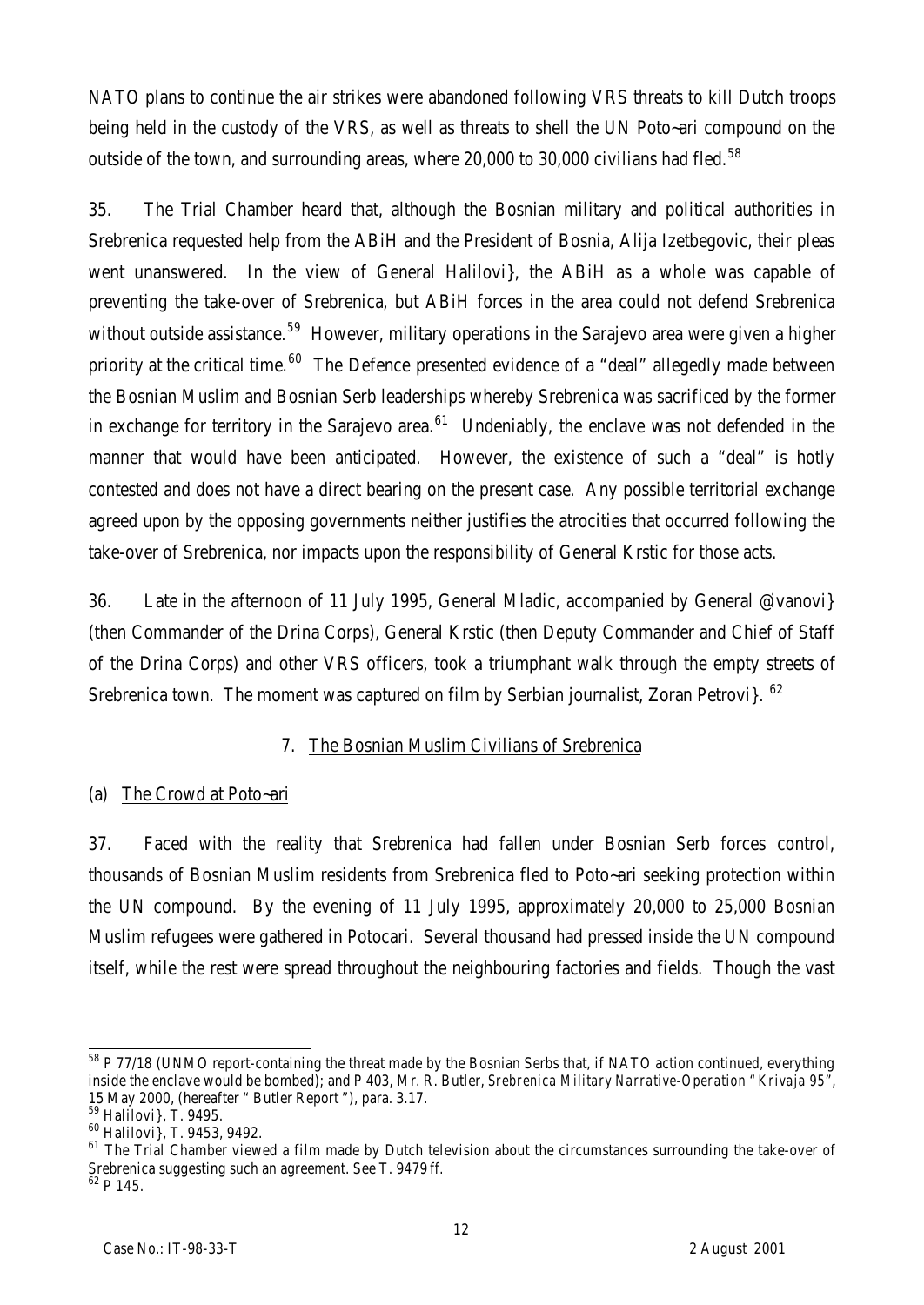NATO plans to continue the air strikes were abandoned following VRS threats to kill Dutch troops being held in the custody of the VRS, as well as threats to shell the UN Poto~ari compound on the outside of the town, and surrounding areas, where 20,000 to 30,000 civilians had fled.[58]

35. The Trial Chamber heard that, although the Bosnian military and political authorities in Srebrenica requested help from the ABiH and the President of Bosnia, Alija Izetbegovic, their pleas went unanswered. In the view of General Halilovi}, the ABiH as a whole was capable of preventing the take-over of Srebrenica, but ABiH forces in the area could not defend Srebrenica without outside assistance.[59] However, military operations in the Sarajevo area were given a higher priority at the critical time.[60] The Defence presented evidence of a "deal" allegedly made between the Bosnian Muslim and Bosnian Serb leaderships whereby Srebrenica was sacrificed by the former in exchange for territory in the Sarajevo area.[61] Undeniably, the enclave was not defended in the manner that would have been anticipated. However, the existence of such a "deal" is hotly contested and does not have a direct bearing on the present case. Any possible territorial exchange agreed upon by the opposing governments neither justifies the atrocities that occurred following the take-over of Srebrenica, nor impacts upon the responsibility of General Krstic for those acts.

36. Late in the afternoon of 11 July 1995, General Mladic, accompanied by General @ivanovi} (then Commander of the Drina Corps), General Krstic (then Deputy Commander and Chief of Staff of the Drina Corps) and other VRS officers, took a triumphant walk through the empty streets of Srebrenica town. The moment was captured on film by Serbian journalist, Zoran Petrovi}.[62]

### 7. The Bosnian Muslim Civilians of Srebrenica

#### (a) The Crowd at Poto~ari

37. Faced with the reality that Srebrenica had fallen under Bosnian Serb forces control, thousands of Bosnian Muslim residents from Srebrenica fled to Poto~ari seeking protection within the UN compound. By the evening of 11 July 1995, approximately 20,000 to 25,000 Bosnian Muslim refugees were gathered in Potocari. Several thousand had pressed inside the UN compound itself, while the rest were spread throughout the neighbouring factories and fields. Though the vast

---

[58] P 77/18 (UNMO report-containing the threat made by the Bosnian Serbs that, if NATO action continued, everything inside the enclave would be bombed); and P 403, Mr. R. Butler, *Srebrenica Military Narrative-Operation "Krivaja 95"*, 15 May 2000, (hereafter " Butler Report "), para. 3.17.

[59] Halilovi}, T. 9495.

[60] Halilovi}, T. 9453, 9492.

[61] The Trial Chamber viewed a film made by Dutch television about the circumstances surrounding the take-over of Srebrenica suggesting such an agreement. See T. 9479 ff.

[62] P 145.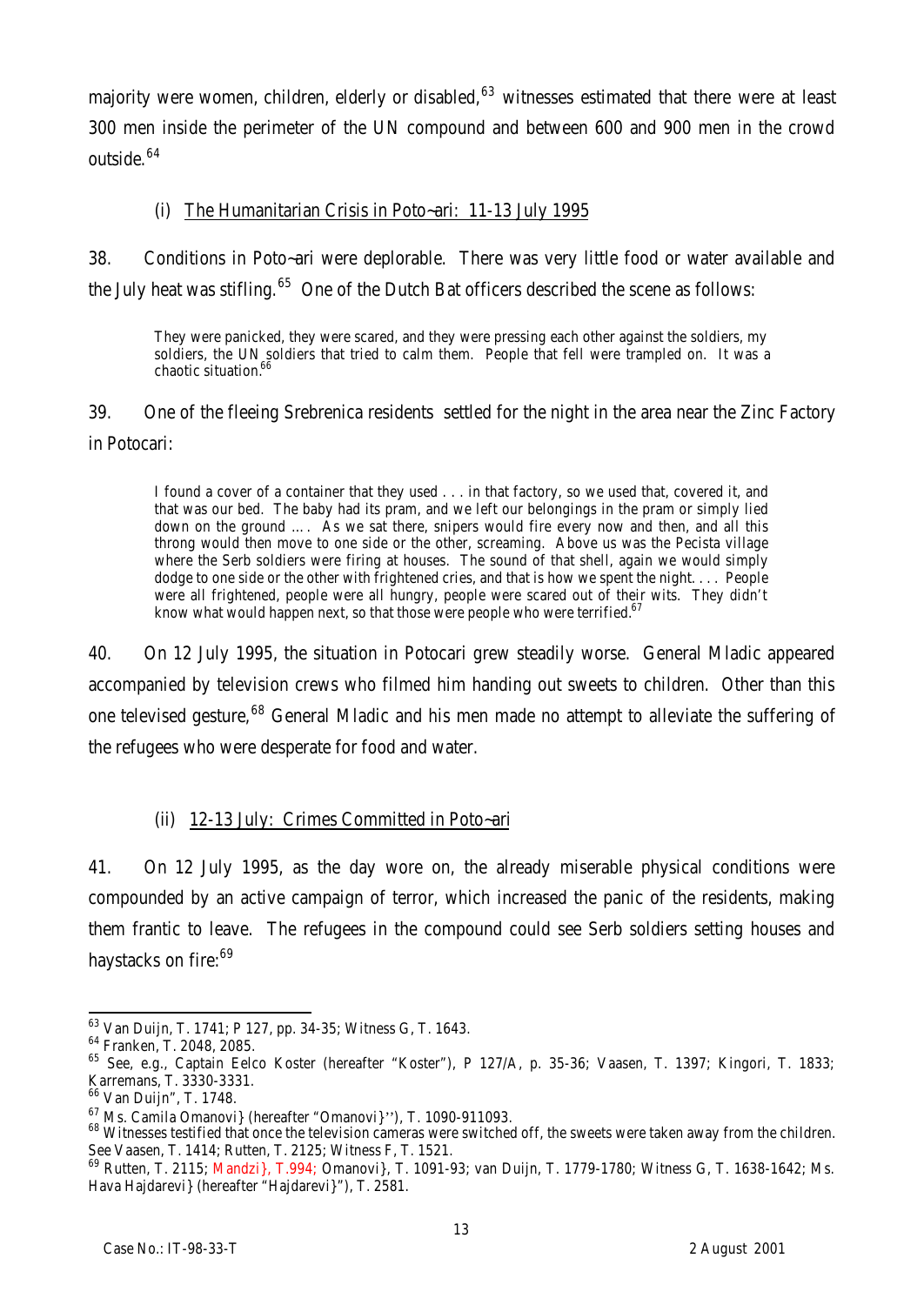majority were women, children, elderly or disabled,[63] witnesses estimated that there were at least 300 men inside the perimeter of the UN compound and between 600 and 900 men in the crowd outside.[64]

(i) The Humanitarian Crisis in Poto~ari: 11-13 July 1995

38. Conditions in Poto~ari were deplorable. There was very little food or water available and the July heat was stifling.[65] One of the Dutch Bat officers described the scene as follows:

> They were panicked, they were scared, and they were pressing each other against the soldiers, my soldiers, the UN soldiers that tried to calm them. People that fell were trampled on. It was a chaotic situation.[66]

39. One of the fleeing Srebrenica residents settled for the night in the area near the Zinc Factory in Potocari:

> I found a cover of a container that they used . . . in that factory, so we used that, covered it, and that was our bed. The baby had its pram, and we left our belongings in the pram or simply lied down on the ground …. As we sat there, snipers would fire every now and then, and all this throng would then move to one side or the other, screaming. Above us was the Pecista village where the Serb soldiers were firing at houses. The sound of that shell, again we would simply dodge to one side or the other with frightened cries, and that is how we spent the night. . . . People were all frightened, people were all hungry, people were scared out of their wits. They didn't know what would happen next, so that those were people who were terrified.[67]

40. On 12 July 1995, the situation in Potocari grew steadily worse. General Mladic appeared accompanied by television crews who filmed him handing out sweets to children. Other than this one televised gesture,[68] General Mladic and his men made no attempt to alleviate the suffering of the refugees who were desperate for food and water.

(ii) 12-13 July: Crimes Committed in Poto~ari

41. On 12 July 1995, as the day wore on, the already miserable physical conditions were compounded by an active campaign of terror, which increased the panic of the residents, making them frantic to leave. The refugees in the compound could see Serb soldiers setting houses and haystacks on fire:[69]

---

[63] Van Duijn, T. 1741; P 127, pp. 34-35; Witness G, T. 1643.

[64] Franken, T. 2048, 2085.

[65] See, e.g., Captain Eelco Koster (hereafter "Koster"), P 127/A, p. 35-36; Vaasen, T. 1397; Kingori, T. 1833; Karremans, T. 3330-3331.

[66] Van Duijn", T. 1748.

[67] Ms. Camila Omanovi} (hereafter "Omanovi}''), T. 1090-911093.

[68] Witnesses testified that once the television cameras were switched off, the sweets were taken away from the children. See Vaasen, T. 1414; Rutten, T. 2125; Witness F, T. 1521.

[69] Rutten, T. 2115; Mandzi}, T.994; Omanovi}, T. 1091-93; van Duijn, T. 1779-1780; Witness G, T. 1638-1642; Ms. Hava Hajdarevi} (hereafter "Hajdarevi}"), T. 2581.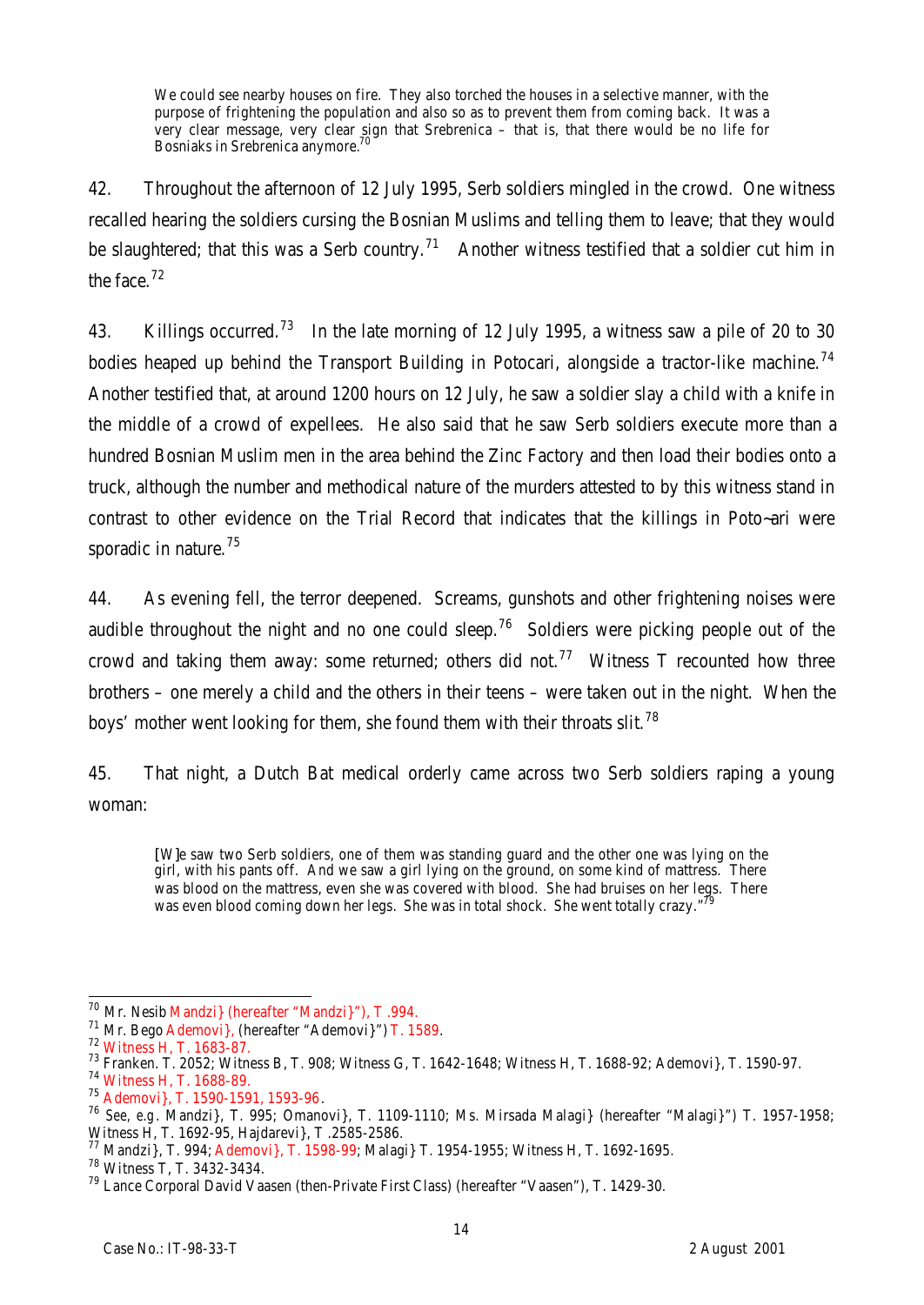> We could see nearby houses on fire. They also torched the houses in a selective manner, with the purpose of frightening the population and also so as to prevent them from coming back. It was a very clear message, very clear sign that Srebrenica – that is, that there would be no life for Bosniaks in Srebrenica anymore.[70]

42. Throughout the afternoon of 12 July 1995, Serb soldiers mingled in the crowd. One witness recalled hearing the soldiers cursing the Bosnian Muslims and telling them to leave; that they would be slaughtered; that this was a Serb country.[71] Another witness testified that a soldier cut him in the face.[72]

43. Killings occurred.[73] In the late morning of 12 July 1995, a witness saw a pile of 20 to 30 bodies heaped up behind the Transport Building in Potocari, alongside a tractor-like machine.[74] Another testified that, at around 1200 hours on 12 July, he saw a soldier slay a child with a knife in the middle of a crowd of expellees. He also said that he saw Serb soldiers execute more than a hundred Bosnian Muslim men in the area behind the Zinc Factory and then load their bodies onto a truck, although the number and methodical nature of the murders attested to by this witness stand in contrast to other evidence on the Trial Record that indicates that the killings in Poto¬ari were sporadic in nature.[75]

44. As evening fell, the terror deepened. Screams, gunshots and other frightening noises were audible throughout the night and no one could sleep.[76] Soldiers were picking people out of the crowd and taking them away: some returned; others did not.[77] Witness T recounted how three brothers – one merely a child and the others in their teens – were taken out in the night. When the boys' mother went looking for them, she found them with their throats slit.[78]

45. That night, a Dutch Bat medical orderly came across two Serb soldiers raping a young woman:

> [W]e saw two Serb soldiers, one of them was standing guard and the other one was lying on the girl, with his pants off. And we saw a girl lying on the ground, on some kind of mattress. There was blood on the mattress, even she was covered with blood. She had bruises on her legs. There was even blood coming down her legs. She was in total shock. She went totally crazy."[79]

---

[70] Mr. Nesib Mandzi} (hereafter "Mandzi}"), T .994.

[71] Mr. Bego Ademovi}, (hereafter "Ademovi}") T. 1589.

[72] Witness H, T. 1683-87.

[73] Franken. T. 2052; Witness B, T. 908; Witness G, T. 1642-1648; Witness H, T. 1688-92; Ademovi}, T. 1590-97.

[74] Witness H, T. 1688-89.

[75] Ademovi}, T. 1590-1591, 1593-96.

[76] *See, e.g.* Mandzi}, T. 995; Omanovi}, T. 1109-1110; Ms. Mirsada Malagi} (hereafter "Malagi}") T. 1957-1958; Witness H, T. 1692-95, Hajdarevi}, T .2585-2586.

[77] Mandzi}, T. 994; Ademovi}, T. 1598-99; Malagi} T. 1954-1955; Witness H, T. 1692-1695.

[78] Witness T, T. 3432-3434.

[79] Lance Corporal David Vaasen (then-Private First Class) (hereafter "Vaasen"), T. 1429-30.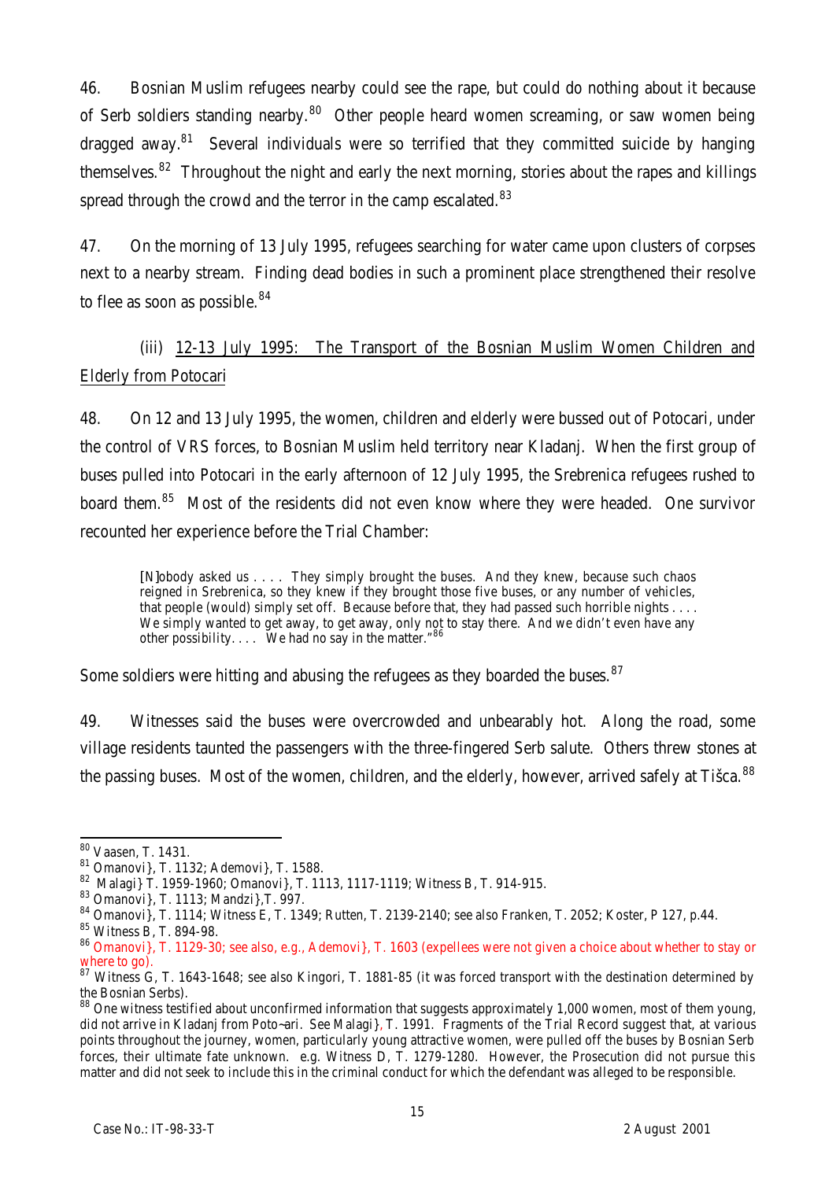46. Bosnian Muslim refugees nearby could see the rape, but could do nothing about it because of Serb soldiers standing nearby.[80] Other people heard women screaming, or saw women being dragged away.[81] Several individuals were so terrified that they committed suicide by hanging themselves.[82] Throughout the night and early the next morning, stories about the rapes and killings spread through the crowd and the terror in the camp escalated.[83]

47. On the morning of 13 July 1995, refugees searching for water came upon clusters of corpses next to a nearby stream. Finding dead bodies in such a prominent place strengthened their resolve to flee as soon as possible.[84]

(iii) <u>12-13 July 1995: The Transport of the Bosnian Muslim Women Children and Elderly from Potocari</u>

48. On 12 and 13 July 1995, the women, children and elderly were bussed out of Potocari, under the control of VRS forces, to Bosnian Muslim held territory near Kladanj. When the first group of buses pulled into Potocari in the early afternoon of 12 July 1995, the Srebrenica refugees rushed to board them.[85] Most of the residents did not even know where they were headed. One survivor recounted her experience before the Trial Chamber:

> [N]obody asked us . . . . They simply brought the buses. And they knew, because such chaos reigned in Srebrenica, so they knew if they brought those five buses, or any number of vehicles, that people (would) simply set off. Because before that, they had passed such horrible nights . . . . We simply wanted to get away, to get away, only not to stay there. And we didn't even have any other possibility. . . . We had no say in the matter."[86]

Some soldiers were hitting and abusing the refugees as they boarded the buses.[87]

49. Witnesses said the buses were overcrowded and unbearably hot. Along the road, some village residents taunted the passengers with the three-fingered Serb salute. Others threw stones at the passing buses. Most of the women, children, and the elderly, however, arrived safely at Tišca.[88]

---

[80] Vaasen, T. 1431.

[81] Omanovi}, T. 1132; Ademovi}, T. 1588.

[82] Malagi} T. 1959-1960; Omanovi}, T. 1113, 1117-1119; Witness B, T. 914-915.

[83] Omanovi}, T. 1113; Mandzi},T. 997.

[84] Omanovi}, T. 1114; Witness E, T. 1349; Rutten, T. 2139-2140; see also Franken, T. 2052; Koster, P 127, p.44.

[85] Witness B, T. 894-98.

[86] Omanovi}, T. 1129-30; see also, e.g., Ademovi}, T. 1603 (expellees were not given a choice about whether to stay or where to go).

[87] Witness G, T. 1643-1648; see also Kingori, T. 1881-85 (it was forced transport with the destination determined by the Bosnian Serbs).

[88] One witness testified about unconfirmed information that suggests approximately 1,000 women, most of them young, did not arrive in Kladanj from Poto~ari. See Malagi}, T. 1991. Fragments of the Trial Record suggest that, at various points throughout the journey, women, particularly young attractive women, were pulled off the buses by Bosnian Serb forces, their ultimate fate unknown. e.g. Witness D, T. 1279-1280. However, the Prosecution did not pursue this matter and did not seek to include this in the criminal conduct for which the defendant was alleged to be responsible.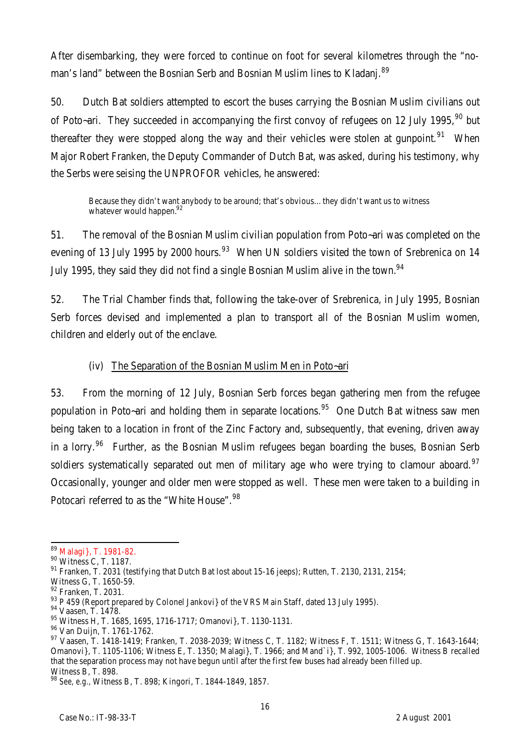After disembarking, they were forced to continue on foot for several kilometres through the "no-man's land" between the Bosnian Serb and Bosnian Muslim lines to Kladanj.[89]

50. Dutch Bat soldiers attempted to escort the buses carrying the Bosnian Muslim civilians out of Poto¬ari. They succeeded in accompanying the first convoy of refugees on 12 July 1995,[90] but thereafter they were stopped along the way and their vehicles were stolen at gunpoint.[91] When Major Robert Franken, the Deputy Commander of Dutch Bat, was asked, during his testimony, why the Serbs were seising the UNPROFOR vehicles, he answered:

> Because they didn't want anybody to be around; that's obvious… they didn't want us to witness whatever would happen.[92]

51. The removal of the Bosnian Muslim civilian population from Poto¬ari was completed on the evening of 13 July 1995 by 2000 hours.[93] When UN soldiers visited the town of Srebrenica on 14 July 1995, they said they did not find a single Bosnian Muslim alive in the town.[94]

52. The Trial Chamber finds that, following the take-over of Srebrenica, in July 1995, Bosnian Serb forces devised and implemented a plan to transport all of the Bosnian Muslim women, children and elderly out of the enclave.

### (iv) The Separation of the Bosnian Muslim Men in Poto¬ari

53. From the morning of 12 July, Bosnian Serb forces began gathering men from the refugee population in Poto¬ari and holding them in separate locations.[95] One Dutch Bat witness saw men being taken to a location in front of the Zinc Factory and, subsequently, that evening, driven away in a lorry.[96] Further, as the Bosnian Muslim refugees began boarding the buses, Bosnian Serb soldiers systematically separated out men of military age who were trying to clamour aboard.[97] Occasionally, younger and older men were stopped as well. These men were taken to a building in Potocari referred to as the "White House".[98]

---

[89] Malagi}, T. 1981-82.

[90] Witness C, T. 1187.

[91] Franken, T. 2031 (testifying that Dutch Bat lost about 15-16 jeeps); Rutten, T. 2130, 2131, 2154; Witness G, T. 1650-59.

[92] Franken, T. 2031.

[93] P 459 (Report prepared by Colonel Jankovi} of the VRS Main Staff, dated 13 July 1995).

[94] Vaasen, T. 1478.

[95] Witness H, T. 1685, 1695, 1716-1717; Omanovi}, T. 1130-1131.

[96] Van Duijn, T. 1761-1762.

[97] Vaasen, T. 1418-1419; Franken, T. 2038-2039; Witness C, T. 1182; Witness F, T. 1511; Witness G, T. 1643-1644; Omanovi}, T. 1105-1106; Witness E, T. 1350; Malagi}, T. 1966; and Mand`i}, T. 992, 1005-1006. Witness B recalled that the separation process may not have begun until after the first few buses had already been filled up. Witness B, T. 898.

[98] See, e.g., Witness B, T. 898; Kingori, T. 1844-1849, 1857.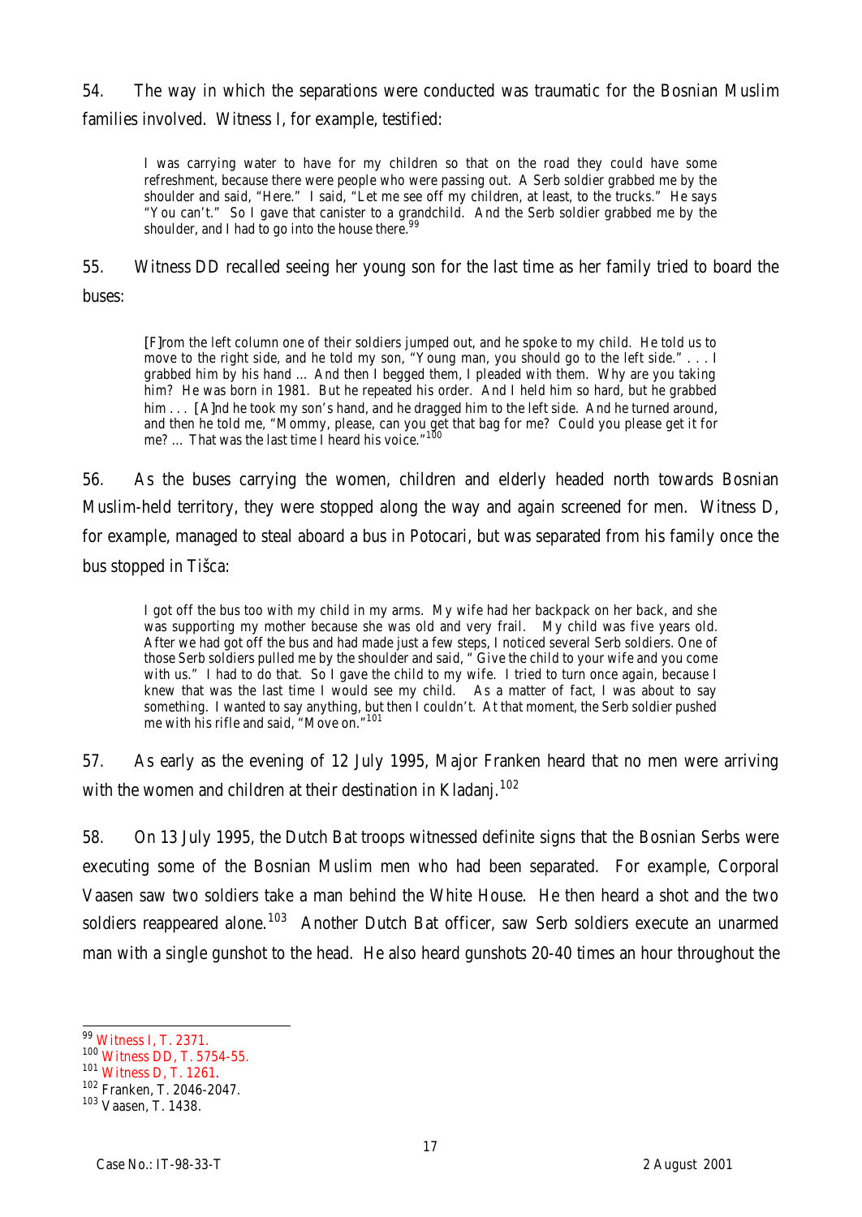54. The way in which the separations were conducted was traumatic for the Bosnian Muslim families involved. Witness I, for example, testified:

> I was carrying water to have for my children so that on the road they could have some refreshment, because there were people who were passing out. A Serb soldier grabbed me by the shoulder and said, "Here." I said, "Let me see off my children, at least, to the trucks." He says "You can't." So I gave that canister to a grandchild. And the Serb soldier grabbed me by the shoulder, and I had to go into the house there.[99]

55. Witness DD recalled seeing her young son for the last time as her family tried to board the buses:

> [F]rom the left column one of their soldiers jumped out, and he spoke to my child. He told us to move to the right side, and he told my son, "Young man, you should go to the left side." . . . I grabbed him by his hand … And then I begged them, I pleaded with them. Why are you taking him? He was born in 1981. But he repeated his order. And I held him so hard, but he grabbed him . . . [A]nd he took my son's hand, and he dragged him to the left side. And he turned around, and then he told me, "Mommy, please, can you get that bag for me? Could you please get it for me? … That was the last time I heard his voice."[100]

56. As the buses carrying the women, children and elderly headed north towards Bosnian Muslim-held territory, they were stopped along the way and again screened for men. Witness D, for example, managed to steal aboard a bus in Potocari, but was separated from his family once the bus stopped in Tišca:

> I got off the bus too with my child in my arms. My wife had her backpack on her back, and she was supporting my mother because she was old and very frail. My child was five years old. After we had got off the bus and had made just a few steps, I noticed several Serb soldiers. One of those Serb soldiers pulled me by the shoulder and said, " Give the child to your wife and you come with us." I had to do that. So I gave the child to my wife. I tried to turn once again, because I knew that was the last time I would see my child. As a matter of fact, I was about to say something. I wanted to say anything, but then I couldn't. At that moment, the Serb soldier pushed me with his rifle and said, "Move on."[101]

57. As early as the evening of 12 July 1995, Major Franken heard that no men were arriving with the women and children at their destination in Kladanj.[102]

58. On 13 July 1995, the Dutch Bat troops witnessed definite signs that the Bosnian Serbs were executing some of the Bosnian Muslim men who had been separated. For example, Corporal Vaasen saw two soldiers take a man behind the White House. He then heard a shot and the two soldiers reappeared alone.[103] Another Dutch Bat officer, saw Serb soldiers execute an unarmed man with a single gunshot to the head. He also heard gunshots 20-40 times an hour throughout the

---

[99] Witness I, T. 2371.

[100] Witness DD, T. 5754-55.

[101] Witness D, T. 1261.

[102] Franken, T. 2046-2047.

[103] Vaasen, T. 1438.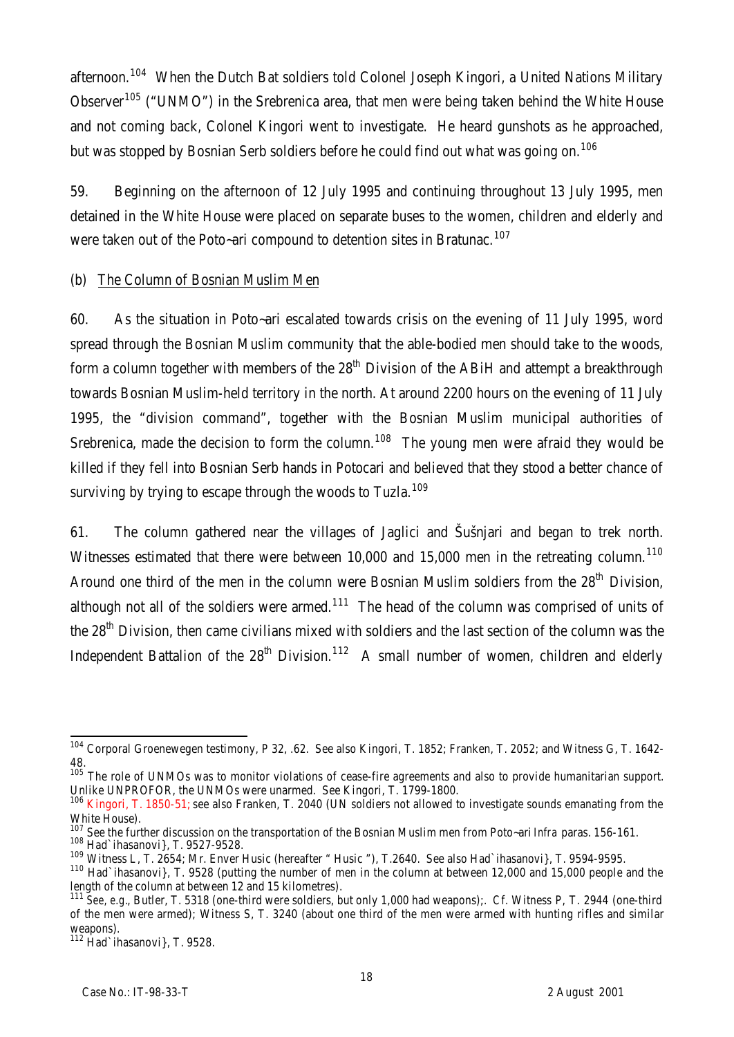afternoon.[104] When the Dutch Bat soldiers told Colonel Joseph Kingori, a United Nations Military Observer[105] ("UNMO") in the Srebrenica area, that men were being taken behind the White House and not coming back, Colonel Kingori went to investigate. He heard gunshots as he approached, but was stopped by Bosnian Serb soldiers before he could find out what was going on.[106]

59. Beginning on the afternoon of 12 July 1995 and continuing throughout 13 July 1995, men detained in the White House were placed on separate buses to the women, children and elderly and were taken out of the Poto~ari compound to detention sites in Bratunac.[107]

(b) The Column of Bosnian Muslim Men

60. As the situation in Poto~ari escalated towards crisis on the evening of 11 July 1995, word spread through the Bosnian Muslim community that the able-bodied men should take to the woods, form a column together with members of the 28th Division of the ABiH and attempt a breakthrough towards Bosnian Muslim-held territory in the north. At around 2200 hours on the evening of 11 July 1995, the "division command", together with the Bosnian Muslim municipal authorities of Srebrenica, made the decision to form the column.[108] The young men were afraid they would be killed if they fell into Bosnian Serb hands in Potocari and believed that they stood a better chance of surviving by trying to escape through the woods to Tuzla.[109]

61. The column gathered near the villages of Jaglici and Šušnjari and began to trek north. Witnesses estimated that there were between 10,000 and 15,000 men in the retreating column.[110] Around one third of the men in the column were Bosnian Muslim soldiers from the 28th Division, although not all of the soldiers were armed.[111] The head of the column was comprised of units of the 28th Division, then came civilians mixed with soldiers and the last section of the column was the Independent Battalion of the 28th Division.[112] A small number of women, children and elderly

---

[104] Corporal Groenewegen testimony, P 32, .62. See also Kingori, T. 1852; Franken, T. 2052; and Witness G, T. 1642-48.

[105] The role of UNMOs was to monitor violations of cease-fire agreements and also to provide humanitarian support. Unlike UNPROFOR, the UNMOs were unarmed. See Kingori, T. 1799-1800.

[106] Kingori, T. 1850-51; see also Franken, T. 2040 (UN soldiers not allowed to investigate sounds emanating from the White House).

[107] See the further discussion on the transportation of the Bosnian Muslim men from Poto~ari *Infra* paras. 156-161.

[108] Had`ihasanovi}, T. 9527-9528.

[109] Witness L, T. 2654; Mr. Enver Husic (hereafter " Husic "), T.2640. See also Had`ihasanovi}, T. 9594-9595.

[110] Had`ihasanovi}, T. 9528 (putting the number of men in the column at between 12,000 and 15,000 people and the length of the column at between 12 and 15 kilometres).

[111] See, e.g., Butler, T. 5318 (one-third were soldiers, but only 1,000 had weapons);. Cf. Witness P, T. 2944 (one-third of the men were armed); Witness S, T. 3240 (about one third of the men were armed with hunting rifles and similar weapons).

[112] Had`ihasanovi}, T. 9528.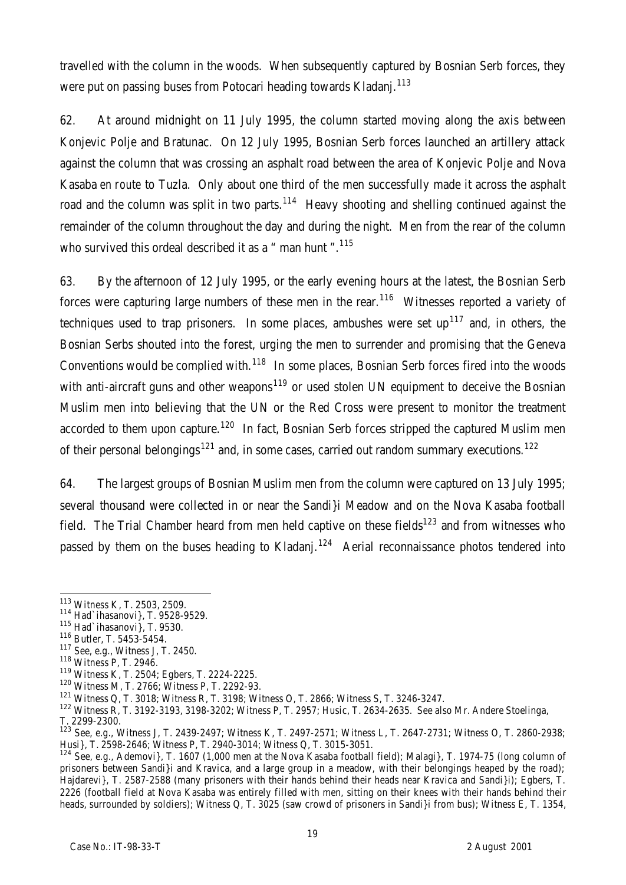travelled with the column in the woods. When subsequently captured by Bosnian Serb forces, they were put on passing buses from Potocari heading towards Kladanj.[113]

62. At around midnight on 11 July 1995, the column started moving along the axis between Konjevic Polje and Bratunac. On 12 July 1995, Bosnian Serb forces launched an artillery attack against the column that was crossing an asphalt road between the area of Konjevic Polje and Nova Kasaba *en route* to Tuzla. Only about one third of the men successfully made it across the asphalt road and the column was split in two parts.[114] Heavy shooting and shelling continued against the remainder of the column throughout the day and during the night. Men from the rear of the column who survived this ordeal described it as a " man hunt ".[115]

63. By the afternoon of 12 July 1995, or the early evening hours at the latest, the Bosnian Serb forces were capturing large numbers of these men in the rear.[116] Witnesses reported a variety of techniques used to trap prisoners. In some places, ambushes were set up[117] and, in others, the Bosnian Serbs shouted into the forest, urging the men to surrender and promising that the Geneva Conventions would be complied with.[118] In some places, Bosnian Serb forces fired into the woods with anti-aircraft guns and other weapons[119] or used stolen UN equipment to deceive the Bosnian Muslim men into believing that the UN or the Red Cross were present to monitor the treatment accorded to them upon capture.[120] In fact, Bosnian Serb forces stripped the captured Muslim men of their personal belongings[121] and, in some cases, carried out random summary executions.[122]

64. The largest groups of Bosnian Muslim men from the column were captured on 13 July 1995; several thousand were collected in or near the Sandi}i Meadow and on the Nova Kasaba football field. The Trial Chamber heard from men held captive on these fields[123] and from witnesses who passed by them on the buses heading to Kladanj.[124] Aerial reconnaissance photos tendered into

---

[113] Witness K, T. 2503, 2509.

[114] Had`ihasanovi}, T. 9528-9529.

[115] Had`ihasanovi}, T. 9530.

[116] Butler, T. 5453-5454.

[117] See, e.g., Witness J, T. 2450.

[118] Witness P, T. 2946.

[119] Witness K, T. 2504; Egbers, T. 2224-2225.

[120] Witness M, T. 2766; Witness P, T. 2292-93.

[121] Witness Q, T. 3018; Witness R, T. 3198; Witness O, T. 2866; Witness S, T. 3246-3247.

[122] Witness R, T. 3192-3193, 3198-3202; Witness P, T. 2957; Husic, T. 2634-2635. See also Mr. Andere Stoelinga, T. 2299-2300.

[123] See, e.g., Witness J, T. 2439-2497; Witness K, T. 2497-2571; Witness L, T. 2647-2731; Witness O, T. 2860-2938; Husi}, T. 2598-2646; Witness P, T. 2940-3014; Witness Q, T. 3015-3051.

[124] See, e.g., Ademovi}, T. 1607 (1,000 men at the Nova Kasaba football field); Malagi}, T. 1974-75 (long column of prisoners between Sandi}i and Kravica, and a large group in a meadow, with their belongings heaped by the road); Hajdarevi}, T. 2587-2588 (many prisoners with their hands behind their heads near Kravica and Sandi}i); Egbers, T. 2226 (football field at Nova Kasaba was entirely filled with men, sitting on their knees with their hands behind their heads, surrounded by soldiers); Witness Q, T. 3025 (saw crowd of prisoners in Sandi}i from bus); Witness E, T. 1354,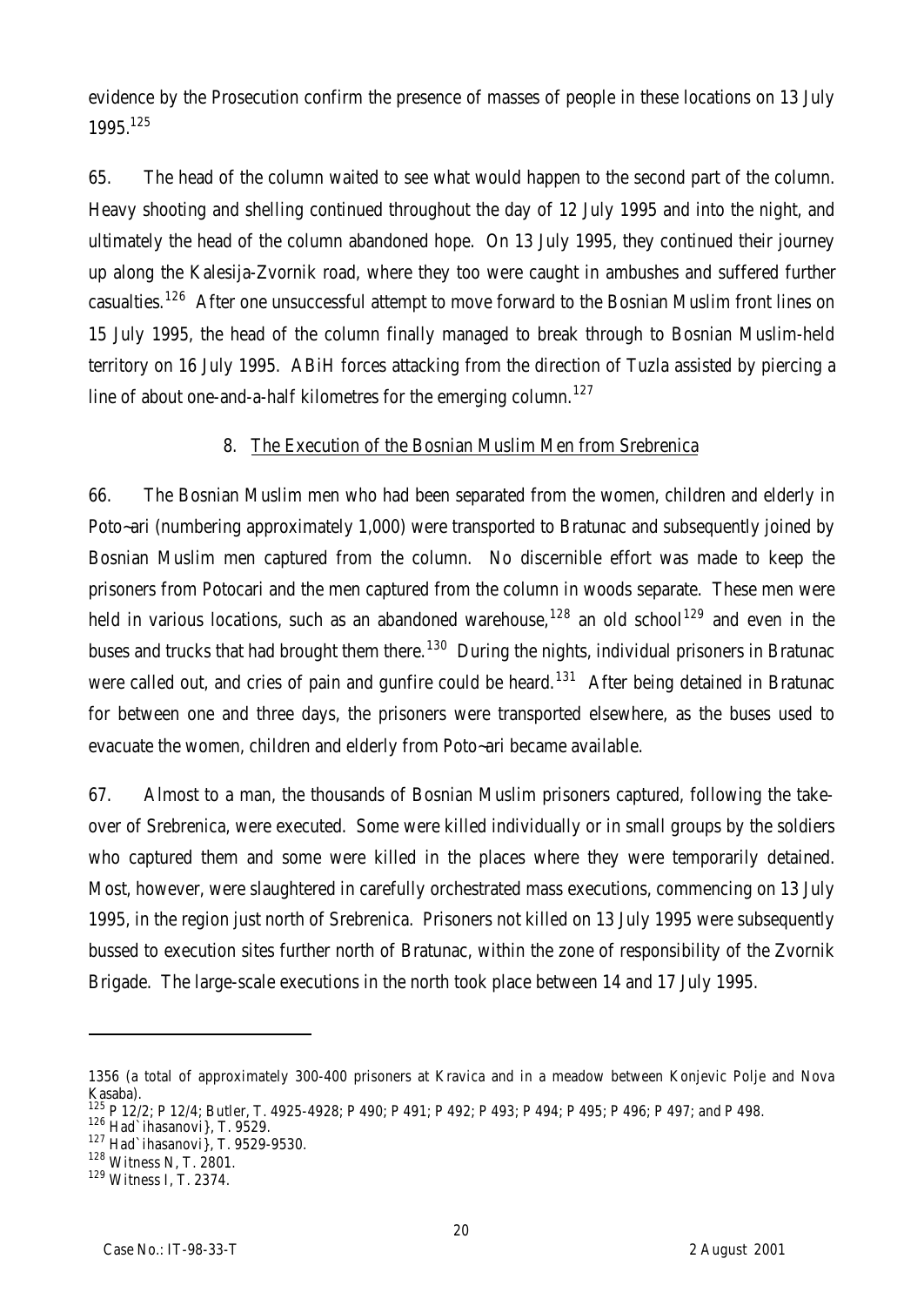evidence by the Prosecution confirm the presence of masses of people in these locations on 13 July 1995.[125]

65. The head of the column waited to see what would happen to the second part of the column. Heavy shooting and shelling continued throughout the day of 12 July 1995 and into the night, and ultimately the head of the column abandoned hope. On 13 July 1995, they continued their journey up along the Kalesija-Zvornik road, where they too were caught in ambushes and suffered further casualties.[126] After one unsuccessful attempt to move forward to the Bosnian Muslim front lines on 15 July 1995, the head of the column finally managed to break through to Bosnian Muslim-held territory on 16 July 1995. ABiH forces attacking from the direction of Tuzla assisted by piercing a line of about one-and-a-half kilometres for the emerging column.[127]

### 8. The Execution of the Bosnian Muslim Men from Srebrenica

66. The Bosnian Muslim men who had been separated from the women, children and elderly in Poto~ari (numbering approximately 1,000) were transported to Bratunac and subsequently joined by Bosnian Muslim men captured from the column. No discernible effort was made to keep the prisoners from Potocari and the men captured from the column in woods separate. These men were held in various locations, such as an abandoned warehouse,[128] an old school[129] and even in the buses and trucks that had brought them there.[130] During the nights, individual prisoners in Bratunac were called out, and cries of pain and gunfire could be heard.[131] After being detained in Bratunac for between one and three days, the prisoners were transported elsewhere, as the buses used to evacuate the women, children and elderly from Poto~ari became available.

67. Almost to a man, the thousands of Bosnian Muslim prisoners captured, following the take-over of Srebrenica, were executed. Some were killed individually or in small groups by the soldiers who captured them and some were killed in the places where they were temporarily detained. Most, however, were slaughtered in carefully orchestrated mass executions, commencing on 13 July 1995, in the region just north of Srebrenica. Prisoners not killed on 13 July 1995 were subsequently bussed to execution sites further north of Bratunac, within the zone of responsibility of the Zvornik Brigade. The large-scale executions in the north took place between 14 and 17 July 1995.

---

1356 (a total of approximately 300-400 prisoners at Kravica and in a meadow between Konjevic Polje and Nova Kasaba).

[125] P 12/2; P 12/4; Butler, T. 4925-4928; P 490; P 491; P 492; P 493; P 494; P 495; P 496; P 497; and P 498.

[126] Had`ihasanovi}, T. 9529.

[127] Had`ihasanovi}, T. 9529-9530.

[128] Witness N, T. 2801.

[129] Witness I, T. 2374.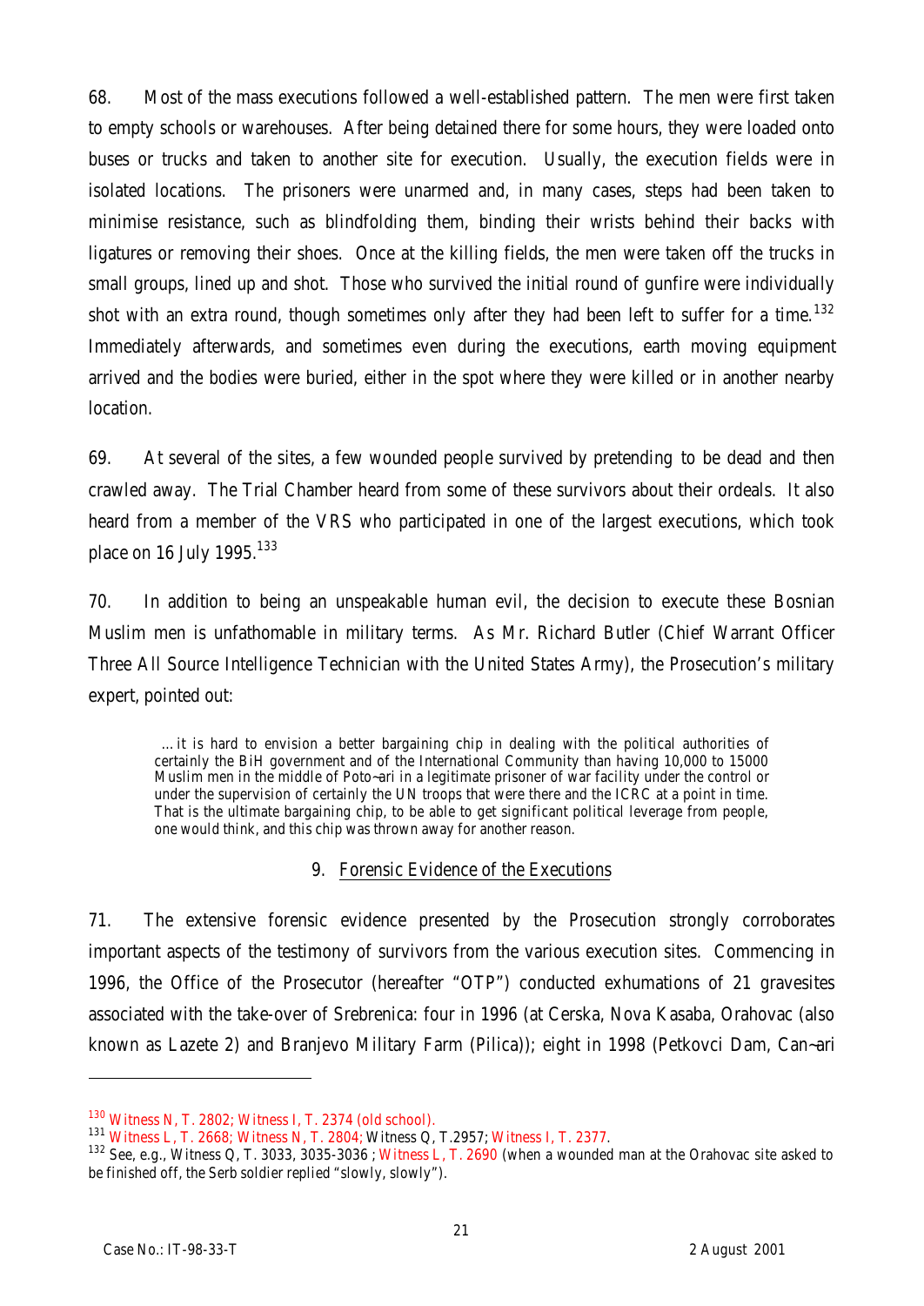68. Most of the mass executions followed a well-established pattern. The men were first taken to empty schools or warehouses. After being detained there for some hours, they were loaded onto buses or trucks and taken to another site for execution. Usually, the execution fields were in isolated locations. The prisoners were unarmed and, in many cases, steps had been taken to minimise resistance, such as blindfolding them, binding their wrists behind their backs with ligatures or removing their shoes. Once at the killing fields, the men were taken off the trucks in small groups, lined up and shot. Those who survived the initial round of gunfire were individually shot with an extra round, though sometimes only after they had been left to suffer for a time.[132] Immediately afterwards, and sometimes even during the executions, earth moving equipment arrived and the bodies were buried, either in the spot where they were killed or in another nearby location.

69. At several of the sites, a few wounded people survived by pretending to be dead and then crawled away. The Trial Chamber heard from some of these survivors about their ordeals. It also heard from a member of the VRS who participated in one of the largest executions, which took place on 16 July 1995.[133]

70. In addition to being an unspeakable human evil, the decision to execute these Bosnian Muslim men is unfathomable in military terms. As Mr. Richard Butler (Chief Warrant Officer Three All Source Intelligence Technician with the United States Army), the Prosecution's military expert, pointed out:

> …it is hard to envision a better bargaining chip in dealing with the political authorities of certainly the BiH government and of the International Community than having 10,000 to 15000 Muslim men in the middle of Poto¬ari in a legitimate prisoner of war facility under the control or under the supervision of certainly the UN troops that were there and the ICRC at a point in time. That is the ultimate bargaining chip, to be able to get significant political leverage from people, one would think, and this chip was thrown away for another reason.

### 9. Forensic Evidence of the Executions

71. The extensive forensic evidence presented by the Prosecution strongly corroborates important aspects of the testimony of survivors from the various execution sites. Commencing in 1996, the Office of the Prosecutor (hereafter "OTP") conducted exhumations of 21 gravesites associated with the take-over of Srebrenica: four in 1996 (at Cerska, Nova Kasaba, Orahovac (also known as Lazete 2) and Branjevo Military Farm (Pilica)); eight in 1998 (Petkovci Dam, Can¬ari

---

[130] Witness N, T. 2802; Witness I, T. 2374 (old school).

[131] Witness L, T. 2668; Witness N, T. 2804; Witness Q, T.2957; Witness I, T. 2377.

[132] See, e.g., Witness Q, T. 3033, 3035-3036 ; Witness L, T. 2690 (when a wounded man at the Orahovac site asked to be finished off, the Serb soldier replied "slowly, slowly").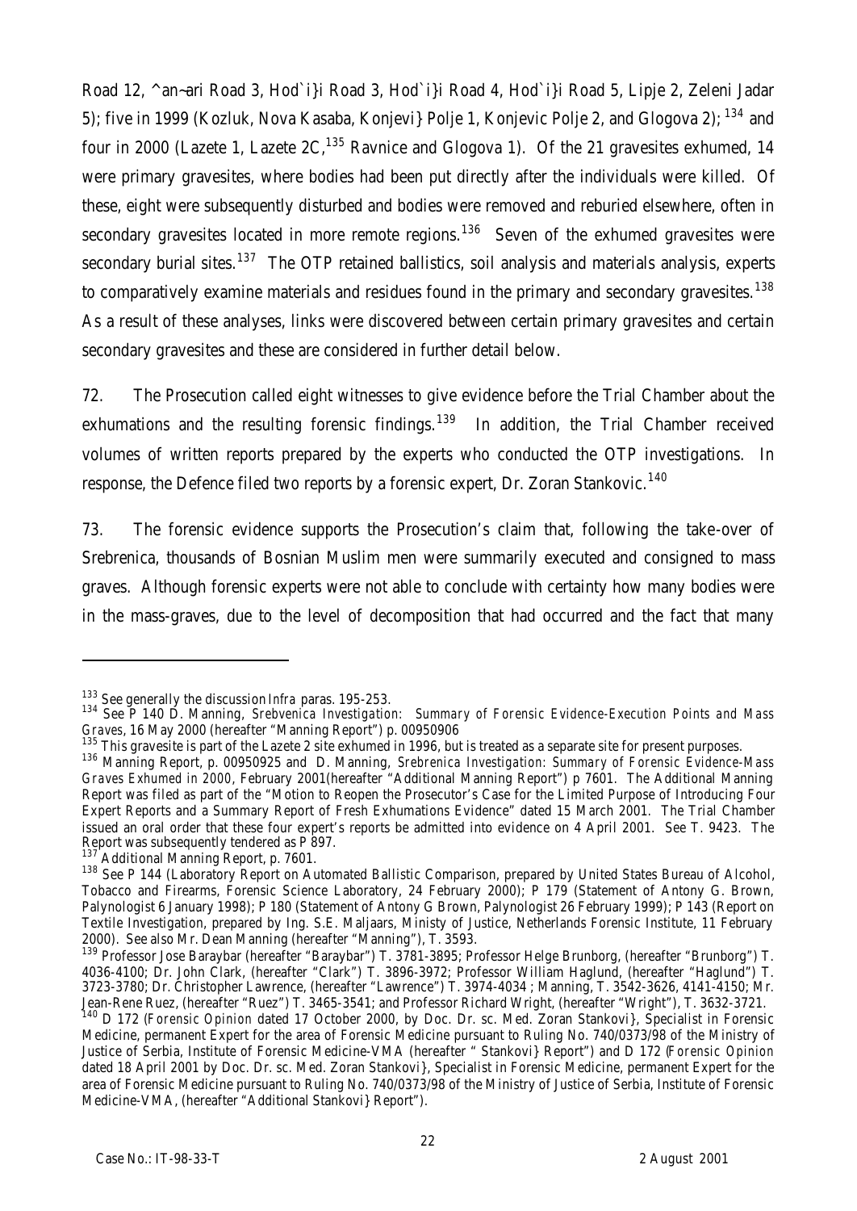Road 12, ^an¬ari Road 3, Hod`i}i Road 3, Hod`i}i Road 4, Hod`i}i Road 5, Lipje 2, Zeleni Jadar 5); five in 1999 (Kozluk, Nova Kasaba, Konjevi} Polje 1, Konjevic Polje 2, and Glogova 2); [134] and four in 2000 (Lazete 1, Lazete 2C,[135] Ravnice and Glogova 1). Of the 21 gravesites exhumed, 14 were primary gravesites, where bodies had been put directly after the individuals were killed. Of these, eight were subsequently disturbed and bodies were removed and reburied elsewhere, often in secondary gravesites located in more remote regions.[136] Seven of the exhumed gravesites were secondary burial sites.[137] The OTP retained ballistics, soil analysis and materials analysis, experts to comparatively examine materials and residues found in the primary and secondary gravesites.[138] As a result of these analyses, links were discovered between certain primary gravesites and certain secondary gravesites and these are considered in further detail below.

72. The Prosecution called eight witnesses to give evidence before the Trial Chamber about the exhumations and the resulting forensic findings.[139] In addition, the Trial Chamber received volumes of written reports prepared by the experts who conducted the OTP investigations. In response, the Defence filed two reports by a forensic expert, Dr. Zoran Stankovic.[140]

73. The forensic evidence supports the Prosecution's claim that, following the take-over of Srebrenica, thousands of Bosnian Muslim men were summarily executed and consigned to mass graves. Although forensic experts were not able to conclude with certainty how many bodies were in the mass-graves, due to the level of decomposition that had occurred and the fact that many

---

[133] See generally the discussion *Infra* paras. 195-253.

[134] See P 140 D. Manning, *Srebvenica Investigation: Summary of Forensic Evidence-Execution Points and Mass Graves*, 16 May 2000 (hereafter "Manning Report") p. 00950906

[135] This gravesite is part of the Lazete 2 site exhumed in 1996, but is treated as a separate site for present purposes.

[136] Manning Report, p. 00950925 and D. Manning, *Srebrenica Investigation: Summary of Forensic Evidence-Mass Graves Exhumed in 2000*, February 2001(hereafter "Additional Manning Report") p 7601. The Additional Manning Report was filed as part of the "Motion to Reopen the Prosecutor's Case for the Limited Purpose of Introducing Four Expert Reports and a Summary Report of Fresh Exhumations Evidence" dated 15 March 2001. The Trial Chamber issued an oral order that these four expert's reports be admitted into evidence on 4 April 2001. See T. 9423. The Report was subsequently tendered as P 897.

[137] Additional Manning Report, p. 7601.

[138] See P 144 (Laboratory Report on Automated Ballistic Comparison, prepared by United States Bureau of Alcohol, Tobacco and Firearms, Forensic Science Laboratory, 24 February 2000); P 179 (Statement of Antony G. Brown, Palynologist 6 January 1998); P 180 (Statement of Antony G Brown, Palynologist 26 February 1999); P 143 (Report on Textile Investigation, prepared by Ing. S.E. Maljaars, Ministy of Justice, Netherlands Forensic Institute, 11 February 2000). See also Mr. Dean Manning (hereafter "Manning"), T. 3593.

[139] Professor Jose Baraybar (hereafter "Baraybar") T. 3781-3895; Professor Helge Brunborg, (hereafter "Brunborg") T. 4036-4100; Dr. John Clark, (hereafter "Clark") T. 3896-3972; Professor William Haglund, (hereafter "Haglund") T. 3723-3780; Dr. Christopher Lawrence, (hereafter "Lawrence") T. 3974-4034 ; Manning, T. 3542-3626, 4141-4150; Mr. Jean-Rene Ruez, (hereafter "Ruez") T. 3465-3541; and Professor Richard Wright, (hereafter "Wright"), T. 3632-3721.

[140] D 172 (*Forensic Opinion* dated 17 October 2000, by Doc. Dr. sc. Med. Zoran Stankovi}, Specialist in Forensic Medicine, permanent Expert for the area of Forensic Medicine pursuant to Ruling No. 740/0373/98 of the Ministry of Justice of Serbia, Institute of Forensic Medicine-VMA (hereafter " Stankovi} Report") and D 172 (*Forensic Opinion* dated 18 April 2001 by Doc. Dr. sc. Med. Zoran Stankovi}, Specialist in Forensic Medicine, permanent Expert for the area of Forensic Medicine pursuant to Ruling No. 740/0373/98 of the Ministry of Justice of Serbia, Institute of Forensic Medicine-VMA, (hereafter "Additional Stankovi} Report").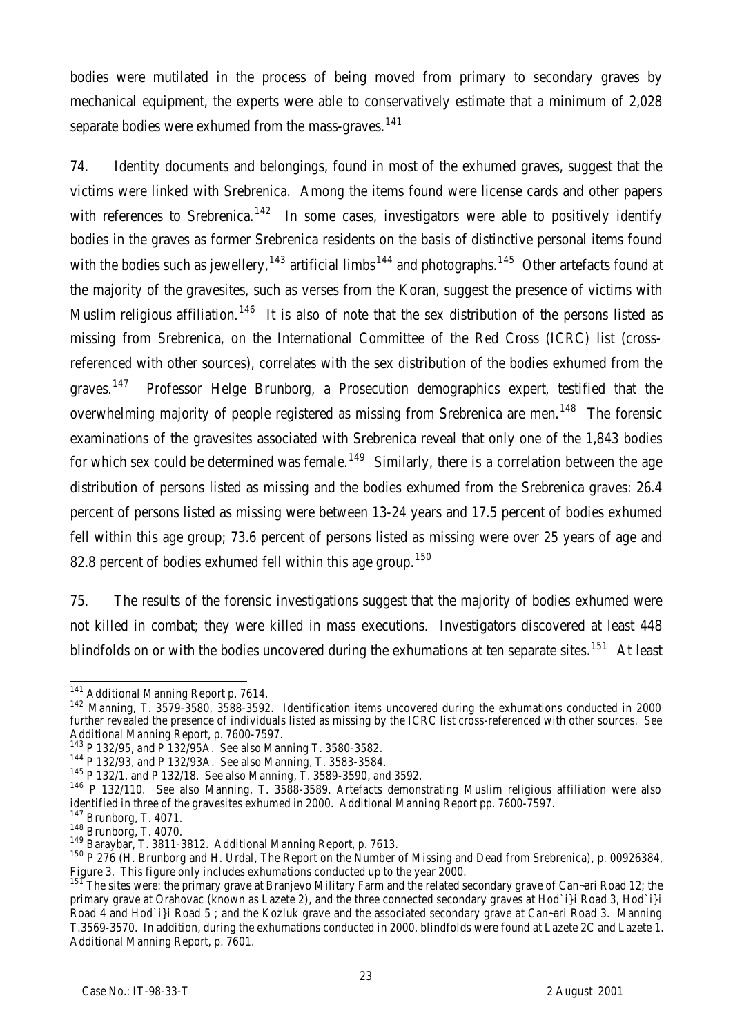bodies were mutilated in the process of being moved from primary to secondary graves by mechanical equipment, the experts were able to conservatively estimate that a minimum of 2,028 separate bodies were exhumed from the mass-graves.[141]

74. Identity documents and belongings, found in most of the exhumed graves, suggest that the victims were linked with Srebrenica. Among the items found were license cards and other papers with references to Srebrenica.[142] In some cases, investigators were able to positively identify bodies in the graves as former Srebrenica residents on the basis of distinctive personal items found with the bodies such as jewellery,[143] artificial limbs[144] and photographs.[145] Other artefacts found at the majority of the gravesites, such as verses from the Koran, suggest the presence of victims with Muslim religious affiliation.[146] It is also of note that the sex distribution of the persons listed as missing from Srebrenica, on the International Committee of the Red Cross (ICRC) list (cross-referenced with other sources), correlates with the sex distribution of the bodies exhumed from the graves.[147] Professor Helge Brunborg, a Prosecution demographics expert, testified that the overwhelming majority of people registered as missing from Srebrenica are men.[148] The forensic examinations of the gravesites associated with Srebrenica reveal that only one of the 1,843 bodies for which sex could be determined was female.[149] Similarly, there is a correlation between the age distribution of persons listed as missing and the bodies exhumed from the Srebrenica graves: 26.4 percent of persons listed as missing were between 13-24 years and 17.5 percent of bodies exhumed fell within this age group; 73.6 percent of persons listed as missing were over 25 years of age and 82.8 percent of bodies exhumed fell within this age group.[150]

75. The results of the forensic investigations suggest that the majority of bodies exhumed were not killed in combat; they were killed in mass executions. Investigators discovered at least 448 blindfolds on or with the bodies uncovered during the exhumations at ten separate sites.[151] At least

---

[141] Additional Manning Report p. 7614.

[142] Manning, T. 3579-3580, 3588-3592. Identification items uncovered during the exhumations conducted in 2000 further revealed the presence of individuals listed as missing by the ICRC list cross-referenced with other sources. See Additional Manning Report, p. 7600-7597.

[143] P 132/95, and P 132/95A. See also Manning T. 3580-3582.

[144] P 132/93, and P 132/93A. See also Manning, T. 3583-3584.

[145] P 132/1, and P 132/18. See also Manning, T. 3589-3590, and 3592.

[146] P 132/110. See also Manning, T. 3588-3589. Artefacts demonstrating Muslim religious affiliation were also identified in three of the gravesites exhumed in 2000. Additional Manning Report pp. 7600-7597.

[147] Brunborg, T. 4071.

[148] Brunborg, T. 4070.

[149] Baraybar, T. 3811-3812. Additional Manning Report, p. 7613.

[150] P 276 (H. Brunborg and H. Urdal, The Report on the Number of Missing and Dead from Srebrenica), p. 00926384, Figure 3. This figure only includes exhumations conducted up to the year 2000.

[151] The sites were: the primary grave at Branjevo Military Farm and the related secondary grave of Can¬ari Road 12; the primary grave at Orahovac (known as Lazete 2), and the three connected secondary graves at Hod`i}i Road 3, Hod`i}i Road 4 and Hod`i}i Road 5 ; and the Kozluk grave and the associated secondary grave at Can¬ari Road 3. Manning T.3569-3570. In addition, during the exhumations conducted in 2000, blindfolds were found at Lazete 2C and Lazete 1. Additional Manning Report, p. 7601.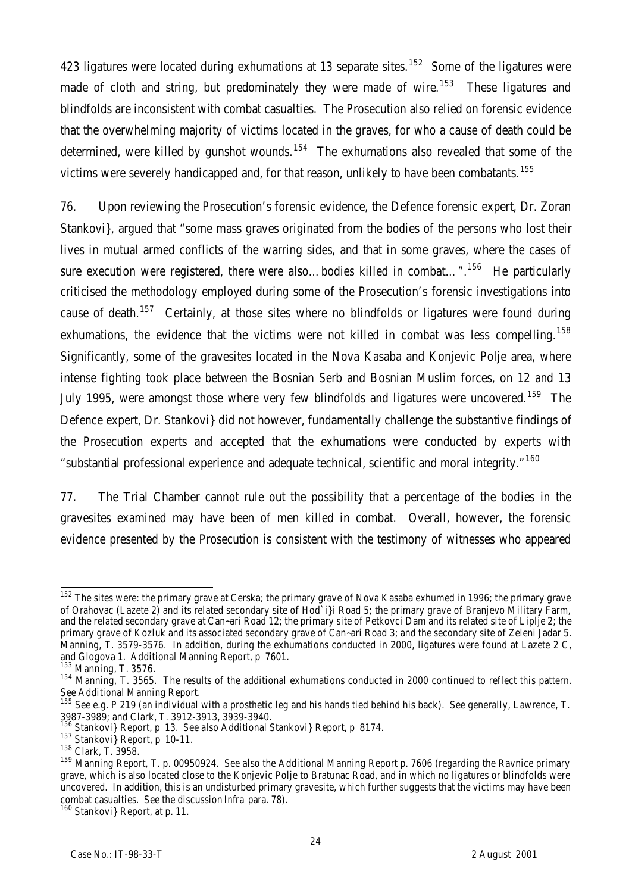423 ligatures were located during exhumations at 13 separate sites.[152] Some of the ligatures were made of cloth and string, but predominately they were made of wire.[153] These ligatures and blindfolds are inconsistent with combat casualties. The Prosecution also relied on forensic evidence that the overwhelming majority of victims located in the graves, for who a cause of death could be determined, were killed by gunshot wounds.[154] The exhumations also revealed that some of the victims were severely handicapped and, for that reason, unlikely to have been combatants.[155]

76. Upon reviewing the Prosecution's forensic evidence, the Defence forensic expert, Dr. Zoran Stankovi}, argued that "some mass graves originated from the bodies of the persons who lost their lives in mutual armed conflicts of the warring sides, and that in some graves, where the cases of sure execution were registered, there were also…bodies killed in combat…".[156] He particularly criticised the methodology employed during some of the Prosecution's forensic investigations into cause of death.[157] Certainly, at those sites where no blindfolds or ligatures were found during exhumations, the evidence that the victims were not killed in combat was less compelling.[158] Significantly, some of the gravesites located in the Nova Kasaba and Konjevic Polje area, where intense fighting took place between the Bosnian Serb and Bosnian Muslim forces, on 12 and 13 July 1995, were amongst those where very few blindfolds and ligatures were uncovered.[159] The Defence expert, Dr. Stankovi} did not however, fundamentally challenge the substantive findings of the Prosecution experts and accepted that the exhumations were conducted by experts with "substantial professional experience and adequate technical, scientific and moral integrity."[160]

77. The Trial Chamber cannot rule out the possibility that a percentage of the bodies in the gravesites examined may have been of men killed in combat. Overall, however, the forensic evidence presented by the Prosecution is consistent with the testimony of witnesses who appeared

---

[152] The sites were: the primary grave at Cerska; the primary grave of Nova Kasaba exhumed in 1996; the primary grave of Orahovac (Lazete 2) and its related secondary site of Hod`i}i Road 5; the primary grave of Branjevo Military Farm, and the related secondary grave at Can¬ari Road 12; the primary site of Petkovci Dam and its related site of Liplje 2; the primary grave of Kozluk and its associated secondary grave of Can¬ari Road 3; and the secondary site of Zeleni Jadar 5. Manning, T. 3579-3576. In addition, during the exhumations conducted in 2000, ligatures were found at Lazete 2 C, and Glogova 1. Additional Manning Report, p 7601.

[153] Manning, T. 3576.

[154] Manning, T. 3565. The results of the additional exhumations conducted in 2000 continued to reflect this pattern. See Additional Manning Report.

[155] See e.g. P 219 (an individual with a prosthetic leg and his hands tied behind his back). See generally, Lawrence, T. 3987-3989; and Clark, T. 3912-3913, 3939-3940.

[156] Stankovi} Report, p 13. See also Additional Stankovi} Report, p 8174.

[157] Stankovi} Report, p 10-11.

[158] Clark, T. 3958.

[159] Manning Report, T. p. 00950924. See also the Additional Manning Report p. 7606 (regarding the Ravnice primary grave, which is also located close to the Konjevic Polje to Bratunac Road, and in which no ligatures or blindfolds were uncovered. In addition, this is an undisturbed primary gravesite, which further suggests that the victims may have been combat casualties. See the discussion *Infra* para. 78).

[160] Stankovi} Report, at p. 11.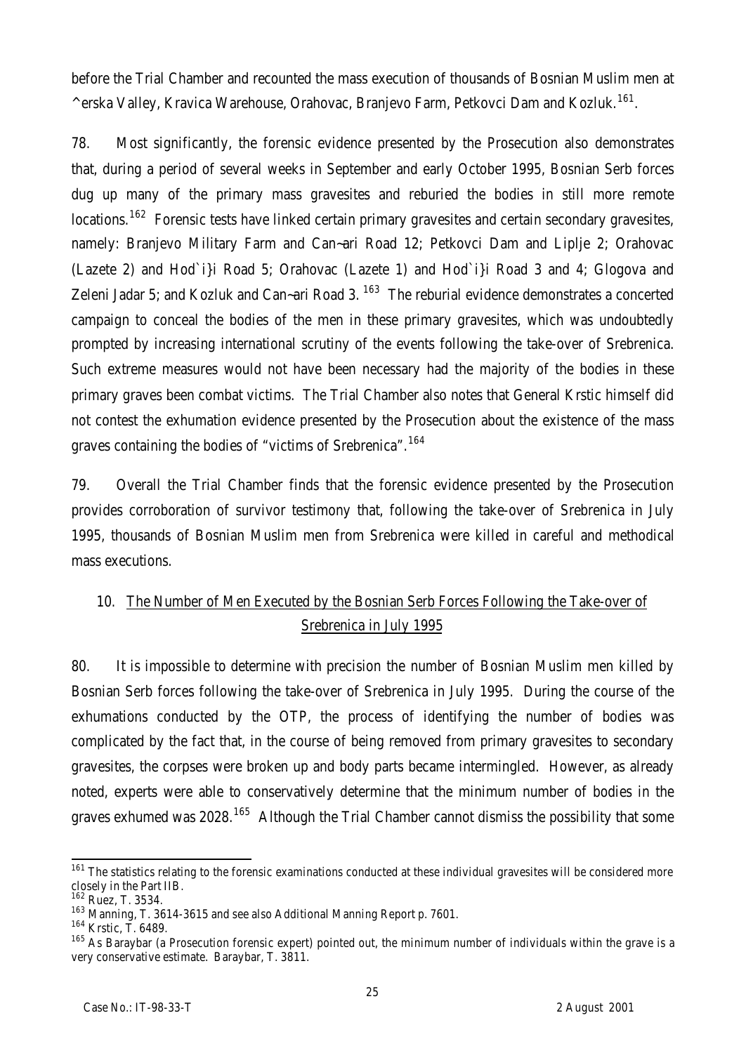before the Trial Chamber and recounted the mass execution of thousands of Bosnian Muslim men at ^erska Valley, Kravica Warehouse, Orahovac, Branjevo Farm, Petkovci Dam and Kozluk.[161].

78. Most significantly, the forensic evidence presented by the Prosecution also demonstrates that, during a period of several weeks in September and early October 1995, Bosnian Serb forces dug up many of the primary mass gravesites and reburied the bodies in still more remote locations.[162] Forensic tests have linked certain primary gravesites and certain secondary gravesites, namely: Branjevo Military Farm and Can~ari Road 12; Petkovci Dam and Liplje 2; Orahovac (Lazete 2) and Hod`i}i Road 5; Orahovac (Lazete 1) and Hod`i}i Road 3 and 4; Glogova and Zeleni Jadar 5; and Kozluk and Can~ari Road 3. [163] The reburial evidence demonstrates a concerted campaign to conceal the bodies of the men in these primary gravesites, which was undoubtedly prompted by increasing international scrutiny of the events following the take-over of Srebrenica. Such extreme measures would not have been necessary had the majority of the bodies in these primary graves been combat victims. The Trial Chamber also notes that General Krstic himself did not contest the exhumation evidence presented by the Prosecution about the existence of the mass graves containing the bodies of "victims of Srebrenica".[164]

79. Overall the Trial Chamber finds that the forensic evidence presented by the Prosecution provides corroboration of survivor testimony that, following the take-over of Srebrenica in July 1995, thousands of Bosnian Muslim men from Srebrenica were killed in careful and methodical mass executions.

## 10. The Number of Men Executed by the Bosnian Serb Forces Following the Take-over of Srebrenica in July 1995

80. It is impossible to determine with precision the number of Bosnian Muslim men killed by Bosnian Serb forces following the take-over of Srebrenica in July 1995. During the course of the exhumations conducted by the OTP, the process of identifying the number of bodies was complicated by the fact that, in the course of being removed from primary gravesites to secondary gravesites, the corpses were broken up and body parts became intermingled. However, as already noted, experts were able to conservatively determine that the minimum number of bodies in the graves exhumed was 2028.[165] Although the Trial Chamber cannot dismiss the possibility that some

---

[161] The statistics relating to the forensic examinations conducted at these individual gravesites will be considered more closely in the Part IIB.

[162] Ruez, T. 3534.

[163] Manning, T. 3614-3615 and see also Additional Manning Report p. 7601.

[164] Krstic, T. 6489.

[165] As Baraybar (a Prosecution forensic expert) pointed out, the minimum number of individuals within the grave is a very conservative estimate. Baraybar, T. 3811.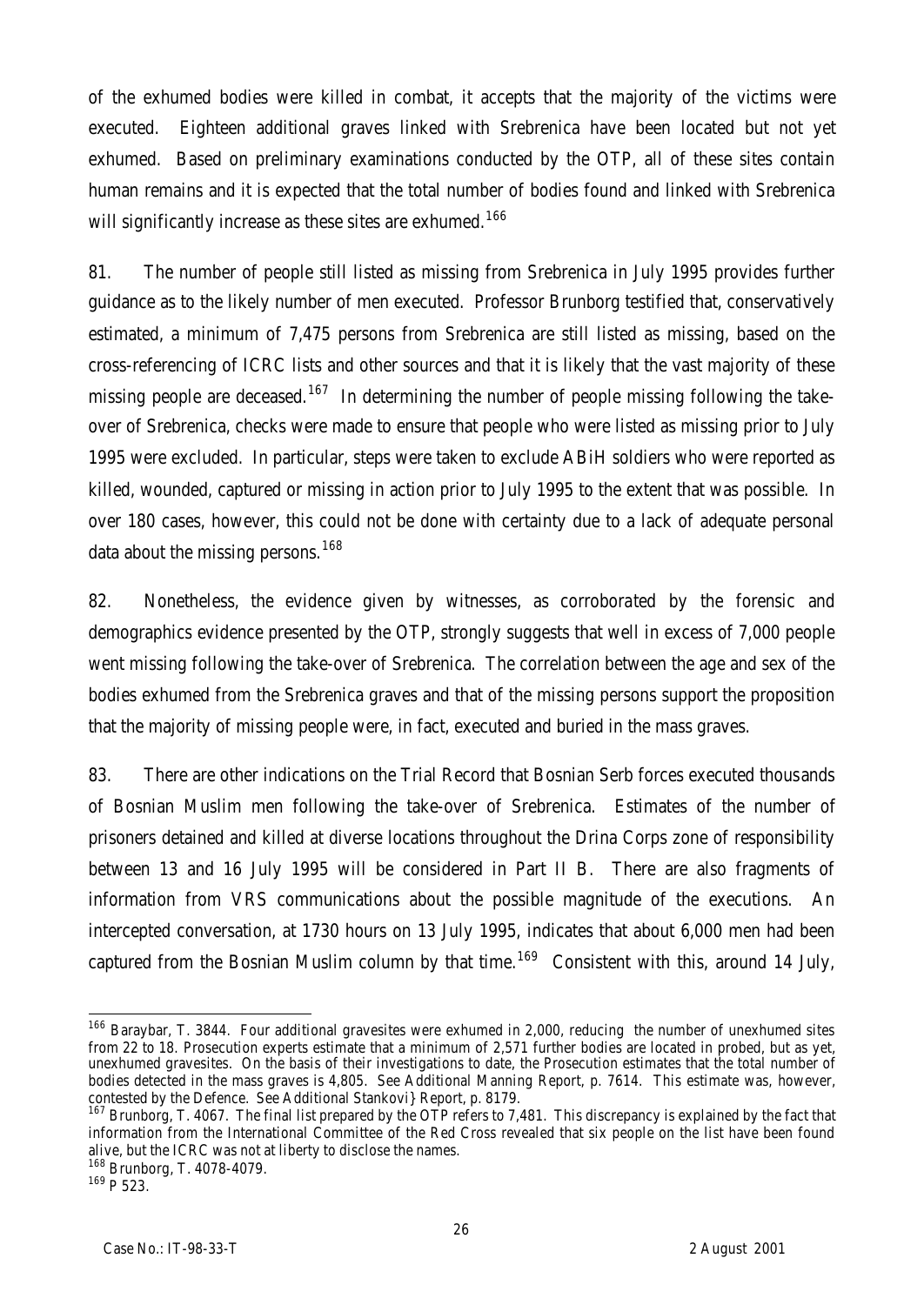of the exhumed bodies were killed in combat, it accepts that the majority of the victims were executed. Eighteen additional graves linked with Srebrenica have been located but not yet exhumed. Based on preliminary examinations conducted by the OTP, all of these sites contain human remains and it is expected that the total number of bodies found and linked with Srebrenica will significantly increase as these sites are exhumed.[166]

81. The number of people still listed as missing from Srebrenica in July 1995 provides further guidance as to the likely number of men executed. Professor Brunborg testified that, conservatively estimated, a minimum of 7,475 persons from Srebrenica are still listed as missing, based on the cross-referencing of ICRC lists and other sources and that it is likely that the vast majority of these missing people are deceased.[167] In determining the number of people missing following the take-over of Srebrenica, checks were made to ensure that people who were listed as missing prior to July 1995 were excluded. In particular, steps were taken to exclude ABiH soldiers who were reported as killed, wounded, captured or missing in action prior to July 1995 to the extent that was possible. In over 180 cases, however, this could not be done with certainty due to a lack of adequate personal data about the missing persons.[168]

82. Nonetheless, the evidence given by witnesses, as corroborated by the forensic and demographics evidence presented by the OTP, strongly suggests that well in excess of 7,000 people went missing following the take-over of Srebrenica. The correlation between the age and sex of the bodies exhumed from the Srebrenica graves and that of the missing persons support the proposition that the majority of missing people were, in fact, executed and buried in the mass graves.

83. There are other indications on the Trial Record that Bosnian Serb forces executed thousands of Bosnian Muslim men following the take-over of Srebrenica. Estimates of the number of prisoners detained and killed at diverse locations throughout the Drina Corps zone of responsibility between 13 and 16 July 1995 will be considered in Part II B. There are also fragments of information from VRS communications about the possible magnitude of the executions. An intercepted conversation, at 1730 hours on 13 July 1995, indicates that about 6,000 men had been captured from the Bosnian Muslim column by that time.[169] Consistent with this, around 14 July,

---

[166] Baraybar, T. 3844. Four additional gravesites were exhumed in 2,000, reducing the number of unexhumed sites from 22 to 18. Prosecution experts estimate that a minimum of 2,571 further bodies are located in probed, but as yet, unexhumed gravesites. On the basis of their investigations to date, the Prosecution estimates that the total number of bodies detected in the mass graves is 4,805. See Additional Manning Report, p. 7614. This estimate was, however, contested by the Defence. See Additional Stankovi} Report, p. 8179.

[167] Brunborg, T. 4067. The final list prepared by the OTP refers to 7,481. This discrepancy is explained by the fact that information from the International Committee of the Red Cross revealed that six people on the list have been found alive, but the ICRC was not at liberty to disclose the names.

[168] Brunborg, T. 4078-4079.

[169] P 523.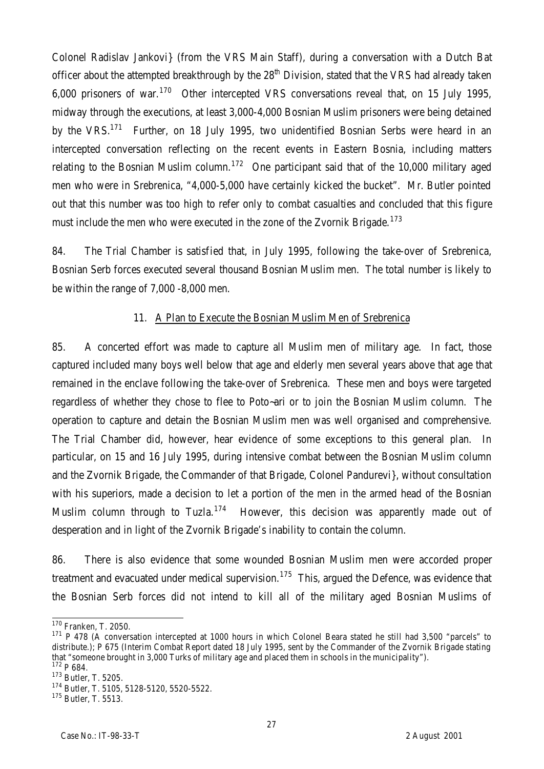Colonel Radislav Jankovi} (from the VRS Main Staff), during a conversation with a Dutch Bat officer about the attempted breakthrough by the 28th Division, stated that the VRS had already taken 6,000 prisoners of war.[170] Other intercepted VRS conversations reveal that, on 15 July 1995, midway through the executions, at least 3,000-4,000 Bosnian Muslim prisoners were being detained by the VRS.[171] Further, on 18 July 1995, two unidentified Bosnian Serbs were heard in an intercepted conversation reflecting on the recent events in Eastern Bosnia, including matters relating to the Bosnian Muslim column.[172] One participant said that of the 10,000 military aged men who were in Srebrenica, "4,000-5,000 have certainly kicked the bucket". Mr. Butler pointed out that this number was too high to refer only to combat casualties and concluded that this figure must include the men who were executed in the zone of the Zvornik Brigade.[173]

84. The Trial Chamber is satisfied that, in July 1995, following the take-over of Srebrenica, Bosnian Serb forces executed several thousand Bosnian Muslim men. The total number is likely to be within the range of 7,000 -8,000 men.

### 11. A Plan to Execute the Bosnian Muslim Men of Srebrenica

85. A concerted effort was made to capture all Muslim men of military age. In fact, those captured included many boys well below that age and elderly men several years above that age that remained in the enclave following the take-over of Srebrenica. These men and boys were targeted regardless of whether they chose to flee to Poto~ari or to join the Bosnian Muslim column. The operation to capture and detain the Bosnian Muslim men was well organised and comprehensive. The Trial Chamber did, however, hear evidence of some exceptions to this general plan. In particular, on 15 and 16 July 1995, during intensive combat between the Bosnian Muslim column and the Zvornik Brigade, the Commander of that Brigade, Colonel Pandurevi}, without consultation with his superiors, made a decision to let a portion of the men in the armed head of the Bosnian Muslim column through to Tuzla.[174] However, this decision was apparently made out of desperation and in light of the Zvornik Brigade's inability to contain the column.

86. There is also evidence that some wounded Bosnian Muslim men were accorded proper treatment and evacuated under medical supervision.[175] This, argued the Defence, was evidence that the Bosnian Serb forces did not intend to kill all of the military aged Bosnian Muslims of

---

[170] Franken, T. 2050.

[171] P 478 (A conversation intercepted at 1000 hours in which Colonel Beara stated he still had 3,500 "parcels" to distribute.); P 675 (Interim Combat Report dated 18 July 1995, sent by the Commander of the Zvornik Brigade stating that "someone brought in 3,000 Turks of military age and placed them in schools in the municipality").

[172] P 684.

[173] Butler, T. 5205.

[174] Butler, T. 5105, 5128-5120, 5520-5522.

[175] Butler, T. 5513.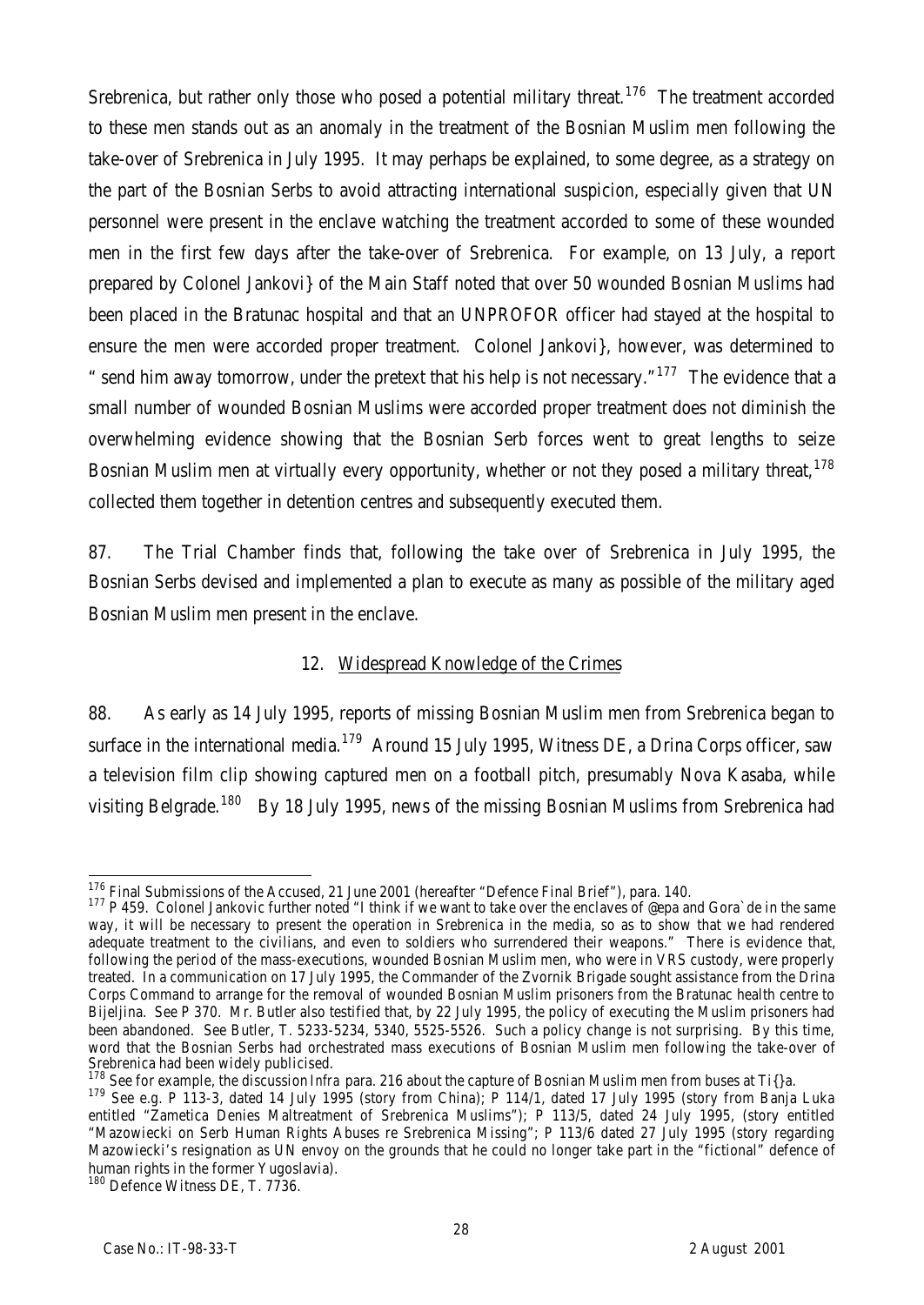Srebrenica, but rather only those who posed a potential military threat.[176] The treatment accorded to these men stands out as an anomaly in the treatment of the Bosnian Muslim men following the take-over of Srebrenica in July 1995. It may perhaps be explained, to some degree, as a strategy on the part of the Bosnian Serbs to avoid attracting international suspicion, especially given that UN personnel were present in the enclave watching the treatment accorded to some of these wounded men in the first few days after the take-over of Srebrenica. For example, on 13 July, a report prepared by Colonel Jankovi} of the Main Staff noted that over 50 wounded Bosnian Muslims had been placed in the Bratunac hospital and that an UNPROFOR officer had stayed at the hospital to ensure the men were accorded proper treatment. Colonel Jankovi}, however, was determined to " send him away tomorrow, under the pretext that his help is not necessary."[177] The evidence that a small number of wounded Bosnian Muslims were accorded proper treatment does not diminish the overwhelming evidence showing that the Bosnian Serb forces went to great lengths to seize Bosnian Muslim men at virtually every opportunity, whether or not they posed a military threat,[178] collected them together in detention centres and subsequently executed them.

87. The Trial Chamber finds that, following the take over of Srebrenica in July 1995, the Bosnian Serbs devised and implemented a plan to execute as many as possible of the military aged Bosnian Muslim men present in the enclave.

### 12. Widespread Knowledge of the Crimes

88. As early as 14 July 1995, reports of missing Bosnian Muslim men from Srebrenica began to surface in the international media.[179] Around 15 July 1995, Witness DE, a Drina Corps officer, saw a television film clip showing captured men on a football pitch, presumably Nova Kasaba, while visiting Belgrade.[180] By 18 July 1995, news of the missing Bosnian Muslims from Srebrenica had

---

[176] Final Submissions of the Accused, 21 June 2001 (hereafter "Defence Final Brief"), para. 140.

[177] P 459. Colonel Jankovic further noted "I think if we want to take over the enclaves of @epa and Gora`de in the same way, it will be necessary to present the operation in Srebrenica in the media, so as to show that we had rendered adequate treatment to the civilians, and even to soldiers who surrendered their weapons." There is evidence that, following the period of the mass-executions, wounded Bosnian Muslim men, who were in VRS custody, were properly treated. In a communication on 17 July 1995, the Commander of the Zvornik Brigade sought assistance from the Drina Corps Command to arrange for the removal of wounded Bosnian Muslim prisoners from the Bratunac health centre to Bijeljina. See P 370. Mr. Butler also testified that, by 22 July 1995, the policy of executing the Muslim prisoners had been abandoned. See Butler, T. 5233-5234, 5340, 5525-5526. Such a policy change is not surprising. By this time, word that the Bosnian Serbs had orchestrated mass executions of Bosnian Muslim men following the take-over of Srebrenica had been widely publicised.

[178] See for example, the discussion *Infra* para. 216 about the capture of Bosnian Muslim men from buses at Ti{}a.

[179] See e.g. P 113-3, dated 14 July 1995 (story from China); P 114/1, dated 17 July 1995 (story from Banja Luka entitled "Zametica Denies Maltreatment of Srebrenica Muslims"); P 113/5, dated 24 July 1995, (story entitled "Mazowiecki on Serb Human Rights Abuses re Srebrenica Missing"; P 113/6 dated 27 July 1995 (story regarding Mazowiecki's resignation as UN envoy on the grounds that he could no longer take part in the "fictional" defence of human rights in the former Yugoslavia).

[180] Defence Witness DE, T. 7736.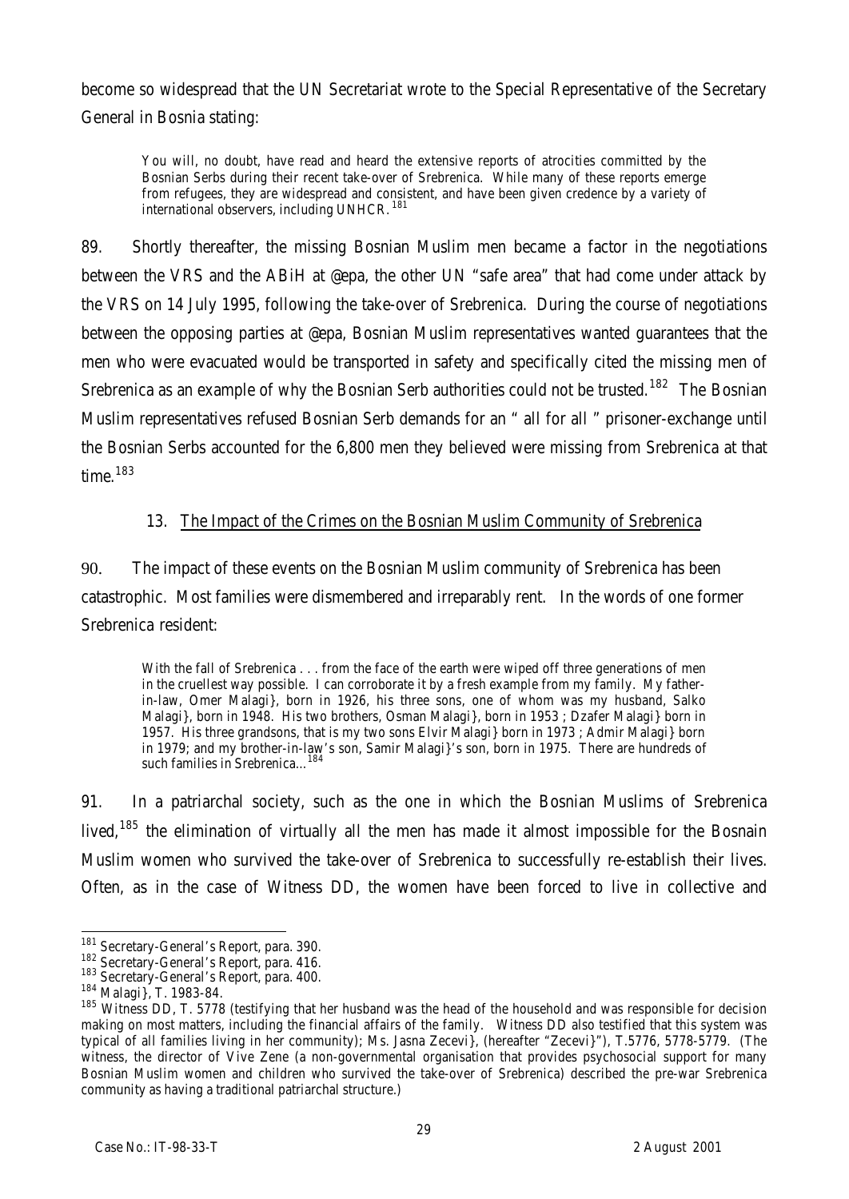become so widespread that the UN Secretariat wrote to the Special Representative of the Secretary General in Bosnia stating:

> You will, no doubt, have read and heard the extensive reports of atrocities committed by the Bosnian Serbs during their recent take-over of Srebrenica. While many of these reports emerge from refugees, they are widespread and consistent, and have been given credence by a variety of international observers, including UNHCR.[181]

89. Shortly thereafter, the missing Bosnian Muslim men became a factor in the negotiations between the VRS and the ABiH at @epa, the other UN "safe area" that had come under attack by the VRS on 14 July 1995, following the take-over of Srebrenica. During the course of negotiations between the opposing parties at @epa, Bosnian Muslim representatives wanted guarantees that the men who were evacuated would be transported in safety and specifically cited the missing men of Srebrenica as an example of why the Bosnian Serb authorities could not be trusted.[182] The Bosnian Muslim representatives refused Bosnian Serb demands for an " all for all " prisoner-exchange until the Bosnian Serbs accounted for the 6,800 men they believed were missing from Srebrenica at that time.[183]

### 13. The Impact of the Crimes on the Bosnian Muslim Community of Srebrenica

90. The impact of these events on the Bosnian Muslim community of Srebrenica has been catastrophic. Most families were dismembered and irreparably rent. In the words of one former Srebrenica resident:

> With the fall of Srebrenica . . . from the face of the earth were wiped off three generations of men in the cruellest way possible. I can corroborate it by a fresh example from my family. My father-in-law, Omer Malagi}, born in 1926, his three sons, one of whom was my husband, Salko Malagi}, born in 1948. His two brothers, Osman Malagi}, born in 1953 ; Dzafer Malagi} born in 1957. His three grandsons, that is my two sons Elvir Malagi} born in 1973 ; Admir Malagi} born in 1979; and my brother-in-law's son, Samir Malagi}'s son, born in 1975. There are hundreds of such families in Srebrenica...[184]

91. In a patriarchal society, such as the one in which the Bosnian Muslims of Srebrenica lived,[185] the elimination of virtually all the men has made it almost impossible for the Bosnain Muslim women who survived the take-over of Srebrenica to successfully re-establish their lives. Often, as in the case of Witness DD, the women have been forced to live in collective and

---

[181] Secretary-General's Report, para. 390.

[182] Secretary-General's Report, para. 416.

[183] Secretary-General's Report, para. 400.

[184] Malagi}, T. 1983-84.

[185] Witness DD, T. 5778 (testifying that her husband was the head of the household and was responsible for decision making on most matters, including the financial affairs of the family. Witness DD also testified that this system was typical of all families living in her community); Ms. Jasna Zecevi}, (hereafter "Zecevi}"), T.5776, 5778-5779. (The witness, the director of Vive Zene (a non-governmental organisation that provides psychosocial support for many Bosnian Muslim women and children who survived the take-over of Srebrenica) described the pre-war Srebrenica community as having a traditional patriarchal structure.)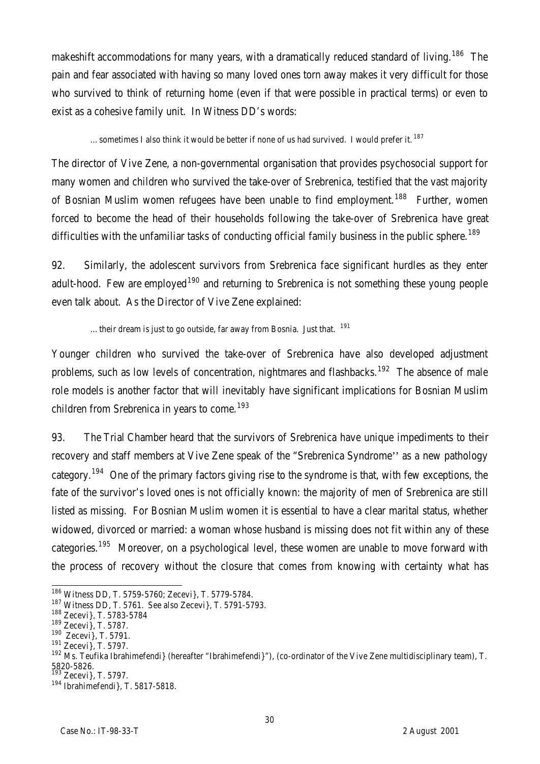makeshift accommodations for many years, with a dramatically reduced standard of living.[186] The pain and fear associated with having so many loved ones torn away makes it very difficult for those who survived to think of returning home (even if that were possible in practical terms) or even to exist as a cohesive family unit. In Witness DD's words:

> …sometimes I also think it would be better if none of us had survived. I would prefer it.[187]

The director of Vive Zene, a non-governmental organisation that provides psychosocial support for many women and children who survived the take-over of Srebrenica, testified that the vast majority of Bosnian Muslim women refugees have been unable to find employment.[188] Further, women forced to become the head of their households following the take-over of Srebrenica have great difficulties with the unfamiliar tasks of conducting official family business in the public sphere.[189]

92. Similarly, the adolescent survivors from Srebrenica face significant hurdles as they enter adult-hood. Few are employed[190] and returning to Srebrenica is not something these young people even talk about. As the Director of Vive Zene explained:

> …their dream is just to go outside, far away from Bosnia. Just that.[191]

Younger children who survived the take-over of Srebrenica have also developed adjustment problems, such as low levels of concentration, nightmares and flashbacks.[192] The absence of male role models is another factor that will inevitably have significant implications for Bosnian Muslim children from Srebrenica in years to come.[193]

93. The Trial Chamber heard that the survivors of Srebrenica have unique impediments to their recovery and staff members at Vive Zene speak of the "Srebrenica Syndrome'' as a new pathology category.[194] One of the primary factors giving rise to the syndrome is that, with few exceptions, the fate of the survivor's loved ones is not officially known: the majority of men of Srebrenica are still listed as missing. For Bosnian Muslim women it is essential to have a clear marital status, whether widowed, divorced or married: a woman whose husband is missing does not fit within any of these categories.[195] Moreover, on a psychological level, these women are unable to move forward with the process of recovery without the closure that comes from knowing with certainty what has

---

[186] Witness DD, T. 5759-5760; Zecevi}, T. 5779-5784.

[187] Witness DD, T. 5761. See also Zecevi}, T. 5791-5793.

[188] Zecevi}, T. 5783-5784

[189] Zecevi}, T. 5787.

[190] Zecevi}, T. 5791.

[191] Zecevi}, T. 5797.

[192] Ms. Teufika Ibrahimefendi} (hereafter "Ibrahimefendi}"), (co-ordinator of the Vive Zene multidisciplinary team), T. 5820-5826.

[193] Zecevi}, T. 5797.

[194] Ibrahimefendi}, T. 5817-5818.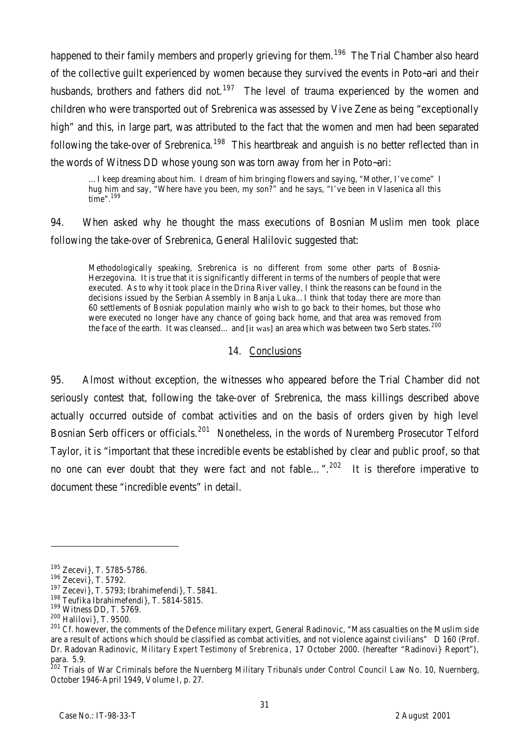happened to their family members and properly grieving for them.[196] The Trial Chamber also heard of the collective guilt experienced by women because they survived the events in Poto~ari and their husbands, brothers and fathers did not.[197] The level of trauma experienced by the women and children who were transported out of Srebrenica was assessed by Vive Zene as being "exceptionally high" and this, in large part, was attributed to the fact that the women and men had been separated following the take-over of Srebrenica.[198] This heartbreak and anguish is no better reflected than in the words of Witness DD whose young son was torn away from her in Poto~ari:

> …I keep dreaming about him. I dream of him bringing flowers and saying, "Mother, I've come" I hug him and say, "Where have you been, my son?" and he says, "I've been in Vlasenica all this time".[199]

94. When asked why he thought the mass executions of Bosnian Muslim men took place following the take-over of Srebrenica, General Halilovic suggested that:

> Methodologically speaking, Srebrenica is no different from some other parts of Bosnia-Herzegovina. It is true that it is significantly different in terms of the numbers of people that were executed. As to why it took place in the Drina River valley, I think the reasons can be found in the decisions issued by the Serbian Assembly in Banja Luka…I think that today there are more than 60 settlements of Bosniak population mainly who wish to go back to their homes, but those who were executed no longer have any chance of going back home, and that area was removed from the face of the earth. It was cleansed… and [it was] an area which was between two Serb states.[200]

## 14. Conclusions

95. Almost without exception, the witnesses who appeared before the Trial Chamber did not seriously contest that, following the take-over of Srebrenica, the mass killings described above actually occurred outside of combat activities and on the basis of orders given by high level Bosnian Serb officers or officials.[201] Nonetheless, in the words of Nuremberg Prosecutor Telford Taylor, it is "important that these incredible events be established by clear and public proof, so that no one can ever doubt that they were fact and not fable…".[202] It is therefore imperative to document these "incredible events" in detail.

---

[195] Zecevi}, T. 5785-5786.

[196] Zecevi}, T. 5792.

[197] Zecevi}, T. 5793; Ibrahimefendi}, T. 5841.

[198] Teufika Ibrahimefendi}, T. 5814-5815.

[199] Witness DD, T. 5769.

[200] Halilovi}, T. 9500.

[201] *Cf.* however, the comments of the Defence military expert, General Radinovic, "Mass casualties on the Muslim side are a result of actions which should be classified as combat activities, and not violence against civilians" D 160 (Prof. Dr. Radovan Radinovic, *Military Expert Testimony of Srebrenica*, 17 October 2000. (hereafter "Radinovi} Report"), para. 5.9.

[202] Trials of War Criminals before the Nuernberg Military Tribunals under Control Council Law No. 10, Nuernberg, October 1946-April 1949, Volume I, p. 27.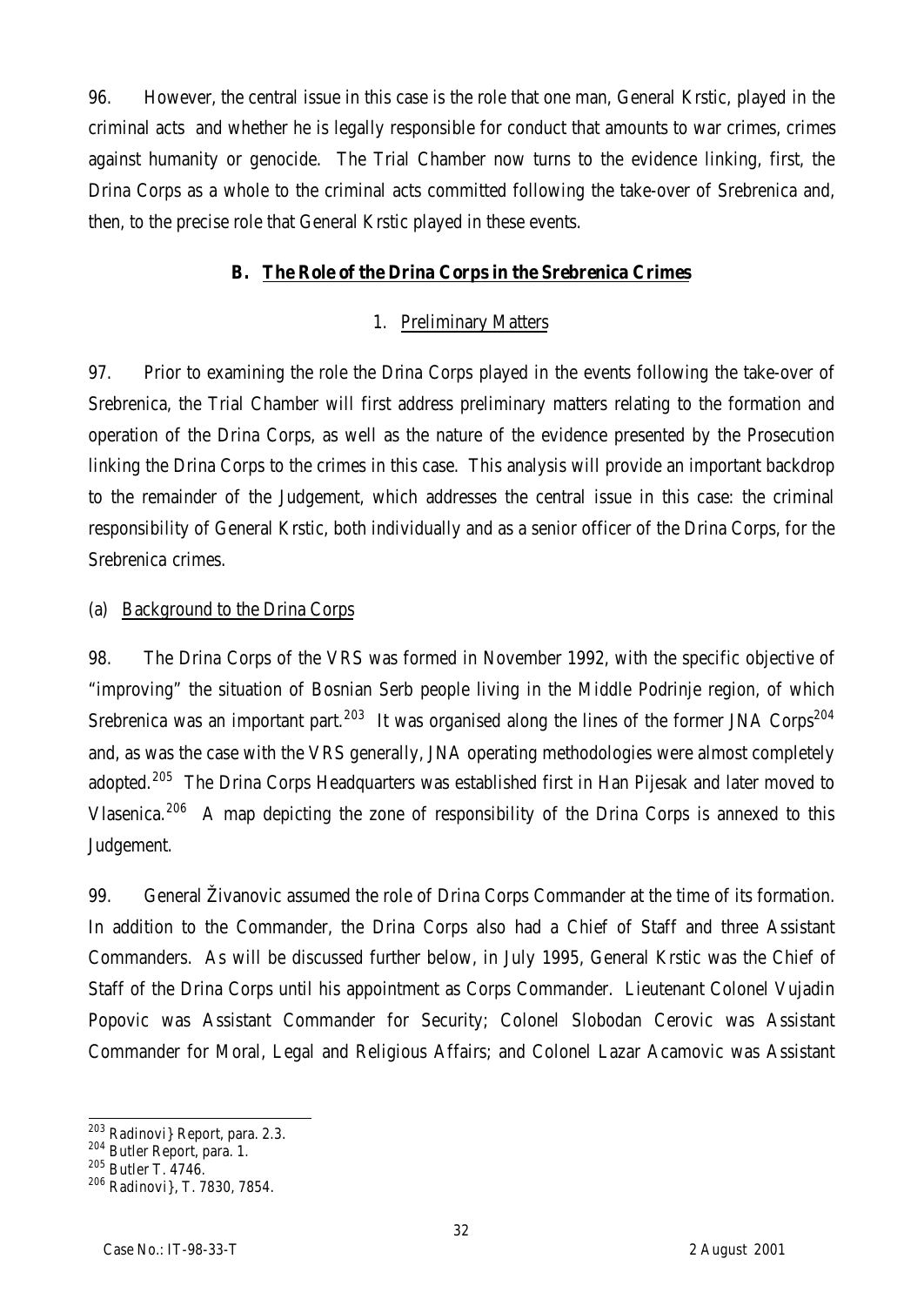96. However, the central issue in this case is the role that one man, General Krstic, played in the criminal acts and whether he is legally responsible for conduct that amounts to war crimes, crimes against humanity or genocide. The Trial Chamber now turns to the evidence linking, first, the Drina Corps as a whole to the criminal acts committed following the take-over of Srebrenica and, then, to the precise role that General Krstic played in these events.

## B. The Role of the Drina Corps in the Srebrenica Crimes

### 1. Preliminary Matters

97. Prior to examining the role the Drina Corps played in the events following the take-over of Srebrenica, the Trial Chamber will first address preliminary matters relating to the formation and operation of the Drina Corps, as well as the nature of the evidence presented by the Prosecution linking the Drina Corps to the crimes in this case. This analysis will provide an important backdrop to the remainder of the Judgement, which addresses the central issue in this case: the criminal responsibility of General Krstic, both individually and as a senior officer of the Drina Corps, for the Srebrenica crimes.

#### (a) Background to the Drina Corps

98. The Drina Corps of the VRS was formed in November 1992, with the specific objective of "improving" the situation of Bosnian Serb people living in the Middle Podrinje region, of which Srebrenica was an important part.[203] It was organised along the lines of the former JNA Corps[204] and, as was the case with the VRS generally, JNA operating methodologies were almost completely adopted.[205] The Drina Corps Headquarters was established first in Han Pijesak and later moved to Vlasenica.[206] A map depicting the zone of responsibility of the Drina Corps is annexed to this Judgement.

99. General Živanovic assumed the role of Drina Corps Commander at the time of its formation. In addition to the Commander, the Drina Corps also had a Chief of Staff and three Assistant Commanders. As will be discussed further below, in July 1995, General Krstic was the Chief of Staff of the Drina Corps until his appointment as Corps Commander. Lieutenant Colonel Vujadin Popovic was Assistant Commander for Security; Colonel Slobodan Cerovic was Assistant Commander for Moral, Legal and Religious Affairs; and Colonel Lazar Acamovic was Assistant

---

[203] Radinovi} Report, para. 2.3.

[204] Butler Report, para. 1.

[205] Butler T. 4746.

[206] Radinovi}, T. 7830, 7854.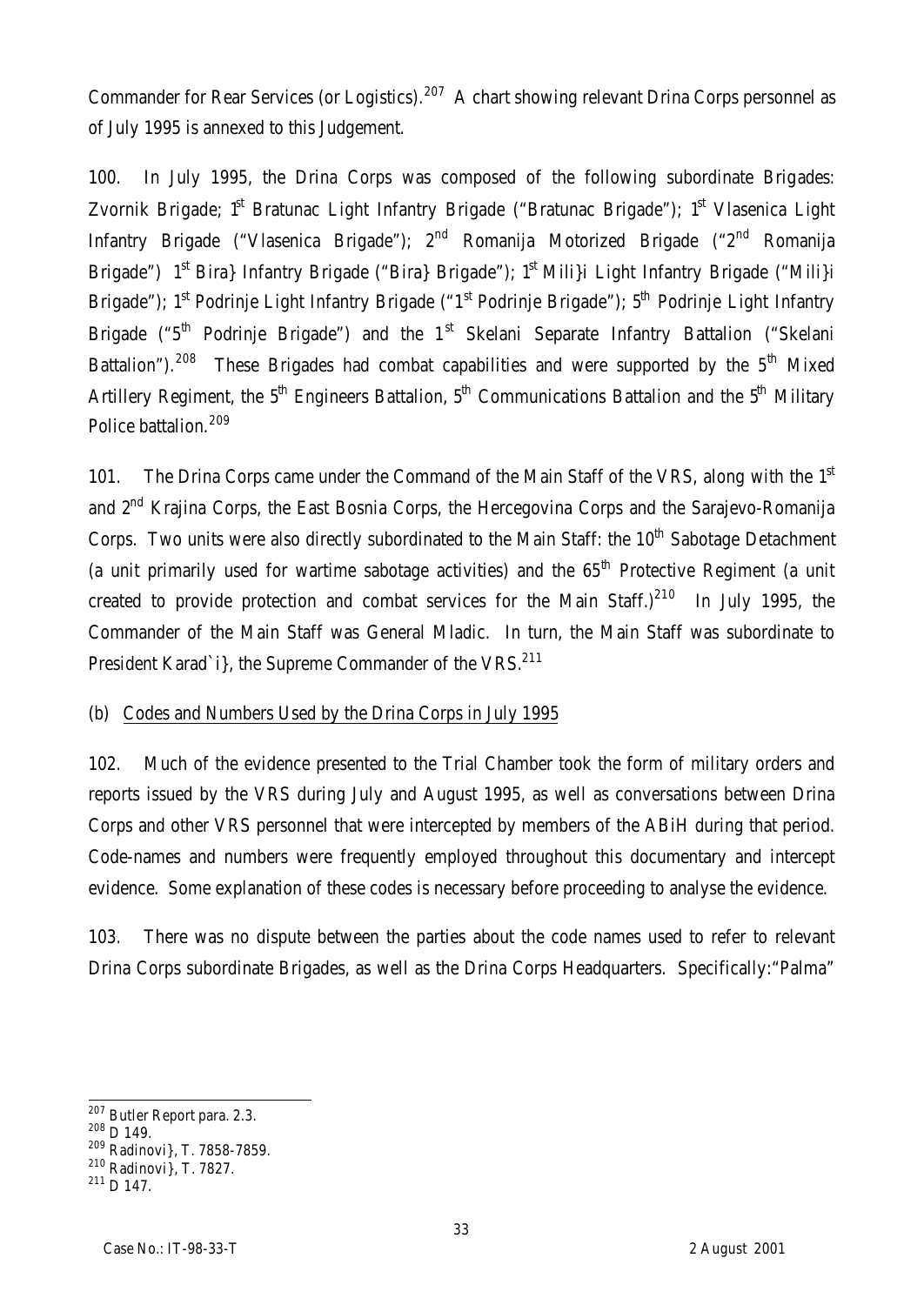Commander for Rear Services (or Logistics).[207] A chart showing relevant Drina Corps personnel as of July 1995 is annexed to this Judgement.

100. In July 1995, the Drina Corps was composed of the following subordinate Brigades: Zvornik Brigade; 1st Bratunac Light Infantry Brigade ("Bratunac Brigade"); 1st Vlasenica Light Infantry Brigade ("Vlasenica Brigade"); 2nd Romanija Motorized Brigade ("2nd Romanija Brigade") 1st Bira} Infantry Brigade ("Bira} Brigade"); 1st Mili}i Light Infantry Brigade ("Mili}i Brigade"); 1st Podrinje Light Infantry Brigade ("1st Podrinje Brigade"); 5th Podrinje Light Infantry Brigade ("5th Podrinje Brigade") and the 1st Skelani Separate Infantry Battalion ("Skelani Battalion").[208] These Brigades had combat capabilities and were supported by the 5th Mixed Artillery Regiment, the 5th Engineers Battalion, 5th Communications Battalion and the 5th Military Police battalion.[209]

101. The Drina Corps came under the Command of the Main Staff of the VRS, along with the 1st and 2nd Krajina Corps, the East Bosnia Corps, the Hercegovina Corps and the Sarajevo-Romanija Corps. Two units were also directly subordinated to the Main Staff: the 10th Sabotage Detachment (a unit primarily used for wartime sabotage activities) and the 65th Protective Regiment (a unit created to provide protection and combat services for the Main Staff.)[210] In July 1995, the Commander of the Main Staff was General Mladic. In turn, the Main Staff was subordinate to President Karad`i}, the Supreme Commander of the VRS.[211]

(b) <u>Codes and Numbers Used by the Drina Corps in July 1995</u>

102. Much of the evidence presented to the Trial Chamber took the form of military orders and reports issued by the VRS during July and August 1995, as well as conversations between Drina Corps and other VRS personnel that were intercepted by members of the ABiH during that period. Code-names and numbers were frequently employed throughout this documentary and intercept evidence. Some explanation of these codes is necessary before proceeding to analyse the evidence.

103. There was no dispute between the parties about the code names used to refer to relevant Drina Corps subordinate Brigades, as well as the Drina Corps Headquarters. Specifically:"Palma"

---

[207] Butler Report para. 2.3.

[208] D 149.

[209] Radinovi}, T. 7858-7859.

[210] Radinovi}, T. 7827.

[211] D 147.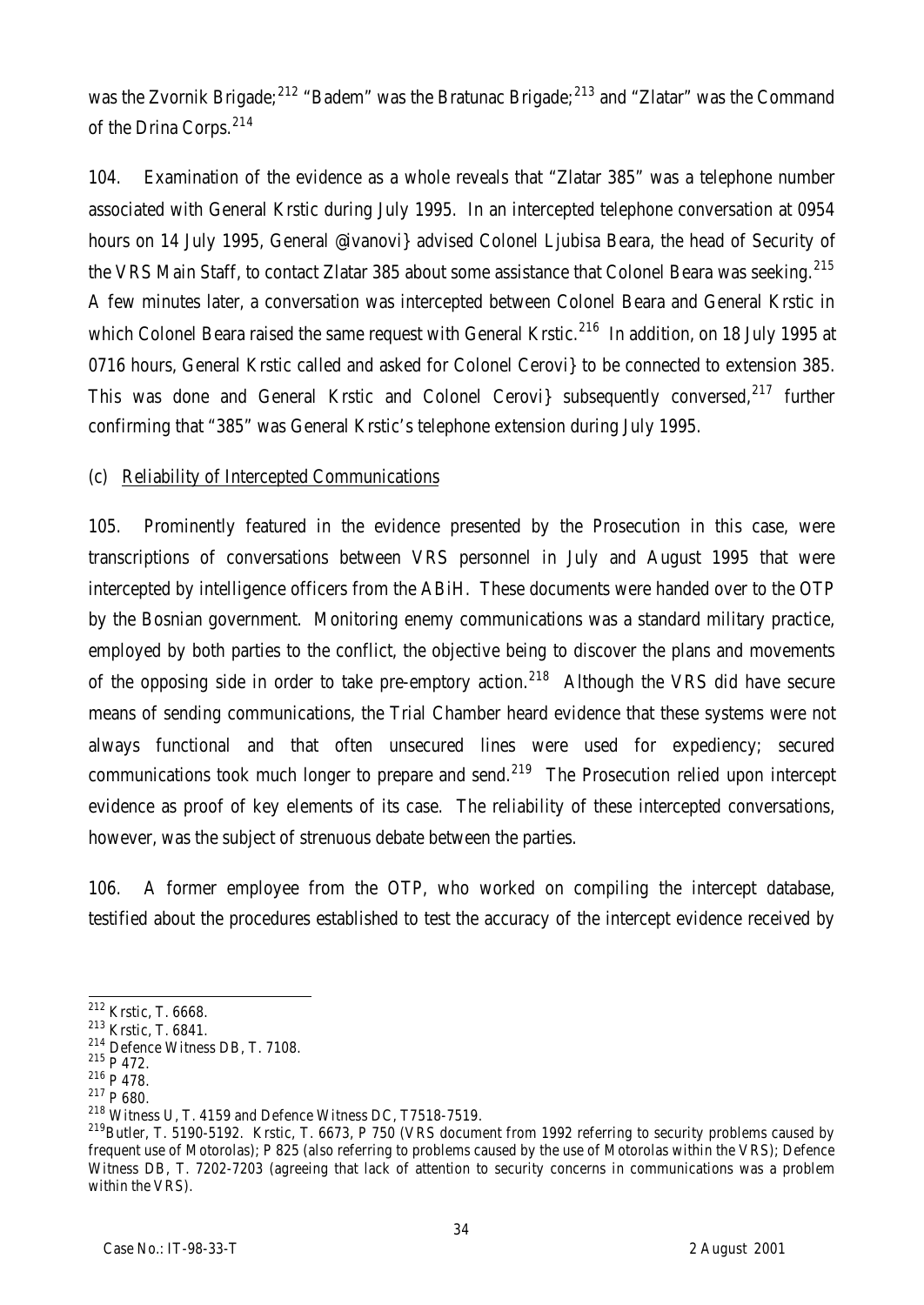was the Zvornik Brigade;[212] "Badem" was the Bratunac Brigade;[213] and "Zlatar" was the Command of the Drina Corps.[214]

104. Examination of the evidence as a whole reveals that "Zlatar 385" was a telephone number associated with General Krstic during July 1995. In an intercepted telephone conversation at 0954 hours on 14 July 1995, General @ivanovi} advised Colonel Ljubisa Beara, the head of Security of the VRS Main Staff, to contact Zlatar 385 about some assistance that Colonel Beara was seeking.[215] A few minutes later, a conversation was intercepted between Colonel Beara and General Krstic in which Colonel Beara raised the same request with General Krstic.[216] In addition, on 18 July 1995 at 0716 hours, General Krstic called and asked for Colonel Cerovi} to be connected to extension 385. This was done and General Krstic and Colonel Cerovi} subsequently conversed,[217] further confirming that "385" was General Krstic's telephone extension during July 1995.

(c) Reliability of Intercepted Communications

105. Prominently featured in the evidence presented by the Prosecution in this case, were transcriptions of conversations between VRS personnel in July and August 1995 that were intercepted by intelligence officers from the ABiH. These documents were handed over to the OTP by the Bosnian government. Monitoring enemy communications was a standard military practice, employed by both parties to the conflict, the objective being to discover the plans and movements of the opposing side in order to take pre-emptory action.[218] Although the VRS did have secure means of sending communications, the Trial Chamber heard evidence that these systems were not always functional and that often unsecured lines were used for expediency; secured communications took much longer to prepare and send.[219] The Prosecution relied upon intercept evidence as proof of key elements of its case. The reliability of these intercepted conversations, however, was the subject of strenuous debate between the parties.

106. A former employee from the OTP, who worked on compiling the intercept database, testified about the procedures established to test the accuracy of the intercept evidence received by

---

[212] Krstic, T. 6668.
[213] Krstic, T. 6841.
[214] Defence Witness DB, T. 7108.
[215] P 472.
[216] P 478.
[217] P 680.
[218] Witness U, T. 4159 and Defence Witness DC, T7518-7519.
[219] Butler, T. 5190-5192. Krstic, T. 6673, P 750 (VRS document from 1992 referring to security problems caused by frequent use of Motorolas); P 825 (also referring to problems caused by the use of Motorolas within the VRS); Defence Witness DB, T. 7202-7203 (agreeing that lack of attention to security concerns in communications was a problem within the VRS).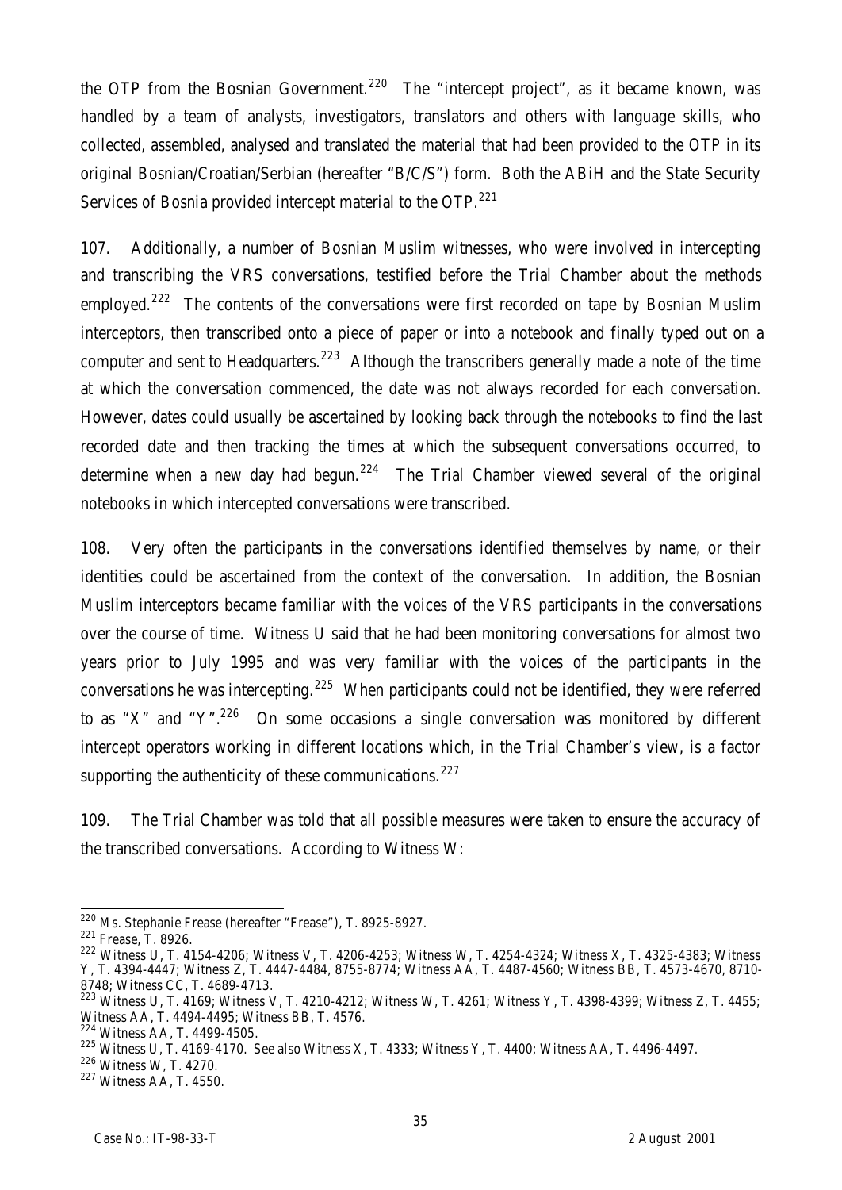the OTP from the Bosnian Government.[220] The "intercept project", as it became known, was handled by a team of analysts, investigators, translators and others with language skills, who collected, assembled, analysed and translated the material that had been provided to the OTP in its original Bosnian/Croatian/Serbian (hereafter "B/C/S") form. Both the ABiH and the State Security Services of Bosnia provided intercept material to the OTP.[221]

107. Additionally, a number of Bosnian Muslim witnesses, who were involved in intercepting and transcribing the VRS conversations, testified before the Trial Chamber about the methods employed.[222] The contents of the conversations were first recorded on tape by Bosnian Muslim interceptors, then transcribed onto a piece of paper or into a notebook and finally typed out on a computer and sent to Headquarters.[223] Although the transcribers generally made a note of the time at which the conversation commenced, the date was not always recorded for each conversation. However, dates could usually be ascertained by looking back through the notebooks to find the last recorded date and then tracking the times at which the subsequent conversations occurred, to determine when a new day had begun.[224] The Trial Chamber viewed several of the original notebooks in which intercepted conversations were transcribed.

108. Very often the participants in the conversations identified themselves by name, or their identities could be ascertained from the context of the conversation. In addition, the Bosnian Muslim interceptors became familiar with the voices of the VRS participants in the conversations over the course of time. Witness U said that he had been monitoring conversations for almost two years prior to July 1995 and was very familiar with the voices of the participants in the conversations he was intercepting.[225] When participants could not be identified, they were referred to as "X" and "Y".[226] On some occasions a single conversation was monitored by different intercept operators working in different locations which, in the Trial Chamber's view, is a factor supporting the authenticity of these communications.[227]

109. The Trial Chamber was told that all possible measures were taken to ensure the accuracy of the transcribed conversations. According to Witness W:

---

[220] Ms. Stephanie Frease (hereafter "Frease"), T. 8925-8927.

[221] Frease, T. 8926.

[222] Witness U, T. 4154-4206; Witness V, T. 4206-4253; Witness W, T. 4254-4324; Witness X, T. 4325-4383; Witness Y, T. 4394-4447; Witness Z, T. 4447-4484, 8755-8774; Witness AA, T. 4487-4560; Witness BB, T. 4573-4670, 8710-8748; Witness CC, T. 4689-4713.

[223] Witness U, T. 4169; Witness V, T. 4210-4212; Witness W, T. 4261; Witness Y, T. 4398-4399; Witness Z, T. 4455; Witness AA, T. 4494-4495; Witness BB, T. 4576.

[224] Witness AA, T. 4499-4505.

[225] Witness U, T. 4169-4170. See also Witness X, T. 4333; Witness Y, T. 4400; Witness AA, T. 4496-4497.

[226] Witness W, T. 4270.

[227] Witness AA, T. 4550.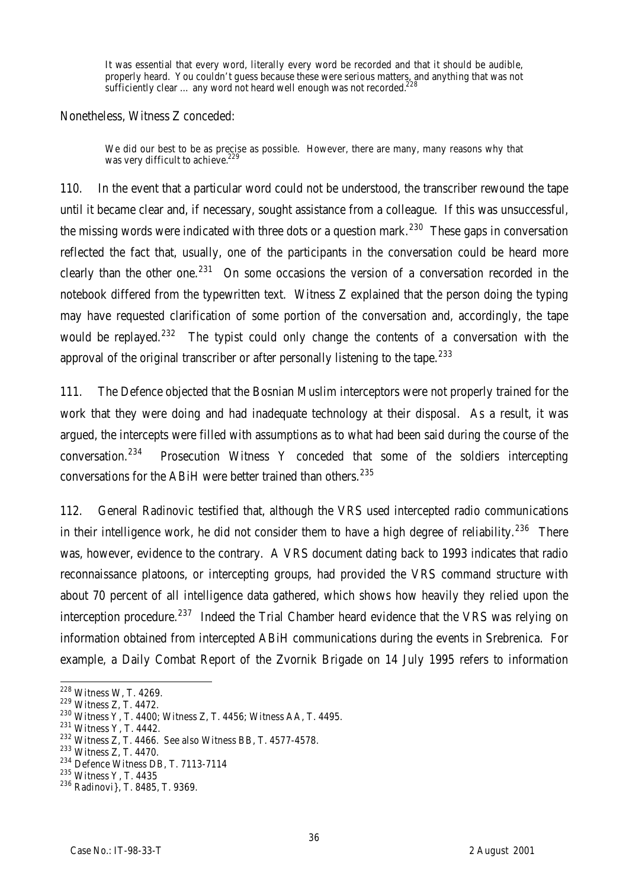> It was essential that every word, literally every word be recorded and that it should be audible, properly heard. You couldn't guess because these were serious matters, and anything that was not sufficiently clear … any word not heard well enough was not recorded.[228]

Nonetheless, Witness Z conceded:

> We did our best to be as precise as possible. However, there are many, many reasons why that was very difficult to achieve.[229]

110. In the event that a particular word could not be understood, the transcriber rewound the tape until it became clear and, if necessary, sought assistance from a colleague. If this was unsuccessful, the missing words were indicated with three dots or a question mark.[230] These gaps in conversation reflected the fact that, usually, one of the participants in the conversation could be heard more clearly than the other one.[231] On some occasions the version of a conversation recorded in the notebook differed from the typewritten text. Witness Z explained that the person doing the typing may have requested clarification of some portion of the conversation and, accordingly, the tape would be replayed.[232] The typist could only change the contents of a conversation with the approval of the original transcriber or after personally listening to the tape.[233]

111. The Defence objected that the Bosnian Muslim interceptors were not properly trained for the work that they were doing and had inadequate technology at their disposal. As a result, it was argued, the intercepts were filled with assumptions as to what had been said during the course of the conversation.[234] Prosecution Witness Y conceded that some of the soldiers intercepting conversations for the ABiH were better trained than others.[235]

112. General Radinovic testified that, although the VRS used intercepted radio communications in their intelligence work, he did not consider them to have a high degree of reliability.[236] There was, however, evidence to the contrary. A VRS document dating back to 1993 indicates that radio reconnaissance platoons, or intercepting groups, had provided the VRS command structure with about 70 percent of all intelligence data gathered, which shows how heavily they relied upon the interception procedure.[237] Indeed the Trial Chamber heard evidence that the VRS was relying on information obtained from intercepted ABiH communications during the events in Srebrenica. For example, a Daily Combat Report of the Zvornik Brigade on 14 July 1995 refers to information

---

[228] Witness W, T. 4269.

[229] Witness Z, T. 4472.

[230] Witness Y, T. 4400; Witness Z, T. 4456; Witness AA, T. 4495.

[231] Witness Y, T. 4442.

[232] Witness Z, T. 4466. See also Witness BB, T. 4577-4578.

[233] Witness Z, T. 4470.

[234] Defence Witness DB, T. 7113-7114

[235] Witness Y, T. 4435

[236] Radinovi}, T. 8485, T. 9369.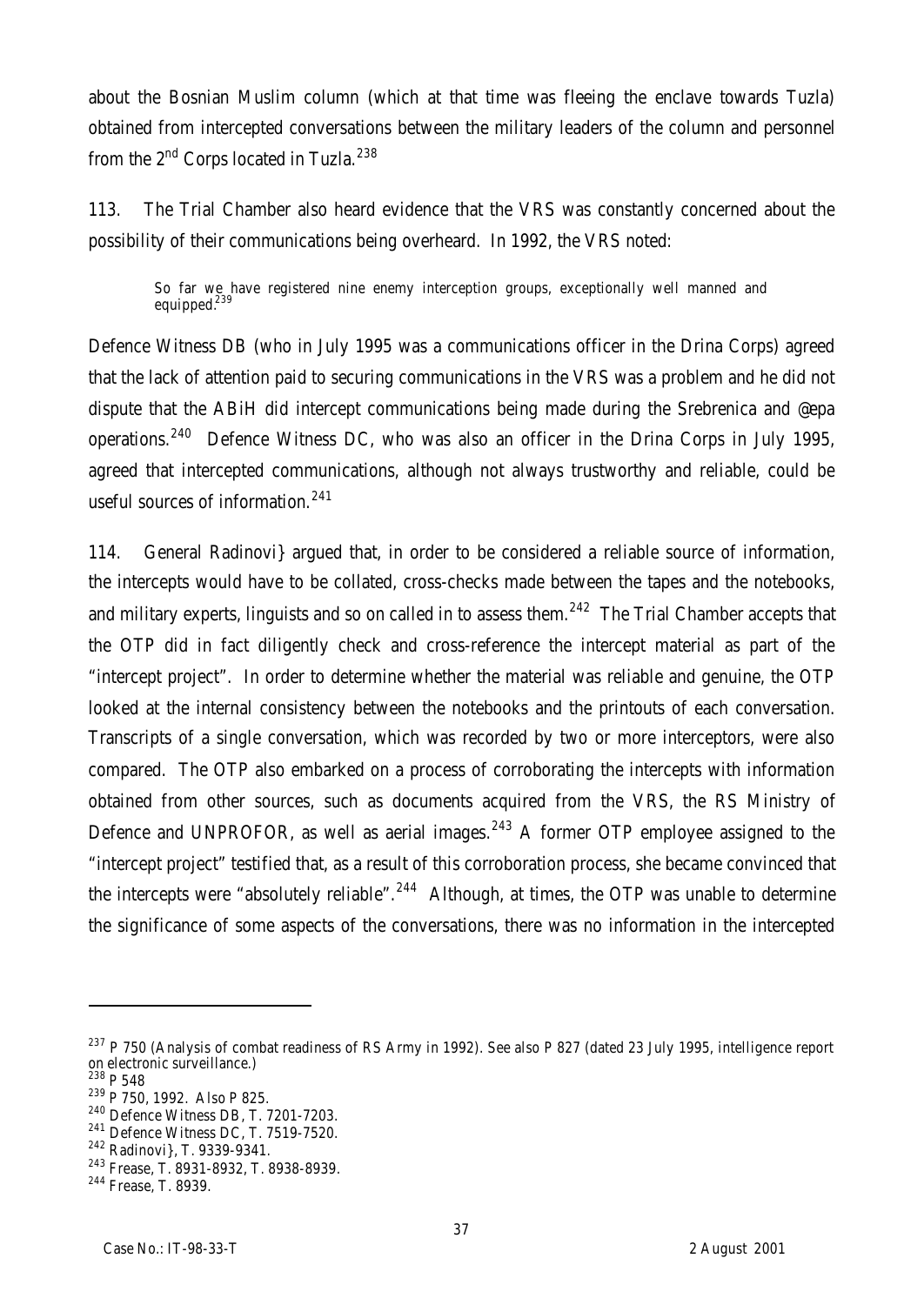about the Bosnian Muslim column (which at that time was fleeing the enclave towards Tuzla) obtained from intercepted conversations between the military leaders of the column and personnel from the 2nd Corps located in Tuzla.[238]

113. The Trial Chamber also heard evidence that the VRS was constantly concerned about the possibility of their communications being overheard. In 1992, the VRS noted:

> So far we have registered nine enemy interception groups, exceptionally well manned and equipped.[239]

Defence Witness DB (who in July 1995 was a communications officer in the Drina Corps) agreed that the lack of attention paid to securing communications in the VRS was a problem and he did not dispute that the ABiH did intercept communications being made during the Srebrenica and @epa operations.[240] Defence Witness DC, who was also an officer in the Drina Corps in July 1995, agreed that intercepted communications, although not always trustworthy and reliable, could be useful sources of information.[241]

114. General Radinovi} argued that, in order to be considered a reliable source of information, the intercepts would have to be collated, cross-checks made between the tapes and the notebooks, and military experts, linguists and so on called in to assess them.[242] The Trial Chamber accepts that the OTP did in fact diligently check and cross-reference the intercept material as part of the "intercept project". In order to determine whether the material was reliable and genuine, the OTP looked at the internal consistency between the notebooks and the printouts of each conversation. Transcripts of a single conversation, which was recorded by two or more interceptors, were also compared. The OTP also embarked on a process of corroborating the intercepts with information obtained from other sources, such as documents acquired from the VRS, the RS Ministry of Defence and UNPROFOR, as well as aerial images.[243] A former OTP employee assigned to the "intercept project" testified that, as a result of this corroboration process, she became convinced that the intercepts were "absolutely reliable".[244] Although, at times, the OTP was unable to determine the significance of some aspects of the conversations, there was no information in the intercepted

---

[237] P 750 (Analysis of combat readiness of RS Army in 1992). See also P 827 (dated 23 July 1995, intelligence report on electronic surveillance.)

[238] P 548

[239] P 750, 1992. Also P 825.

[240] Defence Witness DB, T. 7201-7203.

[241] Defence Witness DC, T. 7519-7520.

[242] Radinovi}, T. 9339-9341.

[243] Frease, T. 8931-8932, T. 8938-8939.

[244] Frease, T. 8939.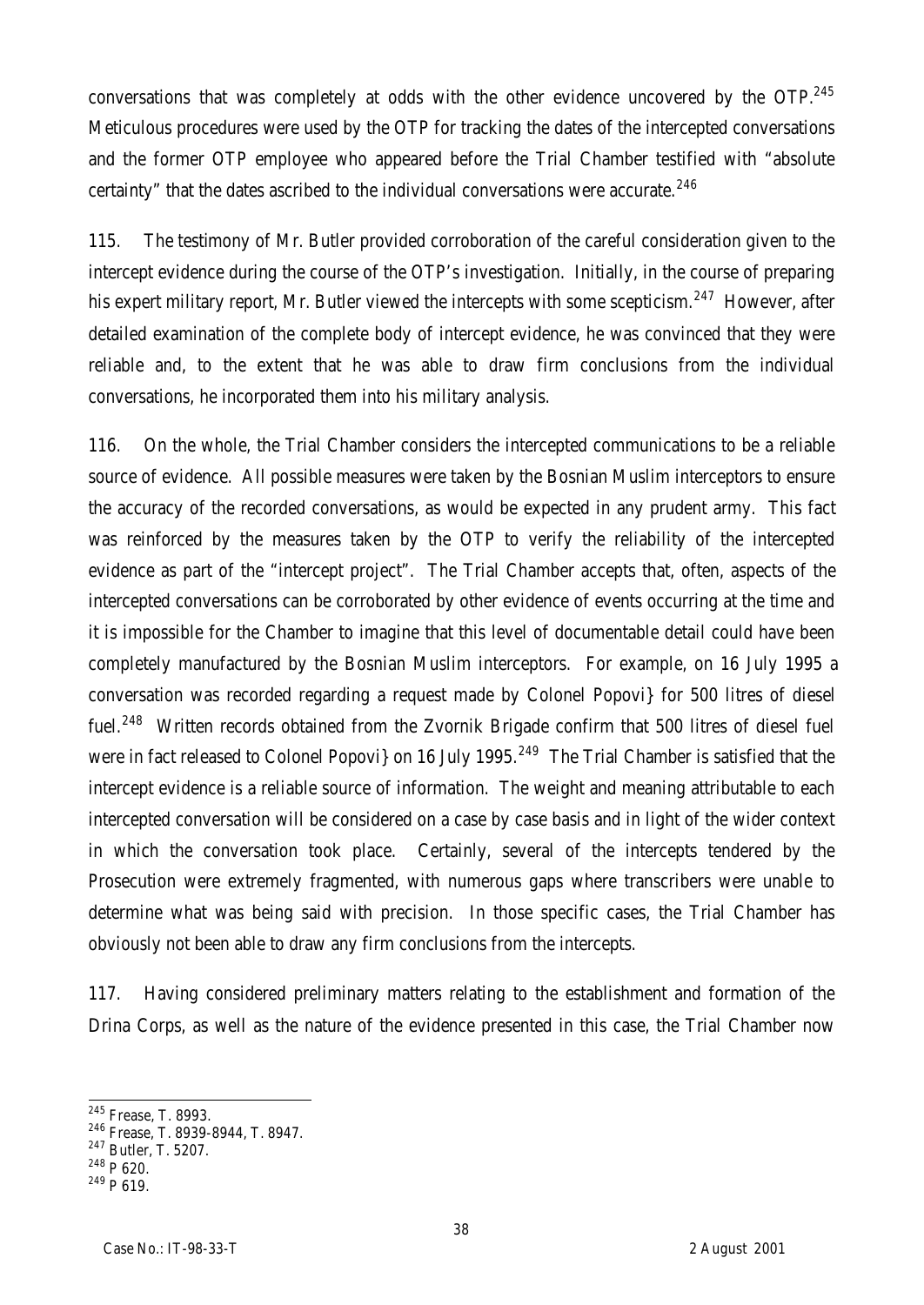conversations that was completely at odds with the other evidence uncovered by the OTP.[245] Meticulous procedures were used by the OTP for tracking the dates of the intercepted conversations and the former OTP employee who appeared before the Trial Chamber testified with "absolute certainty" that the dates ascribed to the individual conversations were accurate.[246]

115. The testimony of Mr. Butler provided corroboration of the careful consideration given to the intercept evidence during the course of the OTP's investigation. Initially, in the course of preparing his expert military report, Mr. Butler viewed the intercepts with some scepticism.[247] However, after detailed examination of the complete body of intercept evidence, he was convinced that they were reliable and, to the extent that he was able to draw firm conclusions from the individual conversations, he incorporated them into his military analysis.

116. On the whole, the Trial Chamber considers the intercepted communications to be a reliable source of evidence. All possible measures were taken by the Bosnian Muslim interceptors to ensure the accuracy of the recorded conversations, as would be expected in any prudent army. This fact was reinforced by the measures taken by the OTP to verify the reliability of the intercepted evidence as part of the "intercept project". The Trial Chamber accepts that, often, aspects of the intercepted conversations can be corroborated by other evidence of events occurring at the time and it is impossible for the Chamber to imagine that this level of documentable detail could have been completely manufactured by the Bosnian Muslim interceptors. For example, on 16 July 1995 a conversation was recorded regarding a request made by Colonel Popovi} for 500 litres of diesel fuel.[248] Written records obtained from the Zvornik Brigade confirm that 500 litres of diesel fuel were in fact released to Colonel Popovi} on 16 July 1995.[249] The Trial Chamber is satisfied that the intercept evidence is a reliable source of information. The weight and meaning attributable to each intercepted conversation will be considered on a case by case basis and in light of the wider context in which the conversation took place. Certainly, several of the intercepts tendered by the Prosecution were extremely fragmented, with numerous gaps where transcribers were unable to determine what was being said with precision. In those specific cases, the Trial Chamber has obviously not been able to draw any firm conclusions from the intercepts.

117. Having considered preliminary matters relating to the establishment and formation of the Drina Corps, as well as the nature of the evidence presented in this case, the Trial Chamber now

---

[245] Frease, T. 8993.

[246] Frease, T. 8939-8944, T. 8947.

[247] Butler, T. 5207.

[248] P 620.

[249] P 619.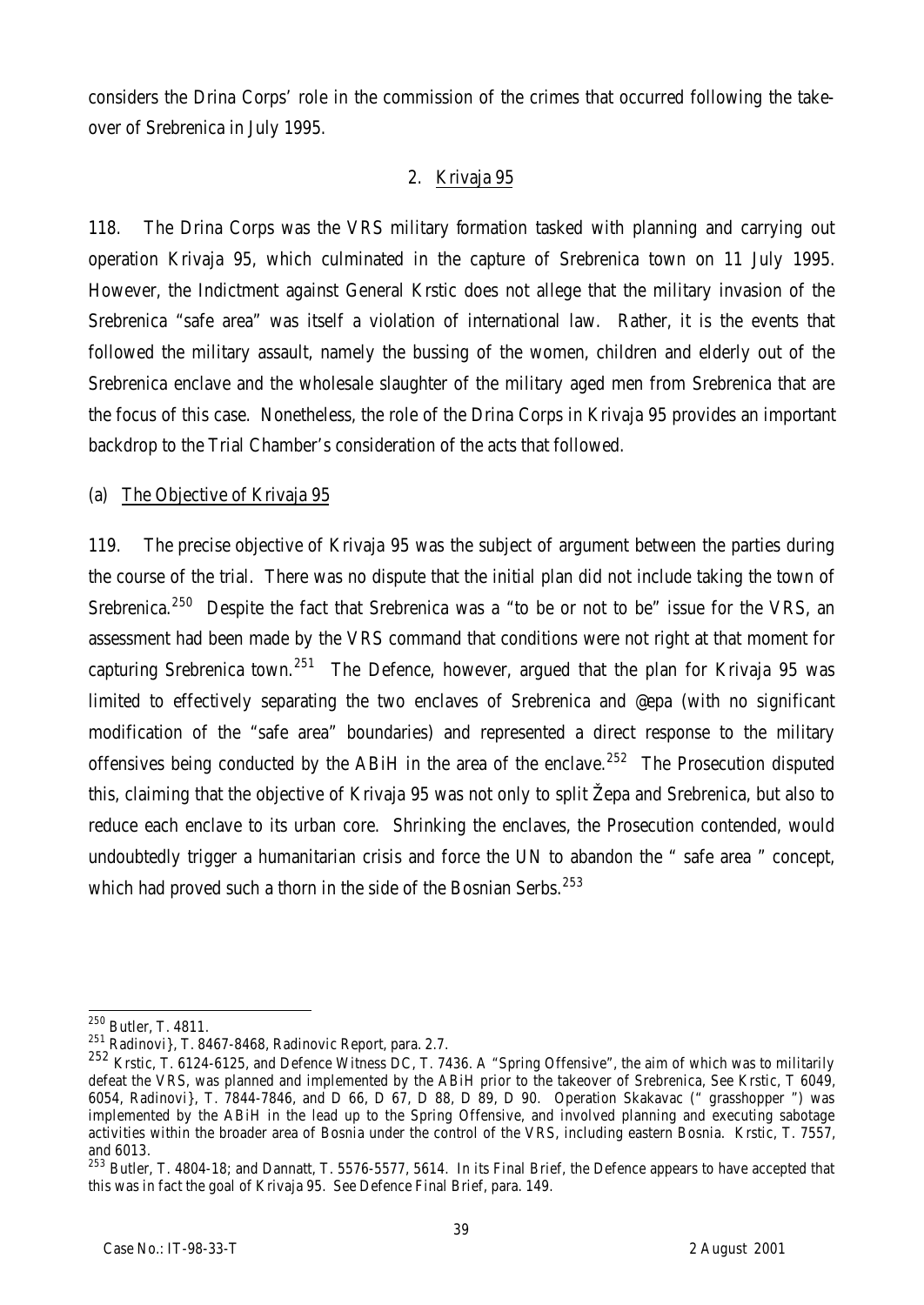considers the Drina Corps' role in the commission of the crimes that occurred following the take-over of Srebrenica in July 1995.

## 2. Krivaja 95

118. The Drina Corps was the VRS military formation tasked with planning and carrying out operation Krivaja 95, which culminated in the capture of Srebrenica town on 11 July 1995. However, the Indictment against General Krstic does not allege that the military invasion of the Srebrenica "safe area" was itself a violation of international law. Rather, it is the events that followed the military assault, namely the bussing of the women, children and elderly out of the Srebrenica enclave and the wholesale slaughter of the military aged men from Srebrenica that are the focus of this case. Nonetheless, the role of the Drina Corps in Krivaja 95 provides an important backdrop to the Trial Chamber's consideration of the acts that followed.

### (a) The Objective of Krivaja 95

119. The precise objective of Krivaja 95 was the subject of argument between the parties during the course of the trial. There was no dispute that the initial plan did not include taking the town of Srebrenica.[250] Despite the fact that Srebrenica was a "to be or not to be" issue for the VRS, an assessment had been made by the VRS command that conditions were not right at that moment for capturing Srebrenica town.[251] The Defence, however, argued that the plan for Krivaja 95 was limited to effectively separating the two enclaves of Srebrenica and @epa (with no significant modification of the "safe area" boundaries) and represented a direct response to the military offensives being conducted by the ABiH in the area of the enclave.[252] The Prosecution disputed this, claiming that the objective of Krivaja 95 was not only to split Žepa and Srebrenica, but also to reduce each enclave to its urban core. Shrinking the enclaves, the Prosecution contended, would undoubtedly trigger a humanitarian crisis and force the UN to abandon the " safe area " concept, which had proved such a thorn in the side of the Bosnian Serbs.[253]

---

[250] Butler, T. 4811.

[251] Radinovi}, T. 8467-8468, Radinovic Report, para. 2.7.

[252] Krstic, T. 6124-6125, and Defence Witness DC, T. 7436. A "Spring Offensive", the aim of which was to militarily defeat the VRS, was planned and implemented by the ABiH prior to the takeover of Srebrenica, See Krstic, T 6049, 6054, Radinovi}, T. 7844-7846, and D 66, D 67, D 88, D 89, D 90. Operation Skakavac (" grasshopper ") was implemented by the ABiH in the lead up to the Spring Offensive, and involved planning and executing sabotage activities within the broader area of Bosnia under the control of the VRS, including eastern Bosnia. Krstic, T. 7557, and 6013.

[253] Butler, T. 4804-18; and Dannatt, T. 5576-5577, 5614. In its Final Brief, the Defence appears to have accepted that this was in fact the goal of Krivaja 95. See Defence Final Brief, para. 149.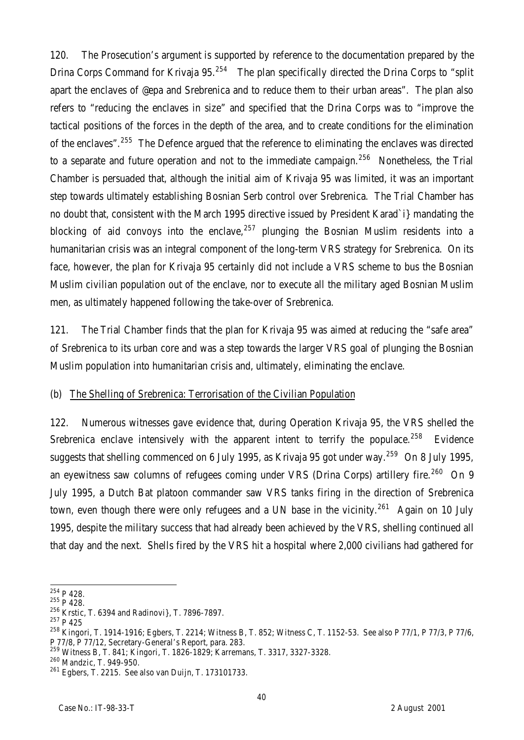120. The Prosecution's argument is supported by reference to the documentation prepared by the Drina Corps Command for Krivaja 95.[254] The plan specifically directed the Drina Corps to "split apart the enclaves of @epa and Srebrenica and to reduce them to their urban areas". The plan also refers to "reducing the enclaves in size" and specified that the Drina Corps was to "improve the tactical positions of the forces in the depth of the area, and to create conditions for the elimination of the enclaves".[255] The Defence argued that the reference to eliminating the enclaves was directed to a separate and future operation and not to the immediate campaign.[256] Nonetheless, the Trial Chamber is persuaded that, although the initial aim of Krivaja 95 was limited, it was an important step towards ultimately establishing Bosnian Serb control over Srebrenica. The Trial Chamber has no doubt that, consistent with the March 1995 directive issued by President Karad`i} mandating the blocking of aid convoys into the enclave,[257] plunging the Bosnian Muslim residents into a humanitarian crisis was an integral component of the long-term VRS strategy for Srebrenica. On its face, however, the plan for Krivaja 95 certainly did not include a VRS scheme to bus the Bosnian Muslim civilian population out of the enclave, nor to execute all the military aged Bosnian Muslim men, as ultimately happened following the take-over of Srebrenica.

121. The Trial Chamber finds that the plan for Krivaja 95 was aimed at reducing the "safe area" of Srebrenica to its urban core and was a step towards the larger VRS goal of plunging the Bosnian Muslim population into humanitarian crisis and, ultimately, eliminating the enclave.

(b) The Shelling of Srebrenica: Terrorisation of the Civilian Population

122. Numerous witnesses gave evidence that, during Operation Krivaja 95, the VRS shelled the Srebrenica enclave intensively with the apparent intent to terrify the populace.[258] Evidence suggests that shelling commenced on 6 July 1995, as Krivaja 95 got under way.[259] On 8 July 1995, an eyewitness saw columns of refugees coming under VRS (Drina Corps) artillery fire.[260] On 9 July 1995, a Dutch Bat platoon commander saw VRS tanks firing in the direction of Srebrenica town, even though there were only refugees and a UN base in the vicinity.[261] Again on 10 July 1995, despite the military success that had already been achieved by the VRS, shelling continued all that day and the next. Shells fired by the VRS hit a hospital where 2,000 civilians had gathered for

---

[254] P 428.

[255] P 428.

[256] Krstic, T. 6394 and Radinovi}, T. 7896-7897.

[257] P 425

[258] Kingori, T. 1914-1916; Egbers, T. 2214; Witness B, T. 852; Witness C, T. 1152-53. See also P 77/1, P 77/3, P 77/6, P 77/8, P 77/12, Secretary-General's Report, para. 283.

[259] Witness B, T. 841; Kingori, T. 1826-1829; Karremans, T. 3317, 3327-3328.

[260] Mandzic, T. 949-950.

[261] Egbers, T. 2215. See also van Duijn, T. 173101733.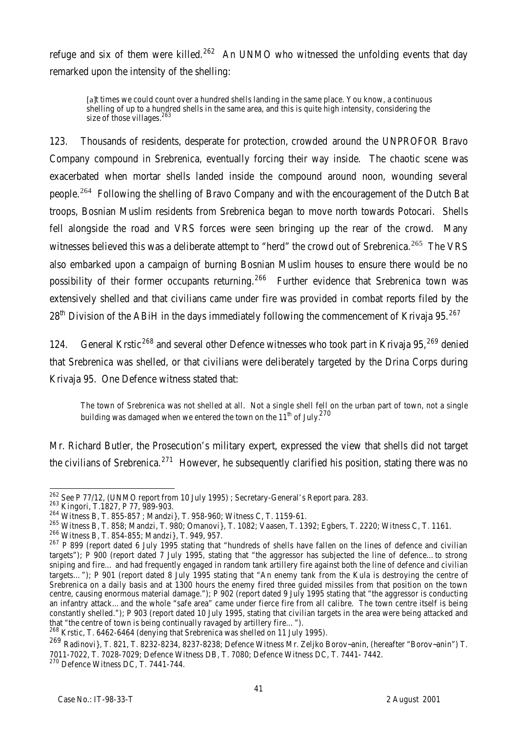refuge and six of them were killed.[262] An UNMO who witnessed the unfolding events that day remarked upon the intensity of the shelling:

> [a]t times we could count over a hundred shells landing in the same place. You know, a continuous shelling of up to a hundred shells in the same area, and this is quite high intensity, considering the size of those villages.[263]

123. Thousands of residents, desperate for protection, crowded around the UNPROFOR Bravo Company compound in Srebrenica, eventually forcing their way inside. The chaotic scene was exacerbated when mortar shells landed inside the compound around noon, wounding several people.[264] Following the shelling of Bravo Company and with the encouragement of the Dutch Bat troops, Bosnian Muslim residents from Srebrenica began to move north towards Potocari. Shells fell alongside the road and VRS forces were seen bringing up the rear of the crowd. Many witnesses believed this was a deliberate attempt to "herd" the crowd out of Srebrenica.[265] The VRS also embarked upon a campaign of burning Bosnian Muslim houses to ensure there would be no possibility of their former occupants returning.[266] Further evidence that Srebrenica town was extensively shelled and that civilians came under fire was provided in combat reports filed by the 28th Division of the ABiH in the days immediately following the commencement of Krivaja 95.[267]

124. General Krstic[268] and several other Defence witnesses who took part in Krivaja 95,[269] denied that Srebrenica was shelled, or that civilians were deliberately targeted by the Drina Corps during Krivaja 95. One Defence witness stated that:

> The town of Srebrenica was not shelled at all. Not a single shell fell on the urban part of town, not a single building was damaged when we entered the town on the 11th of July.[270]

Mr. Richard Butler, the Prosecution's military expert, expressed the view that shells did not target the civilians of Srebrenica.[271] However, he subsequently clarified his position, stating there was no

---

[262] See P 77/12, (UNMO report from 10 July 1995) ; Secretary-General's Report para. 283.

[263] Kingori, T.1827, P 77, 989-903.

[264] Witness B, T. 855-857 ; Mandzi}, T. 958-960; Witness C, T. 1159-61.

[265] Witness B, T. 858; Mandzi, T. 980; Omanovi}, T. 1082; Vaasen, T. 1392; Egbers, T. 2220; Witness C, T. 1161.

[266] Witness B, T. 854-855; Mandzi}, T. 949, 957.

[267] P 899 (report dated 6 July 1995 stating that "hundreds of shells have fallen on the lines of defence and civilian targets"); P 900 (report dated 7 July 1995, stating that "the aggressor has subjected the line of defence…to strong sniping and fire… and had frequently engaged in random tank artillery fire against both the line of defence and civilian targets…"); P 901 (report dated 8 July 1995 stating that "An enemy tank from the Kula is destroying the centre of Srebrenica on a daily basis and at 1300 hours the enemy fired three guided missiles from that position on the town centre, causing enormous material damage."); P 902 (report dated 9 July 1995 stating that "the aggressor is conducting an infantry attack…and the whole "safe area" came under fierce fire from all calibre. The town centre itself is being constantly shelled."); P 903 (report dated 10 July 1995, stating that civilian targets in the area were being attacked and that "the centre of town is being continually ravaged by artillery fire…").

[268] Krstic, T. 6462-6464 (denying that Srebrenica was shelled on 11 July 1995).

[269] Radinovi}, T. 821, T. 8232-8234, 8237-8238; Defence Witness Mr. Zeljko Borov¬anin, (hereafter "Borov¬anin") T. 7011-7022, T. 7028-7029; Defence Witness DB, T. 7080; Defence Witness DC, T. 7441- 7442.

[270] Defence Witness DC, T. 7441-744.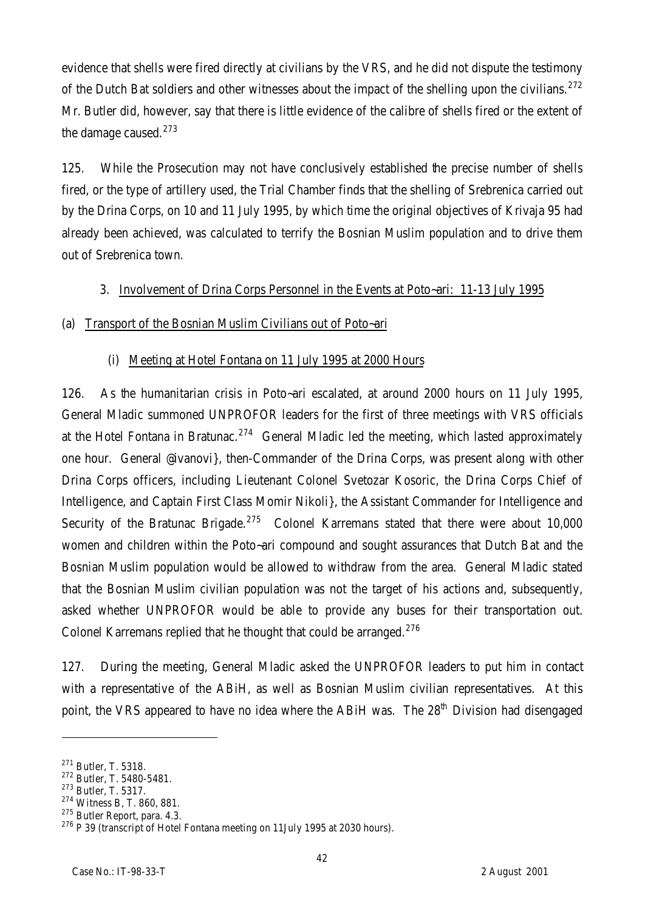evidence that shells were fired directly at civilians by the VRS, and he did not dispute the testimony of the Dutch Bat soldiers and other witnesses about the impact of the shelling upon the civilians.[272] Mr. Butler did, however, say that there is little evidence of the calibre of shells fired or the extent of the damage caused.[273]

125. While the Prosecution may not have conclusively established the precise number of shells fired, or the type of artillery used, the Trial Chamber finds that the shelling of Srebrenica carried out by the Drina Corps, on 10 and 11 July 1995, by which time the original objectives of Krivaja 95 had already been achieved, was calculated to terrify the Bosnian Muslim population and to drive them out of Srebrenica town.

### 3. Involvement of Drina Corps Personnel in the Events at Poto~ari: 11-13 July 1995

#### (a) Transport of the Bosnian Muslim Civilians out of Poto~ari

##### (i) Meeting at Hotel Fontana on 11 July 1995 at 2000 Hours

126. As the humanitarian crisis in Poto~ari escalated, at around 2000 hours on 11 July 1995, General Mladic summoned UNPROFOR leaders for the first of three meetings with VRS officials at the Hotel Fontana in Bratunac.[274] General Mladic led the meeting, which lasted approximately one hour. General @ivanovi}, then-Commander of the Drina Corps, was present along with other Drina Corps officers, including Lieutenant Colonel Svetozar Kosoric, the Drina Corps Chief of Intelligence, and Captain First Class Momir Nikoli}, the Assistant Commander for Intelligence and Security of the Bratunac Brigade.[275] Colonel Karremans stated that there were about 10,000 women and children within the Poto~ari compound and sought assurances that Dutch Bat and the Bosnian Muslim population would be allowed to withdraw from the area. General Mladic stated that the Bosnian Muslim civilian population was not the target of his actions and, subsequently, asked whether UNPROFOR would be able to provide any buses for their transportation out. Colonel Karremans replied that he thought that could be arranged.[276]

127. During the meeting, General Mladic asked the UNPROFOR leaders to put him in contact with a representative of the ABiH, as well as Bosnian Muslim civilian representatives. At this point, the VRS appeared to have no idea where the ABiH was. The 28th Division had disengaged

---

[271] Butler, T. 5318.

[272] Butler, T. 5480-5481.

[273] Butler, T. 5317.

[274] Witness B, T. 860, 881.

[275] Butler Report, para. 4.3.

[276] P 39 (transcript of Hotel Fontana meeting on 11July 1995 at 2030 hours).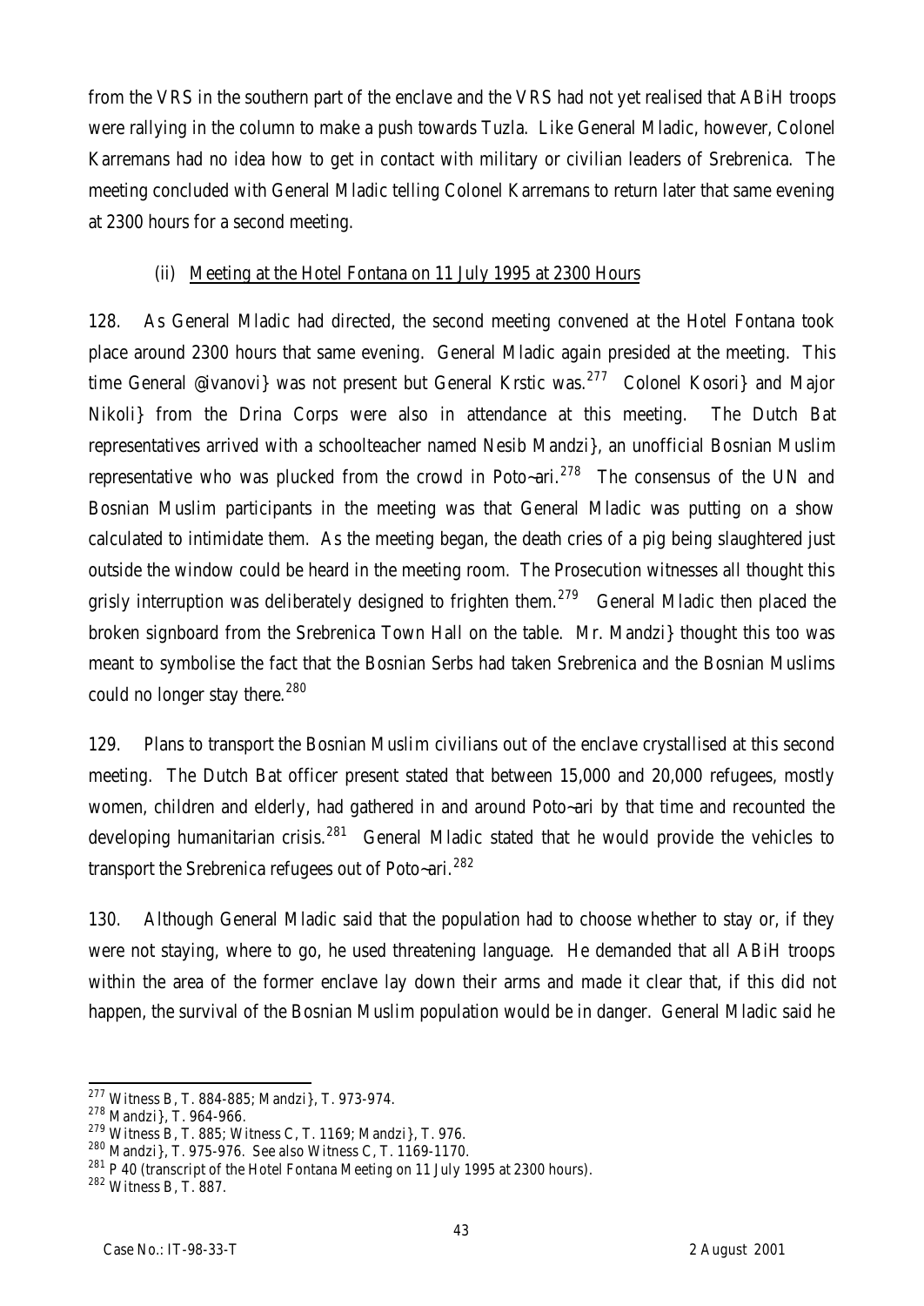from the VRS in the southern part of the enclave and the VRS had not yet realised that ABiH troops were rallying in the column to make a push towards Tuzla. Like General Mladic, however, Colonel Karremans had no idea how to get in contact with military or civilian leaders of Srebrenica. The meeting concluded with General Mladic telling Colonel Karremans to return later that same evening at 2300 hours for a second meeting.

(ii) Meeting at the Hotel Fontana on 11 July 1995 at 2300 Hours

128. As General Mladic had directed, the second meeting convened at the Hotel Fontana took place around 2300 hours that same evening. General Mladic again presided at the meeting. This time General @ivanovi} was not present but General Krstic was.[277] Colonel Kosori} and Major Nikoli} from the Drina Corps were also in attendance at this meeting. The Dutch Bat representatives arrived with a schoolteacher named Nesib Mandzi}, an unofficial Bosnian Muslim representative who was plucked from the crowd in Poto~ari.[278] The consensus of the UN and Bosnian Muslim participants in the meeting was that General Mladic was putting on a show calculated to intimidate them. As the meeting began, the death cries of a pig being slaughtered just outside the window could be heard in the meeting room. The Prosecution witnesses all thought this grisly interruption was deliberately designed to frighten them.[279] General Mladic then placed the broken signboard from the Srebrenica Town Hall on the table. Mr. Mandzi} thought this too was meant to symbolise the fact that the Bosnian Serbs had taken Srebrenica and the Bosnian Muslims could no longer stay there.[280]

129. Plans to transport the Bosnian Muslim civilians out of the enclave crystallised at this second meeting. The Dutch Bat officer present stated that between 15,000 and 20,000 refugees, mostly women, children and elderly, had gathered in and around Poto~ari by that time and recounted the developing humanitarian crisis.[281] General Mladic stated that he would provide the vehicles to transport the Srebrenica refugees out of Poto~ari.[282]

130. Although General Mladic said that the population had to choose whether to stay or, if they were not staying, where to go, he used threatening language. He demanded that all ABiH troops within the area of the former enclave lay down their arms and made it clear that, if this did not happen, the survival of the Bosnian Muslim population would be in danger. General Mladic said he

---

[277] Witness B, T. 884-885; Mandzi}, T. 973-974.

[278] Mandzi}, T. 964-966.

[279] Witness B, T. 885; Witness C, T. 1169; Mandzi}, T. 976.

[280] Mandzi}, T. 975-976. See also Witness C, T. 1169-1170.

[281] P 40 (transcript of the Hotel Fontana Meeting on 11 July 1995 at 2300 hours).

[282] Witness B, T. 887.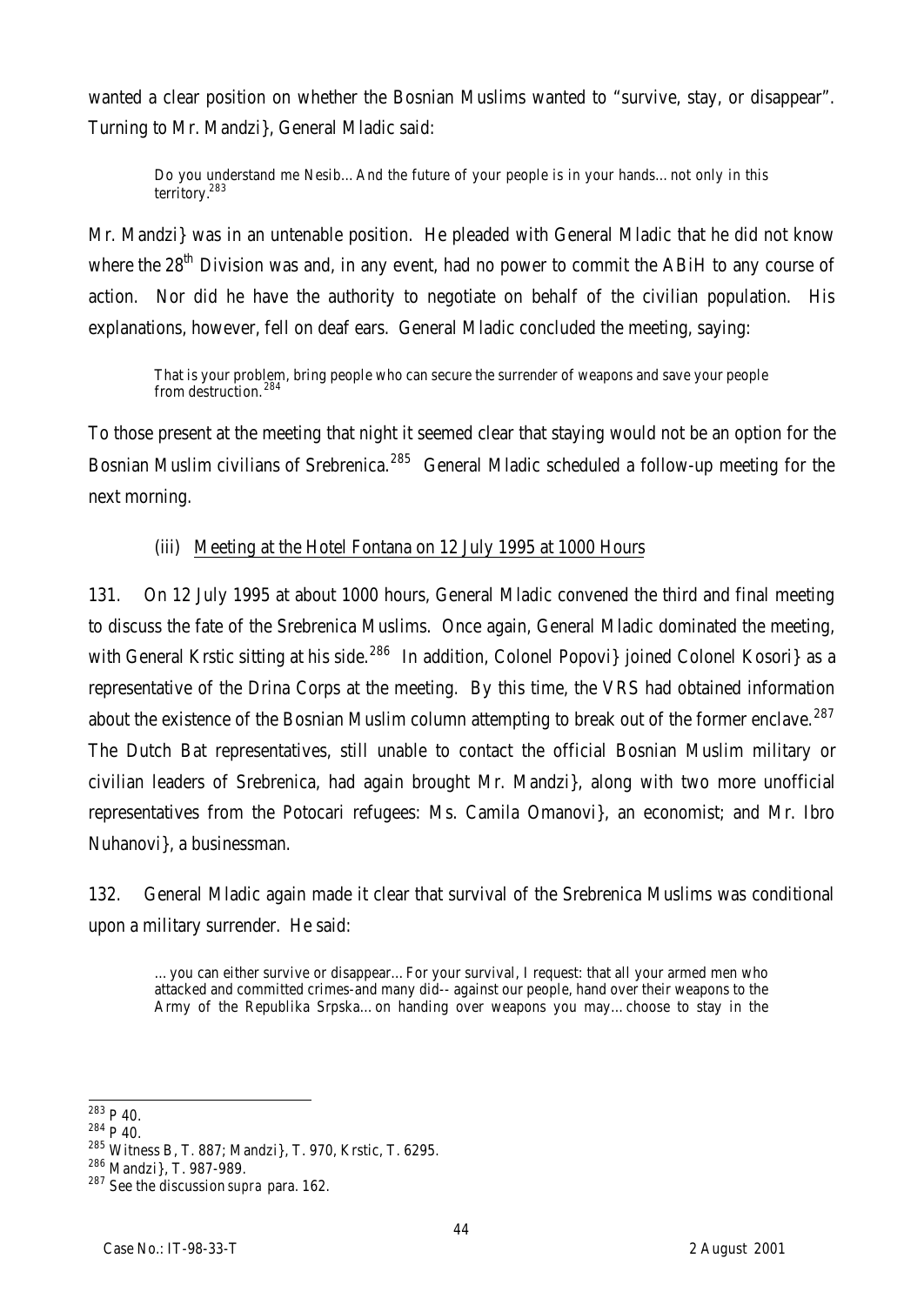wanted a clear position on whether the Bosnian Muslims wanted to "survive, stay, or disappear". Turning to Mr. Mandzi}, General Mladic said:

> Do you understand me Nesib…And the future of your people is in your hands…not only in this territory.[283]

Mr. Mandzi} was in an untenable position. He pleaded with General Mladic that he did not know where the 28th Division was and, in any event, had no power to commit the ABiH to any course of action. Nor did he have the authority to negotiate on behalf of the civilian population. His explanations, however, fell on deaf ears. General Mladic concluded the meeting, saying:

> That is your problem, bring people who can secure the surrender of weapons and save your people from destruction.[284]

To those present at the meeting that night it seemed clear that staying would not be an option for the Bosnian Muslim civilians of Srebrenica.[285] General Mladic scheduled a follow-up meeting for the next morning.

(iii) Meeting at the Hotel Fontana on 12 July 1995 at 1000 Hours

131. On 12 July 1995 at about 1000 hours, General Mladic convened the third and final meeting to discuss the fate of the Srebrenica Muslims. Once again, General Mladic dominated the meeting, with General Krstic sitting at his side.[286] In addition, Colonel Popovi} joined Colonel Kosori} as a representative of the Drina Corps at the meeting. By this time, the VRS had obtained information about the existence of the Bosnian Muslim column attempting to break out of the former enclave.[287] The Dutch Bat representatives, still unable to contact the official Bosnian Muslim military or civilian leaders of Srebrenica, had again brought Mr. Mandzi}, along with two more unofficial representatives from the Potocari refugees: Ms. Camila Omanovi}, an economist; and Mr. Ibro Nuhanovi}, a businessman.

132. General Mladic again made it clear that survival of the Srebrenica Muslims was conditional upon a military surrender. He said:

> …you can either survive or disappear…For your survival, I request: that all your armed men who attacked and committed crimes-and many did-- against our people, hand over their weapons to the Army of the Republika Srpska…on handing over weapons you may…choose to stay in the

---

[283] P 40.

[284] P 40.

[285] Witness B, T. 887; Mandzi}, T. 970, Krstic, T. 6295.

[286] Mandzi}, T. 987-989.

[287] See the discussion *supra* para. 162.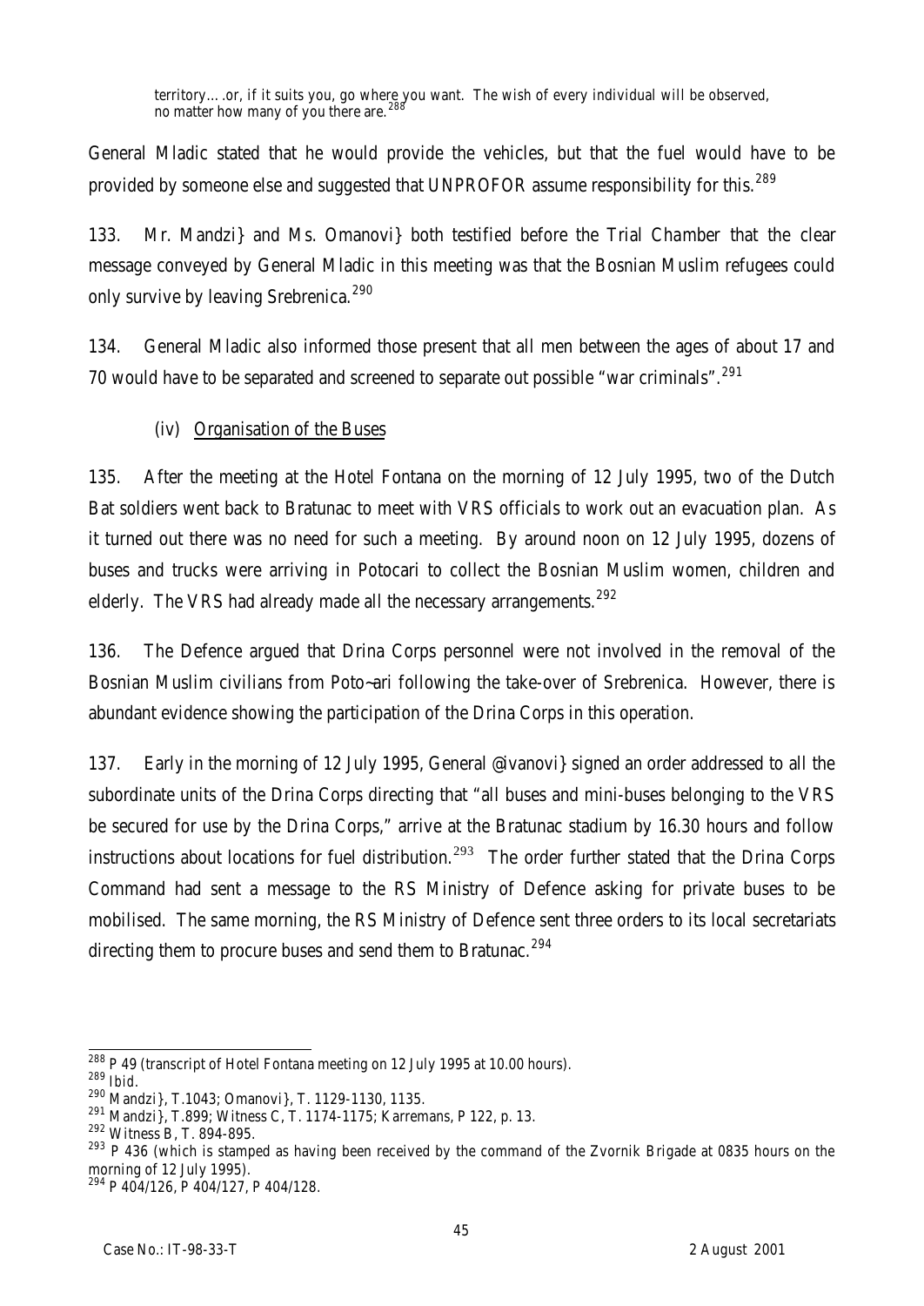> territory….or, if it suits you, go where you want. The wish of every individual will be observed, no matter how many of you there are.[288]

General Mladic stated that he would provide the vehicles, but that the fuel would have to be provided by someone else and suggested that UNPROFOR assume responsibility for this.[289]

133. Mr. Mandzi} and Ms. Omanovi} both testified before the Trial Chamber that the clear message conveyed by General Mladic in this meeting was that the Bosnian Muslim refugees could only survive by leaving Srebrenica.[290]

134. General Mladic also informed those present that all men between the ages of about 17 and 70 would have to be separated and screened to separate out possible "war criminals".[291]

(iv) Organisation of the Buses

135. After the meeting at the Hotel Fontana on the morning of 12 July 1995, two of the Dutch Bat soldiers went back to Bratunac to meet with VRS officials to work out an evacuation plan. As it turned out there was no need for such a meeting. By around noon on 12 July 1995, dozens of buses and trucks were arriving in Potocari to collect the Bosnian Muslim women, children and elderly. The VRS had already made all the necessary arrangements.[292]

136. The Defence argued that Drina Corps personnel were not involved in the removal of the Bosnian Muslim civilians from Poto~ari following the take-over of Srebrenica. However, there is abundant evidence showing the participation of the Drina Corps in this operation.

137. Early in the morning of 12 July 1995, General @ivanovi} signed an order addressed to all the subordinate units of the Drina Corps directing that "all buses and mini-buses belonging to the VRS be secured for use by the Drina Corps," arrive at the Bratunac stadium by 16.30 hours and follow instructions about locations for fuel distribution.[293] The order further stated that the Drina Corps Command had sent a message to the RS Ministry of Defence asking for private buses to be mobilised. The same morning, the RS Ministry of Defence sent three orders to its local secretariats directing them to procure buses and send them to Bratunac.[294]

---

[288] P 49 (transcript of Hotel Fontana meeting on 12 July 1995 at 10.00 hours).

[289] *Ibid.*

[290] Mandzi}, T.1043; Omanovi}, T. 1129-1130, 1135.

[291] Mandzi}, T.899; Witness C, T. 1174-1175; Karremans, P 122, p. 13.

[292] Witness B, T. 894-895.

[293] P 436 (which is stamped as having been received by the command of the Zvornik Brigade at 0835 hours on the morning of 12 July 1995).

[294] P 404/126, P 404/127, P 404/128.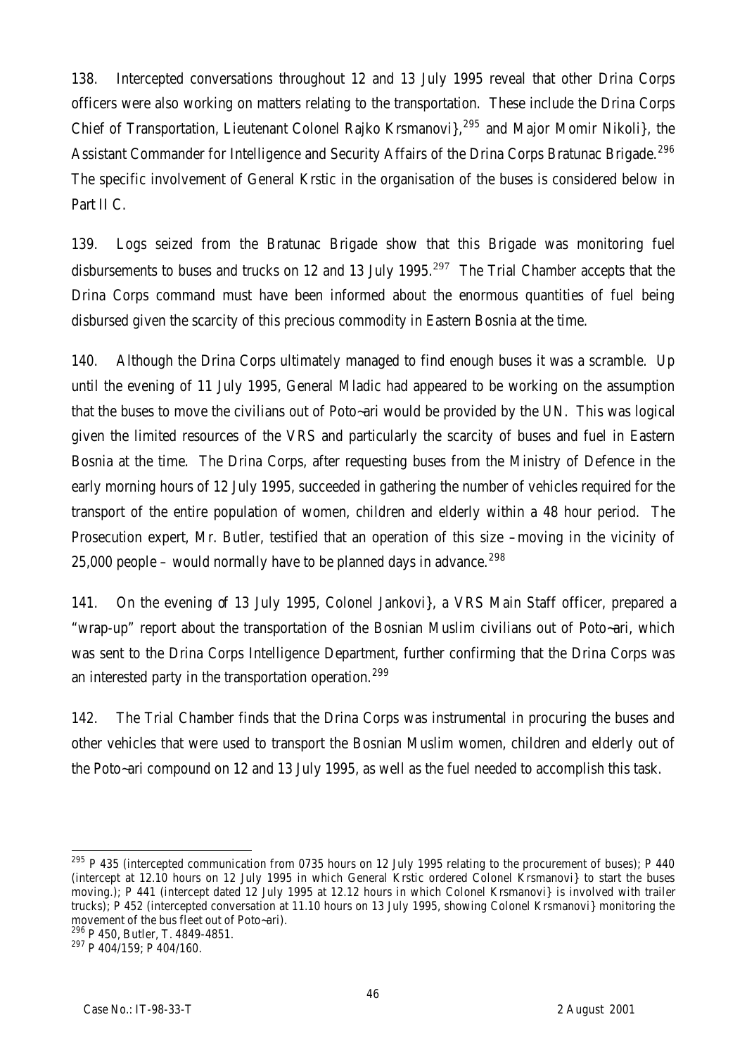138. Intercepted conversations throughout 12 and 13 July 1995 reveal that other Drina Corps officers were also working on matters relating to the transportation. These include the Drina Corps Chief of Transportation, Lieutenant Colonel Rajko Krsmanovi},[295] and Major Momir Nikoli}, the Assistant Commander for Intelligence and Security Affairs of the Drina Corps Bratunac Brigade.[296] The specific involvement of General Krstic in the organisation of the buses is considered below in Part II C.

139. Logs seized from the Bratunac Brigade show that this Brigade was monitoring fuel disbursements to buses and trucks on 12 and 13 July 1995.[297] The Trial Chamber accepts that the Drina Corps command must have been informed about the enormous quantities of fuel being disbursed given the scarcity of this precious commodity in Eastern Bosnia at the time.

140. Although the Drina Corps ultimately managed to find enough buses it was a scramble. Up until the evening of 11 July 1995, General Mladic had appeared to be working on the assumption that the buses to move the civilians out of Poto~ari would be provided by the UN. This was logical given the limited resources of the VRS and particularly the scarcity of buses and fuel in Eastern Bosnia at the time. The Drina Corps, after requesting buses from the Ministry of Defence in the early morning hours of 12 July 1995, succeeded in gathering the number of vehicles required for the transport of the entire population of women, children and elderly within a 48 hour period. The Prosecution expert, Mr. Butler, testified that an operation of this size – moving in the vicinity of 25,000 people – would normally have to be planned days in advance.[298]

141. On the evening of 13 July 1995, Colonel Jankovi}, a VRS Main Staff officer, prepared a "wrap-up" report about the transportation of the Bosnian Muslim civilians out of Poto~ari, which was sent to the Drina Corps Intelligence Department, further confirming that the Drina Corps was an interested party in the transportation operation.[299]

142. The Trial Chamber finds that the Drina Corps was instrumental in procuring the buses and other vehicles that were used to transport the Bosnian Muslim women, children and elderly out of the Poto~ari compound on 12 and 13 July 1995, as well as the fuel needed to accomplish this task.

---

[295] P 435 (intercepted communication from 0735 hours on 12 July 1995 relating to the procurement of buses); P 440 (intercept at 12.10 hours on 12 July 1995 in which General Krstic ordered Colonel Krsmanovi} to start the buses moving.); P 441 (intercept dated 12 July 1995 at 12.12 hours in which Colonel Krsmanovi} is involved with trailer trucks); P 452 (intercepted conversation at 11.10 hours on 13 July 1995, showing Colonel Krsmanovi} monitoring the movement of the bus fleet out of Poto~ari).

[296] P 450, Butler, T. 4849-4851.

[297] P 404/159; P 404/160.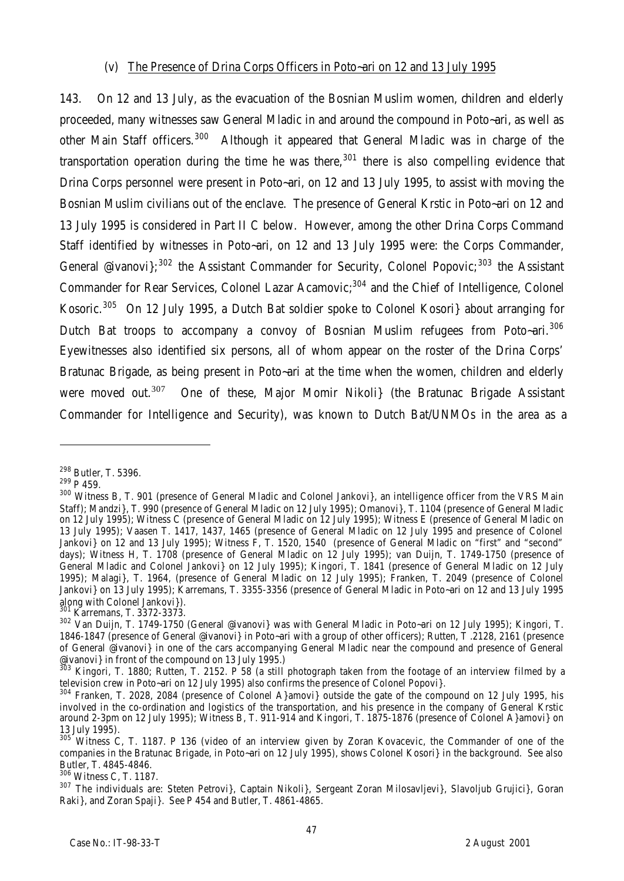(v) <u>The Presence of Drina Corps Officers in Poto~ari on 12 and 13 July 1995</u>

143. On 12 and 13 July, as the evacuation of the Bosnian Muslim women, children and elderly proceeded, many witnesses saw General Mladic in and around the compound in Poto~ari, as well as other Main Staff officers.[300] Although it appeared that General Mladic was in charge of the transportation operation during the time he was there,[301] there is also compelling evidence that Drina Corps personnel were present in Poto~ari, on 12 and 13 July 1995, to assist with moving the Bosnian Muslim civilians out of the enclave. The presence of General Krstic in Poto~ari on 12 and 13 July 1995 is considered in Part II C below. However, among the other Drina Corps Command Staff identified by witnesses in Poto~ari, on 12 and 13 July 1995 were: the Corps Commander, General @ivanovi};[302] the Assistant Commander for Security, Colonel Popovic;[303] the Assistant Commander for Rear Services, Colonel Lazar Acamovic;[304] and the Chief of Intelligence, Colonel Kosoric.[305] On 12 July 1995, a Dutch Bat soldier spoke to Colonel Kosori} about arranging for Dutch Bat troops to accompany a convoy of Bosnian Muslim refugees from Poto~ari.[306] Eyewitnesses also identified six persons, all of whom appear on the roster of the Drina Corps' Bratunac Brigade, as being present in Poto~ari at the time when the women, children and elderly were moved out.[307] One of these, Major Momir Nikoli} (the Bratunac Brigade Assistant Commander for Intelligence and Security), was known to Dutch Bat/UNMOs in the area as a

---

[298] Butler, T. 5396.

[299] P 459.

[300] Witness B, T. 901 (presence of General Mladic and Colonel Jankovi}, an intelligence officer from the VRS Main Staff); Mandzi}, T. 990 (presence of General Mladic on 12 July 1995); Omanovi}, T. 1104 (presence of General Mladic on 12 July 1995); Witness C (presence of General Mladic on 12 July 1995); Witness E (presence of General Mladic on 13 July 1995); Vaasen T. 1417, 1437, 1465 (presence of General Mladic on 12 July 1995 and presence of Colonel Jankovi} on 12 and 13 July 1995); Witness F, T. 1520, 1540 (presence of General Mladic on "first" and "second" days); Witness H, T. 1708 (presence of General Mladic on 12 July 1995); van Duijn, T. 1749-1750 (presence of General Mladic and Colonel Jankovi} on 12 July 1995); Kingori, T. 1841 (presence of General Mladic on 12 July 1995); Malagi}, T. 1964, (presence of General Mladic on 12 July 1995); Franken, T. 2049 (presence of Colonel Jankovi} on 13 July 1995); Karremans, T. 3355-3356 (presence of General Mladic in Poto~ari on 12 and 13 July 1995 along with Colonel Jankovi}).

[301] Karremans, T. 3372-3373.

[302] Van Duijn, T. 1749-1750 (General @ivanovi} was with General Mladic in Poto~ari on 12 July 1995); Kingori, T. 1846-1847 (presence of General @ivanovi} in Poto~ari with a group of other officers); Rutten, T .2128, 2161 (presence of General @ivanovi} in one of the cars accompanying General Mladic near the compound and presence of General @ivanovi} in front of the compound on 13 July 1995.)

[303] Kingori, T. 1880; Rutten, T. 2152. P 58 (a still photograph taken from the footage of an interview filmed by a television crew in Poto~ari on 12 July 1995) also confirms the presence of Colonel Popovi}.

[304] Franken, T. 2028, 2084 (presence of Colonel A}amovi} outside the gate of the compound on 12 July 1995, his involved in the co-ordination and logistics of the transportation, and his presence in the company of General Krstic around 2-3pm on 12 July 1995); Witness B, T. 911-914 and Kingori, T. 1875-1876 (presence of Colonel A}amovi} on 13 July 1995).

[305] Witness C, T. 1187. P 136 (video of an interview given by Zoran Kovacevic, the Commander of one of the companies in the Bratunac Brigade, in Poto~ari on 12 July 1995), shows Colonel Kosori} in the background. See also Butler, T. 4845-4846.

[306] Witness C, T. 1187.

[307] The individuals are: Steten Petrovi}, Captain Nikoli}, Sergeant Zoran Milosavljevi}, Slavoljub Grujici}, Goran Raki}, and Zoran Spaji}. See P 454 and Butler, T. 4861-4865.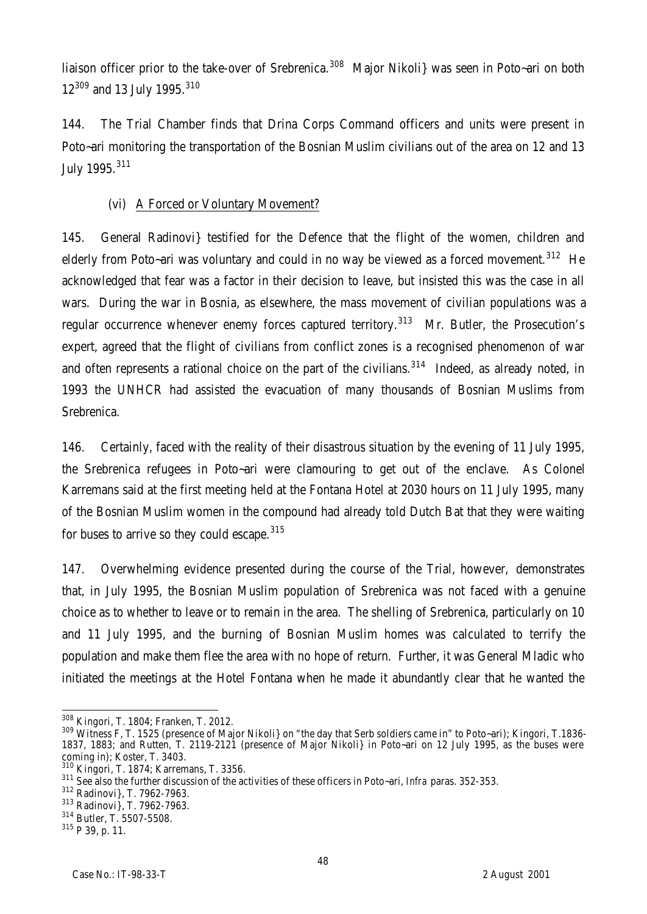liaison officer prior to the take-over of Srebrenica.[308] Major Nikoli} was seen in Poto~ari on both 12[309] and 13 July 1995.[310]

144. The Trial Chamber finds that Drina Corps Command officers and units were present in Poto~ari monitoring the transportation of the Bosnian Muslim civilians out of the area on 12 and 13 July 1995.[311]

(vi) A Forced or Voluntary Movement?

145. General Radinovi} testified for the Defence that the flight of the women, children and elderly from Poto~ari was voluntary and could in no way be viewed as a forced movement.[312] He acknowledged that fear was a factor in their decision to leave, but insisted this was the case in all wars. During the war in Bosnia, as elsewhere, the mass movement of civilian populations was a regular occurrence whenever enemy forces captured territory.[313] Mr. Butler, the Prosecution's expert, agreed that the flight of civilians from conflict zones is a recognised phenomenon of war and often represents a rational choice on the part of the civilians.[314] Indeed, as already noted, in 1993 the UNHCR had assisted the evacuation of many thousands of Bosnian Muslims from Srebrenica.

146. Certainly, faced with the reality of their disastrous situation by the evening of 11 July 1995, the Srebrenica refugees in Poto~ari were clamouring to get out of the enclave. As Colonel Karremans said at the first meeting held at the Fontana Hotel at 2030 hours on 11 July 1995, many of the Bosnian Muslim women in the compound had already told Dutch Bat that they were waiting for buses to arrive so they could escape.[315]

147. Overwhelming evidence presented during the course of the Trial, however, demonstrates that, in July 1995, the Bosnian Muslim population of Srebrenica was not faced with a genuine choice as to whether to leave or to remain in the area. The shelling of Srebrenica, particularly on 10 and 11 July 1995, and the burning of Bosnian Muslim homes was calculated to terrify the population and make them flee the area with no hope of return. Further, it was General Mladic who initiated the meetings at the Hotel Fontana when he made it abundantly clear that he wanted the

---

[308] Kingori, T. 1804; Franken, T. 2012.

[309] Witness F, T. 1525 (presence of Major Nikoli} on "the day that Serb soldiers came in" to Poto~ari); Kingori, T.1836-1837, 1883; and Rutten, T. 2119-2121 (presence of Major Nikoli} in Poto~ari on 12 July 1995, as the buses were coming in); Koster, T. 3403.

[310] Kingori, T. 1874; Karremans, T. 3356.

[311] See also the further discussion of the activities of these officers in Poto~ari, *Infra* paras. 352-353.

[312] Radinovi}, T. 7962-7963.

[313] Radinovi}, T. 7962-7963.

[314] Butler, T. 5507-5508.

[315] P 39, p. 11.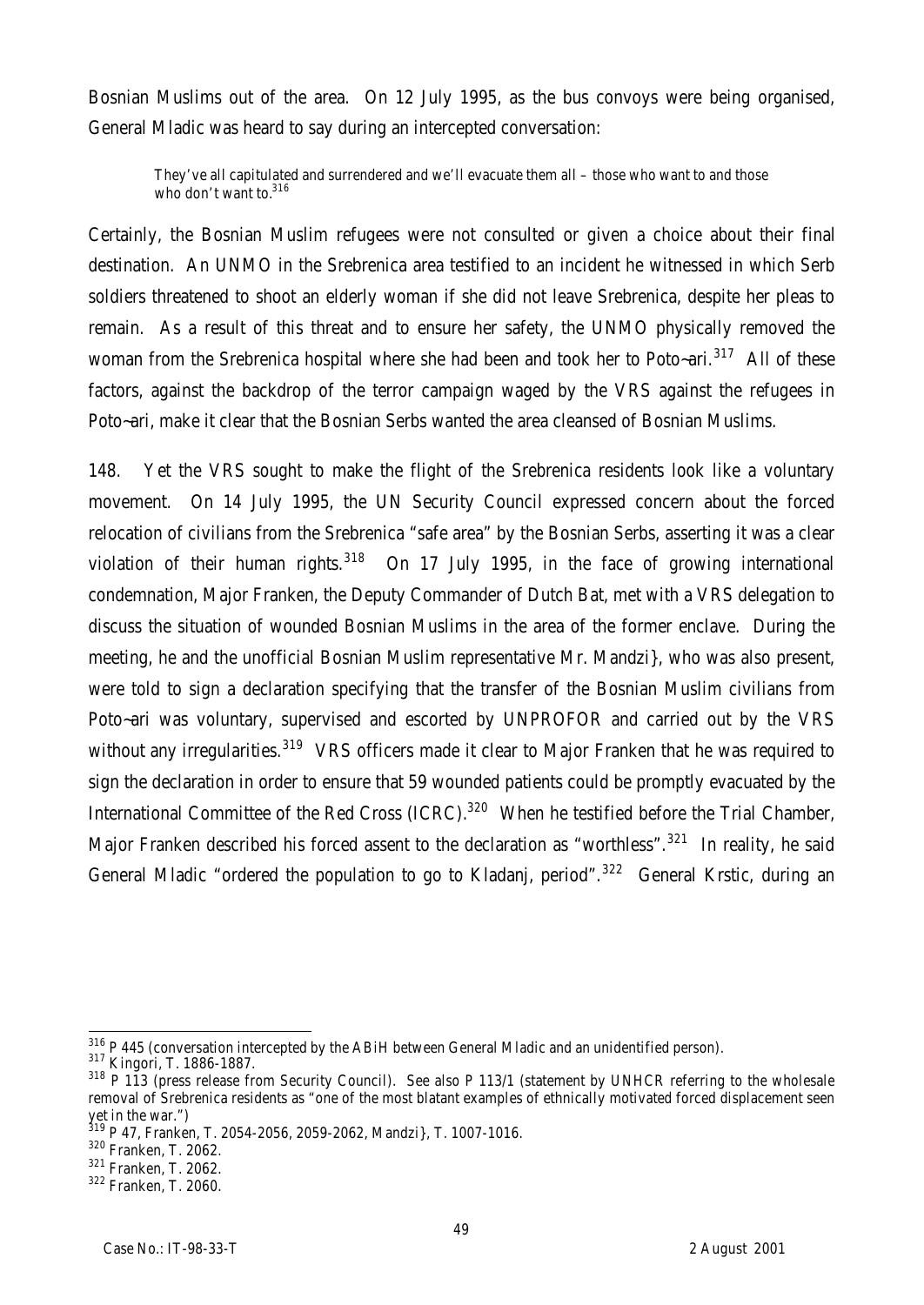Bosnian Muslims out of the area. On 12 July 1995, as the bus convoys were being organised, General Mladic was heard to say during an intercepted conversation:

> They've all capitulated and surrendered and we'll evacuate them all – those who want to and those who don't want to.[316]

Certainly, the Bosnian Muslim refugees were not consulted or given a choice about their final destination. An UNMO in the Srebrenica area testified to an incident he witnessed in which Serb soldiers threatened to shoot an elderly woman if she did not leave Srebrenica, despite her pleas to remain. As a result of this threat and to ensure her safety, the UNMO physically removed the woman from the Srebrenica hospital where she had been and took her to Poto~ari.[317] All of these factors, against the backdrop of the terror campaign waged by the VRS against the refugees in Poto~ari, make it clear that the Bosnian Serbs wanted the area cleansed of Bosnian Muslims.

148. Yet the VRS sought to make the flight of the Srebrenica residents look like a voluntary movement. On 14 July 1995, the UN Security Council expressed concern about the forced relocation of civilians from the Srebrenica "safe area" by the Bosnian Serbs, asserting it was a clear violation of their human rights.[318] On 17 July 1995, in the face of growing international condemnation, Major Franken, the Deputy Commander of Dutch Bat, met with a VRS delegation to discuss the situation of wounded Bosnian Muslims in the area of the former enclave. During the meeting, he and the unofficial Bosnian Muslim representative Mr. Mandzi}, who was also present, were told to sign a declaration specifying that the transfer of the Bosnian Muslim civilians from Poto~ari was voluntary, supervised and escorted by UNPROFOR and carried out by the VRS without any irregularities.[319] VRS officers made it clear to Major Franken that he was required to sign the declaration in order to ensure that 59 wounded patients could be promptly evacuated by the International Committee of the Red Cross (ICRC).[320] When he testified before the Trial Chamber, Major Franken described his forced assent to the declaration as "worthless".[321] In reality, he said General Mladic "ordered the population to go to Kladanj, period".[322] General Krstic, during an

---

[316] P 445 (conversation intercepted by the ABiH between General Mladic and an unidentified person).

[317] Kingori, T. 1886-1887.

[318] P 113 (press release from Security Council). See also P 113/1 (statement by UNHCR referring to the wholesale removal of Srebrenica residents as "one of the most blatant examples of ethnically motivated forced displacement seen yet in the war.")

[319] P 47, Franken, T. 2054-2056, 2059-2062, Mandzi}, T. 1007-1016.

[320] Franken, T. 2062.

[321] Franken, T. 2062.

[322] Franken, T. 2060.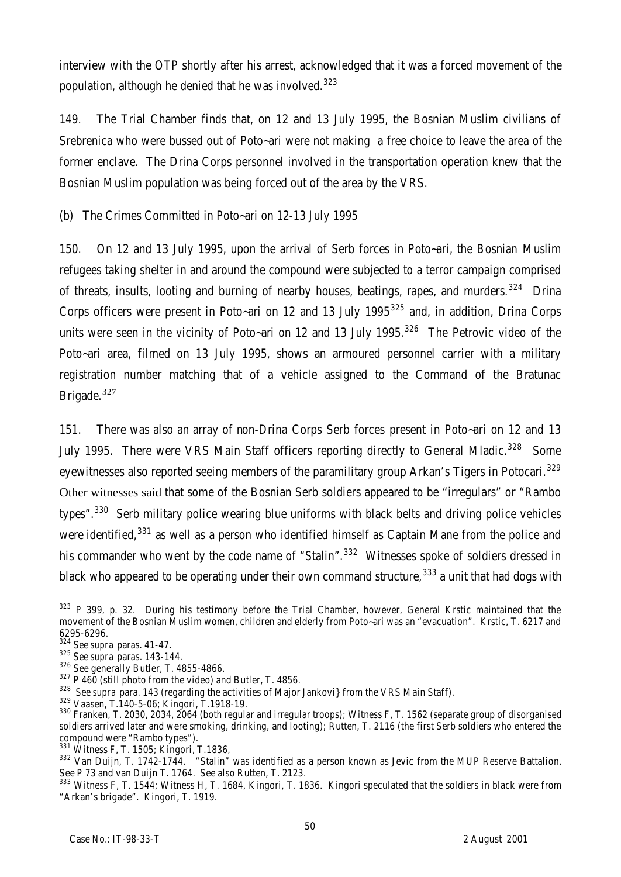interview with the OTP shortly after his arrest, acknowledged that it was a forced movement of the population, although he denied that he was involved.[323]

149. The Trial Chamber finds that, on 12 and 13 July 1995, the Bosnian Muslim civilians of Srebrenica who were bussed out of Poto~ari were not making a free choice to leave the area of the former enclave. The Drina Corps personnel involved in the transportation operation knew that the Bosnian Muslim population was being forced out of the area by the VRS.

(b) The Crimes Committed in Poto~ari on 12-13 July 1995

150. On 12 and 13 July 1995, upon the arrival of Serb forces in Poto~ari, the Bosnian Muslim refugees taking shelter in and around the compound were subjected to a terror campaign comprised of threats, insults, looting and burning of nearby houses, beatings, rapes, and murders.[324] Drina Corps officers were present in Poto~ari on 12 and 13 July 1995[325] and, in addition, Drina Corps units were seen in the vicinity of Poto~ari on 12 and 13 July 1995.[326] The Petrovic video of the Poto~ari area, filmed on 13 July 1995, shows an armoured personnel carrier with a military registration number matching that of a vehicle assigned to the Command of the Bratunac Brigade.[327]

151. There was also an array of non-Drina Corps Serb forces present in Poto~ari on 12 and 13 July 1995. There were VRS Main Staff officers reporting directly to General Mladic.[328] Some eyewitnesses also reported seeing members of the paramilitary group Arkan's Tigers in Potocari.[329] Other witnesses said that some of the Bosnian Serb soldiers appeared to be "irregulars" or "Rambo types".[330] Serb military police wearing blue uniforms with black belts and driving police vehicles were identified,[331] as well as a person who identified himself as Captain Mane from the police and his commander who went by the code name of "Stalin".[332] Witnesses spoke of soldiers dressed in black who appeared to be operating under their own command structure,[333] a unit that had dogs with

---

[323] P 399, p. 32. During his testimony before the Trial Chamber, however, General Krstic maintained that the movement of the Bosnian Muslim women, children and elderly from Poto~ari was an "evacuation". Krstic, T. 6217 and 6295-6296.

[324] *See supra* paras. 41-47.

[325] *See supra* paras. 143-144.

[326] See generally Butler, T. 4855-4866.

[327] P 460 (still photo from the video) and Butler, T. 4856.

[328] *See supra* para. 143 (regarding the activities of Major Jankovi} from the VRS Main Staff).

[329] Vaasen, T.140-5-06; Kingori, T.1918-19.

[330] Franken, T. 2030, 2034, 2064 (both regular and irregular troops); Witness F, T. 1562 (separate group of disorganised soldiers arrived later and were smoking, drinking, and looting); Rutten, T. 2116 (the first Serb soldiers who entered the compound were "Rambo types").

[331] Witness F, T. 1505; Kingori, T.1836,

[332] Van Duijn, T. 1742-1744. "Stalin" was identified as a person known as Jevic from the MUP Reserve Battalion. See P 73 and van Duijn T. 1764. See also Rutten, T. 2123.

[333] Witness F, T. 1544; Witness H, T. 1684, Kingori, T. 1836. Kingori speculated that the soldiers in black were from "Arkan's brigade". Kingori, T. 1919.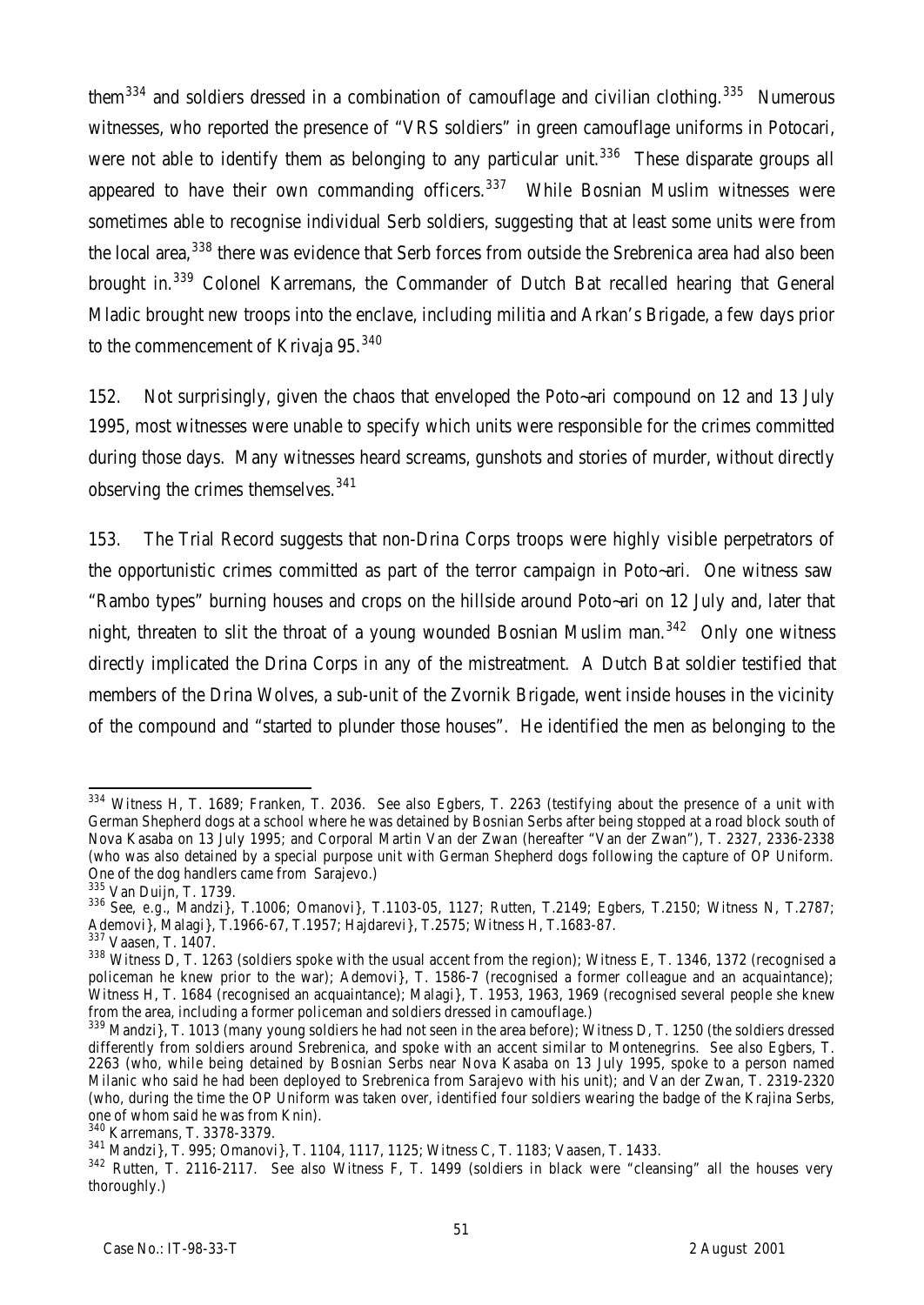them[334] and soldiers dressed in a combination of camouflage and civilian clothing.[335] Numerous witnesses, who reported the presence of "VRS soldiers" in green camouflage uniforms in Potocari, were not able to identify them as belonging to any particular unit.[336] These disparate groups all appeared to have their own commanding officers.[337] While Bosnian Muslim witnesses were sometimes able to recognise individual Serb soldiers, suggesting that at least some units were from the local area,[338] there was evidence that Serb forces from outside the Srebrenica area had also been brought in.[339] Colonel Karremans, the Commander of Dutch Bat recalled hearing that General Mladic brought new troops into the enclave, including militia and Arkan's Brigade, a few days prior to the commencement of Krivaja 95.[340]

152. Not surprisingly, given the chaos that enveloped the Poto~ari compound on 12 and 13 July 1995, most witnesses were unable to specify which units were responsible for the crimes committed during those days. Many witnesses heard screams, gunshots and stories of murder, without directly observing the crimes themselves.[341]

153. The Trial Record suggests that non-Drina Corps troops were highly visible perpetrators of the opportunistic crimes committed as part of the terror campaign in Poto~ari. One witness saw "Rambo types" burning houses and crops on the hillside around Poto~ari on 12 July and, later that night, threaten to slit the throat of a young wounded Bosnian Muslim man.[342] Only one witness directly implicated the Drina Corps in any of the mistreatment. A Dutch Bat soldier testified that members of the Drina Wolves, a sub-unit of the Zvornik Brigade, went inside houses in the vicinity of the compound and "started to plunder those houses". He identified the men as belonging to the

---

[334] Witness H, T. 1689; Franken, T. 2036. See also Egbers, T. 2263 (testifying about the presence of a unit with German Shepherd dogs at a school where he was detained by Bosnian Serbs after being stopped at a road block south of Nova Kasaba on 13 July 1995; and Corporal Martin Van der Zwan (hereafter "Van der Zwan"), T. 2327, 2336-2338 (who was also detained by a special purpose unit with German Shepherd dogs following the capture of OP Uniform. One of the dog handlers came from Sarajevo.)

[335] Van Duijn, T. 1739.

[336] See, e.g., Mandzi}, T.1006; Omanovi}, T.1103-05, 1127; Rutten, T.2149; Egbers, T.2150; Witness N, T.2787; Ademovi}, Malagi}, T.1966-67, T.1957; Hajdarevi}, T.2575; Witness H, T.1683-87.

[337] Vaasen, T. 1407.

[338] Witness D, T. 1263 (soldiers spoke with the usual accent from the region); Witness E, T. 1346, 1372 (recognised a policeman he knew prior to the war); Ademovi}, T. 1586-7 (recognised a former colleague and an acquaintance); Witness H, T. 1684 (recognised an acquaintance); Malagi}, T. 1953, 1963, 1969 (recognised several people she knew from the area, including a former policeman and soldiers dressed in camouflage.)

[339] Mandzi}, T. 1013 (many young soldiers he had not seen in the area before); Witness D, T. 1250 (the soldiers dressed differently from soldiers around Srebrenica, and spoke with an accent similar to Montenegrins. See also Egbers, T. 2263 (who, while being detained by Bosnian Serbs near Nova Kasaba on 13 July 1995, spoke to a person named Milanic who said he had been deployed to Srebrenica from Sarajevo with his unit); and Van der Zwan, T. 2319-2320 (who, during the time the OP Uniform was taken over, identified four soldiers wearing the badge of the Krajina Serbs, one of whom said he was from Knin).

[340] Karremans, T. 3378-3379.

[341] Mandzi}, T. 995; Omanovi}, T. 1104, 1117, 1125; Witness C, T. 1183; Vaasen, T. 1433.

[342] Rutten, T. 2116-2117. See also Witness F, T. 1499 (soldiers in black were "cleansing" all the houses very thoroughly.)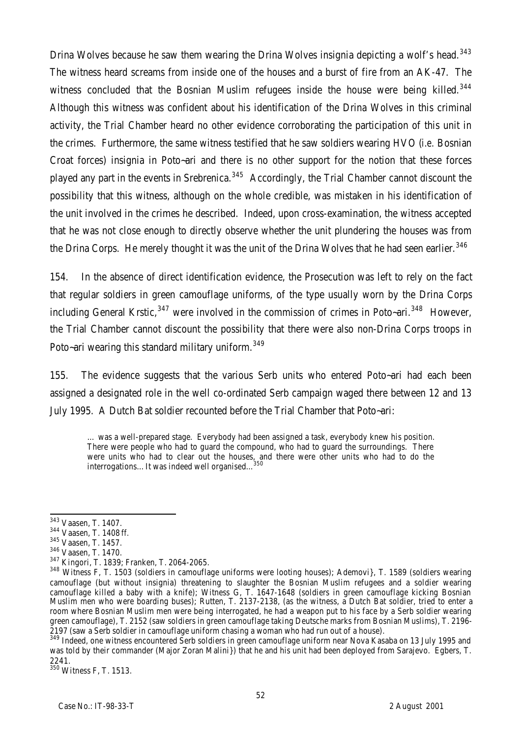Drina Wolves because he saw them wearing the Drina Wolves insignia depicting a wolf's head.[343] The witness heard screams from inside one of the houses and a burst of fire from an AK-47. The witness concluded that the Bosnian Muslim refugees inside the house were being killed.[344] Although this witness was confident about his identification of the Drina Wolves in this criminal activity, the Trial Chamber heard no other evidence corroborating the participation of this unit in the crimes. Furthermore, the same witness testified that he saw soldiers wearing HVO (*i.e.* Bosnian Croat forces) insignia in Poto~ari and there is no other support for the notion that these forces played any part in the events in Srebrenica.[345] Accordingly, the Trial Chamber cannot discount the possibility that this witness, although on the whole credible, was mistaken in his identification of the unit involved in the crimes he described. Indeed, upon cross-examination, the witness accepted that he was not close enough to directly observe whether the unit plundering the houses was from the Drina Corps. He merely thought it was the unit of the Drina Wolves that he had seen earlier.[346]

154. In the absence of direct identification evidence, the Prosecution was left to rely on the fact that regular soldiers in green camouflage uniforms, of the type usually worn by the Drina Corps including General Krstic,[347] were involved in the commission of crimes in Poto~ari.[348] However, the Trial Chamber cannot discount the possibility that there were also non-Drina Corps troops in Poto~ari wearing this standard military uniform.[349]

155. The evidence suggests that the various Serb units who entered Poto~ari had each been assigned a designated role in the well co-ordinated Serb campaign waged there between 12 and 13 July 1995. A Dutch Bat soldier recounted before the Trial Chamber that Poto~ari:

> … was a well-prepared stage. Everybody had been assigned a task, everybody knew his position. There were people who had to guard the compound, who had to guard the surroundings. There were units who had to clear out the houses, and there were other units who had to do the interrogations…It was indeed well organised…[350]

---

[343] Vaasen, T. 1407.

[344] Vaasen, T. 1408 ff.

[345] Vaasen, T. 1457.

[346] Vaasen, T. 1470.

[347] Kingori, T. 1839; Franken, T. 2064-2065.

[348] Witness F, T. 1503 (soldiers in camouflage uniforms were looting houses); Ademovi}, T. 1589 (soldiers wearing camouflage (but without insignia) threatening to slaughter the Bosnian Muslim refugees and a soldier wearing camouflage killed a baby with a knife); Witness G, T. 1647-1648 (soldiers in green camouflage kicking Bosnian Muslim men who were boarding buses); Rutten, T. 2137-2138, (as the witness, a Dutch Bat soldier, tried to enter a room where Bosnian Muslim men were being interrogated, he had a weapon put to his face by a Serb soldier wearing green camouflage), T. 2152 (saw soldiers in green camouflage taking Deutsche marks from Bosnian Muslims), T. 2196-2197 (saw a Serb soldier in camouflage uniform chasing a woman who had run out of a house).

[349] Indeed, one witness encountered Serb soldiers in green camouflage uniform near Nova Kasaba on 13 July 1995 and was told by their commander (Major Zoran Malini}) that he and his unit had been deployed from Sarajevo. Egbers, T. 2241.

[350] Witness F, T. 1513.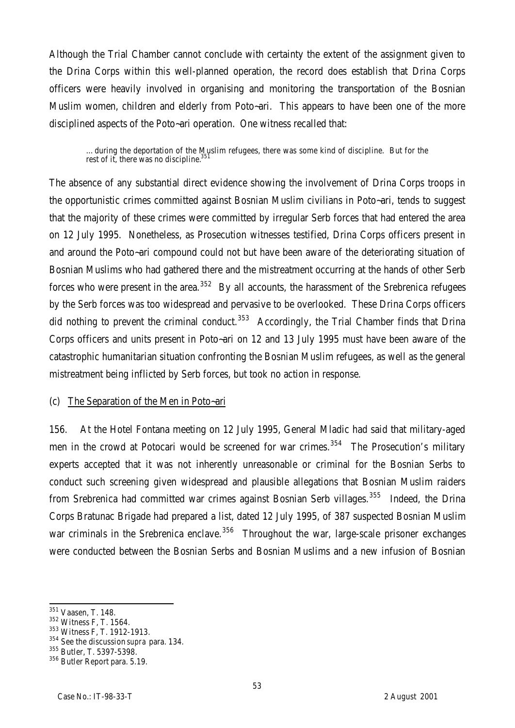Although the Trial Chamber cannot conclude with certainty the extent of the assignment given to the Drina Corps within this well-planned operation, the record does establish that Drina Corps officers were heavily involved in organising and monitoring the transportation of the Bosnian Muslim women, children and elderly from Poto~ari. This appears to have been one of the more disciplined aspects of the Poto~ari operation. One witness recalled that:

> …during the deportation of the Muslim refugees, there was some kind of discipline. But for the rest of it, there was no discipline.[351]

The absence of any substantial direct evidence showing the involvement of Drina Corps troops in the opportunistic crimes committed against Bosnian Muslim civilians in Poto~ari, tends to suggest that the majority of these crimes were committed by irregular Serb forces that had entered the area on 12 July 1995. Nonetheless, as Prosecution witnesses testified, Drina Corps officers present in and around the Poto~ari compound could not but have been aware of the deteriorating situation of Bosnian Muslims who had gathered there and the mistreatment occurring at the hands of other Serb forces who were present in the area.[352] By all accounts, the harassment of the Srebrenica refugees by the Serb forces was too widespread and pervasive to be overlooked. These Drina Corps officers did nothing to prevent the criminal conduct.[353] Accordingly, the Trial Chamber finds that Drina Corps officers and units present in Poto~ari on 12 and 13 July 1995 must have been aware of the catastrophic humanitarian situation confronting the Bosnian Muslim refugees, as well as the general mistreatment being inflicted by Serb forces, but took no action in response.

### (c) The Separation of the Men in Poto~ari

156. At the Hotel Fontana meeting on 12 July 1995, General Mladic had said that military-aged men in the crowd at Potocari would be screened for war crimes.[354] The Prosecution's military experts accepted that it was not inherently unreasonable or criminal for the Bosnian Serbs to conduct such screening given widespread and plausible allegations that Bosnian Muslim raiders from Srebrenica had committed war crimes against Bosnian Serb villages.[355] Indeed, the Drina Corps Bratunac Brigade had prepared a list, dated 12 July 1995, of 387 suspected Bosnian Muslim war criminals in the Srebrenica enclave.[356] Throughout the war, large-scale prisoner exchanges were conducted between the Bosnian Serbs and Bosnian Muslims and a new infusion of Bosnian

---

[351] Vaasen, T. 148.
[352] Witness F, T. 1564.
[353] Witness F, T. 1912-1913.
[354] See the discussion *supra* para. 134.
[355] Butler, T. 5397-5398.
[356] Butler Report para. 5.19.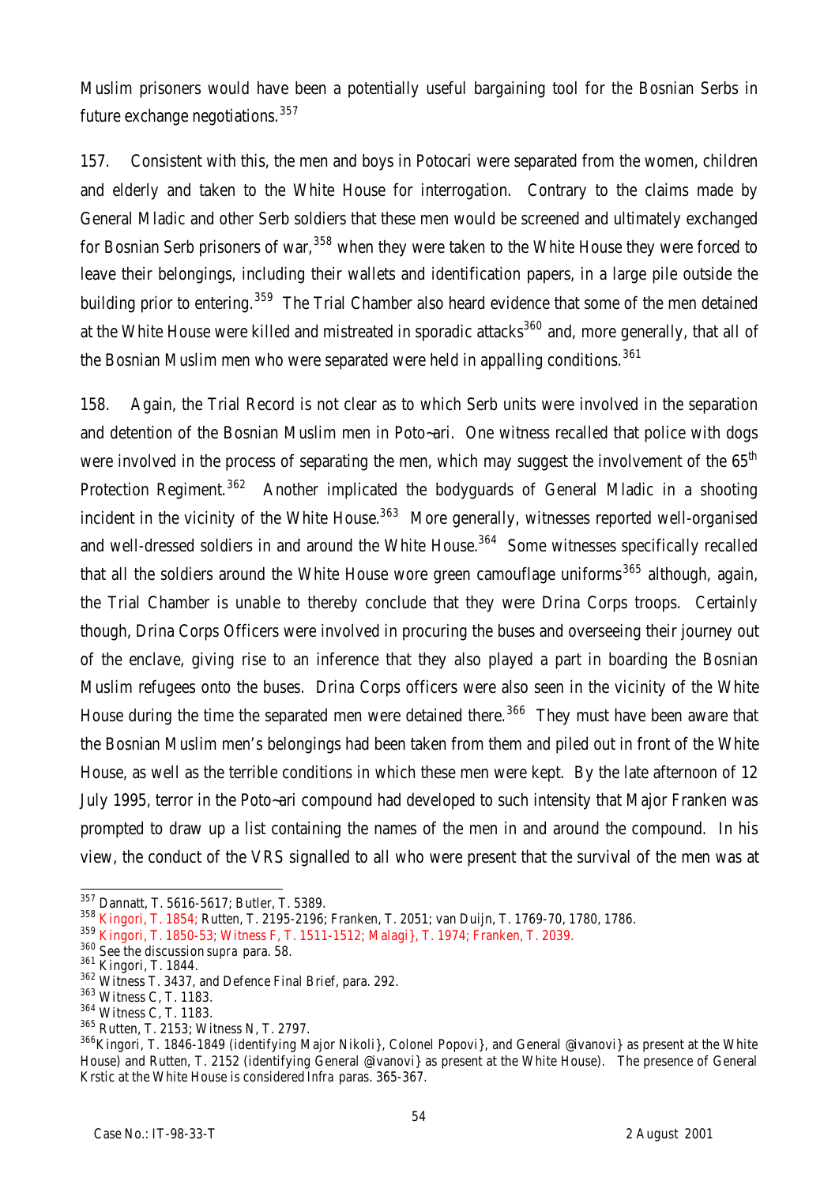Muslim prisoners would have been a potentially useful bargaining tool for the Bosnian Serbs in future exchange negotiations.[357]

157. Consistent with this, the men and boys in Potocari were separated from the women, children and elderly and taken to the White House for interrogation. Contrary to the claims made by General Mladic and other Serb soldiers that these men would be screened and ultimately exchanged for Bosnian Serb prisoners of war,[358] when they were taken to the White House they were forced to leave their belongings, including their wallets and identification papers, in a large pile outside the building prior to entering.[359] The Trial Chamber also heard evidence that some of the men detained at the White House were killed and mistreated in sporadic attacks[360] and, more generally, that all of the Bosnian Muslim men who were separated were held in appalling conditions.[361]

158. Again, the Trial Record is not clear as to which Serb units were involved in the separation and detention of the Bosnian Muslim men in Poto~ari. One witness recalled that police with dogs were involved in the process of separating the men, which may suggest the involvement of the 65th Protection Regiment.[362] Another implicated the bodyguards of General Mladic in a shooting incident in the vicinity of the White House.[363] More generally, witnesses reported well-organised and well-dressed soldiers in and around the White House.[364] Some witnesses specifically recalled that all the soldiers around the White House wore green camouflage uniforms[365] although, again, the Trial Chamber is unable to thereby conclude that they were Drina Corps troops. Certainly though, Drina Corps Officers were involved in procuring the buses and overseeing their journey out of the enclave, giving rise to an inference that they also played a part in boarding the Bosnian Muslim refugees onto the buses. Drina Corps officers were also seen in the vicinity of the White House during the time the separated men were detained there.[366] They must have been aware that the Bosnian Muslim men's belongings had been taken from them and piled out in front of the White House, as well as the terrible conditions in which these men were kept. By the late afternoon of 12 July 1995, terror in the Poto~ari compound had developed to such intensity that Major Franken was prompted to draw up a list containing the names of the men in and around the compound. In his view, the conduct of the VRS signalled to all who were present that the survival of the men was at

---

[357] Dannatt, T. 5616-5617; Butler, T. 5389.

[358] Kingori, T. 1854; Rutten, T. 2195-2196; Franken, T. 2051; van Duijn, T. 1769-70, 1780, 1786.

[359] Kingori, T. 1850-53; Witness F, T. 1511-1512; Malagi}, T. 1974; Franken, T. 2039.

[360] See the discussion *supra* para. 58.

[361] Kingori, T. 1844.

[362] Witness T. 3437, and Defence Final Brief, para. 292.

[363] Witness C, T. 1183.

[364] Witness C, T. 1183.

[365] Rutten, T. 2153; Witness N, T. 2797.

[366] Kingori, T. 1846-1849 (identifying Major Nikoli}, Colonel Popovi}, and General @ivanovi} as present at the White House) and Rutten, T. 2152 (identifying General @ivanovi} as present at the White House). The presence of General Krstic at the White House is considered *Infra* paras. 365-367.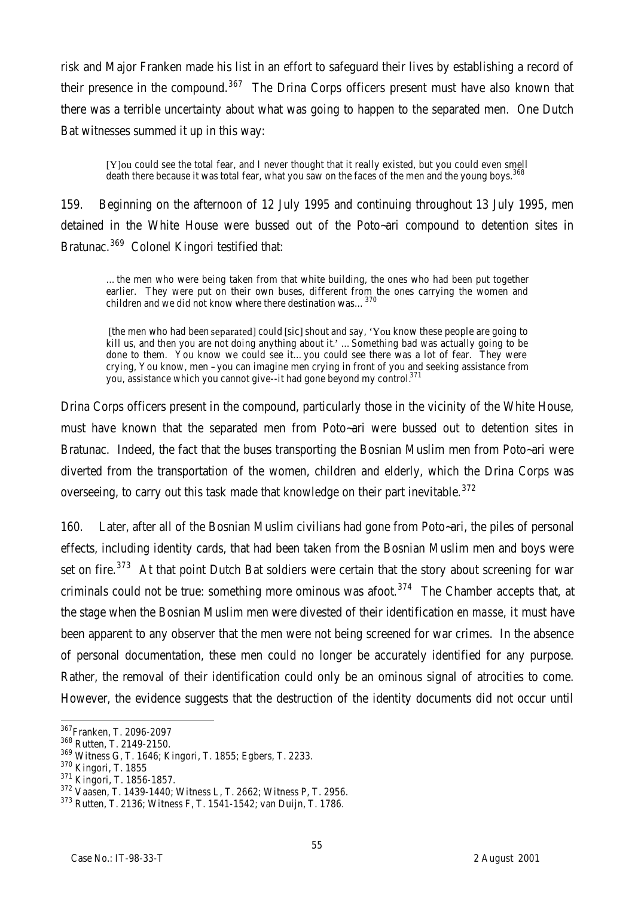risk and Major Franken made his list in an effort to safeguard their lives by establishing a record of their presence in the compound.[367] The Drina Corps officers present must have also known that there was a terrible uncertainty about what was going to happen to the separated men. One Dutch Bat witnesses summed it up in this way:

> [Y]ou could see the total fear, and I never thought that it really existed, but you could even smell death there because it was total fear, what you saw on the faces of the men and the young boys.[368]

159. Beginning on the afternoon of 12 July 1995 and continuing throughout 13 July 1995, men detained in the White House were bussed out of the Poto~ari compound to detention sites in Bratunac.[369] Colonel Kingori testified that:

> …the men who were being taken from that white building, the ones who had been put together earlier. They were put on their own buses, different from the ones carrying the women and children and we did not know where there destination was…[370]
>
> [the men who had been separated] could [sic] shout and say, 'You know these people are going to kill us, and then you are not doing anything about it.' …Something bad was actually going to be done to them. You know we could see it…you could see there was a lot of fear. They were crying, You know, men – you can imagine men crying in front of you and seeking assistance from you, assistance which you cannot give--it had gone beyond my control.[371]

Drina Corps officers present in the compound, particularly those in the vicinity of the White House, must have known that the separated men from Poto~ari were bussed out to detention sites in Bratunac. Indeed, the fact that the buses transporting the Bosnian Muslim men from Poto~ari were diverted from the transportation of the women, children and elderly, which the Drina Corps was overseeing, to carry out this task made that knowledge on their part inevitable.[372]

160. Later, after all of the Bosnian Muslim civilians had gone from Poto~ari, the piles of personal effects, including identity cards, that had been taken from the Bosnian Muslim men and boys were set on fire.[373] At that point Dutch Bat soldiers were certain that the story about screening for war criminals could not be true: something more ominous was afoot.[374] The Chamber accepts that, at the stage when the Bosnian Muslim men were divested of their identification *en masse*, it must have been apparent to any observer that the men were not being screened for war crimes. In the absence of personal documentation, these men could no longer be accurately identified for any purpose. Rather, the removal of their identification could only be an ominous signal of atrocities to come. However, the evidence suggests that the destruction of the identity documents did not occur until

---

[367] Franken, T. 2096-2097

[368] Rutten, T. 2149-2150.

[369] Witness G, T. 1646; Kingori, T. 1855; Egbers, T. 2233.

[370] Kingori, T. 1855

[371] Kingori, T. 1856-1857.

[372] Vaasen, T. 1439-1440; Witness L, T. 2662; Witness P, T. 2956.

[373] Rutten, T. 2136; Witness F, T. 1541-1542; van Duijn, T. 1786.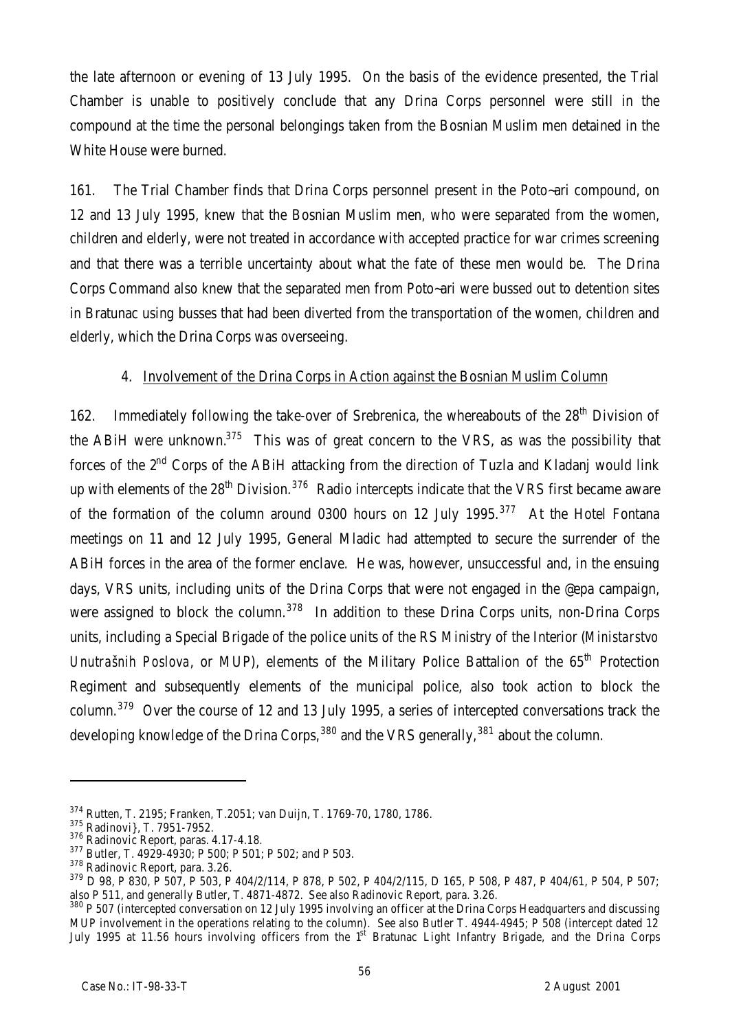the late afternoon or evening of 13 July 1995. On the basis of the evidence presented, the Trial Chamber is unable to positively conclude that any Drina Corps personnel were still in the compound at the time the personal belongings taken from the Bosnian Muslim men detained in the White House were burned.

161. The Trial Chamber finds that Drina Corps personnel present in the Poto~ari compound, on 12 and 13 July 1995, knew that the Bosnian Muslim men, who were separated from the women, children and elderly, were not treated in accordance with accepted practice for war crimes screening and that there was a terrible uncertainty about what the fate of these men would be. The Drina Corps Command also knew that the separated men from Poto~ari were bussed out to detention sites in Bratunac using busses that had been diverted from the transportation of the women, children and elderly, which the Drina Corps was overseeing.

### 4. Involvement of the Drina Corps in Action against the Bosnian Muslim Column

162. Immediately following the take-over of Srebrenica, the whereabouts of the 28th Division of the ABiH were unknown.[375] This was of great concern to the VRS, as was the possibility that forces of the 2nd Corps of the ABiH attacking from the direction of Tuzla and Kladanj would link up with elements of the 28th Division.[376] Radio intercepts indicate that the VRS first became aware of the formation of the column around 0300 hours on 12 July 1995.[377] At the Hotel Fontana meetings on 11 and 12 July 1995, General Mladic had attempted to secure the surrender of the ABiH forces in the area of the former enclave. He was, however, unsuccessful and, in the ensuing days, VRS units, including units of the Drina Corps that were not engaged in the @epa campaign, were assigned to block the column.[378] In addition to these Drina Corps units, non-Drina Corps units, including a Special Brigade of the police units of the RS Ministry of the Interior (*Ministarstvo Unutrašnih Poslova*, or MUP), elements of the Military Police Battalion of the 65th Protection Regiment and subsequently elements of the municipal police, also took action to block the column.[379] Over the course of 12 and 13 July 1995, a series of intercepted conversations track the developing knowledge of the Drina Corps,[380] and the VRS generally,[381] about the column.

---

[374] Rutten, T. 2195; Franken, T.2051; van Duijn, T. 1769-70, 1780, 1786.

[375] Radinovi}, T. 7951-7952.

[376] Radinovic Report, paras. 4.17-4.18.

[377] Butler, T. 4929-4930; P 500; P 501; P 502; and P 503.

[378] Radinovic Report, para. 3.26.

[379] D 98, P 830, P 507, P 503, P 404/2/114, P 878, P 502, P 404/2/115, D 165, P 508, P 487, P 404/61, P 504, P 507; also P 511, and generally Butler, T. 4871-4872. See also Radinovic Report, para. 3.26.

[380] P 507 (intercepted conversation on 12 July 1995 involving an officer at the Drina Corps Headquarters and discussing MUP involvement in the operations relating to the column). See also Butler T. 4944-4945; P 508 (intercept dated 12 July 1995 at 11.56 hours involving officers from the 1st Bratunac Light Infantry Brigade, and the Drina Corps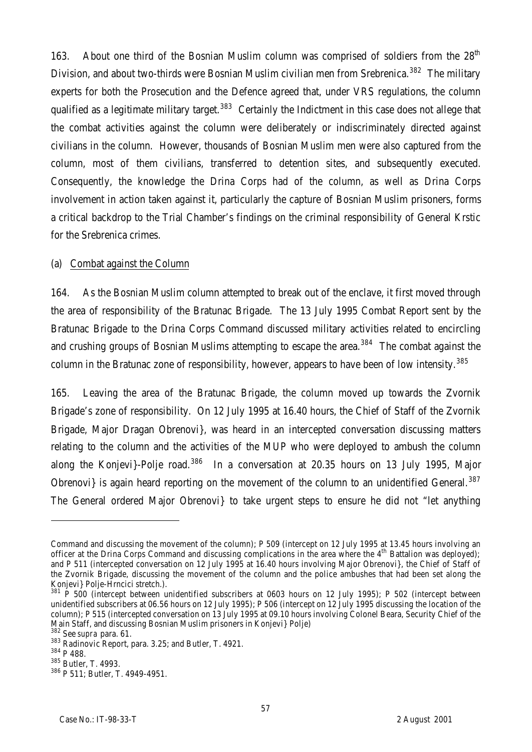163. About one third of the Bosnian Muslim column was comprised of soldiers from the 28th Division, and about two-thirds were Bosnian Muslim civilian men from Srebrenica.[382] The military experts for both the Prosecution and the Defence agreed that, under VRS regulations, the column qualified as a legitimate military target.[383] Certainly the Indictment in this case does not allege that the combat activities against the column were deliberately or indiscriminately directed against civilians in the column. However, thousands of Bosnian Muslim men were also captured from the column, most of them civilians, transferred to detention sites, and subsequently executed. Consequently, the knowledge the Drina Corps had of the column, as well as Drina Corps involvement in action taken against it, particularly the capture of Bosnian Muslim prisoners, forms a critical backdrop to the Trial Chamber's findings on the criminal responsibility of General Krstic for the Srebrenica crimes.

(a) Combat against the Column

164. As the Bosnian Muslim column attempted to break out of the enclave, it first moved through the area of responsibility of the Bratunac Brigade. The 13 July 1995 Combat Report sent by the Bratunac Brigade to the Drina Corps Command discussed military activities related to encircling and crushing groups of Bosnian Muslims attempting to escape the area.[384] The combat against the column in the Bratunac zone of responsibility, however, appears to have been of low intensity.[385]

165. Leaving the area of the Bratunac Brigade, the column moved up towards the Zvornik Brigade's zone of responsibility. On 12 July 1995 at 16.40 hours, the Chief of Staff of the Zvornik Brigade, Major Dragan Obrenovi}, was heard in an intercepted conversation discussing matters relating to the column and the activities of the MUP who were deployed to ambush the column along the Konjevi}-Polje road.[386] In a conversation at 20.35 hours on 13 July 1995, Major Obrenovi} is again heard reporting on the movement of the column to an unidentified General.[387] The General ordered Major Obrenovi} to take urgent steps to ensure he did not "let anything

---

Command and discussing the movement of the column); P 509 (intercept on 12 July 1995 at 13.45 hours involving an officer at the Drina Corps Command and discussing complications in the area where the 4th Battalion was deployed); and P 511 (intercepted conversation on 12 July 1995 at 16.40 hours involving Major Obrenovi}, the Chief of Staff of the Zvornik Brigade, discussing the movement of the column and the police ambushes that had been set along the Konjevi} Polje-Hrncici stretch.).

[381] P 500 (intercept between unidentified subscribers at 0603 hours on 12 July 1995); P 502 (intercept between unidentified subscribers at 06.56 hours on 12 July 1995); P 506 (intercept on 12 July 1995 discussing the location of the column); P 515 (intercepted conversation on 13 July 1995 at 09.10 hours involving Colonel Beara, Security Chief of the Main Staff, and discussing Bosnian Muslim prisoners in Konjevi} Polje)

[382] See *supra* para. 61.

[383] Radinovic Report, para. 3.25; and Butler, T. 4921.

[384] P 488.

[385] Butler, T. 4993.

[386] P 511; Butler, T. 4949-4951.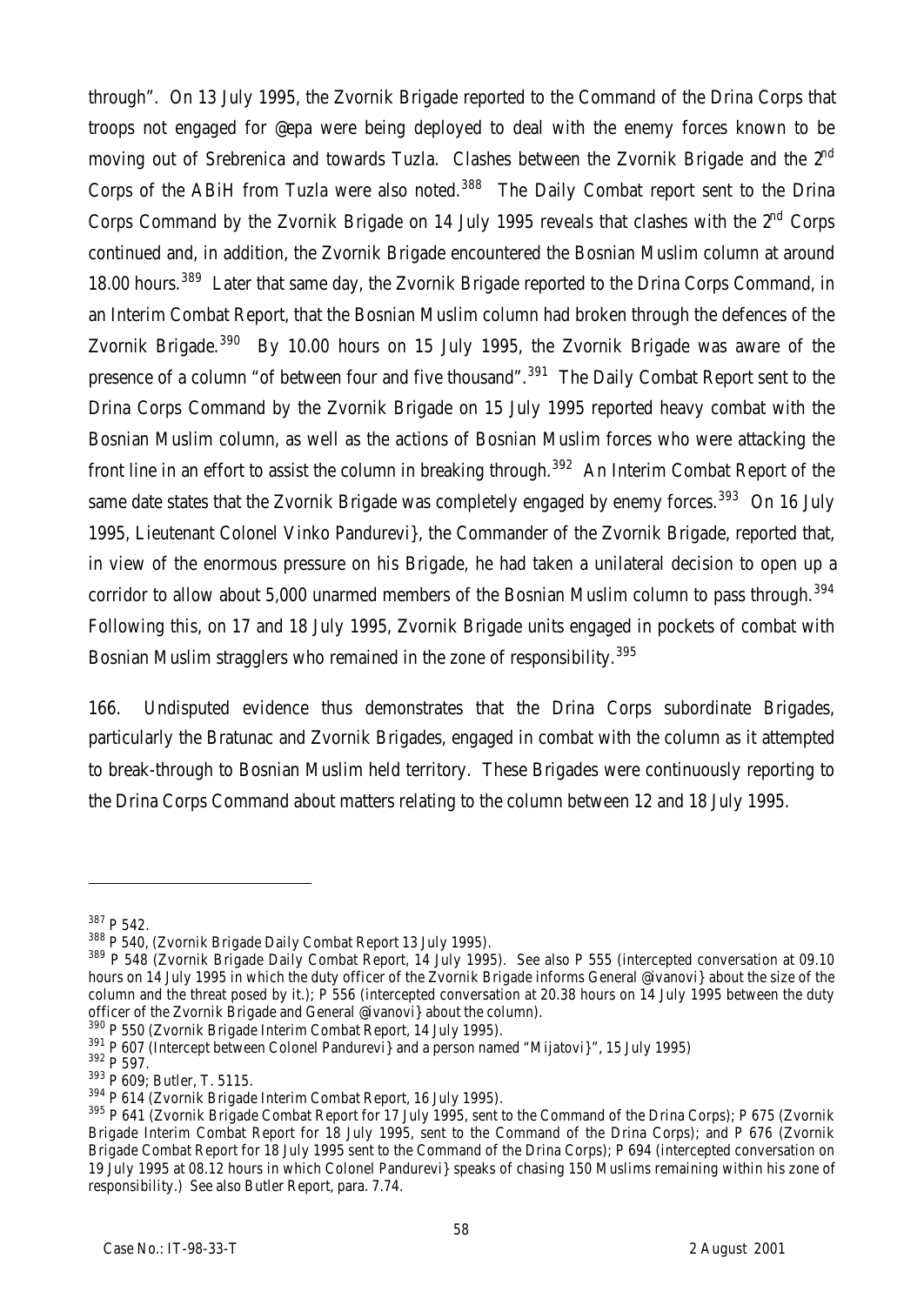through". On 13 July 1995, the Zvornik Brigade reported to the Command of the Drina Corps that troops not engaged for @epa were being deployed to deal with the enemy forces known to be moving out of Srebrenica and towards Tuzla. Clashes between the Zvornik Brigade and the 2nd Corps of the ABiH from Tuzla were also noted.[388] The Daily Combat report sent to the Drina Corps Command by the Zvornik Brigade on 14 July 1995 reveals that clashes with the 2nd Corps continued and, in addition, the Zvornik Brigade encountered the Bosnian Muslim column at around 18.00 hours.[389] Later that same day, the Zvornik Brigade reported to the Drina Corps Command, in an Interim Combat Report, that the Bosnian Muslim column had broken through the defences of the Zvornik Brigade.[390] By 10.00 hours on 15 July 1995, the Zvornik Brigade was aware of the presence of a column "of between four and five thousand".[391] The Daily Combat Report sent to the Drina Corps Command by the Zvornik Brigade on 15 July 1995 reported heavy combat with the Bosnian Muslim column, as well as the actions of Bosnian Muslim forces who were attacking the front line in an effort to assist the column in breaking through.[392] An Interim Combat Report of the same date states that the Zvornik Brigade was completely engaged by enemy forces.[393] On 16 July 1995, Lieutenant Colonel Vinko Pandurevi}, the Commander of the Zvornik Brigade, reported that, in view of the enormous pressure on his Brigade, he had taken a unilateral decision to open up a corridor to allow about 5,000 unarmed members of the Bosnian Muslim column to pass through.[394] Following this, on 17 and 18 July 1995, Zvornik Brigade units engaged in pockets of combat with Bosnian Muslim stragglers who remained in the zone of responsibility.[395]

166. Undisputed evidence thus demonstrates that the Drina Corps subordinate Brigades, particularly the Bratunac and Zvornik Brigades, engaged in combat with the column as it attempted to break-through to Bosnian Muslim held territory. These Brigades were continuously reporting to the Drina Corps Command about matters relating to the column between 12 and 18 July 1995.

---

[387] P 542.

[388] P 540, (Zvornik Brigade Daily Combat Report 13 July 1995).

[389] P 548 (Zvornik Brigade Daily Combat Report, 14 July 1995). See also P 555 (intercepted conversation at 09.10 hours on 14 July 1995 in which the duty officer of the Zvornik Brigade informs General @ivanovi} about the size of the column and the threat posed by it.); P 556 (intercepted conversation at 20.38 hours on 14 July 1995 between the duty officer of the Zvornik Brigade and General @ivanovi} about the column).

[390] P 550 (Zvornik Brigade Interim Combat Report, 14 July 1995).

[391] P 607 (Intercept between Colonel Pandurevi} and a person named "Mijatovi}", 15 July 1995)

[392] P 597.

[393] P 609; Butler, T. 5115.

[394] P 614 (Zvornik Brigade Interim Combat Report, 16 July 1995).

[395] P 641 (Zvornik Brigade Combat Report for 17 July 1995, sent to the Command of the Drina Corps); P 675 (Zvornik Brigade Interim Combat Report for 18 July 1995, sent to the Command of the Drina Corps); and P 676 (Zvornik Brigade Combat Report for 18 July 1995 sent to the Command of the Drina Corps); P 694 (intercepted conversation on 19 July 1995 at 08.12 hours in which Colonel Pandurevi} speaks of chasing 150 Muslims remaining within his zone of responsibility.) See also Butler Report, para. 7.74.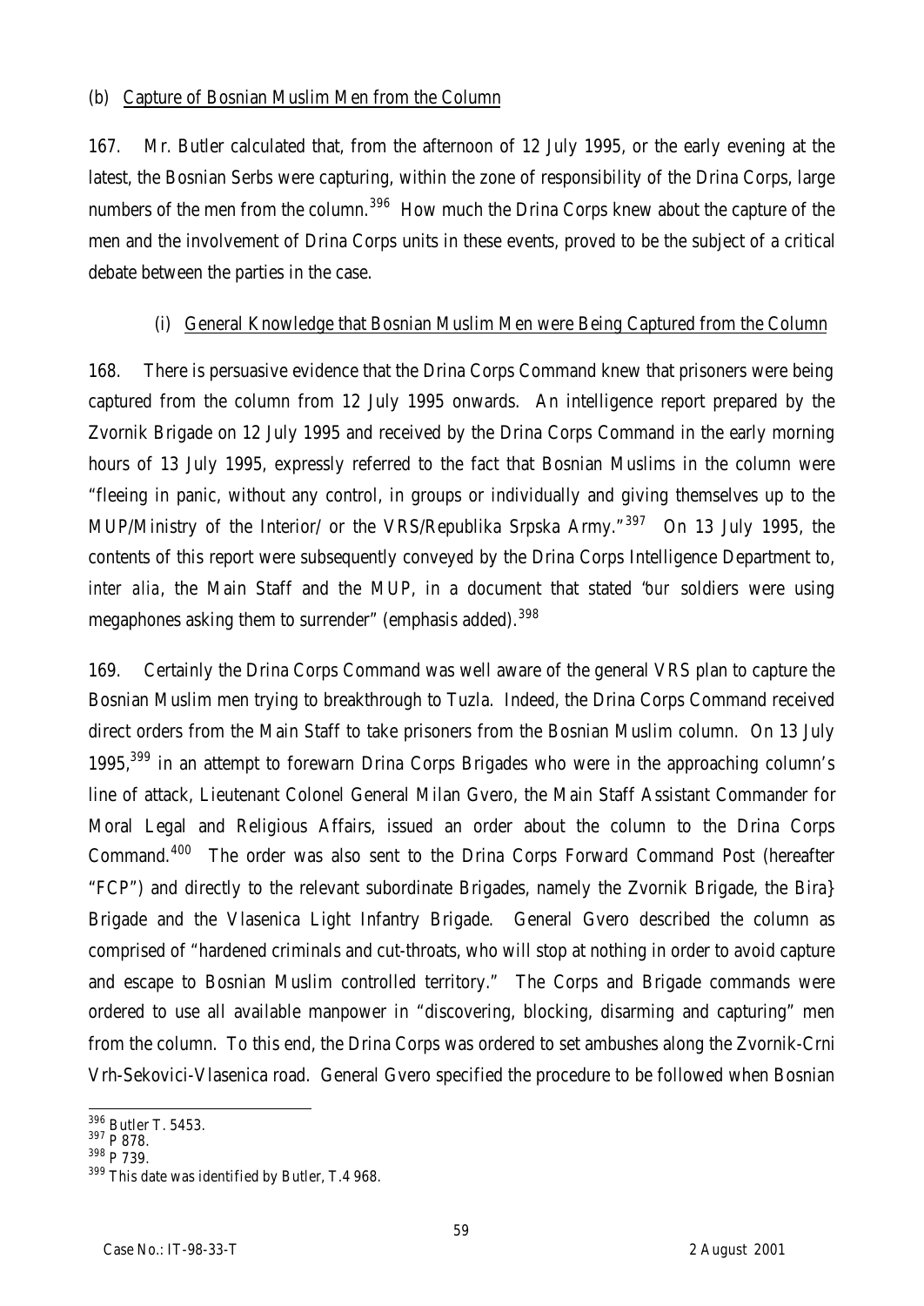(b) Capture of Bosnian Muslim Men from the Column

167. Mr. Butler calculated that, from the afternoon of 12 July 1995, or the early evening at the latest, the Bosnian Serbs were capturing, within the zone of responsibility of the Drina Corps, large numbers of the men from the column.[396] How much the Drina Corps knew about the capture of the men and the involvement of Drina Corps units in these events, proved to be the subject of a critical debate between the parties in the case.

(i) General Knowledge that Bosnian Muslim Men were Being Captured from the Column

168. There is persuasive evidence that the Drina Corps Command knew that prisoners were being captured from the column from 12 July 1995 onwards. An intelligence report prepared by the Zvornik Brigade on 12 July 1995 and received by the Drina Corps Command in the early morning hours of 13 July 1995, expressly referred to the fact that Bosnian Muslims in the column were "fleeing in panic, without any control, in groups or individually and giving themselves up to the MUP/Ministry of the Interior/ or the VRS/Republika Srpska Army."[397] On 13 July 1995, the contents of this report were subsequently conveyed by the Drina Corps Intelligence Department to, *inter alia*, the Main Staff and the MUP, in a document that stated "*our* soldiers were using megaphones asking them to surrender" (emphasis added).[398]

169. Certainly the Drina Corps Command was well aware of the general VRS plan to capture the Bosnian Muslim men trying to breakthrough to Tuzla. Indeed, the Drina Corps Command received direct orders from the Main Staff to take prisoners from the Bosnian Muslim column. On 13 July 1995,[399] in an attempt to forewarn Drina Corps Brigades who were in the approaching column's line of attack, Lieutenant Colonel General Milan Gvero, the Main Staff Assistant Commander for Moral Legal and Religious Affairs, issued an order about the column to the Drina Corps Command.[400] The order was also sent to the Drina Corps Forward Command Post (hereafter "FCP") and directly to the relevant subordinate Brigades, namely the Zvornik Brigade, the Bira} Brigade and the Vlasenica Light Infantry Brigade. General Gvero described the column as comprised of "hardened criminals and cut-throats, who will stop at nothing in order to avoid capture and escape to Bosnian Muslim controlled territory." The Corps and Brigade commands were ordered to use all available manpower in "discovering, blocking, disarming and capturing" men from the column. To this end, the Drina Corps was ordered to set ambushes along the Zvornik-Crni Vrh-Sekovici-Vlasenica road. General Gvero specified the procedure to be followed when Bosnian

---

[396] Butler T. 5453.

[397] P 878.

[398] P 739.

[399] This date was identified by Butler, T.4 968.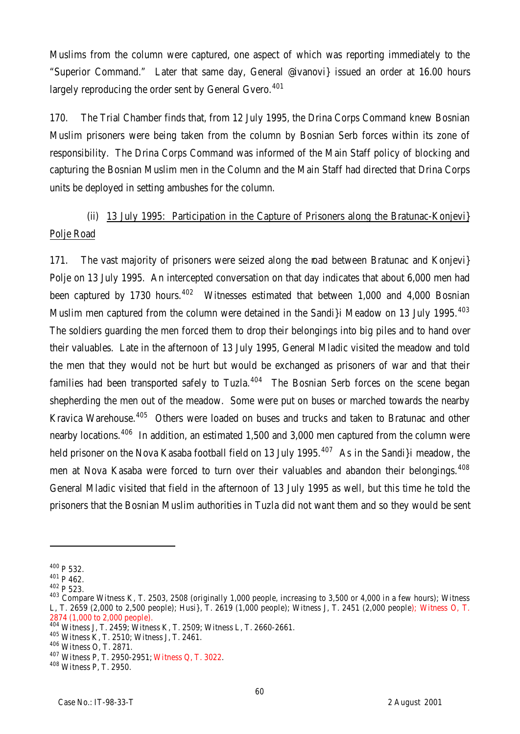Muslims from the column were captured, one aspect of which was reporting immediately to the "Superior Command." Later that same day, General @ivanovi} issued an order at 16.00 hours largely reproducing the order sent by General Gvero.[401]

170. The Trial Chamber finds that, from 12 July 1995, the Drina Corps Command knew Bosnian Muslim prisoners were being taken from the column by Bosnian Serb forces within its zone of responsibility. The Drina Corps Command was informed of the Main Staff policy of blocking and capturing the Bosnian Muslim men in the Column and the Main Staff had directed that Drina Corps units be deployed in setting ambushes for the column.

(ii) 13 July 1995: Participation in the Capture of Prisoners along the Bratunac-Konjevi} Polje Road

171. The vast majority of prisoners were seized along the road between Bratunac and Konjevi} Polje on 13 July 1995. An intercepted conversation on that day indicates that about 6,000 men had been captured by 1730 hours.[402] Witnesses estimated that between 1,000 and 4,000 Bosnian Muslim men captured from the column were detained in the Sandi}i Meadow on 13 July 1995.[403] The soldiers guarding the men forced them to drop their belongings into big piles and to hand over their valuables. Late in the afternoon of 13 July 1995, General Mladic visited the meadow and told the men that they would not be hurt but would be exchanged as prisoners of war and that their families had been transported safely to Tuzla.[404] The Bosnian Serb forces on the scene began shepherding the men out of the meadow. Some were put on buses or marched towards the nearby Kravica Warehouse.[405] Others were loaded on buses and trucks and taken to Bratunac and other nearby locations.[406] In addition, an estimated 1,500 and 3,000 men captured from the column were held prisoner on the Nova Kasaba football field on 13 July 1995.[407] As in the Sandi}i meadow, the men at Nova Kasaba were forced to turn over their valuables and abandon their belongings.[408] General Mladic visited that field in the afternoon of 13 July 1995 as well, but this time he told the prisoners that the Bosnian Muslim authorities in Tuzla did not want them and so they would be sent

---

[400] P 532.
[401] P 462.
[402] P 523.
[403] Compare Witness K, T. 2503, 2508 (originally 1,000 people, increasing to 3,500 or 4,000 in a few hours); Witness L, T. 2659 (2,000 to 2,500 people); Husi}, T. 2619 (1,000 people); Witness J, T. 2451 (2,000 people); Witness O, T. 2874 (1,000 to 2,000 people).
[404] Witness J, T. 2459; Witness K, T. 2509; Witness L, T. 2660-2661.
[405] Witness K, T. 2510; Witness J, T. 2461.
[406] Witness O, T. 2871.
[407] Witness P, T. 2950-2951; Witness Q, T. 3022.
[408] Witness P, T. 2950.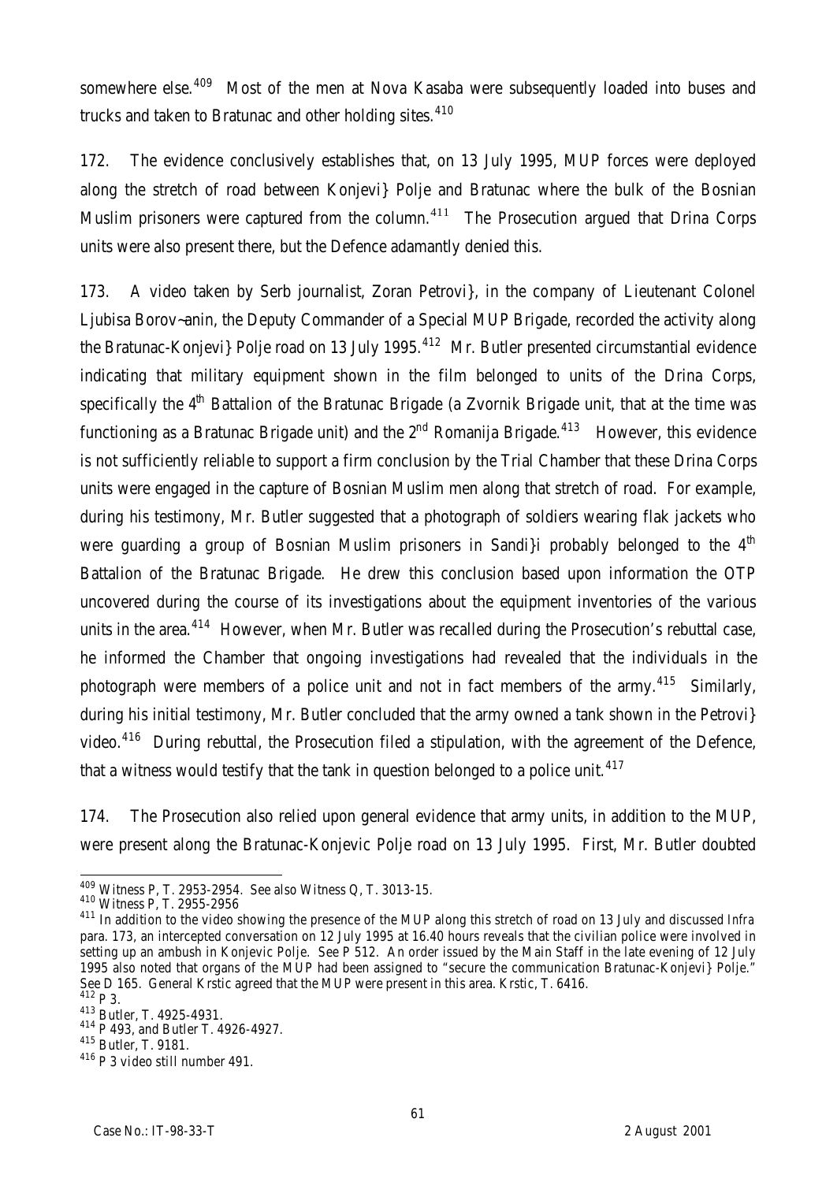somewhere else.[409] Most of the men at Nova Kasaba were subsequently loaded into buses and trucks and taken to Bratunac and other holding sites.[410]

172. The evidence conclusively establishes that, on 13 July 1995, MUP forces were deployed along the stretch of road between Konjevi} Polje and Bratunac where the bulk of the Bosnian Muslim prisoners were captured from the column.[411] The Prosecution argued that Drina Corps units were also present there, but the Defence adamantly denied this.

173. A video taken by Serb journalist, Zoran Petrovi}, in the company of Lieutenant Colonel Ljubisa Borov~anin, the Deputy Commander of a Special MUP Brigade, recorded the activity along the Bratunac-Konjevi} Polje road on 13 July 1995.[412] Mr. Butler presented circumstantial evidence indicating that military equipment shown in the film belonged to units of the Drina Corps, specifically the 4th Battalion of the Bratunac Brigade (a Zvornik Brigade unit, that at the time was functioning as a Bratunac Brigade unit) and the 2nd Romanija Brigade.[413] However, this evidence is not sufficiently reliable to support a firm conclusion by the Trial Chamber that these Drina Corps units were engaged in the capture of Bosnian Muslim men along that stretch of road. For example, during his testimony, Mr. Butler suggested that a photograph of soldiers wearing flak jackets who were guarding a group of Bosnian Muslim prisoners in Sandi}i probably belonged to the 4th Battalion of the Bratunac Brigade. He drew this conclusion based upon information the OTP uncovered during the course of its investigations about the equipment inventories of the various units in the area.[414] However, when Mr. Butler was recalled during the Prosecution's rebuttal case, he informed the Chamber that ongoing investigations had revealed that the individuals in the photograph were members of a police unit and not in fact members of the army.[415] Similarly, during his initial testimony, Mr. Butler concluded that the army owned a tank shown in the Petrovi} video.[416] During rebuttal, the Prosecution filed a stipulation, with the agreement of the Defence, that a witness would testify that the tank in question belonged to a police unit.[417]

174. The Prosecution also relied upon general evidence that army units, in addition to the MUP, were present along the Bratunac-Konjevic Polje road on 13 July 1995. First, Mr. Butler doubted

---

[409] Witness P, T. 2953-2954. See also Witness Q, T. 3013-15.

[410] Witness P, T. 2955-2956

[411] In addition to the video showing the presence of the MUP along this stretch of road on 13 July and discussed *Infra* para. 173, an intercepted conversation on 12 July 1995 at 16.40 hours reveals that the civilian police were involved in setting up an ambush in Konjevic Polje. See P 512. An order issued by the Main Staff in the late evening of 12 July 1995 also noted that organs of the MUP had been assigned to "secure the communication Bratunac-Konjevi} Polje." See D 165. General Krstic agreed that the MUP were present in this area. Krstic, T. 6416.

[412] P 3.

[413] Butler, T. 4925-4931.

[414] P 493, and Butler T. 4926-4927.

[415] Butler, T. 9181.

[416] P 3 video still number 491.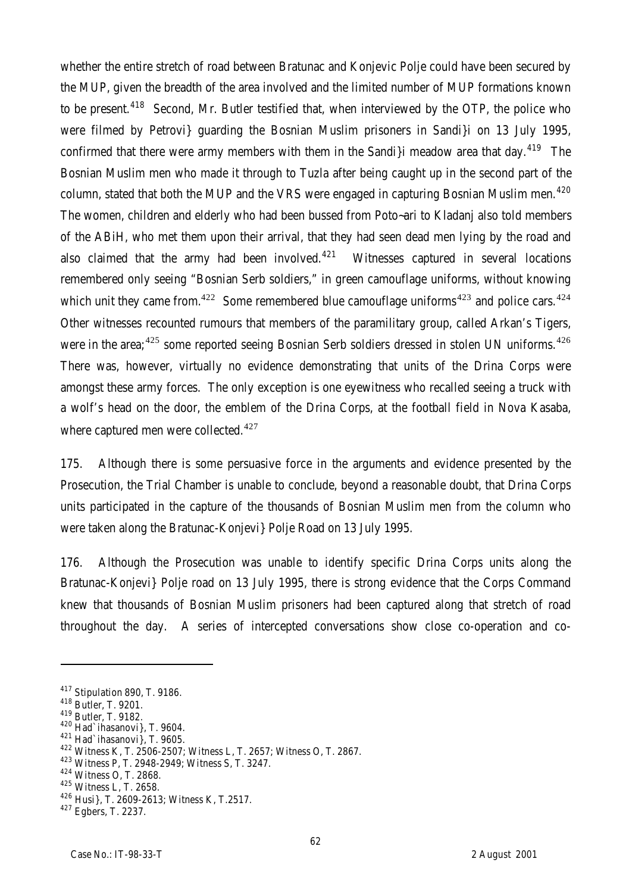whether the entire stretch of road between Bratunac and Konjevic Polje could have been secured by the MUP, given the breadth of the area involved and the limited number of MUP formations known to be present.[418] Second, Mr. Butler testified that, when interviewed by the OTP, the police who were filmed by Petrovi} guarding the Bosnian Muslim prisoners in Sandi}i on 13 July 1995, confirmed that there were army members with them in the Sandi}i meadow area that day.[419] The Bosnian Muslim men who made it through to Tuzla after being caught up in the second part of the column, stated that both the MUP and the VRS were engaged in capturing Bosnian Muslim men.[420] The women, children and elderly who had been bussed from Poto~ari to Kladanj also told members of the ABiH, who met them upon their arrival, that they had seen dead men lying by the road and also claimed that the army had been involved.[421] Witnesses captured in several locations remembered only seeing "Bosnian Serb soldiers," in green camouflage uniforms, without knowing which unit they came from.[422] Some remembered blue camouflage uniforms[423] and police cars.[424] Other witnesses recounted rumours that members of the paramilitary group, called Arkan's Tigers, were in the area;[425] some reported seeing Bosnian Serb soldiers dressed in stolen UN uniforms.[426] There was, however, virtually no evidence demonstrating that units of the Drina Corps were amongst these army forces. The only exception is one eyewitness who recalled seeing a truck with a wolf's head on the door, the emblem of the Drina Corps, at the football field in Nova Kasaba, where captured men were collected.[427]

175. Although there is some persuasive force in the arguments and evidence presented by the Prosecution, the Trial Chamber is unable to conclude, beyond a reasonable doubt, that Drina Corps units participated in the capture of the thousands of Bosnian Muslim men from the column who were taken along the Bratunac-Konjevi} Polje Road on 13 July 1995.

176. Although the Prosecution was unable to identify specific Drina Corps units along the Bratunac-Konjevi} Polje road on 13 July 1995, there is strong evidence that the Corps Command knew that thousands of Bosnian Muslim prisoners had been captured along that stretch of road throughout the day. A series of intercepted conversations show close co-operation and co-

---

[417] Stipulation 890, T. 9186.
[418] Butler, T. 9201.
[419] Butler, T. 9182.
[420] Had`ihasanovi}, T. 9604.
[421] Had`ihasanovi}, T. 9605.
[422] Witness K, T. 2506-2507; Witness L, T. 2657; Witness O, T. 2867.
[423] Witness P, T. 2948-2949; Witness S, T. 3247.
[424] Witness O, T. 2868.
[425] Witness L, T. 2658.
[426] Husi}, T. 2609-2613; Witness K, T.2517.
[427] Egbers, T. 2237.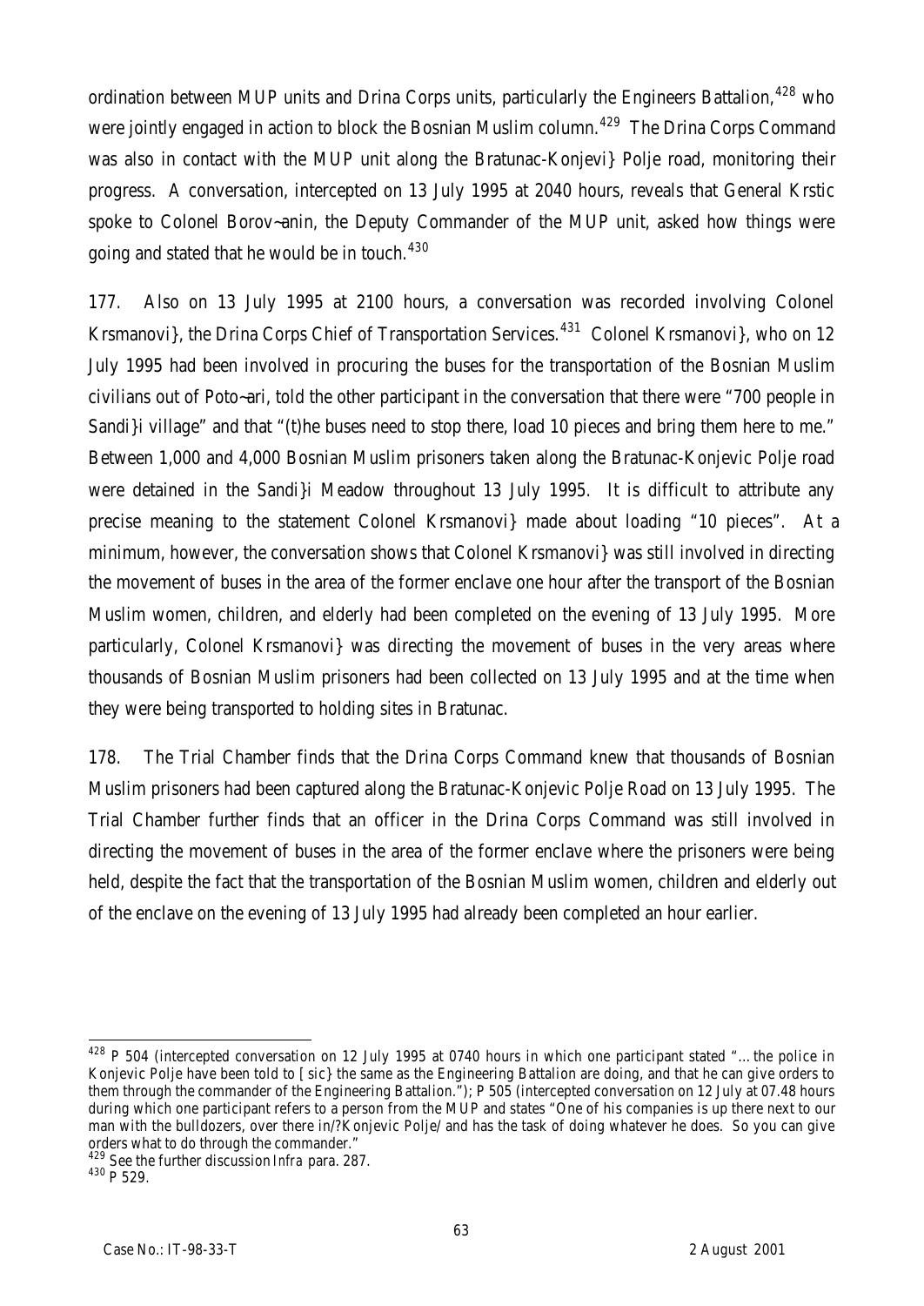ordination between MUP units and Drina Corps units, particularly the Engineers Battalion,[428] who were jointly engaged in action to block the Bosnian Muslim column.[429] The Drina Corps Command was also in contact with the MUP unit along the Bratunac-Konjevi} Polje road, monitoring their progress. A conversation, intercepted on 13 July 1995 at 2040 hours, reveals that General Krstic spoke to Colonel Borov~anin, the Deputy Commander of the MUP unit, asked how things were going and stated that he would be in touch.[430]

177. Also on 13 July 1995 at 2100 hours, a conversation was recorded involving Colonel Krsmanovi}, the Drina Corps Chief of Transportation Services.[431] Colonel Krsmanovi}, who on 12 July 1995 had been involved in procuring the buses for the transportation of the Bosnian Muslim civilians out of Poto~ari, told the other participant in the conversation that there were "700 people in Sandi}i village" and that "(t)he buses need to stop there, load 10 pieces and bring them here to me." Between 1,000 and 4,000 Bosnian Muslim prisoners taken along the Bratunac-Konjevic Polje road were detained in the Sandi}i Meadow throughout 13 July 1995. It is difficult to attribute any precise meaning to the statement Colonel Krsmanovi} made about loading "10 pieces". At a minimum, however, the conversation shows that Colonel Krsmanovi} was still involved in directing the movement of buses in the area of the former enclave one hour after the transport of the Bosnian Muslim women, children, and elderly had been completed on the evening of 13 July 1995. More particularly, Colonel Krsmanovi} was directing the movement of buses in the very areas where thousands of Bosnian Muslim prisoners had been collected on 13 July 1995 and at the time when they were being transported to holding sites in Bratunac.

178. The Trial Chamber finds that the Drina Corps Command knew that thousands of Bosnian Muslim prisoners had been captured along the Bratunac-Konjevic Polje Road on 13 July 1995. The Trial Chamber further finds that an officer in the Drina Corps Command was still involved in directing the movement of buses in the area of the former enclave where the prisoners were being held, despite the fact that the transportation of the Bosnian Muslim women, children and elderly out of the enclave on the evening of 13 July 1995 had already been completed an hour earlier.

---

[428] P 504 (intercepted conversation on 12 July 1995 at 0740 hours in which one participant stated "…the police in Konjevic Polje have been told to [ sic} the same as the Engineering Battalion are doing, and that he can give orders to them through the commander of the Engineering Battalion."); P 505 (intercepted conversation on 12 July at 07.48 hours during which one participant refers to a person from the MUP and states "One of his companies is up there next to our man with the bulldozers, over there in/?Konjevic Polje/ and has the task of doing whatever he does. So you can give orders what to do through the commander."

[429] See the further discussion *Infra* para. 287.

[430] P 529.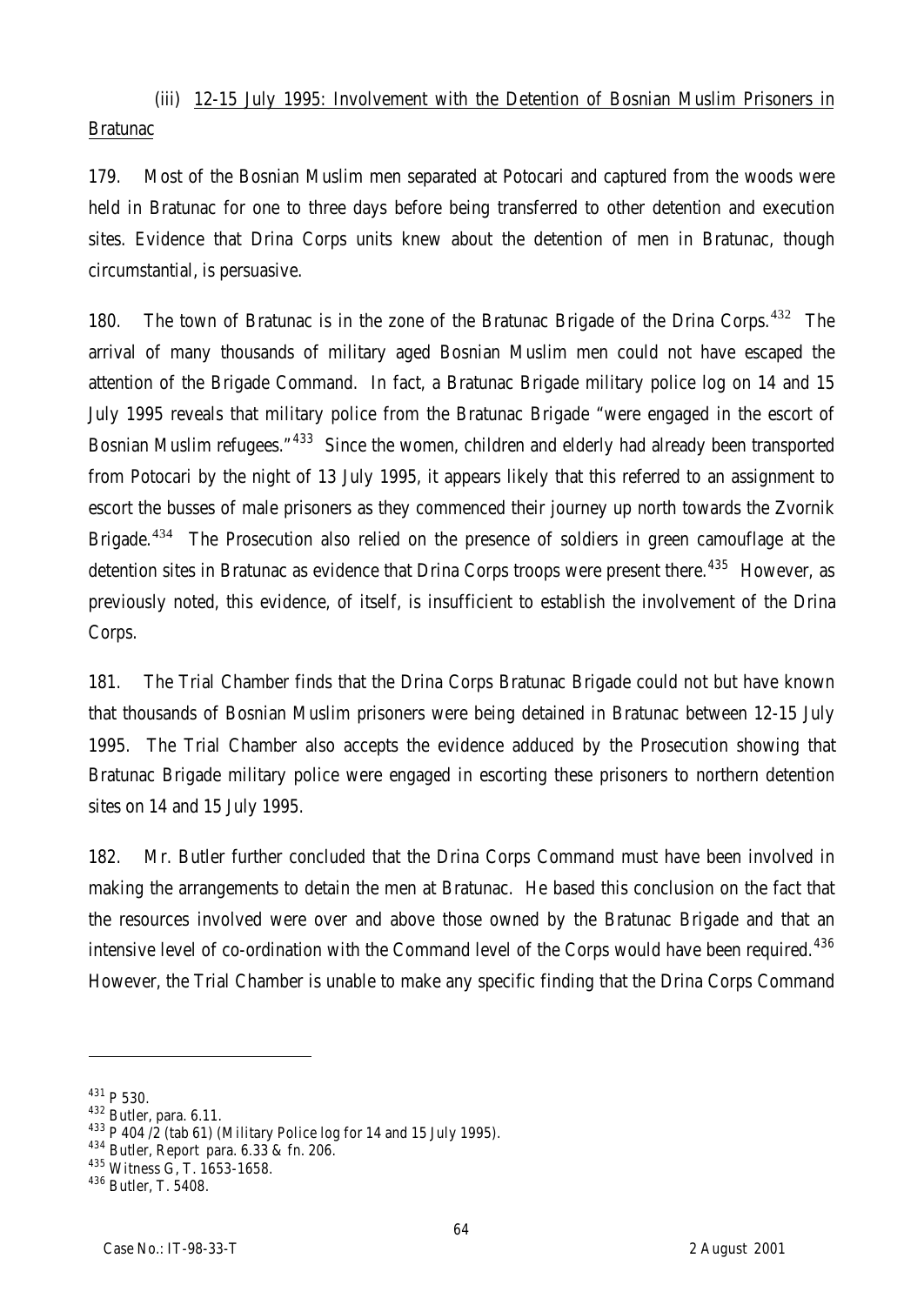### (iii) 12-15 July 1995: Involvement with the Detention of Bosnian Muslim Prisoners in Bratunac

179. Most of the Bosnian Muslim men separated at Potocari and captured from the woods were held in Bratunac for one to three days before being transferred to other detention and execution sites. Evidence that Drina Corps units knew about the detention of men in Bratunac, though circumstantial, is persuasive.

180. The town of Bratunac is in the zone of the Bratunac Brigade of the Drina Corps.[432] The arrival of many thousands of military aged Bosnian Muslim men could not have escaped the attention of the Brigade Command. In fact, a Bratunac Brigade military police log on 14 and 15 July 1995 reveals that military police from the Bratunac Brigade "were engaged in the escort of Bosnian Muslim refugees."[433] Since the women, children and elderly had already been transported from Potocari by the night of 13 July 1995, it appears likely that this referred to an assignment to escort the busses of male prisoners as they commenced their journey up north towards the Zvornik Brigade.[434] The Prosecution also relied on the presence of soldiers in green camouflage at the detention sites in Bratunac as evidence that Drina Corps troops were present there.[435] However, as previously noted, this evidence, of itself, is insufficient to establish the involvement of the Drina Corps.

181. The Trial Chamber finds that the Drina Corps Bratunac Brigade could not but have known that thousands of Bosnian Muslim prisoners were being detained in Bratunac between 12-15 July 1995. The Trial Chamber also accepts the evidence adduced by the Prosecution showing that Bratunac Brigade military police were engaged in escorting these prisoners to northern detention sites on 14 and 15 July 1995.

182. Mr. Butler further concluded that the Drina Corps Command must have been involved in making the arrangements to detain the men at Bratunac. He based this conclusion on the fact that the resources involved were over and above those owned by the Bratunac Brigade and that an intensive level of co-ordination with the Command level of the Corps would have been required.[436] However, the Trial Chamber is unable to make any specific finding that the Drina Corps Command

---

[431] P 530.
[432] Butler, para. 6.11.
[433] P 404 /2 (tab 61) (Military Police log for 14 and 15 July 1995).
[434] Butler, Report para. 6.33 & fn. 206.
[435] Witness G, T. 1653-1658.
[436] Butler, T. 5408.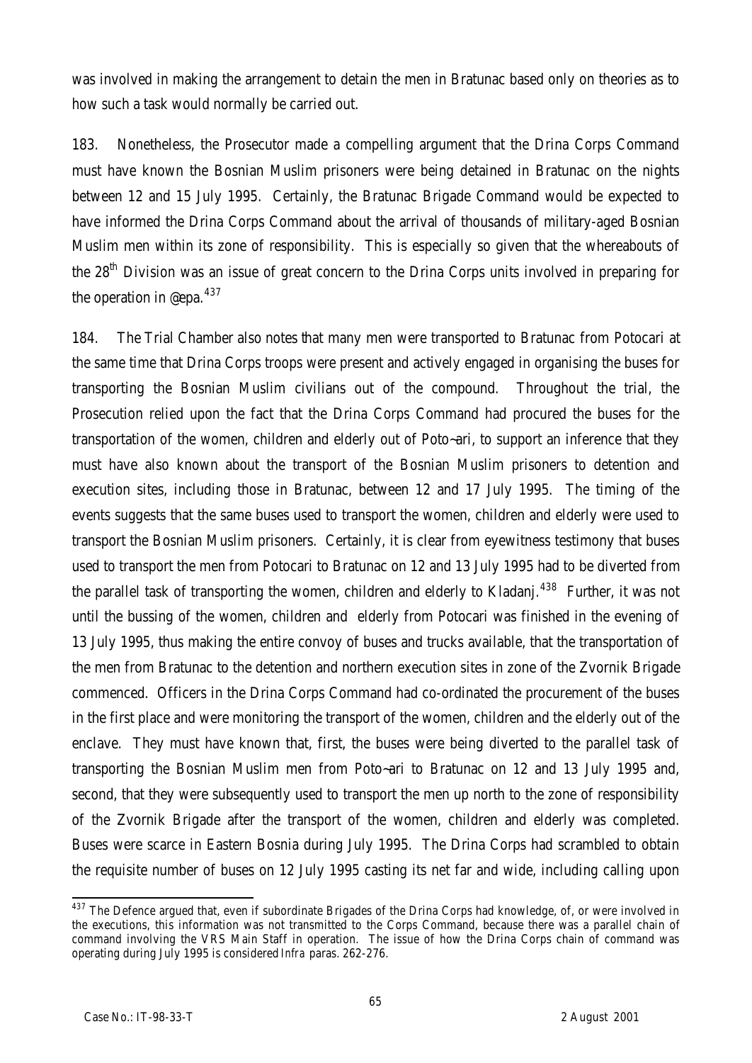was involved in making the arrangement to detain the men in Bratunac based only on theories as to how such a task would normally be carried out.

183. Nonetheless, the Prosecutor made a compelling argument that the Drina Corps Command must have known the Bosnian Muslim prisoners were being detained in Bratunac on the nights between 12 and 15 July 1995. Certainly, the Bratunac Brigade Command would be expected to have informed the Drina Corps Command about the arrival of thousands of military-aged Bosnian Muslim men within its zone of responsibility. This is especially so given that the whereabouts of the 28th Division was an issue of great concern to the Drina Corps units involved in preparing for the operation in @epa.[437]

184. The Trial Chamber also notes that many men were transported to Bratunac from Potocari at the same time that Drina Corps troops were present and actively engaged in organising the buses for transporting the Bosnian Muslim civilians out of the compound. Throughout the trial, the Prosecution relied upon the fact that the Drina Corps Command had procured the buses for the transportation of the women, children and elderly out of Poto~ari, to support an inference that they must have also known about the transport of the Bosnian Muslim prisoners to detention and execution sites, including those in Bratunac, between 12 and 17 July 1995. The timing of the events suggests that the same buses used to transport the women, children and elderly were used to transport the Bosnian Muslim prisoners. Certainly, it is clear from eyewitness testimony that buses used to transport the men from Potocari to Bratunac on 12 and 13 July 1995 had to be diverted from the parallel task of transporting the women, children and elderly to Kladanj.[438] Further, it was not until the bussing of the women, children and elderly from Potocari was finished in the evening of 13 July 1995, thus making the entire convoy of buses and trucks available, that the transportation of the men from Bratunac to the detention and northern execution sites in zone of the Zvornik Brigade commenced. Officers in the Drina Corps Command had co-ordinated the procurement of the buses in the first place and were monitoring the transport of the women, children and the elderly out of the enclave. They must have known that, first, the buses were being diverted to the parallel task of transporting the Bosnian Muslim men from Poto~ari to Bratunac on 12 and 13 July 1995 and, second, that they were subsequently used to transport the men up north to the zone of responsibility of the Zvornik Brigade after the transport of the women, children and elderly was completed. Buses were scarce in Eastern Bosnia during July 1995. The Drina Corps had scrambled to obtain the requisite number of buses on 12 July 1995 casting its net far and wide, including calling upon

---

[437] The Defence argued that, even if subordinate Brigades of the Drina Corps had knowledge, of, or were involved in the executions, this information was not transmitted to the Corps Command, because there was a parallel chain of command involving the VRS Main Staff in operation. The issue of how the Drina Corps chain of command was operating during July 1995 is considered *Infra* paras. 262-276.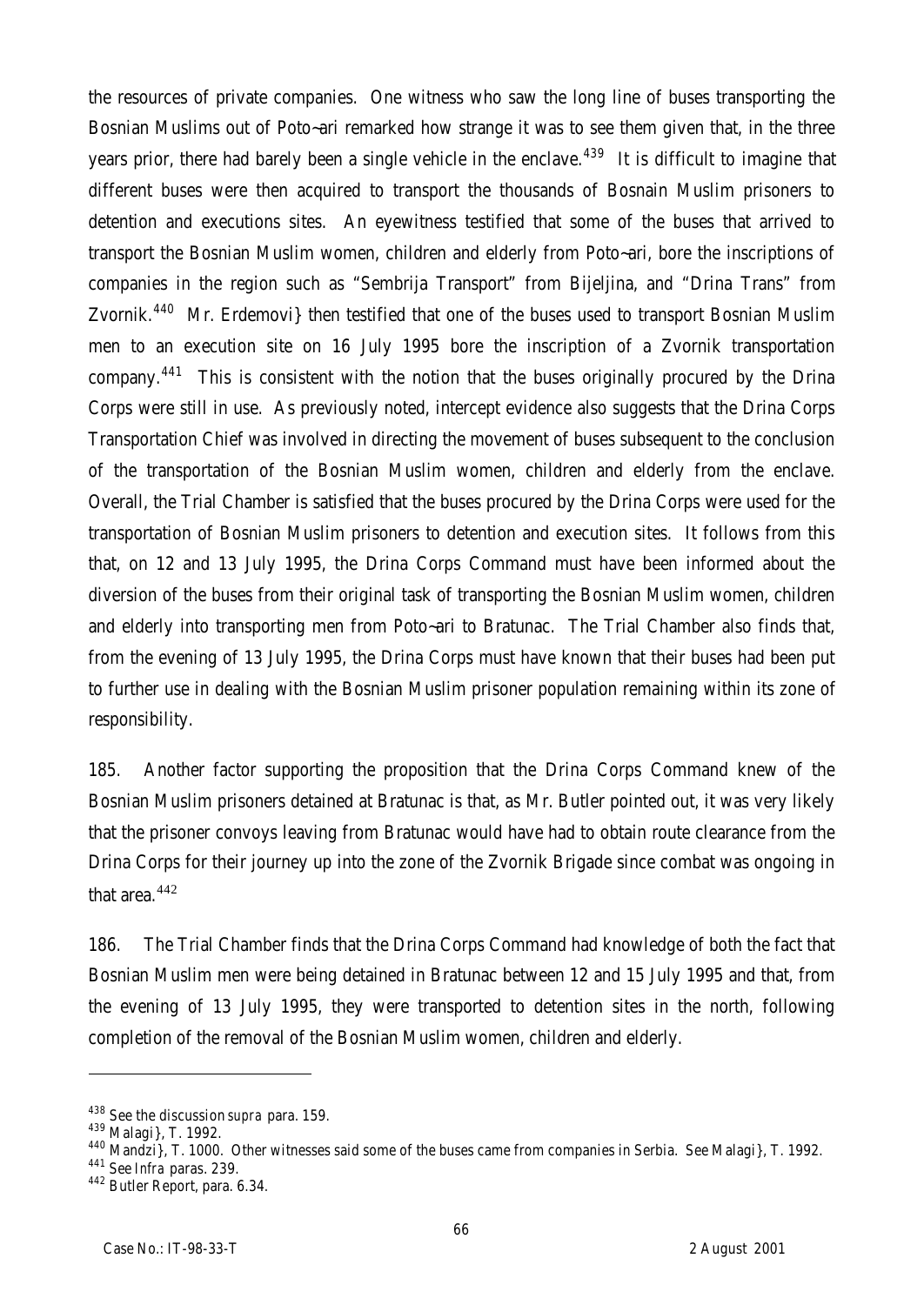the resources of private companies. One witness who saw the long line of buses transporting the Bosnian Muslims out of Poto~ari remarked how strange it was to see them given that, in the three years prior, there had barely been a single vehicle in the enclave.[439] It is difficult to imagine that different buses were then acquired to transport the thousands of Bosnain Muslim prisoners to detention and executions sites. An eyewitness testified that some of the buses that arrived to transport the Bosnian Muslim women, children and elderly from Poto~ari, bore the inscriptions of companies in the region such as "Sembrija Transport" from Bijeljina, and "Drina Trans" from Zvornik.[440] Mr. Erdemovi} then testified that one of the buses used to transport Bosnian Muslim men to an execution site on 16 July 1995 bore the inscription of a Zvornik transportation company.[441] This is consistent with the notion that the buses originally procured by the Drina Corps were still in use. As previously noted, intercept evidence also suggests that the Drina Corps Transportation Chief was involved in directing the movement of buses subsequent to the conclusion of the transportation of the Bosnian Muslim women, children and elderly from the enclave. Overall, the Trial Chamber is satisfied that the buses procured by the Drina Corps were used for the transportation of Bosnian Muslim prisoners to detention and execution sites. It follows from this that, on 12 and 13 July 1995, the Drina Corps Command must have been informed about the diversion of the buses from their original task of transporting the Bosnian Muslim women, children and elderly into transporting men from Poto~ari to Bratunac. The Trial Chamber also finds that, from the evening of 13 July 1995, the Drina Corps must have known that their buses had been put to further use in dealing with the Bosnian Muslim prisoner population remaining within its zone of responsibility.

185. Another factor supporting the proposition that the Drina Corps Command knew of the Bosnian Muslim prisoners detained at Bratunac is that, as Mr. Butler pointed out, it was very likely that the prisoner convoys leaving from Bratunac would have had to obtain route clearance from the Drina Corps for their journey up into the zone of the Zvornik Brigade since combat was ongoing in that area.[442]

186. The Trial Chamber finds that the Drina Corps Command had knowledge of both the fact that Bosnian Muslim men were being detained in Bratunac between 12 and 15 July 1995 and that, from the evening of 13 July 1995, they were transported to detention sites in the north, following completion of the removal of the Bosnian Muslim women, children and elderly.

---

[438] See the discussion *supra* para. 159.

[439] Malagi}, T. 1992.

[440] Mandzi}, T. 1000. Other witnesses said some of the buses came from companies in Serbia. See Malagi}, T. 1992.

[441] See *Infra* paras. 239.

[442] Butler Report, para. 6.34.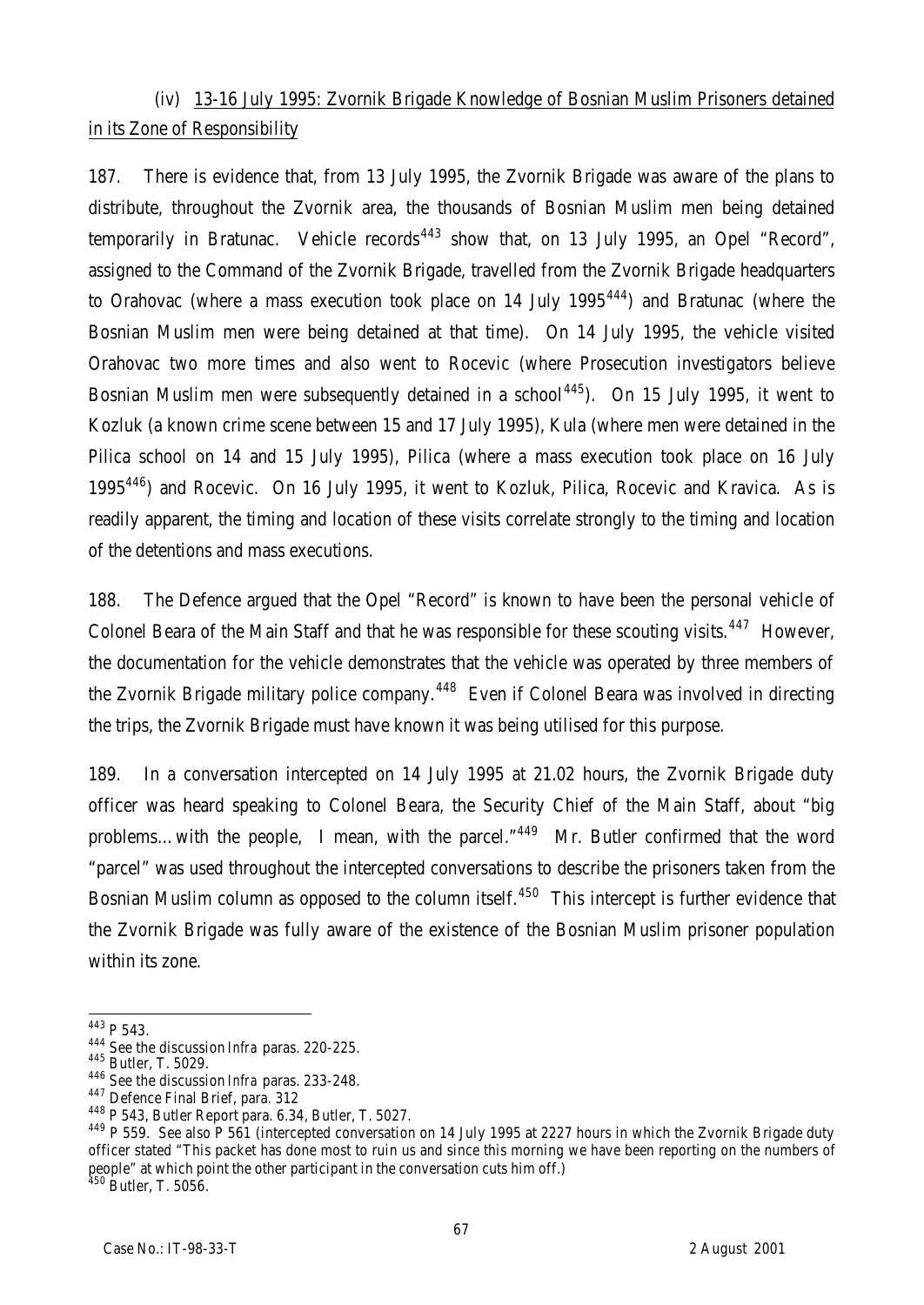(iv) <u>13-16 July 1995: Zvornik Brigade Knowledge of Bosnian Muslim Prisoners detained in its Zone of Responsibility</u>

187. There is evidence that, from 13 July 1995, the Zvornik Brigade was aware of the plans to distribute, throughout the Zvornik area, the thousands of Bosnian Muslim men being detained temporarily in Bratunac. Vehicle records[443] show that, on 13 July 1995, an Opel "Record", assigned to the Command of the Zvornik Brigade, travelled from the Zvornik Brigade headquarters to Orahovac (where a mass execution took place on 14 July 1995[444]) and Bratunac (where the Bosnian Muslim men were being detained at that time). On 14 July 1995, the vehicle visited Orahovac two more times and also went to Rocevic (where Prosecution investigators believe Bosnian Muslim men were subsequently detained in a school[445]). On 15 July 1995, it went to Kozluk (a known crime scene between 15 and 17 July 1995), Kula (where men were detained in the Pilica school on 14 and 15 July 1995), Pilica (where a mass execution took place on 16 July 1995[446]) and Rocevic. On 16 July 1995, it went to Kozluk, Pilica, Rocevic and Kravica. As is readily apparent, the timing and location of these visits correlate strongly to the timing and location of the detentions and mass executions.

188. The Defence argued that the Opel "Record" is known to have been the personal vehicle of Colonel Beara of the Main Staff and that he was responsible for these scouting visits.[447] However, the documentation for the vehicle demonstrates that the vehicle was operated by three members of the Zvornik Brigade military police company.[448] Even if Colonel Beara was involved in directing the trips, the Zvornik Brigade must have known it was being utilised for this purpose.

189. In a conversation intercepted on 14 July 1995 at 21.02 hours, the Zvornik Brigade duty officer was heard speaking to Colonel Beara, the Security Chief of the Main Staff, about "big problems…with the people, I mean, with the parcel."[449] Mr. Butler confirmed that the word "parcel" was used throughout the intercepted conversations to describe the prisoners taken from the Bosnian Muslim column as opposed to the column itself.[450] This intercept is further evidence that the Zvornik Brigade was fully aware of the existence of the Bosnian Muslim prisoner population within its zone.

---

[443] P 543.

[444] See the discussion *Infra* paras. 220-225.

[445] Butler, T. 5029.

[446] See the discussion *Infra* paras. 233-248.

[447] Defence Final Brief, para. 312

[448] P 543, Butler Report para. 6.34, Butler, T. 5027.

[449] P 559. See also P 561 (intercepted conversation on 14 July 1995 at 2227 hours in which the Zvornik Brigade duty officer stated "This packet has done most to ruin us and since this morning we have been reporting on the numbers of people" at which point the other participant in the conversation cuts him off.)

[450] Butler, T. 5056.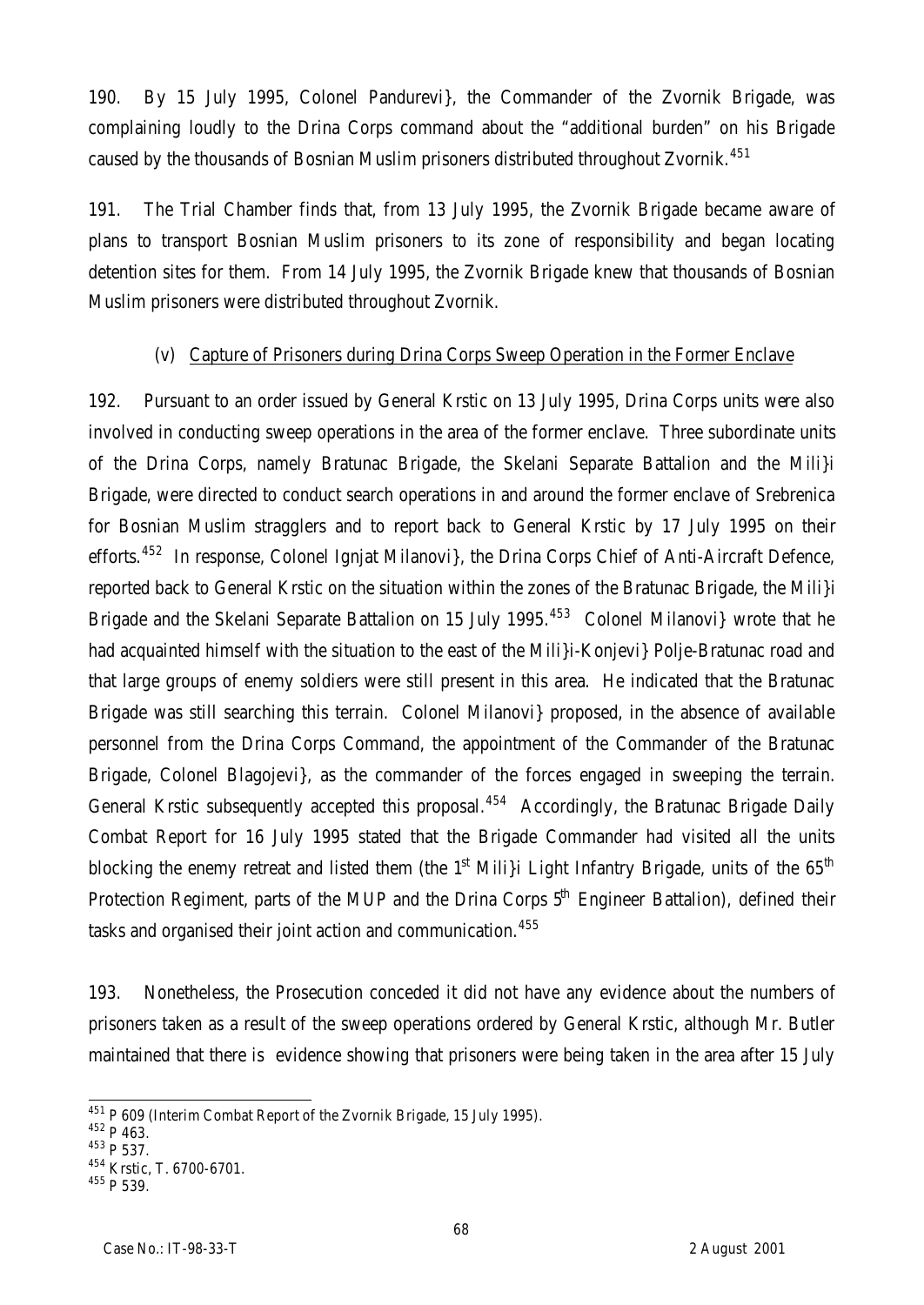190. By 15 July 1995, Colonel Pandurevi}, the Commander of the Zvornik Brigade, was complaining loudly to the Drina Corps command about the "additional burden" on his Brigade caused by the thousands of Bosnian Muslim prisoners distributed throughout Zvornik.[451]

191. The Trial Chamber finds that, from 13 July 1995, the Zvornik Brigade became aware of plans to transport Bosnian Muslim prisoners to its zone of responsibility and began locating detention sites for them. From 14 July 1995, the Zvornik Brigade knew that thousands of Bosnian Muslim prisoners were distributed throughout Zvornik.

(v) Capture of Prisoners during Drina Corps Sweep Operation in the Former Enclave

192. Pursuant to an order issued by General Krstic on 13 July 1995, Drina Corps units were also involved in conducting sweep operations in the area of the former enclave. Three subordinate units of the Drina Corps, namely Bratunac Brigade, the Skelani Separate Battalion and the Mili}i Brigade, were directed to conduct search operations in and around the former enclave of Srebrenica for Bosnian Muslim stragglers and to report back to General Krstic by 17 July 1995 on their efforts.[452] In response, Colonel Ignjat Milanovi}, the Drina Corps Chief of Anti-Aircraft Defence, reported back to General Krstic on the situation within the zones of the Bratunac Brigade, the Mili}i Brigade and the Skelani Separate Battalion on 15 July 1995.[453] Colonel Milanovi} wrote that he had acquainted himself with the situation to the east of the Mili}i-Konjevi} Polje-Bratunac road and that large groups of enemy soldiers were still present in this area. He indicated that the Bratunac Brigade was still searching this terrain. Colonel Milanovi} proposed, in the absence of available personnel from the Drina Corps Command, the appointment of the Commander of the Bratunac Brigade, Colonel Blagojevi}, as the commander of the forces engaged in sweeping the terrain. General Krstic subsequently accepted this proposal.[454] Accordingly, the Bratunac Brigade Daily Combat Report for 16 July 1995 stated that the Brigade Commander had visited all the units blocking the enemy retreat and listed them (the 1st Mili}i Light Infantry Brigade, units of the 65th Protection Regiment, parts of the MUP and the Drina Corps 5th Engineer Battalion), defined their tasks and organised their joint action and communication.[455]

193. Nonetheless, the Prosecution conceded it did not have any evidence about the numbers of prisoners taken as a result of the sweep operations ordered by General Krstic, although Mr. Butler maintained that there is evidence showing that prisoners were being taken in the area after 15 July

[451] P 609 (Interim Combat Report of the Zvornik Brigade, 15 July 1995).
[452] P 463.
[453] P 537.
[454] Krstic, T. 6700-6701.
[455] P 539.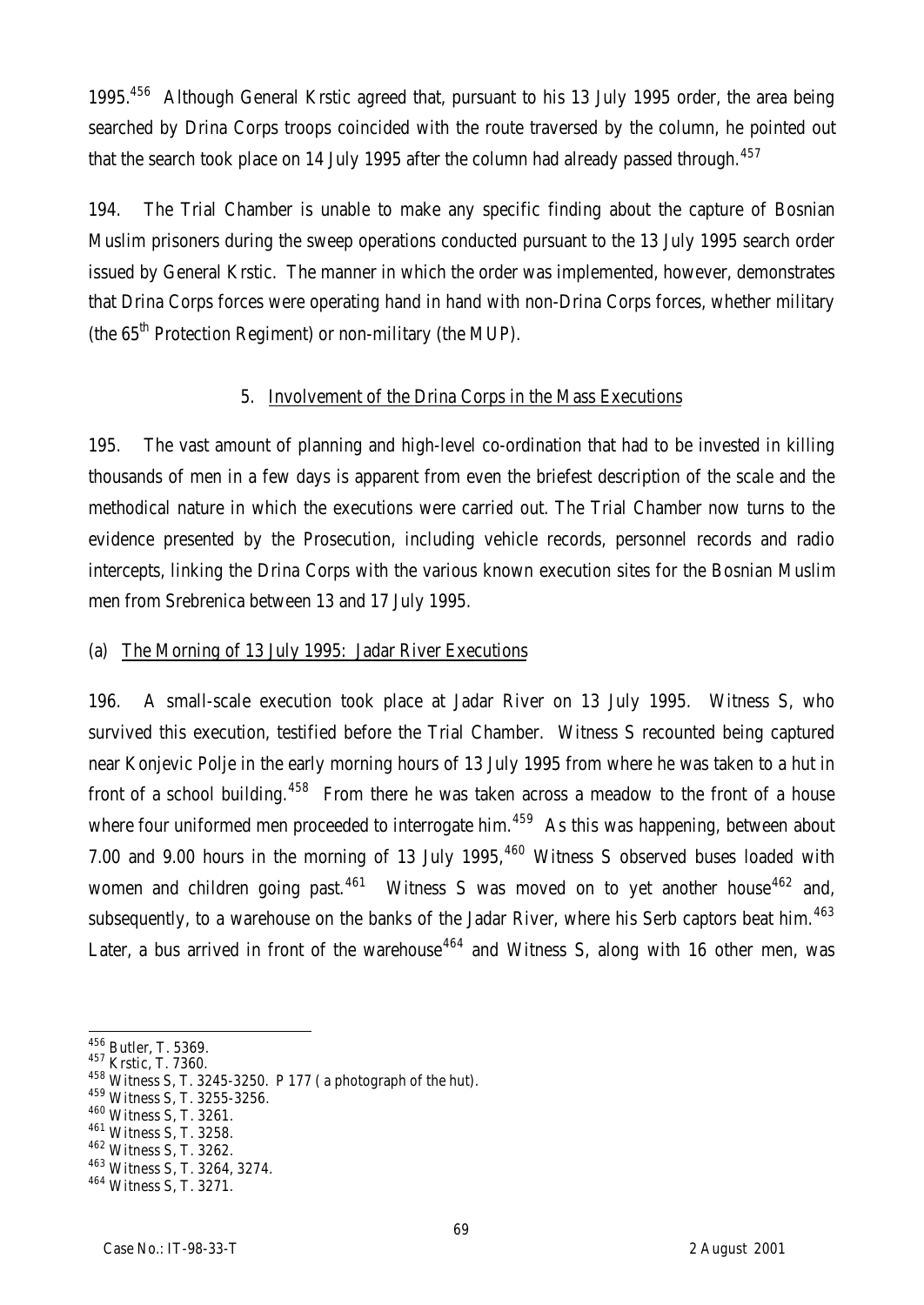1995.[456] Although General Krstic agreed that, pursuant to his 13 July 1995 order, the area being searched by Drina Corps troops coincided with the route traversed by the column, he pointed out that the search took place on 14 July 1995 after the column had already passed through.[457]

194. The Trial Chamber is unable to make any specific finding about the capture of Bosnian Muslim prisoners during the sweep operations conducted pursuant to the 13 July 1995 search order issued by General Krstic. The manner in which the order was implemented, however, demonstrates that Drina Corps forces were operating hand in hand with non-Drina Corps forces, whether military (the 65th Protection Regiment) or non-military (the MUP).

### 5. Involvement of the Drina Corps in the Mass Executions

195. The vast amount of planning and high-level co-ordination that had to be invested in killing thousands of men in a few days is apparent from even the briefest description of the scale and the methodical nature in which the executions were carried out. The Trial Chamber now turns to the evidence presented by the Prosecution, including vehicle records, personnel records and radio intercepts, linking the Drina Corps with the various known execution sites for the Bosnian Muslim men from Srebrenica between 13 and 17 July 1995.

#### (a) The Morning of 13 July 1995: Jadar River Executions

196. A small-scale execution took place at Jadar River on 13 July 1995. Witness S, who survived this execution, testified before the Trial Chamber. Witness S recounted being captured near Konjevic Polje in the early morning hours of 13 July 1995 from where he was taken to a hut in front of a school building.[458] From there he was taken across a meadow to the front of a house where four uniformed men proceeded to interrogate him.[459] As this was happening, between about 7.00 and 9.00 hours in the morning of 13 July 1995,[460] Witness S observed buses loaded with women and children going past.[461] Witness S was moved on to yet another house[462] and, subsequently, to a warehouse on the banks of the Jadar River, where his Serb captors beat him.[463] Later, a bus arrived in front of the warehouse[464] and Witness S, along with 16 other men, was

---

[456] Butler, T. 5369.
[457] Krstic, T. 7360.
[458] Witness S, T. 3245-3250. P 177 ( a photograph of the hut).
[459] Witness S, T. 3255-3256.
[460] Witness S, T. 3261.
[461] Witness S, T. 3258.
[462] Witness S, T. 3262.
[463] Witness S, T. 3264, 3274.
[464] Witness S, T. 3271.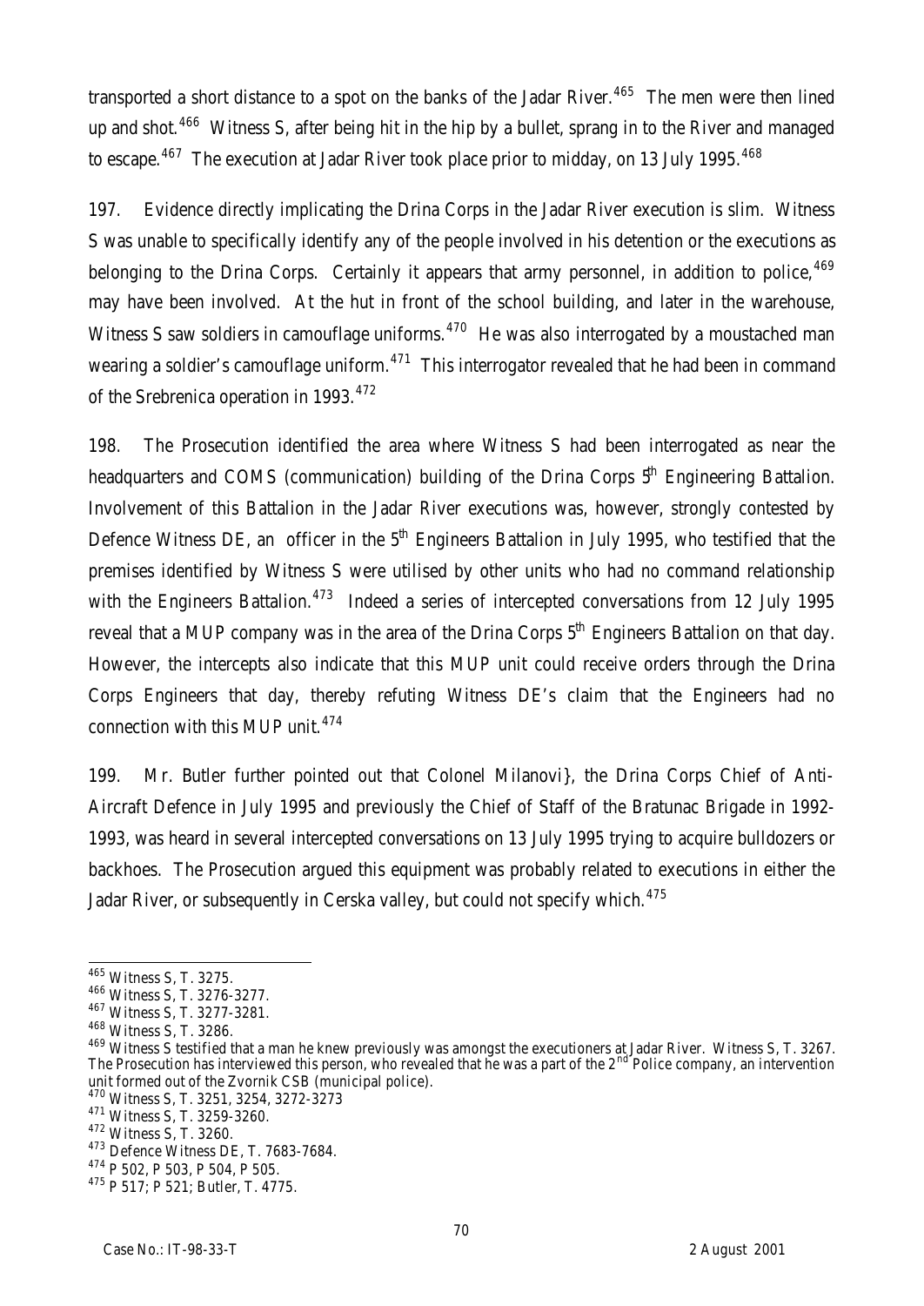transported a short distance to a spot on the banks of the Jadar River.[465] The men were then lined up and shot.[466] Witness S, after being hit in the hip by a bullet, sprang in to the River and managed to escape.[467] The execution at Jadar River took place prior to midday, on 13 July 1995.[468]

197. Evidence directly implicating the Drina Corps in the Jadar River execution is slim. Witness S was unable to specifically identify any of the people involved in his detention or the executions as belonging to the Drina Corps. Certainly it appears that army personnel, in addition to police,[469] may have been involved. At the hut in front of the school building, and later in the warehouse, Witness S saw soldiers in camouflage uniforms.[470] He was also interrogated by a moustached man wearing a soldier's camouflage uniform.[471] This interrogator revealed that he had been in command of the Srebrenica operation in 1993.[472]

198. The Prosecution identified the area where Witness S had been interrogated as near the headquarters and COMS (communication) building of the Drina Corps 5th Engineering Battalion. Involvement of this Battalion in the Jadar River executions was, however, strongly contested by Defence Witness DE, an officer in the 5th Engineers Battalion in July 1995, who testified that the premises identified by Witness S were utilised by other units who had no command relationship with the Engineers Battalion.[473] Indeed a series of intercepted conversations from 12 July 1995 reveal that a MUP company was in the area of the Drina Corps 5th Engineers Battalion on that day. However, the intercepts also indicate that this MUP unit could receive orders through the Drina Corps Engineers that day, thereby refuting Witness DE's claim that the Engineers had no connection with this MUP unit.[474]

199. Mr. Butler further pointed out that Colonel Milanovi}, the Drina Corps Chief of Anti-Aircraft Defence in July 1995 and previously the Chief of Staff of the Bratunac Brigade in 1992-1993, was heard in several intercepted conversations on 13 July 1995 trying to acquire bulldozers or backhoes. The Prosecution argued this equipment was probably related to executions in either the Jadar River, or subsequently in Cerska valley, but could not specify which.[475]

---

[465] Witness S, T. 3275.

[466] Witness S, T. 3276-3277.

[467] Witness S, T. 3277-3281.

[468] Witness S, T. 3286.

[469] Witness S testified that a man he knew previously was amongst the executioners at Jadar River. Witness S, T. 3267. The Prosecution has interviewed this person, who revealed that he was a part of the 2nd Police company, an intervention unit formed out of the Zvornik CSB (municipal police).

[470] Witness S, T. 3251, 3254, 3272-3273

[471] Witness S, T. 3259-3260.

[472] Witness S, T. 3260.

[473] Defence Witness DE, T. 7683-7684.

[474] P 502, P 503, P 504, P 505.

[475] P 517; P 521; Butler, T. 4775.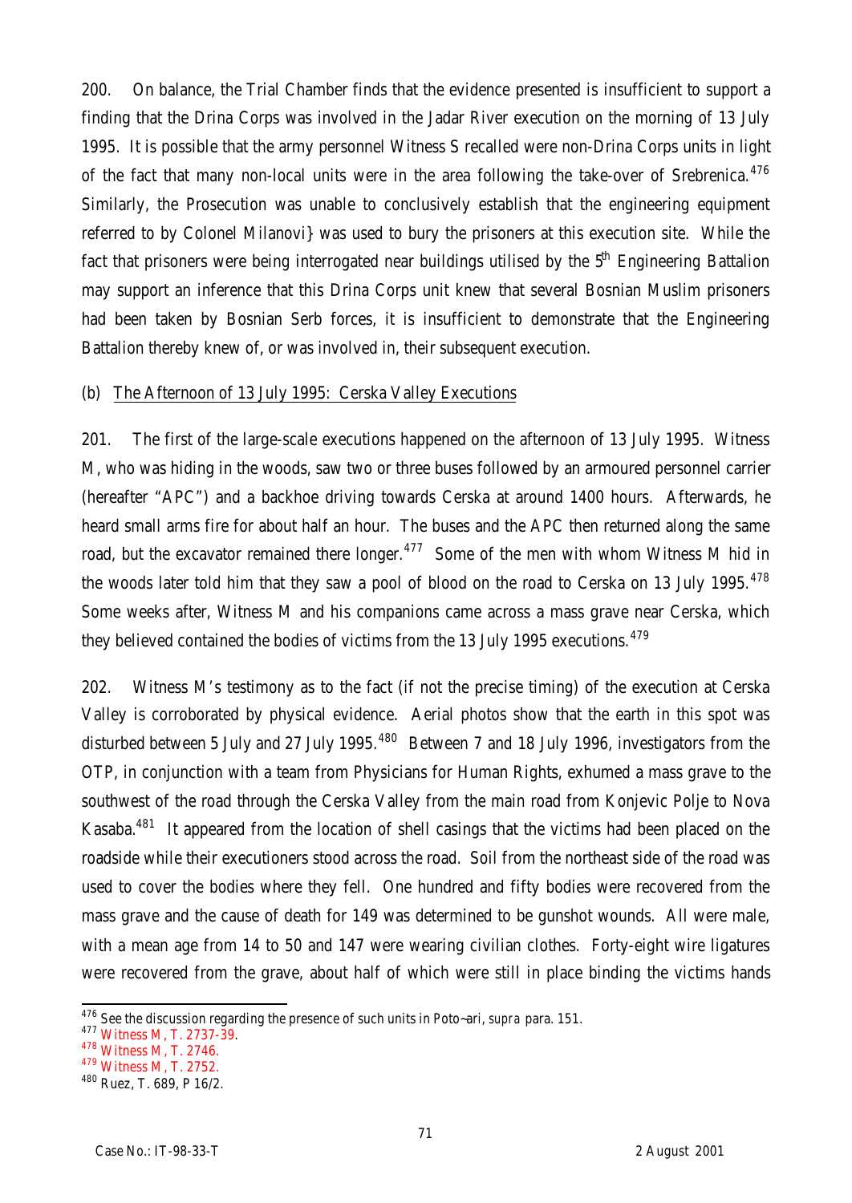200. On balance, the Trial Chamber finds that the evidence presented is insufficient to support a finding that the Drina Corps was involved in the Jadar River execution on the morning of 13 July 1995. It is possible that the army personnel Witness S recalled were non-Drina Corps units in light of the fact that many non-local units were in the area following the take-over of Srebrenica.[476] Similarly, the Prosecution was unable to conclusively establish that the engineering equipment referred to by Colonel Milanovi} was used to bury the prisoners at this execution site. While the fact that prisoners were being interrogated near buildings utilised by the 5th Engineering Battalion may support an inference that this Drina Corps unit knew that several Bosnian Muslim prisoners had been taken by Bosnian Serb forces, it is insufficient to demonstrate that the Engineering Battalion thereby knew of, or was involved in, their subsequent execution.

(b) The Afternoon of 13 July 1995: Cerska Valley Executions

201. The first of the large-scale executions happened on the afternoon of 13 July 1995. Witness M, who was hiding in the woods, saw two or three buses followed by an armoured personnel carrier (hereafter "APC") and a backhoe driving towards Cerska at around 1400 hours. Afterwards, he heard small arms fire for about half an hour. The buses and the APC then returned along the same road, but the excavator remained there longer.[477] Some of the men with whom Witness M hid in the woods later told him that they saw a pool of blood on the road to Cerska on 13 July 1995.[478] Some weeks after, Witness M and his companions came across a mass grave near Cerska, which they believed contained the bodies of victims from the 13 July 1995 executions.[479]

202. Witness M's testimony as to the fact (if not the precise timing) of the execution at Cerska Valley is corroborated by physical evidence. Aerial photos show that the earth in this spot was disturbed between 5 July and 27 July 1995.[480] Between 7 and 18 July 1996, investigators from the OTP, in conjunction with a team from Physicians for Human Rights, exhumed a mass grave to the southwest of the road through the Cerska Valley from the main road from Konjevic Polje to Nova Kasaba.[481] It appeared from the location of shell casings that the victims had been placed on the roadside while their executioners stood across the road. Soil from the northeast side of the road was used to cover the bodies where they fell. One hundred and fifty bodies were recovered from the mass grave and the cause of death for 149 was determined to be gunshot wounds. All were male, with a mean age from 14 to 50 and 147 were wearing civilian clothes. Forty-eight wire ligatures were recovered from the grave, about half of which were still in place binding the victims hands

---

[476] See the discussion regarding the presence of such units in Poto~ari, *supra* para. 151.

[477] Witness M, T. 2737-39.

[478] Witness M, T. 2746.

[479] Witness M, T. 2752.

[480] Ruez, T. 689, P 16/2.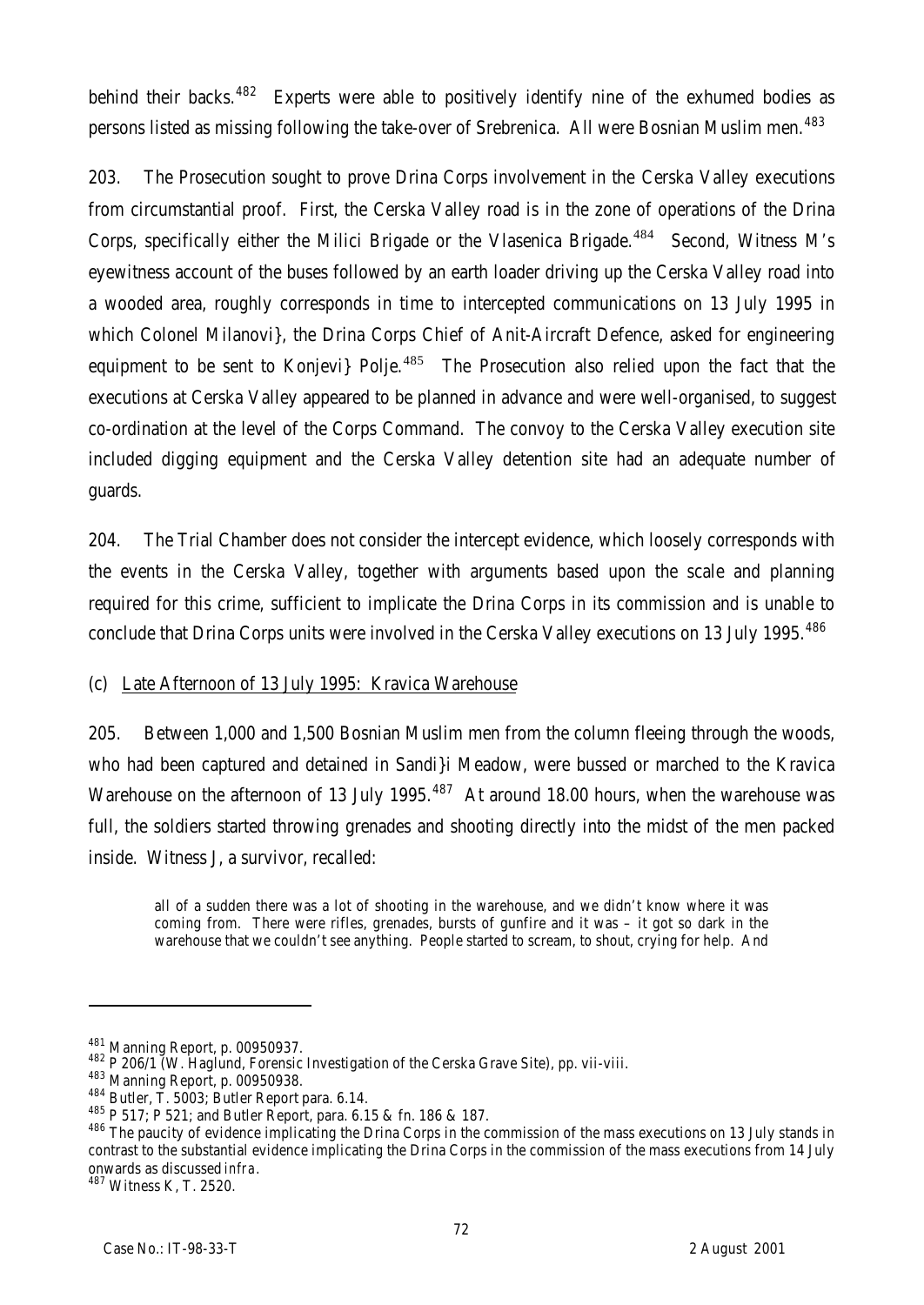behind their backs.[482] Experts were able to positively identify nine of the exhumed bodies as persons listed as missing following the take-over of Srebrenica. All were Bosnian Muslim men.[483]

203. The Prosecution sought to prove Drina Corps involvement in the Cerska Valley executions from circumstantial proof. First, the Cerska Valley road is in the zone of operations of the Drina Corps, specifically either the Milici Brigade or the Vlasenica Brigade.[484] Second, Witness M's eyewitness account of the buses followed by an earth loader driving up the Cerska Valley road into a wooded area, roughly corresponds in time to intercepted communications on 13 July 1995 in which Colonel Milanovi}, the Drina Corps Chief of Anit-Aircraft Defence, asked for engineering equipment to be sent to Konjevi} Polje.[485] The Prosecution also relied upon the fact that the executions at Cerska Valley appeared to be planned in advance and were well-organised, to suggest co-ordination at the level of the Corps Command. The convoy to the Cerska Valley execution site included digging equipment and the Cerska Valley detention site had an adequate number of guards.

204. The Trial Chamber does not consider the intercept evidence, which loosely corresponds with the events in the Cerska Valley, together with arguments based upon the scale and planning required for this crime, sufficient to implicate the Drina Corps in its commission and is unable to conclude that Drina Corps units were involved in the Cerska Valley executions on 13 July 1995.[486]

(c) Late Afternoon of 13 July 1995: Kravica Warehouse

205. Between 1,000 and 1,500 Bosnian Muslim men from the column fleeing through the woods, who had been captured and detained in Sandi}i Meadow, were bussed or marched to the Kravica Warehouse on the afternoon of 13 July 1995.[487] At around 18.00 hours, when the warehouse was full, the soldiers started throwing grenades and shooting directly into the midst of the men packed inside. Witness J, a survivor, recalled:

> all of a sudden there was a lot of shooting in the warehouse, and we didn't know where it was coming from. There were rifles, grenades, bursts of gunfire and it was – it got so dark in the warehouse that we couldn't see anything. People started to scream, to shout, crying for help. And

---

[481] Manning Report, p. 00950937.

[482] P 206/1 (W. Haglund, Forensic Investigation of the Cerska Grave Site), pp. vii-viii.

[483] Manning Report, p. 00950938.

[484] Butler, T. 5003; Butler Report para. 6.14.

[485] P 517; P 521; and Butler Report, para. 6.15 & fn. 186 & 187.

[486] The paucity of evidence implicating the Drina Corps in the commission of the mass executions on 13 July stands in contrast to the substantial evidence implicating the Drina Corps in the commission of the mass executions from 14 July onwards as discussed *infra*.

[487] Witness K, T. 2520.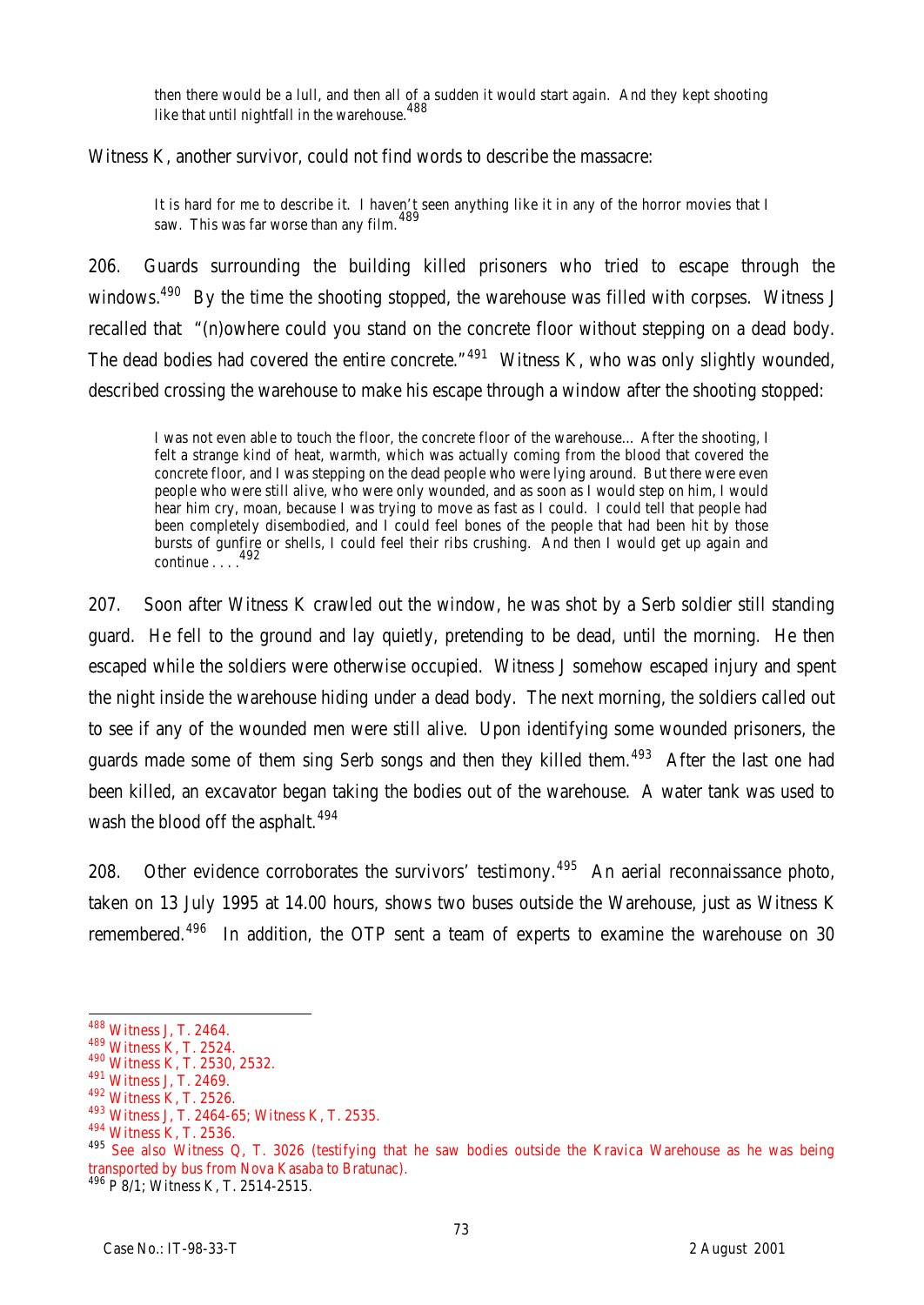> then there would be a lull, and then all of a sudden it would start again. And they kept shooting like that until nightfall in the warehouse.[488]

Witness K, another survivor, could not find words to describe the massacre:

> It is hard for me to describe it. I haven't seen anything like it in any of the horror movies that I saw. This was far worse than any film.[489]

206. Guards surrounding the building killed prisoners who tried to escape through the windows.[490] By the time the shooting stopped, the warehouse was filled with corpses. Witness J recalled that "(n)owhere could you stand on the concrete floor without stepping on a dead body. The dead bodies had covered the entire concrete."[491] Witness K, who was only slightly wounded, described crossing the warehouse to make his escape through a window after the shooting stopped:

> I was not even able to touch the floor, the concrete floor of the warehouse… After the shooting, I felt a strange kind of heat, warmth, which was actually coming from the blood that covered the concrete floor, and I was stepping on the dead people who were lying around. But there were even people who were still alive, who were only wounded, and as soon as I would step on him, I would hear him cry, moan, because I was trying to move as fast as I could. I could tell that people had been completely disembodied, and I could feel bones of the people that had been hit by those bursts of gunfire or shells, I could feel their ribs crushing. And then I would get up again and continue . . . .[492]

207. Soon after Witness K crawled out the window, he was shot by a Serb soldier still standing guard. He fell to the ground and lay quietly, pretending to be dead, until the morning. He then escaped while the soldiers were otherwise occupied. Witness J somehow escaped injury and spent the night inside the warehouse hiding under a dead body. The next morning, the soldiers called out to see if any of the wounded men were still alive. Upon identifying some wounded prisoners, the guards made some of them sing Serb songs and then they killed them.[493] After the last one had been killed, an excavator began taking the bodies out of the warehouse. A water tank was used to wash the blood off the asphalt.[494]

208. Other evidence corroborates the survivors' testimony.[495] An aerial reconnaissance photo, taken on 13 July 1995 at 14.00 hours, shows two buses outside the Warehouse, just as Witness K remembered.[496] In addition, the OTP sent a team of experts to examine the warehouse on 30

---

[488] Witness J, T. 2464.

[489] Witness K, T. 2524.

[490] Witness K, T. 2530, 2532.

[491] Witness J, T. 2469.

[492] Witness K, T. 2526.

[493] Witness J, T. 2464-65; Witness K, T. 2535.

[494] Witness K, T. 2536.

[495] See also Witness Q, T. 3026 (testifying that he saw bodies outside the Kravica Warehouse as he was being transported by bus from Nova Kasaba to Bratunac).

[496] P 8/1; Witness K, T. 2514-2515.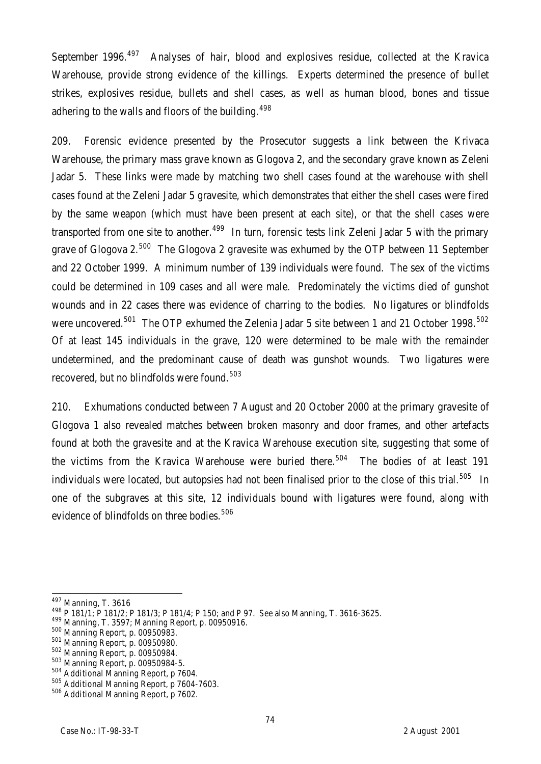September 1996.[497] Analyses of hair, blood and explosives residue, collected at the Kravica Warehouse, provide strong evidence of the killings. Experts determined the presence of bullet strikes, explosives residue, bullets and shell cases, as well as human blood, bones and tissue adhering to the walls and floors of the building.[498]

209. Forensic evidence presented by the Prosecutor suggests a link between the Krivaca Warehouse, the primary mass grave known as Glogova 2, and the secondary grave known as Zeleni Jadar 5. These links were made by matching two shell cases found at the warehouse with shell cases found at the Zeleni Jadar 5 gravesite, which demonstrates that either the shell cases were fired by the same weapon (which must have been present at each site), or that the shell cases were transported from one site to another.[499] In turn, forensic tests link Zeleni Jadar 5 with the primary grave of Glogova 2.[500] The Glogova 2 gravesite was exhumed by the OTP between 11 September and 22 October 1999. A minimum number of 139 individuals were found. The sex of the victims could be determined in 109 cases and all were male. Predominately the victims died of gunshot wounds and in 22 cases there was evidence of charring to the bodies. No ligatures or blindfolds were uncovered.[501] The OTP exhumed the Zelenia Jadar 5 site between 1 and 21 October 1998.[502] Of at least 145 individuals in the grave, 120 were determined to be male with the remainder undetermined, and the predominant cause of death was gunshot wounds. Two ligatures were recovered, but no blindfolds were found.[503]

210. Exhumations conducted between 7 August and 20 October 2000 at the primary gravesite of Glogova 1 also revealed matches between broken masonry and door frames, and other artefacts found at both the gravesite and at the Kravica Warehouse execution site, suggesting that some of the victims from the Kravica Warehouse were buried there.[504] The bodies of at least 191 individuals were located, but autopsies had not been finalised prior to the close of this trial.[505] In one of the subgraves at this site, 12 individuals bound with ligatures were found, along with evidence of blindfolds on three bodies.[506]

---

[497] Manning, T. 3616

[498] P 181/1; P 181/2; P 181/3; P 181/4; P 150; and P 97. See also Manning, T. 3616-3625.

[499] Manning, T. 3597; Manning Report, p. 00950916.

[500] Manning Report, p. 00950983.

[501] Manning Report, p. 00950980.

[502] Manning Report, p. 00950984.

[503] Manning Report, p. 00950984-5.

[504] Additional Manning Report, p 7604.

[505] Additional Manning Report, p 7604-7603.

[506] Additional Manning Report, p 7602.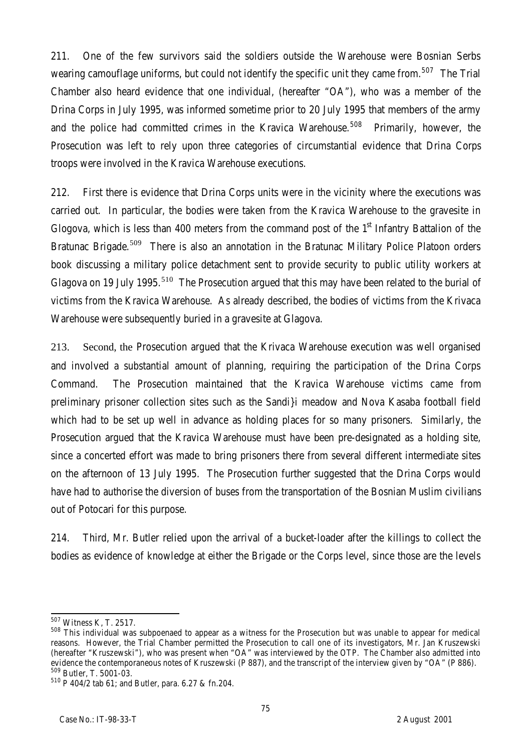211. One of the few survivors said the soldiers outside the Warehouse were Bosnian Serbs wearing camouflage uniforms, but could not identify the specific unit they came from.[507] The Trial Chamber also heard evidence that one individual, (hereafter "OA"), who was a member of the Drina Corps in July 1995, was informed sometime prior to 20 July 1995 that members of the army and the police had committed crimes in the Kravica Warehouse.[508] Primarily, however, the Prosecution was left to rely upon three categories of circumstantial evidence that Drina Corps troops were involved in the Kravica Warehouse executions.

212. First there is evidence that Drina Corps units were in the vicinity where the executions was carried out. In particular, the bodies were taken from the Kravica Warehouse to the gravesite in Glogova, which is less than 400 meters from the command post of the 1st Infantry Battalion of the Bratunac Brigade.[509] There is also an annotation in the Bratunac Military Police Platoon orders book discussing a military police detachment sent to provide security to public utility workers at Glagova on 19 July 1995.[510] The Prosecution argued that this may have been related to the burial of victims from the Kravica Warehouse. As already described, the bodies of victims from the Krivaca Warehouse were subsequently buried in a gravesite at Glagova.

213. Second, the Prosecution argued that the Krivaca Warehouse execution was well organised and involved a substantial amount of planning, requiring the participation of the Drina Corps Command. The Prosecution maintained that the Kravica Warehouse victims came from preliminary prisoner collection sites such as the Sandi}i meadow and Nova Kasaba football field which had to be set up well in advance as holding places for so many prisoners. Similarly, the Prosecution argued that the Kravica Warehouse must have been pre-designated as a holding site, since a concerted effort was made to bring prisoners there from several different intermediate sites on the afternoon of 13 July 1995. The Prosecution further suggested that the Drina Corps would have had to authorise the diversion of buses from the transportation of the Bosnian Muslim civilians out of Potocari for this purpose.

214. Third, Mr. Butler relied upon the arrival of a bucket-loader after the killings to collect the bodies as evidence of knowledge at either the Brigade or the Corps level, since those are the levels

---

[507] Witness K, T. 2517.

[508] This individual was subpoenaed to appear as a witness for the Prosecution but was unable to appear for medical reasons. However, the Trial Chamber permitted the Prosecution to call one of its investigators, Mr. Jan Kruszewski (hereafter "Kruszewski"), who was present when "OA" was interviewed by the OTP. The Chamber also admitted into evidence the contemporaneous notes of Kruszewski (P 887), and the transcript of the interview given by "OA" (P 886).

[509] Butler, T. 5001-03.

[510] P 404/2 tab 61; and Butler, para. 6.27 & fn.204.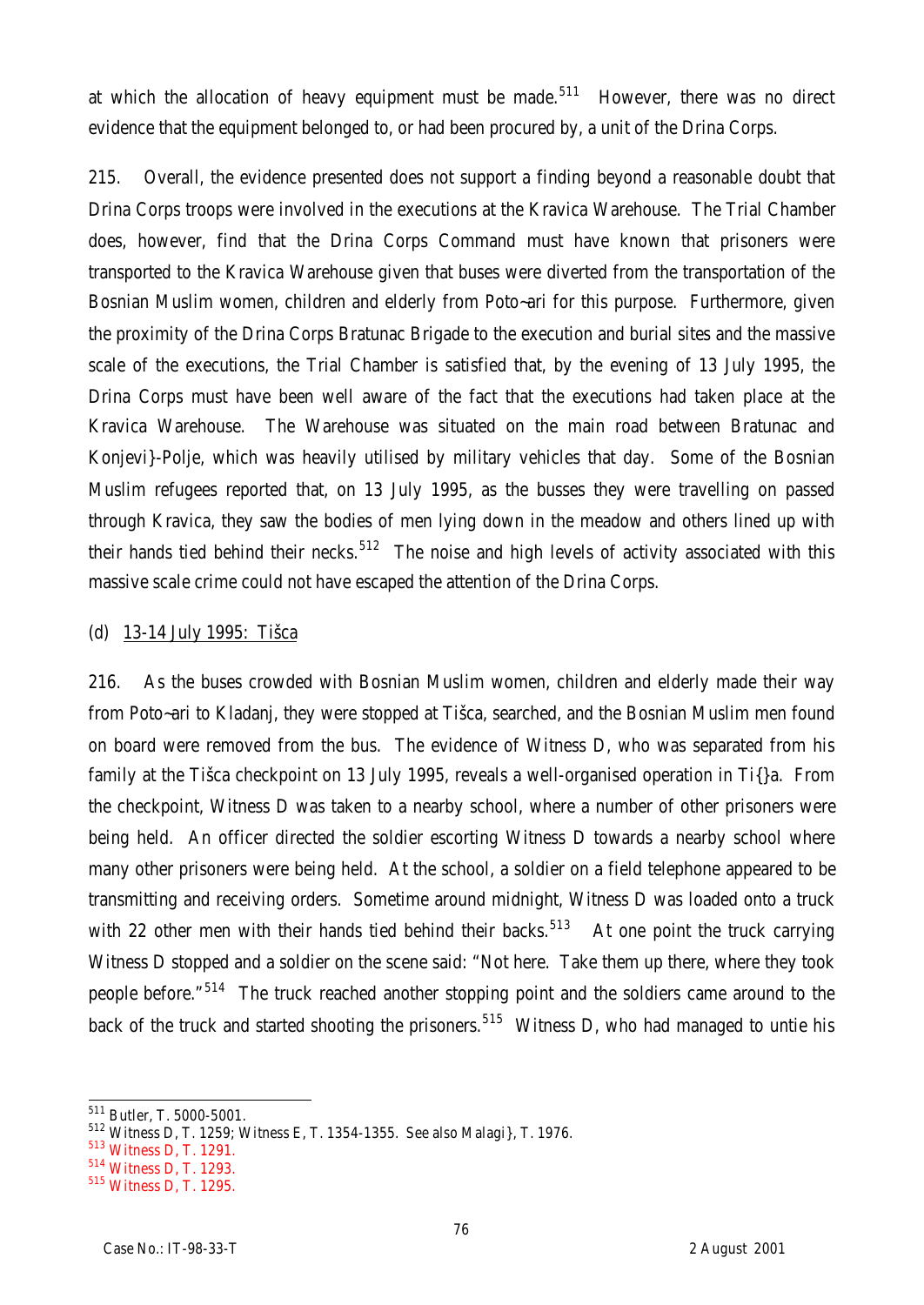at which the allocation of heavy equipment must be made.[511] However, there was no direct evidence that the equipment belonged to, or had been procured by, a unit of the Drina Corps.

215. Overall, the evidence presented does not support a finding beyond a reasonable doubt that Drina Corps troops were involved in the executions at the Kravica Warehouse. The Trial Chamber does, however, find that the Drina Corps Command must have known that prisoners were transported to the Kravica Warehouse given that buses were diverted from the transportation of the Bosnian Muslim women, children and elderly from Poto~ari for this purpose. Furthermore, given the proximity of the Drina Corps Bratunac Brigade to the execution and burial sites and the massive scale of the executions, the Trial Chamber is satisfied that, by the evening of 13 July 1995, the Drina Corps must have been well aware of the fact that the executions had taken place at the Kravica Warehouse. The Warehouse was situated on the main road between Bratunac and Konjevi}-Polje, which was heavily utilised by military vehicles that day. Some of the Bosnian Muslim refugees reported that, on 13 July 1995, as the busses they were travelling on passed through Kravica, they saw the bodies of men lying down in the meadow and others lined up with their hands tied behind their necks.[512] The noise and high levels of activity associated with this massive scale crime could not have escaped the attention of the Drina Corps.

(d) <u>13-14 July 1995: Tišca</u>

216. As the buses crowded with Bosnian Muslim women, children and elderly made their way from Poto~ari to Kladanj, they were stopped at Tišca, searched, and the Bosnian Muslim men found on board were removed from the bus. The evidence of Witness D, who was separated from his family at the Tišca checkpoint on 13 July 1995, reveals a well-organised operation in Ti{}a. From the checkpoint, Witness D was taken to a nearby school, where a number of other prisoners were being held. An officer directed the soldier escorting Witness D towards a nearby school where many other prisoners were being held. At the school, a soldier on a field telephone appeared to be transmitting and receiving orders. Sometime around midnight, Witness D was loaded onto a truck with 22 other men with their hands tied behind their backs.[513] At one point the truck carrying Witness D stopped and a soldier on the scene said: "Not here. Take them up there, where they took people before."[514] The truck reached another stopping point and the soldiers came around to the back of the truck and started shooting the prisoners.[515] Witness D, who had managed to untie his

---

[511] Butler, T. 5000-5001.

[512] Witness D, T. 1259; Witness E, T. 1354-1355. See also Malagi}, T. 1976.

[513] Witness D, T. 1291.

[514] Witness D, T. 1293.

[515] Witness D, T. 1295.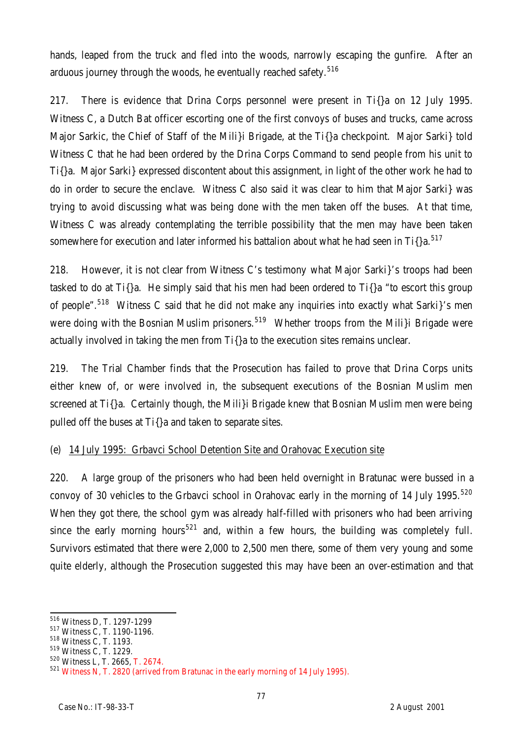hands, leaped from the truck and fled into the woods, narrowly escaping the gunfire. After an arduous journey through the woods, he eventually reached safety.[516]

217. There is evidence that Drina Corps personnel were present in Ti{}a on 12 July 1995. Witness C, a Dutch Bat officer escorting one of the first convoys of buses and trucks, came across Major Sarkic, the Chief of Staff of the Mili}i Brigade, at the Ti{}a checkpoint. Major Sarki} told Witness C that he had been ordered by the Drina Corps Command to send people from his unit to Ti{}a. Major Sarki} expressed discontent about this assignment, in light of the other work he had to do in order to secure the enclave. Witness C also said it was clear to him that Major Sarki} was trying to avoid discussing what was being done with the men taken off the buses. At that time, Witness C was already contemplating the terrible possibility that the men may have been taken somewhere for execution and later informed his battalion about what he had seen in Ti{}a.[517]

218. However, it is not clear from Witness C's testimony what Major Sarki}'s troops had been tasked to do at Ti{}a. He simply said that his men had been ordered to Ti{}a "to escort this group of people".[518] Witness C said that he did not make any inquiries into exactly what Sarki}'s men were doing with the Bosnian Muslim prisoners.[519] Whether troops from the Mili}i Brigade were actually involved in taking the men from Ti{}a to the execution sites remains unclear.

219. The Trial Chamber finds that the Prosecution has failed to prove that Drina Corps units either knew of, or were involved in, the subsequent executions of the Bosnian Muslim men screened at Ti{}a. Certainly though, the Mili}i Brigade knew that Bosnian Muslim men were being pulled off the buses at Ti{}a and taken to separate sites.

(e) <u>14 July 1995: Grbavci School Detention Site and Orahovac Execution site</u>

220. A large group of the prisoners who had been held overnight in Bratunac were bussed in a convoy of 30 vehicles to the Grbavci school in Orahovac early in the morning of 14 July 1995.[520] When they got there, the school gym was already half-filled with prisoners who had been arriving since the early morning hours[521] and, within a few hours, the building was completely full. Survivors estimated that there were 2,000 to 2,500 men there, some of them very young and some quite elderly, although the Prosecution suggested this may have been an over-estimation and that

---

[516] Witness D, T. 1297-1299

[517] Witness C, T. 1190-1196.

[518] Witness C, T. 1193.

[519] Witness C, T. 1229.

[520] Witness L, T. 2665, T. 2674.

[521] Witness N, T. 2820 (arrived from Bratunac in the early morning of 14 July 1995).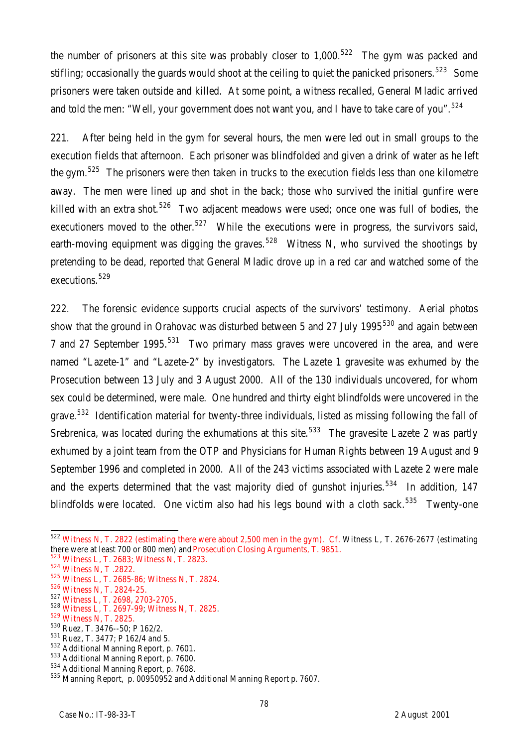the number of prisoners at this site was probably closer to 1,000.[522] The gym was packed and stifling; occasionally the guards would shoot at the ceiling to quiet the panicked prisoners.[523] Some prisoners were taken outside and killed. At some point, a witness recalled, General Mladic arrived and told the men: "Well, your government does not want you, and I have to take care of you".[524]

221. After being held in the gym for several hours, the men were led out in small groups to the execution fields that afternoon. Each prisoner was blindfolded and given a drink of water as he left the gym.[525] The prisoners were then taken in trucks to the execution fields less than one kilometre away. The men were lined up and shot in the back; those who survived the initial gunfire were killed with an extra shot.[526] Two adjacent meadows were used; once one was full of bodies, the executioners moved to the other.[527] While the executions were in progress, the survivors said, earth-moving equipment was digging the graves.[528] Witness N, who survived the shootings by pretending to be dead, reported that General Mladic drove up in a red car and watched some of the executions.[529]

222. The forensic evidence supports crucial aspects of the survivors' testimony. Aerial photos show that the ground in Orahovac was disturbed between 5 and 27 July 1995[530] and again between 7 and 27 September 1995.[531] Two primary mass graves were uncovered in the area, and were named "Lazete-1" and "Lazete-2" by investigators. The Lazete 1 gravesite was exhumed by the Prosecution between 13 July and 3 August 2000. All of the 130 individuals uncovered, for whom sex could be determined, were male. One hundred and thirty eight blindfolds were uncovered in the grave.[532] Identification material for twenty-three individuals, listed as missing following the fall of Srebrenica, was located during the exhumations at this site.[533] The gravesite Lazete 2 was partly exhumed by a joint team from the OTP and Physicians for Human Rights between 19 August and 9 September 1996 and completed in 2000. All of the 243 victims associated with Lazete 2 were male and the experts determined that the vast majority died of gunshot injuries.[534] In addition, 147 blindfolds were located. One victim also had his legs bound with a cloth sack.[535] Twenty-one

---

[522] Witness N, T. 2822 (estimating there were about 2,500 men in the gym). *Cf.* Witness L, T. 2676-2677 (estimating there were at least 700 or 800 men) and Prosecution Closing Arguments, T. 9851.

[523] Witness L, T. 2683; Witness N, T. 2823.

[524] Witness N, T .2822.

[525] Witness L, T. 2685-86; Witness N, T. 2824.

[526] Witness N, T. 2824-25.

[527] Witness L, T. 2698, 2703-2705.

[528] Witness L, T. 2697-99; Witness N, T. 2825.

[529] Witness N, T. 2825.

[530] Ruez, T. 3476--50; P 162/2.

[531] Ruez, T. 3477; P 162/4 and 5.

[532] Additional Manning Report, p. 7601.

[533] Additional Manning Report, p. 7600.

[534] Additional Manning Report, p. 7608.

[535] Manning Report, p. 00950952 and Additional Manning Report p. 7607.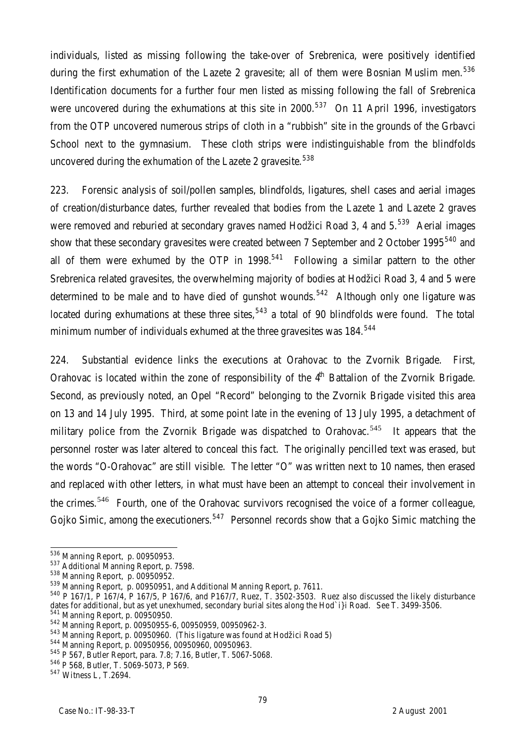individuals, listed as missing following the take-over of Srebrenica, were positively identified during the first exhumation of the Lazete 2 gravesite; all of them were Bosnian Muslim men.[536] Identification documents for a further four men listed as missing following the fall of Srebrenica were uncovered during the exhumations at this site in 2000.[537] On 11 April 1996, investigators from the OTP uncovered numerous strips of cloth in a "rubbish" site in the grounds of the Grbavci School next to the gymnasium. These cloth strips were indistinguishable from the blindfolds uncovered during the exhumation of the Lazete 2 gravesite.[538]

223. Forensic analysis of soil/pollen samples, blindfolds, ligatures, shell cases and aerial images of creation/disturbance dates, further revealed that bodies from the Lazete 1 and Lazete 2 graves were removed and reburied at secondary graves named Hodžici Road 3, 4 and 5.[539] Aerial images show that these secondary gravesites were created between 7 September and 2 October 1995[540] and all of them were exhumed by the OTP in 1998.[541] Following a similar pattern to the other Srebrenica related gravesites, the overwhelming majority of bodies at Hodžici Road 3, 4 and 5 were determined to be male and to have died of gunshot wounds.[542] Although only one ligature was located during exhumations at these three sites,[543] a total of 90 blindfolds were found. The total minimum number of individuals exhumed at the three gravesites was 184.[544]

224. Substantial evidence links the executions at Orahovac to the Zvornik Brigade. First, Orahovac is located within the zone of responsibility of the 4th Battalion of the Zvornik Brigade. Second, as previously noted, an Opel "Record" belonging to the Zvornik Brigade visited this area on 13 and 14 July 1995. Third, at some point late in the evening of 13 July 1995, a detachment of military police from the Zvornik Brigade was dispatched to Orahovac.[545] It appears that the personnel roster was later altered to conceal this fact. The originally pencilled text was erased, but the words "O-Orahovac" are still visible. The letter "O" was written next to 10 names, then erased and replaced with other letters, in what must have been an attempt to conceal their involvement in the crimes.[546] Fourth, one of the Orahovac survivors recognised the voice of a former colleague, Gojko Simic, among the executioners.[547] Personnel records show that a Gojko Simic matching the

---

[536] Manning Report, p. 00950953.

[537] Additional Manning Report, p. 7598.

[538] Manning Report, p. 00950952.

[539] Manning Report, p. 00950951, and Additional Manning Report, p. 7611.

[540] P 167/1, P 167/4, P 167/5, P 167/6, and P167/7, Ruez, T. 3502-3503. Ruez also discussed the likely disturbance dates for additional, but as yet unexhumed, secondary burial sites along the Hod`i}i Road. See T. 3499-3506.

[541] Manning Report, p. 00950950.

[542] Manning Report, p. 00950955-6, 00950959, 00950962-3.

[543] Manning Report, p. 00950960. (This ligature was found at Hodžici Road 5)

[544] Manning Report, p. 00950956, 00950960, 00950963.

[545] P 567, Butler Report, para. 7.8; 7.16, Butler, T. 5067-5068.

[546] P 568, Butler, T. 5069-5073, P 569.

[547] Witness L, T.2694.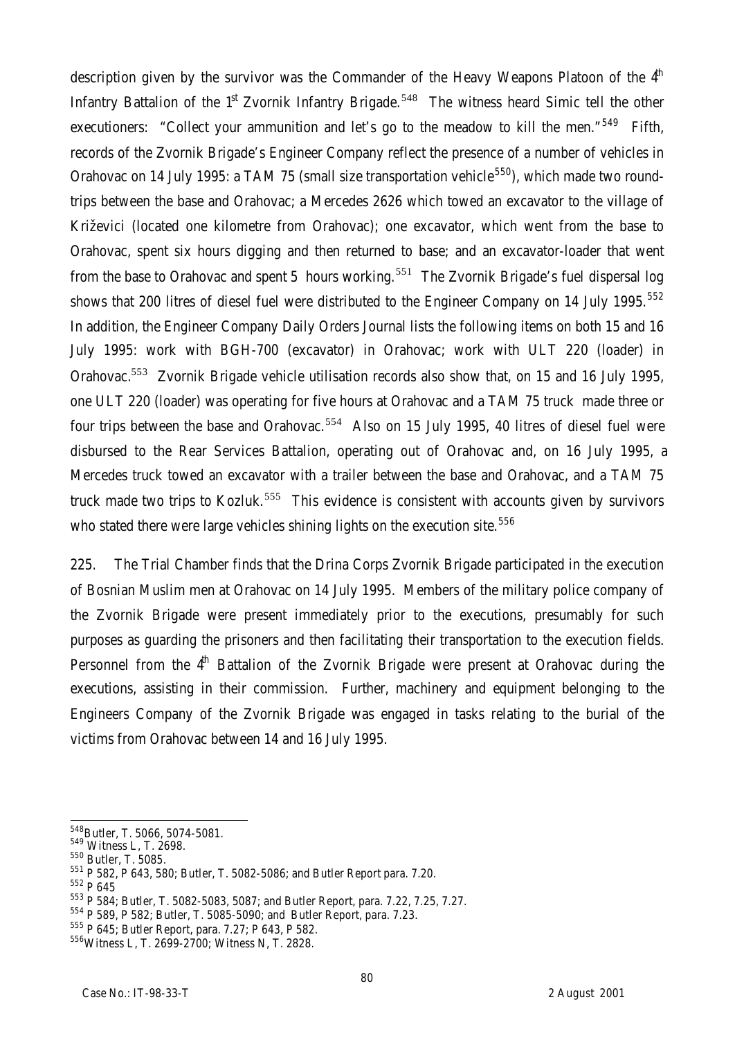description given by the survivor was the Commander of the Heavy Weapons Platoon of the 4th Infantry Battalion of the 1st Zvornik Infantry Brigade.[548] The witness heard Simic tell the other executioners: "Collect your ammunition and let's go to the meadow to kill the men."[549] Fifth, records of the Zvornik Brigade's Engineer Company reflect the presence of a number of vehicles in Orahovac on 14 July 1995: a TAM 75 (small size transportation vehicle[550]), which made two round-trips between the base and Orahovac; a Mercedes 2626 which towed an excavator to the village of Križevici (located one kilometre from Orahovac); one excavator, which went from the base to Orahovac, spent six hours digging and then returned to base; and an excavator-loader that went from the base to Orahovac and spent 5 hours working.[551] The Zvornik Brigade's fuel dispersal log shows that 200 litres of diesel fuel were distributed to the Engineer Company on 14 July 1995.[552] In addition, the Engineer Company Daily Orders Journal lists the following items on both 15 and 16 July 1995: work with BGH-700 (excavator) in Orahovac; work with ULT 220 (loader) in Orahovac.[553] Zvornik Brigade vehicle utilisation records also show that, on 15 and 16 July 1995, one ULT 220 (loader) was operating for five hours at Orahovac and a TAM 75 truck made three or four trips between the base and Orahovac.[554] Also on 15 July 1995, 40 litres of diesel fuel were disbursed to the Rear Services Battalion, operating out of Orahovac and, on 16 July 1995, a Mercedes truck towed an excavator with a trailer between the base and Orahovac, and a TAM 75 truck made two trips to Kozluk.[555] This evidence is consistent with accounts given by survivors who stated there were large vehicles shining lights on the execution site.[556]

225. The Trial Chamber finds that the Drina Corps Zvornik Brigade participated in the execution of Bosnian Muslim men at Orahovac on 14 July 1995. Members of the military police company of the Zvornik Brigade were present immediately prior to the executions, presumably for such purposes as guarding the prisoners and then facilitating their transportation to the execution fields. Personnel from the 4th Battalion of the Zvornik Brigade were present at Orahovac during the executions, assisting in their commission. Further, machinery and equipment belonging to the Engineers Company of the Zvornik Brigade was engaged in tasks relating to the burial of the victims from Orahovac between 14 and 16 July 1995.

---

[548] Butler, T. 5066, 5074-5081.
[549] Witness L, T. 2698.
[550] Butler, T. 5085.
[551] P 582, P 643, 580; Butler, T. 5082-5086; and Butler Report para. 7.20.
[552] P 645
[553] P 584; Butler, T. 5082-5083, 5087; and Butler Report, para. 7.22, 7.25, 7.27.
[554] P 589, P 582; Butler, T. 5085-5090; and Butler Report, para. 7.23.
[555] P 645; Butler Report, para. 7.27; P 643, P 582.
[556] Witness L, T. 2699-2700; Witness N, T. 2828.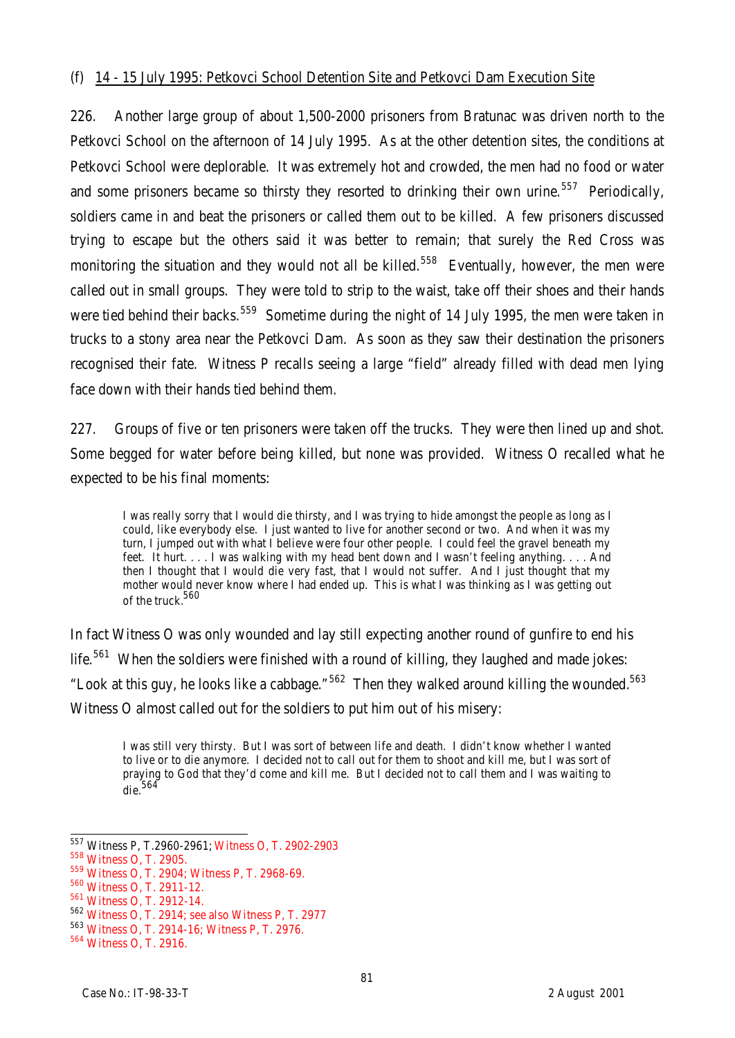(f) 14 - 15 July 1995: Petkovci School Detention Site and Petkovci Dam Execution Site

226. Another large group of about 1,500-2000 prisoners from Bratunac was driven north to the Petkovci School on the afternoon of 14 July 1995. As at the other detention sites, the conditions at Petkovci School were deplorable. It was extremely hot and crowded, the men had no food or water and some prisoners became so thirsty they resorted to drinking their own urine.[557] Periodically, soldiers came in and beat the prisoners or called them out to be killed. A few prisoners discussed trying to escape but the others said it was better to remain; that surely the Red Cross was monitoring the situation and they would not all be killed.[558] Eventually, however, the men were called out in small groups. They were told to strip to the waist, take off their shoes and their hands were tied behind their backs.[559] Sometime during the night of 14 July 1995, the men were taken in trucks to a stony area near the Petkovci Dam. As soon as they saw their destination the prisoners recognised their fate. Witness P recalls seeing a large "field" already filled with dead men lying face down with their hands tied behind them.

227. Groups of five or ten prisoners were taken off the trucks. They were then lined up and shot. Some begged for water before being killed, but none was provided. Witness O recalled what he expected to be his final moments:

> I was really sorry that I would die thirsty, and I was trying to hide amongst the people as long as I could, like everybody else. I just wanted to live for another second or two. And when it was my turn, I jumped out with what I believe were four other people. I could feel the gravel beneath my feet. It hurt. . . . I was walking with my head bent down and I wasn't feeling anything. . . . And then I thought that I would die very fast, that I would not suffer. And I just thought that my mother would never know where I had ended up. This is what I was thinking as I was getting out of the truck.[560]

In fact Witness O was only wounded and lay still expecting another round of gunfire to end his life.[561] When the soldiers were finished with a round of killing, they laughed and made jokes: "Look at this guy, he looks like a cabbage."[562] Then they walked around killing the wounded.[563] Witness O almost called out for the soldiers to put him out of his misery:

> I was still very thirsty. But I was sort of between life and death. I didn't know whether I wanted to live or to die anymore. I decided not to call out for them to shoot and kill me, but I was sort of praying to God that they'd come and kill me. But I decided not to call them and I was waiting to die.[564]

---

[557] Witness P, T.2960-2961; Witness O, T. 2902-2903
[558] Witness O, T. 2905.
[559] Witness O, T. 2904; Witness P, T. 2968-69.
[560] Witness O, T. 2911-12.
[561] Witness O, T. 2912-14.
[562] Witness O, T. 2914; see also Witness P, T. 2977
[563] Witness O, T. 2914-16; Witness P, T. 2976.
[564] Witness O, T. 2916.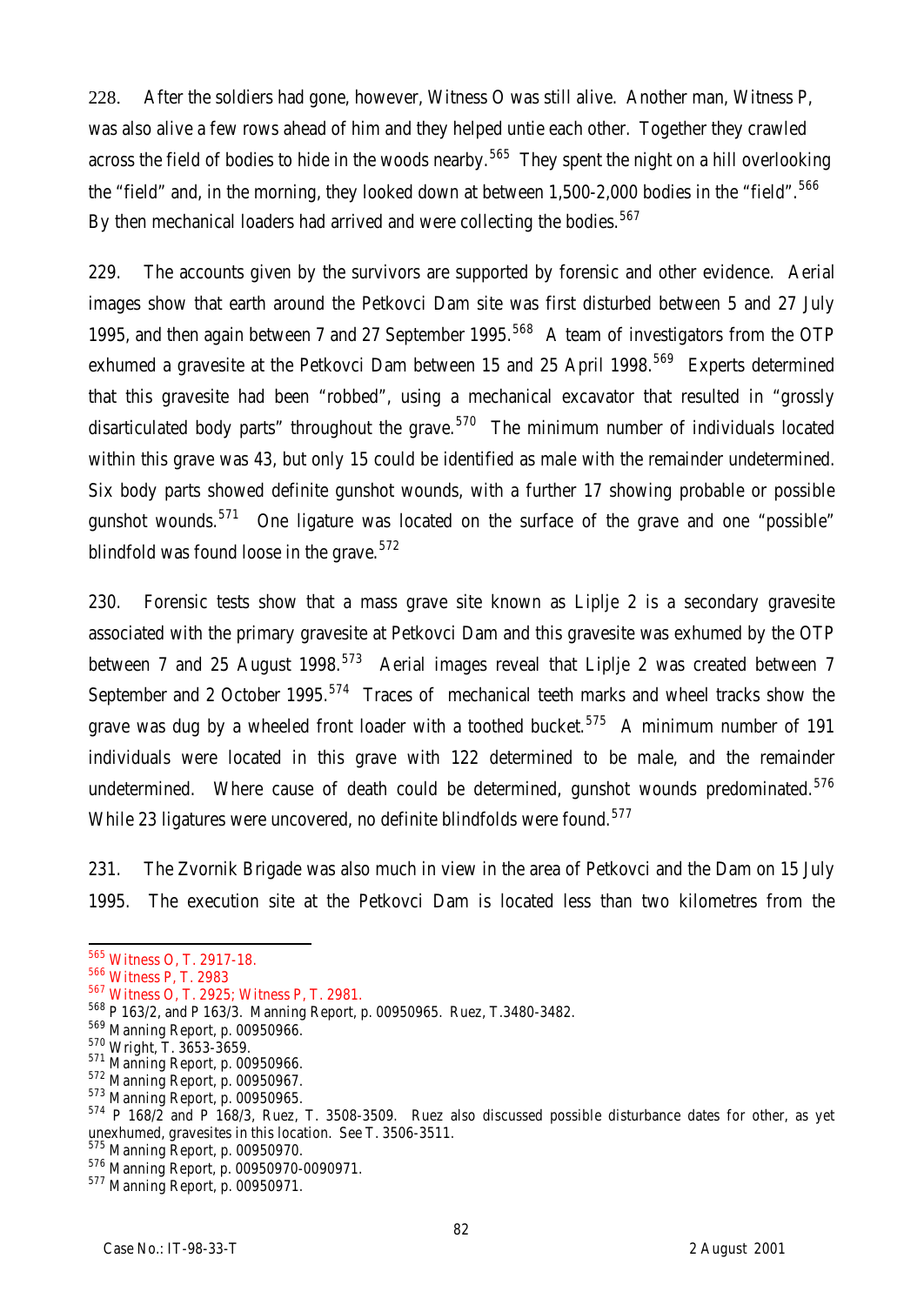228. After the soldiers had gone, however, Witness O was still alive. Another man, Witness P, was also alive a few rows ahead of him and they helped untie each other. Together they crawled across the field of bodies to hide in the woods nearby.[565] They spent the night on a hill overlooking the "field" and, in the morning, they looked down at between 1,500-2,000 bodies in the "field".[566] By then mechanical loaders had arrived and were collecting the bodies.[567]

229. The accounts given by the survivors are supported by forensic and other evidence. Aerial images show that earth around the Petkovci Dam site was first disturbed between 5 and 27 July 1995, and then again between 7 and 27 September 1995.[568] A team of investigators from the OTP exhumed a gravesite at the Petkovci Dam between 15 and 25 April 1998.[569] Experts determined that this gravesite had been "robbed", using a mechanical excavator that resulted in "grossly disarticulated body parts" throughout the grave.[570] The minimum number of individuals located within this grave was 43, but only 15 could be identified as male with the remainder undetermined. Six body parts showed definite gunshot wounds, with a further 17 showing probable or possible gunshot wounds.[571] One ligature was located on the surface of the grave and one "possible" blindfold was found loose in the grave.[572]

230. Forensic tests show that a mass grave site known as Liplje 2 is a secondary gravesite associated with the primary gravesite at Petkovci Dam and this gravesite was exhumed by the OTP between 7 and 25 August 1998.[573] Aerial images reveal that Liplje 2 was created between 7 September and 2 October 1995.[574] Traces of mechanical teeth marks and wheel tracks show the grave was dug by a wheeled front loader with a toothed bucket.[575] A minimum number of 191 individuals were located in this grave with 122 determined to be male, and the remainder undetermined. Where cause of death could be determined, gunshot wounds predominated.[576] While 23 ligatures were uncovered, no definite blindfolds were found.[577]

231. The Zvornik Brigade was also much in view in the area of Petkovci and the Dam on 15 July 1995. The execution site at the Petkovci Dam is located less than two kilometres from the

---

[565] Witness O, T. 2917-18.

[566] Witness P, T. 2983

[567] Witness O, T. 2925; Witness P, T. 2981.

[568] P 163/2, and P 163/3. Manning Report, p. 00950965. Ruez, T.3480-3482.

[569] Manning Report, p. 00950966.

[570] Wright, T. 3653-3659.

[571] Manning Report, p. 00950966.

[572] Manning Report, p. 00950967.

[573] Manning Report, p. 00950965.

[574] P 168/2 and P 168/3, Ruez, T. 3508-3509. Ruez also discussed possible disturbance dates for other, as yet unexhumed, gravesites in this location. See T. 3506-3511.

[575] Manning Report, p. 00950970.

[576] Manning Report, p. 00950970-0090971.

[577] Manning Report, p. 00950971.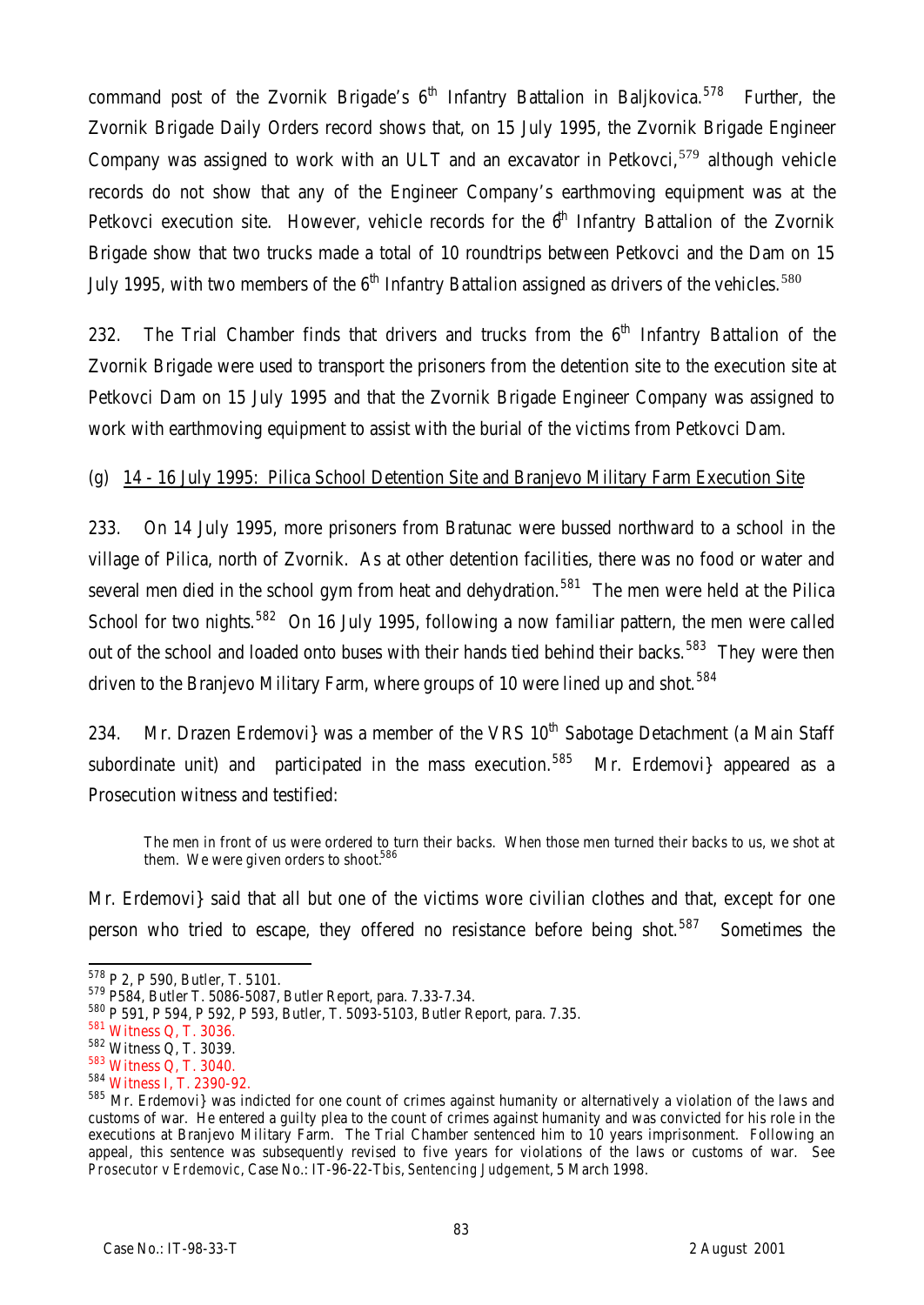command post of the Zvornik Brigade's 6th Infantry Battalion in Baljkovica.[578] Further, the Zvornik Brigade Daily Orders record shows that, on 15 July 1995, the Zvornik Brigade Engineer Company was assigned to work with an ULT and an excavator in Petkovci,[579] although vehicle records do not show that any of the Engineer Company's earthmoving equipment was at the Petkovci execution site. However, vehicle records for the 6th Infantry Battalion of the Zvornik Brigade show that two trucks made a total of 10 roundtrips between Petkovci and the Dam on 15 July 1995, with two members of the 6th Infantry Battalion assigned as drivers of the vehicles.[580]

232. The Trial Chamber finds that drivers and trucks from the 6th Infantry Battalion of the Zvornik Brigade were used to transport the prisoners from the detention site to the execution site at Petkovci Dam on 15 July 1995 and that the Zvornik Brigade Engineer Company was assigned to work with earthmoving equipment to assist with the burial of the victims from Petkovci Dam.

(g) 14 - 16 July 1995: Pilica School Detention Site and Branjevo Military Farm Execution Site

233. On 14 July 1995, more prisoners from Bratunac were bussed northward to a school in the village of Pilica, north of Zvornik. As at other detention facilities, there was no food or water and several men died in the school gym from heat and dehydration.[581] The men were held at the Pilica School for two nights.[582] On 16 July 1995, following a now familiar pattern, the men were called out of the school and loaded onto buses with their hands tied behind their backs.[583] They were then driven to the Branjevo Military Farm, where groups of 10 were lined up and shot.[584]

234. Mr. Drazen Erdemovi} was a member of the VRS 10th Sabotage Detachment (a Main Staff subordinate unit) and participated in the mass execution.[585] Mr. Erdemovi} appeared as a Prosecution witness and testified:

> The men in front of us were ordered to turn their backs. When those men turned their backs to us, we shot at them. We were given orders to shoot.[586]

Mr. Erdemovi} said that all but one of the victims wore civilian clothes and that, except for one person who tried to escape, they offered no resistance before being shot.[587] Sometimes the

---

[578] P 2, P 590, Butler, T. 5101.

[579] P584, Butler T. 5086-5087, Butler Report, para. 7.33-7.34.

[580] P 591, P 594, P 592, P 593, Butler, T. 5093-5103, Butler Report, para. 7.35.

[581] Witness Q, T. 3036.

[582] Witness Q, T. 3039.

[583] Witness Q, T. 3040.

[584] Witness I, T. 2390-92.

[585] Mr. Erdemovi} was indicted for one count of crimes against humanity or alternatively a violation of the laws and customs of war. He entered a guilty plea to the count of crimes against humanity and was convicted for his role in the executions at Branjevo Military Farm. The Trial Chamber sentenced him to 10 years imprisonment. Following an appeal, this sentence was subsequently revised to five years for violations of the laws or customs of war. See *Prosecutor v Erdemovic*, Case No.: IT-96-22-T*bis*, *Sentencing Judgement*, 5 March 1998.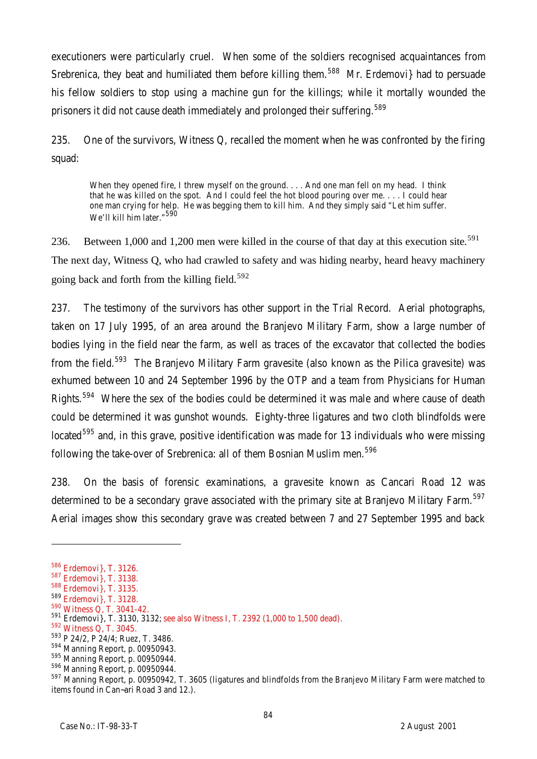executioners were particularly cruel. When some of the soldiers recognised acquaintances from Srebrenica, they beat and humiliated them before killing them.[588] Mr. Erdemovi} had to persuade his fellow soldiers to stop using a machine gun for the killings; while it mortally wounded the prisoners it did not cause death immediately and prolonged their suffering.[589]

235. One of the survivors, Witness Q, recalled the moment when he was confronted by the firing squad:

> When they opened fire, I threw myself on the ground. . . . And one man fell on my head. I think that he was killed on the spot. And I could feel the hot blood pouring over me. . . . I could hear one man crying for help. He was begging them to kill him. And they simply said "Let him suffer. We'll kill him later."[590]

236. Between 1,000 and 1,200 men were killed in the course of that day at this execution site.[591] The next day, Witness Q, who had crawled to safety and was hiding nearby, heard heavy machinery going back and forth from the killing field.[592]

237. The testimony of the survivors has other support in the Trial Record. Aerial photographs, taken on 17 July 1995, of an area around the Branjevo Military Farm, show a large number of bodies lying in the field near the farm, as well as traces of the excavator that collected the bodies from the field.[593] The Branjevo Military Farm gravesite (also known as the Pilica gravesite) was exhumed between 10 and 24 September 1996 by the OTP and a team from Physicians for Human Rights.[594] Where the sex of the bodies could be determined it was male and where cause of death could be determined it was gunshot wounds. Eighty-three ligatures and two cloth blindfolds were located[595] and, in this grave, positive identification was made for 13 individuals who were missing following the take-over of Srebrenica: all of them Bosnian Muslim men.[596]

238. On the basis of forensic examinations, a gravesite known as Cancari Road 12 was determined to be a secondary grave associated with the primary site at Branjevo Military Farm.[597] Aerial images show this secondary grave was created between 7 and 27 September 1995 and back

---

[586] Erdemovi}, T. 3126.
[587] Erdemovi}, T. 3138.
[588] Erdemovi}, T. 3135.
[589] Erdemovi}, T. 3128.
[590] Witness Q, T. 3041-42.
[591] Erdemovi}, T. 3130, 3132; see also Witness I, T. 2392 (1,000 to 1,500 dead).
[592] Witness Q, T. 3045.
[593] P 24/2, P 24/4; Ruez, T. 3486.
[594] Manning Report, p. 00950943.
[595] Manning Report, p. 00950944.
[596] Manning Report, p. 00950944.
[597] Manning Report, p. 00950942, T. 3605 (ligatures and blindfolds from the Branjevo Military Farm were matched to items found in Can~ari Road 3 and 12.).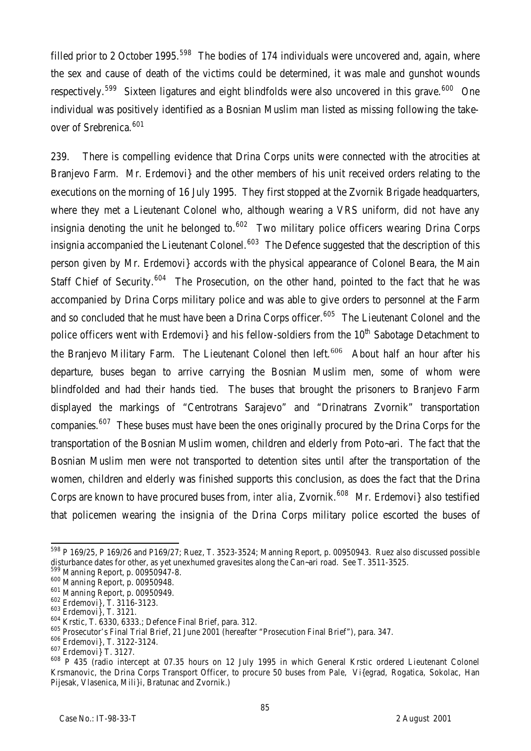filled prior to 2 October 1995.[598] The bodies of 174 individuals were uncovered and, again, where the sex and cause of death of the victims could be determined, it was male and gunshot wounds respectively.[599] Sixteen ligatures and eight blindfolds were also uncovered in this grave.[600] One individual was positively identified as a Bosnian Muslim man listed as missing following the take-over of Srebrenica.[601]

239. There is compelling evidence that Drina Corps units were connected with the atrocities at Branjevo Farm. Mr. Erdemovi} and the other members of his unit received orders relating to the executions on the morning of 16 July 1995. They first stopped at the Zvornik Brigade headquarters, where they met a Lieutenant Colonel who, although wearing a VRS uniform, did not have any insignia denoting the unit he belonged to.[602] Two military police officers wearing Drina Corps insignia accompanied the Lieutenant Colonel.[603] The Defence suggested that the description of this person given by Mr. Erdemovi} accords with the physical appearance of Colonel Beara, the Main Staff Chief of Security.[604] The Prosecution, on the other hand, pointed to the fact that he was accompanied by Drina Corps military police and was able to give orders to personnel at the Farm and so concluded that he must have been a Drina Corps officer.[605] The Lieutenant Colonel and the police officers went with Erdemovi} and his fellow-soldiers from the 10th Sabotage Detachment to the Branjevo Military Farm. The Lieutenant Colonel then left.[606] About half an hour after his departure, buses began to arrive carrying the Bosnian Muslim men, some of whom were blindfolded and had their hands tied. The buses that brought the prisoners to Branjevo Farm displayed the markings of "Centrotrans Sarajevo" and "Drinatrans Zvornik" transportation companies.[607] These buses must have been the ones originally procured by the Drina Corps for the transportation of the Bosnian Muslim women, children and elderly from Poto~ari. The fact that the Bosnian Muslim men were not transported to detention sites until after the transportation of the women, children and elderly was finished supports this conclusion, as does the fact that the Drina Corps are known to have procured buses from, *inter alia*, Zvornik.[608] Mr. Erdemovi} also testified that policemen wearing the insignia of the Drina Corps military police escorted the buses of

---

[598] P 169/25, P 169/26 and P169/27; Ruez, T. 3523-3524; Manning Report, p. 00950943. Ruez also discussed possible disturbance dates for other, as yet unexhumed gravesites along the Can~ari road. See T. 3511-3525.

[599] Manning Report, p. 00950947-8.

[600] Manning Report, p. 00950948.

[601] Manning Report, p. 00950949.

[602] Erdemovi}, T. 3116-3123.

[603] Erdemovi}, T. 3121.

[604] Krstic, T. 6330, 6333.; Defence Final Brief, para. 312.

[605] Prosecutor's Final Trial Brief, 21 June 2001 (hereafter "Prosecution Final Brief"), para. 347.

[606] Erdemovi}, T. 3122-3124.

[607] Erdemovi} T. 3127.

[608] P 435 (radio intercept at 07.35 hours on 12 July 1995 in which General Krstic ordered Lieutenant Colonel Krsmanovic, the Drina Corps Transport Officer, to procure 50 buses from Pale, Vi{egrad, Rogatica, Sokolac, Han Pijesak, Vlasenica, Mili}i, Bratunac and Zvornik.)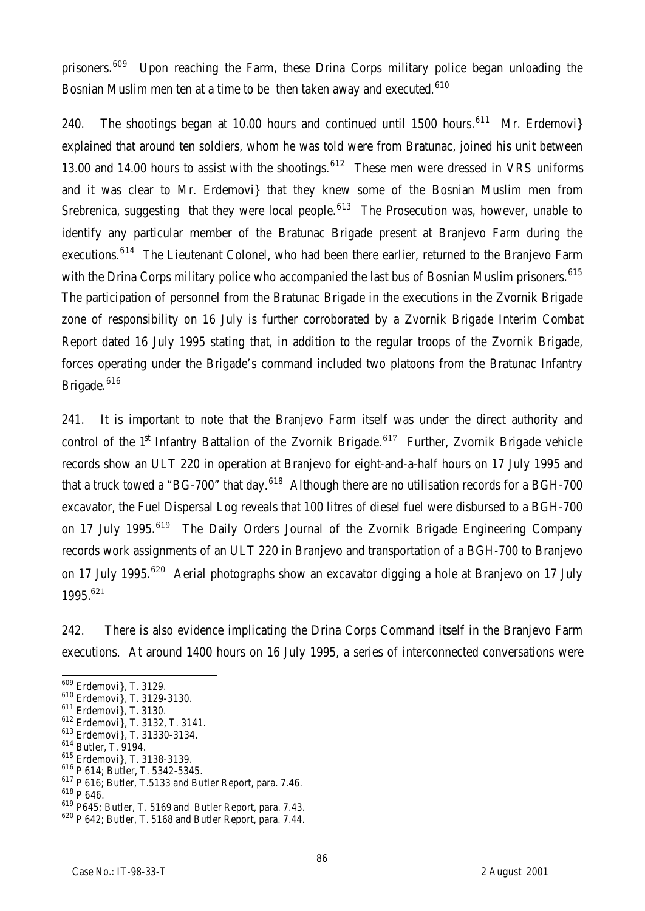prisoners.[609] Upon reaching the Farm, these Drina Corps military police began unloading the Bosnian Muslim men ten at a time to be then taken away and executed.[610]

240. The shootings began at 10.00 hours and continued until 1500 hours.[611] Mr. Erdemovi} explained that around ten soldiers, whom he was told were from Bratunac, joined his unit between 13.00 and 14.00 hours to assist with the shootings.[612] These men were dressed in VRS uniforms and it was clear to Mr. Erdemovi} that they knew some of the Bosnian Muslim men from Srebrenica, suggesting that they were local people.[613] The Prosecution was, however, unable to identify any particular member of the Bratunac Brigade present at Branjevo Farm during the executions.[614] The Lieutenant Colonel, who had been there earlier, returned to the Branjevo Farm with the Drina Corps military police who accompanied the last bus of Bosnian Muslim prisoners.[615] The participation of personnel from the Bratunac Brigade in the executions in the Zvornik Brigade zone of responsibility on 16 July is further corroborated by a Zvornik Brigade Interim Combat Report dated 16 July 1995 stating that, in addition to the regular troops of the Zvornik Brigade, forces operating under the Brigade's command included two platoons from the Bratunac Infantry Brigade.[616]

241. It is important to note that the Branjevo Farm itself was under the direct authority and control of the 1st Infantry Battalion of the Zvornik Brigade.[617] Further, Zvornik Brigade vehicle records show an ULT 220 in operation at Branjevo for eight-and-a-half hours on 17 July 1995 and that a truck towed a "BG-700" that day.[618] Although there are no utilisation records for a BGH-700 excavator, the Fuel Dispersal Log reveals that 100 litres of diesel fuel were disbursed to a BGH-700 on 17 July 1995.[619] The Daily Orders Journal of the Zvornik Brigade Engineering Company records work assignments of an ULT 220 in Branjevo and transportation of a BGH-700 to Branjevo on 17 July 1995.[620] Aerial photographs show an excavator digging a hole at Branjevo on 17 July 1995.[621]

242. There is also evidence implicating the Drina Corps Command itself in the Branjevo Farm executions. At around 1400 hours on 16 July 1995, a series of interconnected conversations were

---

[609] Erdemovi}, T. 3129.
[610] Erdemovi}, T. 3129-3130.
[611] Erdemovi}, T. 3130.
[612] Erdemovi}, T. 3132, T. 3141.
[613] Erdemovi}, T. 31330-3134.
[614] Butler, T. 9194.
[615] Erdemovi}, T. 3138-3139.
[616] P 614; Butler, T. 5342-5345.
[617] P 616; Butler, T.5133 and Butler Report, para. 7.46.
[618] P 646.
[619] P645; Butler, T. 5169 and Butler Report, para. 7.43.
[620] P 642; Butler, T. 5168 and Butler Report, para. 7.44.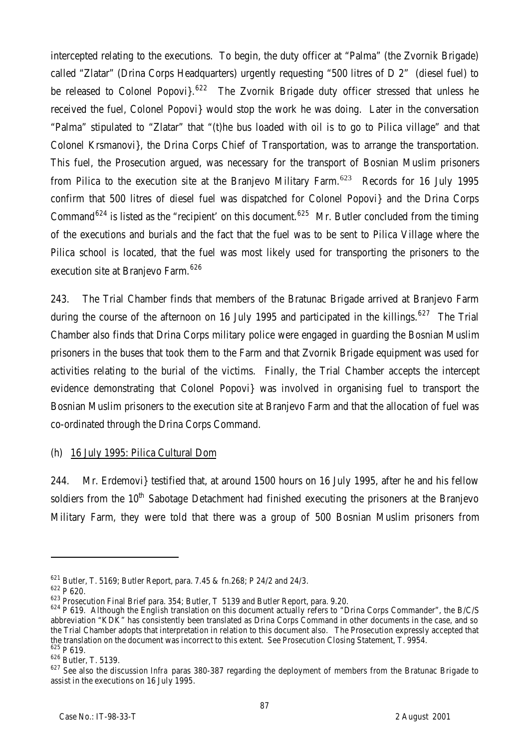intercepted relating to the executions. To begin, the duty officer at "Palma" (the Zvornik Brigade) called "Zlatar" (Drina Corps Headquarters) urgently requesting "500 litres of D 2" (diesel fuel) to be released to Colonel Popovi}.[622] The Zvornik Brigade duty officer stressed that unless he received the fuel, Colonel Popovi} would stop the work he was doing. Later in the conversation "Palma" stipulated to "Zlatar" that "(t)he bus loaded with oil is to go to Pilica village" and that Colonel Krsmanovi}, the Drina Corps Chief of Transportation, was to arrange the transportation. This fuel, the Prosecution argued, was necessary for the transport of Bosnian Muslim prisoners from Pilica to the execution site at the Branjevo Military Farm.[623] Records for 16 July 1995 confirm that 500 litres of diesel fuel was dispatched for Colonel Popovi} and the Drina Corps Command[624] is listed as the "recipient' on this document.[625] Mr. Butler concluded from the timing of the executions and burials and the fact that the fuel was to be sent to Pilica Village where the Pilica school is located, that the fuel was most likely used for transporting the prisoners to the execution site at Branjevo Farm.[626]

243. The Trial Chamber finds that members of the Bratunac Brigade arrived at Branjevo Farm during the course of the afternoon on 16 July 1995 and participated in the killings.[627] The Trial Chamber also finds that Drina Corps military police were engaged in guarding the Bosnian Muslim prisoners in the buses that took them to the Farm and that Zvornik Brigade equipment was used for activities relating to the burial of the victims. Finally, the Trial Chamber accepts the intercept evidence demonstrating that Colonel Popovi} was involved in organising fuel to transport the Bosnian Muslim prisoners to the execution site at Branjevo Farm and that the allocation of fuel was co-ordinated through the Drina Corps Command.

(h) <u>16 July 1995: Pilica Cultural Dom</u>

244. Mr. Erdemovi} testified that, at around 1500 hours on 16 July 1995, after he and his fellow soldiers from the 10th Sabotage Detachment had finished executing the prisoners at the Branjevo Military Farm, they were told that there was a group of 500 Bosnian Muslim prisoners from

---

621 Butler, T. 5169; Butler Report, para. 7.45 & fn.268; P 24/2 and 24/3.

622 P 620.

623 Prosecution Final Brief para. 354; Butler, T 5139 and Butler Report, para. 9.20.

624 P 619. Although the English translation on this document actually refers to "Drina Corps Commander", the B/C/S abbreviation "KDK" has consistently been translated as Drina Corps Command in other documents in the case, and so the Trial Chamber adopts that interpretation in relation to this document also. The Prosecution expressly accepted that the translation on the document was incorrect to this extent. See Prosecution Closing Statement, T. 9954.

625 P 619.

626 Butler, T. 5139.

627 See also the discussion *Infra* paras 380-387 regarding the deployment of members from the Bratunac Brigade to assist in the executions on 16 July 1995.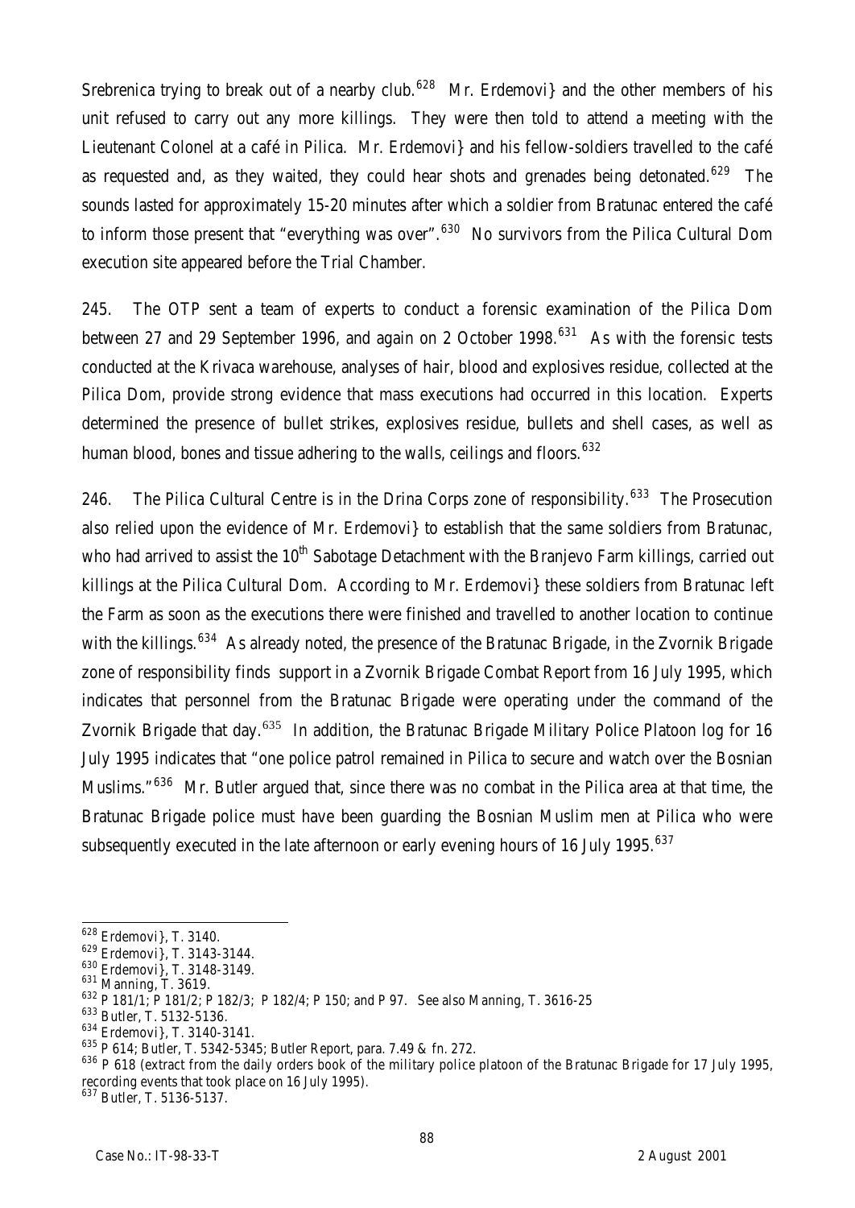Srebrenica trying to break out of a nearby club.[628] Mr. Erdemovi} and the other members of his unit refused to carry out any more killings. They were then told to attend a meeting with the Lieutenant Colonel at a café in Pilica. Mr. Erdemovi} and his fellow-soldiers travelled to the café as requested and, as they waited, they could hear shots and grenades being detonated.[629] The sounds lasted for approximately 15-20 minutes after which a soldier from Bratunac entered the café to inform those present that "everything was over".[630] No survivors from the Pilica Cultural Dom execution site appeared before the Trial Chamber.

245. The OTP sent a team of experts to conduct a forensic examination of the Pilica Dom between 27 and 29 September 1996, and again on 2 October 1998.[631] As with the forensic tests conducted at the Krivaca warehouse, analyses of hair, blood and explosives residue, collected at the Pilica Dom, provide strong evidence that mass executions had occurred in this location. Experts determined the presence of bullet strikes, explosives residue, bullets and shell cases, as well as human blood, bones and tissue adhering to the walls, ceilings and floors.[632]

246. The Pilica Cultural Centre is in the Drina Corps zone of responsibility.[633] The Prosecution also relied upon the evidence of Mr. Erdemovi} to establish that the same soldiers from Bratunac, who had arrived to assist the 10th Sabotage Detachment with the Branjevo Farm killings, carried out killings at the Pilica Cultural Dom. According to Mr. Erdemovi} these soldiers from Bratunac left the Farm as soon as the executions there were finished and travelled to another location to continue with the killings.[634] As already noted, the presence of the Bratunac Brigade, in the Zvornik Brigade zone of responsibility finds support in a Zvornik Brigade Combat Report from 16 July 1995, which indicates that personnel from the Bratunac Brigade were operating under the command of the Zvornik Brigade that day.[635] In addition, the Bratunac Brigade Military Police Platoon log for 16 July 1995 indicates that "one police patrol remained in Pilica to secure and watch over the Bosnian Muslims."[636] Mr. Butler argued that, since there was no combat in the Pilica area at that time, the Bratunac Brigade police must have been guarding the Bosnian Muslim men at Pilica who were subsequently executed in the late afternoon or early evening hours of 16 July 1995.[637]

---

[628] Erdemovi}, T. 3140.
[629] Erdemovi}, T. 3143-3144.
[630] Erdemovi}, T. 3148-3149.
[631] Manning, T. 3619.
[632] P 181/1; P 181/2; P 182/3; P 182/4; P 150; and P 97. See also Manning, T. 3616-25
[633] Butler, T. 5132-5136.
[634] Erdemovi}, T. 3140-3141.
[635] P 614; Butler, T. 5342-5345; Butler Report, para. 7.49 & fn. 272.
[636] P 618 (extract from the daily orders book of the military police platoon of the Bratunac Brigade for 17 July 1995, recording events that took place on 16 July 1995).
[637] Butler, T. 5136-5137.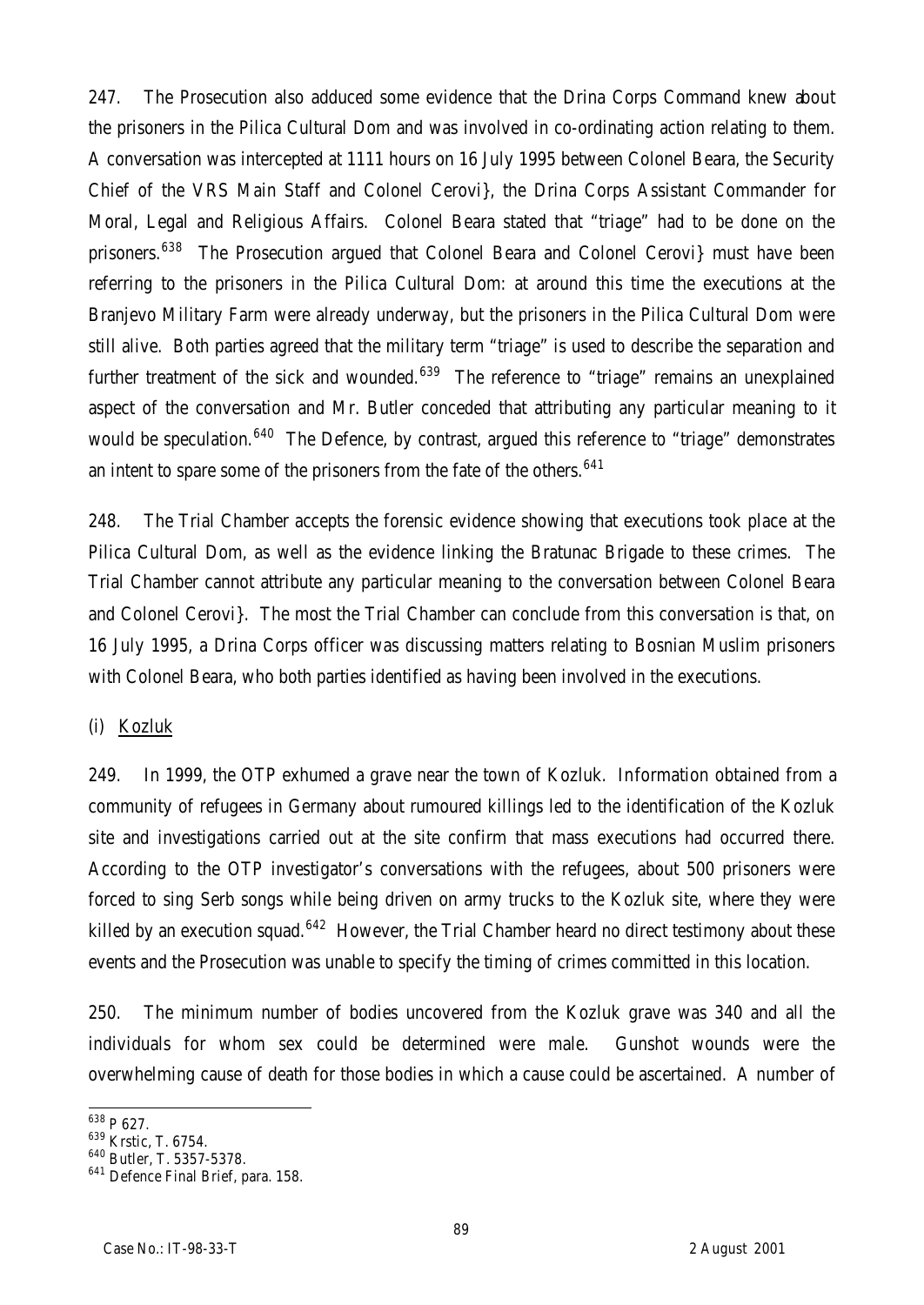247. The Prosecution also adduced some evidence that the Drina Corps Command knew about the prisoners in the Pilica Cultural Dom and was involved in co-ordinating action relating to them. A conversation was intercepted at 1111 hours on 16 July 1995 between Colonel Beara, the Security Chief of the VRS Main Staff and Colonel Cerovi}, the Drina Corps Assistant Commander for Moral, Legal and Religious Affairs. Colonel Beara stated that "triage" had to be done on the prisoners.[638] The Prosecution argued that Colonel Beara and Colonel Cerovi} must have been referring to the prisoners in the Pilica Cultural Dom: at around this time the executions at the Branjevo Military Farm were already underway, but the prisoners in the Pilica Cultural Dom were still alive. Both parties agreed that the military term "triage" is used to describe the separation and further treatment of the sick and wounded.[639] The reference to "triage" remains an unexplained aspect of the conversation and Mr. Butler conceded that attributing any particular meaning to it would be speculation.[640] The Defence, by contrast, argued this reference to "triage" demonstrates an intent to spare some of the prisoners from the fate of the others.[641]

248. The Trial Chamber accepts the forensic evidence showing that executions took place at the Pilica Cultural Dom, as well as the evidence linking the Bratunac Brigade to these crimes. The Trial Chamber cannot attribute any particular meaning to the conversation between Colonel Beara and Colonel Cerovi}. The most the Trial Chamber can conclude from this conversation is that, on 16 July 1995, a Drina Corps officer was discussing matters relating to Bosnian Muslim prisoners with Colonel Beara, who both parties identified as having been involved in the executions.

(i) Kozluk

249. In 1999, the OTP exhumed a grave near the town of Kozluk. Information obtained from a community of refugees in Germany about rumoured killings led to the identification of the Kozluk site and investigations carried out at the site confirm that mass executions had occurred there. According to the OTP investigator's conversations with the refugees, about 500 prisoners were forced to sing Serb songs while being driven on army trucks to the Kozluk site, where they were killed by an execution squad.[642] However, the Trial Chamber heard no direct testimony about these events and the Prosecution was unable to specify the timing of crimes committed in this location.

250. The minimum number of bodies uncovered from the Kozluk grave was 340 and all the individuals for whom sex could be determined were male. Gunshot wounds were the overwhelming cause of death for those bodies in which a cause could be ascertained. A number of

---

[638] P 627.

[639] Krstic, T. 6754.

[640] Butler, T. 5357-5378.

[641] Defence Final Brief, para. 158.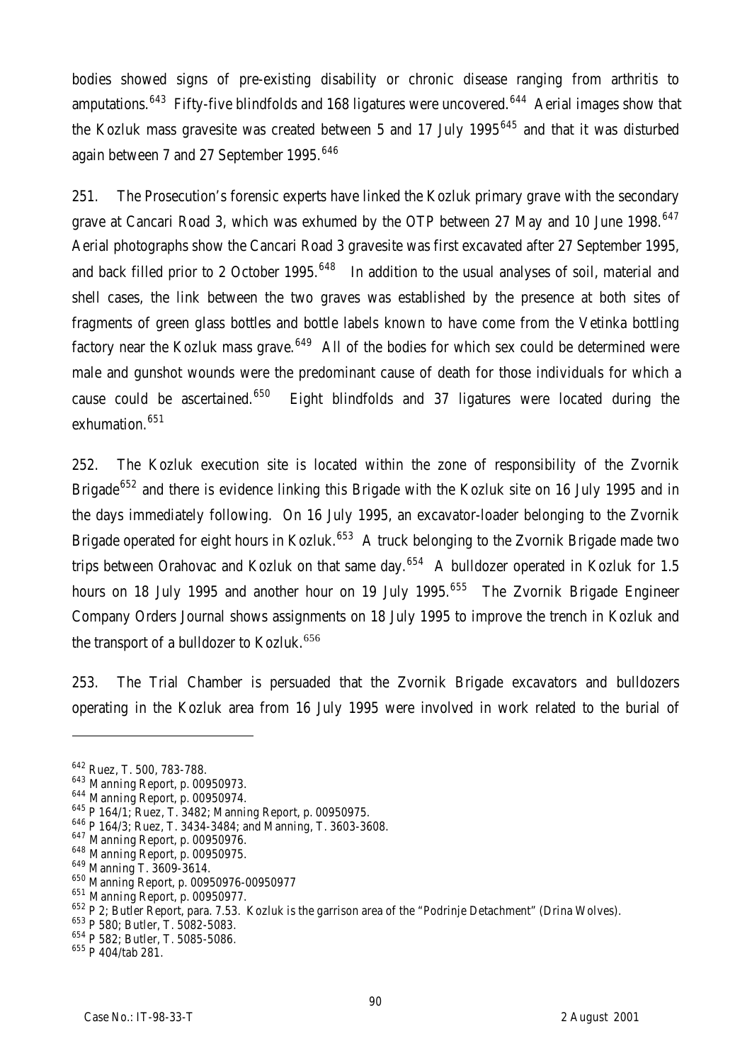bodies showed signs of pre-existing disability or chronic disease ranging from arthritis to amputations.[643] Fifty-five blindfolds and 168 ligatures were uncovered.[644] Aerial images show that the Kozluk mass gravesite was created between 5 and 17 July 1995[645] and that it was disturbed again between 7 and 27 September 1995.[646]

251. The Prosecution's forensic experts have linked the Kozluk primary grave with the secondary grave at Cancari Road 3, which was exhumed by the OTP between 27 May and 10 June 1998.[647] Aerial photographs show the Cancari Road 3 gravesite was first excavated after 27 September 1995, and back filled prior to 2 October 1995.[648] In addition to the usual analyses of soil, material and shell cases, the link between the two graves was established by the presence at both sites of fragments of green glass bottles and bottle labels known to have come from the Vetinka bottling factory near the Kozluk mass grave.[649] All of the bodies for which sex could be determined were male and gunshot wounds were the predominant cause of death for those individuals for which a cause could be ascertained.[650] Eight blindfolds and 37 ligatures were located during the exhumation.[651]

252. The Kozluk execution site is located within the zone of responsibility of the Zvornik Brigade[652] and there is evidence linking this Brigade with the Kozluk site on 16 July 1995 and in the days immediately following. On 16 July 1995, an excavator-loader belonging to the Zvornik Brigade operated for eight hours in Kozluk.[653] A truck belonging to the Zvornik Brigade made two trips between Orahovac and Kozluk on that same day.[654] A bulldozer operated in Kozluk for 1.5 hours on 18 July 1995 and another hour on 19 July 1995.[655] The Zvornik Brigade Engineer Company Orders Journal shows assignments on 18 July 1995 to improve the trench in Kozluk and the transport of a bulldozer to Kozluk.[656]

253. The Trial Chamber is persuaded that the Zvornik Brigade excavators and bulldozers operating in the Kozluk area from 16 July 1995 were involved in work related to the burial of

---

[642] Ruez, T. 500, 783-788.
[643] Manning Report, p. 00950973.
[644] Manning Report, p. 00950974.
[645] P 164/1; Ruez, T. 3482; Manning Report, p. 00950975.
[646] P 164/3; Ruez, T. 3434-3484; and Manning, T. 3603-3608.
[647] Manning Report, p. 00950976.
[648] Manning Report, p. 00950975.
[649] Manning T. 3609-3614.
[650] Manning Report, p. 00950976-00950977
[651] Manning Report, p. 00950977.
[652] P 2; Butler Report, para. 7.53. Kozluk is the garrison area of the "Podrinje Detachment" (Drina Wolves).
[653] P 580; Butler, T. 5082-5083.
[654] P 582; Butler, T. 5085-5086.
[655] P 404/tab 281.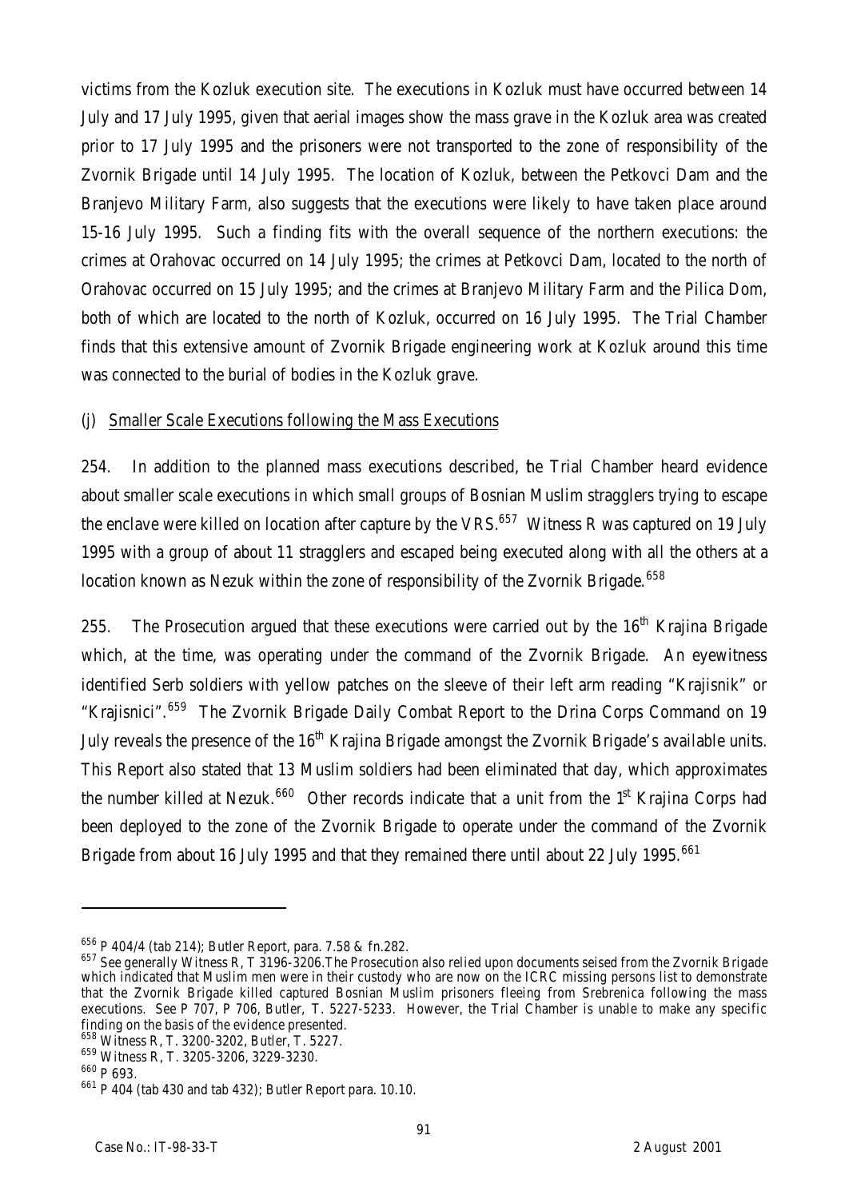victims from the Kozluk execution site. The executions in Kozluk must have occurred between 14 July and 17 July 1995, given that aerial images show the mass grave in the Kozluk area was created prior to 17 July 1995 and the prisoners were not transported to the zone of responsibility of the Zvornik Brigade until 14 July 1995. The location of Kozluk, between the Petkovci Dam and the Branjevo Military Farm, also suggests that the executions were likely to have taken place around 15-16 July 1995. Such a finding fits with the overall sequence of the northern executions: the crimes at Orahovac occurred on 14 July 1995; the crimes at Petkovci Dam, located to the north of Orahovac occurred on 15 July 1995; and the crimes at Branjevo Military Farm and the Pilica Dom, both of which are located to the north of Kozluk, occurred on 16 July 1995. The Trial Chamber finds that this extensive amount of Zvornik Brigade engineering work at Kozluk around this time was connected to the burial of bodies in the Kozluk grave.

(j) Smaller Scale Executions following the Mass Executions

254. In addition to the planned mass executions described, the Trial Chamber heard evidence about smaller scale executions in which small groups of Bosnian Muslim stragglers trying to escape the enclave were killed on location after capture by the VRS.[657] Witness R was captured on 19 July 1995 with a group of about 11 stragglers and escaped being executed along with all the others at a location known as Nezuk within the zone of responsibility of the Zvornik Brigade.[658]

255. The Prosecution argued that these executions were carried out by the 16th Krajina Brigade which, at the time, was operating under the command of the Zvornik Brigade. An eyewitness identified Serb soldiers with yellow patches on the sleeve of their left arm reading "Krajisnik" or "Krajisnici".[659] The Zvornik Brigade Daily Combat Report to the Drina Corps Command on 19 July reveals the presence of the 16th Krajina Brigade amongst the Zvornik Brigade's available units. This Report also stated that 13 Muslim soldiers had been eliminated that day, which approximates the number killed at Nezuk.[660] Other records indicate that a unit from the 1st Krajina Corps had been deployed to the zone of the Zvornik Brigade to operate under the command of the Zvornik Brigade from about 16 July 1995 and that they remained there until about 22 July 1995.[661]

---

[656] P 404/4 (tab 214); Butler Report, para. 7.58 & fn.282.

[657] See generally Witness R, T 3196-3206.The Prosecution also relied upon documents seised from the Zvornik Brigade which indicated that Muslim men were in their custody who are now on the ICRC missing persons list to demonstrate that the Zvornik Brigade killed captured Bosnian Muslim prisoners fleeing from Srebrenica following the mass executions. See P 707, P 706, Butler, T. 5227-5233. However, the Trial Chamber is unable to make any specific finding on the basis of the evidence presented.

[658] Witness R, T. 3200-3202, Butler, T. 5227.

[659] Witness R, T. 3205-3206, 3229-3230.

[660] P 693.

[661] P 404 (tab 430 and tab 432); Butler Report para. 10.10.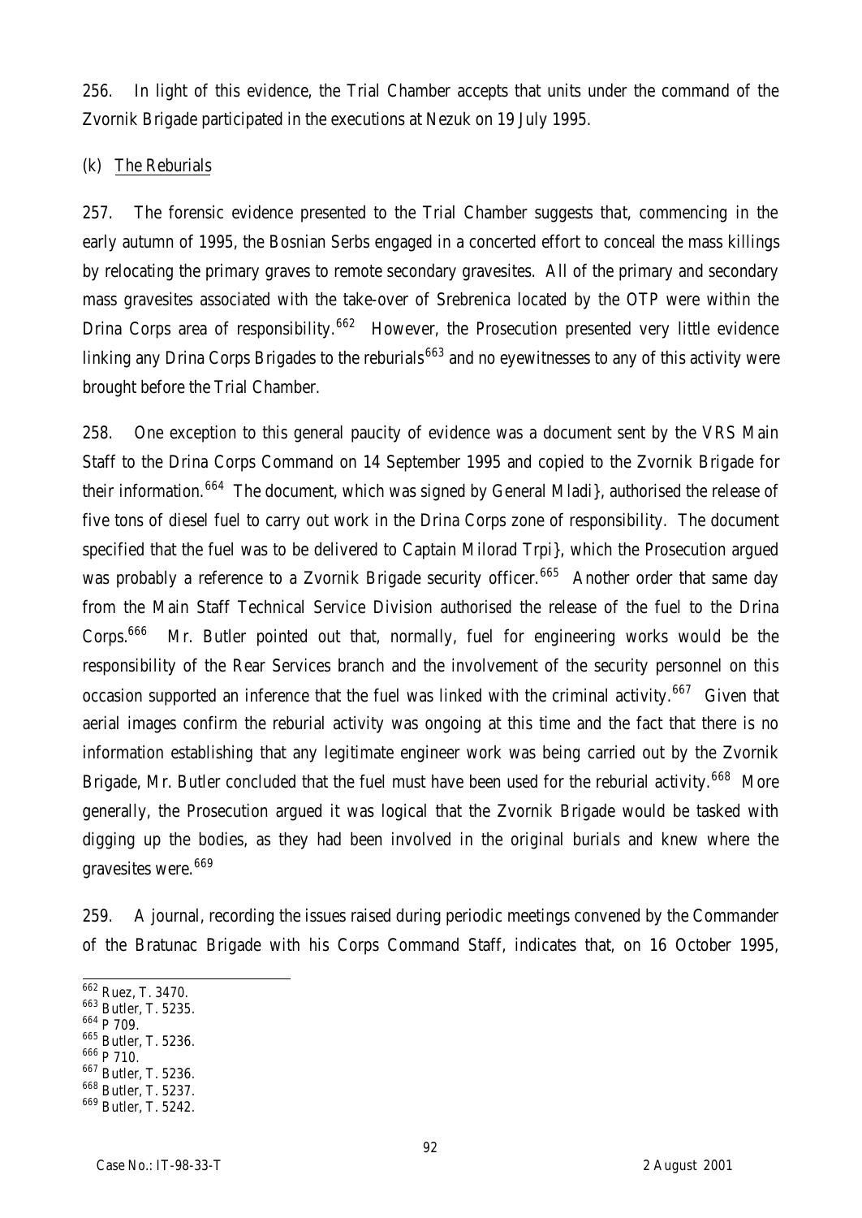256. In light of this evidence, the Trial Chamber accepts that units under the command of the Zvornik Brigade participated in the executions at Nezuk on 19 July 1995.

(k) The Reburials

257. The forensic evidence presented to the Trial Chamber suggests that, commencing in the early autumn of 1995, the Bosnian Serbs engaged in a concerted effort to conceal the mass killings by relocating the primary graves to remote secondary gravesites. All of the primary and secondary mass gravesites associated with the take-over of Srebrenica located by the OTP were within the Drina Corps area of responsibility.[662] However, the Prosecution presented very little evidence linking any Drina Corps Brigades to the reburials[663] and no eyewitnesses to any of this activity were brought before the Trial Chamber.

258. One exception to this general paucity of evidence was a document sent by the VRS Main Staff to the Drina Corps Command on 14 September 1995 and copied to the Zvornik Brigade for their information.[664] The document, which was signed by General Mladi}, authorised the release of five tons of diesel fuel to carry out work in the Drina Corps zone of responsibility. The document specified that the fuel was to be delivered to Captain Milorad Trpi}, which the Prosecution argued was probably a reference to a Zvornik Brigade security officer.[665] Another order that same day from the Main Staff Technical Service Division authorised the release of the fuel to the Drina Corps.[666] Mr. Butler pointed out that, normally, fuel for engineering works would be the responsibility of the Rear Services branch and the involvement of the security personnel on this occasion supported an inference that the fuel was linked with the criminal activity.[667] Given that aerial images confirm the reburial activity was ongoing at this time and the fact that there is no information establishing that any legitimate engineer work was being carried out by the Zvornik Brigade, Mr. Butler concluded that the fuel must have been used for the reburial activity.[668] More generally, the Prosecution argued it was logical that the Zvornik Brigade would be tasked with digging up the bodies, as they had been involved in the original burials and knew where the gravesites were.[669]

259. A journal, recording the issues raised during periodic meetings convened by the Commander of the Bratunac Brigade with his Corps Command Staff, indicates that, on 16 October 1995,

---

[662] Ruez, T. 3470.
[663] Butler, T. 5235.
[664] P 709.
[665] Butler, T. 5236.
[666] P 710.
[667] Butler, T. 5236.
[668] Butler, T. 5237.
[669] Butler, T. 5242.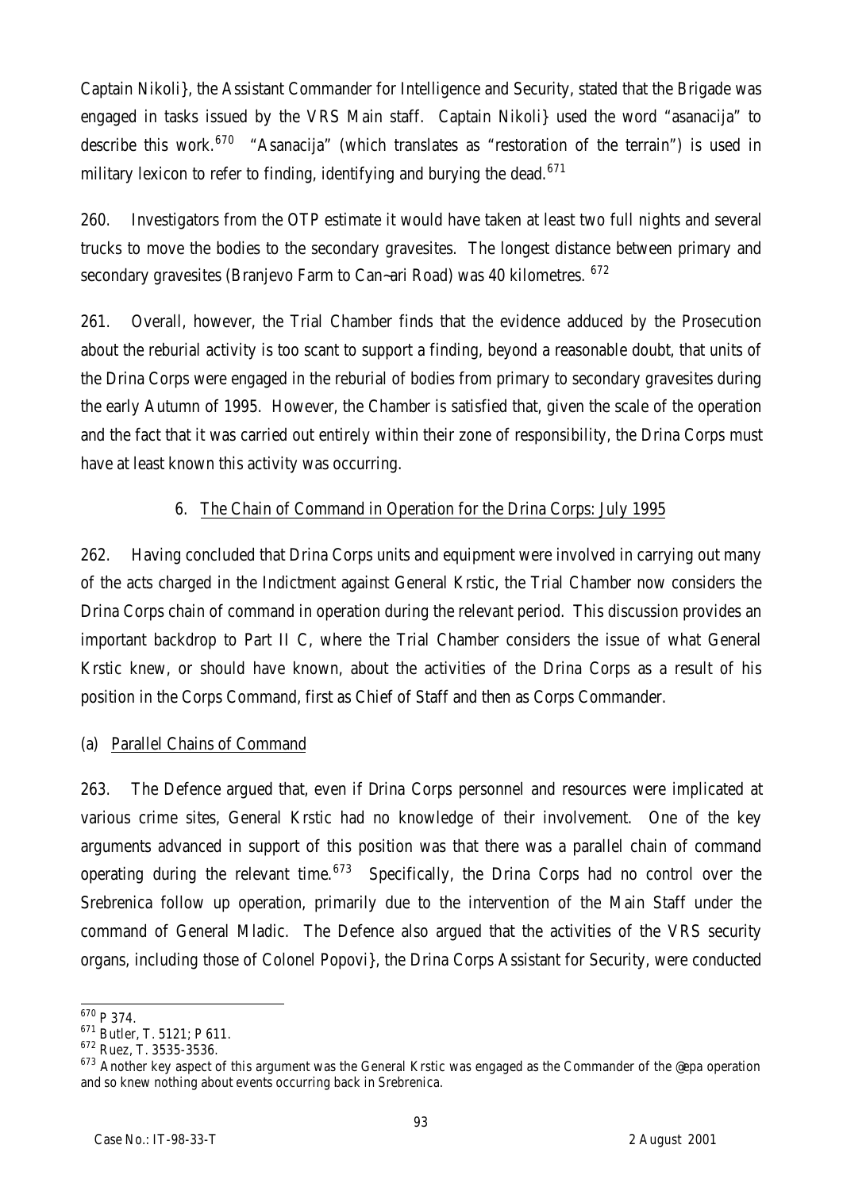Captain Nikoli}, the Assistant Commander for Intelligence and Security, stated that the Brigade was engaged in tasks issued by the VRS Main staff. Captain Nikoli} used the word "asanacija" to describe this work.[670] "Asanacija" (which translates as "restoration of the terrain") is used in military lexicon to refer to finding, identifying and burying the dead.[671]

260. Investigators from the OTP estimate it would have taken at least two full nights and several trucks to move the bodies to the secondary gravesites. The longest distance between primary and secondary gravesites (Branjevo Farm to Can~ari Road) was 40 kilometres. [672]

261. Overall, however, the Trial Chamber finds that the evidence adduced by the Prosecution about the reburial activity is too scant to support a finding, beyond a reasonable doubt, that units of the Drina Corps were engaged in the reburial of bodies from primary to secondary gravesites during the early Autumn of 1995. However, the Chamber is satisfied that, given the scale of the operation and the fact that it was carried out entirely within their zone of responsibility, the Drina Corps must have at least known this activity was occurring.

### 6. The Chain of Command in Operation for the Drina Corps: July 1995

262. Having concluded that Drina Corps units and equipment were involved in carrying out many of the acts charged in the Indictment against General Krstic, the Trial Chamber now considers the Drina Corps chain of command in operation during the relevant period. This discussion provides an important backdrop to Part II C, where the Trial Chamber considers the issue of what General Krstic knew, or should have known, about the activities of the Drina Corps as a result of his position in the Corps Command, first as Chief of Staff and then as Corps Commander.

#### (a) Parallel Chains of Command

263. The Defence argued that, even if Drina Corps personnel and resources were implicated at various crime sites, General Krstic had no knowledge of their involvement. One of the key arguments advanced in support of this position was that there was a parallel chain of command operating during the relevant time.[673] Specifically, the Drina Corps had no control over the Srebrenica follow up operation, primarily due to the intervention of the Main Staff under the command of General Mladic. The Defence also argued that the activities of the VRS security organs, including those of Colonel Popovi}, the Drina Corps Assistant for Security, were conducted

---

[670] P 374.

[671] Butler, T. 5121; P 611.

[672] Ruez, T. 3535-3536.

[673] Another key aspect of this argument was the General Krstic was engaged as the Commander of the @epa operation and so knew nothing about events occurring back in Srebrenica.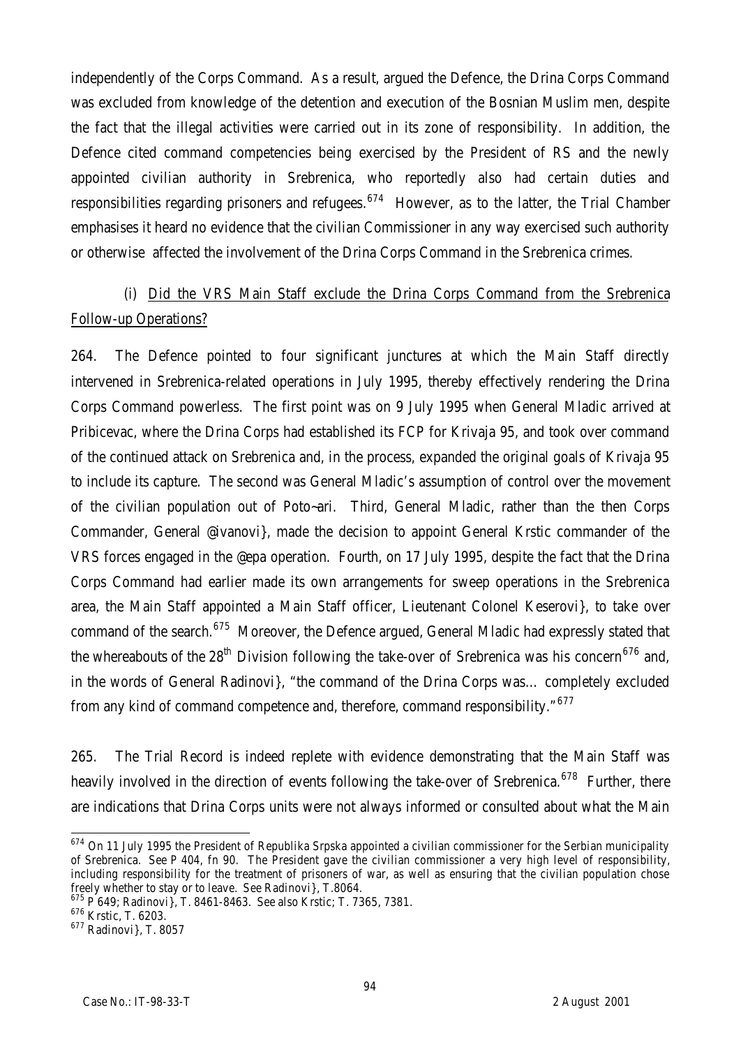independently of the Corps Command. As a result, argued the Defence, the Drina Corps Command was excluded from knowledge of the detention and execution of the Bosnian Muslim men, despite the fact that the illegal activities were carried out in its zone of responsibility. In addition, the Defence cited command competencies being exercised by the President of RS and the newly appointed civilian authority in Srebrenica, who reportedly also had certain duties and responsibilities regarding prisoners and refugees.[674] However, as to the latter, the Trial Chamber emphasises it heard no evidence that the civilian Commissioner in any way exercised such authority or otherwise affected the involvement of the Drina Corps Command in the Srebrenica crimes.

(i) Did the VRS Main Staff exclude the Drina Corps Command from the Srebrenica Follow-up Operations?

264. The Defence pointed to four significant junctures at which the Main Staff directly intervened in Srebrenica-related operations in July 1995, thereby effectively rendering the Drina Corps Command powerless. The first point was on 9 July 1995 when General Mladic arrived at Pribicevac, where the Drina Corps had established its FCP for Krivaja 95, and took over command of the continued attack on Srebrenica and, in the process, expanded the original goals of Krivaja 95 to include its capture. The second was General Mladic's assumption of control over the movement of the civilian population out of Poto~ari. Third, General Mladic, rather than the then Corps Commander, General @ivanovi}, made the decision to appoint General Krstic commander of the VRS forces engaged in the @epa operation. Fourth, on 17 July 1995, despite the fact that the Drina Corps Command had earlier made its own arrangements for sweep operations in the Srebrenica area, the Main Staff appointed a Main Staff officer, Lieutenant Colonel Keserovi}, to take over command of the search.[675] Moreover, the Defence argued, General Mladic had expressly stated that the whereabouts of the 28th Division following the take-over of Srebrenica was his concern[676] and, in the words of General Radinovi}, "the command of the Drina Corps was… completely excluded from any kind of command competence and, therefore, command responsibility."[677]

265. The Trial Record is indeed replete with evidence demonstrating that the Main Staff was heavily involved in the direction of events following the take-over of Srebrenica.[678] Further, there are indications that Drina Corps units were not always informed or consulted about what the Main

---

[674] On 11 July 1995 the President of Republika Srpska appointed a civilian commissioner for the Serbian municipality of Srebrenica. See P 404, fn 90. The President gave the civilian commissioner a very high level of responsibility, including responsibility for the treatment of prisoners of war, as well as ensuring that the civilian population chose freely whether to stay or to leave. See Radinovi}, T.8064.

[675] P 649; Radinovi}, T. 8461-8463. See also Krstic; T. 7365, 7381.

[676] Krstic, T. 6203.

[677] Radinovi}, T. 8057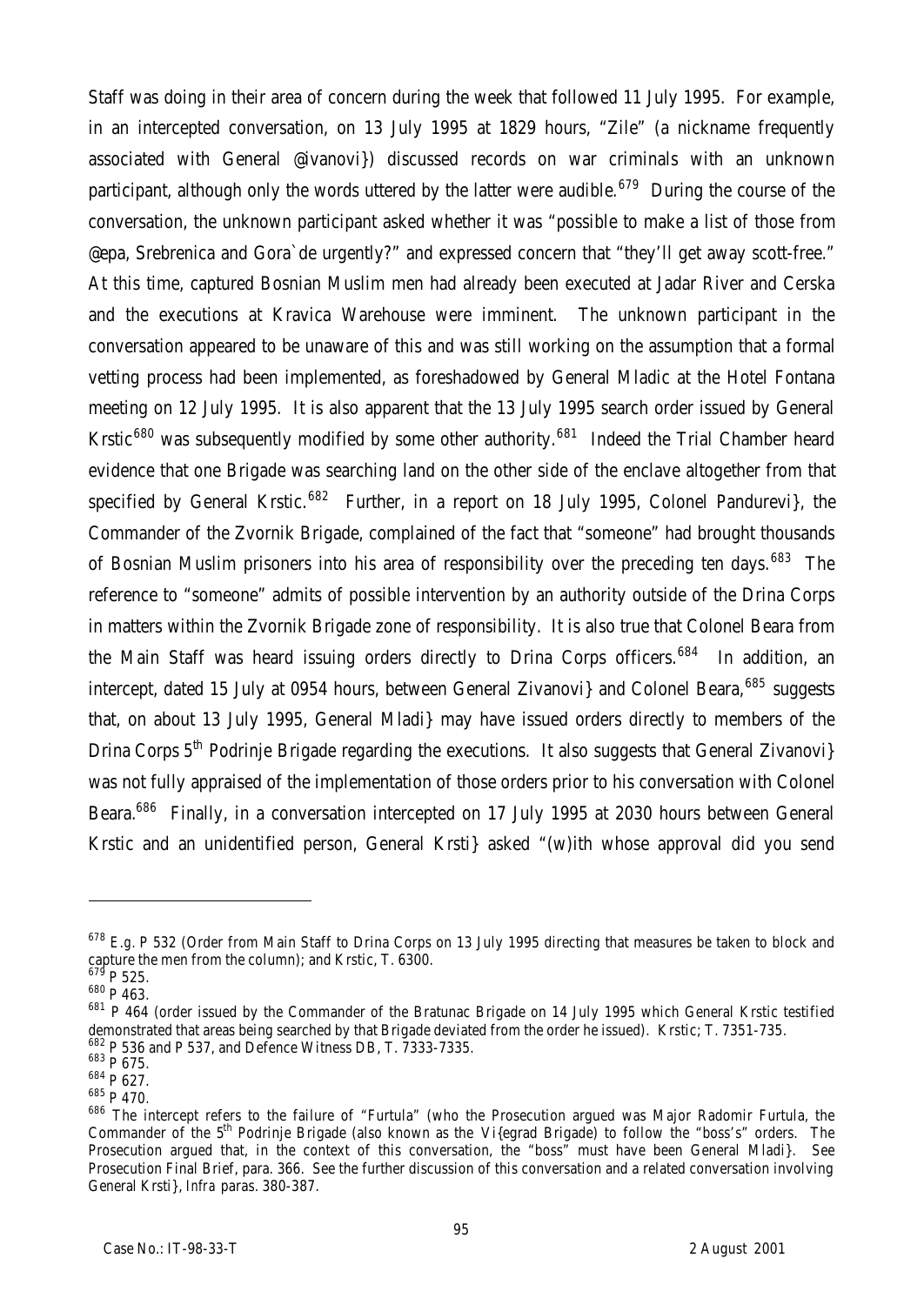Staff was doing in their area of concern during the week that followed 11 July 1995. For example, in an intercepted conversation, on 13 July 1995 at 1829 hours, "Zile" (a nickname frequently associated with General @ivanovi}) discussed records on war criminals with an unknown participant, although only the words uttered by the latter were audible.[679] During the course of the conversation, the unknown participant asked whether it was "possible to make a list of those from @epa, Srebrenica and Gora`de urgently?" and expressed concern that "they'll get away scott-free." At this time, captured Bosnian Muslim men had already been executed at Jadar River and Cerska and the executions at Kravica Warehouse were imminent. The unknown participant in the conversation appeared to be unaware of this and was still working on the assumption that a formal vetting process had been implemented, as foreshadowed by General Mladic at the Hotel Fontana meeting on 12 July 1995. It is also apparent that the 13 July 1995 search order issued by General Krstic[680] was subsequently modified by some other authority.[681] Indeed the Trial Chamber heard evidence that one Brigade was searching land on the other side of the enclave altogether from that specified by General Krstic.[682] Further, in a report on 18 July 1995, Colonel Pandurevi}, the Commander of the Zvornik Brigade, complained of the fact that "someone" had brought thousands of Bosnian Muslim prisoners into his area of responsibility over the preceding ten days.[683] The reference to "someone" admits of possible intervention by an authority outside of the Drina Corps in matters within the Zvornik Brigade zone of responsibility. It is also true that Colonel Beara from the Main Staff was heard issuing orders directly to Drina Corps officers.[684] In addition, an intercept, dated 15 July at 0954 hours, between General Zivanovi} and Colonel Beara,[685] suggests that, on about 13 July 1995, General Mladi} may have issued orders directly to members of the Drina Corps 5th Podrinje Brigade regarding the executions. It also suggests that General Zivanovi} was not fully appraised of the implementation of those orders prior to his conversation with Colonel Beara.[686] Finally, in a conversation intercepted on 17 July 1995 at 2030 hours between General Krstic and an unidentified person, General Krsti} asked "(w)ith whose approval did you send

---

[678] E.g. P 532 (Order from Main Staff to Drina Corps on 13 July 1995 directing that measures be taken to block and capture the men from the column); and Krstic, T. 6300.

[679] P 525.

[680] P 463.

[681] P 464 (order issued by the Commander of the Bratunac Brigade on 14 July 1995 which General Krstic testified demonstrated that areas being searched by that Brigade deviated from the order he issued). Krstic; T. 7351-735.

[682] P 536 and P 537, and Defence Witness DB, T. 7333-7335.

[683] P 675.

[684] P 627.

[685] P 470.

[686] The intercept refers to the failure of "Furtula" (who the Prosecution argued was Major Radomir Furtula, the Commander of the 5th Podrinje Brigade (also known as the Vi{egrad Brigade) to follow the "boss's" orders. The Prosecution argued that, in the context of this conversation, the "boss" must have been General Mladi}. See Prosecution Final Brief, para. 366. See the further discussion of this conversation and a related conversation involving General Krsti}, *Infra* paras. 380-387.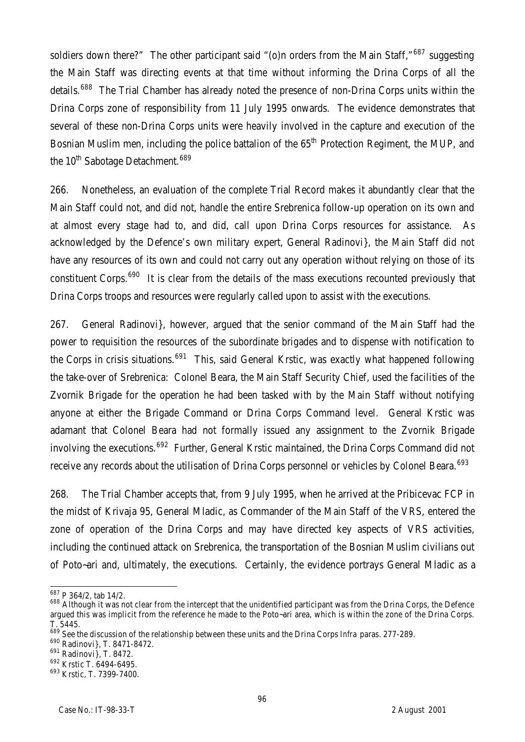soldiers down there?" The other participant said "(o)n orders from the Main Staff,"[687] suggesting the Main Staff was directing events at that time without informing the Drina Corps of all the details.[688] The Trial Chamber has already noted the presence of non-Drina Corps units within the Drina Corps zone of responsibility from 11 July 1995 onwards. The evidence demonstrates that several of these non-Drina Corps units were heavily involved in the capture and execution of the Bosnian Muslim men, including the police battalion of the 65th Protection Regiment, the MUP, and the 10th Sabotage Detachment.[689]

266. Nonetheless, an evaluation of the complete Trial Record makes it abundantly clear that the Main Staff could not, and did not, handle the entire Srebrenica follow-up operation on its own and at almost every stage had to, and did, call upon Drina Corps resources for assistance. As acknowledged by the Defence's own military expert, General Radinovi}, the Main Staff did not have any resources of its own and could not carry out any operation without relying on those of its constituent Corps.[690] It is clear from the details of the mass executions recounted previously that Drina Corps troops and resources were regularly called upon to assist with the executions.

267. General Radinovi}, however, argued that the senior command of the Main Staff had the power to requisition the resources of the subordinate brigades and to dispense with notification to the Corps in crisis situations.[691] This, said General Krstic, was exactly what happened following the take-over of Srebrenica: Colonel Beara, the Main Staff Security Chief, used the facilities of the Zvornik Brigade for the operation he had been tasked with by the Main Staff without notifying anyone at either the Brigade Command or Drina Corps Command level. General Krstic was adamant that Colonel Beara had not formally issued any assignment to the Zvornik Brigade involving the executions.[692] Further, General Krstic maintained, the Drina Corps Command did not receive any records about the utilisation of Drina Corps personnel or vehicles by Colonel Beara.[693]

268. The Trial Chamber accepts that, from 9 July 1995, when he arrived at the Pribicevac FCP in the midst of Krivaja 95, General Mladic, as Commander of the Main Staff of the VRS, entered the zone of operation of the Drina Corps and may have directed key aspects of VRS activities, including the continued attack on Srebrenica, the transportation of the Bosnian Muslim civilians out of Poto~ari and, ultimately, the executions. Certainly, the evidence portrays General Mladic as a

---

[687] P 364/2, tab 14/2.

[688] Although it was not clear from the intercept that the unidentified participant was from the Drina Corps, the Defence argued this was implicit from the reference he made to the Poto~ari area, which is within the zone of the Drina Corps. T. 5445.

[689] See the discussion of the relationship between these units and the Drina Corps *Infra* paras. 277-289.

[690] Radinovi}, T. 8471-8472.

[691] Radinovi}, T. 8472.

[692] Krstic T. 6494-6495.

[693] Krstic, T. 7399-7400.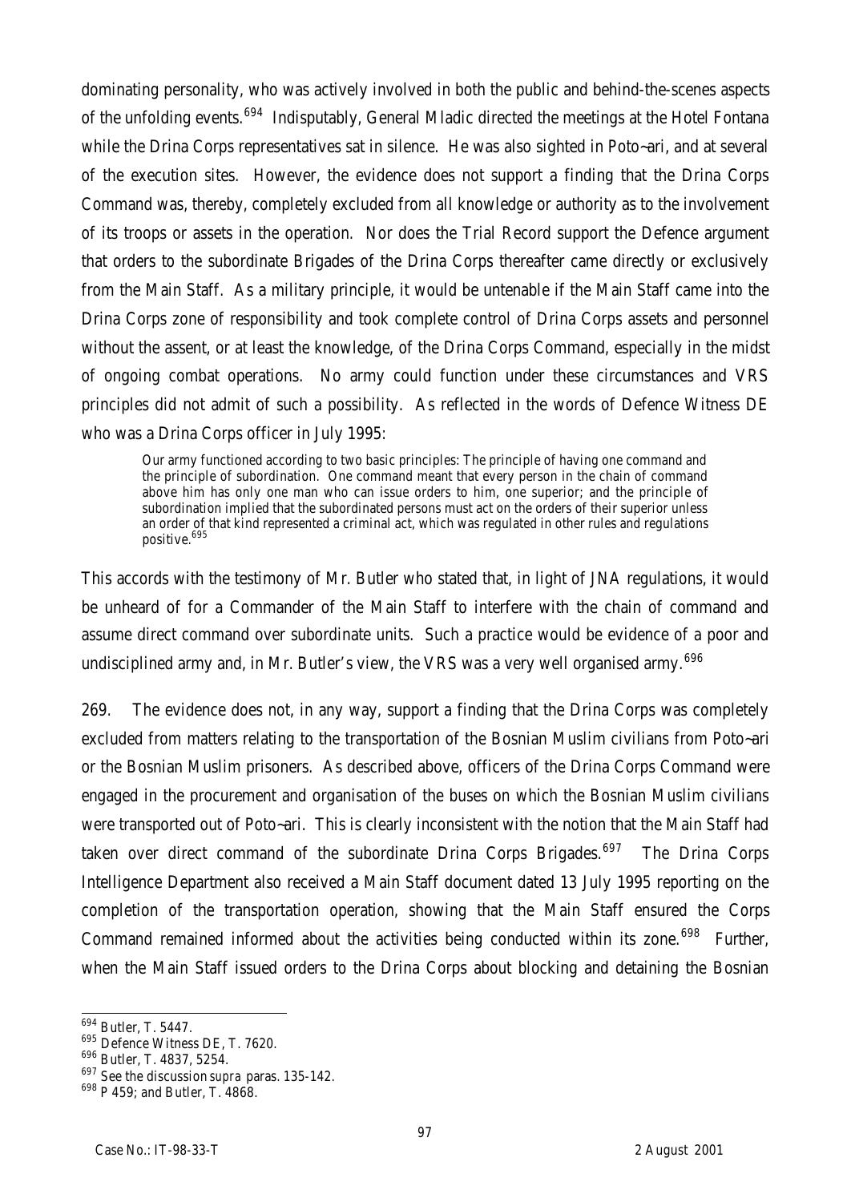dominating personality, who was actively involved in both the public and behind-the-scenes aspects of the unfolding events.[694] Indisputably, General Mladic directed the meetings at the Hotel Fontana while the Drina Corps representatives sat in silence. He was also sighted in Poto~ari, and at several of the execution sites. However, the evidence does not support a finding that the Drina Corps Command was, thereby, completely excluded from all knowledge or authority as to the involvement of its troops or assets in the operation. Nor does the Trial Record support the Defence argument that orders to the subordinate Brigades of the Drina Corps thereafter came directly or exclusively from the Main Staff. As a military principle, it would be untenable if the Main Staff came into the Drina Corps zone of responsibility and took complete control of Drina Corps assets and personnel without the assent, or at least the knowledge, of the Drina Corps Command, especially in the midst of ongoing combat operations. No army could function under these circumstances and VRS principles did not admit of such a possibility. As reflected in the words of Defence Witness DE who was a Drina Corps officer in July 1995:

> Our army functioned according to two basic principles: The principle of having one command and the principle of subordination. One command meant that every person in the chain of command above him has only one man who can issue orders to him, one superior; and the principle of subordination implied that the subordinated persons must act on the orders of their superior unless an order of that kind represented a criminal act, which was regulated in other rules and regulations positive.[695]

This accords with the testimony of Mr. Butler who stated that, in light of JNA regulations, it would be unheard of for a Commander of the Main Staff to interfere with the chain of command and assume direct command over subordinate units. Such a practice would be evidence of a poor and undisciplined army and, in Mr. Butler's view, the VRS was a very well organised army.[696]

269. The evidence does not, in any way, support a finding that the Drina Corps was completely excluded from matters relating to the transportation of the Bosnian Muslim civilians from Poto~ari or the Bosnian Muslim prisoners. As described above, officers of the Drina Corps Command were engaged in the procurement and organisation of the buses on which the Bosnian Muslim civilians were transported out of Poto~ari. This is clearly inconsistent with the notion that the Main Staff had taken over direct command of the subordinate Drina Corps Brigades.[697] The Drina Corps Intelligence Department also received a Main Staff document dated 13 July 1995 reporting on the completion of the transportation operation, showing that the Main Staff ensured the Corps Command remained informed about the activities being conducted within its zone.[698] Further, when the Main Staff issued orders to the Drina Corps about blocking and detaining the Bosnian

---

[694] Butler, T. 5447.

[695] Defence Witness DE, T. 7620.

[696] Butler, T. 4837, 5254.

[697] See the discussion *supra* paras. 135-142.

[698] P 459; and Butler, T. 4868.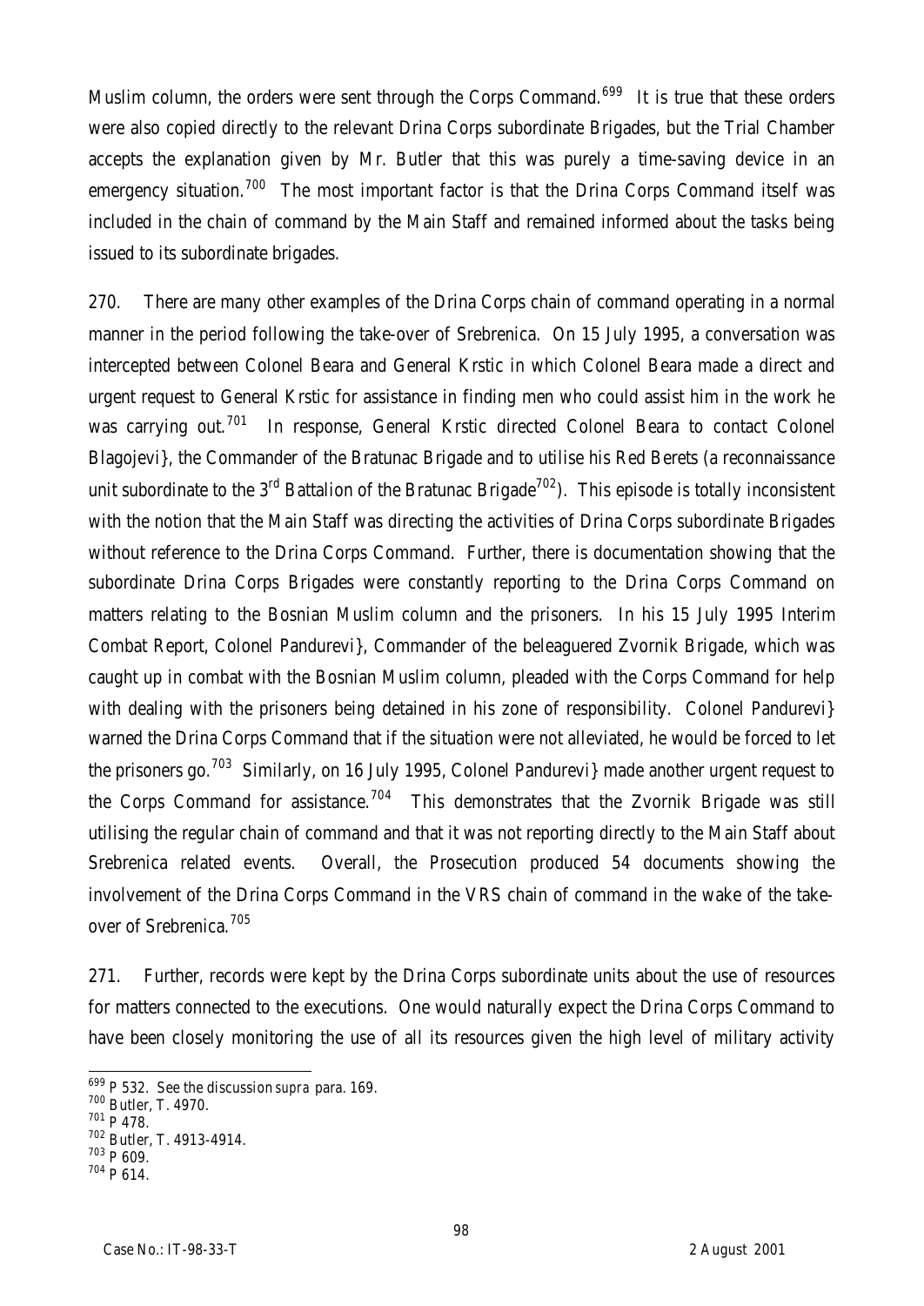Muslim column, the orders were sent through the Corps Command.[699] It is true that these orders were also copied directly to the relevant Drina Corps subordinate Brigades, but the Trial Chamber accepts the explanation given by Mr. Butler that this was purely a time-saving device in an emergency situation.[700] The most important factor is that the Drina Corps Command itself was included in the chain of command by the Main Staff and remained informed about the tasks being issued to its subordinate brigades.

270. There are many other examples of the Drina Corps chain of command operating in a normal manner in the period following the take-over of Srebrenica. On 15 July 1995, a conversation was intercepted between Colonel Beara and General Krstic in which Colonel Beara made a direct and urgent request to General Krstic for assistance in finding men who could assist him in the work he was carrying out.[701] In response, General Krstic directed Colonel Beara to contact Colonel Blagojevi}, the Commander of the Bratunac Brigade and to utilise his Red Berets (a reconnaissance unit subordinate to the 3rd Battalion of the Bratunac Brigade[702]). This episode is totally inconsistent with the notion that the Main Staff was directing the activities of Drina Corps subordinate Brigades without reference to the Drina Corps Command. Further, there is documentation showing that the subordinate Drina Corps Brigades were constantly reporting to the Drina Corps Command on matters relating to the Bosnian Muslim column and the prisoners. In his 15 July 1995 Interim Combat Report, Colonel Pandurevi}, Commander of the beleaguered Zvornik Brigade, which was caught up in combat with the Bosnian Muslim column, pleaded with the Corps Command for help with dealing with the prisoners being detained in his zone of responsibility. Colonel Pandurevi} warned the Drina Corps Command that if the situation were not alleviated, he would be forced to let the prisoners go.[703] Similarly, on 16 July 1995, Colonel Pandurevi} made another urgent request to the Corps Command for assistance.[704] This demonstrates that the Zvornik Brigade was still utilising the regular chain of command and that it was not reporting directly to the Main Staff about Srebrenica related events. Overall, the Prosecution produced 54 documents showing the involvement of the Drina Corps Command in the VRS chain of command in the wake of the take-over of Srebrenica.[705]

271. Further, records were kept by the Drina Corps subordinate units about the use of resources for matters connected to the executions. One would naturally expect the Drina Corps Command to have been closely monitoring the use of all its resources given the high level of military activity

---

[699] P 532. See the discussion *supra* para. 169.

[700] Butler, T. 4970.

[701] P 478.

[702] Butler, T. 4913-4914.

[703] P 609.

[704] P 614.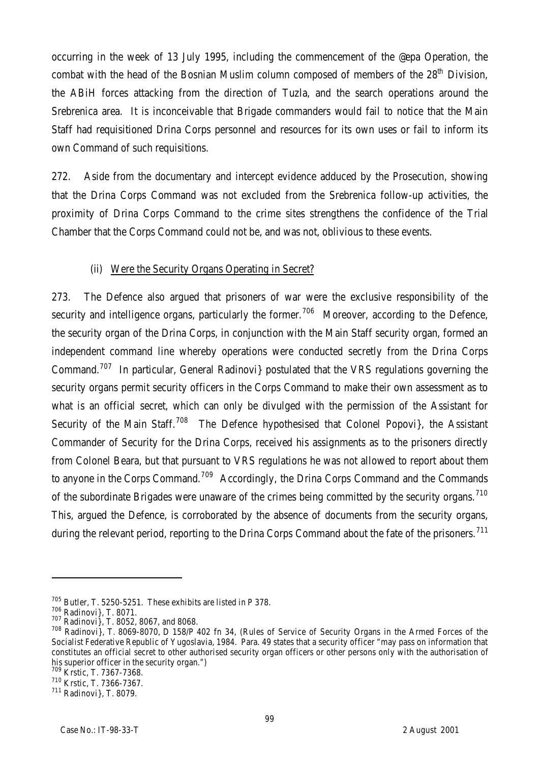occurring in the week of 13 July 1995, including the commencement of the @epa Operation, the combat with the head of the Bosnian Muslim column composed of members of the 28th Division, the ABiH forces attacking from the direction of Tuzla, and the search operations around the Srebrenica area. It is inconceivable that Brigade commanders would fail to notice that the Main Staff had requisitioned Drina Corps personnel and resources for its own uses or fail to inform its own Command of such requisitions.

272. Aside from the documentary and intercept evidence adduced by the Prosecution, showing that the Drina Corps Command was not excluded from the Srebrenica follow-up activities, the proximity of Drina Corps Command to the crime sites strengthens the confidence of the Trial Chamber that the Corps Command could not be, and was not, oblivious to these events.

(ii) Were the Security Organs Operating in Secret?

273. The Defence also argued that prisoners of war were the exclusive responsibility of the security and intelligence organs, particularly the former.[706] Moreover, according to the Defence, the security organ of the Drina Corps, in conjunction with the Main Staff security organ, formed an independent command line whereby operations were conducted secretly from the Drina Corps Command.[707] In particular, General Radinovi} postulated that the VRS regulations governing the security organs permit security officers in the Corps Command to make their own assessment as to what is an official secret, which can only be divulged with the permission of the Assistant for Security of the Main Staff.[708] The Defence hypothesised that Colonel Popovi}, the Assistant Commander of Security for the Drina Corps, received his assignments as to the prisoners directly from Colonel Beara, but that pursuant to VRS regulations he was not allowed to report about them to anyone in the Corps Command.[709] Accordingly, the Drina Corps Command and the Commands of the subordinate Brigades were unaware of the crimes being committed by the security organs.[710] This, argued the Defence, is corroborated by the absence of documents from the security organs, during the relevant period, reporting to the Drina Corps Command about the fate of the prisoners.[711]

---

[705] Butler, T. 5250-5251. These exhibits are listed in P 378.

[706] Radinovi}, T. 8071.

[707] Radinovi}, T. 8052, 8067, and 8068.

[708] Radinovi}, T. 8069-8070, D 158/P 402 fn 34, (Rules of Service of Security Organs in the Armed Forces of the Socialist Federative Republic of Yugoslavia, 1984. Para. 49 states that a security officer "may pass on information that constitutes an official secret to other authorised security organ officers or other persons only with the authorisation of his superior officer in the security organ.")

[709] Krstic, T. 7367-7368.

[710] Krstic, T. 7366-7367.

[711] Radinovi}, T. 8079.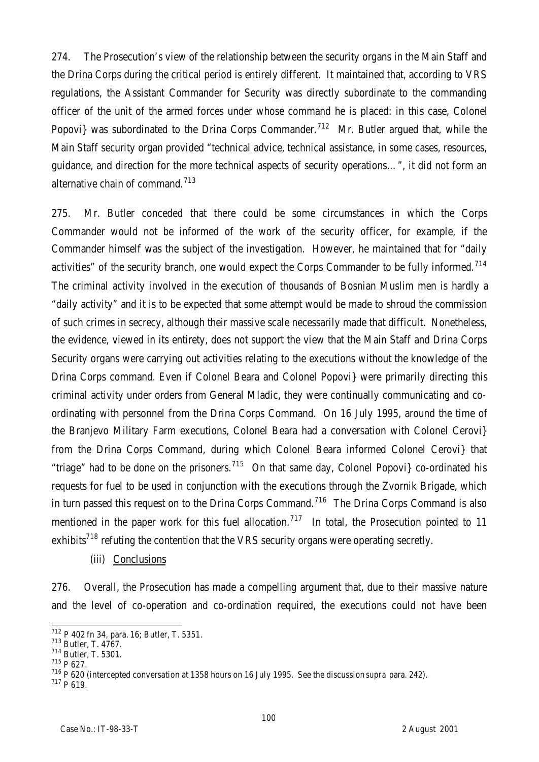274. The Prosecution's view of the relationship between the security organs in the Main Staff and the Drina Corps during the critical period is entirely different. It maintained that, according to VRS regulations, the Assistant Commander for Security was directly subordinate to the commanding officer of the unit of the armed forces under whose command he is placed: in this case, Colonel Popovi} was subordinated to the Drina Corps Commander.[712] Mr. Butler argued that, while the Main Staff security organ provided "technical advice, technical assistance, in some cases, resources, guidance, and direction for the more technical aspects of security operations…", it did not form an alternative chain of command.[713]

275. Mr. Butler conceded that there could be some circumstances in which the Corps Commander would not be informed of the work of the security officer, for example, if the Commander himself was the subject of the investigation. However, he maintained that for "daily activities" of the security branch, one would expect the Corps Commander to be fully informed.[714] The criminal activity involved in the execution of thousands of Bosnian Muslim men is hardly a "daily activity" and it is to be expected that some attempt would be made to shroud the commission of such crimes in secrecy, although their massive scale necessarily made that difficult. Nonetheless, the evidence, viewed in its entirety, does not support the view that the Main Staff and Drina Corps Security organs were carrying out activities relating to the executions without the knowledge of the Drina Corps command. Even if Colonel Beara and Colonel Popovi} were primarily directing this criminal activity under orders from General Mladic, they were continually communicating and co-ordinating with personnel from the Drina Corps Command. On 16 July 1995, around the time of the Branjevo Military Farm executions, Colonel Beara had a conversation with Colonel Cerovi} from the Drina Corps Command, during which Colonel Beara informed Colonel Cerovi} that "triage" had to be done on the prisoners.[715] On that same day, Colonel Popovi} co-ordinated his requests for fuel to be used in conjunction with the executions through the Zvornik Brigade, which in turn passed this request on to the Drina Corps Command.[716] The Drina Corps Command is also mentioned in the paper work for this fuel allocation.[717] In total, the Prosecution pointed to 11 exhibits[718] refuting the contention that the VRS security organs were operating secretly.

(iii) Conclusions

276. Overall, the Prosecution has made a compelling argument that, due to their massive nature and the level of co-operation and co-ordination required, the executions could not have been

[712] P 402 fn 34, para. 16; Butler, T. 5351.
[713] Butler, T. 4767.
[714] Butler, T. 5301.
[715] P 627.
[716] P 620 (intercepted conversation at 1358 hours on 16 July 1995. See the discussion *supra* para. 242).
[717] P 619.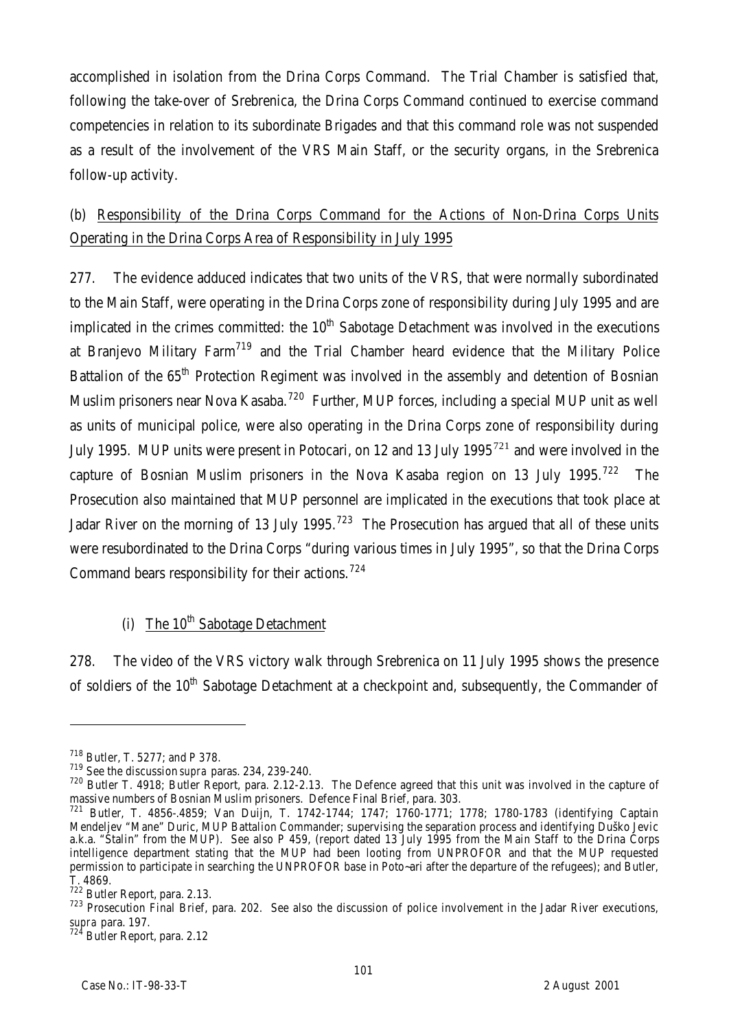accomplished in isolation from the Drina Corps Command. The Trial Chamber is satisfied that, following the take-over of Srebrenica, the Drina Corps Command continued to exercise command competencies in relation to its subordinate Brigades and that this command role was not suspended as a result of the involvement of the VRS Main Staff, or the security organs, in the Srebrenica follow-up activity.

(b) Responsibility of the Drina Corps Command for the Actions of Non-Drina Corps Units Operating in the Drina Corps Area of Responsibility in July 1995

277. The evidence adduced indicates that two units of the VRS, that were normally subordinated to the Main Staff, were operating in the Drina Corps zone of responsibility during July 1995 and are implicated in the crimes committed: the 10th Sabotage Detachment was involved in the executions at Branjevo Military Farm[719] and the Trial Chamber heard evidence that the Military Police Battalion of the 65th Protection Regiment was involved in the assembly and detention of Bosnian Muslim prisoners near Nova Kasaba.[720] Further, MUP forces, including a special MUP unit as well as units of municipal police, were also operating in the Drina Corps zone of responsibility during July 1995. MUP units were present in Potocari, on 12 and 13 July 1995[721] and were involved in the capture of Bosnian Muslim prisoners in the Nova Kasaba region on 13 July 1995.[722] The Prosecution also maintained that MUP personnel are implicated in the executions that took place at Jadar River on the morning of 13 July 1995.[723] The Prosecution has argued that all of these units were resubordinated to the Drina Corps "during various times in July 1995", so that the Drina Corps Command bears responsibility for their actions.[724]

(i) The 10th Sabotage Detachment

278. The video of the VRS victory walk through Srebrenica on 11 July 1995 shows the presence of soldiers of the 10th Sabotage Detachment at a checkpoint and, subsequently, the Commander of

---

[718] Butler, T. 5277; and P 378.

[719] See the discussion *supra* paras. 234, 239-240.

[720] Butler T. 4918; Butler Report, para. 2.12-2.13. The Defence agreed that this unit was involved in the capture of massive numbers of Bosnian Muslim prisoners. Defence Final Brief, para. 303.

[721] Butler, T. 4856-.4859; Van Duijn, T. 1742-1744; 1747; 1760-1771; 1778; 1780-1783 (identifying Captain Mendeljev "Mane" Duric, MUP Battalion Commander; supervising the separation process and identifying Duško Jevic a.k.a. "Stalin" from the MUP). See also P 459, (report dated 13 July 1995 from the Main Staff to the Drina Corps intelligence department stating that the MUP had been looting from UNPROFOR and that the MUP requested permission to participate in searching the UNPROFOR base in Poto~ari after the departure of the refugees); and Butler, T. 4869.

[722] Butler Report, para. 2.13.

[723] Prosecution Final Brief, para. 202. See also the discussion of police involvement in the Jadar River executions, *supra* para. 197.

[724] Butler Report, para. 2.12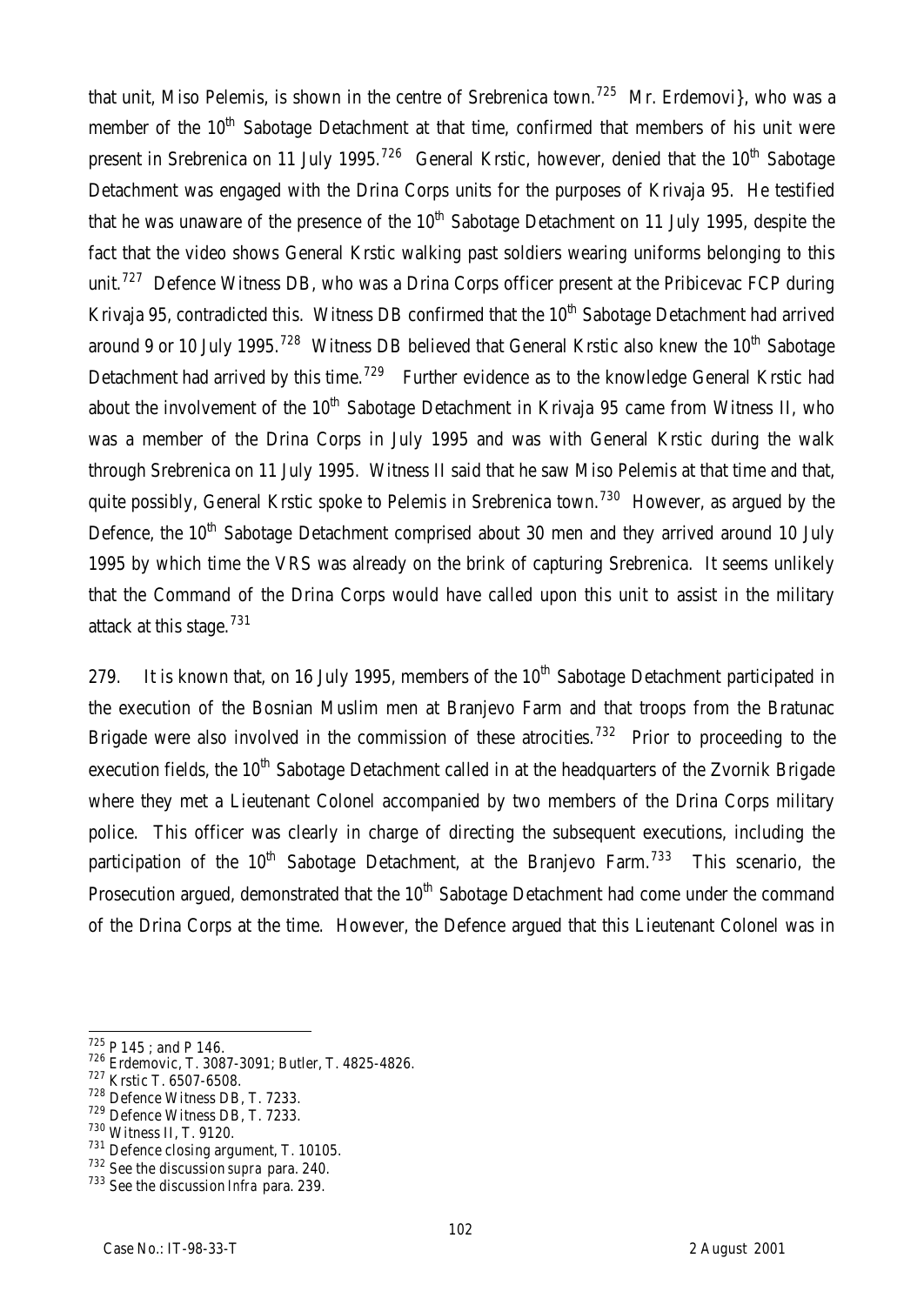that unit, Miso Pelemis, is shown in the centre of Srebrenica town.[725] Mr. Erdemovi}, who was a member of the 10th Sabotage Detachment at that time, confirmed that members of his unit were present in Srebrenica on 11 July 1995.[726] General Krstic, however, denied that the 10th Sabotage Detachment was engaged with the Drina Corps units for the purposes of Krivaja 95. He testified that he was unaware of the presence of the 10th Sabotage Detachment on 11 July 1995, despite the fact that the video shows General Krstic walking past soldiers wearing uniforms belonging to this unit.[727] Defence Witness DB, who was a Drina Corps officer present at the Pribicevac FCP during Krivaja 95, contradicted this. Witness DB confirmed that the 10th Sabotage Detachment had arrived around 9 or 10 July 1995.[728] Witness DB believed that General Krstic also knew the 10th Sabotage Detachment had arrived by this time.[729] Further evidence as to the knowledge General Krstic had about the involvement of the 10th Sabotage Detachment in Krivaja 95 came from Witness II, who was a member of the Drina Corps in July 1995 and was with General Krstic during the walk through Srebrenica on 11 July 1995. Witness II said that he saw Miso Pelemis at that time and that, quite possibly, General Krstic spoke to Pelemis in Srebrenica town.[730] However, as argued by the Defence, the 10th Sabotage Detachment comprised about 30 men and they arrived around 10 July 1995 by which time the VRS was already on the brink of capturing Srebrenica. It seems unlikely that the Command of the Drina Corps would have called upon this unit to assist in the military attack at this stage.[731]

279. It is known that, on 16 July 1995, members of the 10th Sabotage Detachment participated in the execution of the Bosnian Muslim men at Branjevo Farm and that troops from the Bratunac Brigade were also involved in the commission of these atrocities.[732] Prior to proceeding to the execution fields, the 10th Sabotage Detachment called in at the headquarters of the Zvornik Brigade where they met a Lieutenant Colonel accompanied by two members of the Drina Corps military police. This officer was clearly in charge of directing the subsequent executions, including the participation of the 10th Sabotage Detachment, at the Branjevo Farm.[733] This scenario, the Prosecution argued, demonstrated that the 10th Sabotage Detachment had come under the command of the Drina Corps at the time. However, the Defence argued that this Lieutenant Colonel was in

---

[725] P 145 ; and P 146.
[726] Erdemovic, T. 3087-3091; Butler, T. 4825-4826.
[727] Krstic T. 6507-6508.
[728] Defence Witness DB, T. 7233.
[729] Defence Witness DB, T. 7233.
[730] Witness II, T. 9120.
[731] Defence closing argument, T. 10105.
[732] See the discussion *supra* para. 240.
[733] See the discussion *Infra* para. 239.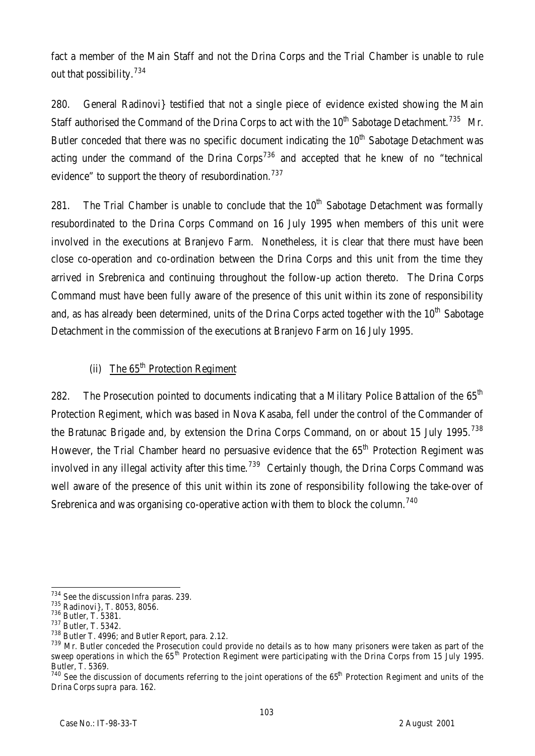fact a member of the Main Staff and not the Drina Corps and the Trial Chamber is unable to rule out that possibility.[734]

280. General Radinovi} testified that not a single piece of evidence existed showing the Main Staff authorised the Command of the Drina Corps to act with the 10th Sabotage Detachment.[735] Mr. Butler conceded that there was no specific document indicating the 10th Sabotage Detachment was acting under the command of the Drina Corps[736] and accepted that he knew of no "technical evidence" to support the theory of resubordination.[737]

281. The Trial Chamber is unable to conclude that the 10th Sabotage Detachment was formally resubordinated to the Drina Corps Command on 16 July 1995 when members of this unit were involved in the executions at Branjevo Farm. Nonetheless, it is clear that there must have been close co-operation and co-ordination between the Drina Corps and this unit from the time they arrived in Srebrenica and continuing throughout the follow-up action thereto. The Drina Corps Command must have been fully aware of the presence of this unit within its zone of responsibility and, as has already been determined, units of the Drina Corps acted together with the 10th Sabotage Detachment in the commission of the executions at Branjevo Farm on 16 July 1995.

(ii) <u>The 65th Protection Regiment</u>

282. The Prosecution pointed to documents indicating that a Military Police Battalion of the 65th Protection Regiment, which was based in Nova Kasaba, fell under the control of the Commander of the Bratunac Brigade and, by extension the Drina Corps Command, on or about 15 July 1995.[738] However, the Trial Chamber heard no persuasive evidence that the 65th Protection Regiment was involved in any illegal activity after this time.[739] Certainly though, the Drina Corps Command was well aware of the presence of this unit within its zone of responsibility following the take-over of Srebrenica and was organising co-operative action with them to block the column.[740]

---

[734] See the discussion *Infra* paras. 239.

[735] Radinovi}, T. 8053, 8056.

[736] Butler, T. 5381.

[737] Butler, T. 5342.

[738] Butler T. 4996; and Butler Report, para. 2.12.

[739] Mr. Butler conceded the Prosecution could provide no details as to how many prisoners were taken as part of the sweep operations in which the 65th Protection Regiment were participating with the Drina Corps from 15 July 1995. Butler, T. 5369.

[740] See the discussion of documents referring to the joint operations of the 65th Protection Regiment and units of the Drina Corps *supra* para. 162.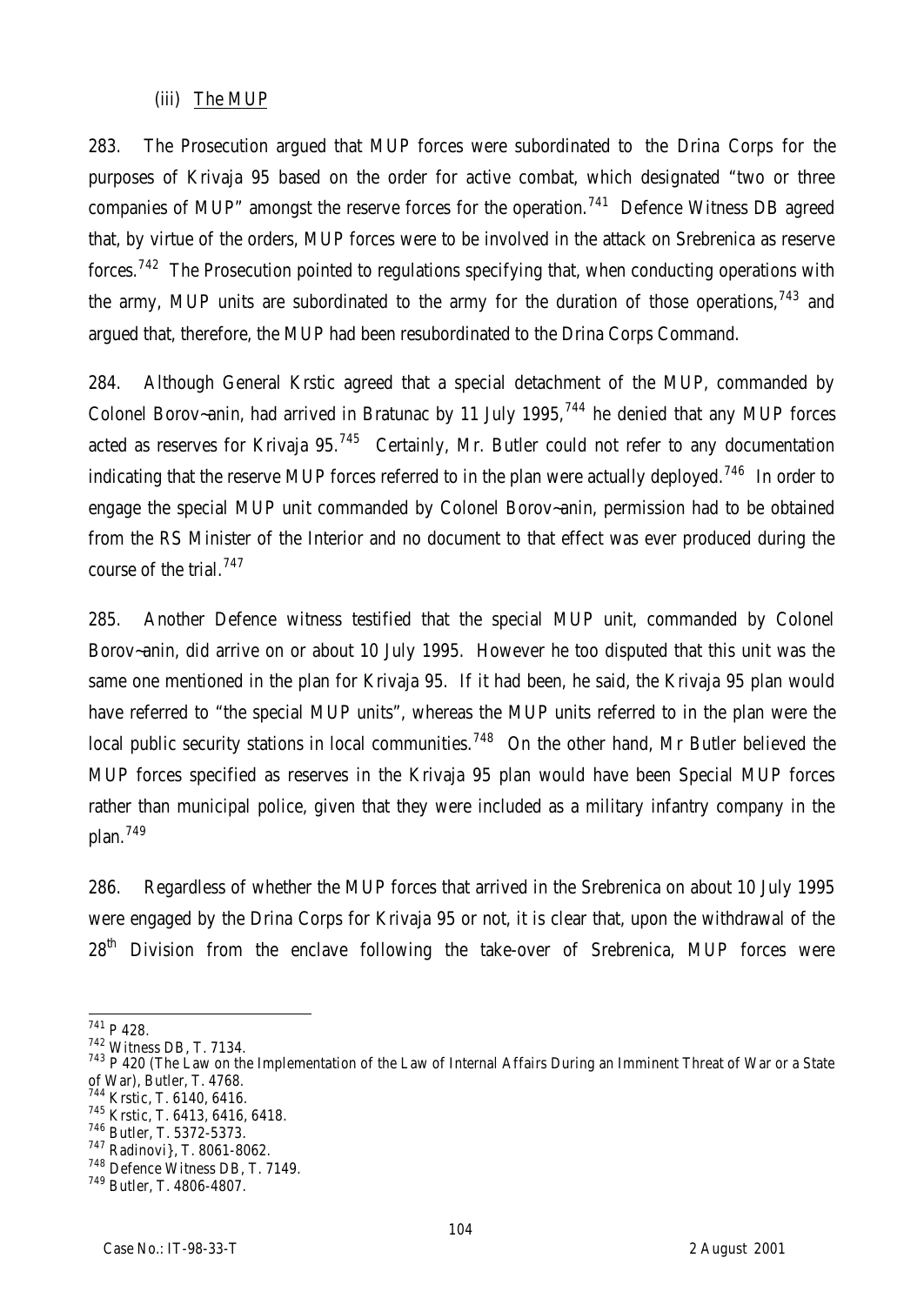(iii) The MUP

283. The Prosecution argued that MUP forces were subordinated to the Drina Corps for the purposes of Krivaja 95 based on the order for active combat, which designated "two or three companies of MUP" amongst the reserve forces for the operation.[741] Defence Witness DB agreed that, by virtue of the orders, MUP forces were to be involved in the attack on Srebrenica as reserve forces.[742] The Prosecution pointed to regulations specifying that, when conducting operations with the army, MUP units are subordinated to the army for the duration of those operations,[743] and argued that, therefore, the MUP had been resubordinated to the Drina Corps Command.

284. Although General Krstic agreed that a special detachment of the MUP, commanded by Colonel Borov~anin, had arrived in Bratunac by 11 July 1995,[744] he denied that any MUP forces acted as reserves for Krivaja 95.[745] Certainly, Mr. Butler could not refer to any documentation indicating that the reserve MUP forces referred to in the plan were actually deployed.[746] In order to engage the special MUP unit commanded by Colonel Borov~anin, permission had to be obtained from the RS Minister of the Interior and no document to that effect was ever produced during the course of the trial.[747]

285. Another Defence witness testified that the special MUP unit, commanded by Colonel Borov~anin, did arrive on or about 10 July 1995. However he too disputed that this unit was the same one mentioned in the plan for Krivaja 95. If it had been, he said, the Krivaja 95 plan would have referred to "the special MUP units", whereas the MUP units referred to in the plan were the local public security stations in local communities.[748] On the other hand, Mr Butler believed the MUP forces specified as reserves in the Krivaja 95 plan would have been Special MUP forces rather than municipal police, given that they were included as a military infantry company in the plan.[749]

286. Regardless of whether the MUP forces that arrived in the Srebrenica on about 10 July 1995 were engaged by the Drina Corps for Krivaja 95 or not, it is clear that, upon the withdrawal of the 28th Division from the enclave following the take-over of Srebrenica, MUP forces were

---

[741] P 428.

[742] Witness DB, T. 7134.

[743] P 420 (The Law on the Implementation of the Law of Internal Affairs During an Imminent Threat of War or a State of War), Butler, T. 4768.

[744] Krstic, T. 6140, 6416.

[745] Krstic, T. 6413, 6416, 6418.

[746] Butler, T. 5372-5373.

[747] Radinovi}, T. 8061-8062.

[748] Defence Witness DB, T. 7149.

[749] Butler, T. 4806-4807.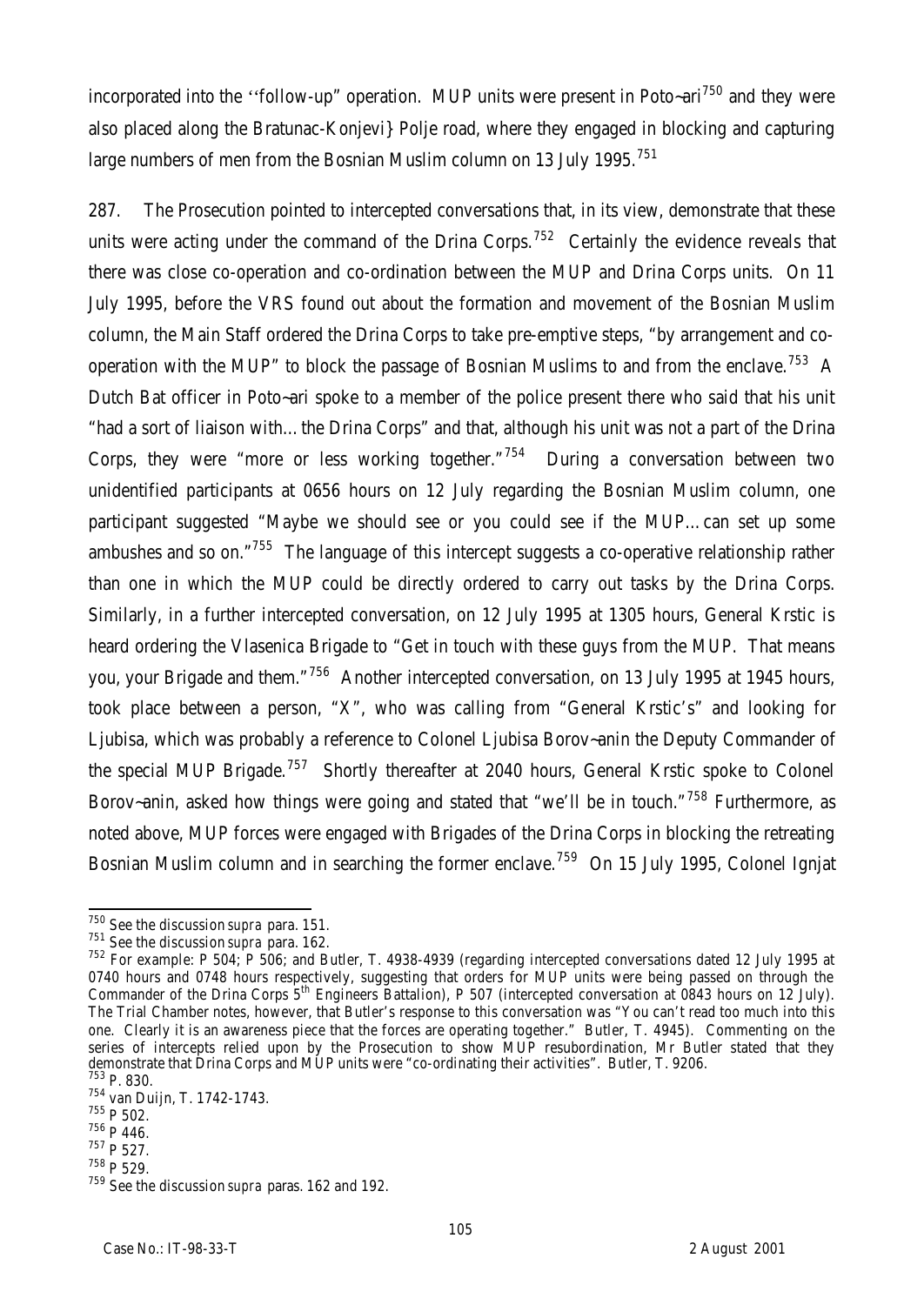incorporated into the ''follow-up" operation. MUP units were present in Poto~ari[750] and they were also placed along the Bratunac-Konjevi} Polje road, where they engaged in blocking and capturing large numbers of men from the Bosnian Muslim column on 13 July 1995.[751]

287. The Prosecution pointed to intercepted conversations that, in its view, demonstrate that these units were acting under the command of the Drina Corps.[752] Certainly the evidence reveals that there was close co-operation and co-ordination between the MUP and Drina Corps units. On 11 July 1995, before the VRS found out about the formation and movement of the Bosnian Muslim column, the Main Staff ordered the Drina Corps to take pre-emptive steps, "by arrangement and co-operation with the MUP" to block the passage of Bosnian Muslims to and from the enclave.[753] A Dutch Bat officer in Poto~ari spoke to a member of the police present there who said that his unit "had a sort of liaison with…the Drina Corps" and that, although his unit was not a part of the Drina Corps, they were "more or less working together."[754] During a conversation between two unidentified participants at 0656 hours on 12 July regarding the Bosnian Muslim column, one participant suggested "Maybe we should see or you could see if the MUP…can set up some ambushes and so on."[755] The language of this intercept suggests a co-operative relationship rather than one in which the MUP could be directly ordered to carry out tasks by the Drina Corps. Similarly, in a further intercepted conversation, on 12 July 1995 at 1305 hours, General Krstic is heard ordering the Vlasenica Brigade to "Get in touch with these guys from the MUP. That means you, your Brigade and them."[756] Another intercepted conversation, on 13 July 1995 at 1945 hours, took place between a person, "X", who was calling from "General Krstic's" and looking for Ljubisa, which was probably a reference to Colonel Ljubisa Borov~anin the Deputy Commander of the special MUP Brigade.[757] Shortly thereafter at 2040 hours, General Krstic spoke to Colonel Borov~anin, asked how things were going and stated that "we'll be in touch."[758] Furthermore, as noted above, MUP forces were engaged with Brigades of the Drina Corps in blocking the retreating Bosnian Muslim column and in searching the former enclave.[759] On 15 July 1995, Colonel Ignjat

---

[750] See the discussion *supra* para. 151.

[751] See the discussion *supra* para. 162.

[752] For example: P 504; P 506; and Butler, T. 4938-4939 (regarding intercepted conversations dated 12 July 1995 at 0740 hours and 0748 hours respectively, suggesting that orders for MUP units were being passed on through the Commander of the Drina Corps 5th Engineers Battalion), P 507 (intercepted conversation at 0843 hours on 12 July). The Trial Chamber notes, however, that Butler's response to this conversation was "You can't read too much into this one. Clearly it is an awareness piece that the forces are operating together." Butler, T. 4945). Commenting on the series of intercepts relied upon by the Prosecution to show MUP resubordination, Mr Butler stated that they demonstrate that Drina Corps and MUP units were "co-ordinating their activities". Butler, T. 9206.

[753] P. 830.

[754] van Duijn, T. 1742-1743.

[755] P 502.

[756] P 446.

[757] P 527.

[758] P 529.

[759] See the discussion *supra* paras. 162 and 192.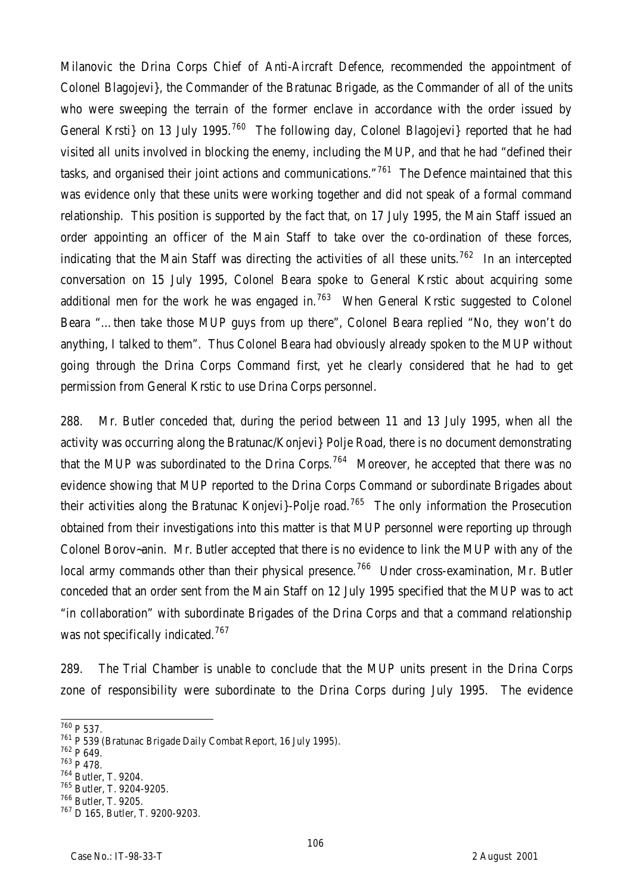Milanovic the Drina Corps Chief of Anti-Aircraft Defence, recommended the appointment of Colonel Blagojevi}, the Commander of the Bratunac Brigade, as the Commander of all of the units who were sweeping the terrain of the former enclave in accordance with the order issued by General Krsti} on 13 July 1995.[760] The following day, Colonel Blagojevi} reported that he had visited all units involved in blocking the enemy, including the MUP, and that he had "defined their tasks, and organised their joint actions and communications."[761] The Defence maintained that this was evidence only that these units were working together and did not speak of a formal command relationship. This position is supported by the fact that, on 17 July 1995, the Main Staff issued an order appointing an officer of the Main Staff to take over the co-ordination of these forces, indicating that the Main Staff was directing the activities of all these units.[762] In an intercepted conversation on 15 July 1995, Colonel Beara spoke to General Krstic about acquiring some additional men for the work he was engaged in.[763] When General Krstic suggested to Colonel Beara "…then take those MUP guys from up there", Colonel Beara replied "No, they won't do anything, I talked to them". Thus Colonel Beara had obviously already spoken to the MUP without going through the Drina Corps Command first, yet he clearly considered that he had to get permission from General Krstic to use Drina Corps personnel.

288. Mr. Butler conceded that, during the period between 11 and 13 July 1995, when all the activity was occurring along the Bratunac/Konjevi} Polje Road, there is no document demonstrating that the MUP was subordinated to the Drina Corps.[764] Moreover, he accepted that there was no evidence showing that MUP reported to the Drina Corps Command or subordinate Brigades about their activities along the Bratunac Konjevi}-Polje road.[765] The only information the Prosecution obtained from their investigations into this matter is that MUP personnel were reporting up through Colonel Borov~anin. Mr. Butler accepted that there is no evidence to link the MUP with any of the local army commands other than their physical presence.[766] Under cross-examination, Mr. Butler conceded that an order sent from the Main Staff on 12 July 1995 specified that the MUP was to act "in collaboration" with subordinate Brigades of the Drina Corps and that a command relationship was not specifically indicated.[767]

289. The Trial Chamber is unable to conclude that the MUP units present in the Drina Corps zone of responsibility were subordinate to the Drina Corps during July 1995. The evidence

[760] P 537.

[761] P 539 (Bratunac Brigade Daily Combat Report, 16 July 1995).

[762] P 649.

[763] P 478.

[764] Butler, T. 9204.

[765] Butler, T. 9204-9205.

[766] Butler, T. 9205.

[767] D 165, Butler, T. 9200-9203.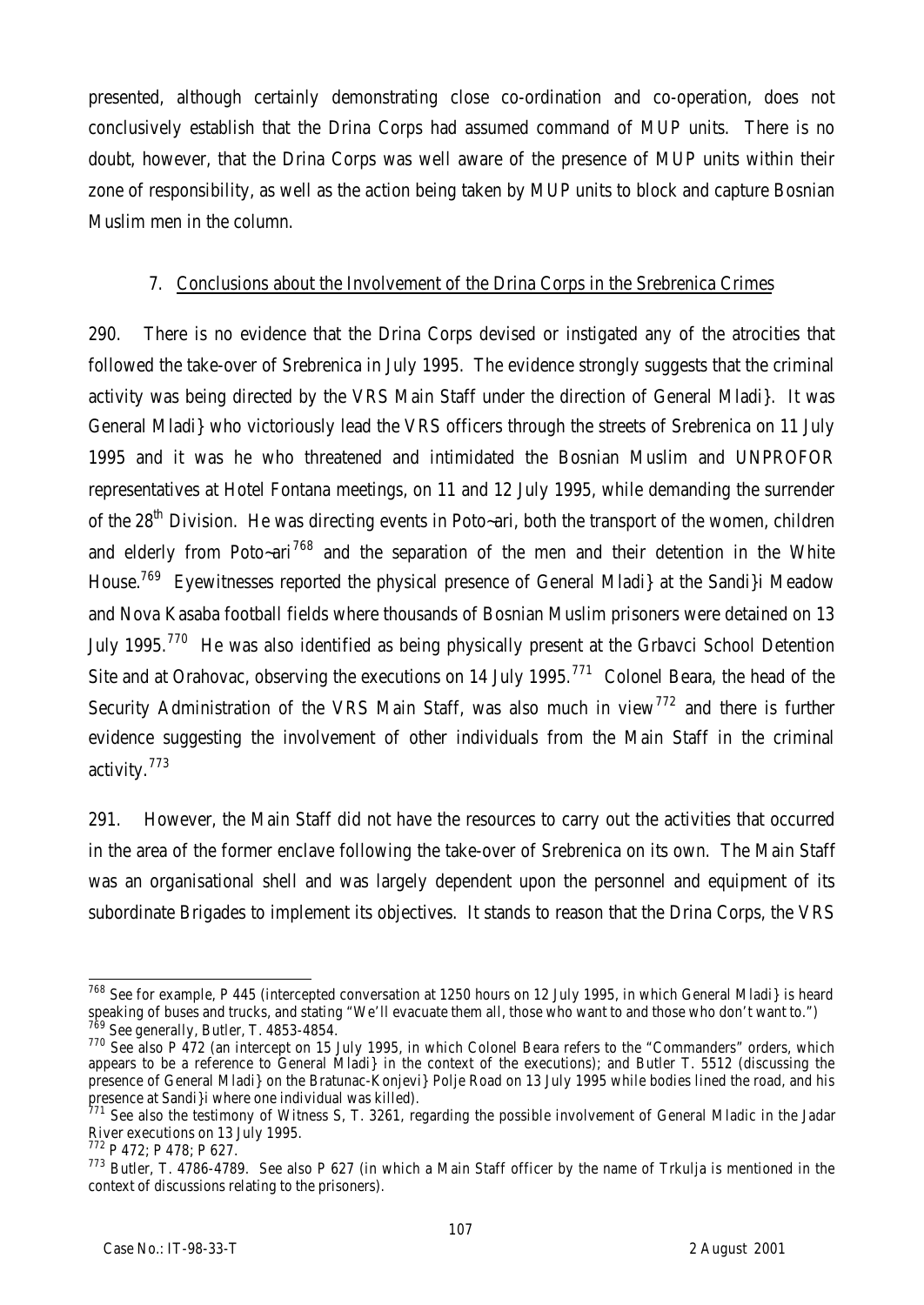presented, although certainly demonstrating close co-ordination and co-operation, does not conclusively establish that the Drina Corps had assumed command of MUP units. There is no doubt, however, that the Drina Corps was well aware of the presence of MUP units within their zone of responsibility, as well as the action being taken by MUP units to block and capture Bosnian Muslim men in the column.

### 7. Conclusions about the Involvement of the Drina Corps in the Srebrenica Crimes

290. There is no evidence that the Drina Corps devised or instigated any of the atrocities that followed the take-over of Srebrenica in July 1995. The evidence strongly suggests that the criminal activity was being directed by the VRS Main Staff under the direction of General Mladi}. It was General Mladi} who victoriously lead the VRS officers through the streets of Srebrenica on 11 July 1995 and it was he who threatened and intimidated the Bosnian Muslim and UNPROFOR representatives at Hotel Fontana meetings, on 11 and 12 July 1995, while demanding the surrender of the 28th Division. He was directing events in Poto~ari, both the transport of the women, children and elderly from Poto~ari[768] and the separation of the men and their detention in the White House.[769] Eyewitnesses reported the physical presence of General Mladi} at the Sandi}i Meadow and Nova Kasaba football fields where thousands of Bosnian Muslim prisoners were detained on 13 July 1995.[770] He was also identified as being physically present at the Grbavci School Detention Site and at Orahovac, observing the executions on 14 July 1995.[771] Colonel Beara, the head of the Security Administration of the VRS Main Staff, was also much in view[772] and there is further evidence suggesting the involvement of other individuals from the Main Staff in the criminal activity.[773]

291. However, the Main Staff did not have the resources to carry out the activities that occurred in the area of the former enclave following the take-over of Srebrenica on its own. The Main Staff was an organisational shell and was largely dependent upon the personnel and equipment of its subordinate Brigades to implement its objectives. It stands to reason that the Drina Corps, the VRS

---

[768] See for example, P 445 (intercepted conversation at 1250 hours on 12 July 1995, in which General Mladi} is heard speaking of buses and trucks, and stating "We'll evacuate them all, those who want to and those who don't want to.")

[769] See generally, Butler, T. 4853-4854.

[770] See also P 472 (an intercept on 15 July 1995, in which Colonel Beara refers to the "Commanders" orders, which appears to be a reference to General Mladi} in the context of the executions); and Butler T. 5512 (discussing the presence of General Mladi} on the Bratunac-Konjevi} Polje Road on 13 July 1995 while bodies lined the road, and his presence at Sandi}i where one individual was killed).

[771] See also the testimony of Witness S, T. 3261, regarding the possible involvement of General Mladic in the Jadar River executions on 13 July 1995.

[772] P 472; P 478; P 627.

[773] Butler, T. 4786-4789. See also P 627 (in which a Main Staff officer by the name of Trkulja is mentioned in the context of discussions relating to the prisoners).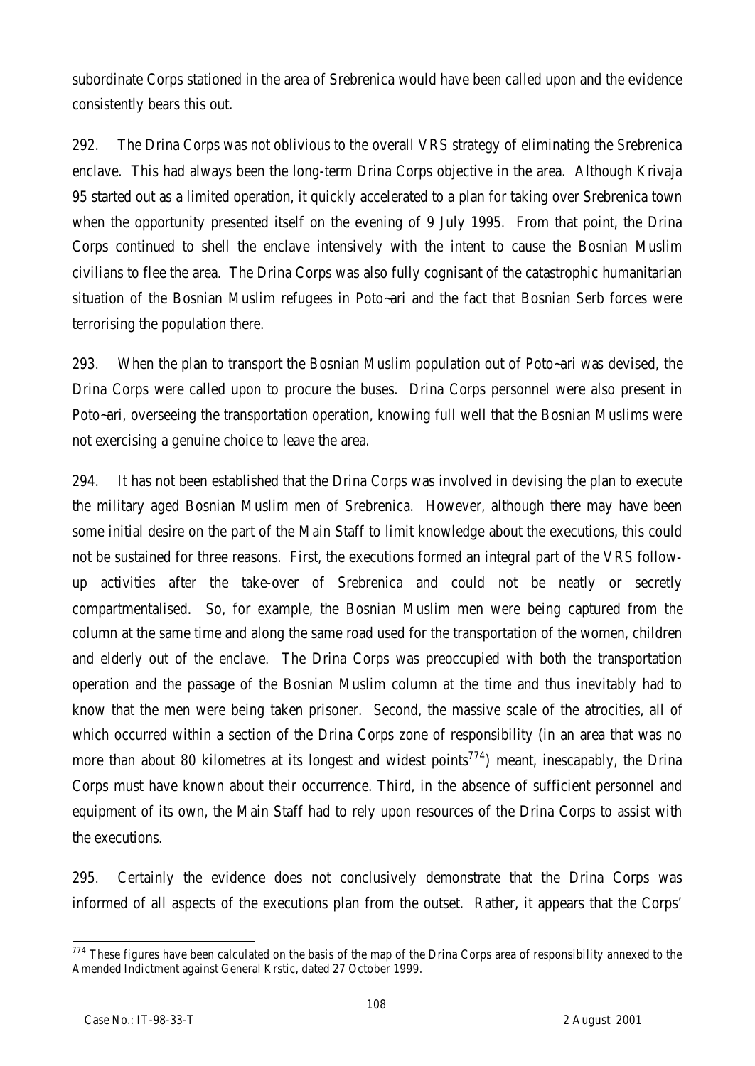subordinate Corps stationed in the area of Srebrenica would have been called upon and the evidence consistently bears this out.

292. The Drina Corps was not oblivious to the overall VRS strategy of eliminating the Srebrenica enclave. This had always been the long-term Drina Corps objective in the area. Although Krivaja 95 started out as a limited operation, it quickly accelerated to a plan for taking over Srebrenica town when the opportunity presented itself on the evening of 9 July 1995. From that point, the Drina Corps continued to shell the enclave intensively with the intent to cause the Bosnian Muslim civilians to flee the area. The Drina Corps was also fully cognisant of the catastrophic humanitarian situation of the Bosnian Muslim refugees in Poto~ari and the fact that Bosnian Serb forces were terrorising the population there.

293. When the plan to transport the Bosnian Muslim population out of Poto~ari was devised, the Drina Corps were called upon to procure the buses. Drina Corps personnel were also present in Poto~ari, overseeing the transportation operation, knowing full well that the Bosnian Muslims were not exercising a genuine choice to leave the area.

294. It has not been established that the Drina Corps was involved in devising the plan to execute the military aged Bosnian Muslim men of Srebrenica. However, although there may have been some initial desire on the part of the Main Staff to limit knowledge about the executions, this could not be sustained for three reasons. First, the executions formed an integral part of the VRS follow-up activities after the take-over of Srebrenica and could not be neatly or secretly compartmentalised. So, for example, the Bosnian Muslim men were being captured from the column at the same time and along the same road used for the transportation of the women, children and elderly out of the enclave. The Drina Corps was preoccupied with both the transportation operation and the passage of the Bosnian Muslim column at the time and thus inevitably had to know that the men were being taken prisoner. Second, the massive scale of the atrocities, all of which occurred within a section of the Drina Corps zone of responsibility (in an area that was no more than about 80 kilometres at its longest and widest points[774]) meant, inescapably, the Drina Corps must have known about their occurrence. Third, in the absence of sufficient personnel and equipment of its own, the Main Staff had to rely upon resources of the Drina Corps to assist with the executions.

295. Certainly the evidence does not conclusively demonstrate that the Drina Corps was informed of all aspects of the executions plan from the outset. Rather, it appears that the Corps'

[774] These figures have been calculated on the basis of the map of the Drina Corps area of responsibility annexed to the Amended Indictment against General Krstic, dated 27 October 1999.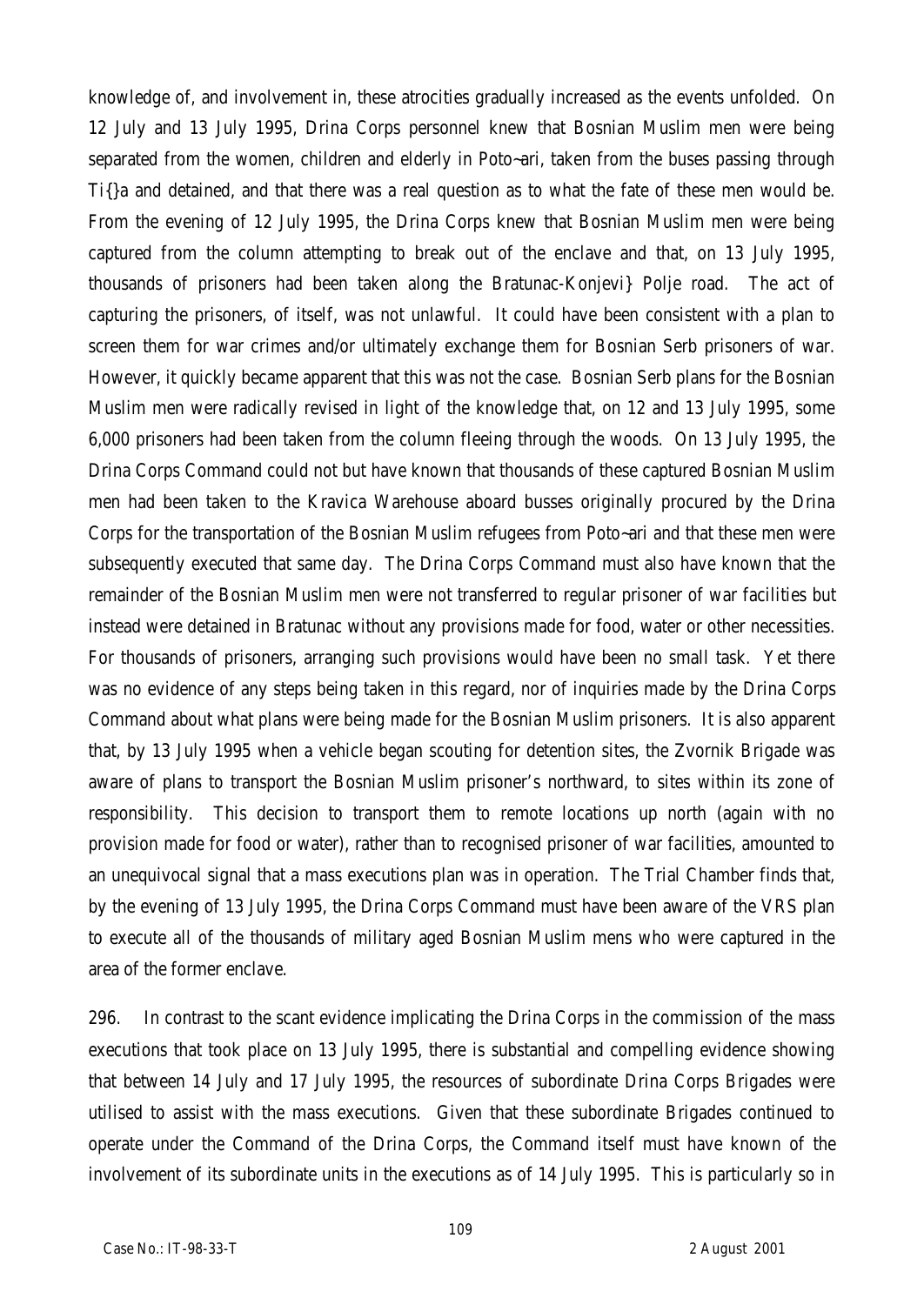knowledge of, and involvement in, these atrocities gradually increased as the events unfolded. On 12 July and 13 July 1995, Drina Corps personnel knew that Bosnian Muslim men were being separated from the women, children and elderly in Poto~ari, taken from the buses passing through Ti{}a and detained, and that there was a real question as to what the fate of these men would be. From the evening of 12 July 1995, the Drina Corps knew that Bosnian Muslim men were being captured from the column attempting to break out of the enclave and that, on 13 July 1995, thousands of prisoners had been taken along the Bratunac-Konjevi} Polje road. The act of capturing the prisoners, of itself, was not unlawful. It could have been consistent with a plan to screen them for war crimes and/or ultimately exchange them for Bosnian Serb prisoners of war. However, it quickly became apparent that this was not the case. Bosnian Serb plans for the Bosnian Muslim men were radically revised in light of the knowledge that, on 12 and 13 July 1995, some 6,000 prisoners had been taken from the column fleeing through the woods. On 13 July 1995, the Drina Corps Command could not but have known that thousands of these captured Bosnian Muslim men had been taken to the Kravica Warehouse aboard busses originally procured by the Drina Corps for the transportation of the Bosnian Muslim refugees from Poto~ari and that these men were subsequently executed that same day. The Drina Corps Command must also have known that the remainder of the Bosnian Muslim men were not transferred to regular prisoner of war facilities but instead were detained in Bratunac without any provisions made for food, water or other necessities. For thousands of prisoners, arranging such provisions would have been no small task. Yet there was no evidence of any steps being taken in this regard, nor of inquiries made by the Drina Corps Command about what plans were being made for the Bosnian Muslim prisoners. It is also apparent that, by 13 July 1995 when a vehicle began scouting for detention sites, the Zvornik Brigade was aware of plans to transport the Bosnian Muslim prisoner's northward, to sites within its zone of responsibility. This decision to transport them to remote locations up north (again with no provision made for food or water), rather than to recognised prisoner of war facilities, amounted to an unequivocal signal that a mass executions plan was in operation. The Trial Chamber finds that, by the evening of 13 July 1995, the Drina Corps Command must have been aware of the VRS plan to execute all of the thousands of military aged Bosnian Muslim mens who were captured in the area of the former enclave.

296. In contrast to the scant evidence implicating the Drina Corps in the commission of the mass executions that took place on 13 July 1995, there is substantial and compelling evidence showing that between 14 July and 17 July 1995, the resources of subordinate Drina Corps Brigades were utilised to assist with the mass executions. Given that these subordinate Brigades continued to operate under the Command of the Drina Corps, the Command itself must have known of the involvement of its subordinate units in the executions as of 14 July 1995. This is particularly so in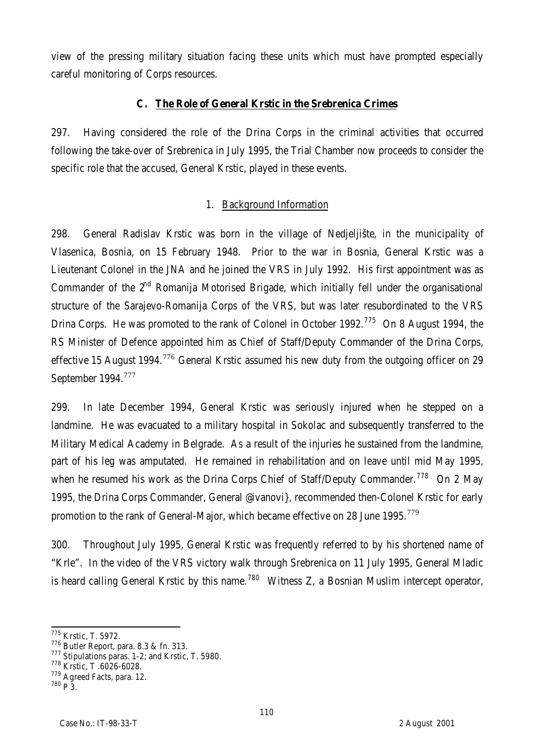view of the pressing military situation facing these units which must have prompted especially careful monitoring of Corps resources.

### C. The Role of General Krstic in the Srebrenica Crimes

297. Having considered the role of the Drina Corps in the criminal activities that occurred following the take-over of Srebrenica in July 1995, the Trial Chamber now proceeds to consider the specific role that the accused, General Krstic, played in these events.

#### 1. Background Information

298. General Radislav Krstic was born in the village of Nedjeljište, in the municipality of Vlasenica, Bosnia, on 15 February 1948. Prior to the war in Bosnia, General Krstic was a Lieutenant Colonel in the JNA and he joined the VRS in July 1992. His first appointment was as Commander of the 2nd Romanija Motorised Brigade, which initially fell under the organisational structure of the Sarajevo-Romanija Corps of the VRS, but was later resubordinated to the VRS Drina Corps. He was promoted to the rank of Colonel in October 1992.[775] On 8 August 1994, the RS Minister of Defence appointed him as Chief of Staff/Deputy Commander of the Drina Corps, effective 15 August 1994.[776] General Krstic assumed his new duty from the outgoing officer on 29 September 1994.[777]

299. In late December 1994, General Krstic was seriously injured when he stepped on a landmine. He was evacuated to a military hospital in Sokolac and subsequently transferred to the Military Medical Academy in Belgrade. As a result of the injuries he sustained from the landmine, part of his leg was amputated. He remained in rehabilitation and on leave until mid May 1995, when he resumed his work as the Drina Corps Chief of Staff/Deputy Commander.[778] On 2 May 1995, the Drina Corps Commander, General @ivanovi}, recommended then-Colonel Krstic for early promotion to the rank of General-Major, which became effective on 28 June 1995.[779]

300. Throughout July 1995, General Krstic was frequently referred to by his shortened name of "Krle". In the video of the VRS victory walk through Srebrenica on 11 July 1995, General Mladic is heard calling General Krstic by this name.[780] Witness Z, a Bosnian Muslim intercept operator,

---

[775] Krstic, T. 5972.
[776] Butler Report, para. 8.3 & fn. 313.
[777] Stipulations paras. 1-2; and Krstic, T. 5980.
[778] Krstic, T .6026-6028.
[779] Agreed Facts, para. 12.
[780] P 3.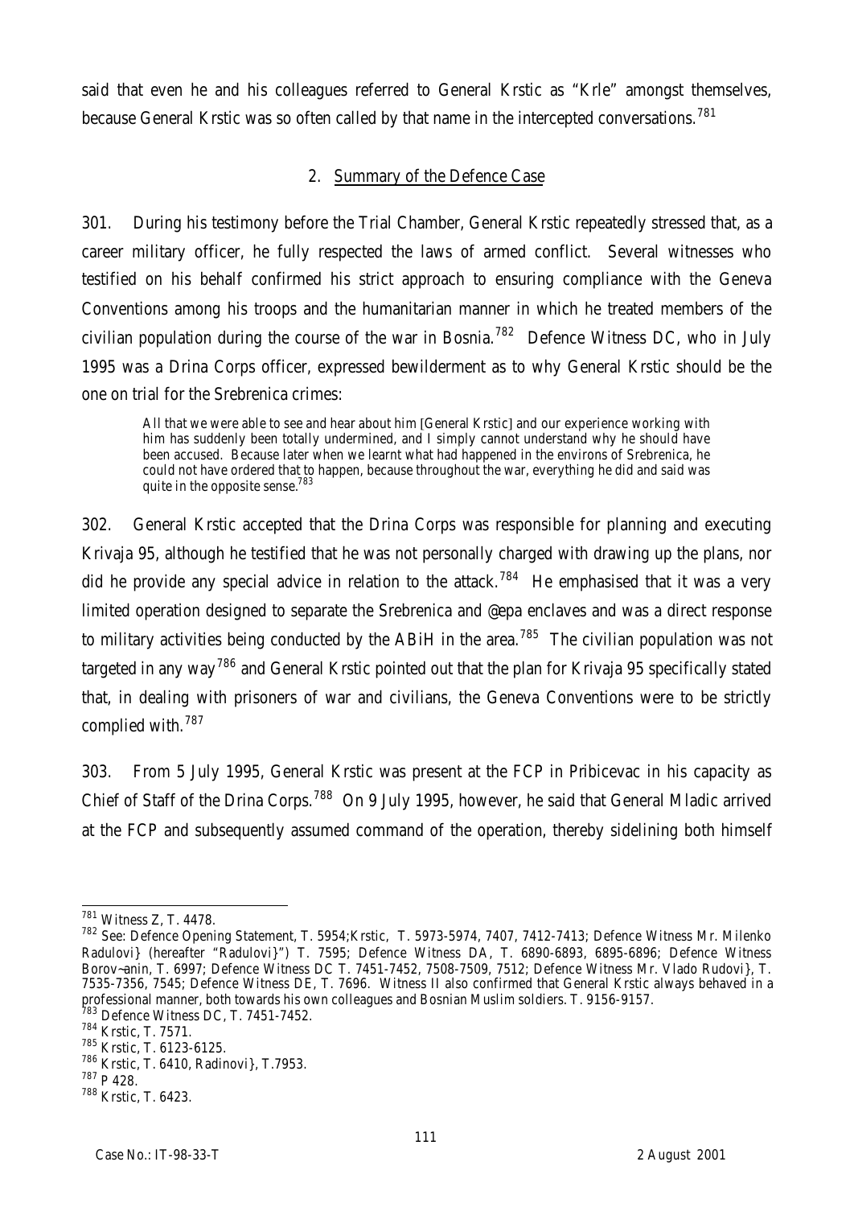said that even he and his colleagues referred to General Krstic as "Krle" amongst themselves, because General Krstic was so often called by that name in the intercepted conversations.[781]

## 2. Summary of the Defence Case

301. During his testimony before the Trial Chamber, General Krstic repeatedly stressed that, as a career military officer, he fully respected the laws of armed conflict. Several witnesses who testified on his behalf confirmed his strict approach to ensuring compliance with the Geneva Conventions among his troops and the humanitarian manner in which he treated members of the civilian population during the course of the war in Bosnia.[782] Defence Witness DC, who in July 1995 was a Drina Corps officer, expressed bewilderment as to why General Krstic should be the one on trial for the Srebrenica crimes:

> All that we were able to see and hear about him [General Krstic] and our experience working with him has suddenly been totally undermined, and I simply cannot understand why he should have been accused. Because later when we learnt what had happened in the environs of Srebrenica, he could not have ordered that to happen, because throughout the war, everything he did and said was quite in the opposite sense.[783]

302. General Krstic accepted that the Drina Corps was responsible for planning and executing Krivaja 95, although he testified that he was not personally charged with drawing up the plans, nor did he provide any special advice in relation to the attack.[784] He emphasised that it was a very limited operation designed to separate the Srebrenica and @epa enclaves and was a direct response to military activities being conducted by the ABiH in the area.[785] The civilian population was not targeted in any way[786] and General Krstic pointed out that the plan for Krivaja 95 specifically stated that, in dealing with prisoners of war and civilians, the Geneva Conventions were to be strictly complied with.[787]

303. From 5 July 1995, General Krstic was present at the FCP in Pribicevac in his capacity as Chief of Staff of the Drina Corps.[788] On 9 July 1995, however, he said that General Mladic arrived at the FCP and subsequently assumed command of the operation, thereby sidelining both himself

---

[781] Witness Z, T. 4478.

[782] See: Defence Opening Statement, T. 5954;Krstic, T. 5973-5974, 7407, 7412-7413; Defence Witness Mr. Milenko Radulovi} (hereafter "Radulovi}") T. 7595; Defence Witness DA, T. 6890-6893, 6895-6896; Defence Witness Borov~anin, T. 6997; Defence Witness DC T. 7451-7452, 7508-7509, 7512; Defence Witness Mr. Vlado Rudovi}, T. 7535-7356, 7545; Defence Witness DE, T. 7696. Witness II also confirmed that General Krstic always behaved in a professional manner, both towards his own colleagues and Bosnian Muslim soldiers. T. 9156-9157.

[783] Defence Witness DC, T. 7451-7452.

[784] Krstic, T. 7571.

[785] Krstic, T. 6123-6125.

[786] Krstic, T. 6410, Radinovi}, T.7953.

[787] P 428.

[788] Krstic, T. 6423.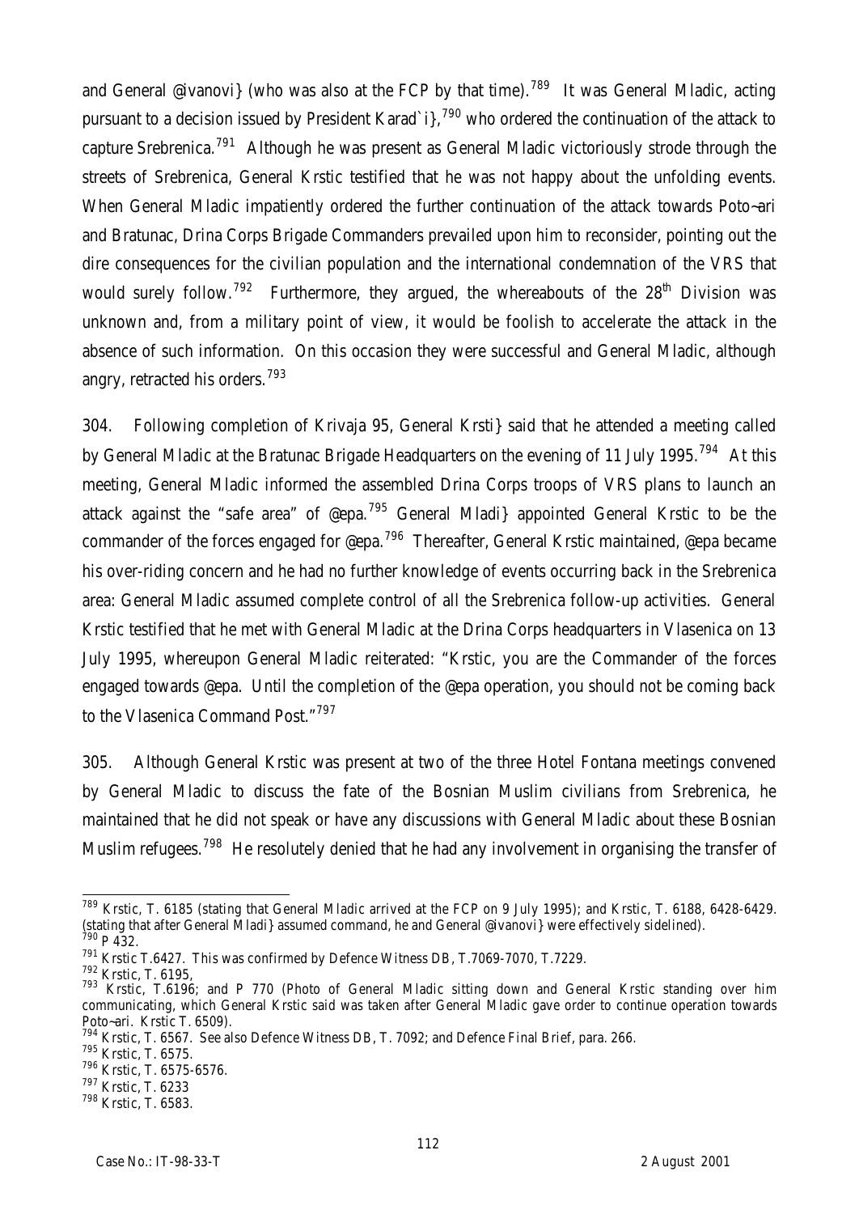and General @ivanovi} (who was also at the FCP by that time).[789] It was General Mladic, acting pursuant to a decision issued by President Karad`i},[790] who ordered the continuation of the attack to capture Srebrenica.[791] Although he was present as General Mladic victoriously strode through the streets of Srebrenica, General Krstic testified that he was not happy about the unfolding events. When General Mladic impatiently ordered the further continuation of the attack towards Poto~ari and Bratunac, Drina Corps Brigade Commanders prevailed upon him to reconsider, pointing out the dire consequences for the civilian population and the international condemnation of the VRS that would surely follow.[792] Furthermore, they argued, the whereabouts of the 28th Division was unknown and, from a military point of view, it would be foolish to accelerate the attack in the absence of such information. On this occasion they were successful and General Mladic, although angry, retracted his orders.[793]

304. Following completion of Krivaja 95, General Krsti} said that he attended a meeting called by General Mladic at the Bratunac Brigade Headquarters on the evening of 11 July 1995.[794] At this meeting, General Mladic informed the assembled Drina Corps troops of VRS plans to launch an attack against the "safe area" of @epa.[795] General Mladi} appointed General Krstic to be the commander of the forces engaged for @epa.[796] Thereafter, General Krstic maintained, @epa became his over-riding concern and he had no further knowledge of events occurring back in the Srebrenica area: General Mladic assumed complete control of all the Srebrenica follow-up activities. General Krstic testified that he met with General Mladic at the Drina Corps headquarters in Vlasenica on 13 July 1995, whereupon General Mladic reiterated: "Krstic, you are the Commander of the forces engaged towards @epa. Until the completion of the @epa operation, you should not be coming back to the Vlasenica Command Post."[797]

305. Although General Krstic was present at two of the three Hotel Fontana meetings convened by General Mladic to discuss the fate of the Bosnian Muslim civilians from Srebrenica, he maintained that he did not speak or have any discussions with General Mladic about these Bosnian Muslim refugees.[798] He resolutely denied that he had any involvement in organising the transfer of

---

[789] Krstic, T. 6185 (stating that General Mladic arrived at the FCP on 9 July 1995); and Krstic, T. 6188, 6428-6429. (stating that after General Mladi} assumed command, he and General @ivanovi} were effectively sidelined).

[790] P 432.

[791] Krstic T.6427. This was confirmed by Defence Witness DB, T.7069-7070, T.7229.

[792] Krstic, T. 6195,

[793] Krstic, T.6196; and P 770 (Photo of General Mladic sitting down and General Krstic standing over him communicating, which General Krstic said was taken after General Mladic gave order to continue operation towards Poto~ari. Krstic T. 6509).

[794] Krstic, T. 6567. See also Defence Witness DB, T. 7092; and Defence Final Brief, para. 266.

[795] Krstic, T. 6575.

[796] Krstic, T. 6575-6576.

[797] Krstic, T. 6233

[798] Krstic, T. 6583.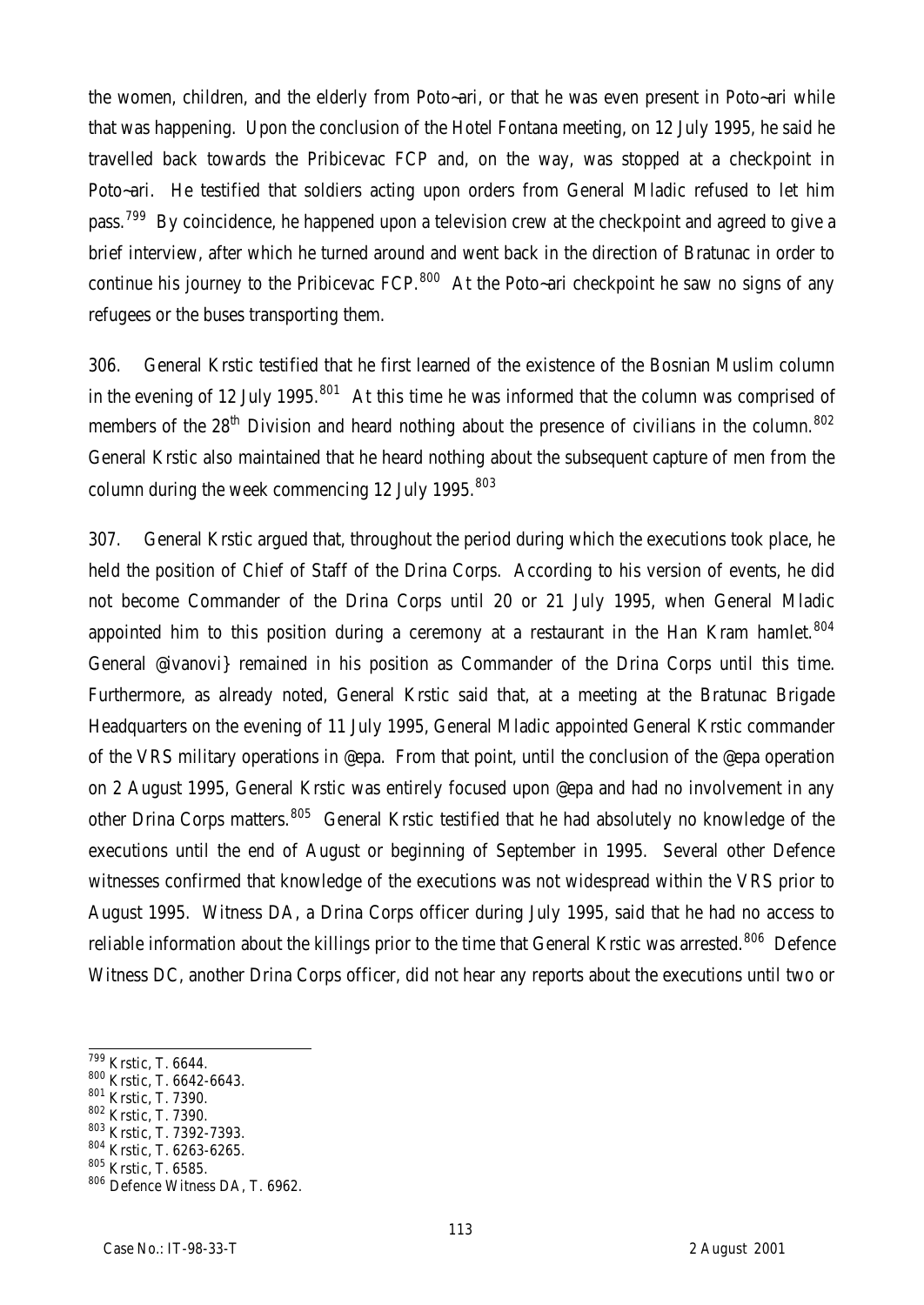the women, children, and the elderly from Poto~ari, or that he was even present in Poto~ari while that was happening. Upon the conclusion of the Hotel Fontana meeting, on 12 July 1995, he said he travelled back towards the Pribicevac FCP and, on the way, was stopped at a checkpoint in Poto~ari. He testified that soldiers acting upon orders from General Mladic refused to let him pass.[799] By coincidence, he happened upon a television crew at the checkpoint and agreed to give a brief interview, after which he turned around and went back in the direction of Bratunac in order to continue his journey to the Pribicevac FCP.[800] At the Poto~ari checkpoint he saw no signs of any refugees or the buses transporting them.

306. General Krstic testified that he first learned of the existence of the Bosnian Muslim column in the evening of 12 July 1995.[801] At this time he was informed that the column was comprised of members of the 28th Division and heard nothing about the presence of civilians in the column.[802] General Krstic also maintained that he heard nothing about the subsequent capture of men from the column during the week commencing 12 July 1995.[803]

307. General Krstic argued that, throughout the period during which the executions took place, he held the position of Chief of Staff of the Drina Corps. According to his version of events, he did not become Commander of the Drina Corps until 20 or 21 July 1995, when General Mladic appointed him to this position during a ceremony at a restaurant in the Han Kram hamlet.[804] General @ivanovi} remained in his position as Commander of the Drina Corps until this time. Furthermore, as already noted, General Krstic said that, at a meeting at the Bratunac Brigade Headquarters on the evening of 11 July 1995, General Mladic appointed General Krstic commander of the VRS military operations in @epa. From that point, until the conclusion of the @epa operation on 2 August 1995, General Krstic was entirely focused upon @epa and had no involvement in any other Drina Corps matters.[805] General Krstic testified that he had absolutely no knowledge of the executions until the end of August or beginning of September in 1995. Several other Defence witnesses confirmed that knowledge of the executions was not widespread within the VRS prior to August 1995. Witness DA, a Drina Corps officer during July 1995, said that he had no access to reliable information about the killings prior to the time that General Krstic was arrested.[806] Defence Witness DC, another Drina Corps officer, did not hear any reports about the executions until two or

[799] Krstic, T. 6644.
[800] Krstic, T. 6642-6643.
[801] Krstic, T. 7390.
[802] Krstic, T. 7390.
[803] Krstic, T. 7392-7393.
[804] Krstic, T. 6263-6265.
[805] Krstic, T. 6585.
[806] Defence Witness DA, T. 6962.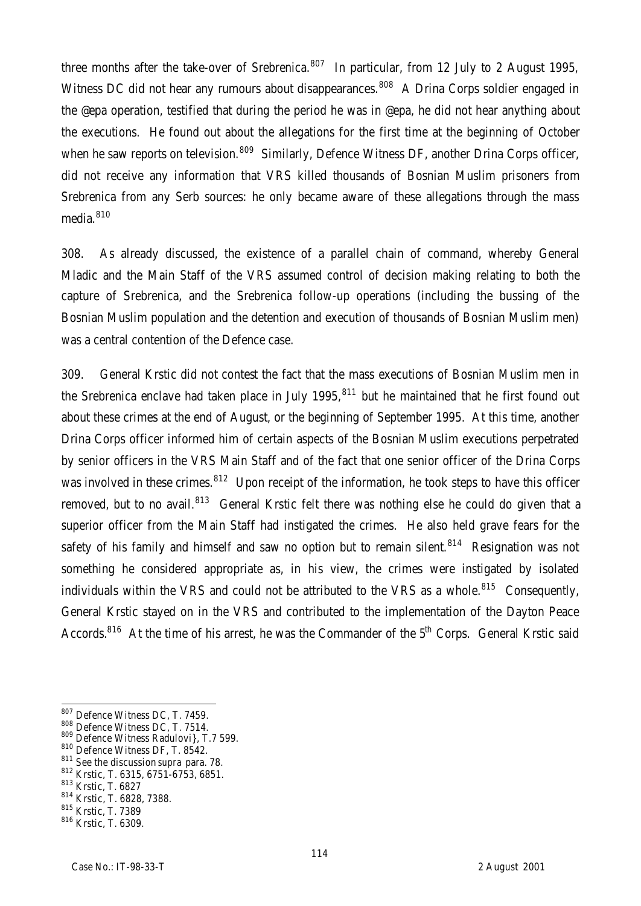three months after the take-over of Srebrenica.[807] In particular, from 12 July to 2 August 1995, Witness DC did not hear any rumours about disappearances.[808] A Drina Corps soldier engaged in the @epa operation, testified that during the period he was in @epa, he did not hear anything about the executions. He found out about the allegations for the first time at the beginning of October when he saw reports on television.[809] Similarly, Defence Witness DF, another Drina Corps officer, did not receive any information that VRS killed thousands of Bosnian Muslim prisoners from Srebrenica from any Serb sources: he only became aware of these allegations through the mass media.[810]

308. As already discussed, the existence of a parallel chain of command, whereby General Mladic and the Main Staff of the VRS assumed control of decision making relating to both the capture of Srebrenica, and the Srebrenica follow-up operations (including the bussing of the Bosnian Muslim population and the detention and execution of thousands of Bosnian Muslim men) was a central contention of the Defence case.

309. General Krstic did not contest the fact that the mass executions of Bosnian Muslim men in the Srebrenica enclave had taken place in July 1995,[811] but he maintained that he first found out about these crimes at the end of August, or the beginning of September 1995. At this time, another Drina Corps officer informed him of certain aspects of the Bosnian Muslim executions perpetrated by senior officers in the VRS Main Staff and of the fact that one senior officer of the Drina Corps was involved in these crimes.[812] Upon receipt of the information, he took steps to have this officer removed, but to no avail.[813] General Krstic felt there was nothing else he could do given that a superior officer from the Main Staff had instigated the crimes. He also held grave fears for the safety of his family and himself and saw no option but to remain silent.[814] Resignation was not something he considered appropriate as, in his view, the crimes were instigated by isolated individuals within the VRS and could not be attributed to the VRS as a whole.[815] Consequently, General Krstic stayed on in the VRS and contributed to the implementation of the Dayton Peace Accords.[816] At the time of his arrest, he was the Commander of the 5th Corps. General Krstic said

---

[807] Defence Witness DC, T. 7459.
[808] Defence Witness DC, T. 7514.
[809] Defence Witness Radulovi}, T.7 599.
[810] Defence Witness DF, T. 8542.
[811] See the discussion *supra* para. 78.
[812] Krstic, T. 6315, 6751-6753, 6851.
[813] Krstic, T. 6827
[814] Krstic, T. 6828, 7388.
[815] Krstic, T. 7389
[816] Krstic, T. 6309.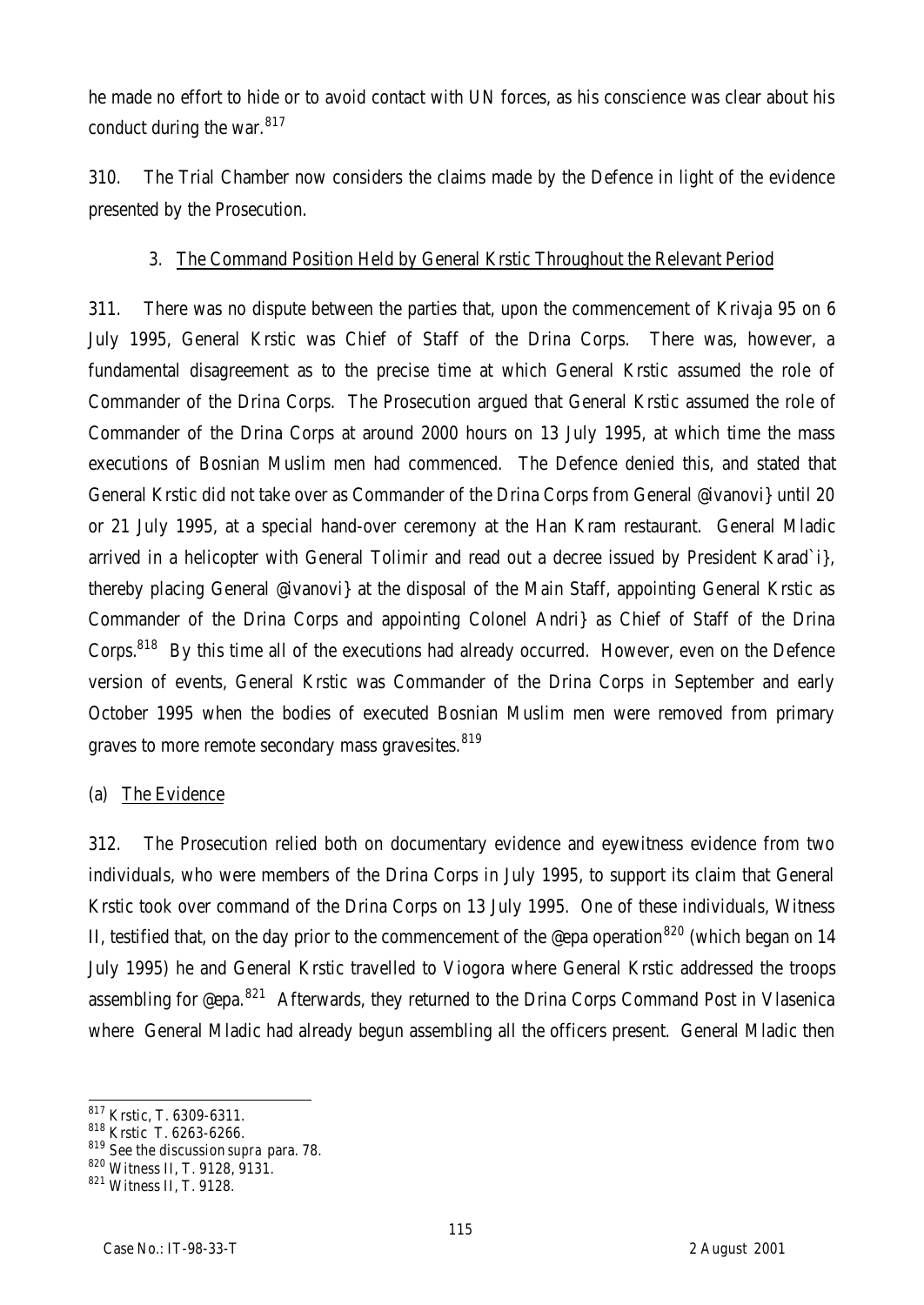he made no effort to hide or to avoid contact with UN forces, as his conscience was clear about his conduct during the war.[817]

310. The Trial Chamber now considers the claims made by the Defence in light of the evidence presented by the Prosecution.

### 3. The Command Position Held by General Krstic Throughout the Relevant Period

311. There was no dispute between the parties that, upon the commencement of Krivaja 95 on 6 July 1995, General Krstic was Chief of Staff of the Drina Corps. There was, however, a fundamental disagreement as to the precise time at which General Krstic assumed the role of Commander of the Drina Corps. The Prosecution argued that General Krstic assumed the role of Commander of the Drina Corps at around 2000 hours on 13 July 1995, at which time the mass executions of Bosnian Muslim men had commenced. The Defence denied this, and stated that General Krstic did not take over as Commander of the Drina Corps from General @ivanovi} until 20 or 21 July 1995, at a special hand-over ceremony at the Han Kram restaurant. General Mladic arrived in a helicopter with General Tolimir and read out a decree issued by President Karad`i}, thereby placing General @ivanovi} at the disposal of the Main Staff, appointing General Krstic as Commander of the Drina Corps and appointing Colonel Andri} as Chief of Staff of the Drina Corps.[818] By this time all of the executions had already occurred. However, even on the Defence version of events, General Krstic was Commander of the Drina Corps in September and early October 1995 when the bodies of executed Bosnian Muslim men were removed from primary graves to more remote secondary mass gravesites.[819]

#### (a) The Evidence

312. The Prosecution relied both on documentary evidence and eyewitness evidence from two individuals, who were members of the Drina Corps in July 1995, to support its claim that General Krstic took over command of the Drina Corps on 13 July 1995. One of these individuals, Witness II, testified that, on the day prior to the commencement of the @epa operation[820] (which began on 14 July 1995) he and General Krstic travelled to Viogora where General Krstic addressed the troops assembling for @epa.[821] Afterwards, they returned to the Drina Corps Command Post in Vlasenica where General Mladic had already begun assembling all the officers present. General Mladic then

---

[817] Krstic, T. 6309-6311.

[818] Krstic T. 6263-6266.

[819] See the discussion *supra* para. 78.

[820] Witness II, T. 9128, 9131.

[821] Witness II, T. 9128.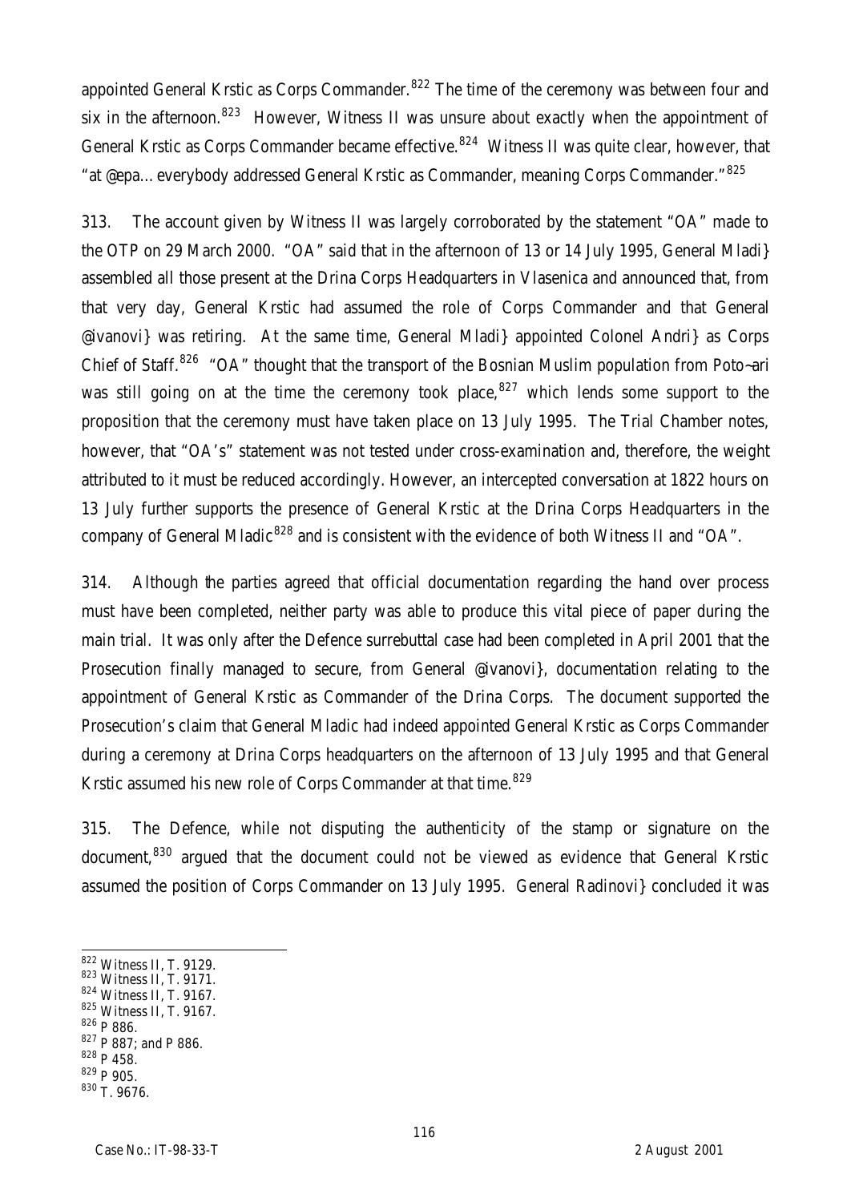appointed General Krstic as Corps Commander.[822] The time of the ceremony was between four and six in the afternoon.[823] However, Witness II was unsure about exactly when the appointment of General Krstic as Corps Commander became effective.[824] Witness II was quite clear, however, that "at @epa…everybody addressed General Krstic as Commander, meaning Corps Commander."[825]

313. The account given by Witness II was largely corroborated by the statement "OA" made to the OTP on 29 March 2000. "OA" said that in the afternoon of 13 or 14 July 1995, General Mladi} assembled all those present at the Drina Corps Headquarters in Vlasenica and announced that, from that very day, General Krstic had assumed the role of Corps Commander and that General @ivanovi} was retiring. At the same time, General Mladi} appointed Colonel Andri} as Corps Chief of Staff.[826] "OA" thought that the transport of the Bosnian Muslim population from Poto~ari was still going on at the time the ceremony took place,[827] which lends some support to the proposition that the ceremony must have taken place on 13 July 1995. The Trial Chamber notes, however, that "OA's" statement was not tested under cross-examination and, therefore, the weight attributed to it must be reduced accordingly. However, an intercepted conversation at 1822 hours on 13 July further supports the presence of General Krstic at the Drina Corps Headquarters in the company of General Mladic[828] and is consistent with the evidence of both Witness II and "OA".

314. Although the parties agreed that official documentation regarding the hand over process must have been completed, neither party was able to produce this vital piece of paper during the main trial. It was only after the Defence surrebuttal case had been completed in April 2001 that the Prosecution finally managed to secure, from General @ivanovi}, documentation relating to the appointment of General Krstic as Commander of the Drina Corps. The document supported the Prosecution's claim that General Mladic had indeed appointed General Krstic as Corps Commander during a ceremony at Drina Corps headquarters on the afternoon of 13 July 1995 and that General Krstic assumed his new role of Corps Commander at that time.[829]

315. The Defence, while not disputing the authenticity of the stamp or signature on the document,[830] argued that the document could not be viewed as evidence that General Krstic assumed the position of Corps Commander on 13 July 1995. General Radinovi} concluded it was

---

[822] Witness II, T. 9129.
[823] Witness II, T. 9171.
[824] Witness II, T. 9167.
[825] Witness II, T. 9167.
[826] P 886.
[827] P 887; and P 886.
[828] P 458.
[829] P 905.
[830] T. 9676.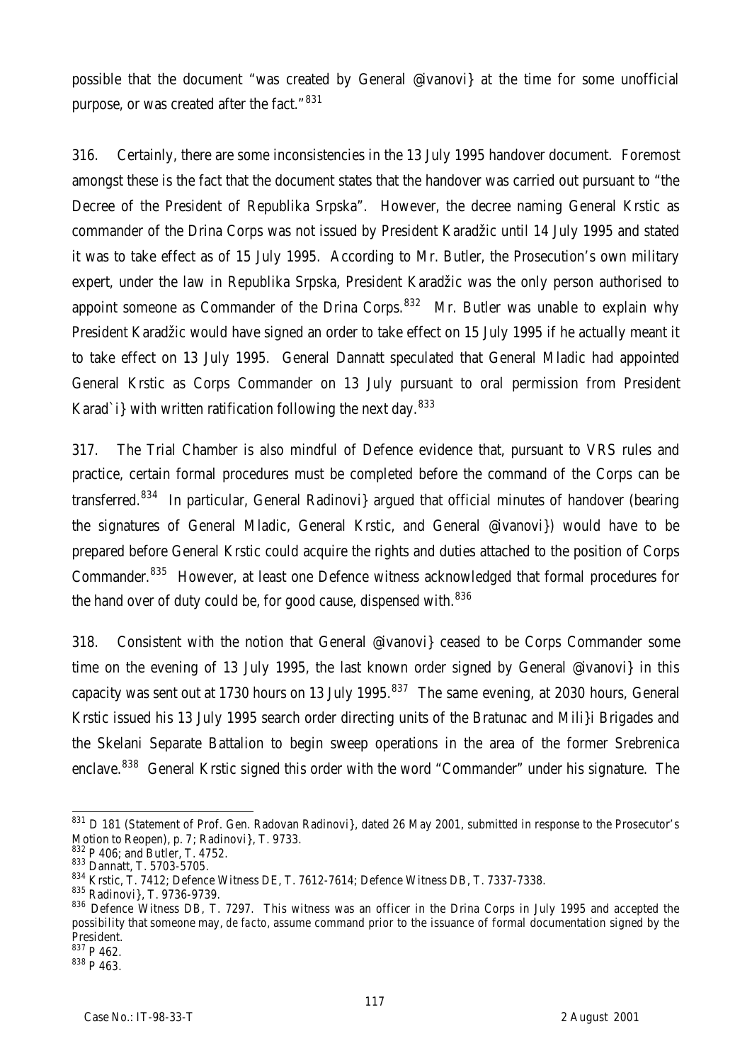possible that the document "was created by General @ivanovi} at the time for some unofficial purpose, or was created after the fact."[831]

316. Certainly, there are some inconsistencies in the 13 July 1995 handover document. Foremost amongst these is the fact that the document states that the handover was carried out pursuant to "the Decree of the President of Republika Srpska". However, the decree naming General Krstic as commander of the Drina Corps was not issued by President Karadžic until 14 July 1995 and stated it was to take effect as of 15 July 1995. According to Mr. Butler, the Prosecution's own military expert, under the law in Republika Srpska, President Karadžic was the only person authorised to appoint someone as Commander of the Drina Corps.[832] Mr. Butler was unable to explain why President Karadžic would have signed an order to take effect on 15 July 1995 if he actually meant it to take effect on 13 July 1995. General Dannatt speculated that General Mladic had appointed General Krstic as Corps Commander on 13 July pursuant to oral permission from President Karad`i} with written ratification following the next day.[833]

317. The Trial Chamber is also mindful of Defence evidence that, pursuant to VRS rules and practice, certain formal procedures must be completed before the command of the Corps can be transferred.[834] In particular, General Radinovi} argued that official minutes of handover (bearing the signatures of General Mladic, General Krstic, and General @ivanovi}) would have to be prepared before General Krstic could acquire the rights and duties attached to the position of Corps Commander.[835] However, at least one Defence witness acknowledged that formal procedures for the hand over of duty could be, for good cause, dispensed with.[836]

318. Consistent with the notion that General @ivanovi} ceased to be Corps Commander some time on the evening of 13 July 1995, the last known order signed by General @ivanovi} in this capacity was sent out at 1730 hours on 13 July 1995.[837] The same evening, at 2030 hours, General Krstic issued his 13 July 1995 search order directing units of the Bratunac and Mili}i Brigades and the Skelani Separate Battalion to begin sweep operations in the area of the former Srebrenica enclave.[838] General Krstic signed this order with the word "Commander" under his signature. The

---

[831] D 181 (Statement of Prof. Gen. Radovan Radinovi}, dated 26 May 2001, submitted in response to the Prosecutor's Motion to Reopen), p. 7; Radinovi}, T. 9733.

[832] P 406; and Butler, T. 4752.

[833] Dannatt, T. 5703-5705.

[834] Krstic, T. 7412; Defence Witness DE, T. 7612-7614; Defence Witness DB, T. 7337-7338.

[835] Radinovi}, T. 9736-9739.

[836] Defence Witness DB, T. 7297. This witness was an officer in the Drina Corps in July 1995 and accepted the possibility that someone may, *de facto*, assume command prior to the issuance of formal documentation signed by the President.

[837] P 462.

[838] P 463.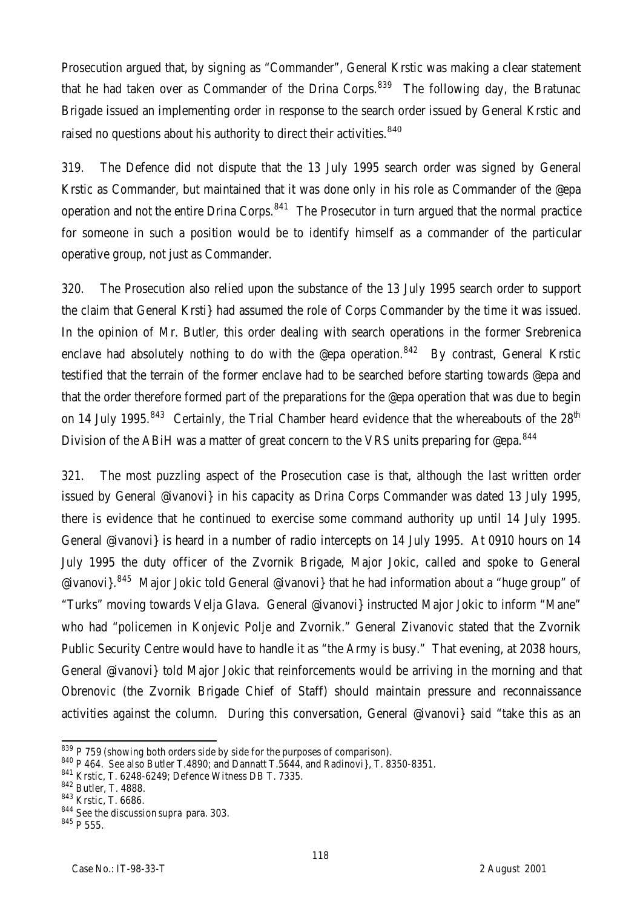Prosecution argued that, by signing as "Commander", General Krstic was making a clear statement that he had taken over as Commander of the Drina Corps.[839] The following day, the Bratunac Brigade issued an implementing order in response to the search order issued by General Krstic and raised no questions about his authority to direct their activities.[840]

319. The Defence did not dispute that the 13 July 1995 search order was signed by General Krstic as Commander, but maintained that it was done only in his role as Commander of the @epa operation and not the entire Drina Corps.[841] The Prosecutor in turn argued that the normal practice for someone in such a position would be to identify himself as a commander of the particular operative group, not just as Commander.

320. The Prosecution also relied upon the substance of the 13 July 1995 search order to support the claim that General Krsti} had assumed the role of Corps Commander by the time it was issued. In the opinion of Mr. Butler, this order dealing with search operations in the former Srebrenica enclave had absolutely nothing to do with the @epa operation.[842] By contrast, General Krstic testified that the terrain of the former enclave had to be searched before starting towards @epa and that the order therefore formed part of the preparations for the @epa operation that was due to begin on 14 July 1995.[843] Certainly, the Trial Chamber heard evidence that the whereabouts of the 28th Division of the ABiH was a matter of great concern to the VRS units preparing for @epa.[844]

321. The most puzzling aspect of the Prosecution case is that, although the last written order issued by General @ivanovi} in his capacity as Drina Corps Commander was dated 13 July 1995, there is evidence that he continued to exercise some command authority up until 14 July 1995. General @ivanovi} is heard in a number of radio intercepts on 14 July 1995. At 0910 hours on 14 July 1995 the duty officer of the Zvornik Brigade, Major Jokic, called and spoke to General @ivanovi}.[845] Major Jokic told General @ivanovi} that he had information about a "huge group" of "Turks" moving towards Velja Glava. General @ivanovi} instructed Major Jokic to inform "Mane" who had "policemen in Konjevic Polje and Zvornik." General Zivanovic stated that the Zvornik Public Security Centre would have to handle it as "the Army is busy." That evening, at 2038 hours, General @ivanovi} told Major Jokic that reinforcements would be arriving in the morning and that Obrenovic (the Zvornik Brigade Chief of Staff) should maintain pressure and reconnaissance activities against the column. During this conversation, General @ivanovi} said "take this as an

---

[839] P 759 (showing both orders side by side for the purposes of comparison).

[840] P 464. See also Butler T.4890; and Dannatt T.5644, and Radinovi}, T. 8350-8351.

[841] Krstic, T. 6248-6249; Defence Witness DB T. 7335.

[842] Butler, T. 4888.

[843] Krstic, T. 6686.

[844] See the discussion *supra* para. 303.

[845] P 555.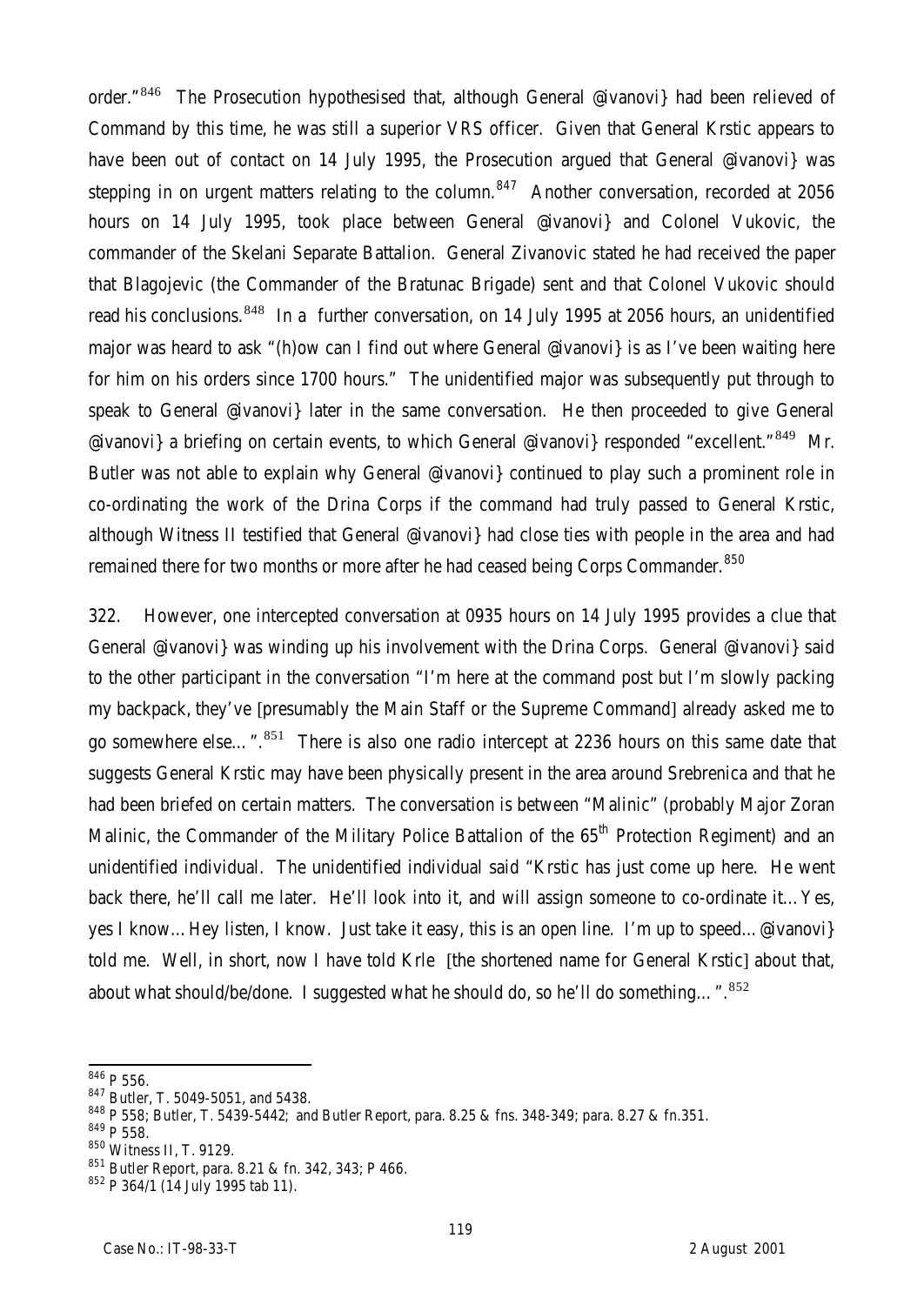order."[846] The Prosecution hypothesised that, although General @ivanovi} had been relieved of Command by this time, he was still a superior VRS officer. Given that General Krstic appears to have been out of contact on 14 July 1995, the Prosecution argued that General @ivanovi} was stepping in on urgent matters relating to the column.[847] Another conversation, recorded at 2056 hours on 14 July 1995, took place between General @ivanovi} and Colonel Vukovic, the commander of the Skelani Separate Battalion. General Zivanovic stated he had received the paper that Blagojevic (the Commander of the Bratunac Brigade) sent and that Colonel Vukovic should read his conclusions.[848] In a further conversation, on 14 July 1995 at 2056 hours, an unidentified major was heard to ask "(h)ow can I find out where General @ivanovi} is as I've been waiting here for him on his orders since 1700 hours." The unidentified major was subsequently put through to speak to General @ivanovi} later in the same conversation. He then proceeded to give General @ivanovi} a briefing on certain events, to which General @ivanovi} responded "excellent."[849] Mr. Butler was not able to explain why General @ivanovi} continued to play such a prominent role in co-ordinating the work of the Drina Corps if the command had truly passed to General Krstic, although Witness II testified that General @ivanovi} had close ties with people in the area and had remained there for two months or more after he had ceased being Corps Commander.[850]

322. However, one intercepted conversation at 0935 hours on 14 July 1995 provides a clue that General @ivanovi} was winding up his involvement with the Drina Corps. General @ivanovi} said to the other participant in the conversation "I'm here at the command post but I'm slowly packing my backpack, they've [presumably the Main Staff or the Supreme Command] already asked me to go somewhere else…".[851] There is also one radio intercept at 2236 hours on this same date that suggests General Krstic may have been physically present in the area around Srebrenica and that he had been briefed on certain matters. The conversation is between "Malinic" (probably Major Zoran Malinic, the Commander of the Military Police Battalion of the 65th Protection Regiment) and an unidentified individual. The unidentified individual said "Krstic has just come up here. He went back there, he'll call me later. He'll look into it, and will assign someone to co-ordinate it…Yes, yes I know…Hey listen, I know. Just take it easy, this is an open line. I'm up to speed…@ivanovi} told me. Well, in short, now I have told Krle [the shortened name for General Krstic] about that, about what should/be/done. I suggested what he should do, so he'll do something…".[852]

---

[846] P 556.

[847] Butler, T. 5049-5051, and 5438.

[848] P 558; Butler, T. 5439-5442; and Butler Report, para. 8.25 & fns. 348-349; para. 8.27 & fn.351.

[849] P 558.

[850] Witness II, T. 9129.

[851] Butler Report, para. 8.21 & fn. 342, 343; P 466.

[852] P 364/1 (14 July 1995 tab 11).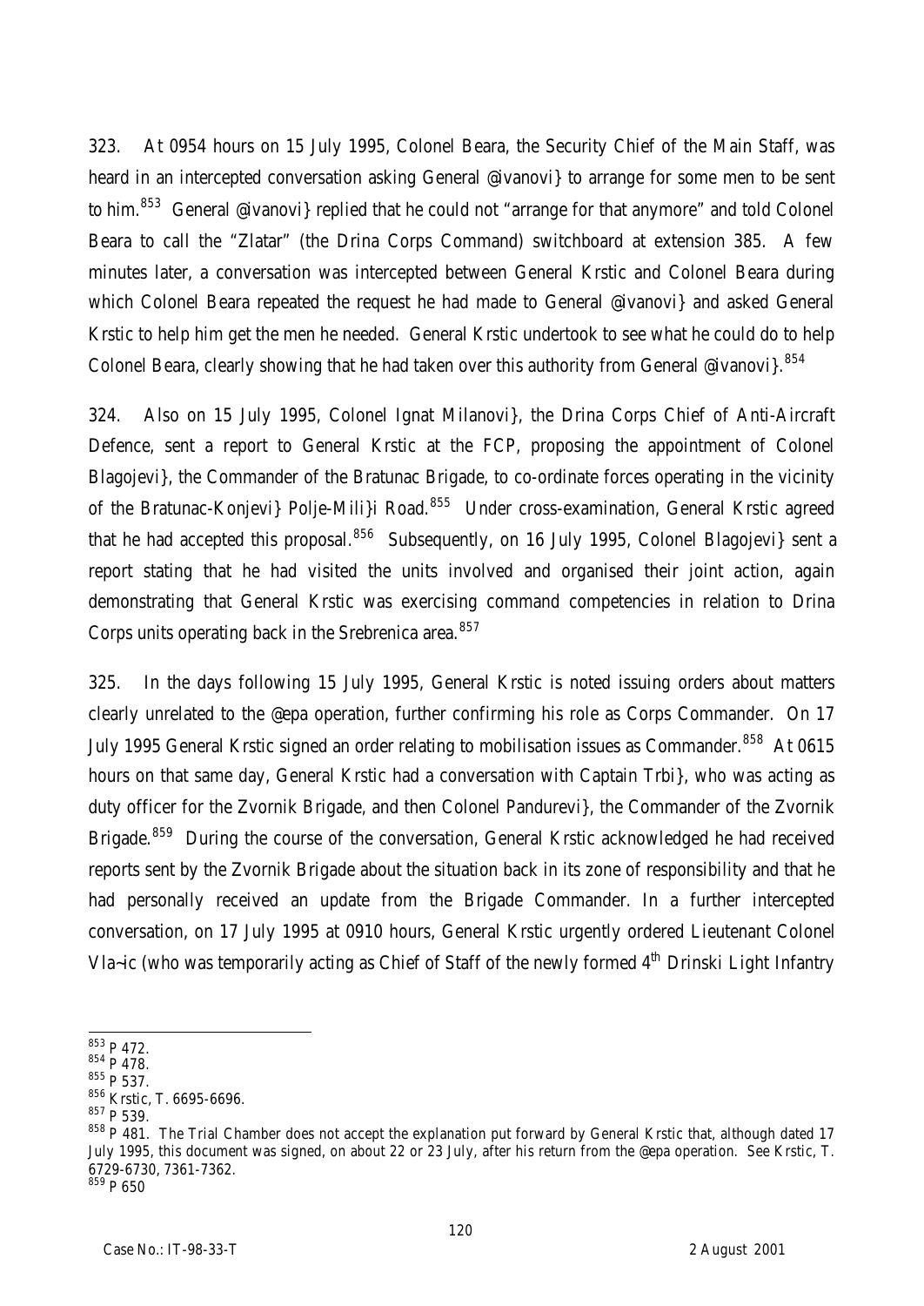323. At 0954 hours on 15 July 1995, Colonel Beara, the Security Chief of the Main Staff, was heard in an intercepted conversation asking General @ivanovi} to arrange for some men to be sent to him.[853] General @ivanovi} replied that he could not "arrange for that anymore" and told Colonel Beara to call the "Zlatar" (the Drina Corps Command) switchboard at extension 385. A few minutes later, a conversation was intercepted between General Krstic and Colonel Beara during which Colonel Beara repeated the request he had made to General @ivanovi} and asked General Krstic to help him get the men he needed. General Krstic undertook to see what he could do to help Colonel Beara, clearly showing that he had taken over this authority from General @ivanovi}.[854]

324. Also on 15 July 1995, Colonel Ignat Milanovi}, the Drina Corps Chief of Anti-Aircraft Defence, sent a report to General Krstic at the FCP, proposing the appointment of Colonel Blagojevi}, the Commander of the Bratunac Brigade, to co-ordinate forces operating in the vicinity of the Bratunac-Konjevi} Polje-Mili}i Road.[855] Under cross-examination, General Krstic agreed that he had accepted this proposal.[856] Subsequently, on 16 July 1995, Colonel Blagojevi} sent a report stating that he had visited the units involved and organised their joint action, again demonstrating that General Krstic was exercising command competencies in relation to Drina Corps units operating back in the Srebrenica area.[857]

325. In the days following 15 July 1995, General Krstic is noted issuing orders about matters clearly unrelated to the @epa operation, further confirming his role as Corps Commander. On 17 July 1995 General Krstic signed an order relating to mobilisation issues as Commander.[858] At 0615 hours on that same day, General Krstic had a conversation with Captain Trbi}, who was acting as duty officer for the Zvornik Brigade, and then Colonel Pandurevi}, the Commander of the Zvornik Brigade.[859] During the course of the conversation, General Krstic acknowledged he had received reports sent by the Zvornik Brigade about the situation back in its zone of responsibility and that he had personally received an update from the Brigade Commander. In a further intercepted conversation, on 17 July 1995 at 0910 hours, General Krstic urgently ordered Lieutenant Colonel Vla~ic (who was temporarily acting as Chief of Staff of the newly formed 4th Drinski Light Infantry

---

[853] P 472.

[854] P 478.

[855] P 537.

[856] Krstic, T. 6695-6696.

[857] P 539.

[858] P 481. The Trial Chamber does not accept the explanation put forward by General Krstic that, although dated 17 July 1995, this document was signed, on about 22 or 23 July, after his return from the @epa operation. See Krstic, T. 6729-6730, 7361-7362.

[859] P 650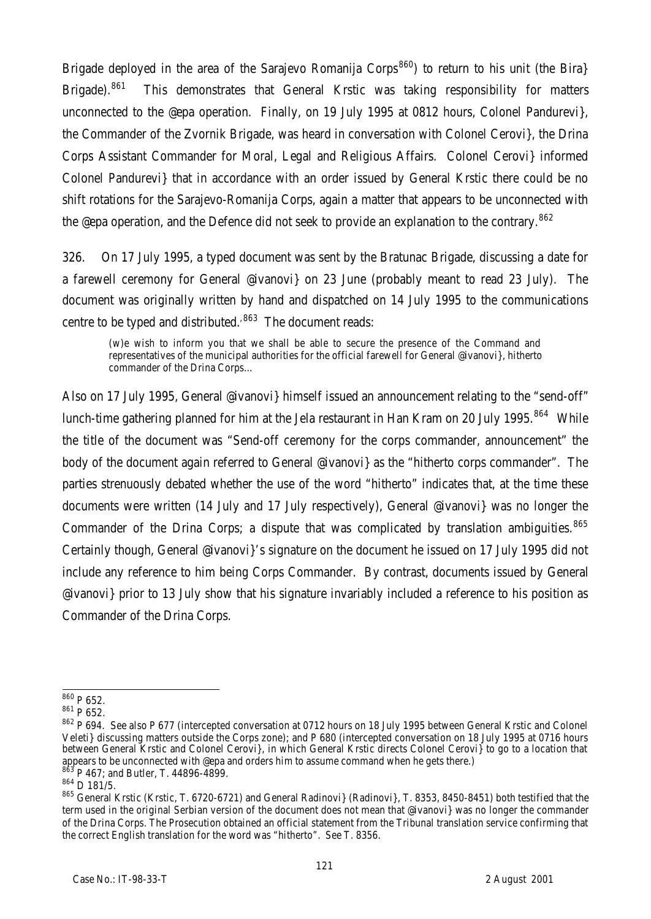Brigade deployed in the area of the Sarajevo Romanija Corps[860]) to return to his unit (the Bira} Brigade).[861] This demonstrates that General Krstic was taking responsibility for matters unconnected to the @epa operation. Finally, on 19 July 1995 at 0812 hours, Colonel Pandurevi}, the Commander of the Zvornik Brigade, was heard in conversation with Colonel Cerovi}, the Drina Corps Assistant Commander for Moral, Legal and Religious Affairs. Colonel Cerovi} informed Colonel Pandurevi} that in accordance with an order issued by General Krstic there could be no shift rotations for the Sarajevo-Romanija Corps, again a matter that appears to be unconnected with the @epa operation, and the Defence did not seek to provide an explanation to the contrary.[862]

326. On 17 July 1995, a typed document was sent by the Bratunac Brigade, discussing a date for a farewell ceremony for General @ivanovi} on 23 June (probably meant to read 23 July). The document was originally written by hand and dispatched on 14 July 1995 to the communications centre to be typed and distributed.'[863] The document reads:

> (w)e wish to inform you that we shall be able to secure the presence of the Command and representatives of the municipal authorities for the official farewell for General @ivanovi}, hitherto commander of the Drina Corps…

Also on 17 July 1995, General @ivanovi} himself issued an announcement relating to the "send-off" lunch-time gathering planned for him at the Jela restaurant in Han Kram on 20 July 1995.[864] While the title of the document was "Send-off ceremony for the corps commander, announcement" the body of the document again referred to General @ivanovi} as the "hitherto corps commander". The parties strenuously debated whether the use of the word "hitherto" indicates that, at the time these documents were written (14 July and 17 July respectively), General @ivanovi} was no longer the Commander of the Drina Corps; a dispute that was complicated by translation ambiguities.[865] Certainly though, General @ivanovi}'s signature on the document he issued on 17 July 1995 did not include any reference to him being Corps Commander. By contrast, documents issued by General @ivanovi} prior to 13 July show that his signature invariably included a reference to his position as Commander of the Drina Corps.

---

[860] P 652.

[861] P 652.

[862] P 694. See also P 677 (intercepted conversation at 0712 hours on 18 July 1995 between General Krstic and Colonel Veleti} discussing matters outside the Corps zone); and P 680 (intercepted conversation on 18 July 1995 at 0716 hours between General Krstic and Colonel Cerovi}, in which General Krstic directs Colonel Cerovi} to go to a location that appears to be unconnected with @epa and orders him to assume command when he gets there.)

[863] P 467; and Butler, T. 44896-4899.

[864] D 181/5.

[865] General Krstic (Krstic, T. 6720-6721) and General Radinovi} (Radinovi}, T. 8353, 8450-8451) both testified that the term used in the original Serbian version of the document does not mean that @ivanovi} was no longer the commander of the Drina Corps. The Prosecution obtained an official statement from the Tribunal translation service confirming that the correct English translation for the word was "hitherto". See T. 8356.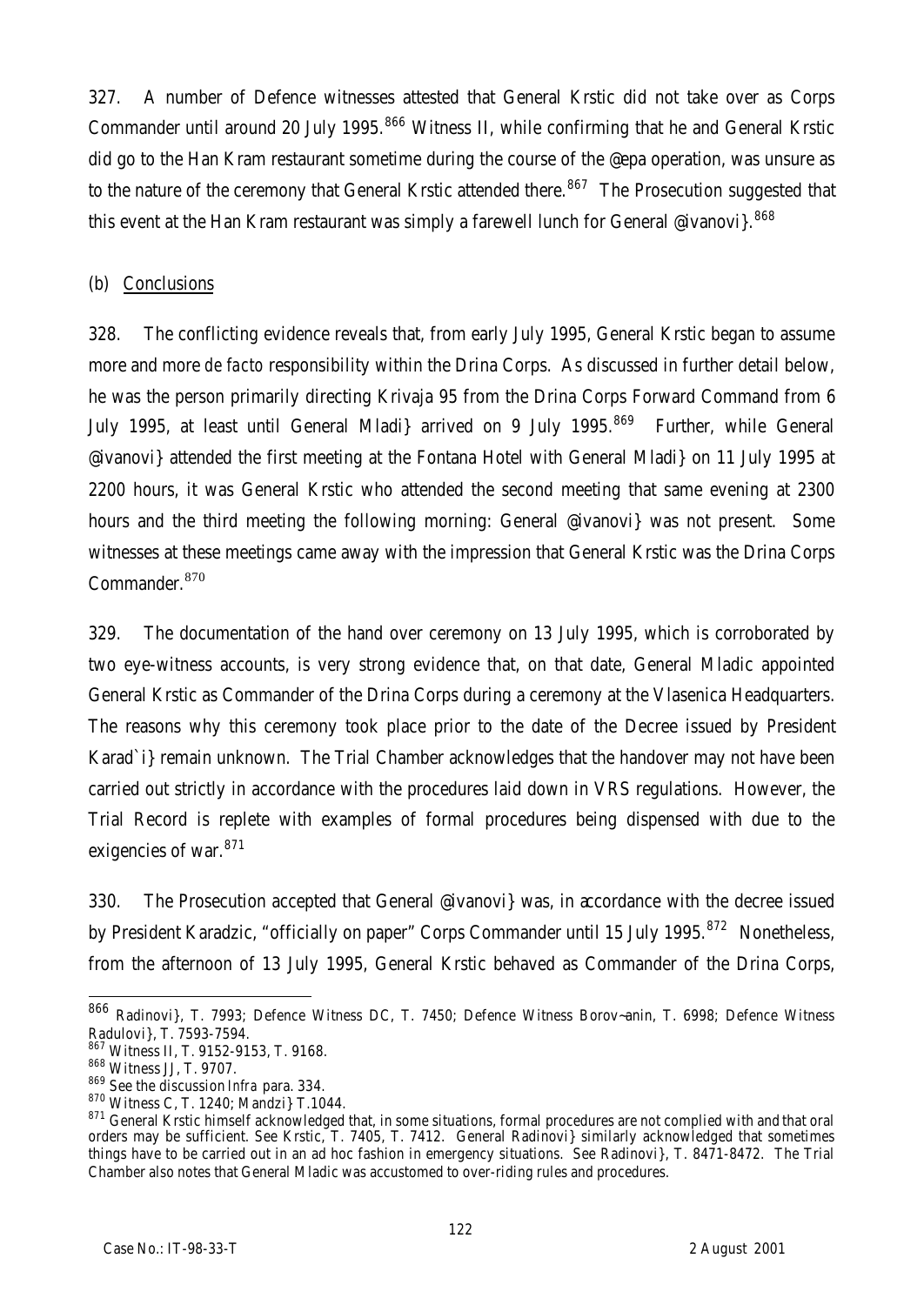327. A number of Defence witnesses attested that General Krstic did not take over as Corps Commander until around 20 July 1995.[866] Witness II, while confirming that he and General Krstic did go to the Han Kram restaurant sometime during the course of the @epa operation, was unsure as to the nature of the ceremony that General Krstic attended there.[867] The Prosecution suggested that this event at the Han Kram restaurant was simply a farewell lunch for General @ivanovi}.[868]

(b) Conclusions

328. The conflicting evidence reveals that, from early July 1995, General Krstic began to assume more and more *de facto* responsibility within the Drina Corps. As discussed in further detail below, he was the person primarily directing Krivaja 95 from the Drina Corps Forward Command from 6 July 1995, at least until General Mladi} arrived on 9 July 1995.[869] Further, while General @ivanovi} attended the first meeting at the Fontana Hotel with General Mladi} on 11 July 1995 at 2200 hours, it was General Krstic who attended the second meeting that same evening at 2300 hours and the third meeting the following morning: General @ivanovi} was not present. Some witnesses at these meetings came away with the impression that General Krstic was the Drina Corps Commander.[870]

329. The documentation of the hand over ceremony on 13 July 1995, which is corroborated by two eye-witness accounts, is very strong evidence that, on that date, General Mladic appointed General Krstic as Commander of the Drina Corps during a ceremony at the Vlasenica Headquarters. The reasons why this ceremony took place prior to the date of the Decree issued by President Karad`i} remain unknown. The Trial Chamber acknowledges that the handover may not have been carried out strictly in accordance with the procedures laid down in VRS regulations. However, the Trial Record is replete with examples of formal procedures being dispensed with due to the exigencies of war.[871]

330. The Prosecution accepted that General @ivanovi} was, in accordance with the decree issued by President Karadzic, "officially on paper" Corps Commander until 15 July 1995.[872] Nonetheless, from the afternoon of 13 July 1995, General Krstic behaved as Commander of the Drina Corps,

---

[866] Radinovi}, T. 7993; Defence Witness DC, T. 7450; Defence Witness Borov~anin, T. 6998; Defence Witness Radulovi}, T. 7593-7594.

[867] Witness II, T. 9152-9153, T. 9168.

[868] Witness JJ, T. 9707.

[869] See the discussion *Infra* para. 334.

[870] Witness C, T. 1240; Mandzi} T.1044.

[871] General Krstic himself acknowledged that, in some situations, formal procedures are not complied with and that oral orders may be sufficient. See Krstic, T. 7405, T. 7412. General Radinovi} similarly acknowledged that sometimes things have to be carried out in an ad hoc fashion in emergency situations. See Radinovi}, T. 8471-8472. The Trial Chamber also notes that General Mladic was accustomed to over-riding rules and procedures.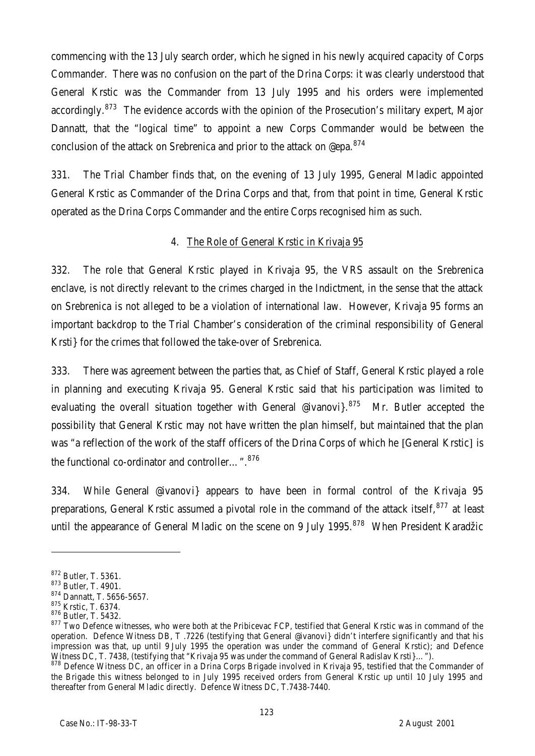commencing with the 13 July search order, which he signed in his newly acquired capacity of Corps Commander. There was no confusion on the part of the Drina Corps: it was clearly understood that General Krstic was the Commander from 13 July 1995 and his orders were implemented accordingly.[873] The evidence accords with the opinion of the Prosecution's military expert, Major Dannatt, that the "logical time" to appoint a new Corps Commander would be between the conclusion of the attack on Srebrenica and prior to the attack on @epa.[874]

331. The Trial Chamber finds that, on the evening of 13 July 1995, General Mladic appointed General Krstic as Commander of the Drina Corps and that, from that point in time, General Krstic operated as the Drina Corps Commander and the entire Corps recognised him as such.

4. The Role of General Krstic in Krivaja 95

332. The role that General Krstic played in Krivaja 95, the VRS assault on the Srebrenica enclave, is not directly relevant to the crimes charged in the Indictment, in the sense that the attack on Srebrenica is not alleged to be a violation of international law. However, Krivaja 95 forms an important backdrop to the Trial Chamber's consideration of the criminal responsibility of General Krsti} for the crimes that followed the take-over of Srebrenica.

333. There was agreement between the parties that, as Chief of Staff, General Krstic played a role in planning and executing Krivaja 95. General Krstic said that his participation was limited to evaluating the overall situation together with General @ivanovi}.[875] Mr. Butler accepted the possibility that General Krstic may not have written the plan himself, but maintained that the plan was "a reflection of the work of the staff officers of the Drina Corps of which he [General Krstic] is the functional co-ordinator and controller…".[876]

334. While General @ivanovi} appears to have been in formal control of the Krivaja 95 preparations, General Krstic assumed a pivotal role in the command of the attack itself,[877] at least until the appearance of General Mladic on the scene on 9 July 1995.[878] When President Karadžic

---

[872] Butler, T. 5361.

[873] Butler, T. 4901.

[874] Dannatt, T. 5656-5657.

[875] Krstic, T. 6374.

[876] Butler, T. 5432.

[877] Two Defence witnesses, who were both at the Pribicevac FCP, testified that General Krstic was in command of the operation. Defence Witness DB, T .7226 (testifying that General @ivanovi} didn't interfere significantly and that his impression was that, up until 9 July 1995 the operation was under the command of General Krstic); and Defence Witness DC, T. 7438, (testifying that "Krivaja 95 was under the command of General Radislav Krsti}…").

[878] Defence Witness DC, an officer in a Drina Corps Brigade involved in Krivaja 95, testified that the Commander of the Brigade this witness belonged to in July 1995 received orders from General Krstic up until 10 July 1995 and thereafter from General Mladic directly. Defence Witness DC, T.7438-7440.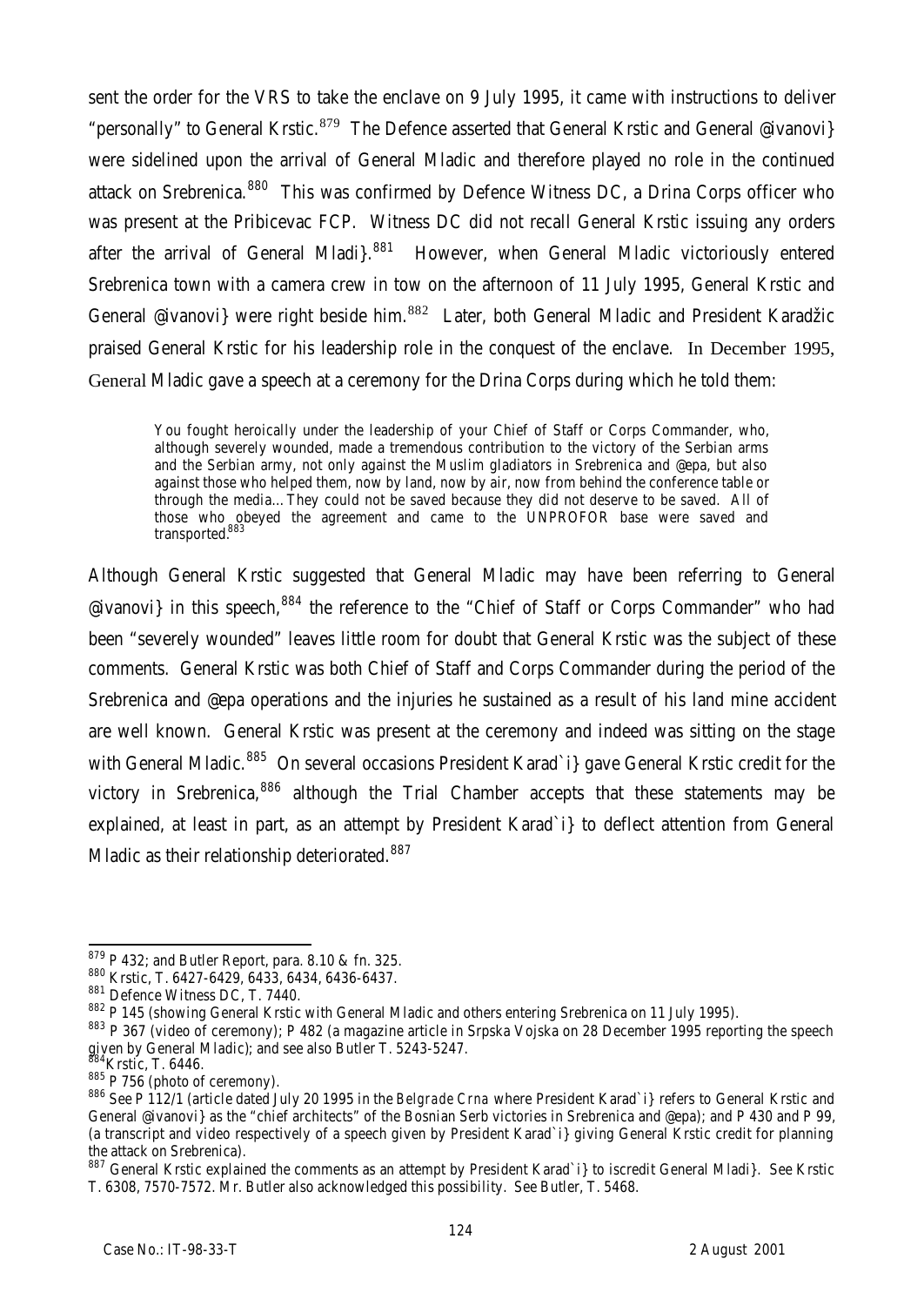sent the order for the VRS to take the enclave on 9 July 1995, it came with instructions to deliver "personally" to General Krstic.[879] The Defence asserted that General Krstic and General @ivanovi} were sidelined upon the arrival of General Mladic and therefore played no role in the continued attack on Srebrenica.[880] This was confirmed by Defence Witness DC, a Drina Corps officer who was present at the Pribicevac FCP. Witness DC did not recall General Krstic issuing any orders after the arrival of General Mladi}.[881] However, when General Mladic victoriously entered Srebrenica town with a camera crew in tow on the afternoon of 11 July 1995, General Krstic and General @ivanovi} were right beside him.[882] Later, both General Mladic and President Karadžic praised General Krstic for his leadership role in the conquest of the enclave. In December 1995, General Mladic gave a speech at a ceremony for the Drina Corps during which he told them:

> You fought heroically under the leadership of your Chief of Staff or Corps Commander, who, although severely wounded, made a tremendous contribution to the victory of the Serbian arms and the Serbian army, not only against the Muslim gladiators in Srebrenica and @epa, but also against those who helped them, now by land, now by air, now from behind the conference table or through the media... They could not be saved because they did not deserve to be saved. All of those who obeyed the agreement and came to the UNPROFOR base were saved and transported.[883]

Although General Krstic suggested that General Mladic may have been referring to General @ivanovi} in this speech,[884] the reference to the "Chief of Staff or Corps Commander" who had been "severely wounded" leaves little room for doubt that General Krstic was the subject of these comments. General Krstic was both Chief of Staff and Corps Commander during the period of the Srebrenica and @epa operations and the injuries he sustained as a result of his land mine accident are well known. General Krstic was present at the ceremony and indeed was sitting on the stage with General Mladic.[885] On several occasions President Karad`i} gave General Krstic credit for the victory in Srebrenica,[886] although the Trial Chamber accepts that these statements may be explained, at least in part, as an attempt by President Karad`i} to deflect attention from General Mladic as their relationship deteriorated.[887]

---

[879] P 432; and Butler Report, para. 8.10 & fn. 325.

[880] Krstic, T. 6427-6429, 6433, 6434, 6436-6437.

[881] Defence Witness DC, T. 7440.

[882] P 145 (showing General Krstic with General Mladic and others entering Srebrenica on 11 July 1995).

[883] P 367 (video of ceremony); P 482 (a magazine article in Srpska Vojska on 28 December 1995 reporting the speech given by General Mladic); and see also Butler T. 5243-5247.

[884] Krstic, T. 6446.

[885] P 756 (photo of ceremony).

[886] See P 112/1 (article dated July 20 1995 in the *Belgrade Crna* where President Karad`i} refers to General Krstic and General @ivanovi} as the "chief architects" of the Bosnian Serb victories in Srebrenica and @epa); and P 430 and P 99, (a transcript and video respectively of a speech given by President Karad`i} giving General Krstic credit for planning the attack on Srebrenica).

[887] General Krstic explained the comments as an attempt by President Karad`i} to iscredit General Mladi}. See Krstic T. 6308, 7570-7572. Mr. Butler also acknowledged this possibility. See Butler, T. 5468.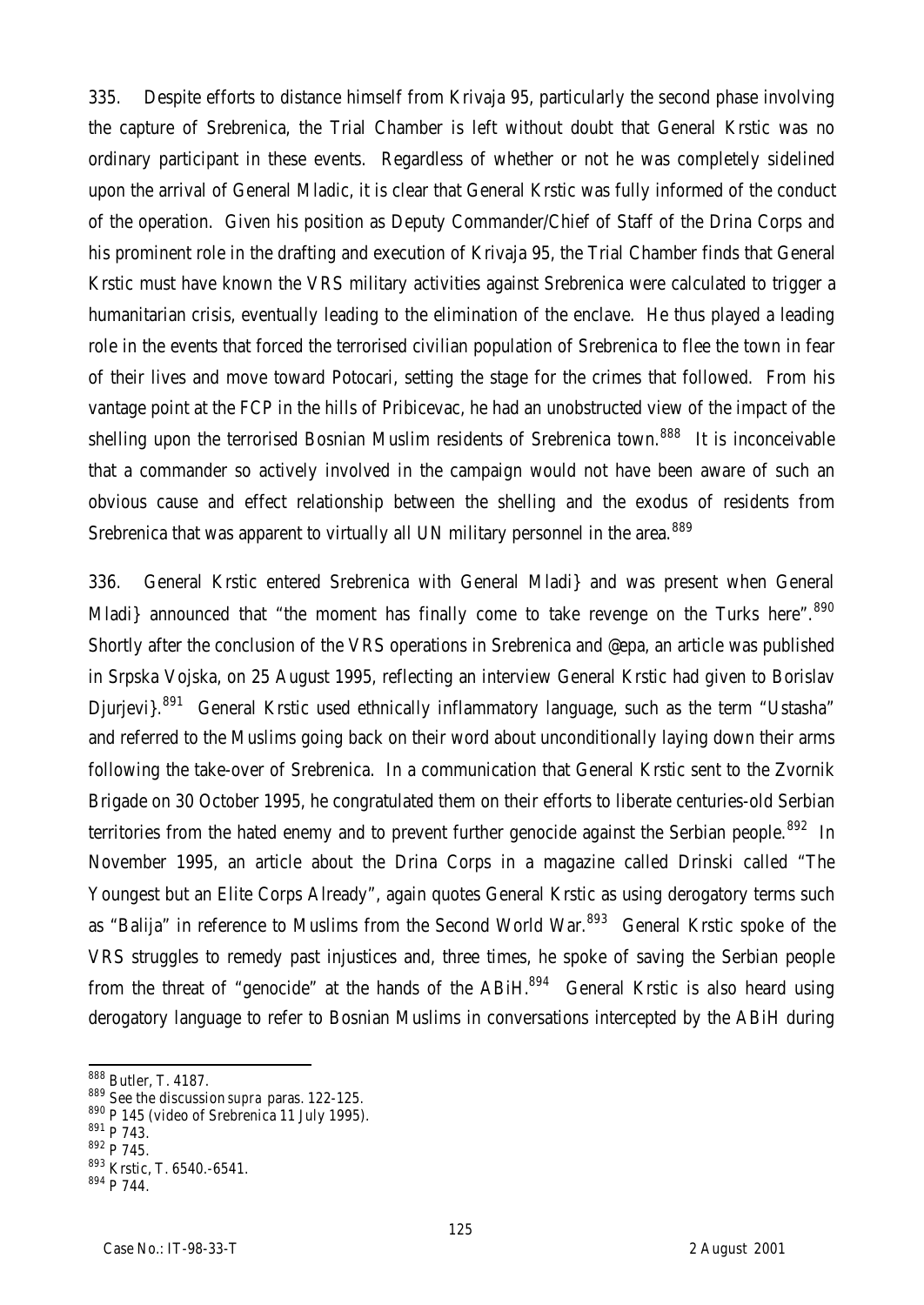335. Despite efforts to distance himself from Krivaja 95, particularly the second phase involving the capture of Srebrenica, the Trial Chamber is left without doubt that General Krstic was no ordinary participant in these events. Regardless of whether or not he was completely sidelined upon the arrival of General Mladic, it is clear that General Krstic was fully informed of the conduct of the operation. Given his position as Deputy Commander/Chief of Staff of the Drina Corps and his prominent role in the drafting and execution of Krivaja 95, the Trial Chamber finds that General Krstic must have known the VRS military activities against Srebrenica were calculated to trigger a humanitarian crisis, eventually leading to the elimination of the enclave. He thus played a leading role in the events that forced the terrorised civilian population of Srebrenica to flee the town in fear of their lives and move toward Potocari, setting the stage for the crimes that followed. From his vantage point at the FCP in the hills of Pribicevac, he had an unobstructed view of the impact of the shelling upon the terrorised Bosnian Muslim residents of Srebrenica town.[888] It is inconceivable that a commander so actively involved in the campaign would not have been aware of such an obvious cause and effect relationship between the shelling and the exodus of residents from Srebrenica that was apparent to virtually all UN military personnel in the area.[889]

336. General Krstic entered Srebrenica with General Mladi} and was present when General Mladi} announced that "the moment has finally come to take revenge on the Turks here".[890] Shortly after the conclusion of the VRS operations in Srebrenica and @epa, an article was published in Srpska Vojska, on 25 August 1995, reflecting an interview General Krstic had given to Borislav Djurjevi}.[891] General Krstic used ethnically inflammatory language, such as the term "Ustasha" and referred to the Muslims going back on their word about unconditionally laying down their arms following the take-over of Srebrenica. In a communication that General Krstic sent to the Zvornik Brigade on 30 October 1995, he congratulated them on their efforts to liberate centuries-old Serbian territories from the hated enemy and to prevent further genocide against the Serbian people.[892] In November 1995, an article about the Drina Corps in a magazine called Drinski called "The Youngest but an Elite Corps Already", again quotes General Krstic as using derogatory terms such as "Balija" in reference to Muslims from the Second World War.[893] General Krstic spoke of the VRS struggles to remedy past injustices and, three times, he spoke of saving the Serbian people from the threat of "genocide" at the hands of the ABiH.[894] General Krstic is also heard using derogatory language to refer to Bosnian Muslims in conversations intercepted by the ABiH during

---

[888] Butler, T. 4187.

[889] See the discussion *supra* paras. 122-125.

[890] P 145 (video of Srebrenica 11 July 1995).

[891] P 743.

[892] P 745.

[893] Krstic, T. 6540.-6541.

[894] P 744.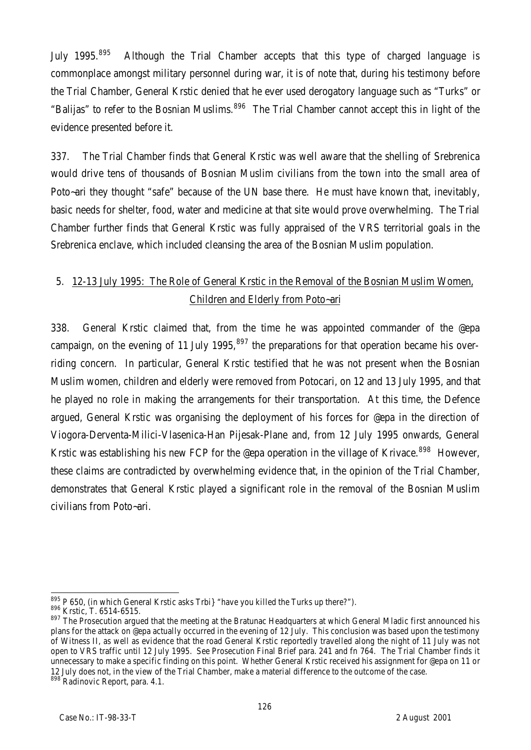July 1995.[895] Although the Trial Chamber accepts that this type of charged language is commonplace amongst military personnel during war, it is of note that, during his testimony before the Trial Chamber, General Krstic denied that he ever used derogatory language such as "Turks" or "Balijas" to refer to the Bosnian Muslims.[896] The Trial Chamber cannot accept this in light of the evidence presented before it.

337. The Trial Chamber finds that General Krstic was well aware that the shelling of Srebrenica would drive tens of thousands of Bosnian Muslim civilians from the town into the small area of Poto~ari they thought "safe" because of the UN base there. He must have known that, inevitably, basic needs for shelter, food, water and medicine at that site would prove overwhelming. The Trial Chamber further finds that General Krstic was fully appraised of the VRS territorial goals in the Srebrenica enclave, which included cleansing the area of the Bosnian Muslim population.

### 5. 12-13 July 1995: The Role of General Krstic in the Removal of the Bosnian Muslim Women, Children and Elderly from Poto~ari

338. General Krstic claimed that, from the time he was appointed commander of the @epa campaign, on the evening of 11 July 1995,[897] the preparations for that operation became his overriding concern. In particular, General Krstic testified that he was not present when the Bosnian Muslim women, children and elderly were removed from Potocari, on 12 and 13 July 1995, and that he played no role in making the arrangements for their transportation. At this time, the Defence argued, General Krstic was organising the deployment of his forces for @epa in the direction of Viogora-Derventa-Milici-Vlasenica-Han Pijesak-Plane and, from 12 July 1995 onwards, General Krstic was establishing his new FCP for the @epa operation in the village of Krivace.[898] However, these claims are contradicted by overwhelming evidence that, in the opinion of the Trial Chamber, demonstrates that General Krstic played a significant role in the removal of the Bosnian Muslim civilians from Poto~ari.

---

[895] P 650, (in which General Krstic asks Trbi} "have you killed the Turks up there?").

[896] Krstic, T. 6514-6515.

[897] The Prosecution argued that the meeting at the Bratunac Headquarters at which General Mladic first announced his plans for the attack on @epa actually occurred in the evening of 12 July. This conclusion was based upon the testimony of Witness II, as well as evidence that the road General Krstic reportedly travelled along the night of 11 July was not open to VRS traffic until 12 July 1995. See Prosecution Final Brief para. 241 and fn 764. The Trial Chamber finds it unnecessary to make a specific finding on this point. Whether General Krstic received his assignment for @epa on 11 or 12 July does not, in the view of the Trial Chamber, make a material difference to the outcome of the case.

[898] Radinovic Report, para. 4.1.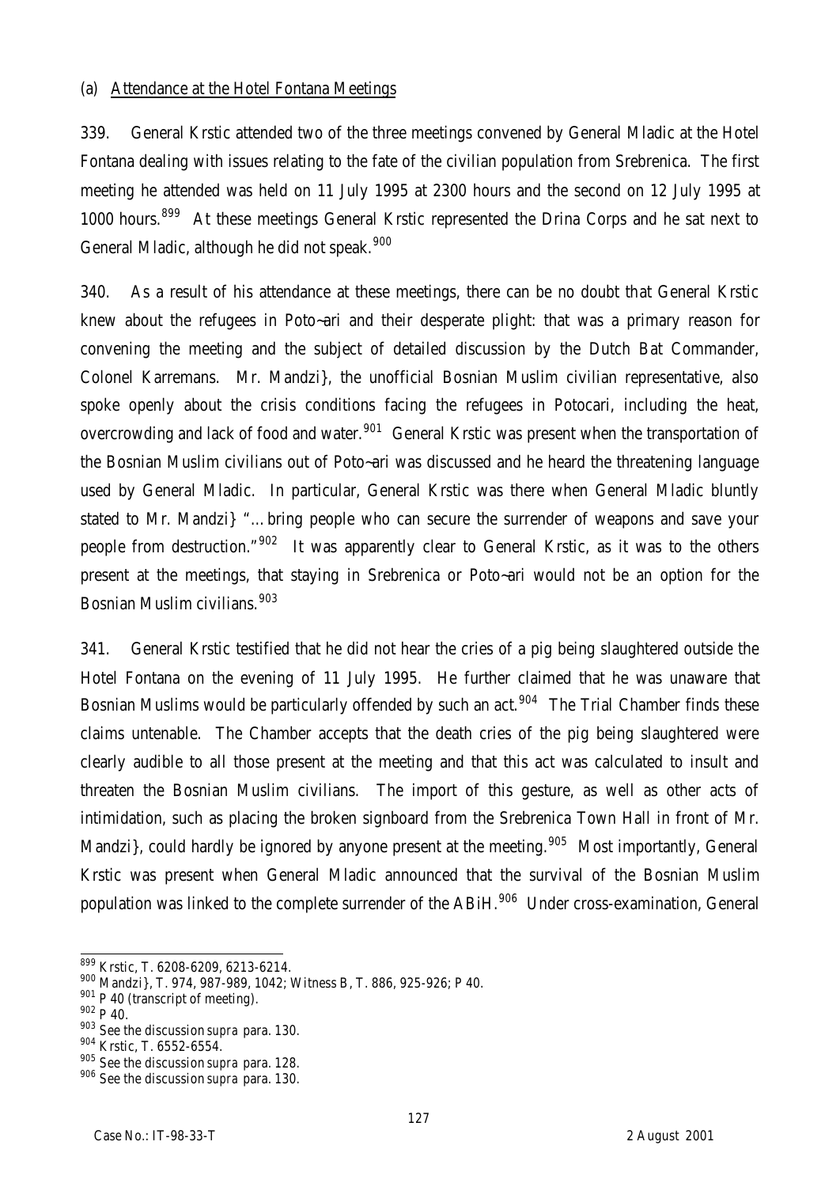(a) Attendance at the Hotel Fontana Meetings

339. General Krstic attended two of the three meetings convened by General Mladic at the Hotel Fontana dealing with issues relating to the fate of the civilian population from Srebrenica. The first meeting he attended was held on 11 July 1995 at 2300 hours and the second on 12 July 1995 at 1000 hours.[899] At these meetings General Krstic represented the Drina Corps and he sat next to General Mladic, although he did not speak.[900]

340. As a result of his attendance at these meetings, there can be no doubt that General Krstic knew about the refugees in Poto~ari and their desperate plight: that was a primary reason for convening the meeting and the subject of detailed discussion by the Dutch Bat Commander, Colonel Karremans. Mr. Mandzi}, the unofficial Bosnian Muslim civilian representative, also spoke openly about the crisis conditions facing the refugees in Potocari, including the heat, overcrowding and lack of food and water.[901] General Krstic was present when the transportation of the Bosnian Muslim civilians out of Poto~ari was discussed and he heard the threatening language used by General Mladic. In particular, General Krstic was there when General Mladic bluntly stated to Mr. Mandzi} "…bring people who can secure the surrender of weapons and save your people from destruction."[902] It was apparently clear to General Krstic, as it was to the others present at the meetings, that staying in Srebrenica or Poto~ari would not be an option for the Bosnian Muslim civilians.[903]

341. General Krstic testified that he did not hear the cries of a pig being slaughtered outside the Hotel Fontana on the evening of 11 July 1995. He further claimed that he was unaware that Bosnian Muslims would be particularly offended by such an act.[904] The Trial Chamber finds these claims untenable. The Chamber accepts that the death cries of the pig being slaughtered were clearly audible to all those present at the meeting and that this act was calculated to insult and threaten the Bosnian Muslim civilians. The import of this gesture, as well as other acts of intimidation, such as placing the broken signboard from the Srebrenica Town Hall in front of Mr. Mandzi}, could hardly be ignored by anyone present at the meeting.[905] Most importantly, General Krstic was present when General Mladic announced that the survival of the Bosnian Muslim population was linked to the complete surrender of the ABiH.[906] Under cross-examination, General

---

[899] Krstic, T. 6208-6209, 6213-6214.

[900] Mandzi}, T. 974, 987-989, 1042; Witness B, T. 886, 925-926; P 40.

[901] P 40 (transcript of meeting).

[902] P 40.

[903] See the discussion *supra* para. 130.

[904] Krstic, T. 6552-6554.

[905] See the discussion *supra* para. 128.

[906] See the discussion *supra* para. 130.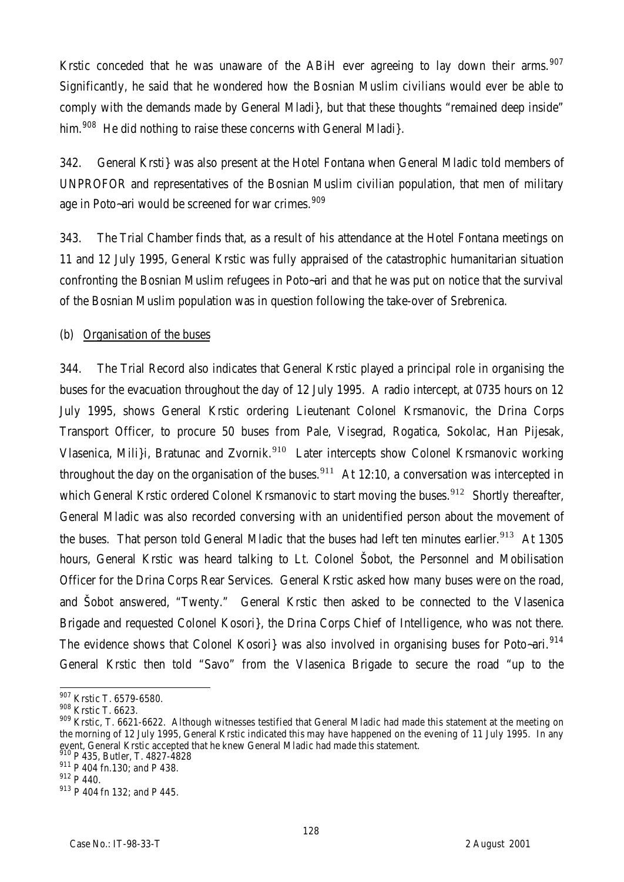Krstic conceded that he was unaware of the ABiH ever agreeing to lay down their arms.[907] Significantly, he said that he wondered how the Bosnian Muslim civilians would ever be able to comply with the demands made by General Mladi}, but that these thoughts "remained deep inside" him.[908] He did nothing to raise these concerns with General Mladi}.

342. General Krsti} was also present at the Hotel Fontana when General Mladic told members of UNPROFOR and representatives of the Bosnian Muslim civilian population, that men of military age in Poto~ari would be screened for war crimes.[909]

343. The Trial Chamber finds that, as a result of his attendance at the Hotel Fontana meetings on 11 and 12 July 1995, General Krstic was fully appraised of the catastrophic humanitarian situation confronting the Bosnian Muslim refugees in Poto~ari and that he was put on notice that the survival of the Bosnian Muslim population was in question following the take-over of Srebrenica.

(b) Organisation of the buses

344. The Trial Record also indicates that General Krstic played a principal role in organising the buses for the evacuation throughout the day of 12 July 1995. A radio intercept, at 0735 hours on 12 July 1995, shows General Krstic ordering Lieutenant Colonel Krsmanovic, the Drina Corps Transport Officer, to procure 50 buses from Pale, Visegrad, Rogatica, Sokolac, Han Pijesak, Vlasenica, Mili}i, Bratunac and Zvornik.[910] Later intercepts show Colonel Krsmanovic working throughout the day on the organisation of the buses.[911] At 12:10, a conversation was intercepted in which General Krstic ordered Colonel Krsmanovic to start moving the buses.[912] Shortly thereafter, General Mladic was also recorded conversing with an unidentified person about the movement of the buses. That person told General Mladic that the buses had left ten minutes earlier.[913] At 1305 hours, General Krstic was heard talking to Lt. Colonel Šobot, the Personnel and Mobilisation Officer for the Drina Corps Rear Services. General Krstic asked how many buses were on the road, and Šobot answered, "Twenty." General Krstic then asked to be connected to the Vlasenica Brigade and requested Colonel Kosori}, the Drina Corps Chief of Intelligence, who was not there. The evidence shows that Colonel Kosori} was also involved in organising buses for Poto~ari.[914] General Krstic then told "Savo" from the Vlasenica Brigade to secure the road "up to the

---

[907] Krstic T. 6579-6580.

[908] Krstic T. 6623.

[909] Krstic, T. 6621-6622. Although witnesses testified that General Mladic had made this statement at the meeting on the morning of 12 July 1995, General Krstic indicated this may have happened on the evening of 11 July 1995. In any event, General Krstic accepted that he knew General Mladic had made this statement.

[910] P 435, Butler, T. 4827-4828

[911] P 404 fn.130; and P 438.

[912] P 440.

[913] P 404 fn 132; and P 445.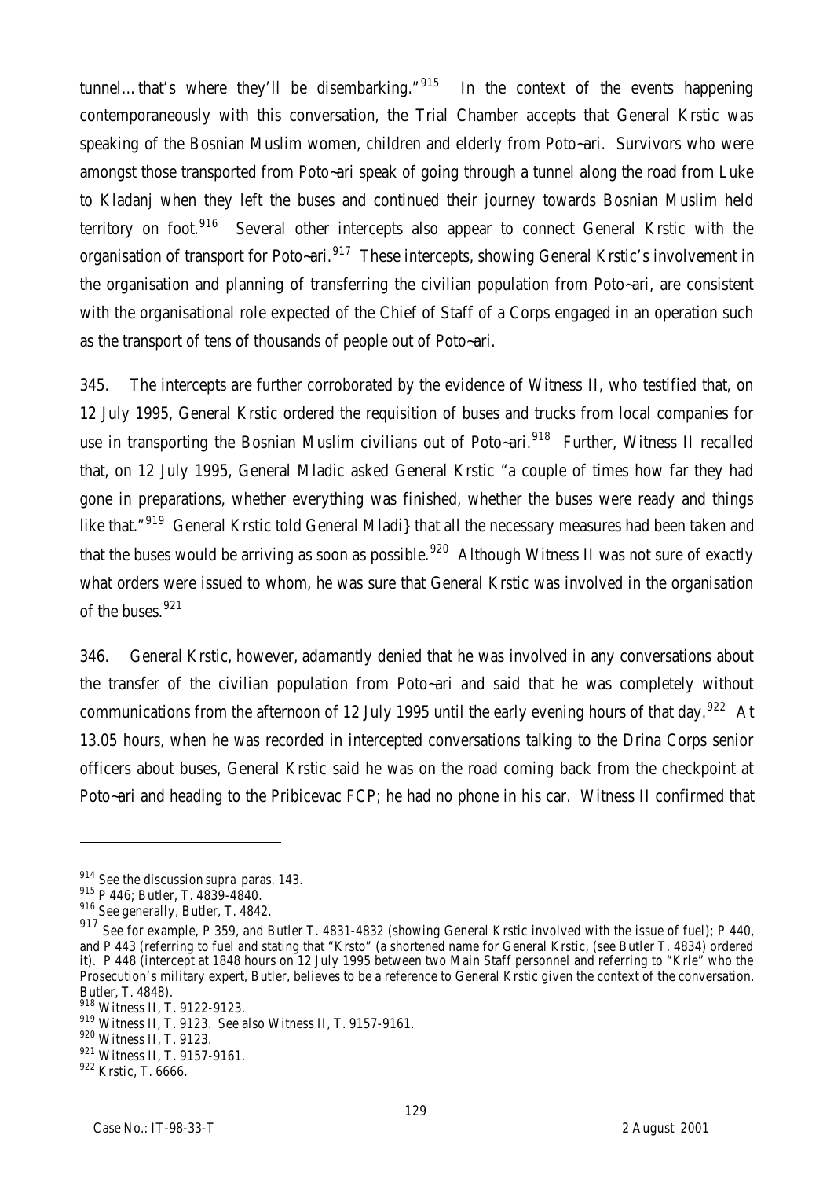tunnel…that's where they'll be disembarking."[915] In the context of the events happening contemporaneously with this conversation, the Trial Chamber accepts that General Krstic was speaking of the Bosnian Muslim women, children and elderly from Poto~ari. Survivors who were amongst those transported from Poto~ari speak of going through a tunnel along the road from Luke to Kladanj when they left the buses and continued their journey towards Bosnian Muslim held territory on foot.[916] Several other intercepts also appear to connect General Krstic with the organisation of transport for Poto~ari.[917] These intercepts, showing General Krstic's involvement in the organisation and planning of transferring the civilian population from Poto~ari, are consistent with the organisational role expected of the Chief of Staff of a Corps engaged in an operation such as the transport of tens of thousands of people out of Poto~ari.

345. The intercepts are further corroborated by the evidence of Witness II, who testified that, on 12 July 1995, General Krstic ordered the requisition of buses and trucks from local companies for use in transporting the Bosnian Muslim civilians out of Poto~ari.[918] Further, Witness II recalled that, on 12 July 1995, General Mladic asked General Krstic "a couple of times how far they had gone in preparations, whether everything was finished, whether the buses were ready and things like that."[919] General Krstic told General Mladi} that all the necessary measures had been taken and that the buses would be arriving as soon as possible.[920] Although Witness II was not sure of exactly what orders were issued to whom, he was sure that General Krstic was involved in the organisation of the buses.[921]

346. General Krstic, however, adamantly denied that he was involved in any conversations about the transfer of the civilian population from Poto~ari and said that he was completely without communications from the afternoon of 12 July 1995 until the early evening hours of that day.[922] At 13.05 hours, when he was recorded in intercepted conversations talking to the Drina Corps senior officers about buses, General Krstic said he was on the road coming back from the checkpoint at Poto~ari and heading to the Pribicevac FCP; he had no phone in his car. Witness II confirmed that

---

914 See the discussion *supra* paras. 143.

915 P 446; Butler, T. 4839-4840.

916 See generally, Butler, T. 4842.

917 See for example, P 359, and Butler T. 4831-4832 (showing General Krstic involved with the issue of fuel); P 440, and P 443 (referring to fuel and stating that "Krsto" (a shortened name for General Krstic, (see Butler T. 4834) ordered it). P 448 (intercept at 1848 hours on 12 July 1995 between two Main Staff personnel and referring to "Krle" who the Prosecution's military expert, Butler, believes to be a reference to General Krstic given the context of the conversation. Butler, T. 4848).

918 Witness II, T. 9122-9123.

919 Witness II, T. 9123. See also Witness II, T. 9157-9161.

920 Witness II, T. 9123.

921 Witness II, T. 9157-9161.

922 Krstic, T. 6666.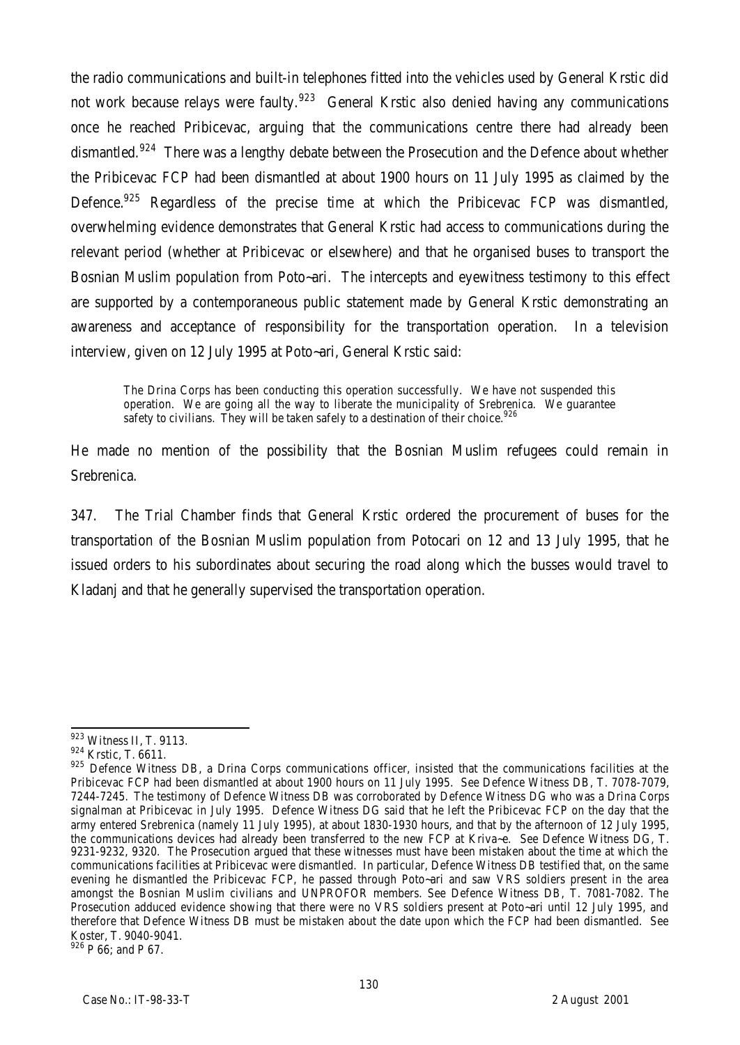the radio communications and built-in telephones fitted into the vehicles used by General Krstic did not work because relays were faulty.[923] General Krstic also denied having any communications once he reached Pribicevac, arguing that the communications centre there had already been dismantled.[924] There was a lengthy debate between the Prosecution and the Defence about whether the Pribicevac FCP had been dismantled at about 1900 hours on 11 July 1995 as claimed by the Defence.[925] Regardless of the precise time at which the Pribicevac FCP was dismantled, overwhelming evidence demonstrates that General Krstic had access to communications during the relevant period (whether at Pribicevac or elsewhere) and that he organised buses to transport the Bosnian Muslim population from Poto~ari. The intercepts and eyewitness testimony to this effect are supported by a contemporaneous public statement made by General Krstic demonstrating an awareness and acceptance of responsibility for the transportation operation. In a television interview, given on 12 July 1995 at Poto~ari, General Krstic said:

> The Drina Corps has been conducting this operation successfully. We have not suspended this operation. We are going all the way to liberate the municipality of Srebrenica. We guarantee safety to civilians. They will be taken safely to a destination of their choice.[926]

He made no mention of the possibility that the Bosnian Muslim refugees could remain in Srebrenica.

347. The Trial Chamber finds that General Krstic ordered the procurement of buses for the transportation of the Bosnian Muslim population from Potocari on 12 and 13 July 1995, that he issued orders to his subordinates about securing the road along which the busses would travel to Kladanj and that he generally supervised the transportation operation.

---

[923] Witness II, T. 9113.

[924] Krstic, T. 6611.

[925] Defence Witness DB, a Drina Corps communications officer, insisted that the communications facilities at the Pribicevac FCP had been dismantled at about 1900 hours on 11 July 1995. See Defence Witness DB, T. 7078-7079, 7244-7245. The testimony of Defence Witness DB was corroborated by Defence Witness DG who was a Drina Corps signalman at Pribicevac in July 1995. Defence Witness DG said that he left the Pribicevac FCP on the day that the army entered Srebrenica (namely 11 July 1995), at about 1830-1930 hours, and that by the afternoon of 12 July 1995, the communications devices had already been transferred to the new FCP at Kriva~e. See Defence Witness DG, T. 9231-9232, 9320. The Prosecution argued that these witnesses must have been mistaken about the time at which the communications facilities at Pribicevac were dismantled. In particular, Defence Witness DB testified that, on the same evening he dismantled the Pribicevac FCP, he passed through Poto~ari and saw VRS soldiers present in the area amongst the Bosnian Muslim civilians and UNPROFOR members. See Defence Witness DB, T. 7081-7082. The Prosecution adduced evidence showing that there were no VRS soldiers present at Poto~ari until 12 July 1995, and therefore that Defence Witness DB must be mistaken about the date upon which the FCP had been dismantled. See Koster, T. 9040-9041.

[926] P 66; and P 67.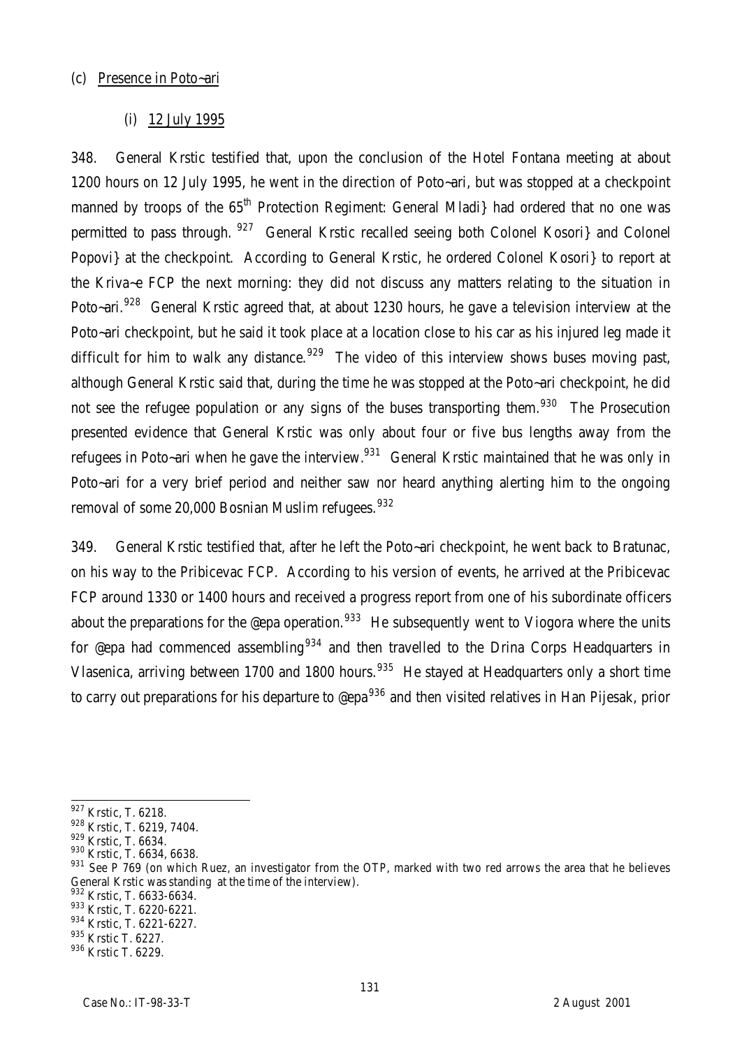(c) Presence in Poto~ari

(i) 12 July 1995

348. General Krstic testified that, upon the conclusion of the Hotel Fontana meeting at about 1200 hours on 12 July 1995, he went in the direction of Poto~ari, but was stopped at a checkpoint manned by troops of the 65th Protection Regiment: General Mladi} had ordered that no one was permitted to pass through. [927] General Krstic recalled seeing both Colonel Kosori} and Colonel Popovi} at the checkpoint. According to General Krstic, he ordered Colonel Kosori} to report at the Kriva~e FCP the next morning: they did not discuss any matters relating to the situation in Poto~ari.[928] General Krstic agreed that, at about 1230 hours, he gave a television interview at the Poto~ari checkpoint, but he said it took place at a location close to his car as his injured leg made it difficult for him to walk any distance.[929] The video of this interview shows buses moving past, although General Krstic said that, during the time he was stopped at the Poto~ari checkpoint, he did not see the refugee population or any signs of the buses transporting them.[930] The Prosecution presented evidence that General Krstic was only about four or five bus lengths away from the refugees in Poto~ari when he gave the interview.[931] General Krstic maintained that he was only in Poto~ari for a very brief period and neither saw nor heard anything alerting him to the ongoing removal of some 20,000 Bosnian Muslim refugees.[932]

349. General Krstic testified that, after he left the Poto~ari checkpoint, he went back to Bratunac, on his way to the Pribicevac FCP. According to his version of events, he arrived at the Pribicevac FCP around 1330 or 1400 hours and received a progress report from one of his subordinate officers about the preparations for the @epa operation.[933] He subsequently went to Viogora where the units for @epa had commenced assembling[934] and then travelled to the Drina Corps Headquarters in Vlasenica, arriving between 1700 and 1800 hours.[935] He stayed at Headquarters only a short time to carry out preparations for his departure to @epa[936] and then visited relatives in Han Pijesak, prior

---

[927] Krstic, T. 6218.

[928] Krstic, T. 6219, 7404.

[929] Krstic, T. 6634.

[930] Krstic, T. 6634, 6638.

[931] See P 769 (on which Ruez, an investigator from the OTP, marked with two red arrows the area that he believes General Krstic was standing at the time of the interview).

[932] Krstic, T. 6633-6634.

[933] Krstic, T. 6220-6221.

[934] Krstic, T. 6221-6227.

[935] Krstic T. 6227.

[936] Krstic T. 6229.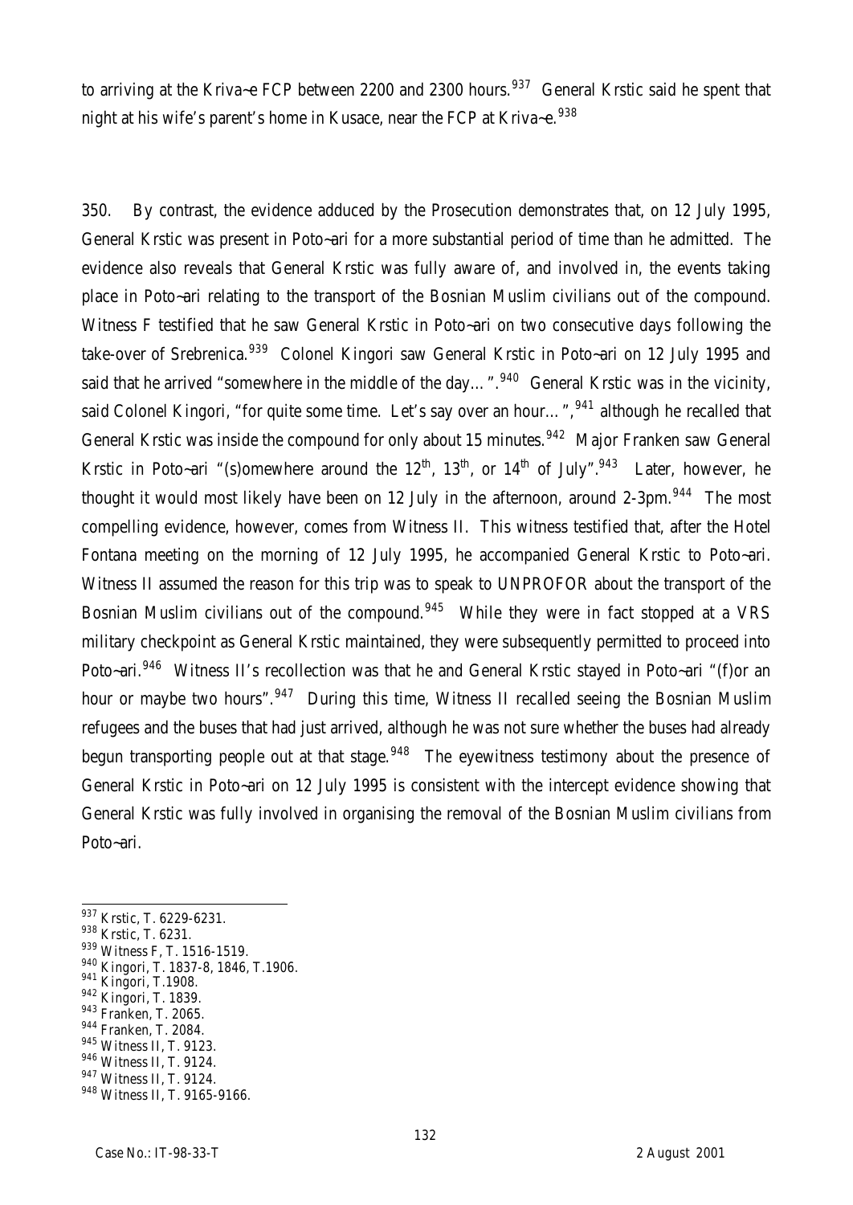to arriving at the Kriva~e FCP between 2200 and 2300 hours.[937] General Krstic said he spent that night at his wife's parent's home in Kusace, near the FCP at Kriva~e.[938]

350. By contrast, the evidence adduced by the Prosecution demonstrates that, on 12 July 1995, General Krstic was present in Poto~ari for a more substantial period of time than he admitted. The evidence also reveals that General Krstic was fully aware of, and involved in, the events taking place in Poto~ari relating to the transport of the Bosnian Muslim civilians out of the compound. Witness F testified that he saw General Krstic in Poto~ari on two consecutive days following the take-over of Srebrenica.[939] Colonel Kingori saw General Krstic in Poto~ari on 12 July 1995 and said that he arrived "somewhere in the middle of the day…".[940] General Krstic was in the vicinity, said Colonel Kingori, "for quite some time. Let's say over an hour…",[941] although he recalled that General Krstic was inside the compound for only about 15 minutes.[942] Major Franken saw General Krstic in Poto~ari "(s)omewhere around the 12th, 13th, or 14th of July".[943] Later, however, he thought it would most likely have been on 12 July in the afternoon, around 2-3pm.[944] The most compelling evidence, however, comes from Witness II. This witness testified that, after the Hotel Fontana meeting on the morning of 12 July 1995, he accompanied General Krstic to Poto~ari. Witness II assumed the reason for this trip was to speak to UNPROFOR about the transport of the Bosnian Muslim civilians out of the compound.[945] While they were in fact stopped at a VRS military checkpoint as General Krstic maintained, they were subsequently permitted to proceed into Poto~ari.[946] Witness II's recollection was that he and General Krstic stayed in Poto~ari "(f)or an hour or maybe two hours".[947] During this time, Witness II recalled seeing the Bosnian Muslim refugees and the buses that had just arrived, although he was not sure whether the buses had already begun transporting people out at that stage.[948] The eyewitness testimony about the presence of General Krstic in Poto~ari on 12 July 1995 is consistent with the intercept evidence showing that General Krstic was fully involved in organising the removal of the Bosnian Muslim civilians from Poto~ari.

---

[937] Krstic, T. 6229-6231.
[938] Krstic, T. 6231.
[939] Witness F, T. 1516-1519.
[940] Kingori, T. 1837-8, 1846, T.1906.
[941] Kingori, T.1908.
[942] Kingori, T. 1839.
[943] Franken, T. 2065.
[944] Franken, T. 2084.
[945] Witness II, T. 9123.
[946] Witness II, T. 9124.
[947] Witness II, T. 9124.
[948] Witness II, T. 9165-9166.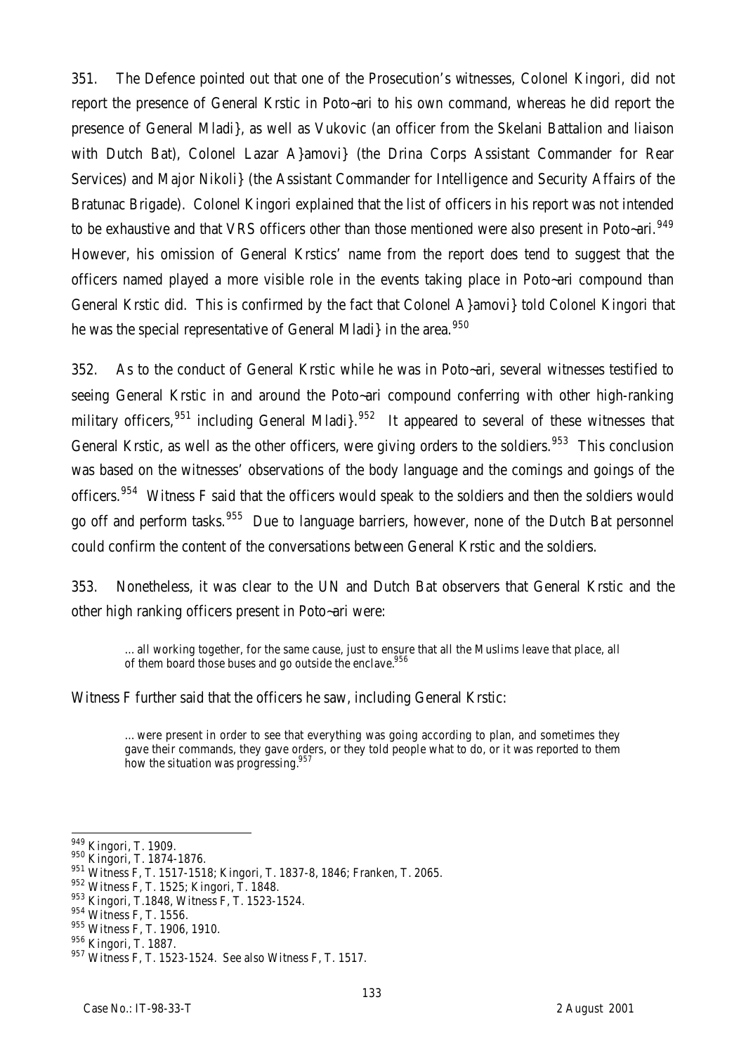351. The Defence pointed out that one of the Prosecution's witnesses, Colonel Kingori, did not report the presence of General Krstic in Poto~ari to his own command, whereas he did report the presence of General Mladi}, as well as Vukovic (an officer from the Skelani Battalion and liaison with Dutch Bat), Colonel Lazar A}amovi} (the Drina Corps Assistant Commander for Rear Services) and Major Nikoli} (the Assistant Commander for Intelligence and Security Affairs of the Bratunac Brigade). Colonel Kingori explained that the list of officers in his report was not intended to be exhaustive and that VRS officers other than those mentioned were also present in Poto~ari.[949] However, his omission of General Krstics' name from the report does tend to suggest that the officers named played a more visible role in the events taking place in Poto~ari compound than General Krstic did. This is confirmed by the fact that Colonel A}amovi} told Colonel Kingori that he was the special representative of General Mladi} in the area.[950]

352. As to the conduct of General Krstic while he was in Poto~ari, several witnesses testified to seeing General Krstic in and around the Poto~ari compound conferring with other high-ranking military officers,[951] including General Mladi}.[952] It appeared to several of these witnesses that General Krstic, as well as the other officers, were giving orders to the soldiers.[953] This conclusion was based on the witnesses' observations of the body language and the comings and goings of the officers.[954] Witness F said that the officers would speak to the soldiers and then the soldiers would go off and perform tasks.[955] Due to language barriers, however, none of the Dutch Bat personnel could confirm the content of the conversations between General Krstic and the soldiers.

353. Nonetheless, it was clear to the UN and Dutch Bat observers that General Krstic and the other high ranking officers present in Poto~ari were:

> ... all working together, for the same cause, just to ensure that all the Muslims leave that place, all of them board those buses and go outside the enclave.[956]

Witness F further said that the officers he saw, including General Krstic:

> ... were present in order to see that everything was going according to plan, and sometimes they gave their commands, they gave orders, or they told people what to do, or it was reported to them how the situation was progressing.[957]

---

[949] Kingori, T. 1909.
[950] Kingori, T. 1874-1876.
[951] Witness F, T. 1517-1518; Kingori, T. 1837-8, 1846; Franken, T. 2065.
[952] Witness F, T. 1525; Kingori, T. 1848.
[953] Kingori, T.1848, Witness F, T. 1523-1524.
[954] Witness F, T. 1556.
[955] Witness F, T. 1906, 1910.
[956] Kingori, T. 1887.
[957] Witness F, T. 1523-1524. See also Witness F, T. 1517.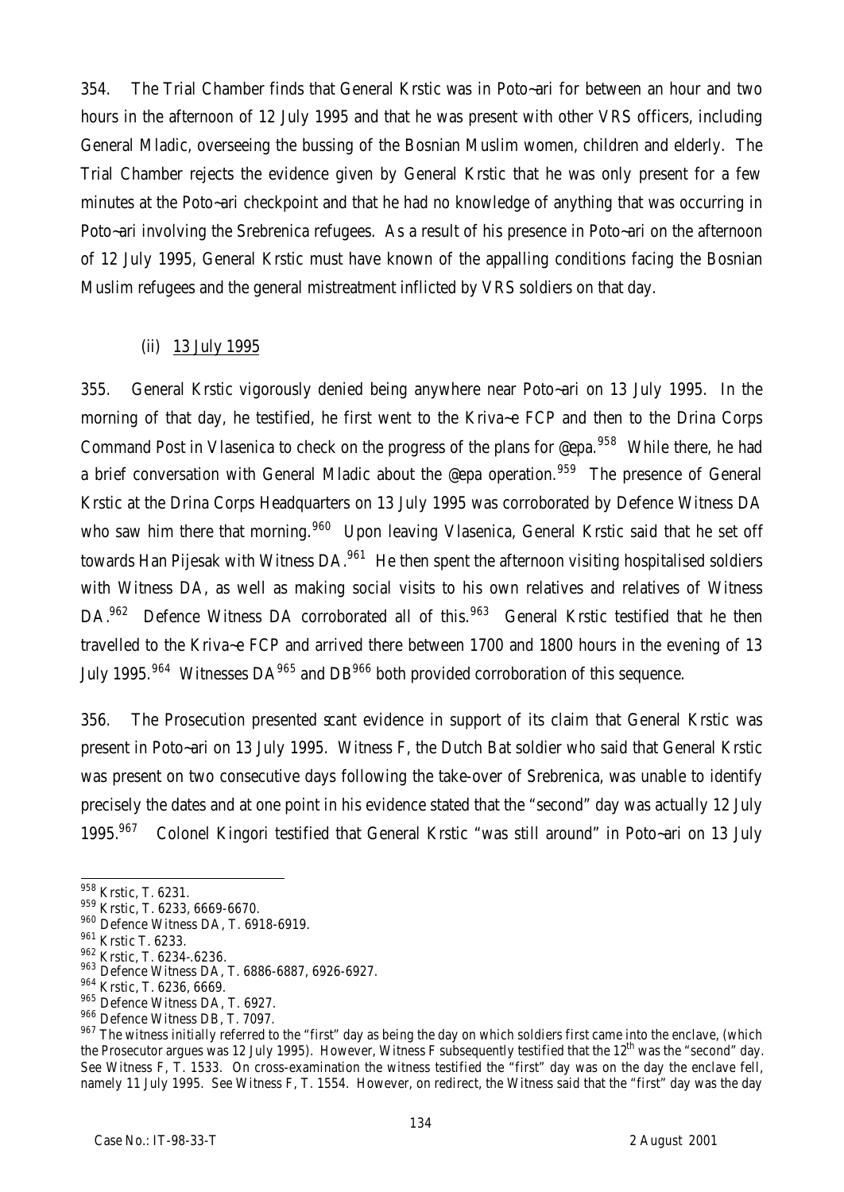354. The Trial Chamber finds that General Krstic was in Poto~ari for between an hour and two hours in the afternoon of 12 July 1995 and that he was present with other VRS officers, including General Mladic, overseeing the bussing of the Bosnian Muslim women, children and elderly. The Trial Chamber rejects the evidence given by General Krstic that he was only present for a few minutes at the Poto~ari checkpoint and that he had no knowledge of anything that was occurring in Poto~ari involving the Srebrenica refugees. As a result of his presence in Poto~ari on the afternoon of 12 July 1995, General Krstic must have known of the appalling conditions facing the Bosnian Muslim refugees and the general mistreatment inflicted by VRS soldiers on that day.

(ii) 13 July 1995

355. General Krstic vigorously denied being anywhere near Poto~ari on 13 July 1995. In the morning of that day, he testified, he first went to the Kriva~e FCP and then to the Drina Corps Command Post in Vlasenica to check on the progress of the plans for @epa.[958] While there, he had a brief conversation with General Mladic about the @epa operation.[959] The presence of General Krstic at the Drina Corps Headquarters on 13 July 1995 was corroborated by Defence Witness DA who saw him there that morning.[960] Upon leaving Vlasenica, General Krstic said that he set off towards Han Pijesak with Witness DA.[961] He then spent the afternoon visiting hospitalised soldiers with Witness DA, as well as making social visits to his own relatives and relatives of Witness DA.[962] Defence Witness DA corroborated all of this.[963] General Krstic testified that he then travelled to the Kriva~e FCP and arrived there between 1700 and 1800 hours in the evening of 13 July 1995.[964] Witnesses DA[965] and DB[966] both provided corroboration of this sequence.

356. The Prosecution presented scant evidence in support of its claim that General Krstic was present in Poto~ari on 13 July 1995. Witness F, the Dutch Bat soldier who said that General Krstic was present on two consecutive days following the take-over of Srebrenica, was unable to identify precisely the dates and at one point in his evidence stated that the "second" day was actually 12 July 1995.[967] Colonel Kingori testified that General Krstic "was still around" in Poto~ari on 13 July

---

[958] Krstic, T. 6231.

[959] Krstic, T. 6233, 6669-6670.

[960] Defence Witness DA, T. 6918-6919.

[961] Krstic T. 6233.

[962] Krstic, T. 6234-.6236.

[963] Defence Witness DA, T. 6886-6887, 6926-6927.

[964] Krstic, T. 6236, 6669.

[965] Defence Witness DA, T. 6927.

[966] Defence Witness DB, T. 7097.

[967] The witness initially referred to the "first" day as being the day on which soldiers first came into the enclave, (which the Prosecutor argues was 12 July 1995). However, Witness F subsequently testified that the 12th was the "second" day. See Witness F, T. 1533. On cross-examination the witness testified the "first" day was on the day the enclave fell, namely 11 July 1995. See Witness F, T. 1554. However, on redirect, the Witness said that the "first" day was the day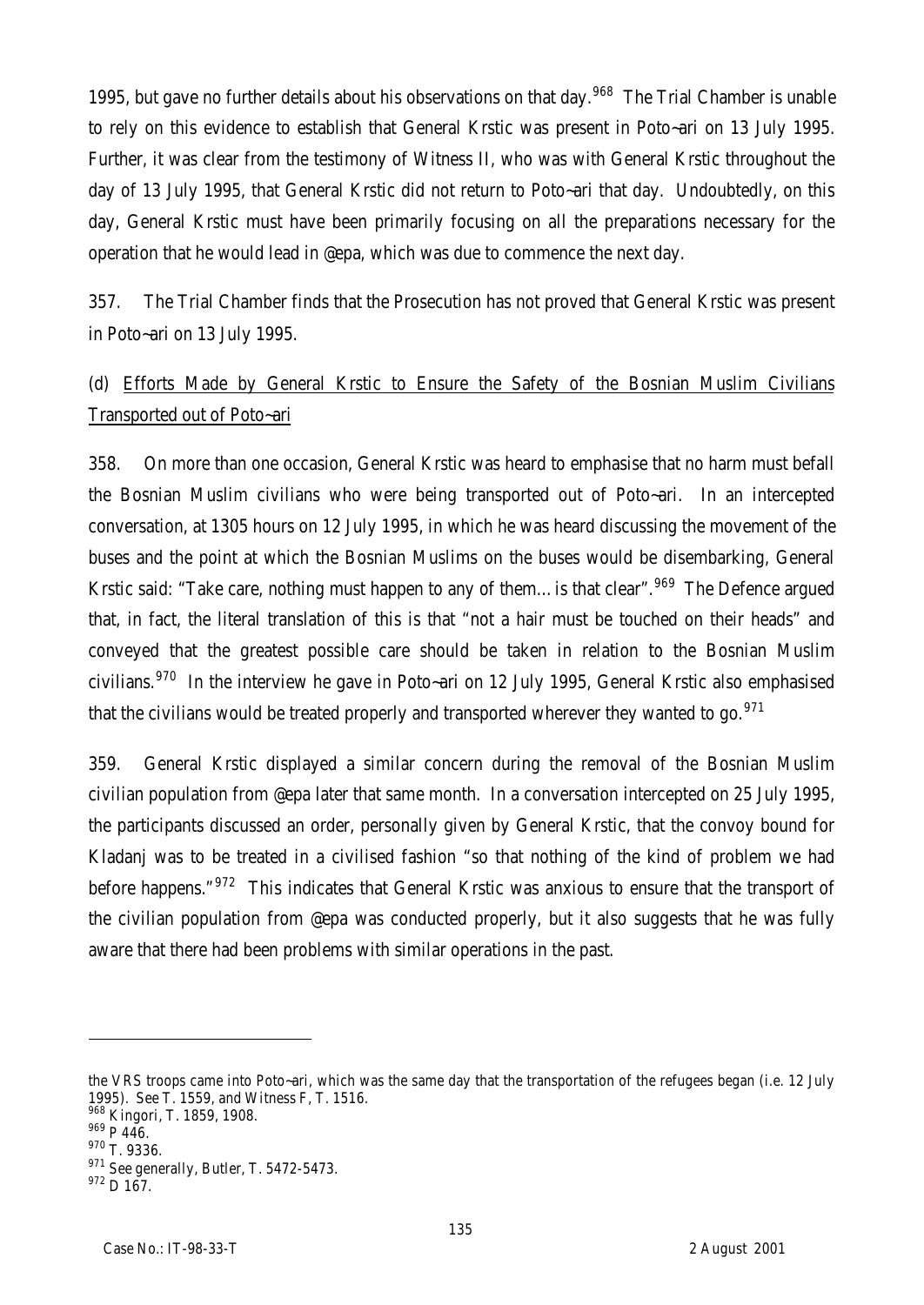1995, but gave no further details about his observations on that day.[968] The Trial Chamber is unable to rely on this evidence to establish that General Krstic was present in Poto~ari on 13 July 1995. Further, it was clear from the testimony of Witness II, who was with General Krstic throughout the day of 13 July 1995, that General Krstic did not return to Poto~ari that day. Undoubtedly, on this day, General Krstic must have been primarily focusing on all the preparations necessary for the operation that he would lead in @epa, which was due to commence the next day.

357. The Trial Chamber finds that the Prosecution has not proved that General Krstic was present in Poto~ari on 13 July 1995.

(d) Efforts Made by General Krstic to Ensure the Safety of the Bosnian Muslim Civilians Transported out of Poto~ari

358. On more than one occasion, General Krstic was heard to emphasise that no harm must befall the Bosnian Muslim civilians who were being transported out of Poto~ari. In an intercepted conversation, at 1305 hours on 12 July 1995, in which he was heard discussing the movement of the buses and the point at which the Bosnian Muslims on the buses would be disembarking, General Krstic said: "Take care, nothing must happen to any of them…is that clear".[969] The Defence argued that, in fact, the literal translation of this is that "not a hair must be touched on their heads" and conveyed that the greatest possible care should be taken in relation to the Bosnian Muslim civilians.[970] In the interview he gave in Poto~ari on 12 July 1995, General Krstic also emphasised that the civilians would be treated properly and transported wherever they wanted to go.[971]

359. General Krstic displayed a similar concern during the removal of the Bosnian Muslim civilian population from @epa later that same month. In a conversation intercepted on 25 July 1995, the participants discussed an order, personally given by General Krstic, that the convoy bound for Kladanj was to be treated in a civilised fashion "so that nothing of the kind of problem we had before happens."[972] This indicates that General Krstic was anxious to ensure that the transport of the civilian population from @epa was conducted properly, but it also suggests that he was fully aware that there had been problems with similar operations in the past.

---

the VRS troops came into Poto~ari, which was the same day that the transportation of the refugees began (i.e. 12 July 1995). See T. 1559, and Witness F, T. 1516.

[968] Kingori, T. 1859, 1908.

[969] P 446.

[970] T. 9336.

[971] See generally, Butler, T. 5472-5473.

[972] D 167.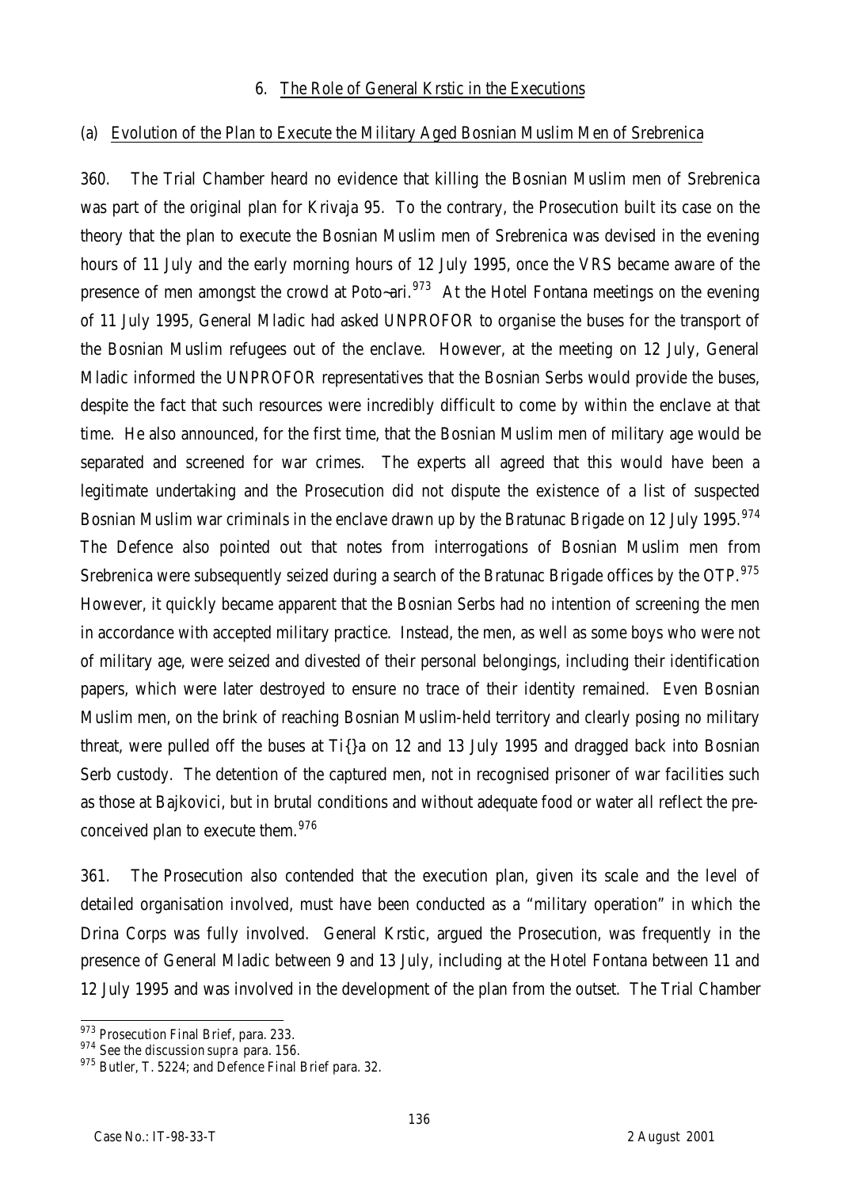### 6. The Role of General Krstic in the Executions

#### (a) Evolution of the Plan to Execute the Military Aged Bosnian Muslim Men of Srebrenica

360. The Trial Chamber heard no evidence that killing the Bosnian Muslim men of Srebrenica was part of the original plan for Krivaja 95. To the contrary, the Prosecution built its case on the theory that the plan to execute the Bosnian Muslim men of Srebrenica was devised in the evening hours of 11 July and the early morning hours of 12 July 1995, once the VRS became aware of the presence of men amongst the crowd at Poto~ari.[973] At the Hotel Fontana meetings on the evening of 11 July 1995, General Mladic had asked UNPROFOR to organise the buses for the transport of the Bosnian Muslim refugees out of the enclave. However, at the meeting on 12 July, General Mladic informed the UNPROFOR representatives that the Bosnian Serbs would provide the buses, despite the fact that such resources were incredibly difficult to come by within the enclave at that time. He also announced, for the first time, that the Bosnian Muslim men of military age would be separated and screened for war crimes. The experts all agreed that this would have been a legitimate undertaking and the Prosecution did not dispute the existence of a list of suspected Bosnian Muslim war criminals in the enclave drawn up by the Bratunac Brigade on 12 July 1995.[974] The Defence also pointed out that notes from interrogations of Bosnian Muslim men from Srebrenica were subsequently seized during a search of the Bratunac Brigade offices by the OTP.[975] However, it quickly became apparent that the Bosnian Serbs had no intention of screening the men in accordance with accepted military practice. Instead, the men, as well as some boys who were not of military age, were seized and divested of their personal belongings, including their identification papers, which were later destroyed to ensure no trace of their identity remained. Even Bosnian Muslim men, on the brink of reaching Bosnian Muslim-held territory and clearly posing no military threat, were pulled off the buses at Ti{}a on 12 and 13 July 1995 and dragged back into Bosnian Serb custody. The detention of the captured men, not in recognised prisoner of war facilities such as those at Bajkovici, but in brutal conditions and without adequate food or water all reflect the pre-conceived plan to execute them.[976]

361. The Prosecution also contended that the execution plan, given its scale and the level of detailed organisation involved, must have been conducted as a "military operation" in which the Drina Corps was fully involved. General Krstic, argued the Prosecution, was frequently in the presence of General Mladic between 9 and 13 July, including at the Hotel Fontana between 11 and 12 July 1995 and was involved in the development of the plan from the outset. The Trial Chamber

---

[973] Prosecution Final Brief, para. 233.

[974] See the discussion *supra* para. 156.

[975] Butler, T. 5224; and Defence Final Brief para. 32.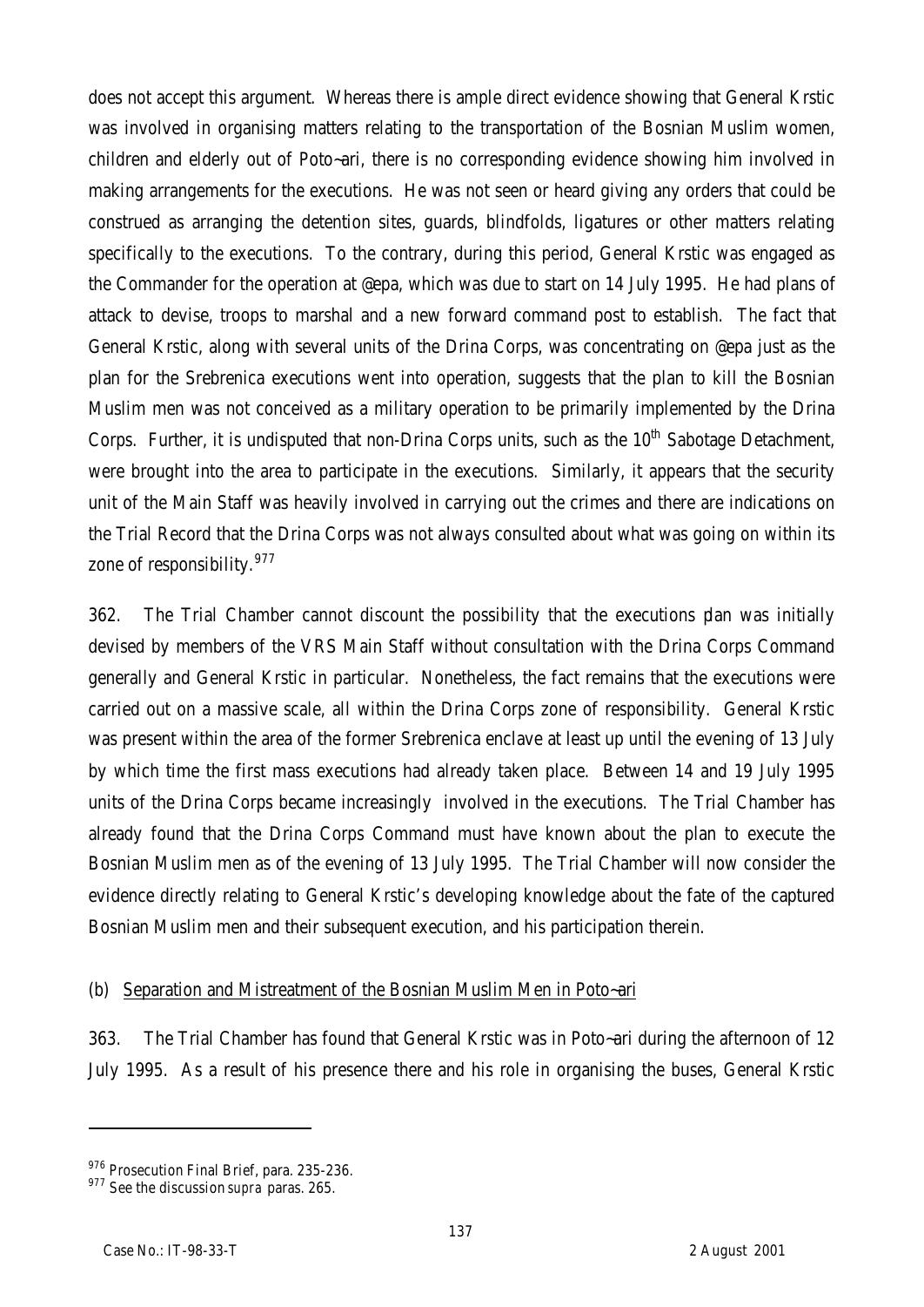does not accept this argument. Whereas there is ample direct evidence showing that General Krstic was involved in organising matters relating to the transportation of the Bosnian Muslim women, children and elderly out of Poto~ari, there is no corresponding evidence showing him involved in making arrangements for the executions. He was not seen or heard giving any orders that could be construed as arranging the detention sites, guards, blindfolds, ligatures or other matters relating specifically to the executions. To the contrary, during this period, General Krstic was engaged as the Commander for the operation at @epa, which was due to start on 14 July 1995. He had plans of attack to devise, troops to marshal and a new forward command post to establish. The fact that General Krstic, along with several units of the Drina Corps, was concentrating on @epa just as the plan for the Srebrenica executions went into operation, suggests that the plan to kill the Bosnian Muslim men was not conceived as a military operation to be primarily implemented by the Drina Corps. Further, it is undisputed that non-Drina Corps units, such as the 10th Sabotage Detachment, were brought into the area to participate in the executions. Similarly, it appears that the security unit of the Main Staff was heavily involved in carrying out the crimes and there are indications on the Trial Record that the Drina Corps was not always consulted about what was going on within its zone of responsibility.[977]

362. The Trial Chamber cannot discount the possibility that the executions plan was initially devised by members of the VRS Main Staff without consultation with the Drina Corps Command generally and General Krstic in particular. Nonetheless, the fact remains that the executions were carried out on a massive scale, all within the Drina Corps zone of responsibility. General Krstic was present within the area of the former Srebrenica enclave at least up until the evening of 13 July by which time the first mass executions had already taken place. Between 14 and 19 July 1995 units of the Drina Corps became increasingly involved in the executions. The Trial Chamber has already found that the Drina Corps Command must have known about the plan to execute the Bosnian Muslim men as of the evening of 13 July 1995. The Trial Chamber will now consider the evidence directly relating to General Krstic's developing knowledge about the fate of the captured Bosnian Muslim men and their subsequent execution, and his participation therein.

(b) Separation and Mistreatment of the Bosnian Muslim Men in Poto~ari

363. The Trial Chamber has found that General Krstic was in Poto~ari during the afternoon of 12 July 1995. As a result of his presence there and his role in organising the buses, General Krstic

---

[976] Prosecution Final Brief, para. 235-236.

[977] See the discussion *supra* paras. 265.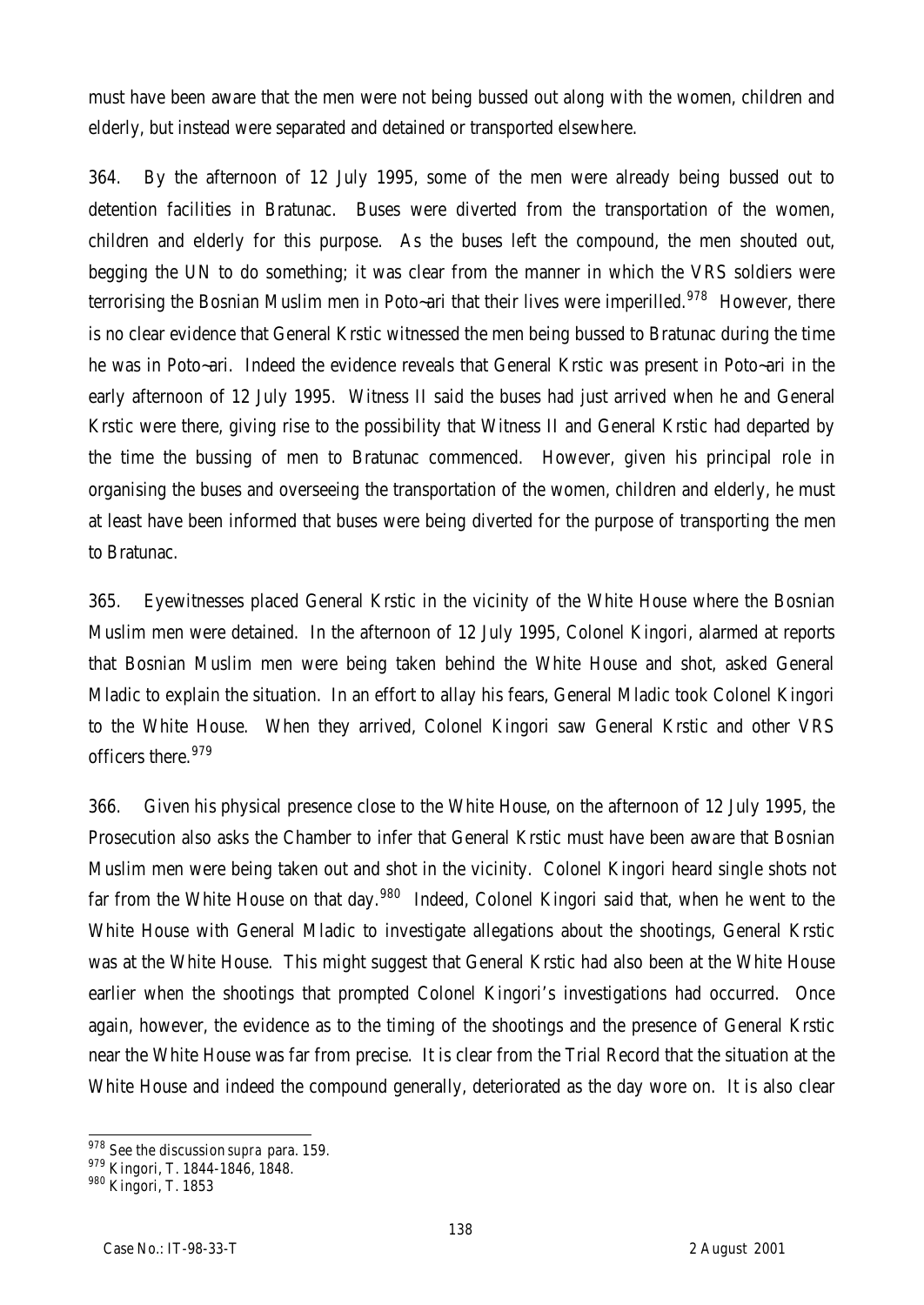must have been aware that the men were not being bussed out along with the women, children and elderly, but instead were separated and detained or transported elsewhere.

364. By the afternoon of 12 July 1995, some of the men were already being bussed out to detention facilities in Bratunac. Buses were diverted from the transportation of the women, children and elderly for this purpose. As the buses left the compound, the men shouted out, begging the UN to do something; it was clear from the manner in which the VRS soldiers were terrorising the Bosnian Muslim men in Poto~ari that their lives were imperilled.[978] However, there is no clear evidence that General Krstic witnessed the men being bussed to Bratunac during the time he was in Poto~ari. Indeed the evidence reveals that General Krstic was present in Poto~ari in the early afternoon of 12 July 1995. Witness II said the buses had just arrived when he and General Krstic were there, giving rise to the possibility that Witness II and General Krstic had departed by the time the bussing of men to Bratunac commenced. However, given his principal role in organising the buses and overseeing the transportation of the women, children and elderly, he must at least have been informed that buses were being diverted for the purpose of transporting the men to Bratunac.

365. Eyewitnesses placed General Krstic in the vicinity of the White House where the Bosnian Muslim men were detained. In the afternoon of 12 July 1995, Colonel Kingori, alarmed at reports that Bosnian Muslim men were being taken behind the White House and shot, asked General Mladic to explain the situation. In an effort to allay his fears, General Mladic took Colonel Kingori to the White House. When they arrived, Colonel Kingori saw General Krstic and other VRS officers there.[979]

366. Given his physical presence close to the White House, on the afternoon of 12 July 1995, the Prosecution also asks the Chamber to infer that General Krstic must have been aware that Bosnian Muslim men were being taken out and shot in the vicinity. Colonel Kingori heard single shots not far from the White House on that day.[980] Indeed, Colonel Kingori said that, when he went to the White House with General Mladic to investigate allegations about the shootings, General Krstic was at the White House. This might suggest that General Krstic had also been at the White House earlier when the shootings that prompted Colonel Kingori's investigations had occurred. Once again, however, the evidence as to the timing of the shootings and the presence of General Krstic near the White House was far from precise. It is clear from the Trial Record that the situation at the White House and indeed the compound generally, deteriorated as the day wore on. It is also clear

---

[978] See the discussion *supra* para. 159.

[979] Kingori, T. 1844-1846, 1848.

[980] Kingori, T. 1853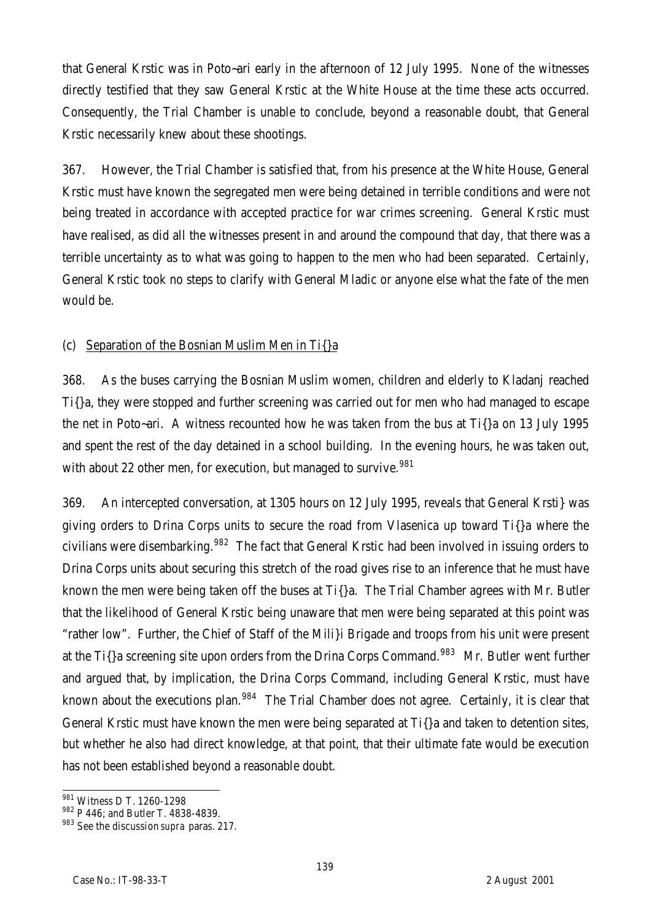that General Krstic was in Poto~ari early in the afternoon of 12 July 1995. None of the witnesses directly testified that they saw General Krstic at the White House at the time these acts occurred. Consequently, the Trial Chamber is unable to conclude, beyond a reasonable doubt, that General Krstic necessarily knew about these shootings.

367. However, the Trial Chamber is satisfied that, from his presence at the White House, General Krstic must have known the segregated men were being detained in terrible conditions and were not being treated in accordance with accepted practice for war crimes screening. General Krstic must have realised, as did all the witnesses present in and around the compound that day, that there was a terrible uncertainty as to what was going to happen to the men who had been separated. Certainly, General Krstic took no steps to clarify with General Mladic or anyone else what the fate of the men would be.

(c) Separation of the Bosnian Muslim Men in Ti{}a

368. As the buses carrying the Bosnian Muslim women, children and elderly to Kladanj reached Ti{}a, they were stopped and further screening was carried out for men who had managed to escape the net in Poto~ari. A witness recounted how he was taken from the bus at Ti{}a on 13 July 1995 and spent the rest of the day detained in a school building. In the evening hours, he was taken out, with about 22 other men, for execution, but managed to survive.[981]

369. An intercepted conversation, at 1305 hours on 12 July 1995, reveals that General Krsti} was giving orders to Drina Corps units to secure the road from Vlasenica up toward Ti{}a where the civilians were disembarking.[982] The fact that General Krstic had been involved in issuing orders to Drina Corps units about securing this stretch of the road gives rise to an inference that he must have known the men were being taken off the buses at Ti{}a. The Trial Chamber agrees with Mr. Butler that the likelihood of General Krstic being unaware that men were being separated at this point was "rather low". Further, the Chief of Staff of the Mili}i Brigade and troops from his unit were present at the Ti{}a screening site upon orders from the Drina Corps Command.[983] Mr. Butler went further and argued that, by implication, the Drina Corps Command, including General Krstic, must have known about the executions plan.[984] The Trial Chamber does not agree. Certainly, it is clear that General Krstic must have known the men were being separated at Ti{}a and taken to detention sites, but whether he also had direct knowledge, at that point, that their ultimate fate would be execution has not been established beyond a reasonable doubt.

[981] Witness D T. 1260-1298

[982] P 446; and Butler T. 4838-4839.

[983] See the discussion *supra* paras. 217.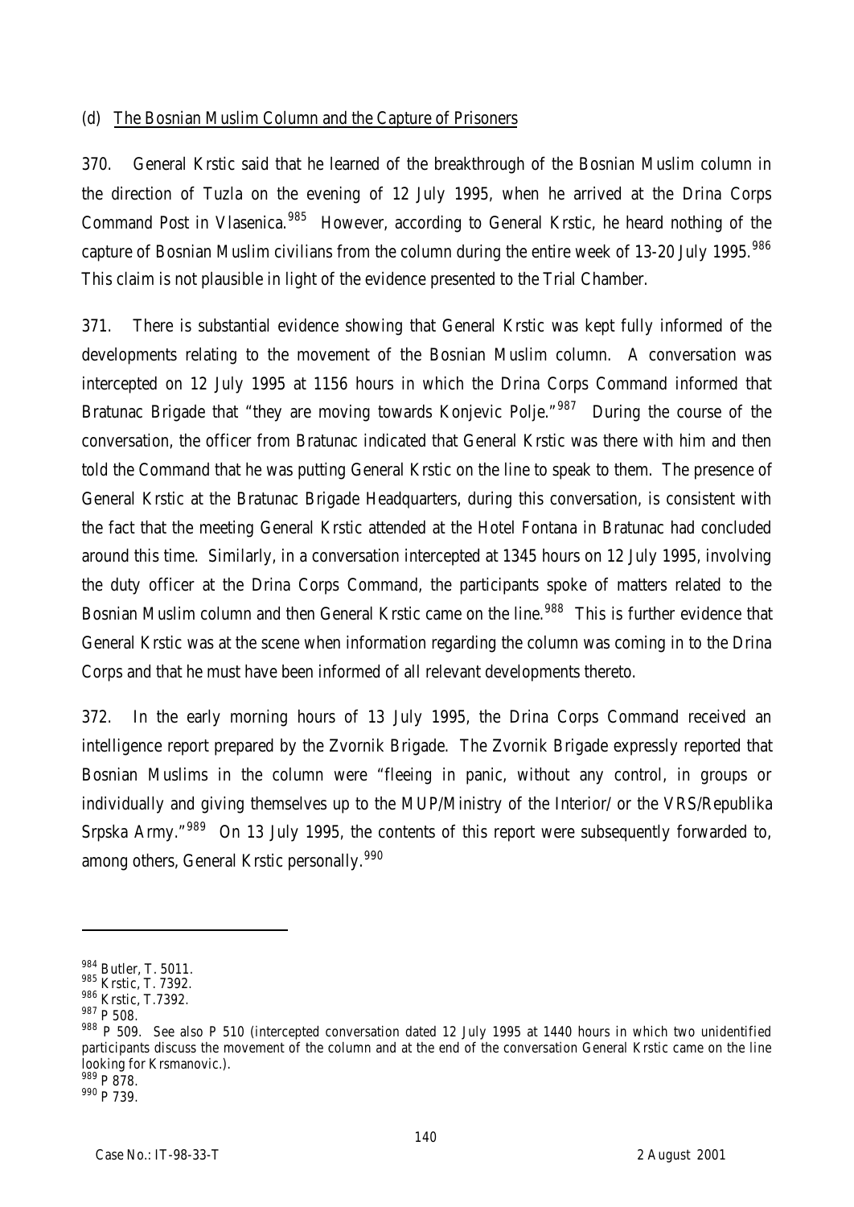(d) The Bosnian Muslim Column and the Capture of Prisoners

370. General Krstic said that he learned of the breakthrough of the Bosnian Muslim column in the direction of Tuzla on the evening of 12 July 1995, when he arrived at the Drina Corps Command Post in Vlasenica.[985] However, according to General Krstic, he heard nothing of the capture of Bosnian Muslim civilians from the column during the entire week of 13-20 July 1995.[986] This claim is not plausible in light of the evidence presented to the Trial Chamber.

371. There is substantial evidence showing that General Krstic was kept fully informed of the developments relating to the movement of the Bosnian Muslim column. A conversation was intercepted on 12 July 1995 at 1156 hours in which the Drina Corps Command informed that Bratunac Brigade that "they are moving towards Konjevic Polje."[987] During the course of the conversation, the officer from Bratunac indicated that General Krstic was there with him and then told the Command that he was putting General Krstic on the line to speak to them. The presence of General Krstic at the Bratunac Brigade Headquarters, during this conversation, is consistent with the fact that the meeting General Krstic attended at the Hotel Fontana in Bratunac had concluded around this time. Similarly, in a conversation intercepted at 1345 hours on 12 July 1995, involving the duty officer at the Drina Corps Command, the participants spoke of matters related to the Bosnian Muslim column and then General Krstic came on the line.[988] This is further evidence that General Krstic was at the scene when information regarding the column was coming in to the Drina Corps and that he must have been informed of all relevant developments thereto.

372. In the early morning hours of 13 July 1995, the Drina Corps Command received an intelligence report prepared by the Zvornik Brigade. The Zvornik Brigade expressly reported that Bosnian Muslims in the column were "fleeing in panic, without any control, in groups or individually and giving themselves up to the MUP/Ministry of the Interior/ or the VRS/Republika Srpska Army."[989] On 13 July 1995, the contents of this report were subsequently forwarded to, among others, General Krstic personally.[990]

---

[984] Butler, T. 5011.
[985] Krstic, T. 7392.
[986] Krstic, T.7392.
[987] P 508.
[988] P 509. See also P 510 (intercepted conversation dated 12 July 1995 at 1440 hours in which two unidentified participants discuss the movement of the column and at the end of the conversation General Krstic came on the line looking for Krsmanovic.).
[989] P 878.
[990] P 739.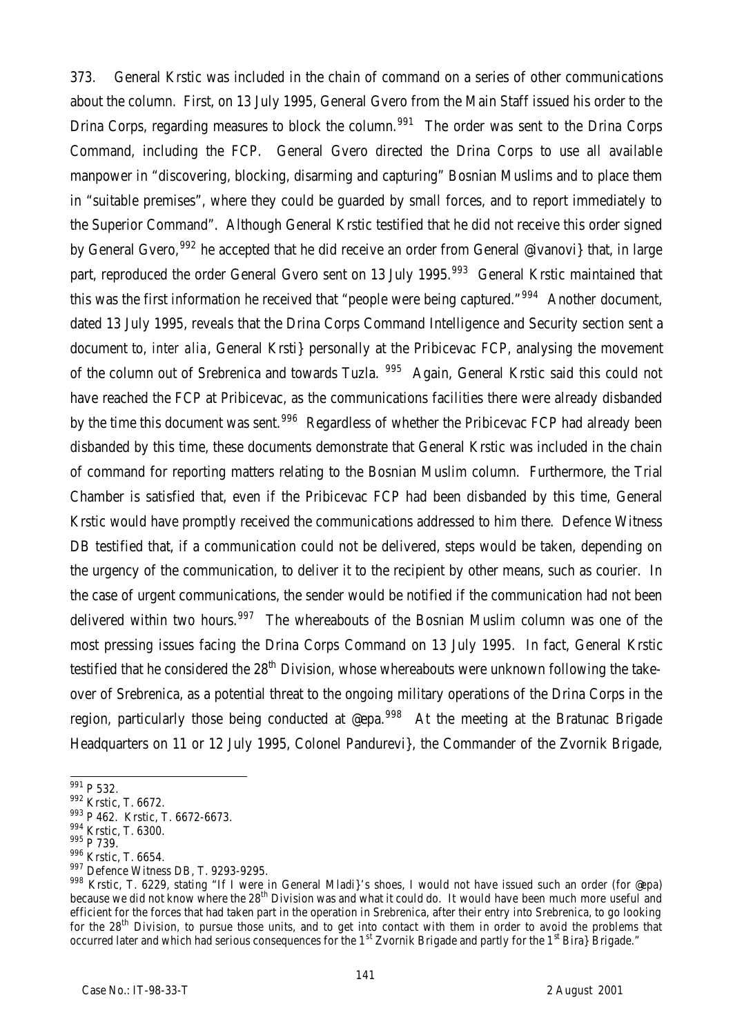373. General Krstic was included in the chain of command on a series of other communications about the column. First, on 13 July 1995, General Gvero from the Main Staff issued his order to the Drina Corps, regarding measures to block the column.[991] The order was sent to the Drina Corps Command, including the FCP. General Gvero directed the Drina Corps to use all available manpower in "discovering, blocking, disarming and capturing" Bosnian Muslims and to place them in "suitable premises", where they could be guarded by small forces, and to report immediately to the Superior Command". Although General Krstic testified that he did not receive this order signed by General Gvero,[992] he accepted that he did receive an order from General @ivanovi} that, in large part, reproduced the order General Gvero sent on 13 July 1995.[993] General Krstic maintained that this was the first information he received that "people were being captured."[994] Another document, dated 13 July 1995, reveals that the Drina Corps Command Intelligence and Security section sent a document to, *inter alia*, General Krsti} personally at the Pribicevac FCP, analysing the movement of the column out of Srebrenica and towards Tuzla. [995] Again, General Krstic said this could not have reached the FCP at Pribicevac, as the communications facilities there were already disbanded by the time this document was sent.[996] Regardless of whether the Pribicevac FCP had already been disbanded by this time, these documents demonstrate that General Krstic was included in the chain of command for reporting matters relating to the Bosnian Muslim column. Furthermore, the Trial Chamber is satisfied that, even if the Pribicevac FCP had been disbanded by this time, General Krstic would have promptly received the communications addressed to him there. Defence Witness DB testified that, if a communication could not be delivered, steps would be taken, depending on the urgency of the communication, to deliver it to the recipient by other means, such as courier. In the case of urgent communications, the sender would be notified if the communication had not been delivered within two hours.[997] The whereabouts of the Bosnian Muslim column was one of the most pressing issues facing the Drina Corps Command on 13 July 1995. In fact, General Krstic testified that he considered the 28th Division, whose whereabouts were unknown following the take-over of Srebrenica, as a potential threat to the ongoing military operations of the Drina Corps in the region, particularly those being conducted at @epa.[998] At the meeting at the Bratunac Brigade Headquarters on 11 or 12 July 1995, Colonel Pandurevi}, the Commander of the Zvornik Brigade,

---

[991] P 532.

[992] Krstic, T. 6672.

[993] P 462. Krstic, T. 6672-6673.

[994] Krstic, T. 6300.

[995] P 739.

[996] Krstic, T. 6654.

[997] Defence Witness DB, T. 9293-9295.

[998] Krstic, T. 6229, stating "If I were in General Mladi}'s shoes, I would not have issued such an order (for @epa) because we did not know where the 28th Division was and what it could do. It would have been much more useful and efficient for the forces that had taken part in the operation in Srebrenica, after their entry into Srebrenica, to go looking for the 28th Division, to pursue those units, and to get into contact with them in order to avoid the problems that occurred later and which had serious consequences for the 1st Zvornik Brigade and partly for the 1st Bira} Brigade."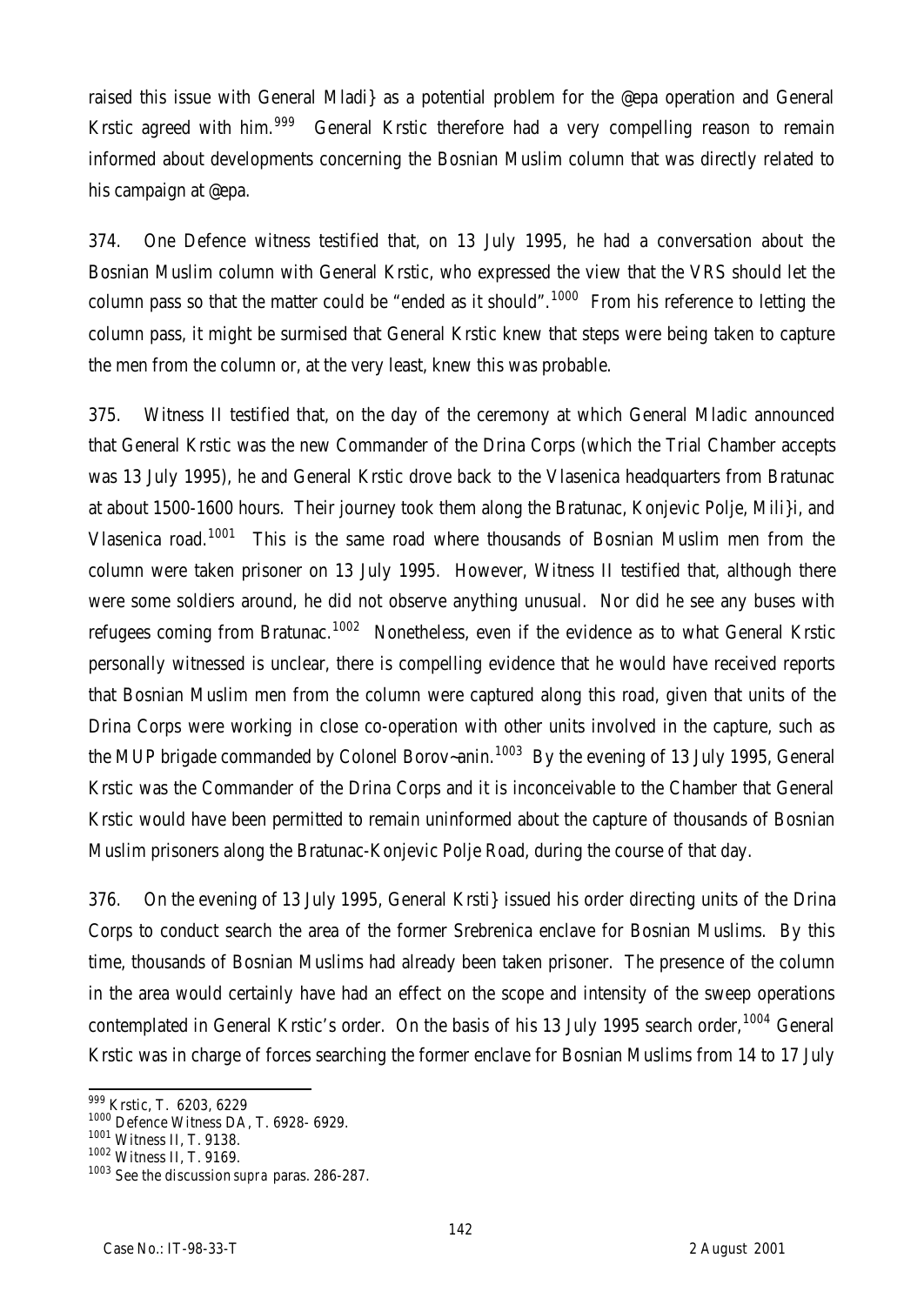raised this issue with General Mladi} as a potential problem for the @epa operation and General Krstic agreed with him.[999] General Krstic therefore had a very compelling reason to remain informed about developments concerning the Bosnian Muslim column that was directly related to his campaign at @epa.

374. One Defence witness testified that, on 13 July 1995, he had a conversation about the Bosnian Muslim column with General Krstic, who expressed the view that the VRS should let the column pass so that the matter could be "ended as it should".[1000] From his reference to letting the column pass, it might be surmised that General Krstic knew that steps were being taken to capture the men from the column or, at the very least, knew this was probable.

375. Witness II testified that, on the day of the ceremony at which General Mladic announced that General Krstic was the new Commander of the Drina Corps (which the Trial Chamber accepts was 13 July 1995), he and General Krstic drove back to the Vlasenica headquarters from Bratunac at about 1500-1600 hours. Their journey took them along the Bratunac, Konjevic Polje, Mili}i, and Vlasenica road.[1001] This is the same road where thousands of Bosnian Muslim men from the column were taken prisoner on 13 July 1995. However, Witness II testified that, although there were some soldiers around, he did not observe anything unusual. Nor did he see any buses with refugees coming from Bratunac.[1002] Nonetheless, even if the evidence as to what General Krstic personally witnessed is unclear, there is compelling evidence that he would have received reports that Bosnian Muslim men from the column were captured along this road, given that units of the Drina Corps were working in close co-operation with other units involved in the capture, such as the MUP brigade commanded by Colonel Borov~anin.[1003] By the evening of 13 July 1995, General Krstic was the Commander of the Drina Corps and it is inconceivable to the Chamber that General Krstic would have been permitted to remain uninformed about the capture of thousands of Bosnian Muslim prisoners along the Bratunac-Konjevic Polje Road, during the course of that day.

376. On the evening of 13 July 1995, General Krsti} issued his order directing units of the Drina Corps to conduct search the area of the former Srebrenica enclave for Bosnian Muslims. By this time, thousands of Bosnian Muslims had already been taken prisoner. The presence of the column in the area would certainly have had an effect on the scope and intensity of the sweep operations contemplated in General Krstic's order. On the basis of his 13 July 1995 search order,[1004] General Krstic was in charge of forces searching the former enclave for Bosnian Muslims from 14 to 17 July

---

[999] Krstic, T. 6203, 6229

[1000] Defence Witness DA, T. 6928- 6929.

[1001] Witness II, T. 9138.

[1002] Witness II, T. 9169.

[1003] See the discussion *supra* paras. 286-287.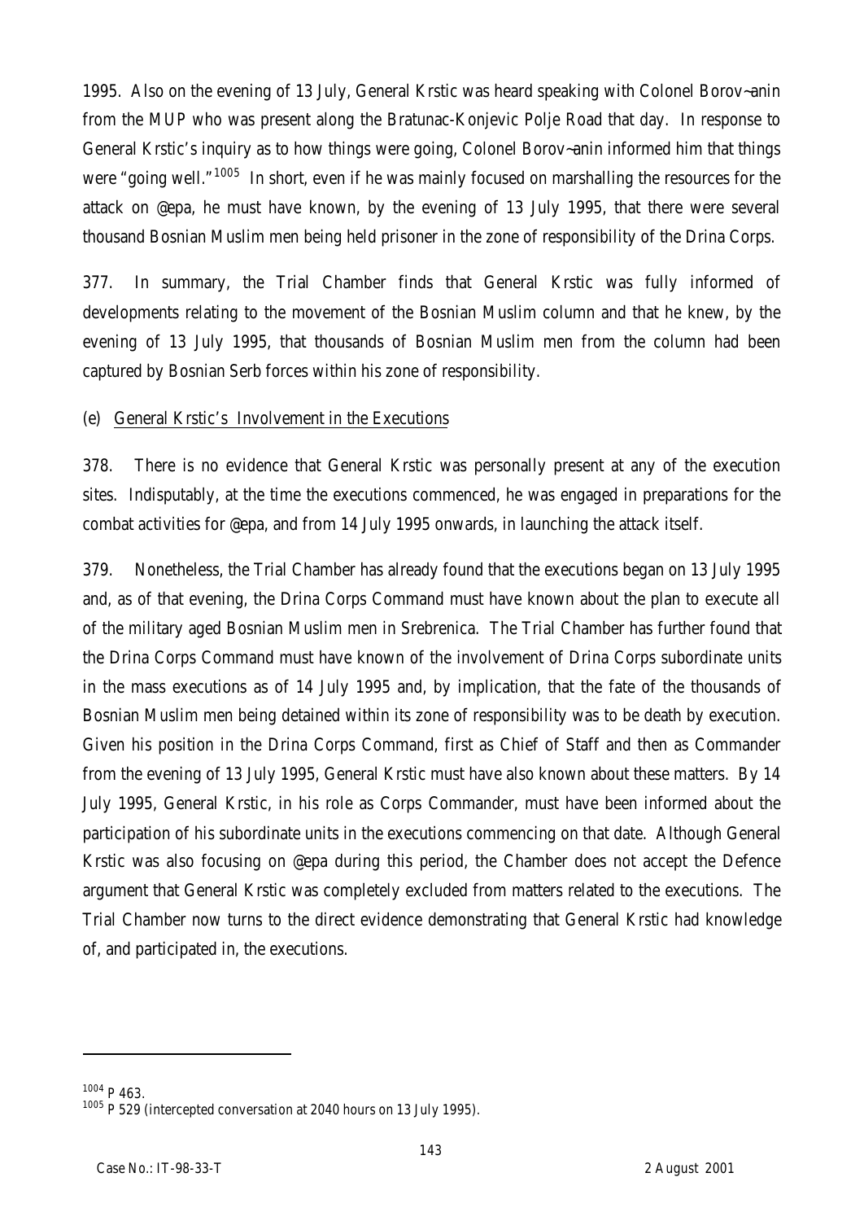1995. Also on the evening of 13 July, General Krstic was heard speaking with Colonel Borov~anin from the MUP who was present along the Bratunac-Konjevic Polje Road that day. In response to General Krstic's inquiry as to how things were going, Colonel Borov~anin informed him that things were "going well."[1005] In short, even if he was mainly focused on marshalling the resources for the attack on @epa, he must have known, by the evening of 13 July 1995, that there were several thousand Bosnian Muslim men being held prisoner in the zone of responsibility of the Drina Corps.

377. In summary, the Trial Chamber finds that General Krstic was fully informed of developments relating to the movement of the Bosnian Muslim column and that he knew, by the evening of 13 July 1995, that thousands of Bosnian Muslim men from the column had been captured by Bosnian Serb forces within his zone of responsibility.

(e) General Krstic's Involvement in the Executions

378. There is no evidence that General Krstic was personally present at any of the execution sites. Indisputably, at the time the executions commenced, he was engaged in preparations for the combat activities for @epa, and from 14 July 1995 onwards, in launching the attack itself.

379. Nonetheless, the Trial Chamber has already found that the executions began on 13 July 1995 and, as of that evening, the Drina Corps Command must have known about the plan to execute all of the military aged Bosnian Muslim men in Srebrenica. The Trial Chamber has further found that the Drina Corps Command must have known of the involvement of Drina Corps subordinate units in the mass executions as of 14 July 1995 and, by implication, that the fate of the thousands of Bosnian Muslim men being detained within its zone of responsibility was to be death by execution. Given his position in the Drina Corps Command, first as Chief of Staff and then as Commander from the evening of 13 July 1995, General Krstic must have also known about these matters. By 14 July 1995, General Krstic, in his role as Corps Commander, must have been informed about the participation of his subordinate units in the executions commencing on that date. Although General Krstic was also focusing on @epa during this period, the Chamber does not accept the Defence argument that General Krstic was completely excluded from matters related to the executions. The Trial Chamber now turns to the direct evidence demonstrating that General Krstic had knowledge of, and participated in, the executions.

---

[1004] P 463.

[1005] P 529 (intercepted conversation at 2040 hours on 13 July 1995).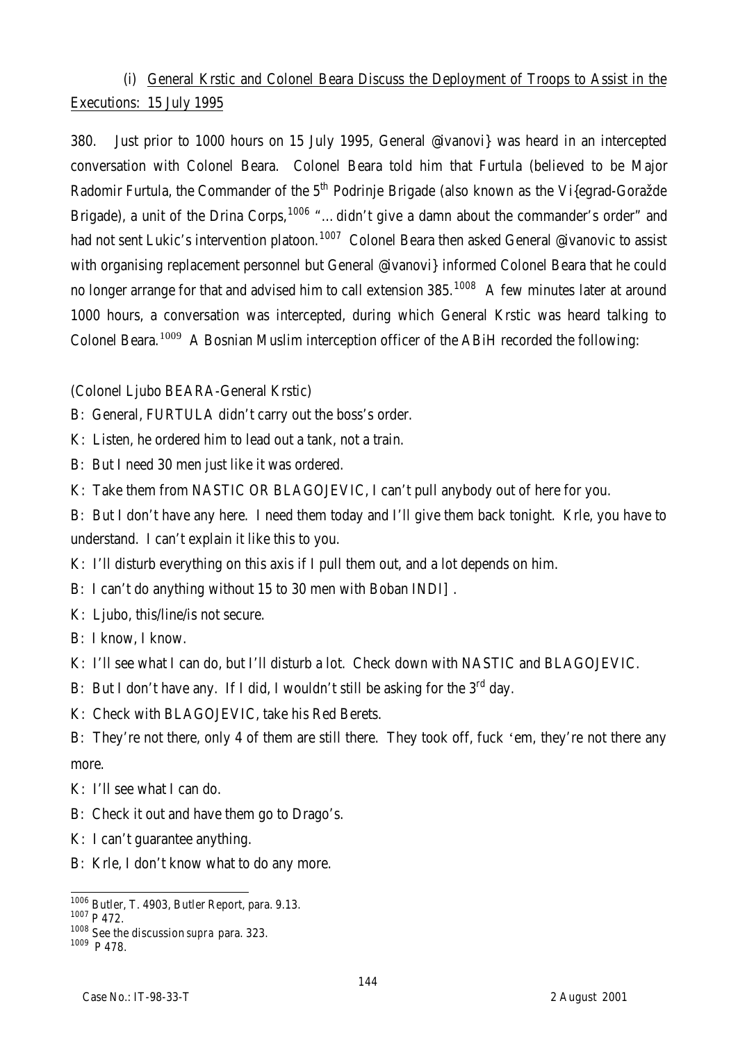(i) General Krstic and Colonel Beara Discuss the Deployment of Troops to Assist in the Executions: 15 July 1995

380. Just prior to 1000 hours on 15 July 1995, General @ivanovi} was heard in an intercepted conversation with Colonel Beara. Colonel Beara told him that Furtula (believed to be Major Radomir Furtula, the Commander of the 5th Podrinje Brigade (also known as the Vi{egrad-Goražde Brigade), a unit of the Drina Corps,[1006] "...didn't give a damn about the commander's order" and had not sent Lukic's intervention platoon.[1007] Colonel Beara then asked General @ivanovic to assist with organising replacement personnel but General @ivanovi} informed Colonel Beara that he could no longer arrange for that and advised him to call extension 385.[1008] A few minutes later at around 1000 hours, a conversation was intercepted, during which General Krstic was heard talking to Colonel Beara.[1009] A Bosnian Muslim interception officer of the ABiH recorded the following:

(Colonel Ljubo BEARA-General Krstic)

B: General, FURTULA didn't carry out the boss's order.

K: Listen, he ordered him to lead out a tank, not a train.

B: But I need 30 men just like it was ordered.

K: Take them from NASTIC OR BLAGOJEVIC, I can't pull anybody out of here for you.

B: But I don't have any here. I need them today and I'll give them back tonight. Krle, you have to understand. I can't explain it like this to you.

K: I'll disturb everything on this axis if I pull them out, and a lot depends on him.

B: I can't do anything without 15 to 30 men with Boban INDI] .

K: Ljubo, this/line/is not secure.

B: I know, I know.

K: I'll see what I can do, but I'll disturb a lot. Check down with NASTIC and BLAGOJEVIC.

B: But I don't have any. If I did, I wouldn't still be asking for the 3rd day.

K: Check with BLAGOJEVIC, take his Red Berets.

B: They're not there, only 4 of them are still there. They took off, fuck 'em, they're not there any more.

K: I'll see what I can do.

B: Check it out and have them go to Drago's.

K: I can't guarantee anything.

B: Krle, I don't know what to do any more.

---

[1006] Butler, T. 4903, Butler Report, para. 9.13.

[1007] P 472.

[1008] See the discussion *supra* para. 323.

[1009] P 478.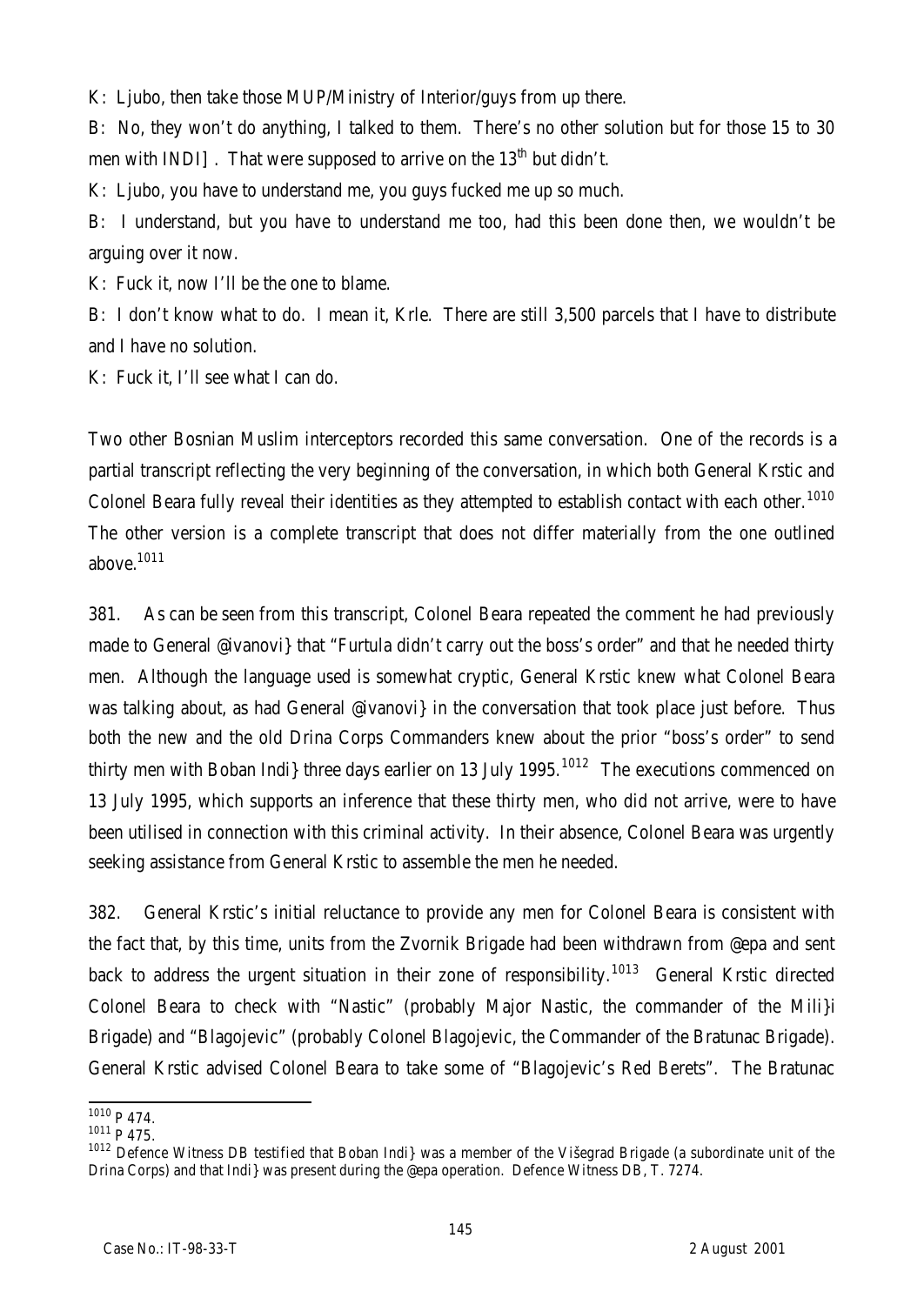K: Ljubo, then take those MUP/Ministry of Interior/guys from up there.

B: No, they won't do anything, I talked to them. There's no other solution but for those 15 to 30 men with INDI] . That were supposed to arrive on the 13th but didn't.

K: Ljubo, you have to understand me, you guys fucked me up so much.

B: I understand, but you have to understand me too, had this been done then, we wouldn't be arguing over it now.

K: Fuck it, now I'll be the one to blame.

B: I don't know what to do. I mean it, Krle. There are still 3,500 parcels that I have to distribute and I have no solution.

K: Fuck it, I'll see what I can do.

Two other Bosnian Muslim interceptors recorded this same conversation. One of the records is a partial transcript reflecting the very beginning of the conversation, in which both General Krstic and Colonel Beara fully reveal their identities as they attempted to establish contact with each other.[1010] The other version is a complete transcript that does not differ materially from the one outlined above.[1011]

381. As can be seen from this transcript, Colonel Beara repeated the comment he had previously made to General @ivanovi} that "Furtula didn't carry out the boss's order" and that he needed thirty men. Although the language used is somewhat cryptic, General Krstic knew what Colonel Beara was talking about, as had General @ivanovi} in the conversation that took place just before. Thus both the new and the old Drina Corps Commanders knew about the prior "boss's order" to send thirty men with Boban Indi} three days earlier on 13 July 1995.[1012] The executions commenced on 13 July 1995, which supports an inference that these thirty men, who did not arrive, were to have been utilised in connection with this criminal activity. In their absence, Colonel Beara was urgently seeking assistance from General Krstic to assemble the men he needed.

382. General Krstic's initial reluctance to provide any men for Colonel Beara is consistent with the fact that, by this time, units from the Zvornik Brigade had been withdrawn from @epa and sent back to address the urgent situation in their zone of responsibility.[1013] General Krstic directed Colonel Beara to check with "Nastic" (probably Major Nastic, the commander of the Mili}i Brigade) and "Blagojevic" (probably Colonel Blagojevic, the Commander of the Bratunac Brigade). General Krstic advised Colonel Beara to take some of "Blagojevic's Red Berets". The Bratunac

---

[1010] P 474.

[1011] P 475.

[1012] Defence Witness DB testified that Boban Indi} was a member of the Višegrad Brigade (a subordinate unit of the Drina Corps) and that Indi} was present during the @epa operation. Defence Witness DB, T. 7274.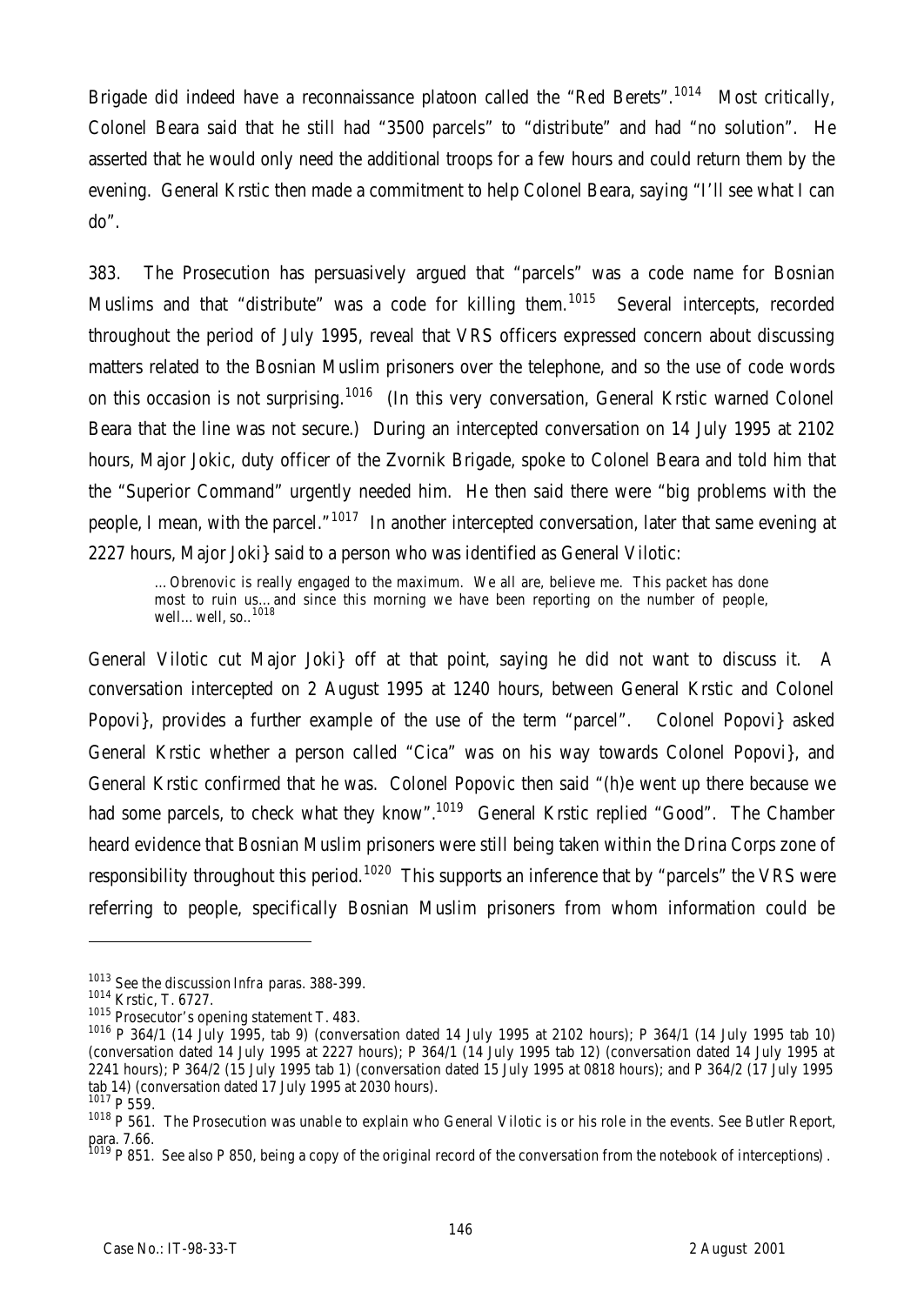Brigade did indeed have a reconnaissance platoon called the "Red Berets".[1014] Most critically, Colonel Beara said that he still had "3500 parcels" to "distribute" and had "no solution". He asserted that he would only need the additional troops for a few hours and could return them by the evening. General Krstic then made a commitment to help Colonel Beara, saying "I'll see what I can do".

383. The Prosecution has persuasively argued that "parcels" was a code name for Bosnian Muslims and that "distribute" was a code for killing them.[1015] Several intercepts, recorded throughout the period of July 1995, reveal that VRS officers expressed concern about discussing matters related to the Bosnian Muslim prisoners over the telephone, and so the use of code words on this occasion is not surprising.[1016] (In this very conversation, General Krstic warned Colonel Beara that the line was not secure.) During an intercepted conversation on 14 July 1995 at 2102 hours, Major Jokic, duty officer of the Zvornik Brigade, spoke to Colonel Beara and told him that the "Superior Command" urgently needed him. He then said there were "big problems with the people, I mean, with the parcel."[1017] In another intercepted conversation, later that same evening at 2227 hours, Major Joki} said to a person who was identified as General Vilotic:

> ...Obrenovic is really engaged to the maximum. We all are, believe me. This packet has done most to ruin us...and since this morning we have been reporting on the number of people, well...well, so..[1018]

General Vilotic cut Major Joki} off at that point, saying he did not want to discuss it. A conversation intercepted on 2 August 1995 at 1240 hours, between General Krstic and Colonel Popovi}, provides a further example of the use of the term "parcel". Colonel Popovi} asked General Krstic whether a person called "Cica" was on his way towards Colonel Popovi}, and General Krstic confirmed that he was. Colonel Popovic then said "(h)e went up there because we had some parcels, to check what they know".[1019] General Krstic replied "Good". The Chamber heard evidence that Bosnian Muslim prisoners were still being taken within the Drina Corps zone of responsibility throughout this period.[1020] This supports an inference that by "parcels" the VRS were referring to people, specifically Bosnian Muslim prisoners from whom information could be

---

[1013] See the discussion *Infra* paras. 388-399.

[1014] Krstic, T. 6727.

[1015] Prosecutor's opening statement T. 483.

[1016] P 364/1 (14 July 1995, tab 9) (conversation dated 14 July 1995 at 2102 hours); P 364/1 (14 July 1995 tab 10) (conversation dated 14 July 1995 at 2227 hours); P 364/1 (14 July 1995 tab 12) (conversation dated 14 July 1995 at 2241 hours); P 364/2 (15 July 1995 tab 1) (conversation dated 15 July 1995 at 0818 hours); and P 364/2 (17 July 1995 tab 14) (conversation dated 17 July 1995 at 2030 hours).

[1017] P 559.

[1018] P 561. The Prosecution was unable to explain who General Vilotic is or his role in the events. See Butler Report, para. 7.66.

[1019] P 851. See also P 850, being a copy of the original record of the conversation from the notebook of interceptions).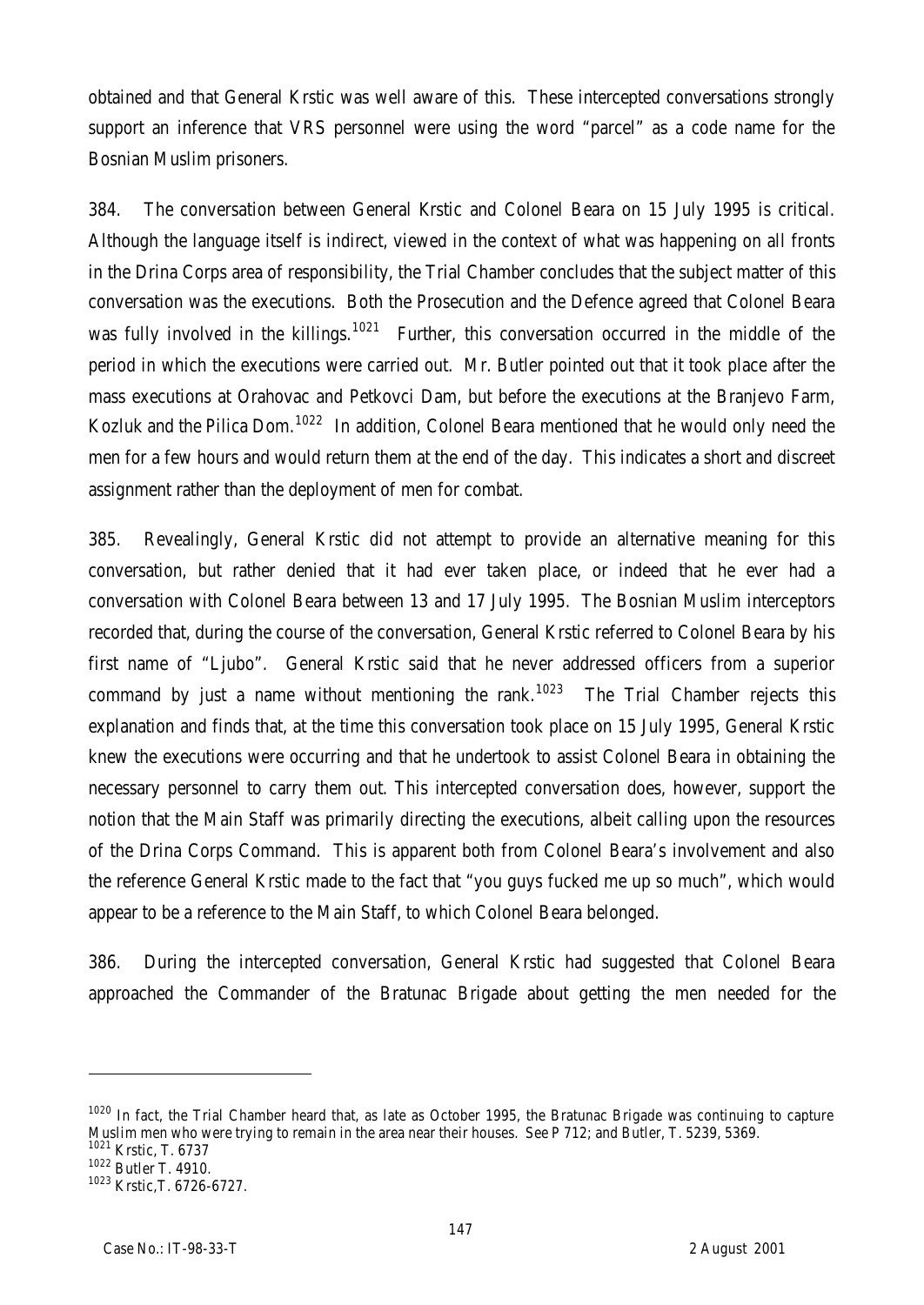obtained and that General Krstic was well aware of this. These intercepted conversations strongly support an inference that VRS personnel were using the word "parcel" as a code name for the Bosnian Muslim prisoners.

384. The conversation between General Krstic and Colonel Beara on 15 July 1995 is critical. Although the language itself is indirect, viewed in the context of what was happening on all fronts in the Drina Corps area of responsibility, the Trial Chamber concludes that the subject matter of this conversation was the executions. Both the Prosecution and the Defence agreed that Colonel Beara was fully involved in the killings.[1021] Further, this conversation occurred in the middle of the period in which the executions were carried out. Mr. Butler pointed out that it took place after the mass executions at Orahovac and Petkovci Dam, but before the executions at the Branjevo Farm, Kozluk and the Pilica Dom.[1022] In addition, Colonel Beara mentioned that he would only need the men for a few hours and would return them at the end of the day. This indicates a short and discreet assignment rather than the deployment of men for combat.

385. Revealingly, General Krstic did not attempt to provide an alternative meaning for this conversation, but rather denied that it had ever taken place, or indeed that he ever had a conversation with Colonel Beara between 13 and 17 July 1995. The Bosnian Muslim interceptors recorded that, during the course of the conversation, General Krstic referred to Colonel Beara by his first name of "Ljubo". General Krstic said that he never addressed officers from a superior command by just a name without mentioning the rank.[1023] The Trial Chamber rejects this explanation and finds that, at the time this conversation took place on 15 July 1995, General Krstic knew the executions were occurring and that he undertook to assist Colonel Beara in obtaining the necessary personnel to carry them out. This intercepted conversation does, however, support the notion that the Main Staff was primarily directing the executions, albeit calling upon the resources of the Drina Corps Command. This is apparent both from Colonel Beara's involvement and also the reference General Krstic made to the fact that "you guys fucked me up so much", which would appear to be a reference to the Main Staff, to which Colonel Beara belonged.

386. During the intercepted conversation, General Krstic had suggested that Colonel Beara approached the Commander of the Bratunac Brigade about getting the men needed for the

---

[1020] In fact, the Trial Chamber heard that, as late as October 1995, the Bratunac Brigade was continuing to capture Muslim men who were trying to remain in the area near their houses. See P 712; and Butler, T. 5239, 5369.

[1021] Krstic, T. 6737

[1022] Butler T. 4910.

[1023] Krstic,T. 6726-6727.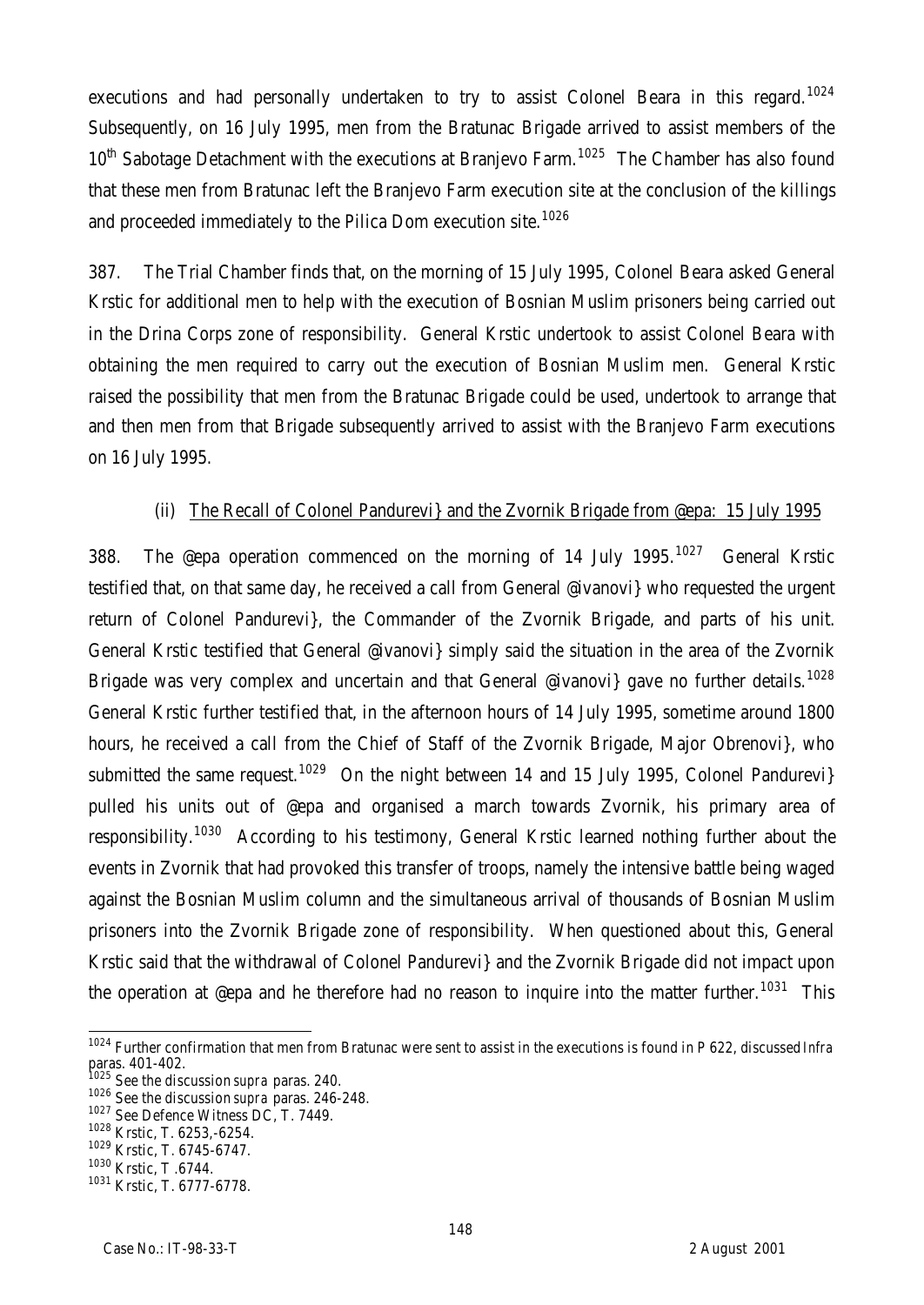executions and had personally undertaken to try to assist Colonel Beara in this regard.[1024] Subsequently, on 16 July 1995, men from the Bratunac Brigade arrived to assist members of the 10th Sabotage Detachment with the executions at Branjevo Farm.[1025] The Chamber has also found that these men from Bratunac left the Branjevo Farm execution site at the conclusion of the killings and proceeded immediately to the Pilica Dom execution site.[1026]

387. The Trial Chamber finds that, on the morning of 15 July 1995, Colonel Beara asked General Krstic for additional men to help with the execution of Bosnian Muslim prisoners being carried out in the Drina Corps zone of responsibility. General Krstic undertook to assist Colonel Beara with obtaining the men required to carry out the execution of Bosnian Muslim men. General Krstic raised the possibility that men from the Bratunac Brigade could be used, undertook to arrange that and then men from that Brigade subsequently arrived to assist with the Branjevo Farm executions on 16 July 1995.

(ii) The Recall of Colonel Pandurevi} and the Zvornik Brigade from @epa: 15 July 1995

388. The @epa operation commenced on the morning of 14 July 1995.[1027] General Krstic testified that, on that same day, he received a call from General @ivanovi} who requested the urgent return of Colonel Pandurevi}, the Commander of the Zvornik Brigade, and parts of his unit. General Krstic testified that General @ivanovi} simply said the situation in the area of the Zvornik Brigade was very complex and uncertain and that General @ivanovi} gave no further details.[1028] General Krstic further testified that, in the afternoon hours of 14 July 1995, sometime around 1800 hours, he received a call from the Chief of Staff of the Zvornik Brigade, Major Obrenovi}, who submitted the same request.[1029] On the night between 14 and 15 July 1995, Colonel Pandurevi} pulled his units out of @epa and organised a march towards Zvornik, his primary area of responsibility.[1030] According to his testimony, General Krstic learned nothing further about the events in Zvornik that had provoked this transfer of troops, namely the intensive battle being waged against the Bosnian Muslim column and the simultaneous arrival of thousands of Bosnian Muslim prisoners into the Zvornik Brigade zone of responsibility. When questioned about this, General Krstic said that the withdrawal of Colonel Pandurevi} and the Zvornik Brigade did not impact upon the operation at @epa and he therefore had no reason to inquire into the matter further.[1031] This

---

[1024] Further confirmation that men from Bratunac were sent to assist in the executions is found in P 622, discussed *Infra* paras. 401-402.

[1025] See the discussion *supra* paras. 240.

[1026] See the discussion *supra* paras. 246-248.

[1027] See Defence Witness DC, T. 7449.

[1028] Krstic, T. 6253,-6254.

[1029] Krstic, T. 6745-6747.

[1030] Krstic, T .6744.

[1031] Krstic, T. 6777-6778.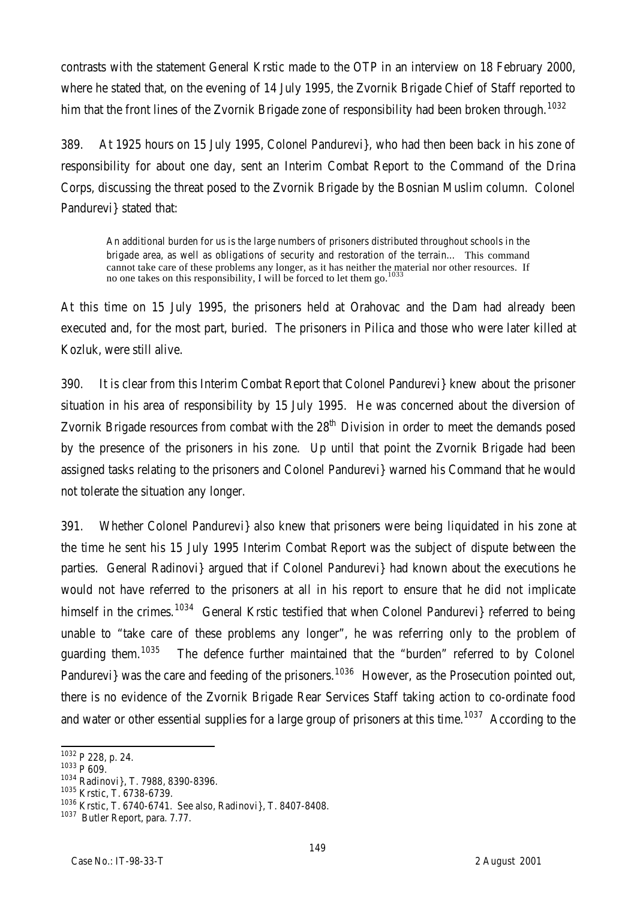contrasts with the statement General Krstic made to the OTP in an interview on 18 February 2000, where he stated that, on the evening of 14 July 1995, the Zvornik Brigade Chief of Staff reported to him that the front lines of the Zvornik Brigade zone of responsibility had been broken through.[1032]

389. At 1925 hours on 15 July 1995, Colonel Pandurevi}, who had then been back in his zone of responsibility for about one day, sent an Interim Combat Report to the Command of the Drina Corps, discussing the threat posed to the Zvornik Brigade by the Bosnian Muslim column. Colonel Pandurevi} stated that:

> An additional burden for us is the large numbers of prisoners distributed throughout schools in the brigade area, as well as obligations of security and restoration of the terrain… This command cannot take care of these problems any longer, as it has neither the material nor other resources. If no one takes on this responsibility, I will be forced to let them go.[1033]

At this time on 15 July 1995, the prisoners held at Orahovac and the Dam had already been executed and, for the most part, buried. The prisoners in Pilica and those who were later killed at Kozluk, were still alive.

390. It is clear from this Interim Combat Report that Colonel Pandurevi} knew about the prisoner situation in his area of responsibility by 15 July 1995. He was concerned about the diversion of Zvornik Brigade resources from combat with the 28th Division in order to meet the demands posed by the presence of the prisoners in his zone. Up until that point the Zvornik Brigade had been assigned tasks relating to the prisoners and Colonel Pandurevi} warned his Command that he would not tolerate the situation any longer.

391. Whether Colonel Pandurevi} also knew that prisoners were being liquidated in his zone at the time he sent his 15 July 1995 Interim Combat Report was the subject of dispute between the parties. General Radinovi} argued that if Colonel Pandurevi} had known about the executions he would not have referred to the prisoners at all in his report to ensure that he did not implicate himself in the crimes.[1034] General Krstic testified that when Colonel Pandurevi} referred to being unable to "take care of these problems any longer", he was referring only to the problem of guarding them.[1035] The defence further maintained that the "burden" referred to by Colonel Pandurevi} was the care and feeding of the prisoners.[1036] However, as the Prosecution pointed out, there is no evidence of the Zvornik Brigade Rear Services Staff taking action to co-ordinate food and water or other essential supplies for a large group of prisoners at this time.[1037] According to the

---

[1032] P 228, p. 24.

[1033] P 609.

[1034] Radinovi}, T. 7988, 8390-8396.

[1035] Krstic, T. 6738-6739.

[1036] Krstic, T. 6740-6741. See also, Radinovi}, T. 8407-8408.

[1037] Butler Report, para. 7.77.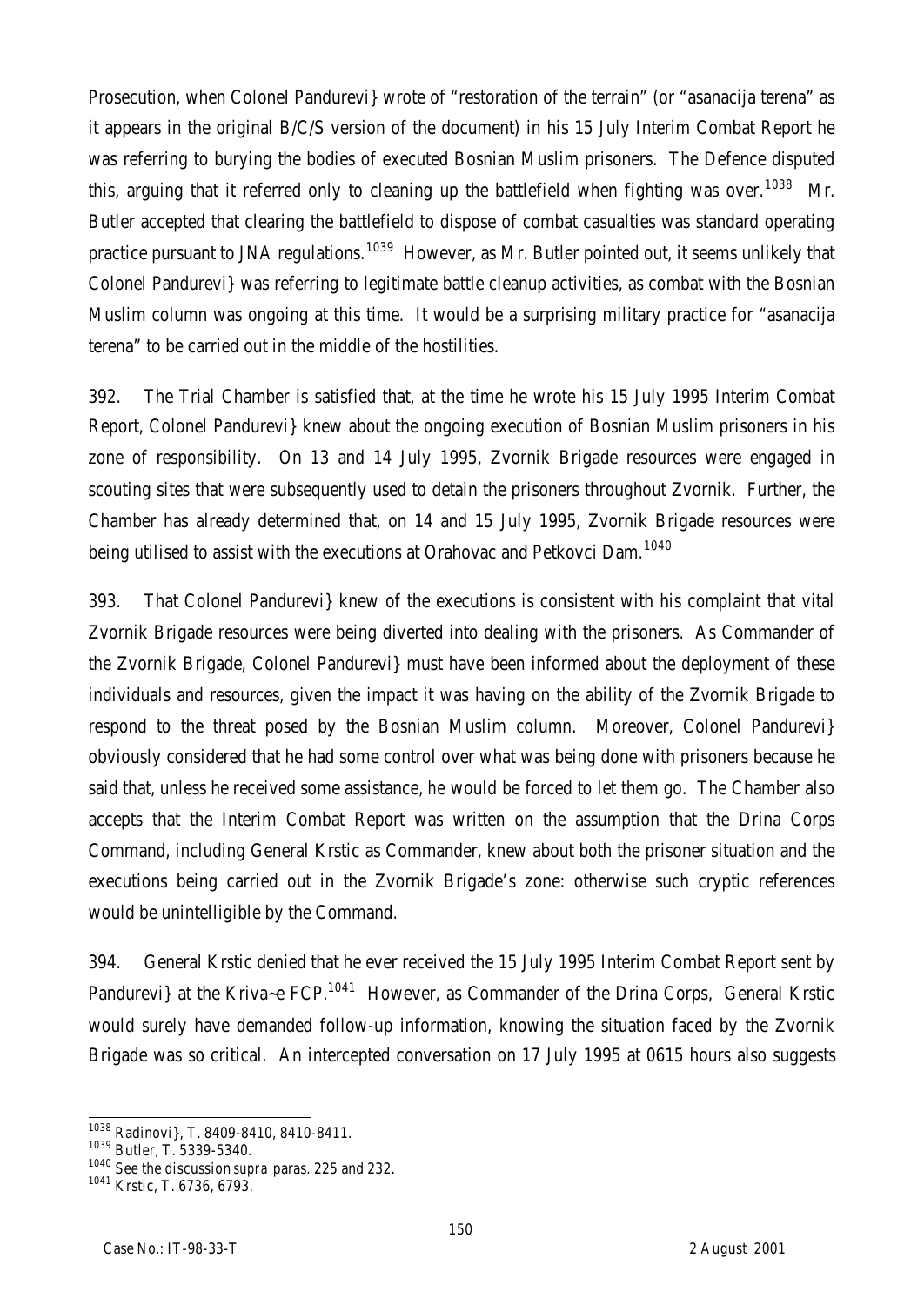Prosecution, when Colonel Pandurevi} wrote of "restoration of the terrain" (or "asanacija terena" as it appears in the original B/C/S version of the document) in his 15 July Interim Combat Report he was referring to burying the bodies of executed Bosnian Muslim prisoners. The Defence disputed this, arguing that it referred only to cleaning up the battlefield when fighting was over.[1038] Mr. Butler accepted that clearing the battlefield to dispose of combat casualties was standard operating practice pursuant to JNA regulations.[1039] However, as Mr. Butler pointed out, it seems unlikely that Colonel Pandurevi} was referring to legitimate battle cleanup activities, as combat with the Bosnian Muslim column was ongoing at this time. It would be a surprising military practice for "asanacija terena" to be carried out in the middle of the hostilities.

392. The Trial Chamber is satisfied that, at the time he wrote his 15 July 1995 Interim Combat Report, Colonel Pandurevi} knew about the ongoing execution of Bosnian Muslim prisoners in his zone of responsibility. On 13 and 14 July 1995, Zvornik Brigade resources were engaged in scouting sites that were subsequently used to detain the prisoners throughout Zvornik. Further, the Chamber has already determined that, on 14 and 15 July 1995, Zvornik Brigade resources were being utilised to assist with the executions at Orahovac and Petkovci Dam.[1040]

393. That Colonel Pandurevi} knew of the executions is consistent with his complaint that vital Zvornik Brigade resources were being diverted into dealing with the prisoners. As Commander of the Zvornik Brigade, Colonel Pandurevi} must have been informed about the deployment of these individuals and resources, given the impact it was having on the ability of the Zvornik Brigade to respond to the threat posed by the Bosnian Muslim column. Moreover, Colonel Pandurevi} obviously considered that he had some control over what was being done with prisoners because he said that, unless he received some assistance, *he* would be forced to let them go. The Chamber also accepts that the Interim Combat Report was written on the assumption that the Drina Corps Command, including General Krstic as Commander, knew about both the prisoner situation and the executions being carried out in the Zvornik Brigade's zone: otherwise such cryptic references would be unintelligible by the Command.

394. General Krstic denied that he ever received the 15 July 1995 Interim Combat Report sent by Pandurevi} at the Kriva~e FCP.[1041] However, as Commander of the Drina Corps, General Krstic would surely have demanded follow-up information, knowing the situation faced by the Zvornik Brigade was so critical. An intercepted conversation on 17 July 1995 at 0615 hours also suggests

[1038] Radinovi}, T. 8409-8410, 8410-8411.

[1039] Butler, T. 5339-5340.

[1040] See the discussion *supra* paras. 225 and 232.

[1041] Krstic, T. 6736, 6793.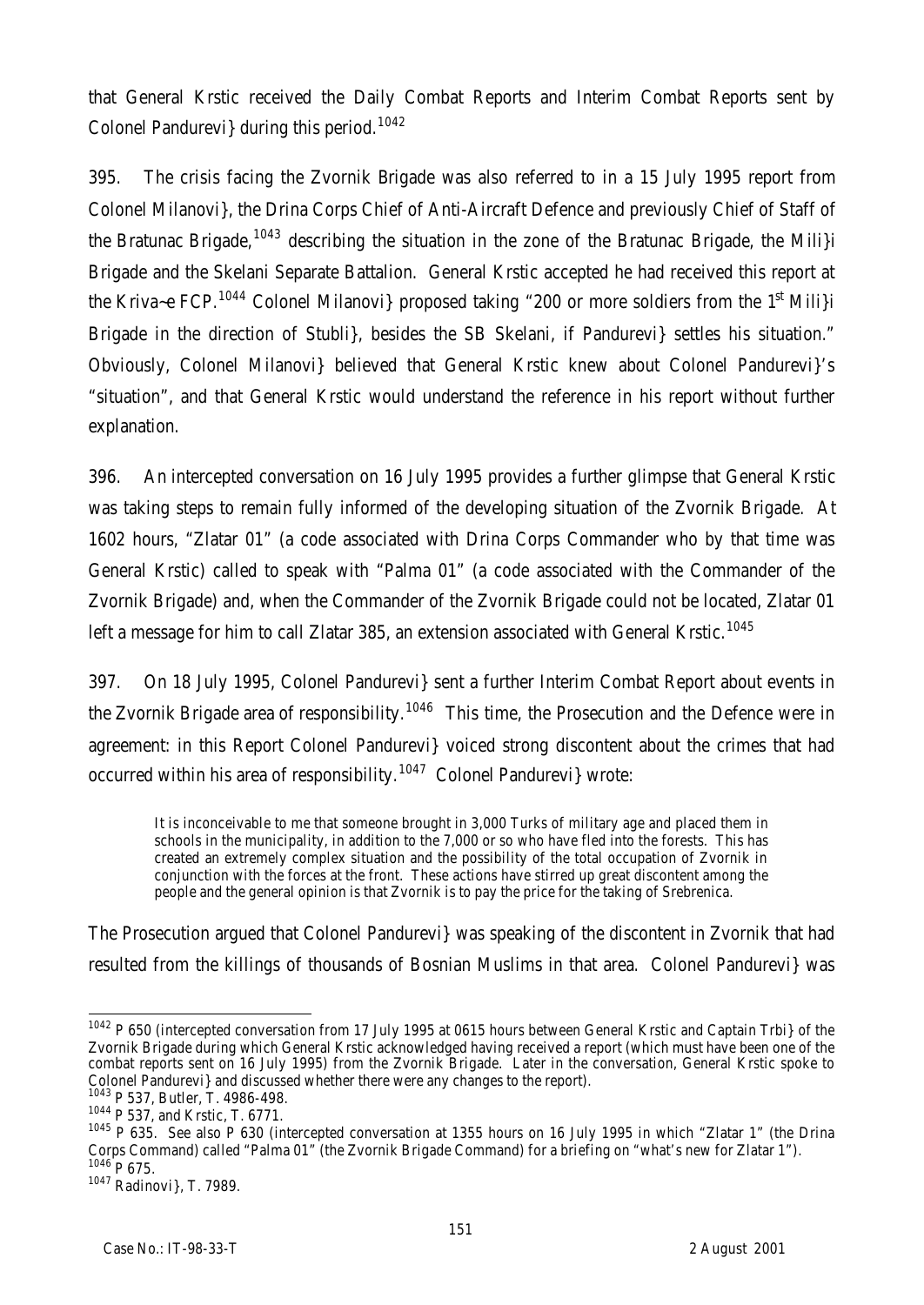that General Krstic received the Daily Combat Reports and Interim Combat Reports sent by Colonel Pandurevi} during this period.[1042]

395. The crisis facing the Zvornik Brigade was also referred to in a 15 July 1995 report from Colonel Milanovi}, the Drina Corps Chief of Anti-Aircraft Defence and previously Chief of Staff of the Bratunac Brigade,[1043] describing the situation in the zone of the Bratunac Brigade, the Mili}i Brigade and the Skelani Separate Battalion. General Krstic accepted he had received this report at the Kriva~e FCP.[1044] Colonel Milanovi} proposed taking "200 or more soldiers from the 1st Mili}i Brigade in the direction of Stubli}, besides the SB Skelani, if Pandurevi} settles his situation." Obviously, Colonel Milanovi} believed that General Krstic knew about Colonel Pandurevi}'s "situation", and that General Krstic would understand the reference in his report without further explanation.

396. An intercepted conversation on 16 July 1995 provides a further glimpse that General Krstic was taking steps to remain fully informed of the developing situation of the Zvornik Brigade. At 1602 hours, "Zlatar 01" (a code associated with Drina Corps Commander who by that time was General Krstic) called to speak with "Palma 01" (a code associated with the Commander of the Zvornik Brigade) and, when the Commander of the Zvornik Brigade could not be located, Zlatar 01 left a message for him to call Zlatar 385, an extension associated with General Krstic.[1045]

397. On 18 July 1995, Colonel Pandurevi} sent a further Interim Combat Report about events in the Zvornik Brigade area of responsibility.[1046] This time, the Prosecution and the Defence were in agreement: in this Report Colonel Pandurevi} voiced strong discontent about the crimes that had occurred within his area of responsibility.[1047] Colonel Pandurevi} wrote:

> It is inconceivable to me that someone brought in 3,000 Turks of military age and placed them in schools in the municipality, in addition to the 7,000 or so who have fled into the forests. This has created an extremely complex situation and the possibility of the total occupation of Zvornik in conjunction with the forces at the front. These actions have stirred up great discontent among the people and the general opinion is that Zvornik is to pay the price for the taking of Srebrenica.

The Prosecution argued that Colonel Pandurevi} was speaking of the discontent in Zvornik that had resulted from the killings of thousands of Bosnian Muslims in that area. Colonel Pandurevi} was

---

[1042] P 650 (intercepted conversation from 17 July 1995 at 0615 hours between General Krstic and Captain Trbi} of the Zvornik Brigade during which General Krstic acknowledged having received a report (which must have been one of the combat reports sent on 16 July 1995) from the Zvornik Brigade. Later in the conversation, General Krstic spoke to Colonel Pandurevi} and discussed whether there were any changes to the report).

[1043] P 537, Butler, T. 4986-498.

[1044] P 537, and Krstic, T. 6771.

[1045] P 635. See also P 630 (intercepted conversation at 1355 hours on 16 July 1995 in which "Zlatar 1" (the Drina Corps Command) called "Palma 01" (the Zvornik Brigade Command) for a briefing on "what's new for Zlatar 1").

[1046] P 675.

[1047] Radinovi}, T. 7989.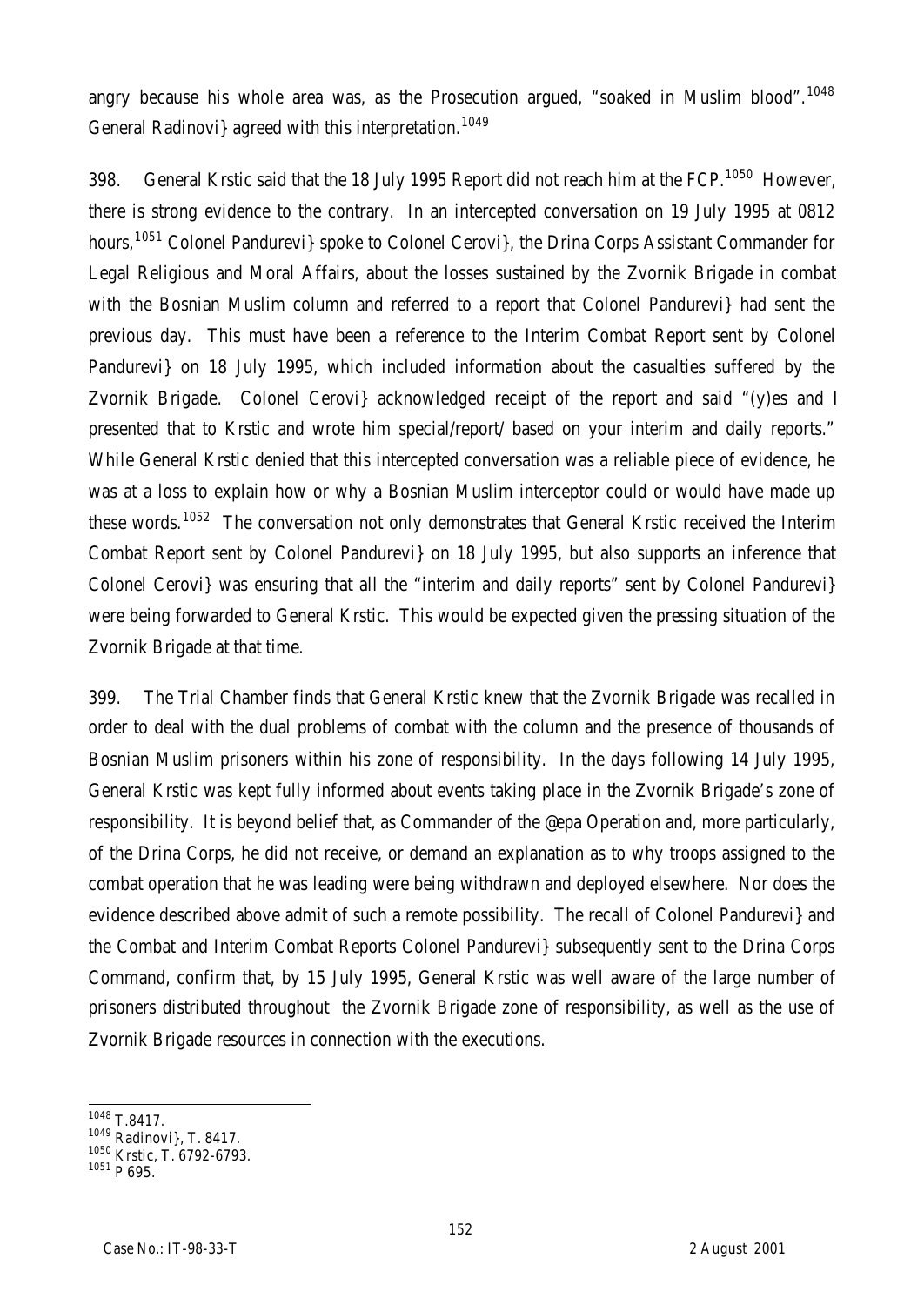angry because his whole area was, as the Prosecution argued, "soaked in Muslim blood".[1048] General Radinovi} agreed with this interpretation.[1049]

398. General Krstic said that the 18 July 1995 Report did not reach him at the FCP.[1050] However, there is strong evidence to the contrary. In an intercepted conversation on 19 July 1995 at 0812 hours,[1051] Colonel Pandurevi} spoke to Colonel Cerovi}, the Drina Corps Assistant Commander for Legal Religious and Moral Affairs, about the losses sustained by the Zvornik Brigade in combat with the Bosnian Muslim column and referred to a report that Colonel Pandurevi} had sent the previous day. This must have been a reference to the Interim Combat Report sent by Colonel Pandurevi} on 18 July 1995, which included information about the casualties suffered by the Zvornik Brigade. Colonel Cerovi} acknowledged receipt of the report and said "(y)es and I presented that to Krstic and wrote him special/report/ based on your interim and daily reports." While General Krstic denied that this intercepted conversation was a reliable piece of evidence, he was at a loss to explain how or why a Bosnian Muslim interceptor could or would have made up these words.[1052] The conversation not only demonstrates that General Krstic received the Interim Combat Report sent by Colonel Pandurevi} on 18 July 1995, but also supports an inference that Colonel Cerovi} was ensuring that all the "interim and daily reports" sent by Colonel Pandurevi} were being forwarded to General Krstic. This would be expected given the pressing situation of the Zvornik Brigade at that time.

399. The Trial Chamber finds that General Krstic knew that the Zvornik Brigade was recalled in order to deal with the dual problems of combat with the column and the presence of thousands of Bosnian Muslim prisoners within his zone of responsibility. In the days following 14 July 1995, General Krstic was kept fully informed about events taking place in the Zvornik Brigade's zone of responsibility. It is beyond belief that, as Commander of the @epa Operation and, more particularly, of the Drina Corps, he did not receive, or demand an explanation as to why troops assigned to the combat operation that he was leading were being withdrawn and deployed elsewhere. Nor does the evidence described above admit of such a remote possibility. The recall of Colonel Pandurevi} and the Combat and Interim Combat Reports Colonel Pandurevi} subsequently sent to the Drina Corps Command, confirm that, by 15 July 1995, General Krstic was well aware of the large number of prisoners distributed throughout the Zvornik Brigade zone of responsibility, as well as the use of Zvornik Brigade resources in connection with the executions.

---

[1048] T.8417.

[1049] Radinovi}, T. 8417.

[1050] Krstic, T. 6792-6793.

[1051] P 695.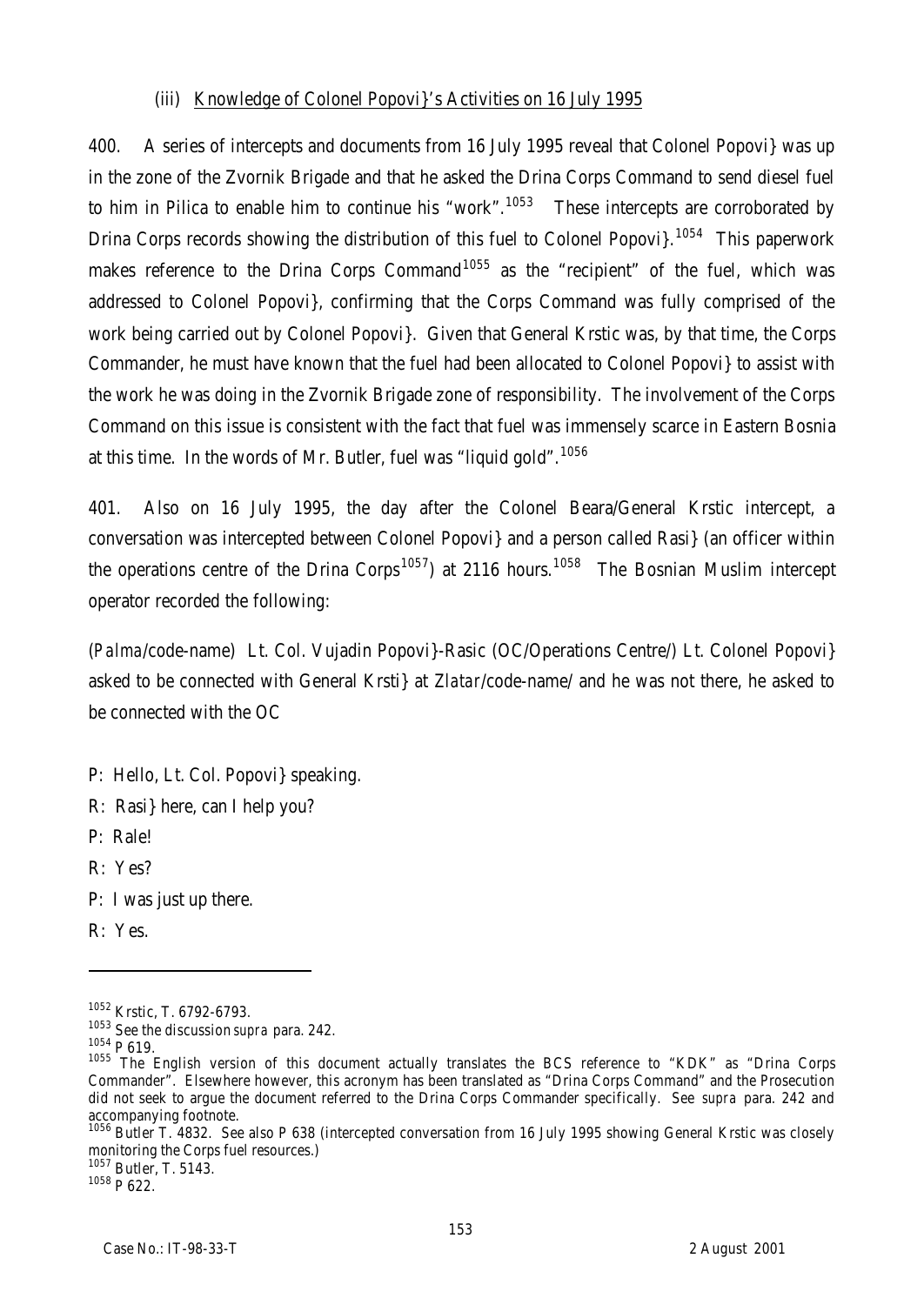### (iii) Knowledge of Colonel Popovi}'s Activities on 16 July 1995

400. A series of intercepts and documents from 16 July 1995 reveal that Colonel Popovi} was up in the zone of the Zvornik Brigade and that he asked the Drina Corps Command to send diesel fuel to him in Pilica to enable him to continue his "work".[1053] These intercepts are corroborated by Drina Corps records showing the distribution of this fuel to Colonel Popovi}.[1054] This paperwork makes reference to the Drina Corps Command[1055] as the "recipient" of the fuel, which was addressed to Colonel Popovi}, confirming that the Corps Command was fully comprised of the work being carried out by Colonel Popovi}. Given that General Krstic was, by that time, the Corps Commander, he must have known that the fuel had been allocated to Colonel Popovi} to assist with the work he was doing in the Zvornik Brigade zone of responsibility. The involvement of the Corps Command on this issue is consistent with the fact that fuel was immensely scarce in Eastern Bosnia at this time. In the words of Mr. Butler, fuel was "liquid gold".[1056]

401. Also on 16 July 1995, the day after the Colonel Beara/General Krstic intercept, a conversation was intercepted between Colonel Popovi} and a person called Rasi} (an officer within the operations centre of the Drina Corps[1057]) at 2116 hours.[1058] The Bosnian Muslim intercept operator recorded the following:

(*Palma*/code-name) Lt. Col. Vujadin Popovi}-Rasic (OC/Operations Centre/) Lt. Colonel Popovi} asked to be connected with General Krsti} at *Zlatar*/code-name/ and he was not there, he asked to be connected with the OC

P: Hello, Lt. Col. Popovi} speaking.

R: Rasi} here, can I help you?

P: Rale!

R: Yes?

P: I was just up there.

R: Yes.

---

[1052] Krstic, T. 6792-6793.

[1053] See the discussion *supra* para. 242.

[1054] P 619.

[1055] The English version of this document actually translates the BCS reference to "KDK" as "Drina Corps Commander". Elsewhere however, this acronym has been translated as "Drina Corps Command" and the Prosecution did not seek to argue the document referred to the Drina Corps Commander specifically. See *supra* para. 242 and accompanying footnote.

[1056] Butler T. 4832. See also P 638 (intercepted conversation from 16 July 1995 showing General Krstic was closely monitoring the Corps fuel resources.)

[1057] Butler, T. 5143.

[1058] P 622.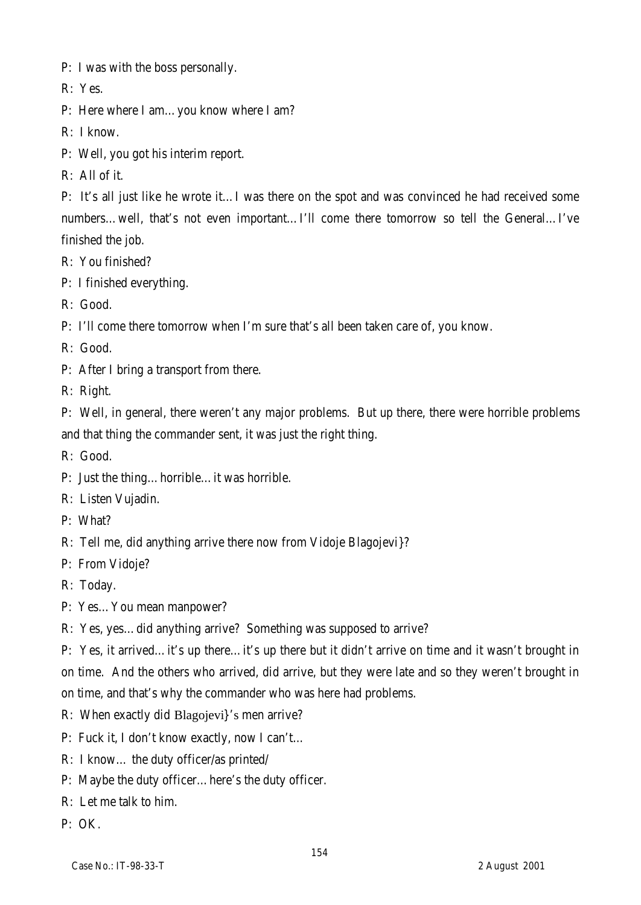P: I was with the boss personally.

R: Yes.

P: Here where I am…you know where I am?

R: I know.

P: Well, you got his interim report.

R: All of it.

P: It's all just like he wrote it…I was there on the spot and was convinced he had received some numbers…well, that's not even important…I'll come there tomorrow so tell the General…I've finished the job.

R: You finished?

P: I finished everything.

R: Good.

P: I'll come there tomorrow when I'm sure that's all been taken care of, you know.

R: Good.

P: After I bring a transport from there.

R: Right.

P: Well, in general, there weren't any major problems. But up there, there were horrible problems and that thing the commander sent, it was just the right thing.

R: Good.

P: Just the thing…horrible…it was horrible.

R: Listen Vujadin.

P: What?

R: Tell me, did anything arrive there now from Vidoje Blagojevi}?

P: From Vidoje?

R: Today.

P: Yes…You mean manpower?

R: Yes, yes…did anything arrive? Something was supposed to arrive?

P: Yes, it arrived…it's up there…it's up there but it didn't arrive on time and it wasn't brought in on time. And the others who arrived, did arrive, but they were late and so they weren't brought in on time, and that's why the commander who was here had problems.

R: When exactly did Blagojevi}'s men arrive?

P: Fuck it, I don't know exactly, now I can't…

R: I know… the duty officer/as printed/

P: Maybe the duty officer…here's the duty officer.

R: Let me talk to him.

P: OK.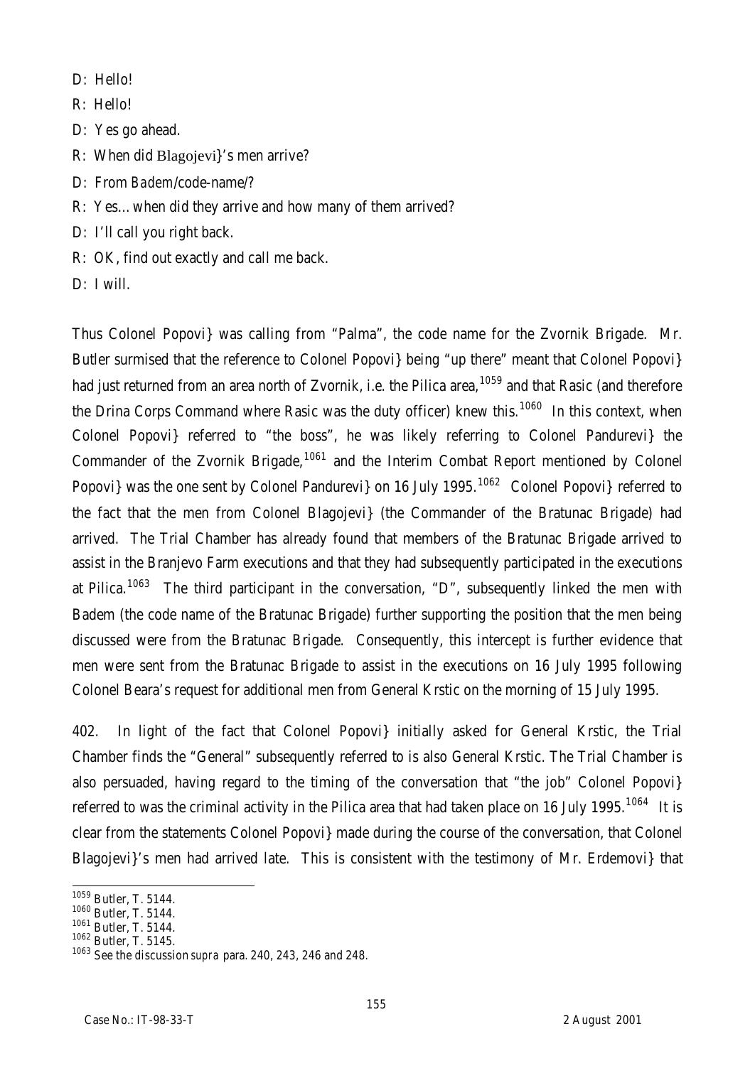D: Hello!

R: Hello!

D: Yes go ahead.

R: When did Blagojevi}'s men arrive?

D: From *Badem*/code-name/?

R: Yes…when did they arrive and how many of them arrived?

D: I'll call you right back.

R: OK, find out exactly and call me back.

D: I will.

Thus Colonel Popovi} was calling from "Palma", the code name for the Zvornik Brigade. Mr. Butler surmised that the reference to Colonel Popovi} being "up there" meant that Colonel Popovi} had just returned from an area north of Zvornik, i.e. the Pilica area,[1059] and that Rasic (and therefore the Drina Corps Command where Rasic was the duty officer) knew this.[1060] In this context, when Colonel Popovi} referred to "the boss", he was likely referring to Colonel Pandurevi} the Commander of the Zvornik Brigade,[1061] and the Interim Combat Report mentioned by Colonel Popovi} was the one sent by Colonel Pandurevi} on 16 July 1995.[1062] Colonel Popovi} referred to the fact that the men from Colonel Blagojevi} (the Commander of the Bratunac Brigade) had arrived. The Trial Chamber has already found that members of the Bratunac Brigade arrived to assist in the Branjevo Farm executions and that they had subsequently participated in the executions at Pilica.[1063] The third participant in the conversation, "D", subsequently linked the men with Badem (the code name of the Bratunac Brigade) further supporting the position that the men being discussed were from the Bratunac Brigade. Consequently, this intercept is further evidence that men were sent from the Bratunac Brigade to assist in the executions on 16 July 1995 following Colonel Beara's request for additional men from General Krstic on the morning of 15 July 1995.

402. In light of the fact that Colonel Popovi} initially asked for General Krstic, the Trial Chamber finds the "General" subsequently referred to is also General Krstic. The Trial Chamber is also persuaded, having regard to the timing of the conversation that "the job" Colonel Popovi} referred to was the criminal activity in the Pilica area that had taken place on 16 July 1995.[1064] It is clear from the statements Colonel Popovi} made during the course of the conversation, that Colonel Blagojevi}'s men had arrived late. This is consistent with the testimony of Mr. Erdemovi} that

---

[1059] Butler, T. 5144.

[1060] Butler, T. 5144.

[1061] Butler, T. 5144.

[1062] Butler, T. 5145.

[1063] See the discussion *supra* para. 240, 243, 246 and 248.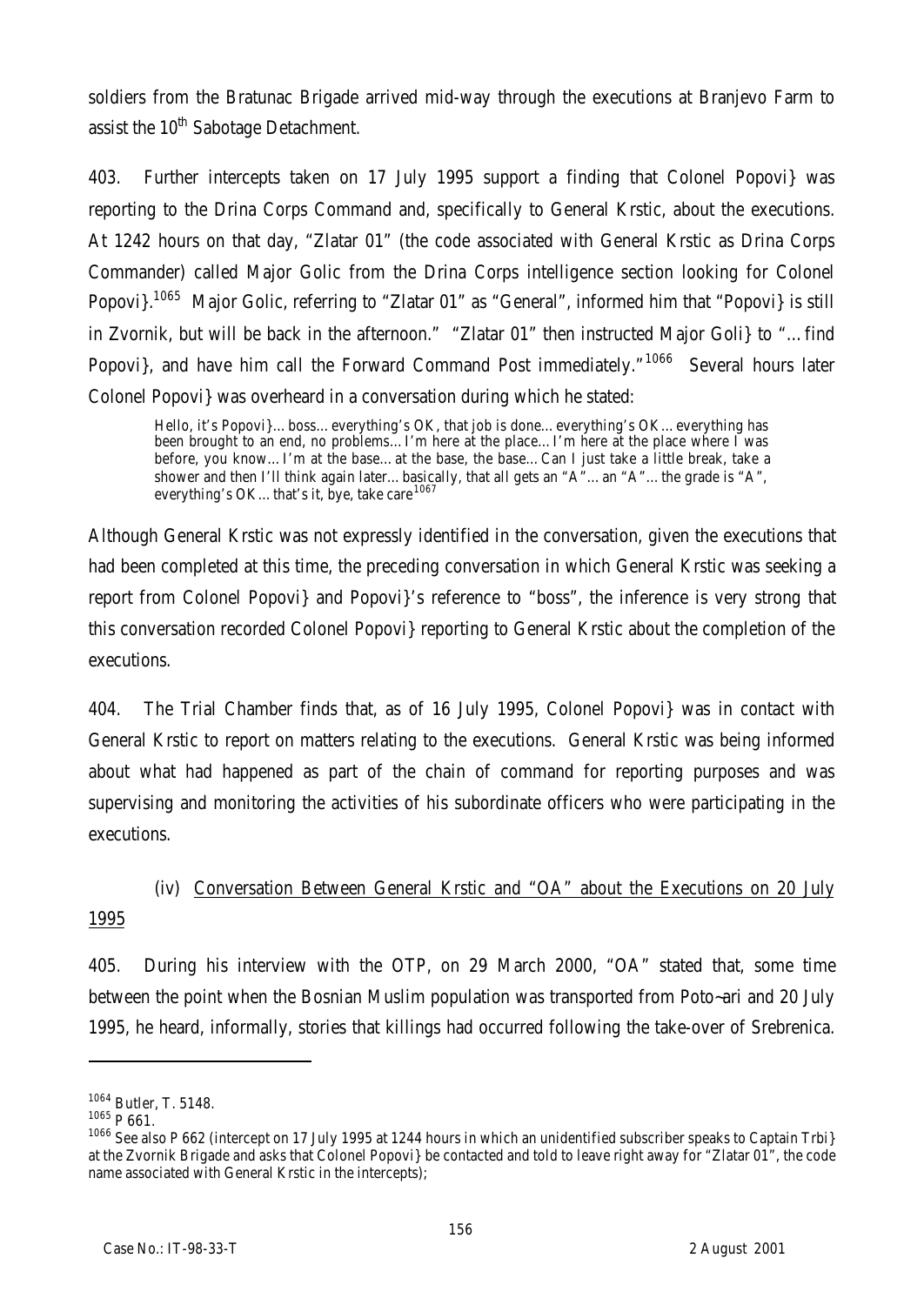soldiers from the Bratunac Brigade arrived mid-way through the executions at Branjevo Farm to assist the 10th Sabotage Detachment.

403. Further intercepts taken on 17 July 1995 support a finding that Colonel Popovi} was reporting to the Drina Corps Command and, specifically to General Krstic, about the executions. At 1242 hours on that day, "Zlatar 01" (the code associated with General Krstic as Drina Corps Commander) called Major Golic from the Drina Corps intelligence section looking for Colonel Popovi}.[1065] Major Golic, referring to "Zlatar 01" as "General", informed him that "Popovi} is still in Zvornik, but will be back in the afternoon." "Zlatar 01" then instructed Major Goli} to "…find Popovi}, and have him call the Forward Command Post immediately."[1066] Several hours later Colonel Popovi} was overheard in a conversation during which he stated:

> Hello, it's Popovi}…boss…everything's OK, that job is done…everything's OK…everything has been brought to an end, no problems…I'm here at the place…I'm here at the place where I was before, you know…I'm at the base…at the base, the base…Can I just take a little break, take a shower and then I'll think again later…basically, that all gets an "A"…an "A"…the grade is "A", everything's OK…that's it, bye, take care[1067]

Although General Krstic was not expressly identified in the conversation, given the executions that had been completed at this time, the preceding conversation in which General Krstic was seeking a report from Colonel Popovi} and Popovi}'s reference to "boss", the inference is very strong that this conversation recorded Colonel Popovi} reporting to General Krstic about the completion of the executions.

404. The Trial Chamber finds that, as of 16 July 1995, Colonel Popovi} was in contact with General Krstic to report on matters relating to the executions. General Krstic was being informed about what had happened as part of the chain of command for reporting purposes and was supervising and monitoring the activities of his subordinate officers who were participating in the executions.

(iv) Conversation Between General Krstic and "OA" about the Executions on 20 July 1995

405. During his interview with the OTP, on 29 March 2000, "OA" stated that, some time between the point when the Bosnian Muslim population was transported from Poto~ari and 20 July 1995, he heard, informally, stories that killings had occurred following the take-over of Srebrenica.

---

[1064] Butler, T. 5148.

[1065] P 661.

[1066] See also P 662 (intercept on 17 July 1995 at 1244 hours in which an unidentified subscriber speaks to Captain Trbi} at the Zvornik Brigade and asks that Colonel Popovi} be contacted and told to leave right away for "Zlatar 01", the code name associated with General Krstic in the intercepts);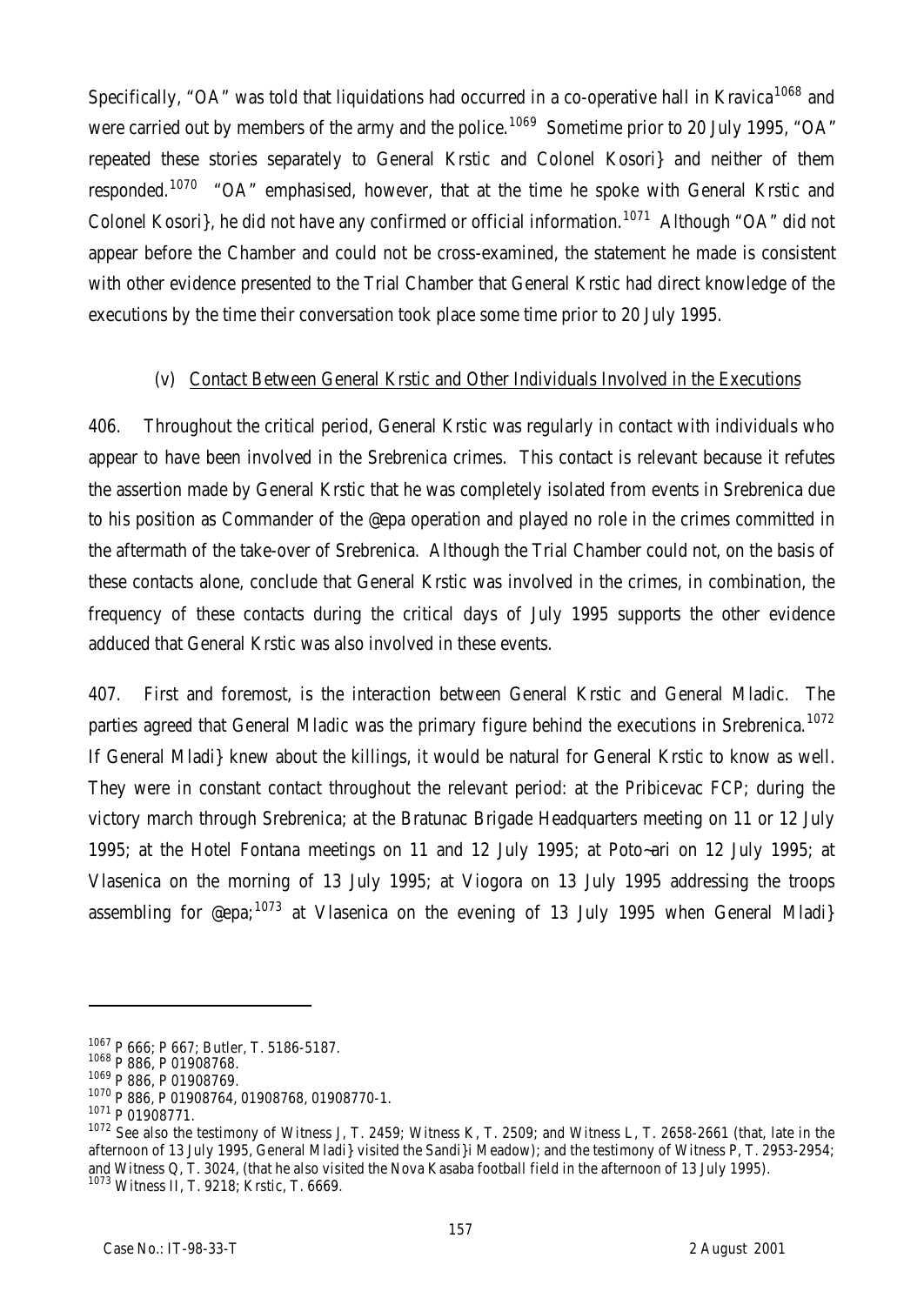Specifically, "OA" was told that liquidations had occurred in a co-operative hall in Kravica[1068] and were carried out by members of the army and the police.[1069] Sometime prior to 20 July 1995, "OA" repeated these stories separately to General Krstic and Colonel Kosori} and neither of them responded.[1070] "OA" emphasised, however, that at the time he spoke with General Krstic and Colonel Kosori}, he did not have any confirmed or official information.[1071] Although "OA" did not appear before the Chamber and could not be cross-examined, the statement he made is consistent with other evidence presented to the Trial Chamber that General Krstic had direct knowledge of the executions by the time their conversation took place some time prior to 20 July 1995.

(v) Contact Between General Krstic and Other Individuals Involved in the Executions

406. Throughout the critical period, General Krstic was regularly in contact with individuals who appear to have been involved in the Srebrenica crimes. This contact is relevant because it refutes the assertion made by General Krstic that he was completely isolated from events in Srebrenica due to his position as Commander of the @epa operation and played no role in the crimes committed in the aftermath of the take-over of Srebrenica. Although the Trial Chamber could not, on the basis of these contacts alone, conclude that General Krstic was involved in the crimes, in combination, the frequency of these contacts during the critical days of July 1995 supports the other evidence adduced that General Krstic was also involved in these events.

407. First and foremost, is the interaction between General Krstic and General Mladic. The parties agreed that General Mladic was the primary figure behind the executions in Srebrenica.[1072] If General Mladi} knew about the killings, it would be natural for General Krstic to know as well. They were in constant contact throughout the relevant period: at the Pribicevac FCP; during the victory march through Srebrenica; at the Bratunac Brigade Headquarters meeting on 11 or 12 July 1995; at the Hotel Fontana meetings on 11 and 12 July 1995; at Poto~ari on 12 July 1995; at Vlasenica on the morning of 13 July 1995; at Viogora on 13 July 1995 addressing the troops assembling for @epa;[1073] at Vlasenica on the evening of 13 July 1995 when General Mladi}

[1067] P 666; P 667; Butler, T. 5186-5187.

[1068] P 886, P 01908768.

[1069] P 886, P 01908769.

[1070] P 886, P 01908764, 01908768, 01908770-1.

[1071] P 01908771.

[1072] See also the testimony of Witness J, T. 2459; Witness K, T. 2509; and Witness L, T. 2658-2661 (that, late in the afternoon of 13 July 1995, General Mladi} visited the Sandi}i Meadow); and the testimony of Witness P, T. 2953-2954; and Witness Q, T. 3024, (that he also visited the Nova Kasaba football field in the afternoon of 13 July 1995).

[1073] Witness II, T. 9218; Krstic, T. 6669.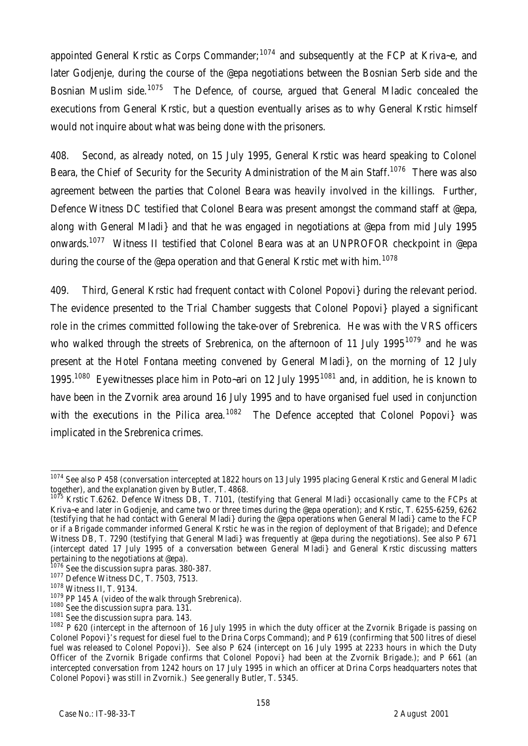appointed General Krstic as Corps Commander;[1074] and subsequently at the FCP at Kriva~e, and later Godjenje, during the course of the @epa negotiations between the Bosnian Serb side and the Bosnian Muslim side.[1075] The Defence, of course, argued that General Mladic concealed the executions from General Krstic, but a question eventually arises as to why General Krstic himself would not inquire about what was being done with the prisoners.

408. Second, as already noted, on 15 July 1995, General Krstic was heard speaking to Colonel Beara, the Chief of Security for the Security Administration of the Main Staff.[1076] There was also agreement between the parties that Colonel Beara was heavily involved in the killings. Further, Defence Witness DC testified that Colonel Beara was present amongst the command staff at @epa, along with General Mladi} and that he was engaged in negotiations at @epa from mid July 1995 onwards.[1077] Witness II testified that Colonel Beara was at an UNPROFOR checkpoint in @epa during the course of the @epa operation and that General Krstic met with him.[1078]

409. Third, General Krstic had frequent contact with Colonel Popovi} during the relevant period. The evidence presented to the Trial Chamber suggests that Colonel Popovi} played a significant role in the crimes committed following the take-over of Srebrenica. He was with the VRS officers who walked through the streets of Srebrenica, on the afternoon of 11 July 1995[1079] and he was present at the Hotel Fontana meeting convened by General Mladi}, on the morning of 12 July 1995.[1080] Eyewitnesses place him in Poto~ari on 12 July 1995[1081] and, in addition, he is known to have been in the Zvornik area around 16 July 1995 and to have organised fuel used in conjunction with the executions in the Pilica area.[1082] The Defence accepted that Colonel Popovi} was implicated in the Srebrenica crimes.

---

[1074] See also P 458 (conversation intercepted at 1822 hours on 13 July 1995 placing General Krstic and General Mladic together), and the explanation given by Butler, T. 4868.

[1075] Krstic T.6262. Defence Witness DB, T. 7101, (testifying that General Mladi} occasionally came to the FCPs at Kriva~e and later in Godjenje, and came two or three times during the @epa operation); and Krstic, T. 6255-6259, 6262 (testifying that he had contact with General Mladi} during the @epa operations when General Mladi} came to the FCP or if a Brigade commander informed General Krstic he was in the region of deployment of that Brigade); and Defence Witness DB, T. 7290 (testifying that General Mladi} was frequently at @epa during the negotiations). See also P 671 (intercept dated 17 July 1995 of a conversation between General Mladi} and General Krstic discussing matters pertaining to the negotiations at @epa).

[1076] See the discussion *supra* paras. 380-387.

[1077] Defence Witness DC, T. 7503, 7513.

[1078] Witness II, T. 9134.

[1079] PP 145 A (video of the walk through Srebrenica).

[1080] See the discussion *supra* para. 131.

[1081] See the discussion *supra* para. 143.

[1082] P 620 (intercept in the afternoon of 16 July 1995 in which the duty officer at the Zvornik Brigade is passing on Colonel Popovi}'s request for diesel fuel to the Drina Corps Command); and P 619 (confirming that 500 litres of diesel fuel was released to Colonel Popovi}). See also P 624 (intercept on 16 July 1995 at 2233 hours in which the Duty Officer of the Zvornik Brigade confirms that Colonel Popovi} had been at the Zvornik Brigade.); and P 661 (an intercepted conversation from 1242 hours on 17 July 1995 in which an officer at Drina Corps headquarters notes that Colonel Popovi} was still in Zvornik.) See generally Butler, T. 5345.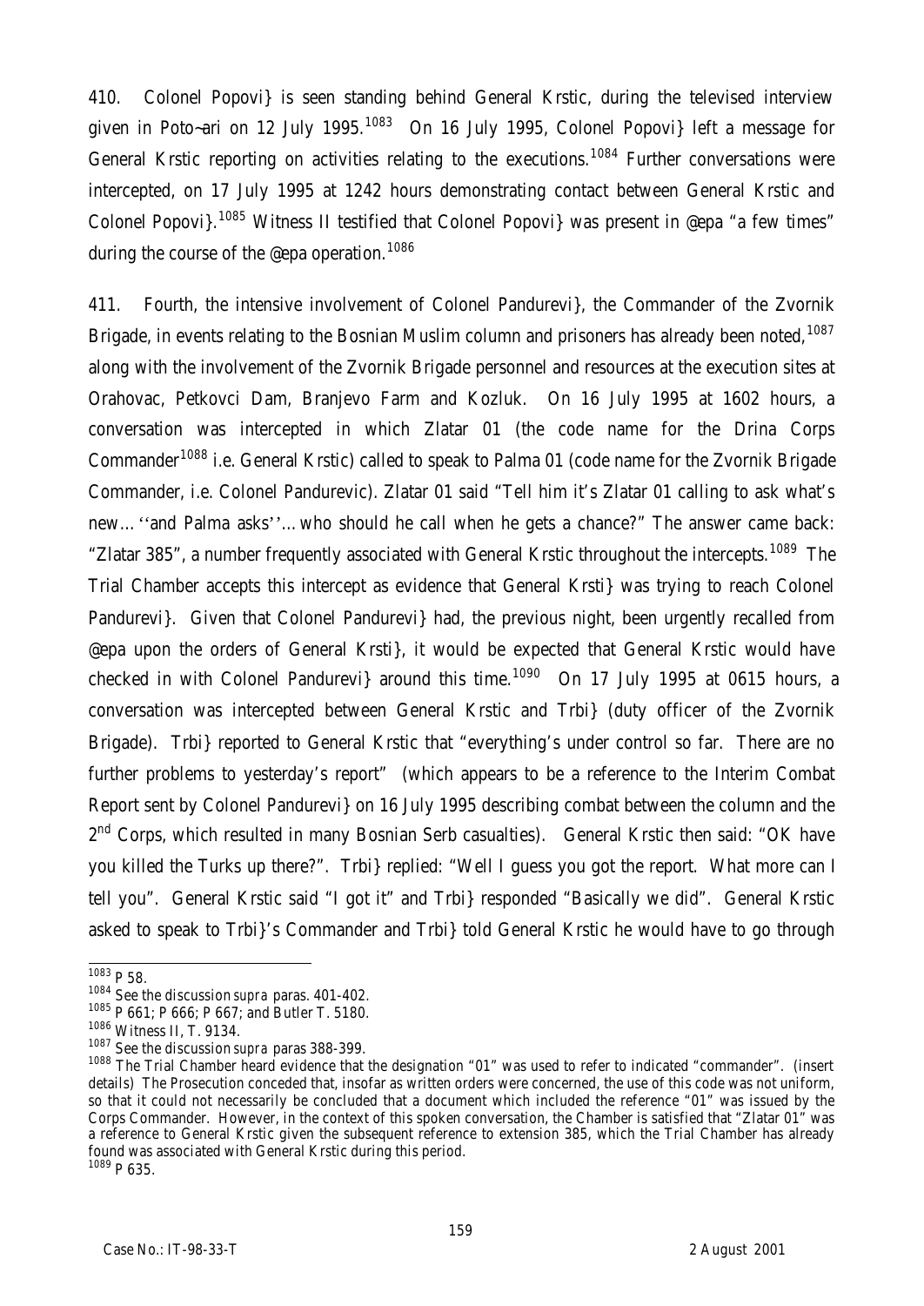410. Colonel Popovi} is seen standing behind General Krstic, during the televised interview given in Poto~ari on 12 July 1995.[1083] On 16 July 1995, Colonel Popovi} left a message for General Krstic reporting on activities relating to the executions.[1084] Further conversations were intercepted, on 17 July 1995 at 1242 hours demonstrating contact between General Krstic and Colonel Popovi}.[1085] Witness II testified that Colonel Popovi} was present in @epa "a few times" during the course of the @epa operation.[1086]

411. Fourth, the intensive involvement of Colonel Pandurevi}, the Commander of the Zvornik Brigade, in events relating to the Bosnian Muslim column and prisoners has already been noted,[1087] along with the involvement of the Zvornik Brigade personnel and resources at the execution sites at Orahovac, Petkovci Dam, Branjevo Farm and Kozluk. On 16 July 1995 at 1602 hours, a conversation was intercepted in which Zlatar 01 (the code name for the Drina Corps Commander[1088] i.e. General Krstic) called to speak to Palma 01 (code name for the Zvornik Brigade Commander, i.e. Colonel Pandurevic). Zlatar 01 said "Tell him it's Zlatar 01 calling to ask what's new… ''and Palma asks''… who should he call when he gets a chance?" The answer came back: "Zlatar 385", a number frequently associated with General Krstic throughout the intercepts.[1089] The Trial Chamber accepts this intercept as evidence that General Krsti} was trying to reach Colonel Pandurevi}. Given that Colonel Pandurevi} had, the previous night, been urgently recalled from @epa upon the orders of General Krsti}, it would be expected that General Krstic would have checked in with Colonel Pandurevi} around this time.[1090] On 17 July 1995 at 0615 hours, a conversation was intercepted between General Krstic and Trbi} (duty officer of the Zvornik Brigade). Trbi} reported to General Krstic that "everything's under control so far. There are no further problems to yesterday's report" (which appears to be a reference to the Interim Combat Report sent by Colonel Pandurevi} on 16 July 1995 describing combat between the column and the 2nd Corps, which resulted in many Bosnian Serb casualties). General Krstic then said: "OK have you killed the Turks up there?". Trbi} replied: "Well I guess you got the report. What more can I tell you". General Krstic said "I got it" and Trbi} responded "Basically we did". General Krstic asked to speak to Trbi}'s Commander and Trbi} told General Krstic he would have to go through

---

[1083] P 58.

[1084] See the discussion *supra* paras. 401-402.

[1085] P 661; P 666; P 667; and Butler T. 5180.

[1086] Witness II, T. 9134.

[1087] See the discussion *supra* paras 388-399.

[1088] The Trial Chamber heard evidence that the designation "01" was used to refer to indicated "commander". (insert details) The Prosecution conceded that, insofar as written orders were concerned, the use of this code was not uniform, so that it could not necessarily be concluded that a document which included the reference "01" was issued by the Corps Commander. However, in the context of this spoken conversation, the Chamber is satisfied that "Zlatar 01" was a reference to General Krstic given the subsequent reference to extension 385, which the Trial Chamber has already found was associated with General Krstic during this period.

[1089] P 635.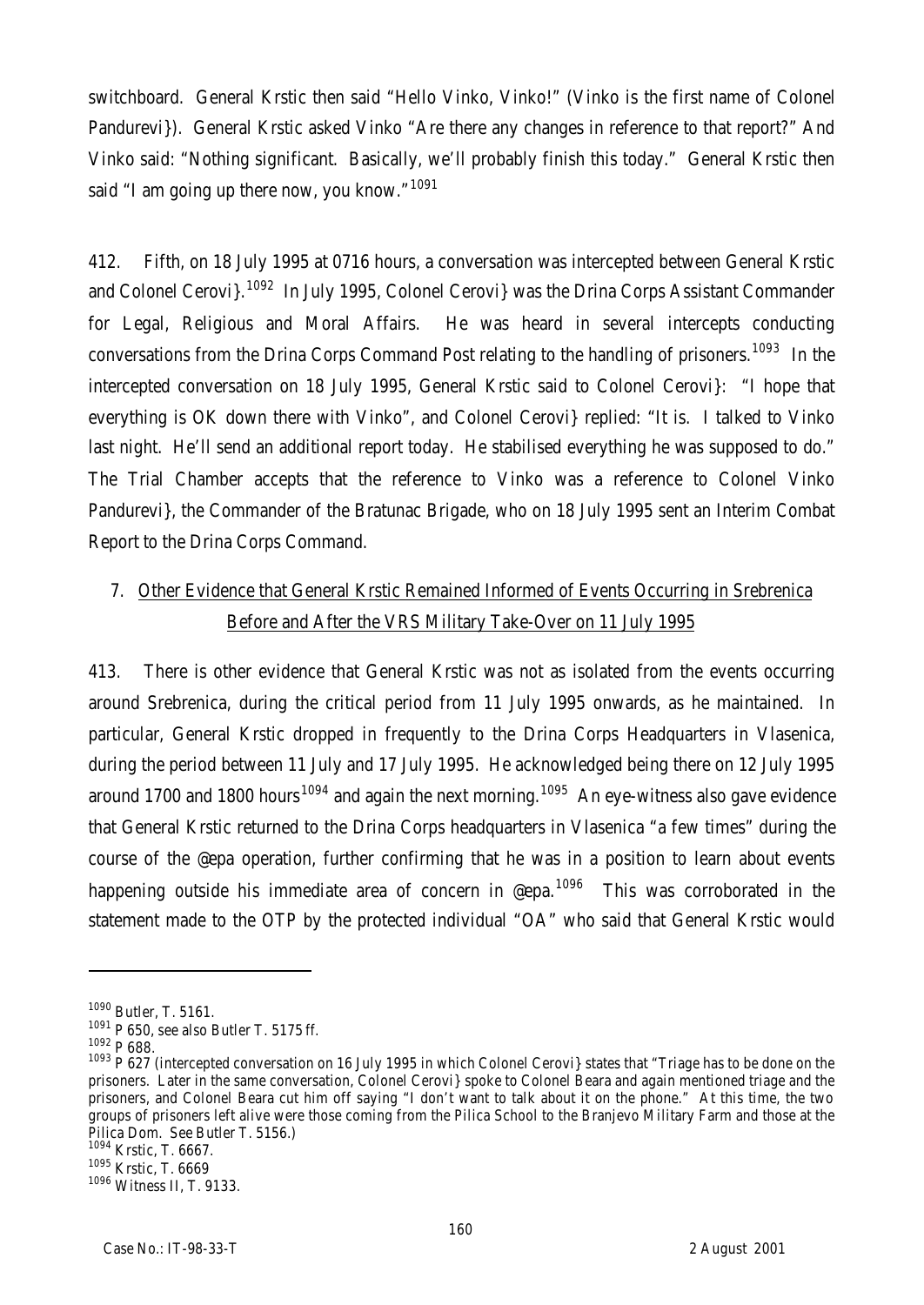switchboard. General Krstic then said "Hello Vinko, Vinko!" (Vinko is the first name of Colonel Pandurevi}). General Krstic asked Vinko "Are there any changes in reference to that report?" And Vinko said: "Nothing significant. Basically, we'll probably finish this today." General Krstic then said "I am going up there now, you know."[1091]

412. Fifth, on 18 July 1995 at 0716 hours, a conversation was intercepted between General Krstic and Colonel Cerovi}.[1092] In July 1995, Colonel Cerovi} was the Drina Corps Assistant Commander for Legal, Religious and Moral Affairs. He was heard in several intercepts conducting conversations from the Drina Corps Command Post relating to the handling of prisoners.[1093] In the intercepted conversation on 18 July 1995, General Krstic said to Colonel Cerovi}: "I hope that everything is OK down there with Vinko", and Colonel Cerovi} replied: "It is. I talked to Vinko last night. He'll send an additional report today. He stabilised everything he was supposed to do." The Trial Chamber accepts that the reference to Vinko was a reference to Colonel Vinko Pandurevi}, the Commander of the Bratunac Brigade, who on 18 July 1995 sent an Interim Combat Report to the Drina Corps Command.

## 7. Other Evidence that General Krstic Remained Informed of Events Occurring in Srebrenica Before and After the VRS Military Take-Over on 11 July 1995

413. There is other evidence that General Krstic was not as isolated from the events occurring around Srebrenica, during the critical period from 11 July 1995 onwards, as he maintained. In particular, General Krstic dropped in frequently to the Drina Corps Headquarters in Vlasenica, during the period between 11 July and 17 July 1995. He acknowledged being there on 12 July 1995 around 1700 and 1800 hours[1094] and again the next morning.[1095] An eye-witness also gave evidence that General Krstic returned to the Drina Corps headquarters in Vlasenica "a few times" during the course of the @epa operation, further confirming that he was in a position to learn about events happening outside his immediate area of concern in @epa.[1096] This was corroborated in the statement made to the OTP by the protected individual "OA" who said that General Krstic would

---

[1090] Butler, T. 5161.

[1091] P 650, see also Butler T. 5175 ff.

[1092] P 688.

[1093] P 627 (intercepted conversation on 16 July 1995 in which Colonel Cerovi} states that "Triage has to be done on the prisoners. Later in the same conversation, Colonel Cerovi} spoke to Colonel Beara and again mentioned triage and the prisoners, and Colonel Beara cut him off saying "I don't want to talk about it on the phone." At this time, the two groups of prisoners left alive were those coming from the Pilica School to the Branjevo Military Farm and those at the Pilica Dom. See Butler T. 5156.)

[1094] Krstic, T. 6667.

[1095] Krstic, T. 6669

[1096] Witness II, T. 9133.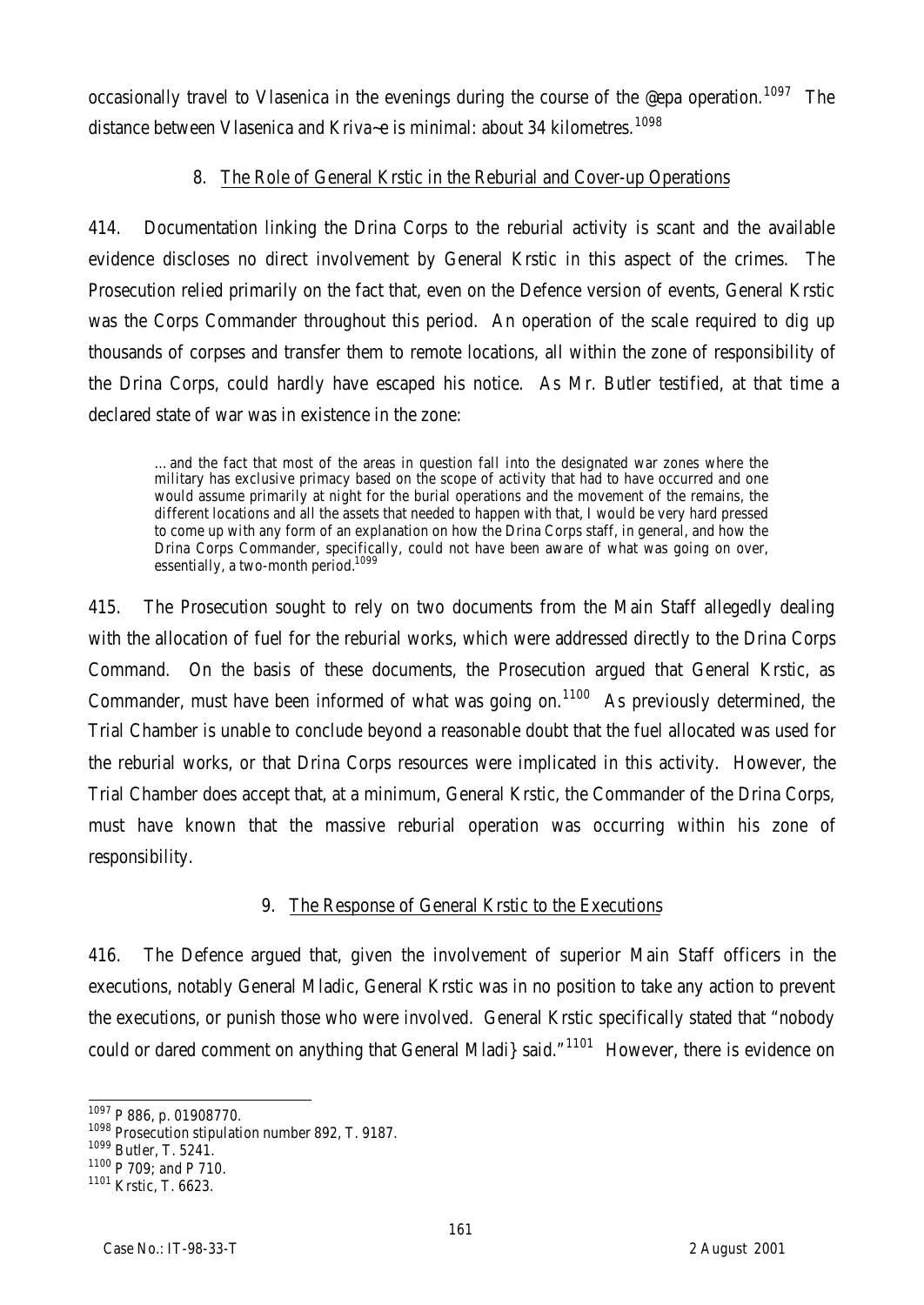occasionally travel to Vlasenica in the evenings during the course of the @epa operation.[1097] The distance between Vlasenica and Kriva~e is minimal: about 34 kilometres.[1098]

### 8. The Role of General Krstic in the Reburial and Cover-up Operations

414. Documentation linking the Drina Corps to the reburial activity is scant and the available evidence discloses no direct involvement by General Krstic in this aspect of the crimes. The Prosecution relied primarily on the fact that, even on the Defence version of events, General Krstic was the Corps Commander throughout this period. An operation of the scale required to dig up thousands of corpses and transfer them to remote locations, all within the zone of responsibility of the Drina Corps, could hardly have escaped his notice. As Mr. Butler testified, at that time a declared state of war was in existence in the zone:

> …and the fact that most of the areas in question fall into the designated war zones where the military has exclusive primacy based on the scope of activity that had to have occurred and one would assume primarily at night for the burial operations and the movement of the remains, the different locations and all the assets that needed to happen with that, I would be very hard pressed to come up with any form of an explanation on how the Drina Corps staff, in general, and how the Drina Corps Commander, specifically, could not have been aware of what was going on over, essentially, a two-month period.[1099]

415. The Prosecution sought to rely on two documents from the Main Staff allegedly dealing with the allocation of fuel for the reburial works, which were addressed directly to the Drina Corps Command. On the basis of these documents, the Prosecution argued that General Krstic, as Commander, must have been informed of what was going on.[1100] As previously determined, the Trial Chamber is unable to conclude beyond a reasonable doubt that the fuel allocated was used for the reburial works, or that Drina Corps resources were implicated in this activity. However, the Trial Chamber does accept that, at a minimum, General Krstic, the Commander of the Drina Corps, must have known that the massive reburial operation was occurring within his zone of responsibility.

### 9. The Response of General Krstic to the Executions

416. The Defence argued that, given the involvement of superior Main Staff officers in the executions, notably General Mladic, General Krstic was in no position to take any action to prevent the executions, or punish those who were involved. General Krstic specifically stated that "nobody could or dared comment on anything that General Mladi} said."[1101] However, there is evidence on

---

[1097] P 886, p. 01908770.

[1098] Prosecution stipulation number 892, T. 9187.

[1099] Butler, T. 5241.

[1100] P 709; and P 710.

[1101] Krstic, T. 6623.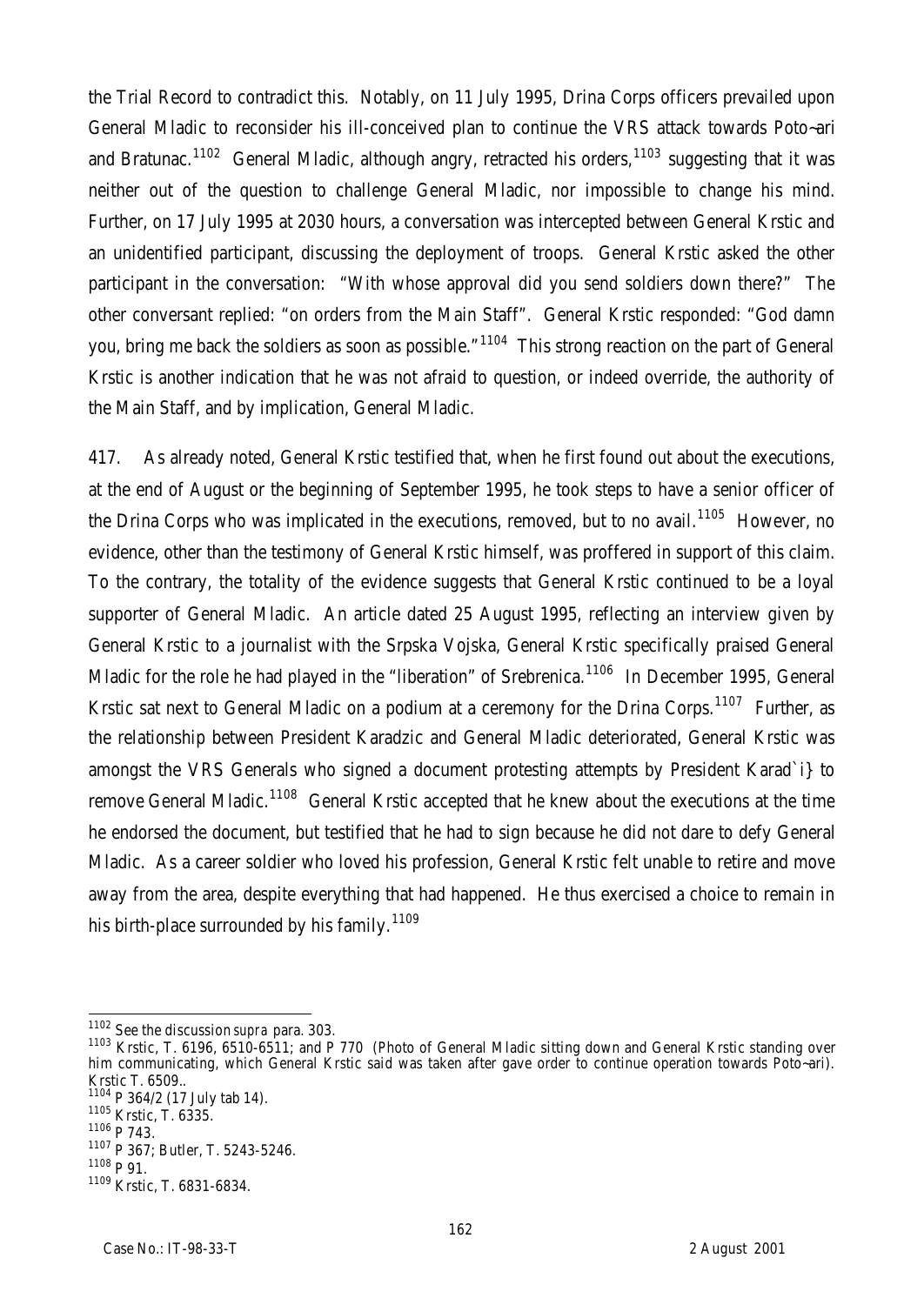the Trial Record to contradict this. Notably, on 11 July 1995, Drina Corps officers prevailed upon General Mladic to reconsider his ill-conceived plan to continue the VRS attack towards Poto~ari and Bratunac.[1102] General Mladic, although angry, retracted his orders,[1103] suggesting that it was neither out of the question to challenge General Mladic, nor impossible to change his mind. Further, on 17 July 1995 at 2030 hours, a conversation was intercepted between General Krstic and an unidentified participant, discussing the deployment of troops. General Krstic asked the other participant in the conversation: "With whose approval did you send soldiers down there?" The other conversant replied: "on orders from the Main Staff". General Krstic responded: "God damn you, bring me back the soldiers as soon as possible."[1104] This strong reaction on the part of General Krstic is another indication that he was not afraid to question, or indeed override, the authority of the Main Staff, and by implication, General Mladic.

417. As already noted, General Krstic testified that, when he first found out about the executions, at the end of August or the beginning of September 1995, he took steps to have a senior officer of the Drina Corps who was implicated in the executions, removed, but to no avail.[1105] However, no evidence, other than the testimony of General Krstic himself, was proffered in support of this claim. To the contrary, the totality of the evidence suggests that General Krstic continued to be a loyal supporter of General Mladic. An article dated 25 August 1995, reflecting an interview given by General Krstic to a journalist with the Srpska Vojska, General Krstic specifically praised General Mladic for the role he had played in the "liberation" of Srebrenica.[1106] In December 1995, General Krstic sat next to General Mladic on a podium at a ceremony for the Drina Corps.[1107] Further, as the relationship between President Karadzic and General Mladic deteriorated, General Krstic was amongst the VRS Generals who signed a document protesting attempts by President Karad`i} to remove General Mladic.[1108] General Krstic accepted that he knew about the executions at the time he endorsed the document, but testified that he had to sign because he did not dare to defy General Mladic. As a career soldier who loved his profession, General Krstic felt unable to retire and move away from the area, despite everything that had happened. He thus exercised a choice to remain in his birth-place surrounded by his family.[1109]

---

[1102] See the discussion *supra* para. 303.

[1103] Krstic, T. 6196, 6510-6511; and P 770 (Photo of General Mladic sitting down and General Krstic standing over him communicating, which General Krstic said was taken after gave order to continue operation towards Poto~ari). Krstic T. 6509..

[1104] P 364/2 (17 July tab 14).

[1105] Krstic, T. 6335.

[1106] P 743.

[1107] P 367; Butler, T. 5243-5246.

[1108] P 91.

[1109] Krstic, T. 6831-6834.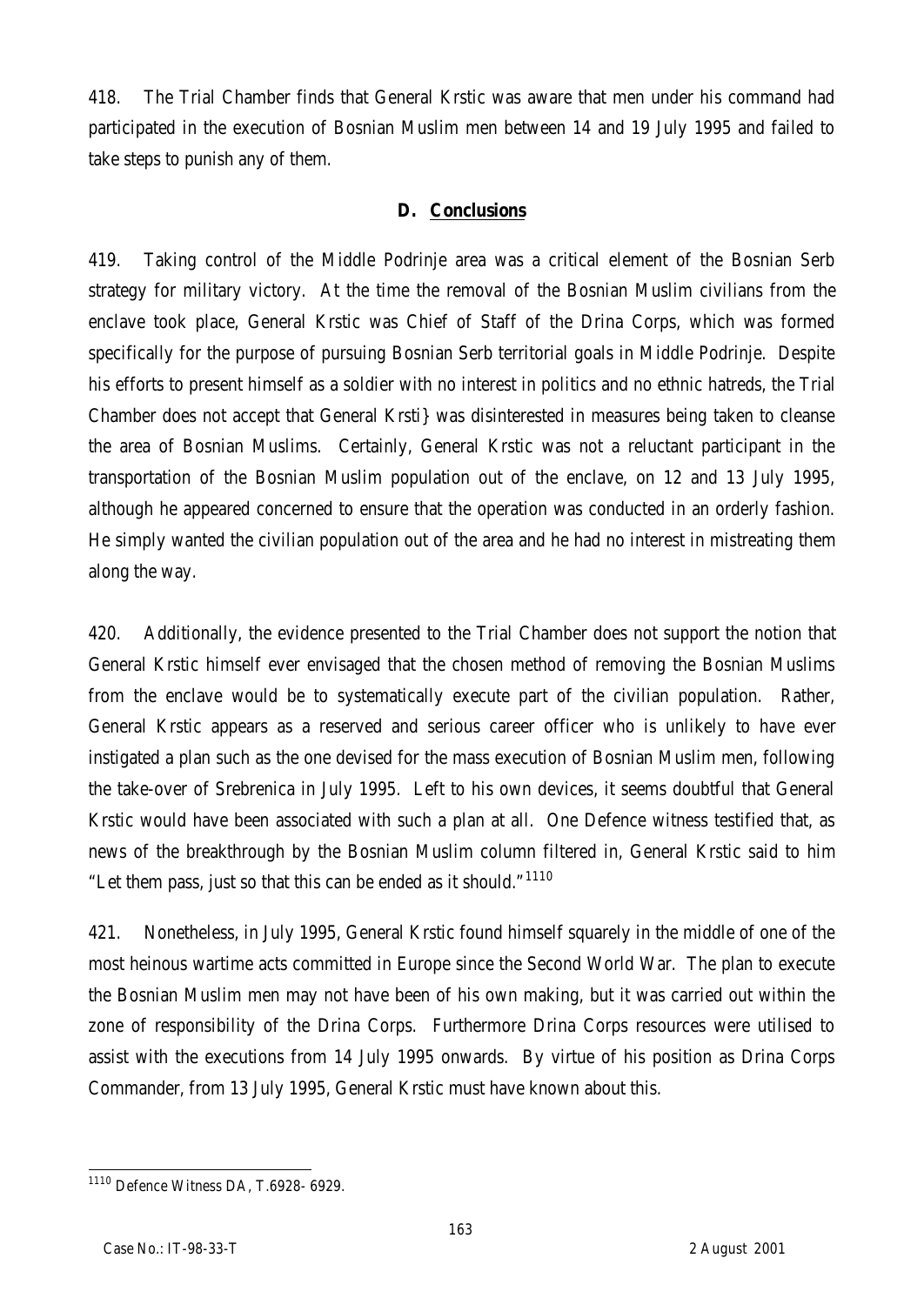418. The Trial Chamber finds that General Krstic was aware that men under his command had participated in the execution of Bosnian Muslim men between 14 and 19 July 1995 and failed to take steps to punish any of them.

### D. Conclusions

419. Taking control of the Middle Podrinje area was a critical element of the Bosnian Serb strategy for military victory. At the time the removal of the Bosnian Muslim civilians from the enclave took place, General Krstic was Chief of Staff of the Drina Corps, which was formed specifically for the purpose of pursuing Bosnian Serb territorial goals in Middle Podrinje. Despite his efforts to present himself as a soldier with no interest in politics and no ethnic hatreds, the Trial Chamber does not accept that General Krsti} was disinterested in measures being taken to cleanse the area of Bosnian Muslims. Certainly, General Krstic was not a reluctant participant in the transportation of the Bosnian Muslim population out of the enclave, on 12 and 13 July 1995, although he appeared concerned to ensure that the operation was conducted in an orderly fashion. He simply wanted the civilian population out of the area and he had no interest in mistreating them along the way.

420. Additionally, the evidence presented to the Trial Chamber does not support the notion that General Krstic himself ever envisaged that the chosen method of removing the Bosnian Muslims from the enclave would be to systematically execute part of the civilian population. Rather, General Krstic appears as a reserved and serious career officer who is unlikely to have ever instigated a plan such as the one devised for the mass execution of Bosnian Muslim men, following the take-over of Srebrenica in July 1995. Left to his own devices, it seems doubtful that General Krstic would have been associated with such a plan at all. One Defence witness testified that, as news of the breakthrough by the Bosnian Muslim column filtered in, General Krstic said to him "Let them pass, just so that this can be ended as it should."[1110]

421. Nonetheless, in July 1995, General Krstic found himself squarely in the middle of one of the most heinous wartime acts committed in Europe since the Second World War. The plan to execute the Bosnian Muslim men may not have been of his own making, but it was carried out within the zone of responsibility of the Drina Corps. Furthermore Drina Corps resources were utilised to assist with the executions from 14 July 1995 onwards. By virtue of his position as Drina Corps Commander, from 13 July 1995, General Krstic must have known about this.

---

[1110] Defence Witness DA, T.6928- 6929.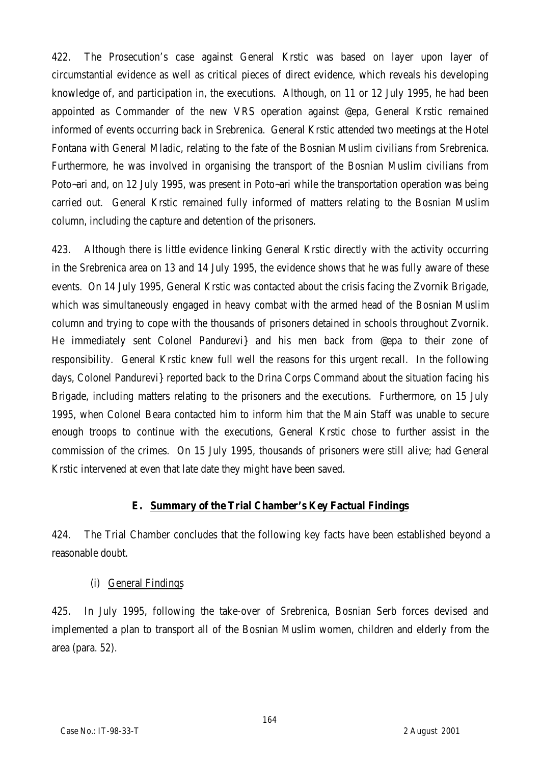422. The Prosecution's case against General Krstic was based on layer upon layer of circumstantial evidence as well as critical pieces of direct evidence, which reveals his developing knowledge of, and participation in, the executions. Although, on 11 or 12 July 1995, he had been appointed as Commander of the new VRS operation against @epa, General Krstic remained informed of events occurring back in Srebrenica. General Krstic attended two meetings at the Hotel Fontana with General Mladic, relating to the fate of the Bosnian Muslim civilians from Srebrenica. Furthermore, he was involved in organising the transport of the Bosnian Muslim civilians from Poto~ari and, on 12 July 1995, was present in Poto~ari while the transportation operation was being carried out. General Krstic remained fully informed of matters relating to the Bosnian Muslim column, including the capture and detention of the prisoners.

423. Although there is little evidence linking General Krstic directly with the activity occurring in the Srebrenica area on 13 and 14 July 1995, the evidence shows that he was fully aware of these events. On 14 July 1995, General Krstic was contacted about the crisis facing the Zvornik Brigade, which was simultaneously engaged in heavy combat with the armed head of the Bosnian Muslim column and trying to cope with the thousands of prisoners detained in schools throughout Zvornik. He immediately sent Colonel Pandurevi} and his men back from @epa to their zone of responsibility. General Krstic knew full well the reasons for this urgent recall. In the following days, Colonel Pandurevi} reported back to the Drina Corps Command about the situation facing his Brigade, including matters relating to the prisoners and the executions. Furthermore, on 15 July 1995, when Colonel Beara contacted him to inform him that the Main Staff was unable to secure enough troops to continue with the executions, General Krstic chose to further assist in the commission of the crimes. On 15 July 1995, thousands of prisoners were still alive; had General Krstic intervened at even that late date they might have been saved.

### E. Summary of the Trial Chamber's Key Factual Findings

424. The Trial Chamber concludes that the following key facts have been established beyond a reasonable doubt.

#### (i) General Findings

425. In July 1995, following the take-over of Srebrenica, Bosnian Serb forces devised and implemented a plan to transport all of the Bosnian Muslim women, children and elderly from the area (para. 52).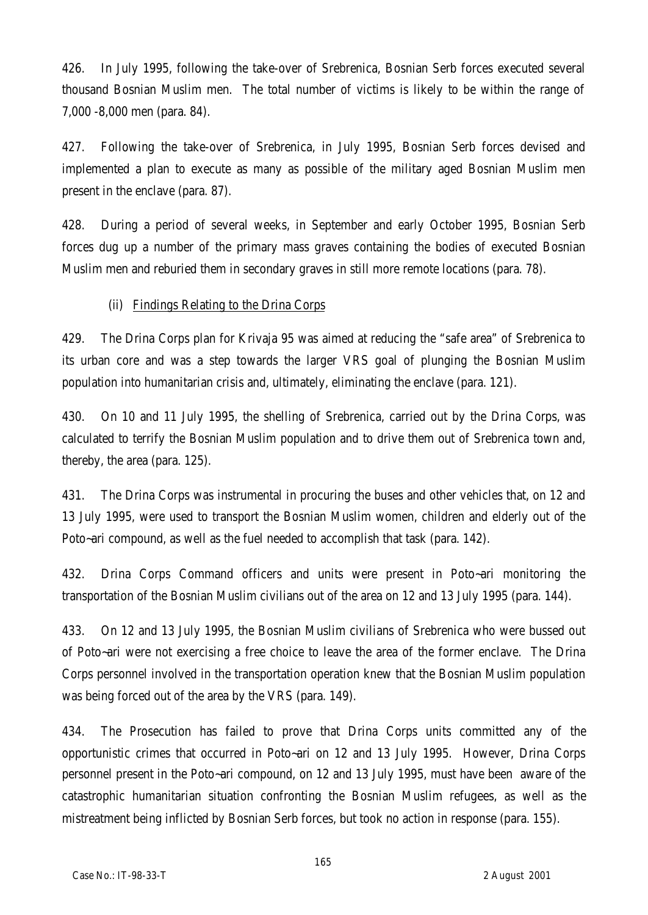426. In July 1995, following the take-over of Srebrenica, Bosnian Serb forces executed several thousand Bosnian Muslim men. The total number of victims is likely to be within the range of 7,000 -8,000 men (para. 84).

427. Following the take-over of Srebrenica, in July 1995, Bosnian Serb forces devised and implemented a plan to execute as many as possible of the military aged Bosnian Muslim men present in the enclave (para. 87).

428. During a period of several weeks, in September and early October 1995, Bosnian Serb forces dug up a number of the primary mass graves containing the bodies of executed Bosnian Muslim men and reburied them in secondary graves in still more remote locations (para. 78).

(ii) Findings Relating to the Drina Corps

429. The Drina Corps plan for Krivaja 95 was aimed at reducing the "safe area" of Srebrenica to its urban core and was a step towards the larger VRS goal of plunging the Bosnian Muslim population into humanitarian crisis and, ultimately, eliminating the enclave (para. 121).

430. On 10 and 11 July 1995, the shelling of Srebrenica, carried out by the Drina Corps, was calculated to terrify the Bosnian Muslim population and to drive them out of Srebrenica town and, thereby, the area (para. 125).

431. The Drina Corps was instrumental in procuring the buses and other vehicles that, on 12 and 13 July 1995, were used to transport the Bosnian Muslim women, children and elderly out of the Poto~ari compound, as well as the fuel needed to accomplish that task (para. 142).

432. Drina Corps Command officers and units were present in Poto~ari monitoring the transportation of the Bosnian Muslim civilians out of the area on 12 and 13 July 1995 (para. 144).

433. On 12 and 13 July 1995, the Bosnian Muslim civilians of Srebrenica who were bussed out of Poto~ari were not exercising a free choice to leave the area of the former enclave. The Drina Corps personnel involved in the transportation operation knew that the Bosnian Muslim population was being forced out of the area by the VRS (para. 149).

434. The Prosecution has failed to prove that Drina Corps units committed any of the opportunistic crimes that occurred in Poto~ari on 12 and 13 July 1995. However, Drina Corps personnel present in the Poto~ari compound, on 12 and 13 July 1995, must have been aware of the catastrophic humanitarian situation confronting the Bosnian Muslim refugees, as well as the mistreatment being inflicted by Bosnian Serb forces, but took no action in response (para. 155).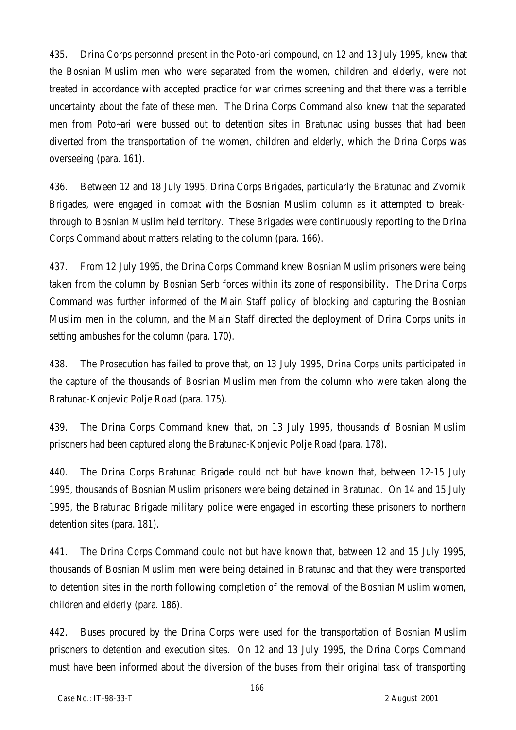435. Drina Corps personnel present in the Poto~ari compound, on 12 and 13 July 1995, knew that the Bosnian Muslim men who were separated from the women, children and elderly, were not treated in accordance with accepted practice for war crimes screening and that there was a terrible uncertainty about the fate of these men. The Drina Corps Command also knew that the separated men from Poto~ari were bussed out to detention sites in Bratunac using busses that had been diverted from the transportation of the women, children and elderly, which the Drina Corps was overseeing (para. 161).

436. Between 12 and 18 July 1995, Drina Corps Brigades, particularly the Bratunac and Zvornik Brigades, were engaged in combat with the Bosnian Muslim column as it attempted to break-through to Bosnian Muslim held territory. These Brigades were continuously reporting to the Drina Corps Command about matters relating to the column (para. 166).

437. From 12 July 1995, the Drina Corps Command knew Bosnian Muslim prisoners were being taken from the column by Bosnian Serb forces within its zone of responsibility. The Drina Corps Command was further informed of the Main Staff policy of blocking and capturing the Bosnian Muslim men in the column, and the Main Staff directed the deployment of Drina Corps units in setting ambushes for the column (para. 170).

438. The Prosecution has failed to prove that, on 13 July 1995, Drina Corps units participated in the capture of the thousands of Bosnian Muslim men from the column who were taken along the Bratunac-Konjevic Polje Road (para. 175).

439. The Drina Corps Command knew that, on 13 July 1995, thousands of Bosnian Muslim prisoners had been captured along the Bratunac-Konjevic Polje Road (para. 178).

440. The Drina Corps Bratunac Brigade could not but have known that, between 12-15 July 1995, thousands of Bosnian Muslim prisoners were being detained in Bratunac. On 14 and 15 July 1995, the Bratunac Brigade military police were engaged in escorting these prisoners to northern detention sites (para. 181).

441. The Drina Corps Command could not but have known that, between 12 and 15 July 1995, thousands of Bosnian Muslim men were being detained in Bratunac and that they were transported to detention sites in the north following completion of the removal of the Bosnian Muslim women, children and elderly (para. 186).

442. Buses procured by the Drina Corps were used for the transportation of Bosnian Muslim prisoners to detention and execution sites. On 12 and 13 July 1995, the Drina Corps Command must have been informed about the diversion of the buses from their original task of transporting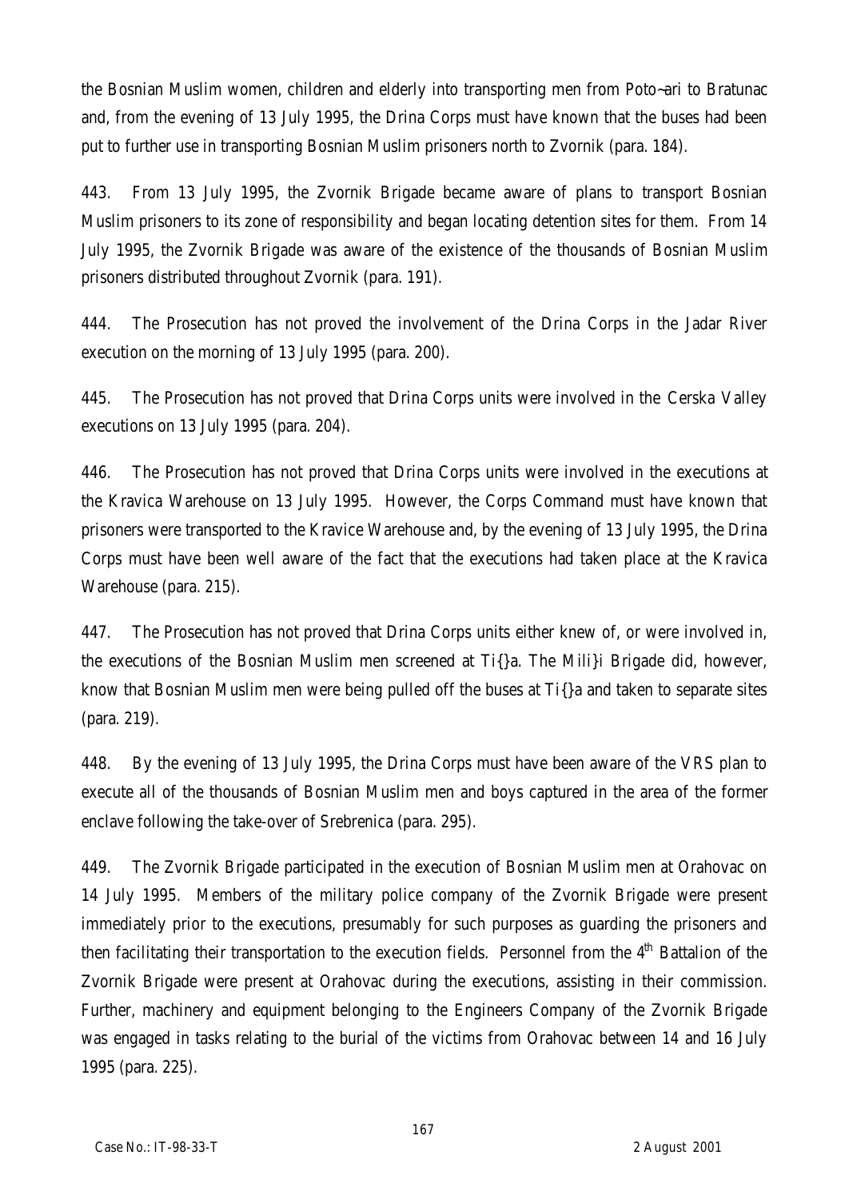the Bosnian Muslim women, children and elderly into transporting men from Poto~ari to Bratunac and, from the evening of 13 July 1995, the Drina Corps must have known that the buses had been put to further use in transporting Bosnian Muslim prisoners north to Zvornik (para. 184).

443. From 13 July 1995, the Zvornik Brigade became aware of plans to transport Bosnian Muslim prisoners to its zone of responsibility and began locating detention sites for them. From 14 July 1995, the Zvornik Brigade was aware of the existence of the thousands of Bosnian Muslim prisoners distributed throughout Zvornik (para. 191).

444. The Prosecution has not proved the involvement of the Drina Corps in the Jadar River execution on the morning of 13 July 1995 (para. 200).

445. The Prosecution has not proved that Drina Corps units were involved in the Cerska Valley executions on 13 July 1995 (para. 204).

446. The Prosecution has not proved that Drina Corps units were involved in the executions at the Kravica Warehouse on 13 July 1995. However, the Corps Command must have known that prisoners were transported to the Kravice Warehouse and, by the evening of 13 July 1995, the Drina Corps must have been well aware of the fact that the executions had taken place at the Kravica Warehouse (para. 215).

447. The Prosecution has not proved that Drina Corps units either knew of, or were involved in, the executions of the Bosnian Muslim men screened at Ti{}a. The Mili}i Brigade did, however, know that Bosnian Muslim men were being pulled off the buses at Ti{}a and taken to separate sites (para. 219).

448. By the evening of 13 July 1995, the Drina Corps must have been aware of the VRS plan to execute all of the thousands of Bosnian Muslim men and boys captured in the area of the former enclave following the take-over of Srebrenica (para. 295).

449. The Zvornik Brigade participated in the execution of Bosnian Muslim men at Orahovac on 14 July 1995. Members of the military police company of the Zvornik Brigade were present immediately prior to the executions, presumably for such purposes as guarding the prisoners and then facilitating their transportation to the execution fields. Personnel from the 4th Battalion of the Zvornik Brigade were present at Orahovac during the executions, assisting in their commission. Further, machinery and equipment belonging to the Engineers Company of the Zvornik Brigade was engaged in tasks relating to the burial of the victims from Orahovac between 14 and 16 July 1995 (para. 225).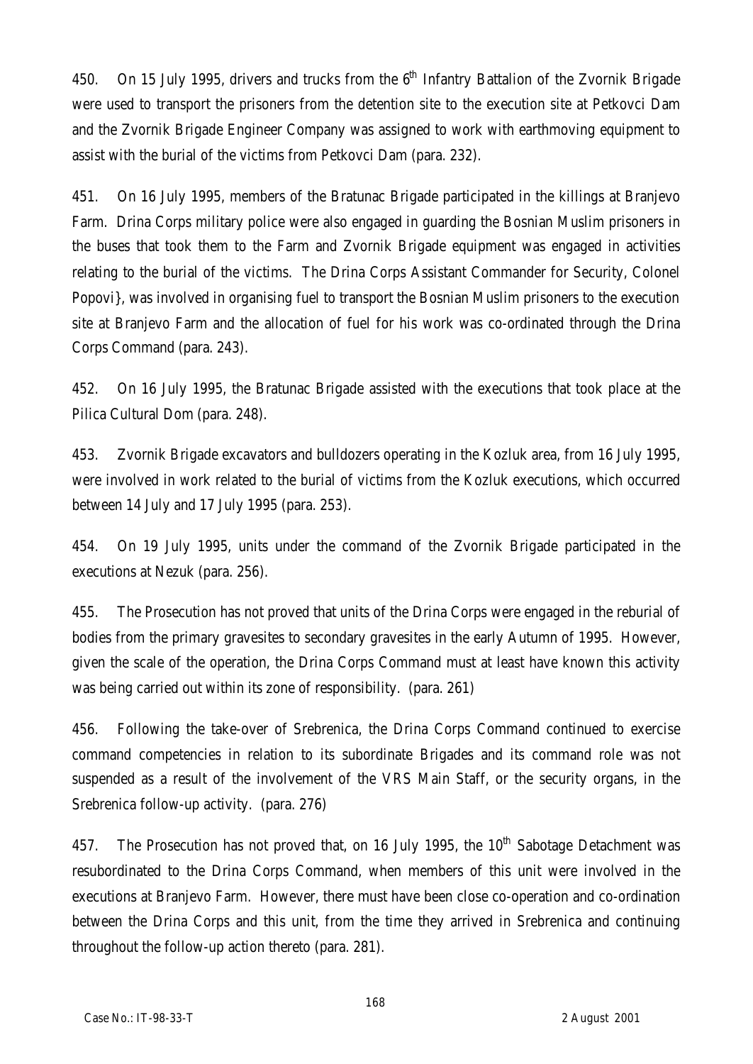450. On 15 July 1995, drivers and trucks from the 6th Infantry Battalion of the Zvornik Brigade were used to transport the prisoners from the detention site to the execution site at Petkovci Dam and the Zvornik Brigade Engineer Company was assigned to work with earthmoving equipment to assist with the burial of the victims from Petkovci Dam (para. 232).

451. On 16 July 1995, members of the Bratunac Brigade participated in the killings at Branjevo Farm. Drina Corps military police were also engaged in guarding the Bosnian Muslim prisoners in the buses that took them to the Farm and Zvornik Brigade equipment was engaged in activities relating to the burial of the victims. The Drina Corps Assistant Commander for Security, Colonel Popovi}, was involved in organising fuel to transport the Bosnian Muslim prisoners to the execution site at Branjevo Farm and the allocation of fuel for his work was co-ordinated through the Drina Corps Command (para. 243).

452. On 16 July 1995, the Bratunac Brigade assisted with the executions that took place at the Pilica Cultural Dom (para. 248).

453. Zvornik Brigade excavators and bulldozers operating in the Kozluk area, from 16 July 1995, were involved in work related to the burial of victims from the Kozluk executions, which occurred between 14 July and 17 July 1995 (para. 253).

454. On 19 July 1995, units under the command of the Zvornik Brigade participated in the executions at Nezuk (para. 256).

455. The Prosecution has not proved that units of the Drina Corps were engaged in the reburial of bodies from the primary gravesites to secondary gravesites in the early Autumn of 1995. However, given the scale of the operation, the Drina Corps Command must at least have known this activity was being carried out within its zone of responsibility. (para. 261)

456. Following the take-over of Srebrenica, the Drina Corps Command continued to exercise command competencies in relation to its subordinate Brigades and its command role was not suspended as a result of the involvement of the VRS Main Staff, or the security organs, in the Srebrenica follow-up activity. (para. 276)

457. The Prosecution has not proved that, on 16 July 1995, the 10th Sabotage Detachment was resubordinated to the Drina Corps Command, when members of this unit were involved in the executions at Branjevo Farm. However, there must have been close co-operation and co-ordination between the Drina Corps and this unit, from the time they arrived in Srebrenica and continuing throughout the follow-up action thereto (para. 281).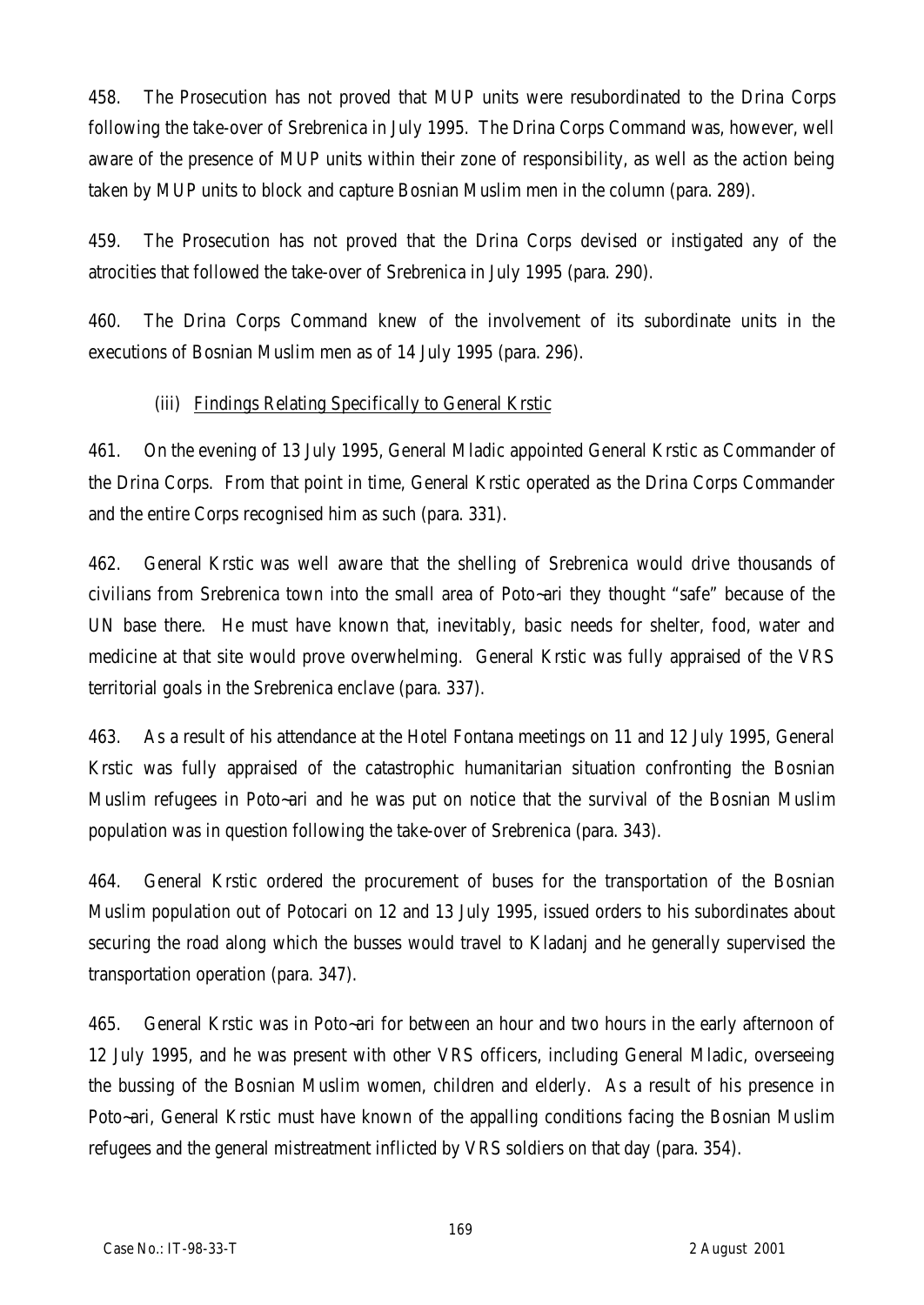458. The Prosecution has not proved that MUP units were resubordinated to the Drina Corps following the take-over of Srebrenica in July 1995. The Drina Corps Command was, however, well aware of the presence of MUP units within their zone of responsibility, as well as the action being taken by MUP units to block and capture Bosnian Muslim men in the column (para. 289).

459. The Prosecution has not proved that the Drina Corps devised or instigated any of the atrocities that followed the take-over of Srebrenica in July 1995 (para. 290).

460. The Drina Corps Command knew of the involvement of its subordinate units in the executions of Bosnian Muslim men as of 14 July 1995 (para. 296).

(iii) Findings Relating Specifically to General Krstic

461. On the evening of 13 July 1995, General Mladic appointed General Krstic as Commander of the Drina Corps. From that point in time, General Krstic operated as the Drina Corps Commander and the entire Corps recognised him as such (para. 331).

462. General Krstic was well aware that the shelling of Srebrenica would drive thousands of civilians from Srebrenica town into the small area of Poto~ari they thought "safe" because of the UN base there. He must have known that, inevitably, basic needs for shelter, food, water and medicine at that site would prove overwhelming. General Krstic was fully appraised of the VRS territorial goals in the Srebrenica enclave (para. 337).

463. As a result of his attendance at the Hotel Fontana meetings on 11 and 12 July 1995, General Krstic was fully appraised of the catastrophic humanitarian situation confronting the Bosnian Muslim refugees in Poto~ari and he was put on notice that the survival of the Bosnian Muslim population was in question following the take-over of Srebrenica (para. 343).

464. General Krstic ordered the procurement of buses for the transportation of the Bosnian Muslim population out of Potocari on 12 and 13 July 1995, issued orders to his subordinates about securing the road along which the busses would travel to Kladanj and he generally supervised the transportation operation (para. 347).

465. General Krstic was in Poto~ari for between an hour and two hours in the early afternoon of 12 July 1995, and he was present with other VRS officers, including General Mladic, overseeing the bussing of the Bosnian Muslim women, children and elderly. As a result of his presence in Poto~ari, General Krstic must have known of the appalling conditions facing the Bosnian Muslim refugees and the general mistreatment inflicted by VRS soldiers on that day (para. 354).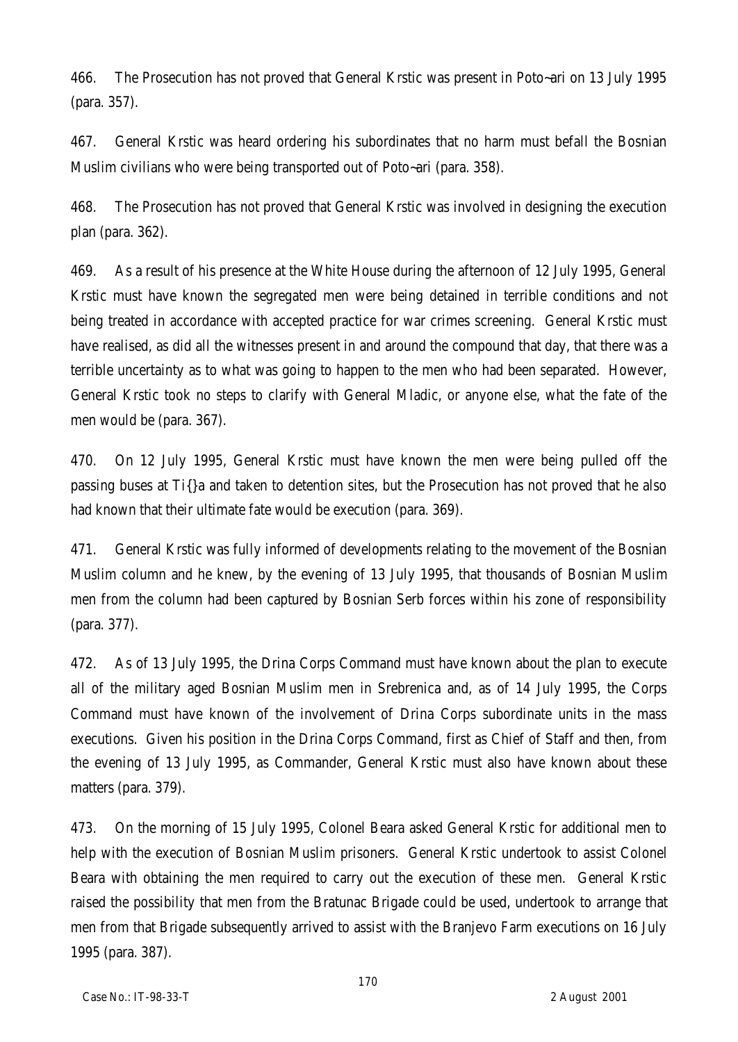466. The Prosecution has not proved that General Krstic was present in Poto~ari on 13 July 1995 (para. 357).

467. General Krstic was heard ordering his subordinates that no harm must befall the Bosnian Muslim civilians who were being transported out of Poto~ari (para. 358).

468. The Prosecution has not proved that General Krstic was involved in designing the execution plan (para. 362).

469. As a result of his presence at the White House during the afternoon of 12 July 1995, General Krstic must have known the segregated men were being detained in terrible conditions and not being treated in accordance with accepted practice for war crimes screening. General Krstic must have realised, as did all the witnesses present in and around the compound that day, that there was a terrible uncertainty as to what was going to happen to the men who had been separated. However, General Krstic took no steps to clarify with General Mladic, or anyone else, what the fate of the men would be (para. 367).

470. On 12 July 1995, General Krstic must have known the men were being pulled off the passing buses at Ti{}a and taken to detention sites, but the Prosecution has not proved that he also had known that their ultimate fate would be execution (para. 369).

471. General Krstic was fully informed of developments relating to the movement of the Bosnian Muslim column and he knew, by the evening of 13 July 1995, that thousands of Bosnian Muslim men from the column had been captured by Bosnian Serb forces within his zone of responsibility (para. 377).

472. As of 13 July 1995, the Drina Corps Command must have known about the plan to execute all of the military aged Bosnian Muslim men in Srebrenica and, as of 14 July 1995, the Corps Command must have known of the involvement of Drina Corps subordinate units in the mass executions. Given his position in the Drina Corps Command, first as Chief of Staff and then, from the evening of 13 July 1995, as Commander, General Krstic must also have known about these matters (para. 379).

473. On the morning of 15 July 1995, Colonel Beara asked General Krstic for additional men to help with the execution of Bosnian Muslim prisoners. General Krstic undertook to assist Colonel Beara with obtaining the men required to carry out the execution of these men. General Krstic raised the possibility that men from the Bratunac Brigade could be used, undertook to arrange that men from that Brigade subsequently arrived to assist with the Branjevo Farm executions on 16 July 1995 (para. 387).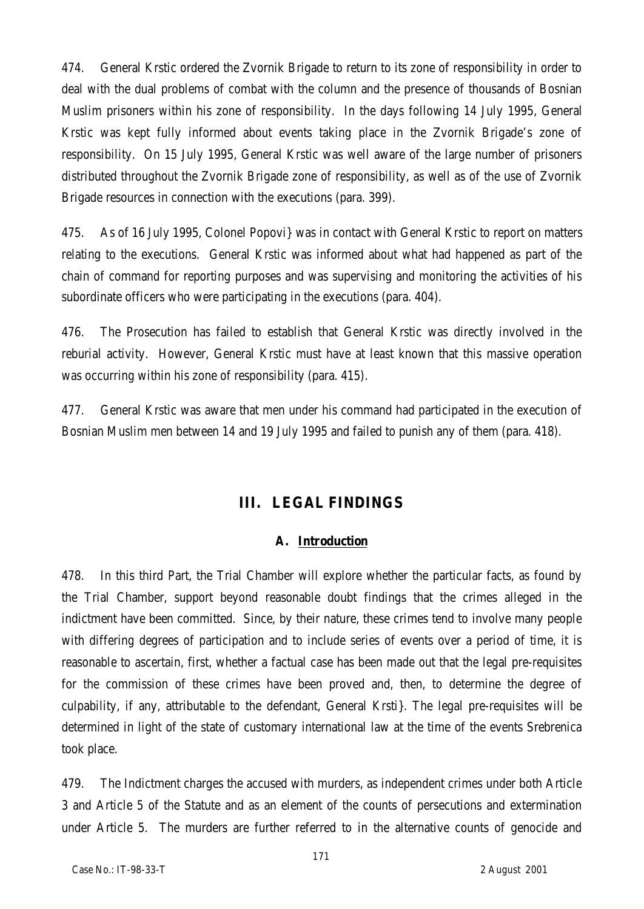474. General Krstic ordered the Zvornik Brigade to return to its zone of responsibility in order to deal with the dual problems of combat with the column and the presence of thousands of Bosnian Muslim prisoners within his zone of responsibility. In the days following 14 July 1995, General Krstic was kept fully informed about events taking place in the Zvornik Brigade's zone of responsibility. On 15 July 1995, General Krstic was well aware of the large number of prisoners distributed throughout the Zvornik Brigade zone of responsibility, as well as of the use of Zvornik Brigade resources in connection with the executions (para. 399).

475. As of 16 July 1995, Colonel Popovi} was in contact with General Krstic to report on matters relating to the executions. General Krstic was informed about what had happened as part of the chain of command for reporting purposes and was supervising and monitoring the activities of his subordinate officers who were participating in the executions (para. 404).

476. The Prosecution has failed to establish that General Krstic was directly involved in the reburial activity. However, General Krstic must have at least known that this massive operation was occurring within his zone of responsibility (para. 415).

477. General Krstic was aware that men under his command had participated in the execution of Bosnian Muslim men between 14 and 19 July 1995 and failed to punish any of them (para. 418).

# III. LEGAL FINDINGS

## A. Introduction

478. In this third Part, the Trial Chamber will explore whether the particular facts, as found by the Trial Chamber, support beyond reasonable doubt findings that the crimes alleged in the indictment have been committed. Since, by their nature, these crimes tend to involve many people with differing degrees of participation and to include series of events over a period of time, it is reasonable to ascertain, first, whether a factual case has been made out that the legal pre-requisites for the commission of these crimes have been proved and, then, to determine the degree of culpability, if any, attributable to the defendant, General Krsti}. The legal pre-requisites will be determined in light of the state of customary international law at the time of the events Srebrenica took place.

479. The Indictment charges the accused with murders, as independent crimes under both Article 3 and Article 5 of the Statute and as an element of the counts of persecutions and extermination under Article 5. The murders are further referred to in the alternative counts of genocide and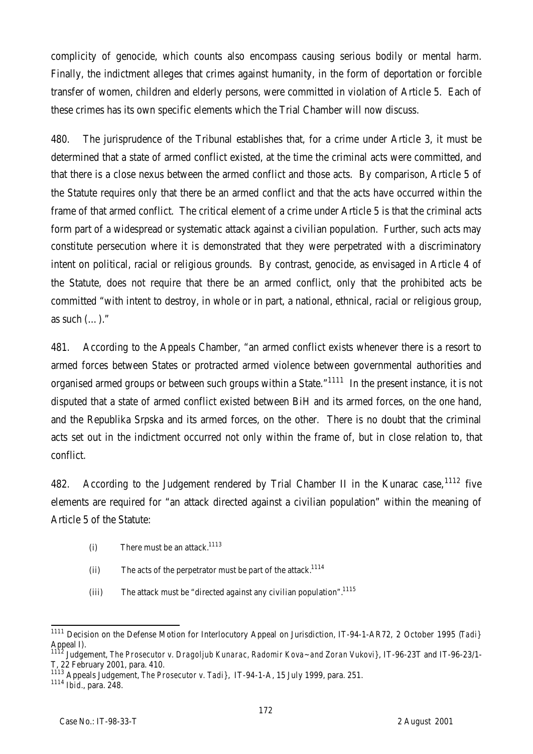complicity of genocide, which counts also encompass causing serious bodily or mental harm. Finally, the indictment alleges that crimes against humanity, in the form of deportation or forcible transfer of women, children and elderly persons, were committed in violation of Article 5. Each of these crimes has its own specific elements which the Trial Chamber will now discuss.

480. The jurisprudence of the Tribunal establishes that, for a crime under Article 3, it must be determined that a state of armed conflict existed, at the time the criminal acts were committed, and that there is a close nexus between the armed conflict and those acts. By comparison, Article 5 of the Statute requires only that there be an armed conflict and that the acts have occurred within the frame of that armed conflict. The critical element of a crime under Article 5 is that the criminal acts form part of a widespread or systematic attack against a civilian population. Further, such acts may constitute persecution where it is demonstrated that they were perpetrated with a discriminatory intent on political, racial or religious grounds. By contrast, genocide, as envisaged in Article 4 of the Statute, does not require that there be an armed conflict, only that the prohibited acts be committed "with intent to destroy, in whole or in part, a national, ethnical, racial or religious group, as such (…)."

481. According to the Appeals Chamber, "an armed conflict exists whenever there is a resort to armed forces between States or protracted armed violence between governmental authorities and organised armed groups or between such groups within a State."[1111] In the present instance, it is not disputed that a state of armed conflict existed between BiH and its armed forces, on the one hand, and the Republika Srpska and its armed forces, on the other. There is no doubt that the criminal acts set out in the indictment occurred not only within the frame of, but in close relation to, that conflict.

482. According to the Judgement rendered by Trial Chamber II in the Kunarac case,[1112] five elements are required for "an attack directed against a civilian population" within the meaning of Article 5 of the Statute:

(i) There must be an attack.[1113]

(ii) The acts of the perpetrator must be part of the attack.[1114]

(iii) The attack must be "directed against any civilian population".[1115]

---

[1111] Decision on the Defense Motion for Interlocutory Appeal on Jurisdiction, IT-94-1-AR72, 2 October 1995 (*Tadi}* Appeal I).

[1112] Judgement, *The Prosecutor v. Dragoljub Kunarac, Radomir Kova~ and Zoran Vukovi}*, IT-96-23T and IT-96-23/1-T, 22 February 2001, para. 410.

[1113] Appeals Judgement, *The Prosecutor v. Tadi}*, IT-94-1-A, 15 July 1999, para. 251.

[1114] *Ibid.*, para. 248.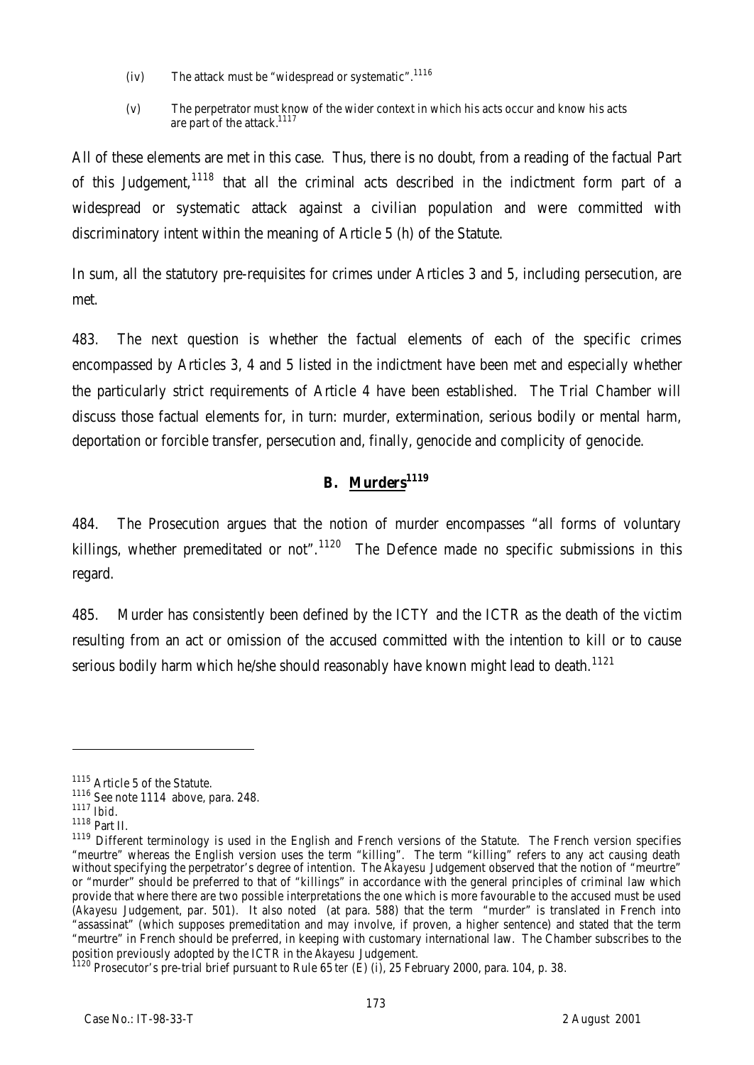(iv) The attack must be "widespread or systematic".[1116]

(v) The perpetrator must know of the wider context in which his acts occur and know his acts are part of the attack.[1117]

All of these elements are met in this case. Thus, there is no doubt, from a reading of the factual Part of this Judgement,[1118] that all the criminal acts described in the indictment form part of a widespread or systematic attack against a civilian population and were committed with discriminatory intent within the meaning of Article 5 (h) of the Statute.

In sum, all the statutory pre-requisites for crimes under Articles 3 and 5, including persecution, are met.

483. The next question is whether the factual elements of each of the specific crimes encompassed by Articles 3, 4 and 5 listed in the indictment have been met and especially whether the particularly strict requirements of Article 4 have been established. The Trial Chamber will discuss those factual elements for, in turn: murder, extermination, serious bodily or mental harm, deportation or forcible transfer, persecution and, finally, genocide and complicity of genocide.

## B. Murders[1119]

484. The Prosecution argues that the notion of murder encompasses "all forms of voluntary killings, whether premeditated or not".[1120] The Defence made no specific submissions in this regard.

485. Murder has consistently been defined by the ICTY and the ICTR as the death of the victim resulting from an act or omission of the accused committed with the intention to kill or to cause serious bodily harm which he/she should reasonably have known might lead to death.[1121]

---

[1115] Article 5 of the Statute.

[1116] See note 1114 above, para. 248.

[1117] *Ibid.*

[1118] Part II.

[1119] Different terminology is used in the English and French versions of the Statute. The French version specifies "meurtre" whereas the English version uses the term "killing". The term "killing" refers to any act causing death without specifying the perpetrator's degree of intention. The *Akayesu* Judgement observed that the notion of "meurtre" or "murder" should be preferred to that of "killings" in accordance with the general principles of criminal law which provide that where there are two possible interpretations the one which is more favourable to the accused must be used (*Akayesu* Judgement, par. 501). It also noted (at para. 588) that the term "murder" is translated in French into "assassinat" (which supposes premeditation and may involve, if proven, a higher sentence) and stated that the term "meurtre" in French should be preferred, in keeping with customary international law. The Chamber subscribes to the position previously adopted by the ICTR in the *Akayesu* Judgement.

[1120] Prosecutor's pre-trial brief pursuant to Rule 65 *ter* (E) (i), 25 February 2000, para. 104, p. 38.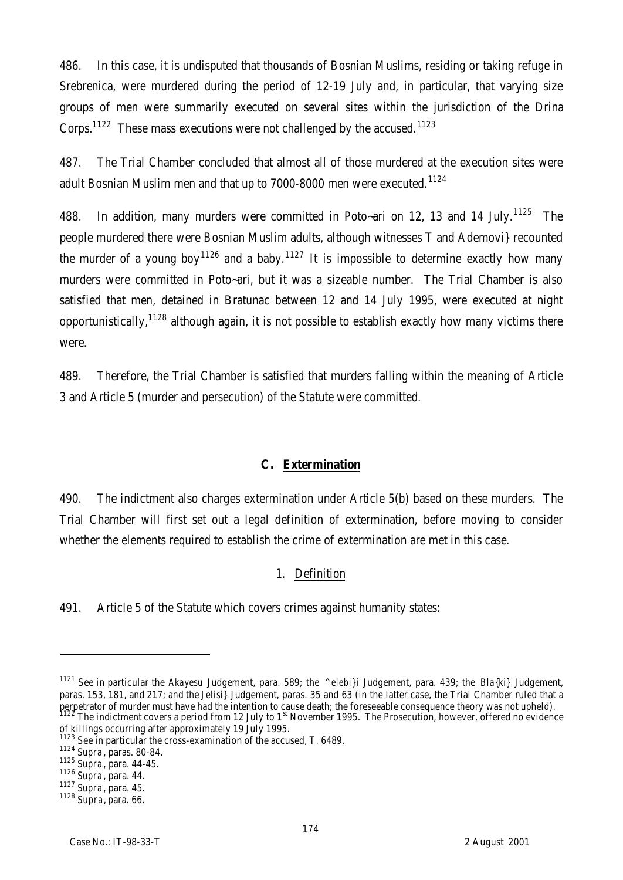486. In this case, it is undisputed that thousands of Bosnian Muslims, residing or taking refuge in Srebrenica, were murdered during the period of 12-19 July and, in particular, that varying size groups of men were summarily executed on several sites within the jurisdiction of the Drina Corps.[1122] These mass executions were not challenged by the accused.[1123]

487. The Trial Chamber concluded that almost all of those murdered at the execution sites were adult Bosnian Muslim men and that up to 7000-8000 men were executed.[1124]

488. In addition, many murders were committed in Poto~ari on 12, 13 and 14 July.[1125] The people murdered there were Bosnian Muslim adults, although witnesses T and Ademovi} recounted the murder of a young boy[1126] and a baby.[1127] It is impossible to determine exactly how many murders were committed in Poto~ari, but it was a sizeable number. The Trial Chamber is also satisfied that men, detained in Bratunac between 12 and 14 July 1995, were executed at night opportunistically,[1128] although again, it is not possible to establish exactly how many victims there were.

489. Therefore, the Trial Chamber is satisfied that murders falling within the meaning of Article 3 and Article 5 (murder and persecution) of the Statute were committed.

### C. Extermination

490. The indictment also charges extermination under Article 5(b) based on these murders. The Trial Chamber will first set out a legal definition of extermination, before moving to consider whether the elements required to establish the crime of extermination are met in this case.

#### 1. Definition

491. Article 5 of the Statute which covers crimes against humanity states:

---

[1121] See in particular the *Akayesu* Judgement, para. 589; the *^elebi}i* Judgement, para. 439; the *Bla{ki}* Judgement, paras. 153, 181, and 217; and the *Jelisi}* Judgement, paras. 35 and 63 (in the latter case, the Trial Chamber ruled that a perpetrator of murder must have had the intention to cause death; the foreseeable consequence theory was not upheld).

[1122] The indictment covers a period from 12 July to 1st November 1995. The Prosecution, however, offered no evidence of killings occurring after approximately 19 July 1995.

[1123] See in particular the cross-examination of the accused, T. 6489.

[1124] *Supra*, paras. 80-84.

[1125] *Supra*, para. 44-45.

[1126] *Supra*, para. 44.

[1127] *Supra*, para. 45.

[1128] *Supra*, para. 66.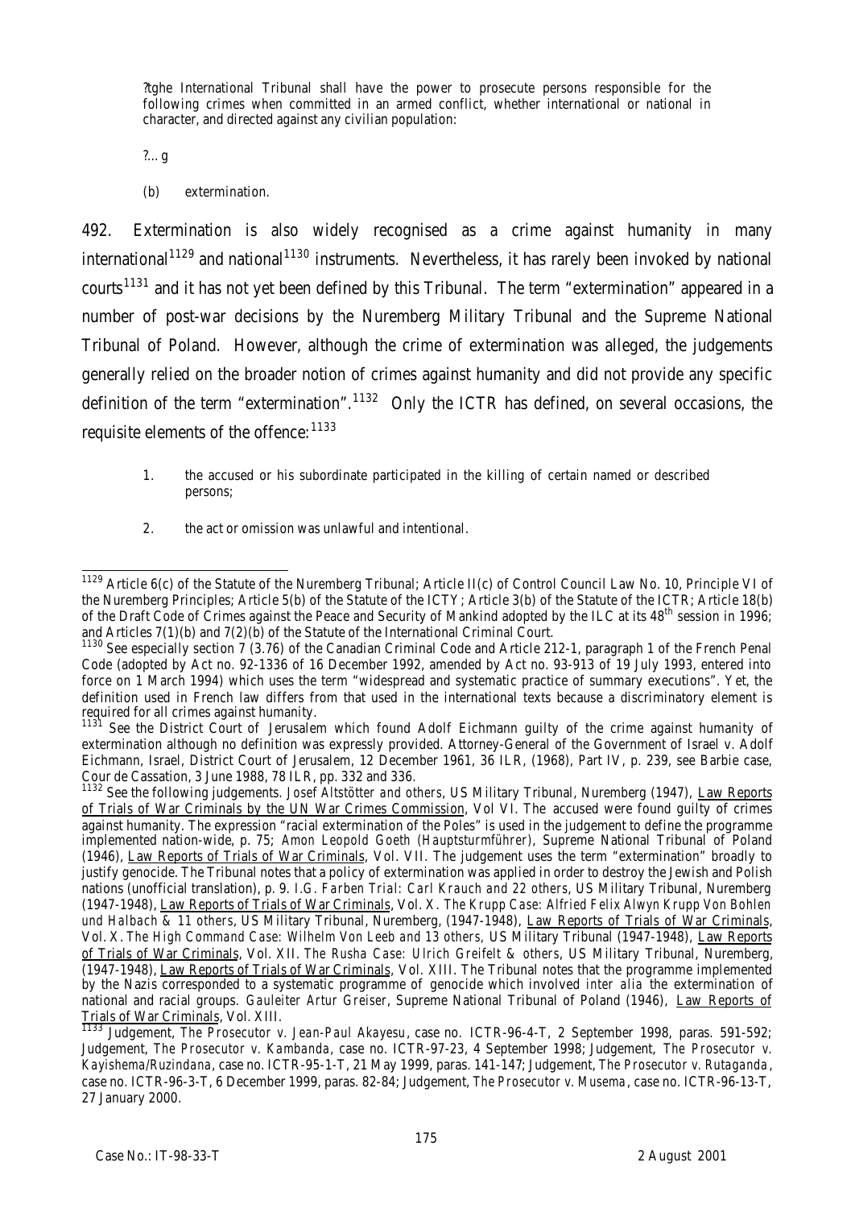?tghe International Tribunal shall have the power to prosecute persons responsible for the following crimes when committed in an armed conflict, whether international or national in character, and directed against any civilian population:

?…g

(b) extermination.

492. Extermination is also widely recognised as a crime against humanity in many international[1129] and national[1130] instruments. Nevertheless, it has rarely been invoked by national courts[1131] and it has not yet been defined by this Tribunal. The term "extermination" appeared in a number of post-war decisions by the Nuremberg Military Tribunal and the Supreme National Tribunal of Poland. However, although the crime of extermination was alleged, the judgements generally relied on the broader notion of crimes against humanity and did not provide any specific definition of the term "extermination".[1132] Only the ICTR has defined, on several occasions, the requisite elements of the offence:[1133]

1. the accused or his subordinate participated in the killing of certain named or described persons;

2. the act or omission was unlawful and intentional.

---

[1129] Article 6(c) of the Statute of the Nuremberg Tribunal; Article II(c) of Control Council Law No. 10, Principle VI of the Nuremberg Principles; Article 5(b) of the Statute of the ICTY; Article 3(b) of the Statute of the ICTR; Article 18(b) of the Draft Code of Crimes against the Peace and Security of Mankind adopted by the ILC at its 48th session in 1996; and Articles 7(1)(b) and 7(2)(b) of the Statute of the International Criminal Court.

[1130] See especially section 7 (3.76) of the Canadian Criminal Code and Article 212-1, paragraph 1 of the French Penal Code (adopted by Act no. 92-1336 of 16 December 1992, amended by Act no. 93-913 of 19 July 1993, entered into force on 1 March 1994) which uses the term "widespread and systematic practice of summary executions". Yet, the definition used in French law differs from that used in the international texts because a discriminatory element is required for all crimes against humanity.

[1131] See the District Court of Jerusalem which found Adolf Eichmann guilty of the crime against humanity of extermination although no definition was expressly provided. Attorney-General of the Government of Israel v. Adolf Eichmann, Israel, District Court of Jerusalem, 12 December 1961, 36 ILR, (1968), Part IV, p. 239, see Barbie case, Cour de Cassation, 3 June 1988, 78 ILR, pp. 332 and 336.

[1132] See the following judgements. *Josef Altstötter and others*, US Military Tribunal, Nuremberg (1947), Law Reports of Trials of War Criminals by the UN War Crimes Commission, Vol VI. The accused were found guilty of crimes against humanity. The expression "racial extermination of the Poles" is used in the judgement to define the programme implemented nation-wide, p. 75; *Amon Leopold Goeth (Hauptsturmführer)*, Supreme National Tribunal of Poland (1946), Law Reports of Trials of War Criminals, Vol. VII. The judgement uses the term "extermination" broadly to justify genocide. The Tribunal notes that a policy of extermination was applied in order to destroy the Jewish and Polish nations (unofficial translation), p. 9. *I.G. Farben Trial: Carl Krauch and 22 others*, US Military Tribunal, Nuremberg (1947-1948), Law Reports of Trials of War Criminals, Vol. X. *The Krupp Case: Alfried Felix Alwyn Krupp Von Bohlen und Halbach & 11 others*, US Military Tribunal, Nuremberg, (1947-1948), Law Reports of Trials of War Criminals, Vol. X. *The High Command Case: Wilhelm Von Leeb and 13 others*, US Military Tribunal (1947-1948), Law Reports of Trials of War Criminals, Vol. XII. *The Rusha Case: Ulrich Greifelt & others*, US Military Tribunal, Nuremberg, (1947-1948), Law Reports of Trials of War Criminals, Vol. XIII. The Tribunal notes that the programme implemented by the Nazis corresponded to a systematic programme of genocide which involved *inter alia* the extermination of national and racial groups. *Gauleiter Artur Greiser*, Supreme National Tribunal of Poland (1946), Law Reports of Trials of War Criminals, Vol. XIII.

[1133] Judgement, *The Prosecutor v. Jean-Paul Akayesu*, case no. ICTR-96-4-T, 2 September 1998, paras. 591-592; Judgement, *The Prosecutor v. Kambanda*, case no. ICTR-97-23, 4 September 1998; Judgement, *The Prosecutor v. Kayishema/Ruzindana*, case no. ICTR-95-1-T, 21 May 1999, paras. 141-147; Judgement, *The Prosecutor v. Rutaganda*, case no. ICTR-96-3-T, 6 December 1999, paras. 82-84; Judgement, *The Prosecutor v. Musema*, case no. ICTR-96-13-T, 27 January 2000.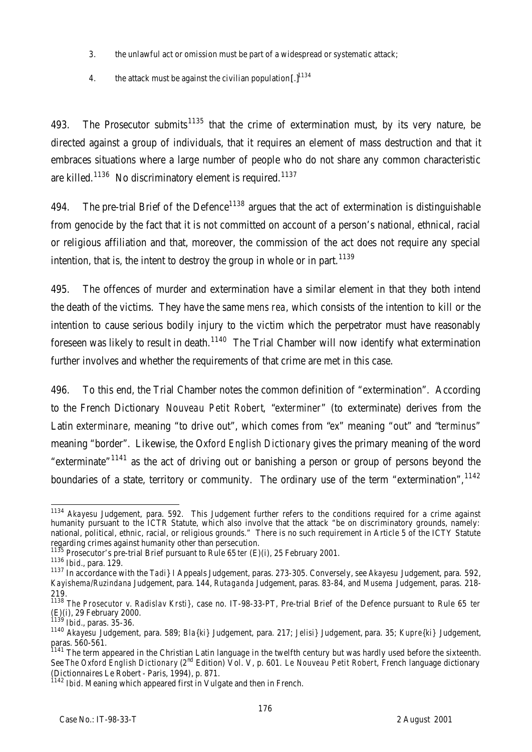3. the unlawful act or omission must be part of a widespread or systematic attack;

4. the attack must be against the civilian population[.][1134]

493. The Prosecutor submits[1135] that the crime of extermination must, by its very nature, be directed against a group of individuals, that it requires an element of mass destruction and that it embraces situations where a large number of people who do not share any common characteristic are killed.[1136] No discriminatory element is required.[1137]

494. The pre-trial Brief of the Defence[1138] argues that the act of extermination is distinguishable from genocide by the fact that it is not committed on account of a person's national, ethnical, racial or religious affiliation and that, moreover, the commission of the act does not require any special intention, that is, the intent to destroy the group in whole or in part.[1139]

495. The offences of murder and extermination have a similar element in that they both intend the death of the victims. They have the same *mens rea*, which consists of the intention to kill or the intention to cause serious bodily injury to the victim which the perpetrator must have reasonably foreseen was likely to result in death.[1140] The Trial Chamber will now identify what extermination further involves and whether the requirements of that crime are met in this case.

496. To this end, the Trial Chamber notes the common definition of "extermination". According to the French Dictionary *Nouveau Petit Robert*, "*exterminer*" (to exterminate) derives from the Latin *exterminare*, meaning "to drive out", which comes from "*ex*" meaning "out" and "*terminus*" meaning "border". Likewise, the *Oxford English Dictionary* gives the primary meaning of the word "exterminate"[1141] as the act of driving out or banishing a person or group of persons beyond the boundaries of a state, territory or community. The ordinary use of the term "extermination",[1142]

---

[1134] *Akayesu* Judgement, para. 592. This Judgement further refers to the conditions required for a crime against humanity pursuant to the ICTR Statute, which also involve that the attack "be on discriminatory grounds, namely: national, political, ethnic, racial, or religious grounds." There is no such requirement in Article 5 of the ICTY Statute regarding crimes against humanity other than persecution.

[1135] Prosecutor's pre-trial Brief pursuant to Rule 65 *ter* (E)(i), 25 February 2001.

[1136] *Ibid*., para. 129.

[1137] In accordance with the *Tadi}* I Appeals Judgement, paras. 273-305. Conversely, see *Akayesu* Judgement, para. 592, *Kayishema/Ruzindana* Judgement, para. 144, *Rutaganda* Judgement, paras. 83-84, and *Musema* Judgement, paras. 218-219.

[1138] *The Prosecutor v. Radislav Krsti}*, case no. IT-98-33-PT, Pre-trial Brief of the Defence pursuant to Rule 65 *ter* (E)(i), 29 February 2000.

[1139] *Ibid*., paras. 35-36.

[1140] *Akayesu* Judgement, para. 589; *Bla{ki}* Judgement, para. 217; *Jelisi}* Judgement, para. 35; *Kupre{ki}* Judgement, paras. 560-561.

[1141] The term appeared in the Christian Latin language in the twelfth century but was hardly used before the sixteenth. See *The Oxford English Dictionary* (2nd Edition) Vol. V, p. 601. *Le Nouveau Petit Robert*, French language dictionary (Dictionnaires Le Robert - Paris, 1994), p. 871.

[1142] *Ibid*. Meaning which appeared first in Vulgate and then in French.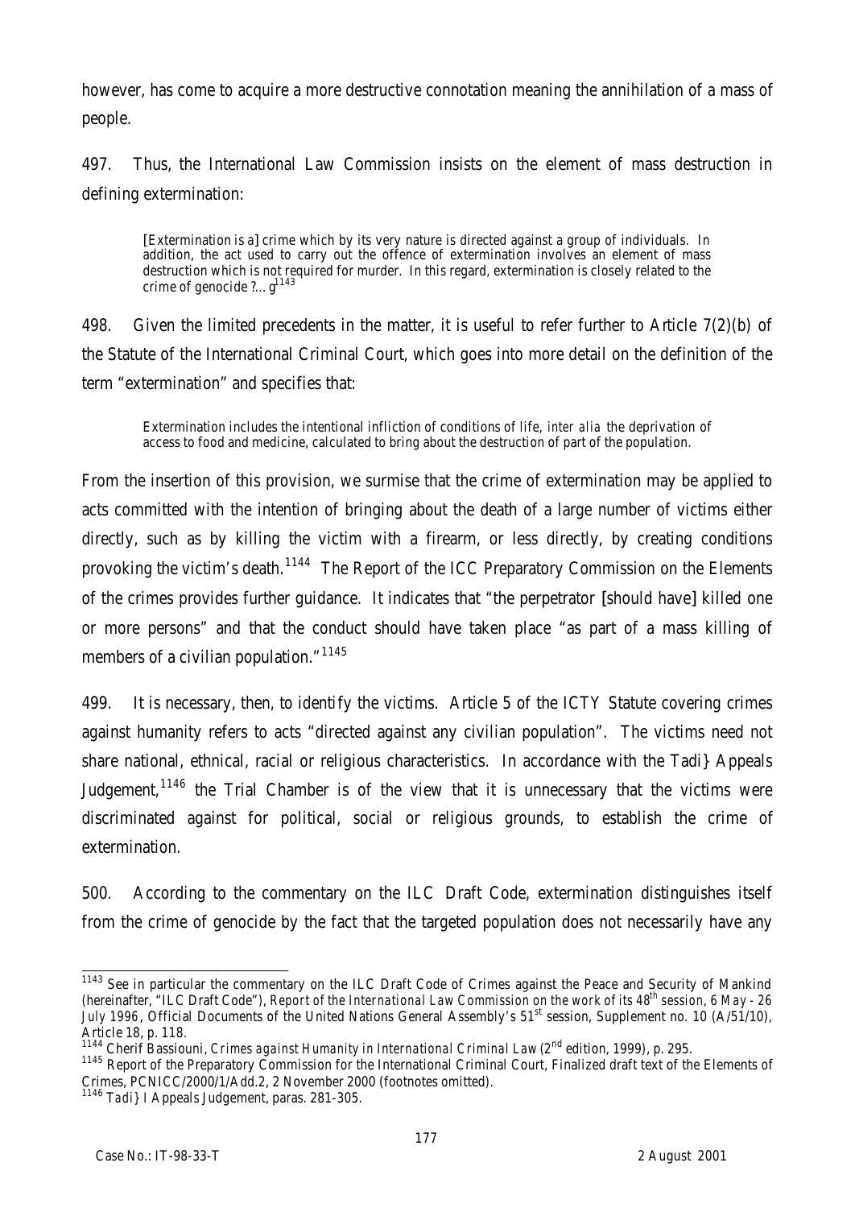however, has come to acquire a more destructive connotation meaning the annihilation of a mass of people.

497. Thus, the International Law Commission insists on the element of mass destruction in defining extermination:

> [Extermination is a] crime which by its very nature is directed against a group of individuals. In addition, the act used to carry out the offence of extermination involves an element of mass destruction which is not required for murder. In this regard, extermination is closely related to the crime of genocide ?...g[1143]

498. Given the limited precedents in the matter, it is useful to refer further to Article 7(2)(b) of the Statute of the International Criminal Court, which goes into more detail on the definition of the term "extermination" and specifies that:

> Extermination includes the intentional infliction of conditions of life, *inter alia* the deprivation of access to food and medicine, calculated to bring about the destruction of part of the population.

From the insertion of this provision, we surmise that the crime of extermination may be applied to acts committed with the intention of bringing about the death of a large number of victims either directly, such as by killing the victim with a firearm, or less directly, by creating conditions provoking the victim's death.[1144] The Report of the ICC Preparatory Commission on the Elements of the crimes provides further guidance. It indicates that "the perpetrator [should have] killed one or more persons" and that the conduct should have taken place "as part of a mass killing of members of a civilian population."[1145]

499. It is necessary, then, to identify the victims. Article 5 of the ICTY Statute covering crimes against humanity refers to acts "directed against any civilian population". The victims need not share national, ethnical, racial or religious characteristics. In accordance with the Tadi} Appeals Judgement,[1146] the Trial Chamber is of the view that it is unnecessary that the victims were discriminated against for political, social or religious grounds, to establish the crime of extermination.

500. According to the commentary on the ILC Draft Code, extermination distinguishes itself from the crime of genocide by the fact that the targeted population does not necessarily have any

---

[1143] See in particular the commentary on the ILC Draft Code of Crimes against the Peace and Security of Mankind (hereinafter, "ILC Draft Code"), *Report of the International Law Commission on the work of its 48th session, 6 May - 26 July 1996*, Official Documents of the United Nations General Assembly's 51st session, Supplement no. 10 (A/51/10), Article 18, p. 118.

[1144] Cherif Bassiouni, *Crimes against Humanity in International Criminal Law* (2nd edition, 1999), p. 295.

[1145] Report of the Preparatory Commission for the International Criminal Court, Finalized draft text of the Elements of Crimes, PCNICC/2000/1/Add.2, 2 November 2000 (footnotes omitted).

[1146] *Tadi}* I Appeals Judgement, paras. 281-305.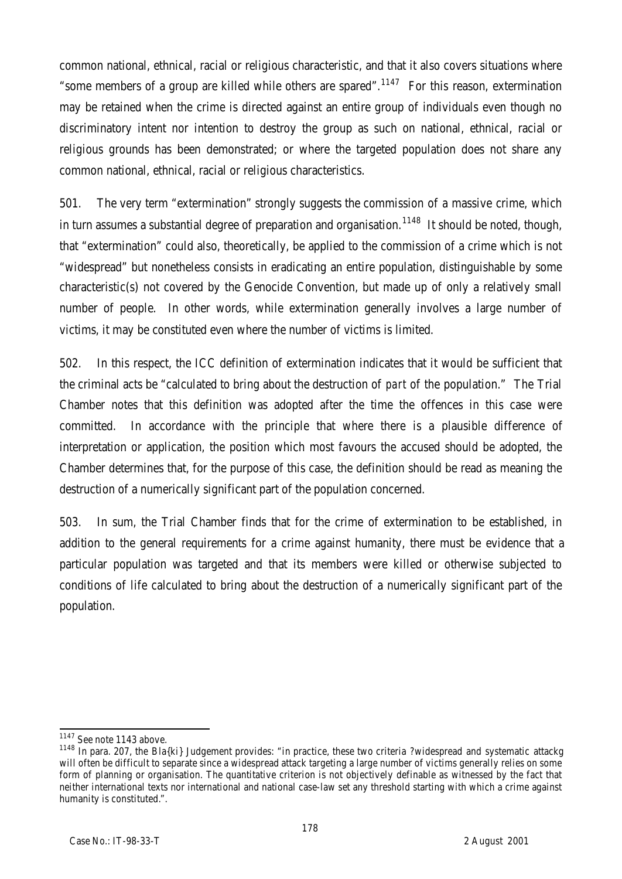common national, ethnical, racial or religious characteristic, and that it also covers situations where "some members of a group are killed while others are spared".[1147] For this reason, extermination may be retained when the crime is directed against an entire group of individuals even though no discriminatory intent nor intention to destroy the group as such on national, ethnical, racial or religious grounds has been demonstrated; or where the targeted population does not share any common national, ethnical, racial or religious characteristics.

501. The very term "extermination" strongly suggests the commission of a massive crime, which in turn assumes a substantial degree of preparation and organisation.[1148] It should be noted, though, that "extermination" could also, theoretically, be applied to the commission of a crime which is not "widespread" but nonetheless consists in eradicating an entire population, distinguishable by some characteristic(s) not covered by the Genocide Convention, but made up of only a relatively small number of people. In other words, while extermination generally involves a large number of victims, it may be constituted even where the number of victims is limited.

502. In this respect, the ICC definition of extermination indicates that it would be sufficient that the criminal acts be "calculated to bring about the destruction of *part* of the population." The Trial Chamber notes that this definition was adopted after the time the offences in this case were committed. In accordance with the principle that where there is a plausible difference of interpretation or application, the position which most favours the accused should be adopted, the Chamber determines that, for the purpose of this case, the definition should be read as meaning the destruction of a numerically significant part of the population concerned.

503. In sum, the Trial Chamber finds that for the crime of extermination to be established, in addition to the general requirements for a crime against humanity, there must be evidence that a particular population was targeted and that its members were killed or otherwise subjected to conditions of life calculated to bring about the destruction of a numerically significant part of the population.

---

[1147] See note 1143 above.

[1148] In para. 207, the Bla{ki} Judgement provides: "in practice, these two criteria ?widespread and systematic attackg will often be difficult to separate since a widespread attack targeting a large number of victims generally relies on some form of planning or organisation. The quantitative criterion is not objectively definable as witnessed by the fact that neither international texts nor international and national case-law set any threshold starting with which a crime against humanity is constituted.".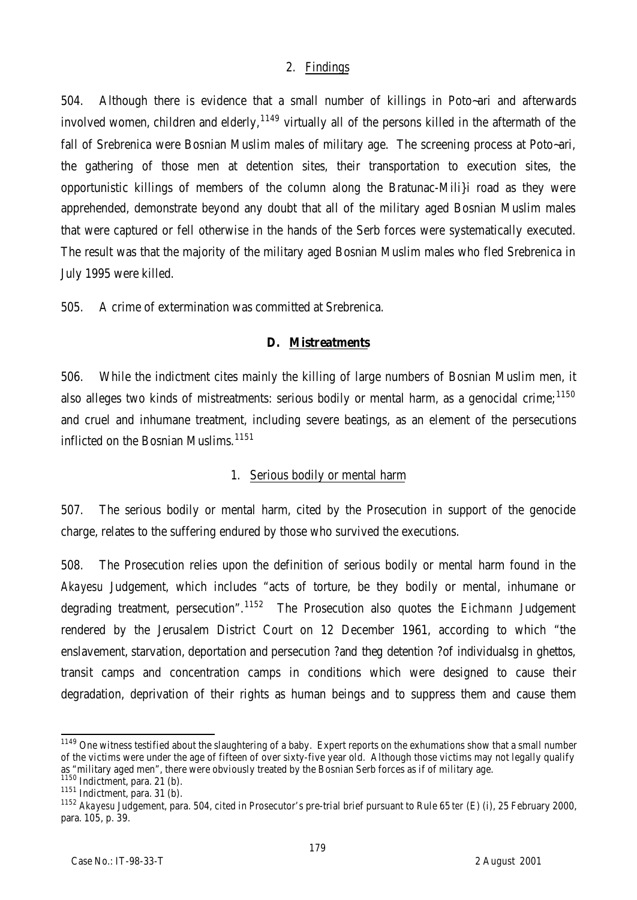## 2. Findings

504. Although there is evidence that a small number of killings in Poto~ari and afterwards involved women, children and elderly,[1149] virtually all of the persons killed in the aftermath of the fall of Srebrenica were Bosnian Muslim males of military age. The screening process at Poto~ari, the gathering of those men at detention sites, their transportation to execution sites, the opportunistic killings of members of the column along the Bratunac-Mili}i road as they were apprehended, demonstrate beyond any doubt that all of the military aged Bosnian Muslim males that were captured or fell otherwise in the hands of the Serb forces were systematically executed. The result was that the majority of the military aged Bosnian Muslim males who fled Srebrenica in July 1995 were killed.

505. A crime of extermination was committed at Srebrenica.

### D. Mistreatments

506. While the indictment cites mainly the killing of large numbers of Bosnian Muslim men, it also alleges two kinds of mistreatments: serious bodily or mental harm, as a genocidal crime;[1150] and cruel and inhumane treatment, including severe beatings, as an element of the persecutions inflicted on the Bosnian Muslims.[1151]

#### 1. Serious bodily or mental harm

507. The serious bodily or mental harm, cited by the Prosecution in support of the genocide charge, relates to the suffering endured by those who survived the executions.

508. The Prosecution relies upon the definition of serious bodily or mental harm found in the *Akayesu* Judgement, which includes "acts of torture, be they bodily or mental, inhumane or degrading treatment, persecution".[1152] The Prosecution also quotes the *Eichmann* Judgement rendered by the Jerusalem District Court on 12 December 1961, according to which "the enslavement, starvation, deportation and persecution ?and theg detention ?of individualsg in ghettos, transit camps and concentration camps in conditions which were designed to cause their degradation, deprivation of their rights as human beings and to suppress them and cause them

---

[1149] One witness testified about the slaughtering of a baby. Expert reports on the exhumations show that a small number of the victims were under the age of fifteen of over sixty-five year old. Although those victims may not legally qualify as "military aged men", there were obviously treated by the Bosnian Serb forces as if of military age.

[1150] Indictment, para. 21 (b).

[1151] Indictment, para. 31 (b).

[1152] *Akayesu* Judgement, para. 504, cited in Prosecutor's pre-trial brief pursuant to Rule 65 *ter* (E) (i), 25 February 2000, para. 105, p. 39.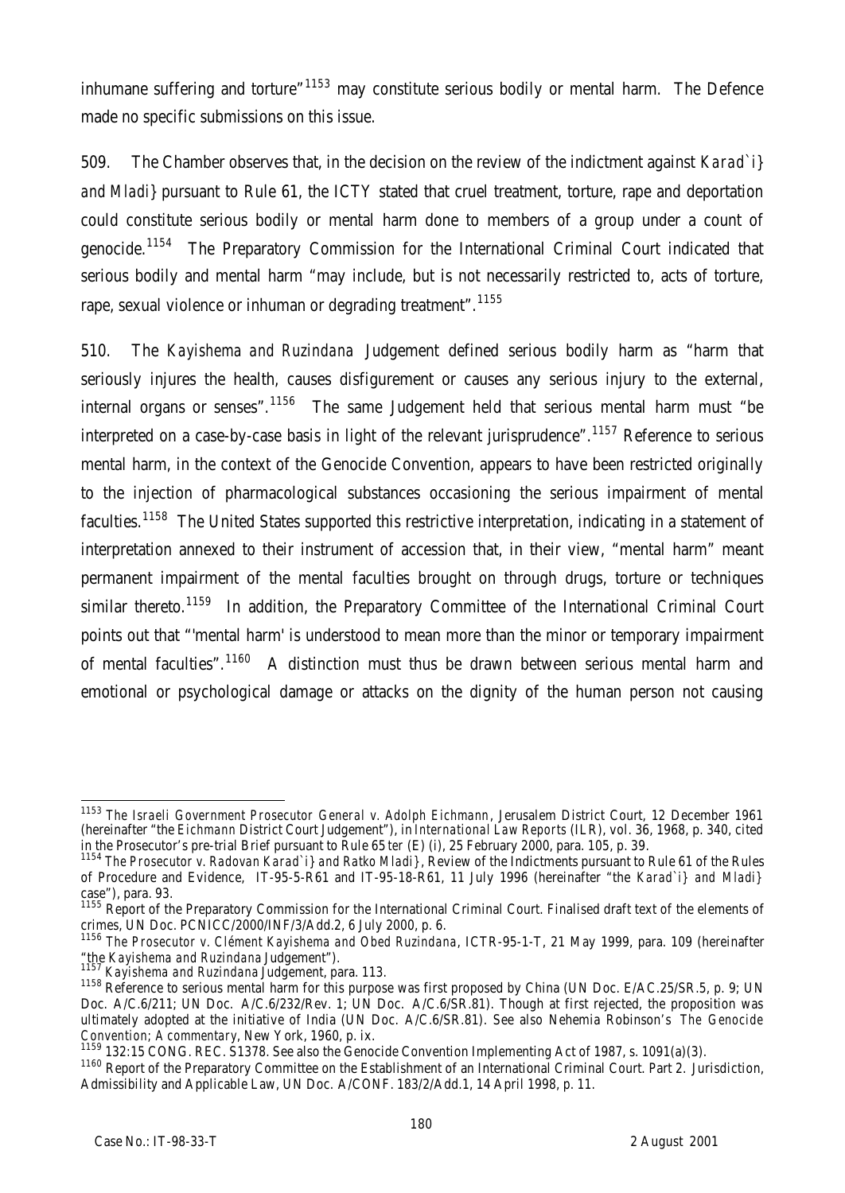inhumane suffering and torture"[1153] may constitute serious bodily or mental harm. The Defence made no specific submissions on this issue.

509. The Chamber observes that, in the decision on the review of the indictment against *Karad`i} and Mladi}* pursuant to Rule 61, the ICTY stated that cruel treatment, torture, rape and deportation could constitute serious bodily or mental harm done to members of a group under a count of genocide.[1154] The Preparatory Commission for the International Criminal Court indicated that serious bodily and mental harm "may include, but is not necessarily restricted to, acts of torture, rape, sexual violence or inhuman or degrading treatment".[1155]

510. The *Kayishema and Ruzindana* Judgement defined serious bodily harm as "harm that seriously injures the health, causes disfigurement or causes any serious injury to the external, internal organs or senses".[1156] The same Judgement held that serious mental harm must "be interpreted on a case-by-case basis in light of the relevant jurisprudence".[1157] Reference to serious mental harm, in the context of the Genocide Convention, appears to have been restricted originally to the injection of pharmacological substances occasioning the serious impairment of mental faculties.[1158] The United States supported this restrictive interpretation, indicating in a statement of interpretation annexed to their instrument of accession that, in their view, "mental harm" meant permanent impairment of the mental faculties brought on through drugs, torture or techniques similar thereto.[1159] In addition, the Preparatory Committee of the International Criminal Court points out that "'mental harm' is understood to mean more than the minor or temporary impairment of mental faculties".[1160] A distinction must thus be drawn between serious mental harm and emotional or psychological damage or attacks on the dignity of the human person not causing

---

[1153] *The Israeli Government Prosecutor General v. Adolph Eichmann*, Jerusalem District Court, 12 December 1961 (hereinafter "the *Eichmann* District Court Judgement"), in *International Law Reports* (ILR), vol. 36, 1968, p. 340, cited in the Prosecutor's pre-trial Brief pursuant to Rule 65 *ter* (E) (i), 25 February 2000, para. 105, p. 39.

[1154] *The Prosecutor v. Radovan Karad`i} and Ratko Mladi}*, Review of the Indictments pursuant to Rule 61 of the Rules of Procedure and Evidence, IT-95-5-R61 and IT-95-18-R61, 11 July 1996 (hereinafter "the *Karad`i} and Mladi}* case"), para. 93.

[1155] Report of the Preparatory Commission for the International Criminal Court. Finalised draft text of the elements of crimes, UN Doc. PCNICC/2000/INF/3/Add.2, 6 July 2000, p. 6.

[1156] *The Prosecutor v. Clément Kayishema and Obed Ruzindana*, ICTR-95-1-T, 21 May 1999, para. 109 (hereinafter "the *Kayishema and Ruzindana* Judgement").

[1157] *Kayishema and Ruzindana* Judgement, para. 113.

[1158] Reference to serious mental harm for this purpose was first proposed by China (UN Doc. E/AC.25/SR.5, p. 9; UN Doc. A/C.6/211; UN Doc. A/C.6/232/Rev. 1; UN Doc. A/C.6/SR.81). Though at first rejected, the proposition was ultimately adopted at the initiative of India (UN Doc. A/C.6/SR.81). See also Nehemia Robinson's *The Genocide Convention; A commentary*, New York, 1960, p. ix.

[1159] 132:15 CONG. REC. S1378. See also the Genocide Convention Implementing Act of 1987, s. 1091(a)(3).

[1160] Report of the Preparatory Committee on the Establishment of an International Criminal Court. Part 2. Jurisdiction, Admissibility and Applicable Law, UN Doc. A/CONF. 183/2/Add.1, 14 April 1998, p. 11.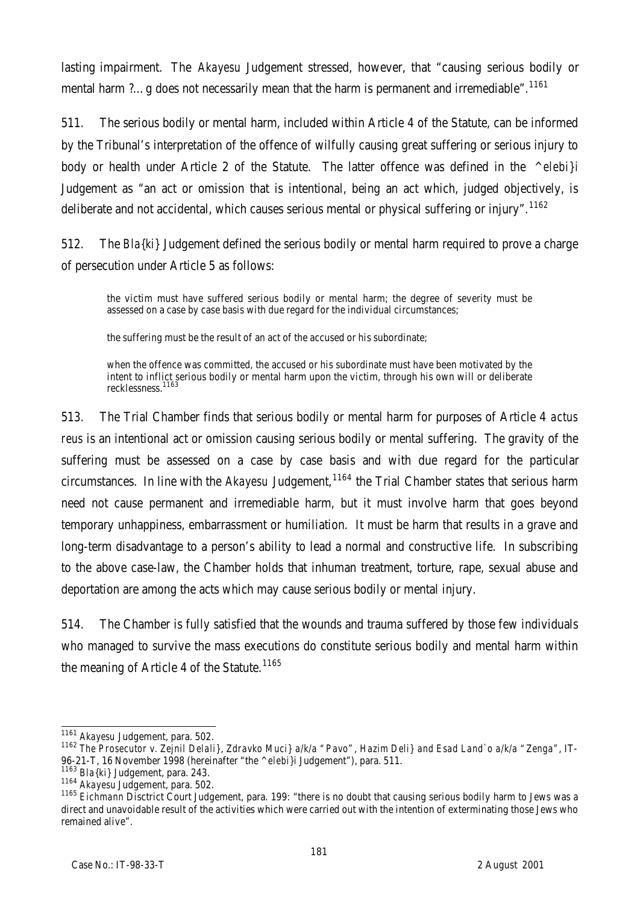lasting impairment. The *Akayesu* Judgement stressed, however, that "causing serious bodily or mental harm ?...g does not necessarily mean that the harm is permanent and irremediable".[1161]

511. The serious bodily or mental harm, included within Article 4 of the Statute, can be informed by the Tribunal's interpretation of the offence of wilfully causing great suffering or serious injury to body or health under Article 2 of the Statute. The latter offence was defined in the *^elebi}i* Judgement as "an act or omission that is intentional, being an act which, judged objectively, is deliberate and not accidental, which causes serious mental or physical suffering or injury".[1162]

512. The *Bla{ki}* Judgement defined the serious bodily or mental harm required to prove a charge of persecution under Article 5 as follows:

> the victim must have suffered serious bodily or mental harm; the degree of severity must be assessed on a case by case basis with due regard for the individual circumstances;
>
> the suffering must be the result of an act of the accused or his subordinate;
>
> when the offence was committed, the accused or his subordinate must have been motivated by the intent to inflict serious bodily or mental harm upon the victim, through his own will or deliberate recklessness.[1163]

513. The Trial Chamber finds that serious bodily or mental harm for purposes of Article 4 *actus reus* is an intentional act or omission causing serious bodily or mental suffering. The gravity of the suffering must be assessed on a case by case basis and with due regard for the particular circumstances. In line with the *Akayesu* Judgement,[1164] the Trial Chamber states that serious harm need not cause permanent and irremediable harm, but it must involve harm that goes beyond temporary unhappiness, embarrassment or humiliation. It must be harm that results in a grave and long-term disadvantage to a person's ability to lead a normal and constructive life. In subscribing to the above case-law, the Chamber holds that inhuman treatment, torture, rape, sexual abuse and deportation are among the acts which may cause serious bodily or mental injury.

514. The Chamber is fully satisfied that the wounds and trauma suffered by those few individuals who managed to survive the mass executions do constitute serious bodily and mental harm within the meaning of Article 4 of the Statute.[1165]

---

[1161] *Akayesu* Judgement, para. 502.

[1162] *The Prosecutor v. Zejnil Delali}, Zdravko Muci} a/k/a "Pavo", Hazim Deli} and Esad Land`o a/k/a "Zenga"*, IT-96-21-T, 16 November 1998 (hereinafter "the *^elebi}i* Judgement"), para. 511.

[1163] *Bla{ki}* Judgement, para. 243.

[1164] *Akayesu* Judgement, para. 502.

[1165] *Eichmann* Disctrict Court Judgement, para. 199: "there is no doubt that causing serious bodily harm to Jews was a direct and unavoidable result of the activities which were carried out with the intention of exterminating those Jews who remained alive".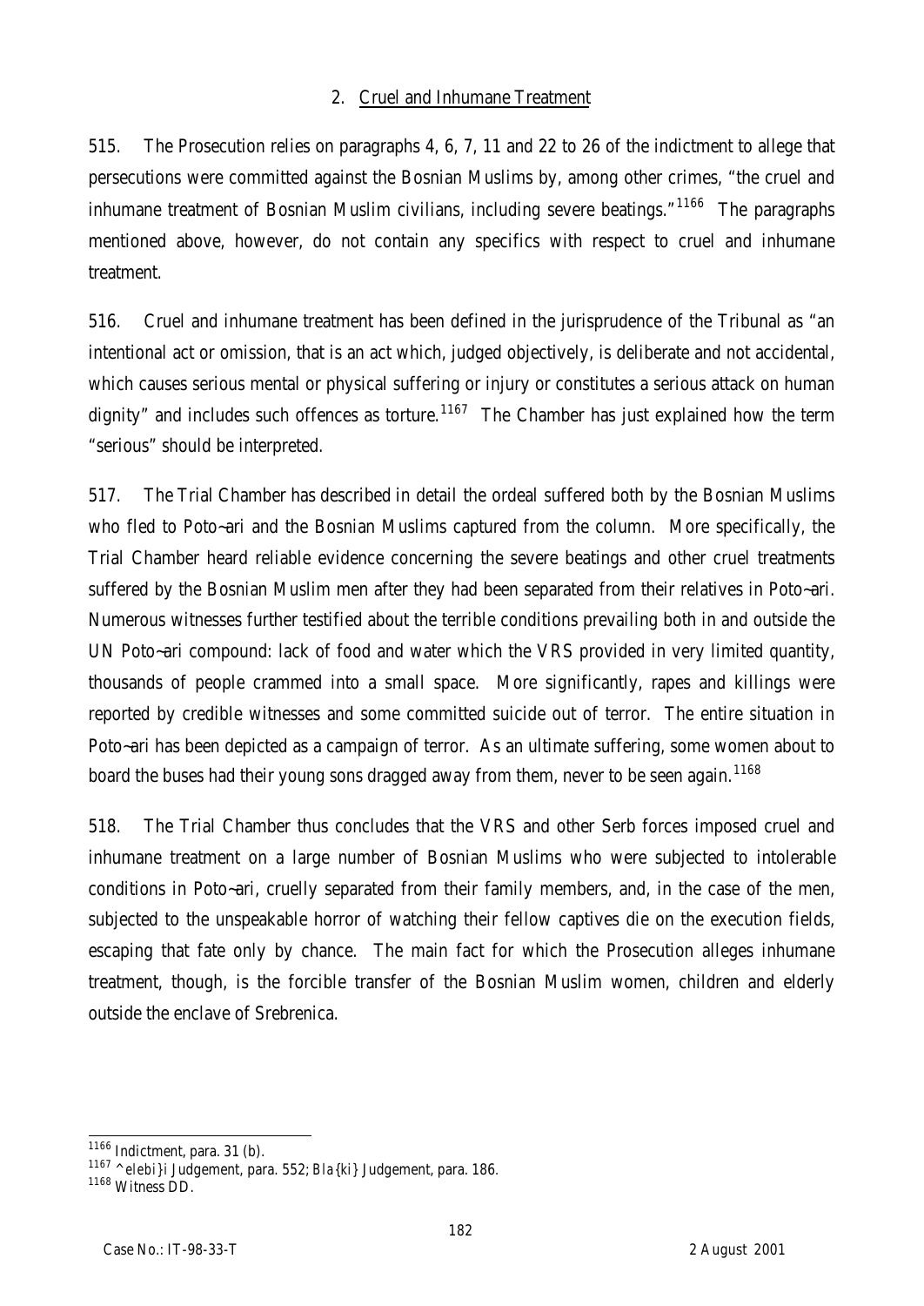## 2. Cruel and Inhumane Treatment

515. The Prosecution relies on paragraphs 4, 6, 7, 11 and 22 to 26 of the indictment to allege that persecutions were committed against the Bosnian Muslims by, among other crimes, "the cruel and inhumane treatment of Bosnian Muslim civilians, including severe beatings."[1166] The paragraphs mentioned above, however, do not contain any specifics with respect to cruel and inhumane treatment.

516. Cruel and inhumane treatment has been defined in the jurisprudence of the Tribunal as "an intentional act or omission, that is an act which, judged objectively, is deliberate and not accidental, which causes serious mental or physical suffering or injury or constitutes a serious attack on human dignity" and includes such offences as torture.[1167] The Chamber has just explained how the term "serious" should be interpreted.

517. The Trial Chamber has described in detail the ordeal suffered both by the Bosnian Muslims who fled to Poto~ari and the Bosnian Muslims captured from the column. More specifically, the Trial Chamber heard reliable evidence concerning the severe beatings and other cruel treatments suffered by the Bosnian Muslim men after they had been separated from their relatives in Poto~ari. Numerous witnesses further testified about the terrible conditions prevailing both in and outside the UN Poto~ari compound: lack of food and water which the VRS provided in very limited quantity, thousands of people crammed into a small space. More significantly, rapes and killings were reported by credible witnesses and some committed suicide out of terror. The entire situation in Poto~ari has been depicted as a campaign of terror. As an ultimate suffering, some women about to board the buses had their young sons dragged away from them, never to be seen again.[1168]

518. The Trial Chamber thus concludes that the VRS and other Serb forces imposed cruel and inhumane treatment on a large number of Bosnian Muslims who were subjected to intolerable conditions in Poto~ari, cruelly separated from their family members, and, in the case of the men, subjected to the unspeakable horror of watching their fellow captives die on the execution fields, escaping that fate only by chance. The main fact for which the Prosecution alleges inhumane treatment, though, is the forcible transfer of the Bosnian Muslim women, children and elderly outside the enclave of Srebrenica.

---

[1166] Indictment, para. 31 (b).

[1167] ^elebi}i Judgement, para. 552; Bla{ki} Judgement, para. 186.

[1168] Witness DD.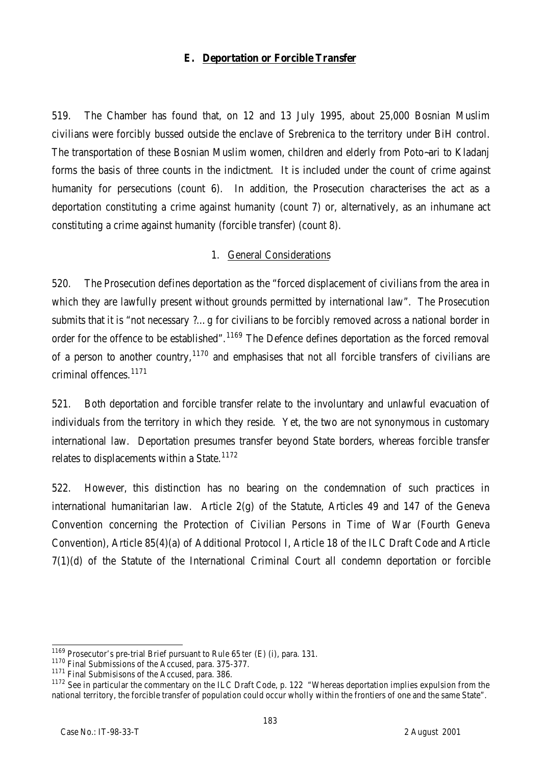### E. Deportation or Forcible Transfer

519. The Chamber has found that, on 12 and 13 July 1995, about 25,000 Bosnian Muslim civilians were forcibly bussed outside the enclave of Srebrenica to the territory under BiH control. The transportation of these Bosnian Muslim women, children and elderly from Poto~ari to Kladanj forms the basis of three counts in the indictment. It is included under the count of crime against humanity for persecutions (count 6). In addition, the Prosecution characterises the act as a deportation constituting a crime against humanity (count 7) or, alternatively, as an inhumane act constituting a crime against humanity (forcible transfer) (count 8).

#### 1. General Considerations

520. The Prosecution defines deportation as the "forced displacement of civilians from the area in which they are lawfully present without grounds permitted by international law". The Prosecution submits that it is "not necessary ?…g for civilians to be forcibly removed across a national border in order for the offence to be established".[1169] The Defence defines deportation as the forced removal of a person to another country,[1170] and emphasises that not all forcible transfers of civilians are criminal offences.[1171]

521. Both deportation and forcible transfer relate to the involuntary and unlawful evacuation of individuals from the territory in which they reside. Yet, the two are not synonymous in customary international law. Deportation presumes transfer beyond State borders, whereas forcible transfer relates to displacements within a State.[1172]

522. However, this distinction has no bearing on the condemnation of such practices in international humanitarian law. Article 2(g) of the Statute, Articles 49 and 147 of the Geneva Convention concerning the Protection of Civilian Persons in Time of War (Fourth Geneva Convention), Article 85(4)(a) of Additional Protocol I, Article 18 of the ILC Draft Code and Article 7(1)(d) of the Statute of the International Criminal Court all condemn deportation or forcible

---

[1169] Prosecutor's pre-trial Brief pursuant to Rule 65 *ter* (E) (i), para. 131.

[1170] Final Submissions of the Accused, para. 375-377.

[1171] Final Submisisons of the Accused, para. 386.

[1172] See in particular the commentary on the ILC Draft Code, p. 122 "Whereas deportation implies expulsion from the national territory, the forcible transfer of population could occur wholly within the frontiers of one and the same State".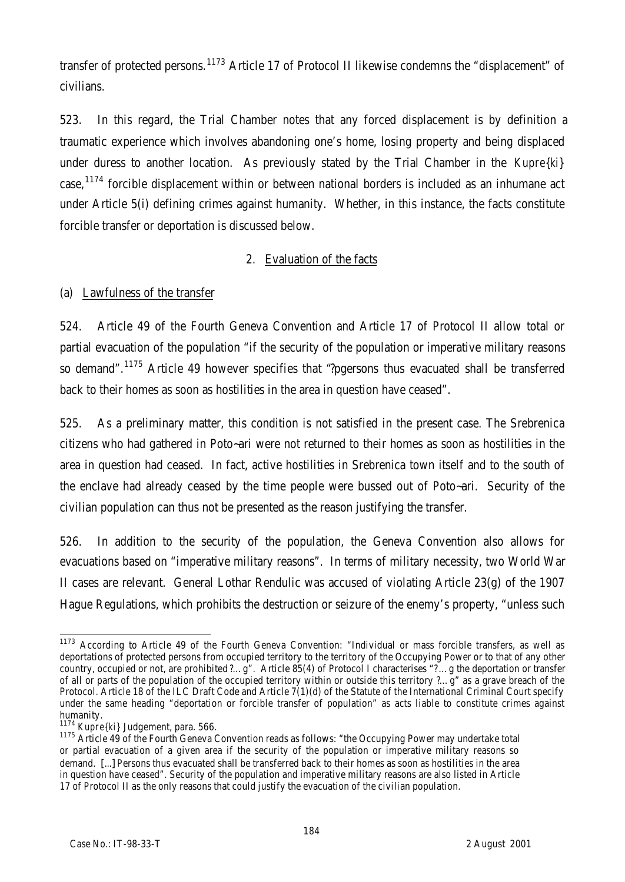transfer of protected persons.[1173] Article 17 of Protocol II likewise condemns the "displacement" of civilians.

523. In this regard, the Trial Chamber notes that any forced displacement is by definition a traumatic experience which involves abandoning one's home, losing property and being displaced under duress to another location. As previously stated by the Trial Chamber in the *Kupre{ki}* case,[1174] forcible displacement within or between national borders is included as an inhumane act under Article 5(i) defining crimes against humanity. Whether, in this instance, the facts constitute forcible transfer or deportation is discussed below.

## 2. Evaluation of the facts

### (a) Lawfulness of the transfer

524. Article 49 of the Fourth Geneva Convention and Article 17 of Protocol II allow total or partial evacuation of the population "if the security of the population or imperative military reasons so demand".[1175] Article 49 however specifies that "?pgersons thus evacuated shall be transferred back to their homes as soon as hostilities in the area in question have ceased".

525. As a preliminary matter, this condition is not satisfied in the present case. The Srebrenica citizens who had gathered in Poto~ari were not returned to their homes as soon as hostilities in the area in question had ceased. In fact, active hostilities in Srebrenica town itself and to the south of the enclave had already ceased by the time people were bussed out of Poto~ari. Security of the civilian population can thus not be presented as the reason justifying the transfer.

526. In addition to the security of the population, the Geneva Convention also allows for evacuations based on "imperative military reasons". In terms of military necessity, two World War II cases are relevant. General Lothar Rendulic was accused of violating Article 23(g) of the 1907 Hague Regulations, which prohibits the destruction or seizure of the enemy's property, "unless such

---

[1173] According to Article 49 of the Fourth Geneva Convention: "Individual or mass forcible transfers, as well as deportations of protected persons from occupied territory to the territory of the Occupying Power or to that of any other country, occupied or not, are prohibited ?…g". Article 85(4) of Protocol I characterises "?…g the deportation or transfer of all or parts of the population of the occupied territory within or outside this territory ?…g" as a grave breach of the Protocol. Article 18 of the ILC Draft Code and Article 7(1)(d) of the Statute of the International Criminal Court specify under the same heading "deportation or forcible transfer of population" as acts liable to constitute crimes against humanity.

[1174] *Kupre{ki}* Judgement, para. 566.

[1175] Article 49 of the Fourth Geneva Convention reads as follows: "the Occupying Power may undertake total or partial evacuation of a given area if the security of the population or imperative military reasons so demand. [...] Persons thus evacuated shall be transferred back to their homes as soon as hostilities in the area in question have ceased". Security of the population and imperative military reasons are also listed in Article 17 of Protocol II as the only reasons that could justify the evacuation of the civilian population.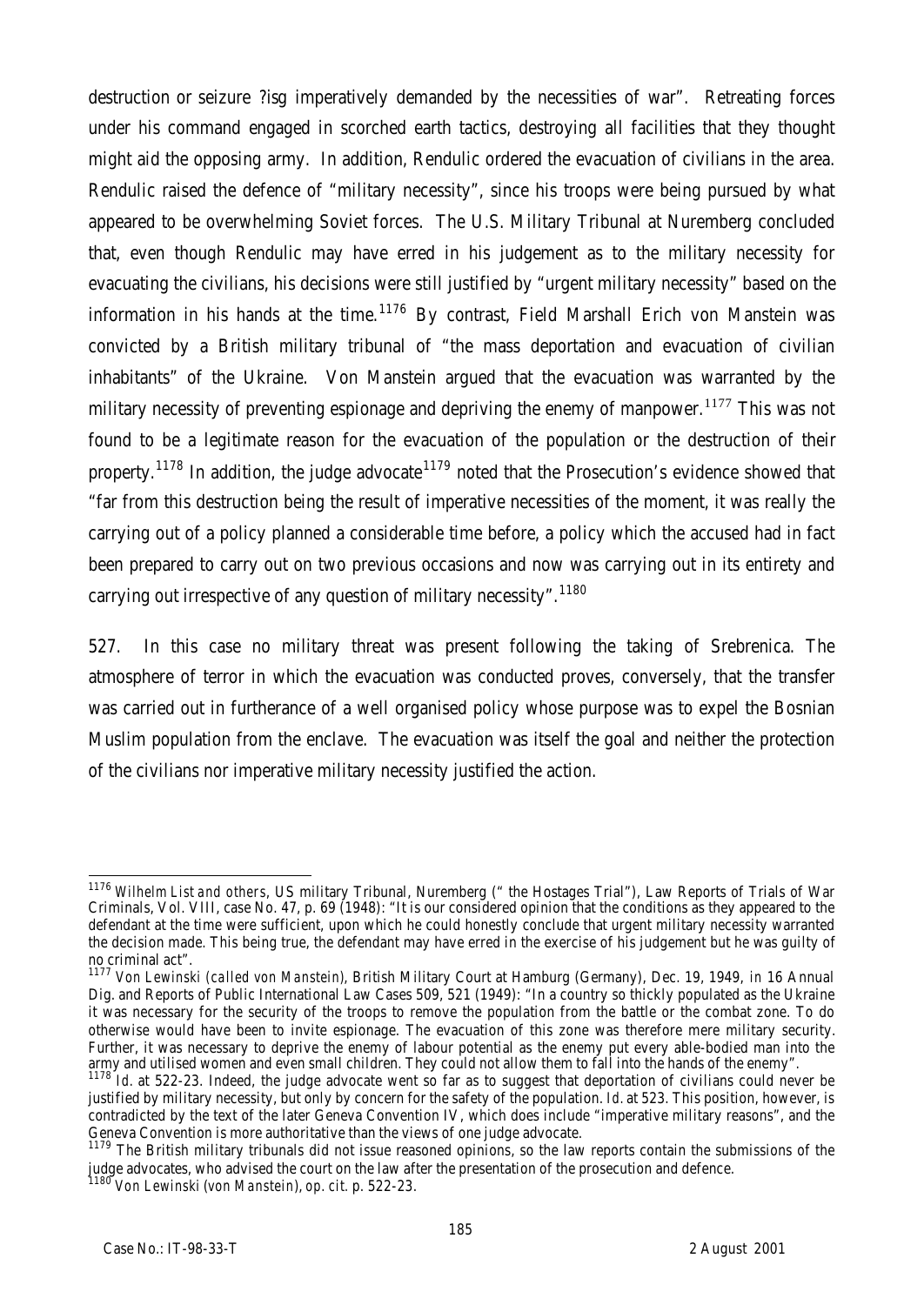destruction or seizure ?isg imperatively demanded by the necessities of war". Retreating forces under his command engaged in scorched earth tactics, destroying all facilities that they thought might aid the opposing army. In addition, Rendulic ordered the evacuation of civilians in the area. Rendulic raised the defence of "military necessity", since his troops were being pursued by what appeared to be overwhelming Soviet forces. The U.S. Military Tribunal at Nuremberg concluded that, even though Rendulic may have erred in his judgement as to the military necessity for evacuating the civilians, his decisions were still justified by "urgent military necessity" based on the information in his hands at the time.[1176] By contrast, Field Marshall Erich von Manstein was convicted by a British military tribunal of "the mass deportation and evacuation of civilian inhabitants" of the Ukraine. Von Manstein argued that the evacuation was warranted by the military necessity of preventing espionage and depriving the enemy of manpower.[1177] This was not found to be a legitimate reason for the evacuation of the population or the destruction of their property.[1178] In addition, the judge advocate[1179] noted that the Prosecution's evidence showed that "far from this destruction being the result of imperative necessities of the moment, it was really the carrying out of a policy planned a considerable time before, a policy which the accused had in fact been prepared to carry out on two previous occasions and now was carrying out in its entirety and carrying out irrespective of any question of military necessity".[1180]

527. In this case no military threat was present following the taking of Srebrenica. The atmosphere of terror in which the evacuation was conducted proves, conversely, that the transfer was carried out in furtherance of a well organised policy whose purpose was to expel the Bosnian Muslim population from the enclave. The evacuation was itself the goal and neither the protection of the civilians nor imperative military necessity justified the action.

---

[1176] *Wilhelm List and others*, US military Tribunal, Nuremberg (" the Hostages Trial"), Law Reports of Trials of War Criminals, Vol. VIII, case No. 47, p. 69 (1948): "It is our considered opinion that the conditions as they appeared to the defendant at the time were sufficient, upon which he could honestly conclude that urgent military necessity warranted the decision made. This being true, the defendant may have erred in the exercise of his judgement but he was guilty of no criminal act".

[1177] *Von Lewinski (called von Manstein)*, British Military Court at Hamburg (Germany), Dec. 19, 1949, *in* 16 Annual Dig. and Reports of Public International Law Cases 509, 521 (1949): "In a country so thickly populated as the Ukraine it was necessary for the security of the troops to remove the population from the battle or the combat zone. To do otherwise would have been to invite espionage. The evacuation of this zone was therefore mere military security. Further, it was necessary to deprive the enemy of labour potential as the enemy put every able-bodied man into the army and utilised women and even small children. They could not allow them to fall into the hands of the enemy".

[1178] *Id.* at 522-23. Indeed, the judge advocate went so far as to suggest that deportation of civilians could never be justified by military necessity, but only by concern for the safety of the population. *Id.* at 523. This position, however, is contradicted by the text of the later Geneva Convention IV, which does include "imperative military reasons", and the Geneva Convention is more authoritative than the views of one judge advocate.

[1179] The British military tribunals did not issue reasoned opinions, so the law reports contain the submissions of the judge advocates, who advised the court on the law after the presentation of the prosecution and defence.

[1180] *Von Lewinski (von Manstein)*, *op. cit.* p. 522-23.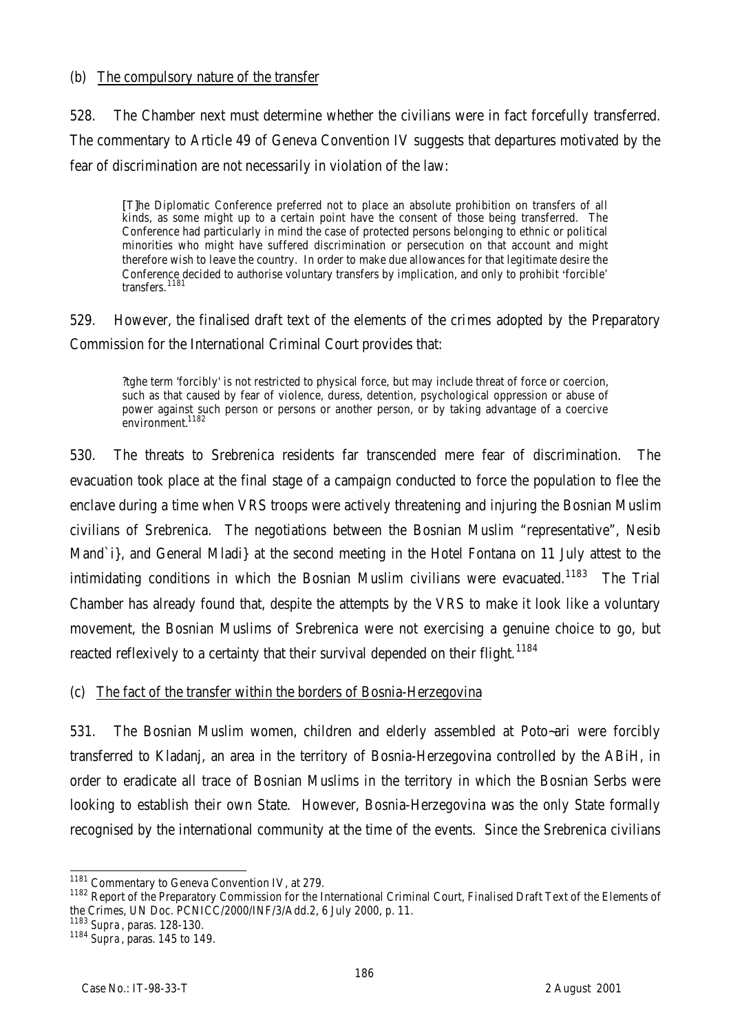(b) The compulsory nature of the transfer

528. The Chamber next must determine whether the civilians were in fact forcefully transferred. The commentary to Article 49 of Geneva Convention IV suggests that departures motivated by the fear of discrimination are not necessarily in violation of the law:

> [T]he Diplomatic Conference preferred not to place an absolute prohibition on transfers of all kinds, as some might up to a certain point have the consent of those being transferred. The Conference had particularly in mind the case of protected persons belonging to ethnic or political minorities who might have suffered discrimination or persecution on that account and might therefore wish to leave the country. In order to make due allowances for that legitimate desire the Conference decided to authorise voluntary transfers by implication, and only to prohibit 'forcible' transfers.[1181]

529. However, the finalised draft text of the elements of the crimes adopted by the Preparatory Commission for the International Criminal Court provides that:

> ?tghe term 'forcibly' is not restricted to physical force, but may include threat of force or coercion, such as that caused by fear of violence, duress, detention, psychological oppression or abuse of power against such person or persons or another person, or by taking advantage of a coercive environment.[1182]

530. The threats to Srebrenica residents far transcended mere fear of discrimination. The evacuation took place at the final stage of a campaign conducted to force the population to flee the enclave during a time when VRS troops were actively threatening and injuring the Bosnian Muslim civilians of Srebrenica. The negotiations between the Bosnian Muslim "representative", Nesib Mand`i}, and General Mladi} at the second meeting in the Hotel Fontana on 11 July attest to the intimidating conditions in which the Bosnian Muslim civilians were evacuated.[1183] The Trial Chamber has already found that, despite the attempts by the VRS to make it look like a voluntary movement, the Bosnian Muslims of Srebrenica were not exercising a genuine choice to go, but reacted reflexively to a certainty that their survival depended on their flight.[1184]

(c) The fact of the transfer within the borders of Bosnia-Herzegovina

531. The Bosnian Muslim women, children and elderly assembled at Poto~ari were forcibly transferred to Kladanj, an area in the territory of Bosnia-Herzegovina controlled by the ABiH, in order to eradicate all trace of Bosnian Muslims in the territory in which the Bosnian Serbs were looking to establish their own State. However, Bosnia-Herzegovina was the only State formally recognised by the international community at the time of the events. Since the Srebrenica civilians

---

[1181] Commentary to Geneva Convention IV, at 279.

[1182] Report of the Preparatory Commission for the International Criminal Court, Finalised Draft Text of the Elements of the Crimes, UN Doc. PCNICC/2000/INF/3/Add.2, 6 July 2000, p. 11.

[1183] *Supra*, paras. 128-130.

[1184] *Supra*, paras. 145 to 149.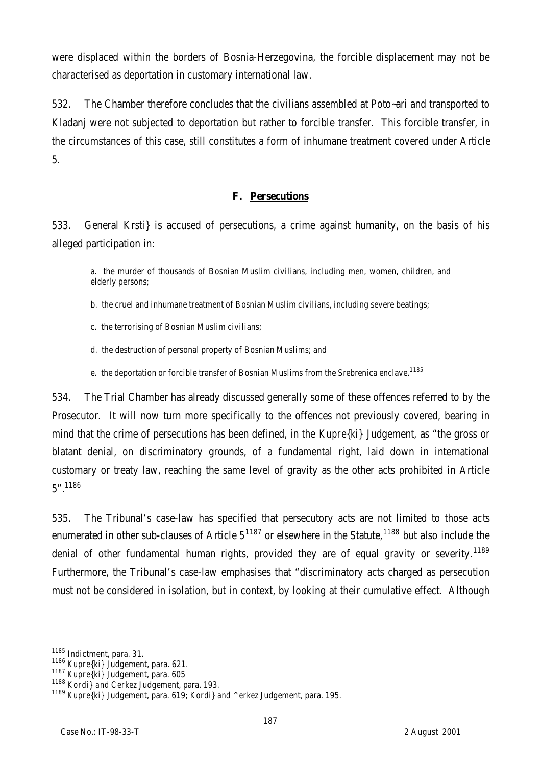were displaced within the borders of Bosnia-Herzegovina, the forcible displacement may not be characterised as deportation in customary international law.

532. The Chamber therefore concludes that the civilians assembled at Poto~ari and transported to Kladanj were not subjected to deportation but rather to forcible transfer. This forcible transfer, in the circumstances of this case, still constitutes a form of inhumane treatment covered under Article 5.

## F. Persecutions

533. General Krsti} is accused of persecutions, a crime against humanity, on the basis of his alleged participation in:

> a. the murder of thousands of Bosnian Muslim civilians, including men, women, children, and elderly persons;
>
> b. the cruel and inhumane treatment of Bosnian Muslim civilians, including severe beatings;
>
> c. the terrorising of Bosnian Muslim civilians;
>
> d. the destruction of personal property of Bosnian Muslims; and
>
> e. the deportation or forcible transfer of Bosnian Muslims from the Srebrenica enclave.[1185]

534. The Trial Chamber has already discussed generally some of these offences referred to by the Prosecutor. It will now turn more specifically to the offences not previously covered, bearing in mind that the crime of persecutions has been defined, in the *Kupre{ki}* Judgement, as "the gross or blatant denial, on discriminatory grounds, of a fundamental right, laid down in international customary or treaty law, reaching the same level of gravity as the other acts prohibited in Article 5".[1186]

535. The Tribunal's case-law has specified that persecutory acts are not limited to those acts enumerated in other sub-clauses of Article 5[1187] or elsewhere in the Statute,[1188] but also include the denial of other fundamental human rights, provided they are of equal gravity or severity.[1189] Furthermore, the Tribunal's case-law emphasises that "discriminatory acts charged as persecution must not be considered in isolation, but in context, by looking at their cumulative effect. Although

---

[1185] Indictment, para. 31.

[1186] *Kupre{ki}* Judgement, para. 621.

[1187] *Kupre{ki}* Judgement, para. 605

[1188] *Kordi} and Cerkez* Judgement, para. 193.

[1189] *Kupre{ki}* Judgement, para. 619; *Kordi} and ^erkez* Judgement, para. 195.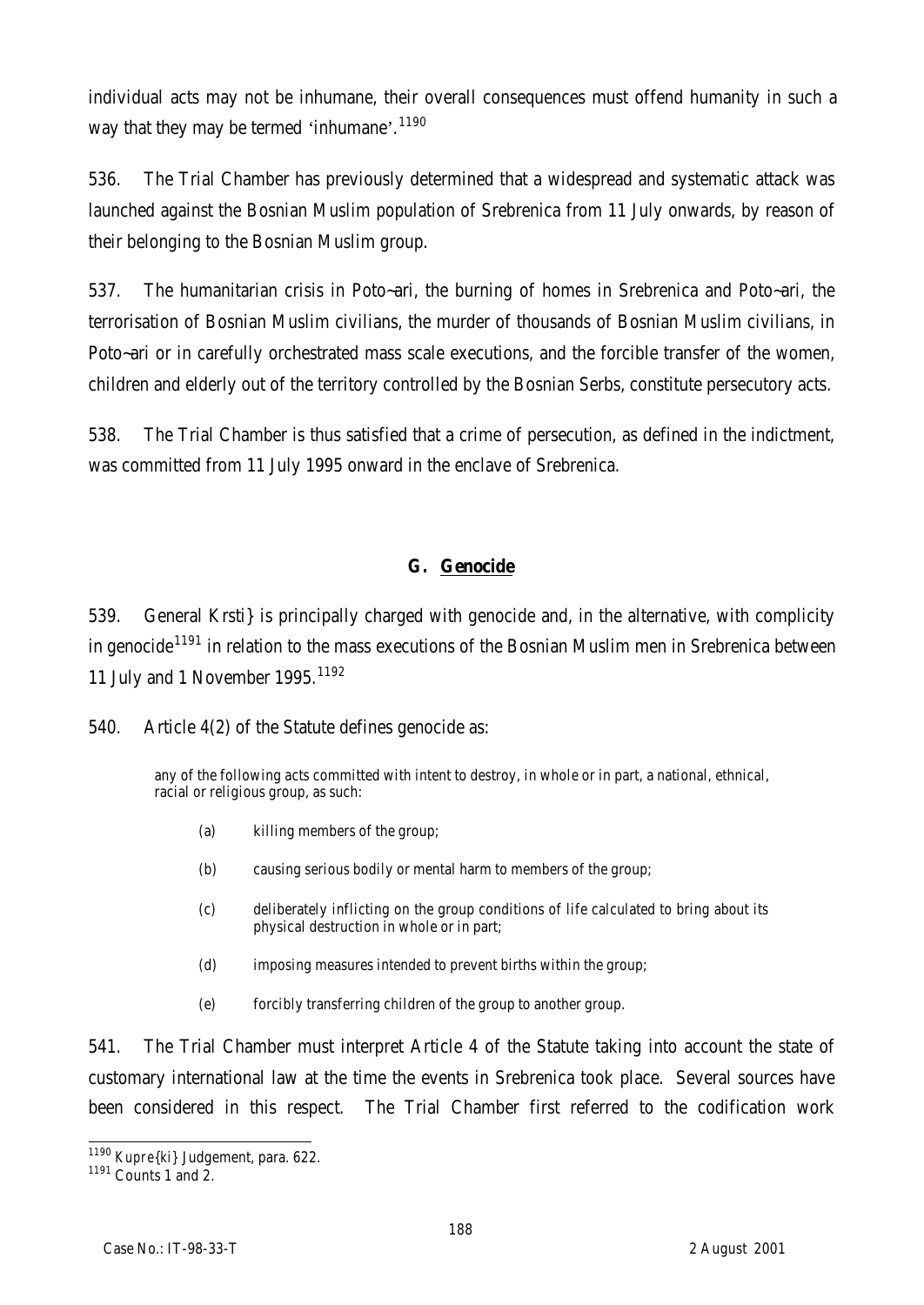individual acts may not be inhumane, their overall consequences must offend humanity in such a way that they may be termed 'inhumane'.[1190]

536. The Trial Chamber has previously determined that a widespread and systematic attack was launched against the Bosnian Muslim population of Srebrenica from 11 July onwards, by reason of their belonging to the Bosnian Muslim group.

537. The humanitarian crisis in Poto~ari, the burning of homes in Srebrenica and Poto~ari, the terrorisation of Bosnian Muslim civilians, the murder of thousands of Bosnian Muslim civilians, in Poto~ari or in carefully orchestrated mass scale executions, and the forcible transfer of the women, children and elderly out of the territory controlled by the Bosnian Serbs, constitute persecutory acts.

538. The Trial Chamber is thus satisfied that a crime of persecution, as defined in the indictment, was committed from 11 July 1995 onward in the enclave of Srebrenica.

## G. Genocide

539. General Krsti} is principally charged with genocide and, in the alternative, with complicity in genocide[1191] in relation to the mass executions of the Bosnian Muslim men in Srebrenica between 11 July and 1 November 1995.[1192]

540. Article 4(2) of the Statute defines genocide as:

> any of the following acts committed with intent to destroy, in whole or in part, a national, ethnical, racial or religious group, as such:
>
> (a) killing members of the group;
>
> (b) causing serious bodily or mental harm to members of the group;
>
> (c) deliberately inflicting on the group conditions of life calculated to bring about its physical destruction in whole or in part;
>
> (d) imposing measures intended to prevent births within the group;
>
> (e) forcibly transferring children of the group to another group.

541. The Trial Chamber must interpret Article 4 of the Statute taking into account the state of customary international law at the time the events in Srebrenica took place. Several sources have been considered in this respect. The Trial Chamber first referred to the codification work

---

[1190] *Kupre{ki}* Judgement, para. 622.

[1191] Counts 1 and 2.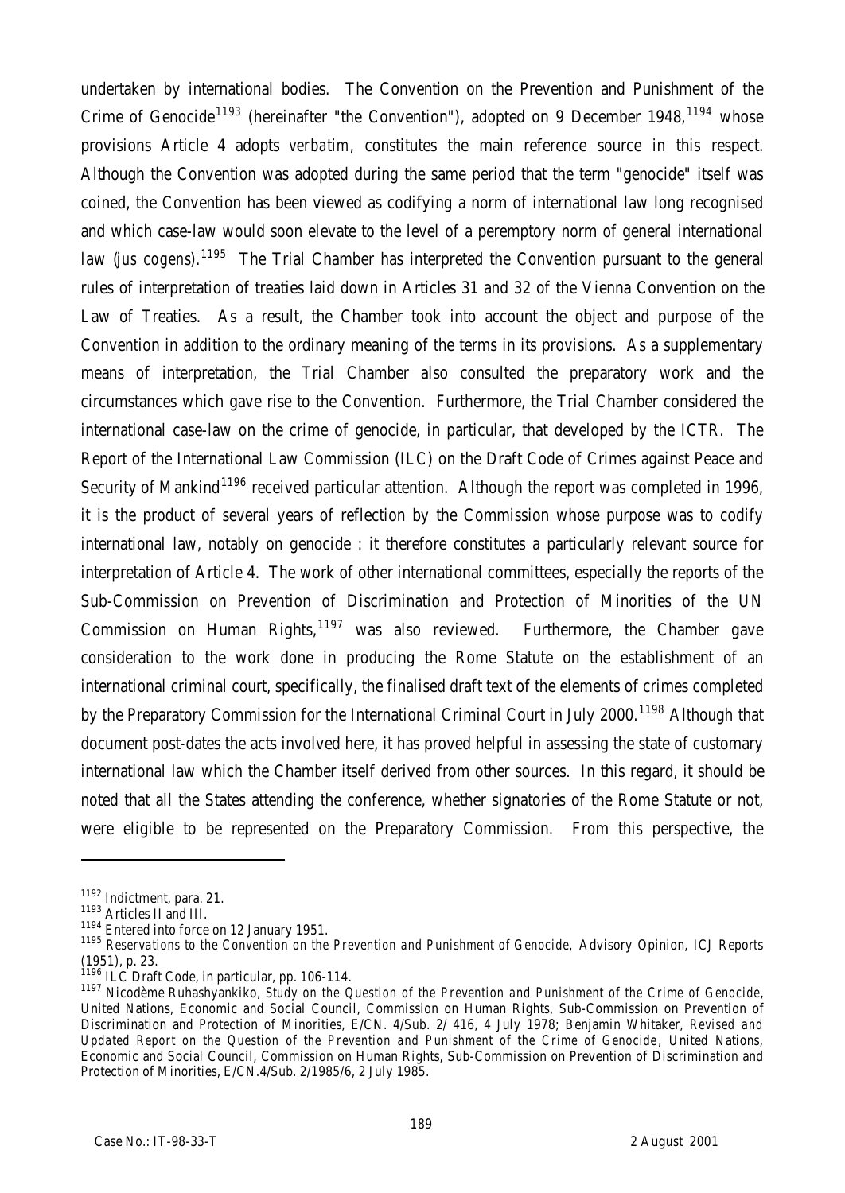undertaken by international bodies. The Convention on the Prevention and Punishment of the Crime of Genocide[1193] (hereinafter "the Convention"), adopted on 9 December 1948,[1194] whose provisions Article 4 adopts *verbatim*, constitutes the main reference source in this respect. Although the Convention was adopted during the same period that the term "genocide" itself was coined, the Convention has been viewed as codifying a norm of international law long recognised and which case-law would soon elevate to the level of a peremptory norm of general international law (*jus cogens*).[1195] The Trial Chamber has interpreted the Convention pursuant to the general rules of interpretation of treaties laid down in Articles 31 and 32 of the Vienna Convention on the Law of Treaties. As a result, the Chamber took into account the object and purpose of the Convention in addition to the ordinary meaning of the terms in its provisions. As a supplementary means of interpretation, the Trial Chamber also consulted the preparatory work and the circumstances which gave rise to the Convention. Furthermore, the Trial Chamber considered the international case-law on the crime of genocide, in particular, that developed by the ICTR. The Report of the International Law Commission (ILC) on the Draft Code of Crimes against Peace and Security of Mankind[1196] received particular attention. Although the report was completed in 1996, it is the product of several years of reflection by the Commission whose purpose was to codify international law, notably on genocide : it therefore constitutes a particularly relevant source for interpretation of Article 4. The work of other international committees, especially the reports of the Sub-Commission on Prevention of Discrimination and Protection of Minorities of the UN Commission on Human Rights,[1197] was also reviewed. Furthermore, the Chamber gave consideration to the work done in producing the Rome Statute on the establishment of an international criminal court, specifically, the finalised draft text of the elements of crimes completed by the Preparatory Commission for the International Criminal Court in July 2000.[1198] Although that document post-dates the acts involved here, it has proved helpful in assessing the state of customary international law which the Chamber itself derived from other sources. In this regard, it should be noted that all the States attending the conference, whether signatories of the Rome Statute or not, were eligible to be represented on the Preparatory Commission. From this perspective, the

---

[1192] Indictment, para. 21.

[1193] Articles II and III.

[1194] Entered into force on 12 January 1951.

[1195] *Reservations to the Convention on the Prevention and Punishment of Genocide*, Advisory Opinion, ICJ Reports (1951), p. 23.

[1196] ILC Draft Code, in particular, pp. 106-114.

[1197] Nicodème Ruhashyankiko, *Study on the Question of the Prevention and Punishment of the Crime of Genocide*, United Nations, Economic and Social Council, Commission on Human Rights, Sub-Commission on Prevention of Discrimination and Protection of Minorities, E/CN. 4/Sub. 2/ 416, 4 July 1978; Benjamin Whitaker, *Revised and Updated Report on the Question of the Prevention and Punishment of the Crime of Genocide*, United Nations, Economic and Social Council, Commission on Human Rights, Sub-Commission on Prevention of Discrimination and Protection of Minorities, E/CN.4/Sub. 2/1985/6, 2 July 1985.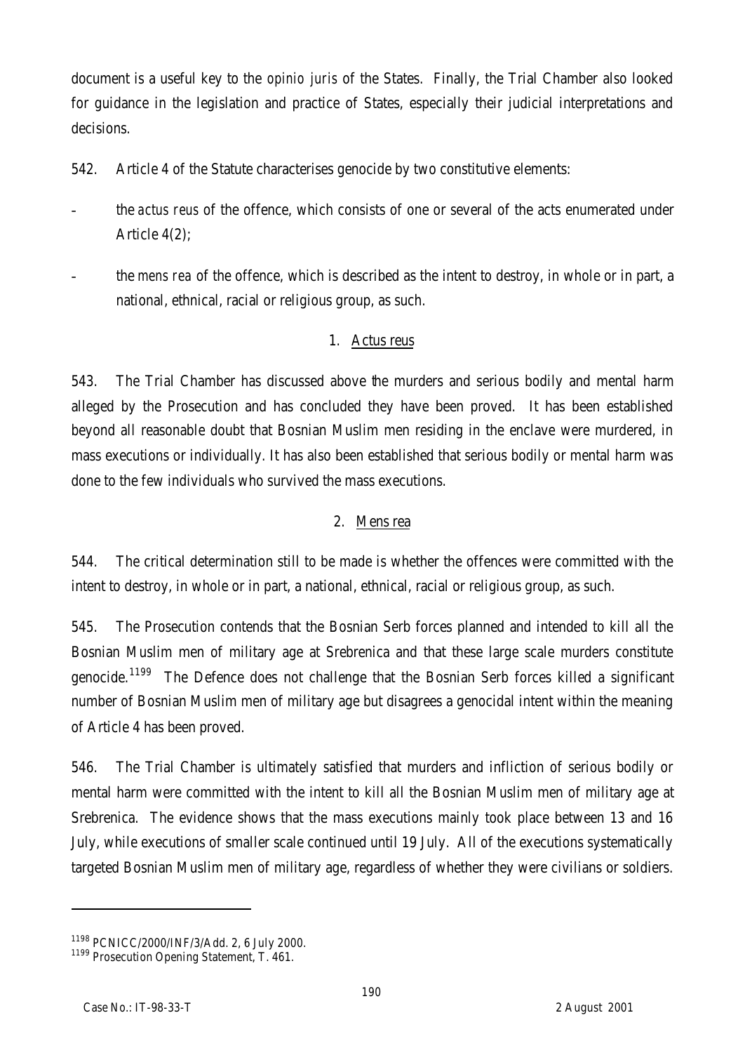document is a useful key to the *opinio juris* of the States. Finally, the Trial Chamber also looked for guidance in the legislation and practice of States, especially their judicial interpretations and decisions.

542. Article 4 of the Statute characterises genocide by two constitutive elements:

- the *actus reus* of the offence, which consists of one or several of the acts enumerated under Article 4(2);
- the *mens rea* of the offence, which is described as the intent to destroy, in whole or in part, a national, ethnical, racial or religious group, as such.

### 1. Actus reus

543. The Trial Chamber has discussed above the murders and serious bodily and mental harm alleged by the Prosecution and has concluded they have been proved. It has been established beyond all reasonable doubt that Bosnian Muslim men residing in the enclave were murdered, in mass executions or individually. It has also been established that serious bodily or mental harm was done to the few individuals who survived the mass executions.

### 2. Mens rea

544. The critical determination still to be made is whether the offences were committed with the intent to destroy, in whole or in part, a national, ethnical, racial or religious group, as such.

545. The Prosecution contends that the Bosnian Serb forces planned and intended to kill all the Bosnian Muslim men of military age at Srebrenica and that these large scale murders constitute genocide.[1199] The Defence does not challenge that the Bosnian Serb forces killed a significant number of Bosnian Muslim men of military age but disagrees a genocidal intent within the meaning of Article 4 has been proved.

546. The Trial Chamber is ultimately satisfied that murders and infliction of serious bodily or mental harm were committed with the intent to kill all the Bosnian Muslim men of military age at Srebrenica. The evidence shows that the mass executions mainly took place between 13 and 16 July, while executions of smaller scale continued until 19 July. All of the executions systematically targeted Bosnian Muslim men of military age, regardless of whether they were civilians or soldiers.

---

[1198] PCNICC/2000/INF/3/Add. 2, 6 July 2000.

[1199] Prosecution Opening Statement, T. 461.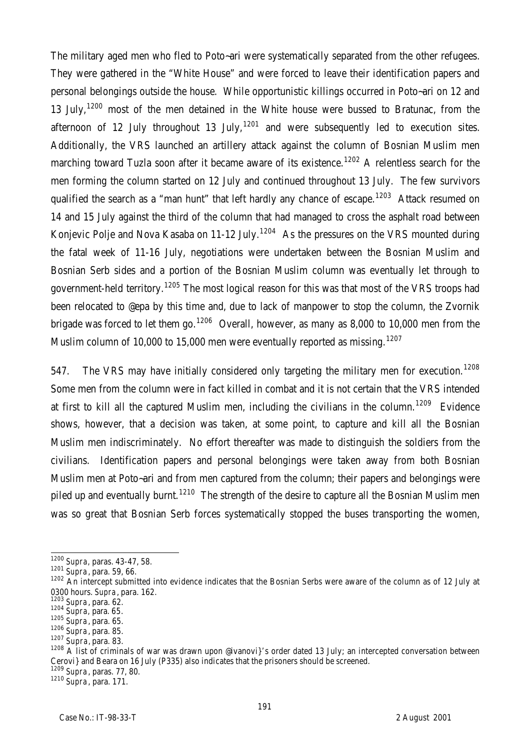The military aged men who fled to Poto~ari were systematically separated from the other refugees. They were gathered in the "White House" and were forced to leave their identification papers and personal belongings outside the house. While opportunistic killings occurred in Poto~ari on 12 and 13 July,[1200] most of the men detained in the White house were bussed to Bratunac, from the afternoon of 12 July throughout 13 July,[1201] and were subsequently led to execution sites. Additionally, the VRS launched an artillery attack against the column of Bosnian Muslim men marching toward Tuzla soon after it became aware of its existence.[1202] A relentless search for the men forming the column started on 12 July and continued throughout 13 July. The few survivors qualified the search as a "man hunt" that left hardly any chance of escape.[1203] Attack resumed on 14 and 15 July against the third of the column that had managed to cross the asphalt road between Konjevic Polje and Nova Kasaba on 11-12 July.[1204] As the pressures on the VRS mounted during the fatal week of 11-16 July, negotiations were undertaken between the Bosnian Muslim and Bosnian Serb sides and a portion of the Bosnian Muslim column was eventually let through to government-held territory.[1205] The most logical reason for this was that most of the VRS troops had been relocated to @epa by this time and, due to lack of manpower to stop the column, the Zvornik brigade was forced to let them go.[1206] Overall, however, as many as 8,000 to 10,000 men from the Muslim column of 10,000 to 15,000 men were eventually reported as missing.[1207]

547. The VRS may have initially considered only targeting the military men for execution.[1208] Some men from the column were in fact killed in combat and it is not certain that the VRS intended at first to kill all the captured Muslim men, including the civilians in the column.[1209] Evidence shows, however, that a decision was taken, at some point, to capture and kill all the Bosnian Muslim men indiscriminately. No effort thereafter was made to distinguish the soldiers from the civilians. Identification papers and personal belongings were taken away from both Bosnian Muslim men at Poto~ari and from men captured from the column; their papers and belongings were piled up and eventually burnt.[1210] The strength of the desire to capture all the Bosnian Muslim men was so great that Bosnian Serb forces systematically stopped the buses transporting the women,

---

[1200] *Supra*, paras. 43-47, 58.

[1201] *Supra*, para. 59, 66.

[1202] An intercept submitted into evidence indicates that the Bosnian Serbs were aware of the column as of 12 July at 0300 hours. *Supra*, para. 162.

[1203] *Supra*, para. 62.

[1204] *Supra*, para. 65.

[1205] *Supra*, para. 65.

[1206] *Supra*, para. 85.

[1207] *Supra*, para. 83.

[1208] A list of criminals of war was drawn upon @ivanovi}'s order dated 13 July; an intercepted conversation between Cerovi} and Beara on 16 July (P335) also indicates that the prisoners should be screened.

[1209] *Supra*, paras. 77, 80.

[1210] *Supra*, para. 171.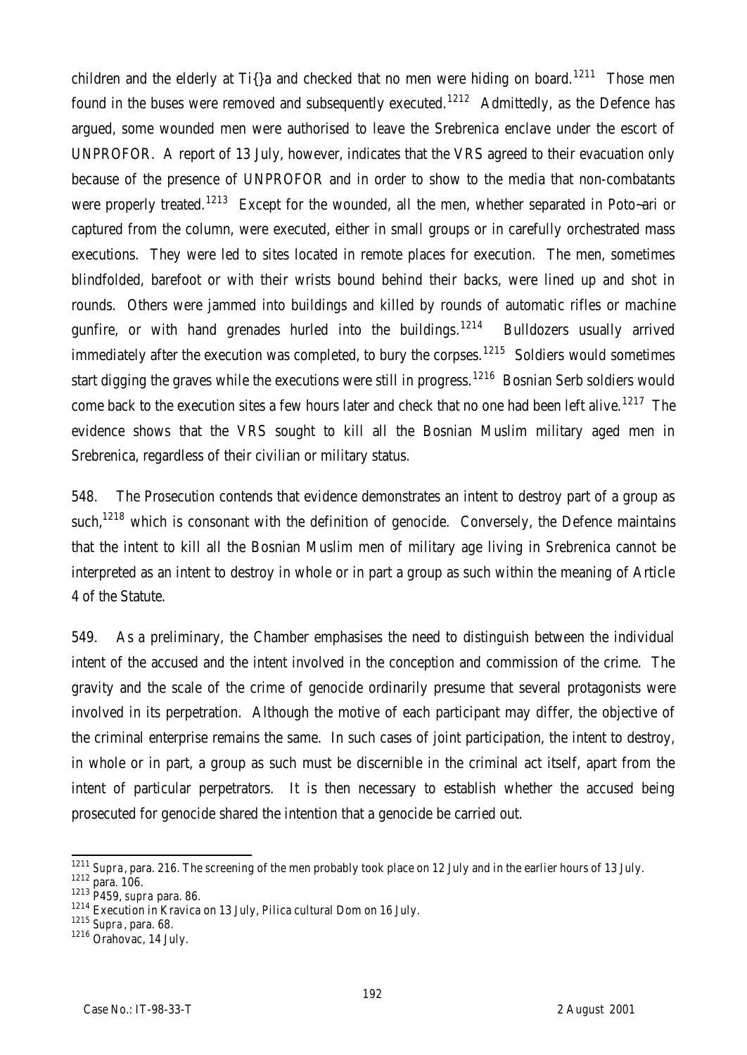children and the elderly at Ti{}a and checked that no men were hiding on board.[1211] Those men found in the buses were removed and subsequently executed.[1212] Admittedly, as the Defence has argued, some wounded men were authorised to leave the Srebrenica enclave under the escort of UNPROFOR. A report of 13 July, however, indicates that the VRS agreed to their evacuation only because of the presence of UNPROFOR and in order to show to the media that non-combatants were properly treated.[1213] Except for the wounded, all the men, whether separated in Poto~ari or captured from the column, were executed, either in small groups or in carefully orchestrated mass executions. They were led to sites located in remote places for execution. The men, sometimes blindfolded, barefoot or with their wrists bound behind their backs, were lined up and shot in rounds. Others were jammed into buildings and killed by rounds of automatic rifles or machine gunfire, or with hand grenades hurled into the buildings.[1214] Bulldozers usually arrived immediately after the execution was completed, to bury the corpses.[1215] Soldiers would sometimes start digging the graves while the executions were still in progress.[1216] Bosnian Serb soldiers would come back to the execution sites a few hours later and check that no one had been left alive.[1217] The evidence shows that the VRS sought to kill all the Bosnian Muslim military aged men in Srebrenica, regardless of their civilian or military status.

548. The Prosecution contends that evidence demonstrates an intent to destroy part of a group as such,[1218] which is consonant with the definition of genocide. Conversely, the Defence maintains that the intent to kill all the Bosnian Muslim men of military age living in Srebrenica cannot be interpreted as an intent to destroy in whole or in part a group as such within the meaning of Article 4 of the Statute.

549. As a preliminary, the Chamber emphasises the need to distinguish between the individual intent of the accused and the intent involved in the conception and commission of the crime. The gravity and the scale of the crime of genocide ordinarily presume that several protagonists were involved in its perpetration. Although the motive of each participant may differ, the objective of the criminal enterprise remains the same. In such cases of joint participation, the intent to destroy, in whole or in part, a group as such must be discernible in the criminal act itself, apart from the intent of particular perpetrators. It is then necessary to establish whether the accused being prosecuted for genocide shared the intention that a genocide be carried out.

---

[1211] *Supra*, para. 216. The screening of the men probably took place on 12 July and in the earlier hours of 13 July.

[1212] para. 106.

[1213] P459, *supra* para. 86.

[1214] Execution in Kravica on 13 July, Pilica cultural Dom on 16 July.

[1215] *Supra*, para. 68.

[1216] Orahovac, 14 July.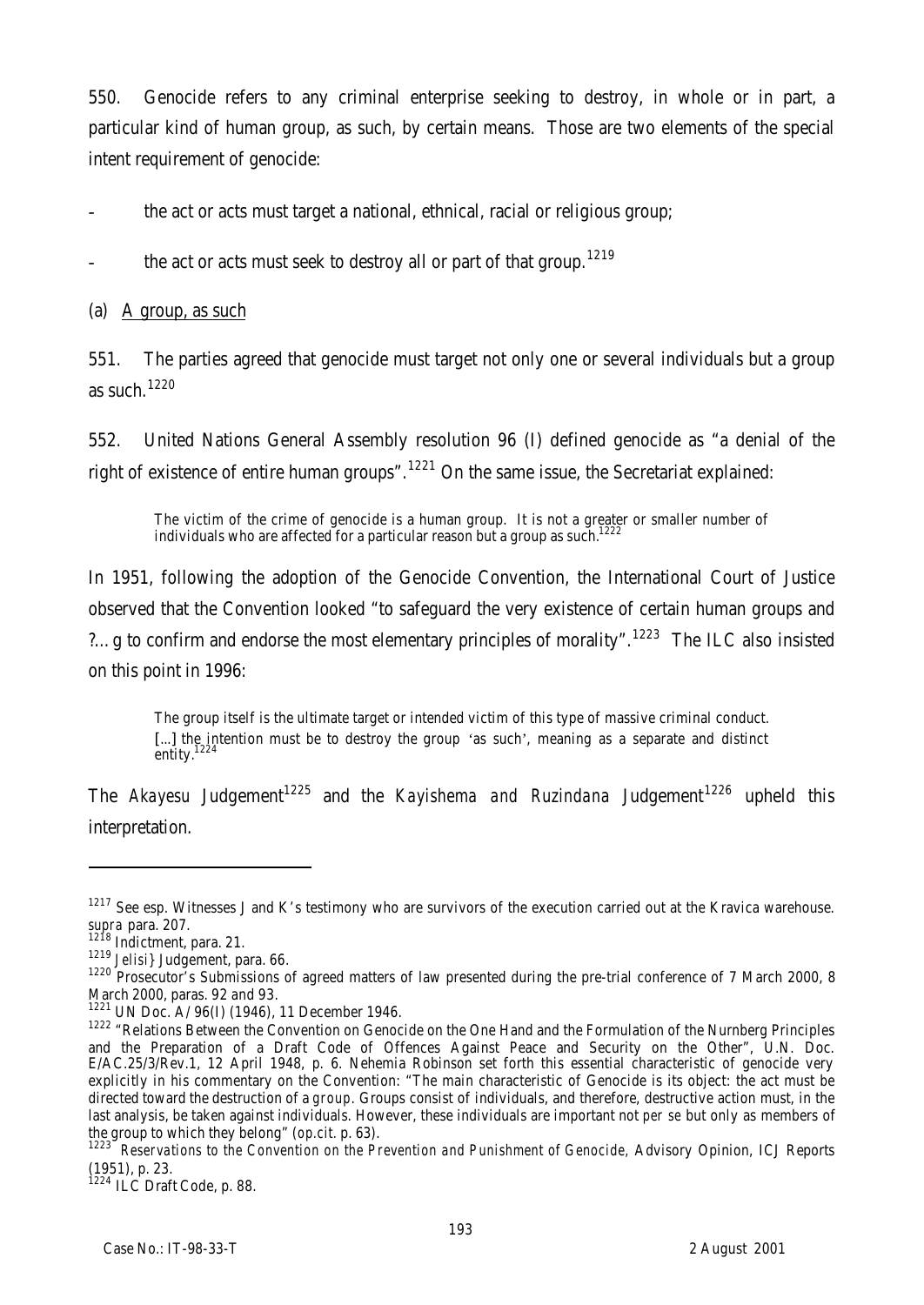550. Genocide refers to any criminal enterprise seeking to destroy, in whole or in part, a particular kind of human group, as such, by certain means. Those are two elements of the special intent requirement of genocide:

- the act or acts must target a national, ethnical, racial or religious group;
- the act or acts must seek to destroy all or part of that group.[1219]

(a) A group, as such

551. The parties agreed that genocide must target not only one or several individuals but a group as such.[1220]

552. United Nations General Assembly resolution 96 (I) defined genocide as "a denial of the right of existence of entire human groups".[1221] On the same issue, the Secretariat explained:

> The victim of the crime of genocide is a human group. It is not a greater or smaller number of individuals who are affected for a particular reason but a group as such.[1222]

In 1951, following the adoption of the Genocide Convention, the International Court of Justice observed that the Convention looked "to safeguard the very existence of certain human groups and ?…g to confirm and endorse the most elementary principles of morality".[1223] The ILC also insisted on this point in 1996:

> The group itself is the ultimate target or intended victim of this type of massive criminal conduct. [...] the intention must be to destroy the group 'as such', meaning as a separate and distinct entity.[1224]

The *Akayesu* Judgement[1225] and the *Kayishema and Ruzindana* Judgement[1226] upheld this interpretation.

---

[1217] See esp. Witnesses J and K's testimony who are survivors of the execution carried out at the Kravica warehouse. *supra* para. 207.

[1218] Indictment, para. 21.

[1219] *Jelisi}* Judgement, para. 66.

[1220] Prosecutor's Submissions of agreed matters of law presented during the pre-trial conference of 7 March 2000, 8 March 2000, paras. 92 and 93.

[1221] UN Doc. A/96(I) (1946), 11 December 1946.

[1222] "Relations Between the Convention on Genocide on the One Hand and the Formulation of the Nurnberg Principles and the Preparation of a Draft Code of Offences Against Peace and Security on the Other", U.N. Doc. E/AC.25/3/Rev.1, 12 April 1948, p. 6. Nehemia Robinson set forth this essential characteristic of genocide very explicitly in his commentary on the Convention: "The main characteristic of Genocide is its object: the act must be directed toward the destruction of a *group*. Groups consist of individuals, and therefore, destructive action must, in the last analysis, be taken against individuals. However, these individuals are important not *per se* but only as members of the group to which they belong" (*op.cit.* p. 63).

[1223] *Reservations to the Convention on the Prevention and Punishment of Genocide*, Advisory Opinion, ICJ Reports (1951), p. 23.

[1224] ILC Draft Code, p. 88.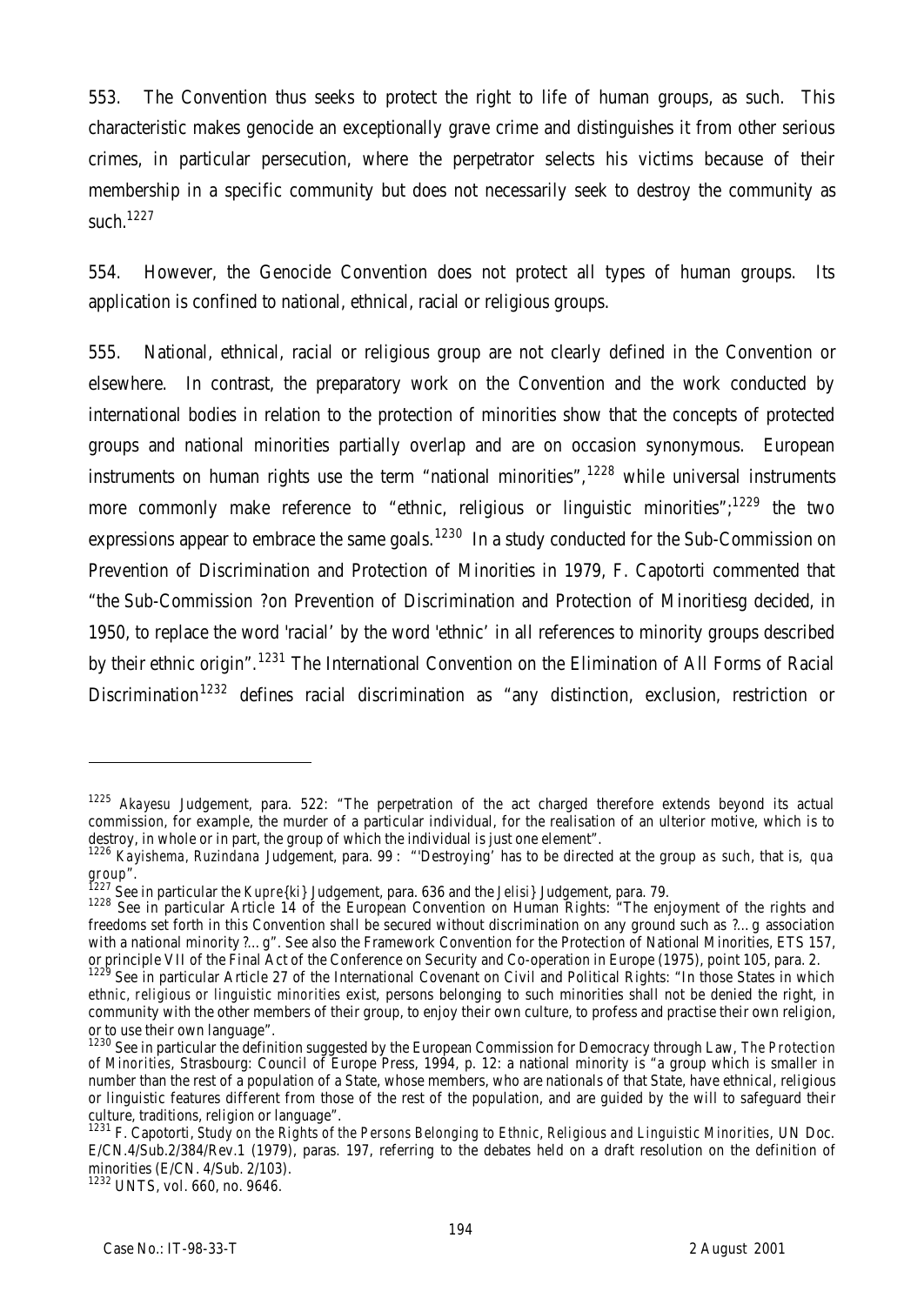553. The Convention thus seeks to protect the right to life of human groups, as such. This characteristic makes genocide an exceptionally grave crime and distinguishes it from other serious crimes, in particular persecution, where the perpetrator selects his victims because of their membership in a specific community but does not necessarily seek to destroy the community as such.[1227]

554. However, the Genocide Convention does not protect all types of human groups. Its application is confined to national, ethnical, racial or religious groups.

555. National, ethnical, racial or religious group are not clearly defined in the Convention or elsewhere. In contrast, the preparatory work on the Convention and the work conducted by international bodies in relation to the protection of minorities show that the concepts of protected groups and national minorities partially overlap and are on occasion synonymous. European instruments on human rights use the term "national minorities",[1228] while universal instruments more commonly make reference to "ethnic, religious or linguistic minorities";[1229] the two expressions appear to embrace the same goals.[1230] In a study conducted for the Sub-Commission on Prevention of Discrimination and Protection of Minorities in 1979, F. Capotorti commented that "the Sub-Commission ?on Prevention of Discrimination and Protection of Minoritiesg decided, in 1950, to replace the word 'racial' by the word 'ethnic' in all references to minority groups described by their ethnic origin".[1231] The International Convention on the Elimination of All Forms of Racial Discrimination[1232] defines racial discrimination as "any distinction, exclusion, restriction or

---

[1225] *Akayesu* Judgement, para. 522: "The perpetration of the act charged therefore extends beyond its actual commission, for example, the murder of a particular individual, for the realisation of an ulterior motive, which is to destroy, in whole or in part, the group of which the individual is just one element".

[1226] *Kayishema, Ruzindana* Judgement, para. 99 : "'Destroying' has to be directed at the group *as such*, that is, *qua group*".

[1227] See in particular the *Kupre{ki}* Judgement, para. 636 and the *Jelisi}* Judgement, para. 79.

[1228] See in particular Article 14 of the European Convention on Human Rights: "The enjoyment of the rights and freedoms set forth in this Convention shall be secured without discrimination on any ground such as ?…g association with a national minority ?…g". See also the Framework Convention for the Protection of National Minorities, ETS 157, or principle VII of the Final Act of the Conference on Security and Co-operation in Europe (1975), point 105, para. 2.

[1229] See in particular Article 27 of the International Covenant on Civil and Political Rights: "In those States in which *ethnic, religious or linguistic minorities* exist, persons belonging to such minorities shall not be denied the right, in community with the other members of their group, to enjoy their own culture, to profess and practise their own religion, or to use their own language".

[1230] See in particular the definition suggested by the European Commission for Democracy through Law, *The Protection of Minorities*, Strasbourg: Council of Europe Press, 1994, p. 12: a national minority is "a group which is smaller in number than the rest of a population of a State, whose members, who are nationals of that State, have ethnical, religious or linguistic features different from those of the rest of the population, and are guided by the will to safeguard their culture, traditions, religion or language".

[1231] F. Capotorti, *Study on the Rights of the Persons Belonging to Ethnic, Religious and Linguistic Minorities*, UN Doc. E/CN.4/Sub.2/384/Rev.1 (1979), paras. 197, referring to the debates held on a draft resolution on the definition of minorities (E/CN. 4/Sub. 2/103).

[1232] UNTS, vol. 660, no. 9646.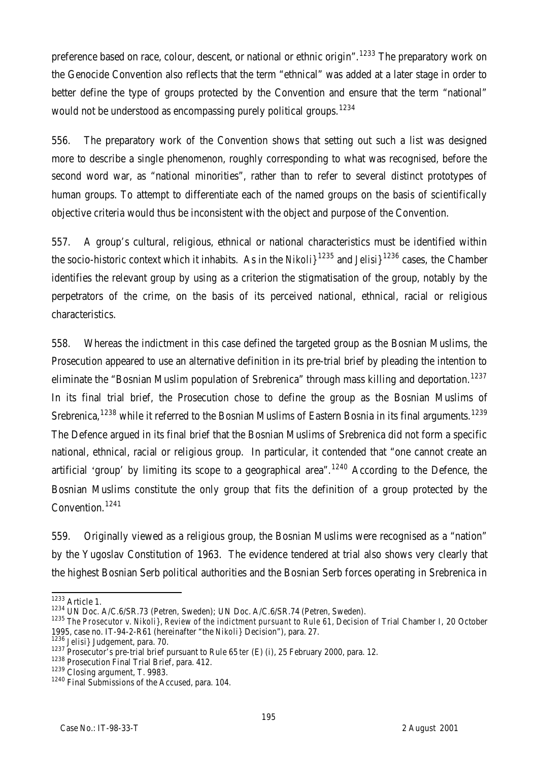preference based on race, colour, descent, or national or ethnic origin".[1233] The preparatory work on the Genocide Convention also reflects that the term "ethnical" was added at a later stage in order to better define the type of groups protected by the Convention and ensure that the term "national" would not be understood as encompassing purely political groups.[1234]

556. The preparatory work of the Convention shows that setting out such a list was designed more to describe a single phenomenon, roughly corresponding to what was recognised, before the second word war, as "national minorities", rather than to refer to several distinct prototypes of human groups. To attempt to differentiate each of the named groups on the basis of scientifically objective criteria would thus be inconsistent with the object and purpose of the Convention.

557. A group's cultural, religious, ethnical or national characteristics must be identified within the socio-historic context which it inhabits. As in the *Nikoli}*[1235] and *Jelisi}*[1236] cases, the Chamber identifies the relevant group by using as a criterion the stigmatisation of the group, notably by the perpetrators of the crime, on the basis of its perceived national, ethnical, racial or religious characteristics.

558. Whereas the indictment in this case defined the targeted group as the Bosnian Muslims, the Prosecution appeared to use an alternative definition in its pre-trial brief by pleading the intention to eliminate the "Bosnian Muslim population of Srebrenica" through mass killing and deportation.[1237] In its final trial brief, the Prosecution chose to define the group as the Bosnian Muslims of Srebrenica,[1238] while it referred to the Bosnian Muslims of Eastern Bosnia in its final arguments.[1239] The Defence argued in its final brief that the Bosnian Muslims of Srebrenica did not form a specific national, ethnical, racial or religious group. In particular, it contended that "one cannot create an artificial 'group' by limiting its scope to a geographical area".[1240] According to the Defence, the Bosnian Muslims constitute the only group that fits the definition of a group protected by the Convention.[1241]

559. Originally viewed as a religious group, the Bosnian Muslims were recognised as a "nation" by the Yugoslav Constitution of 1963. The evidence tendered at trial also shows very clearly that the highest Bosnian Serb political authorities and the Bosnian Serb forces operating in Srebrenica in

---

[1233] Article 1.

[1234] UN Doc. A/C.6/SR.73 (Petren, Sweden); UN Doc. A/C.6/SR.74 (Petren, Sweden).

[1235] *The Prosecutor v. Nikoli}, Review of the indictment pursuant to Rule 61*, Decision of Trial Chamber I, 20 October 1995, case no. IT-94-2-R61 (hereinafter "the *Nikoli}* Decision"), para. 27.

[1236] *Jelisi}* Judgement, para. 70.

[1237] Prosecutor's pre-trial brief pursuant to Rule 65 *ter* (E) (i), 25 February 2000, para. 12.

[1238] Prosecution Final Trial Brief, para. 412.

[1239] Closing argument, T. 9983.

[1240] Final Submissions of the Accused, para. 104.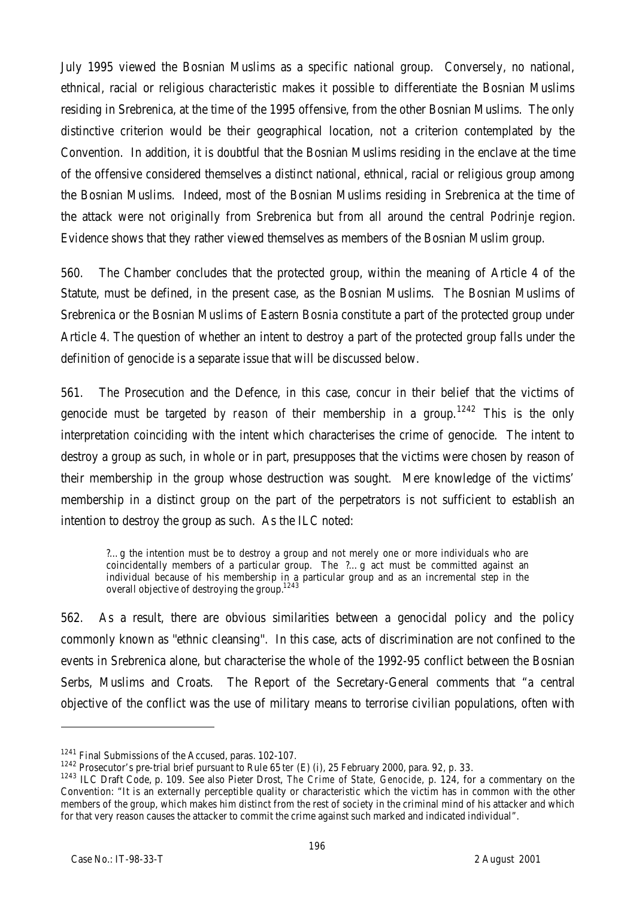July 1995 viewed the Bosnian Muslims as a specific national group. Conversely, no national, ethnical, racial or religious characteristic makes it possible to differentiate the Bosnian Muslims residing in Srebrenica, at the time of the 1995 offensive, from the other Bosnian Muslims. The only distinctive criterion would be their geographical location, not a criterion contemplated by the Convention. In addition, it is doubtful that the Bosnian Muslims residing in the enclave at the time of the offensive considered themselves a distinct national, ethnical, racial or religious group among the Bosnian Muslims. Indeed, most of the Bosnian Muslims residing in Srebrenica at the time of the attack were not originally from Srebrenica but from all around the central Podrinje region. Evidence shows that they rather viewed themselves as members of the Bosnian Muslim group.

560. The Chamber concludes that the protected group, within the meaning of Article 4 of the Statute, must be defined, in the present case, as the Bosnian Muslims. The Bosnian Muslims of Srebrenica or the Bosnian Muslims of Eastern Bosnia constitute a part of the protected group under Article 4. The question of whether an intent to destroy a part of the protected group falls under the definition of genocide is a separate issue that will be discussed below.

561. The Prosecution and the Defence, in this case, concur in their belief that the victims of genocide must be targeted *by reason of* their membership in a group.[1242] This is the only interpretation coinciding with the intent which characterises the crime of genocide. The intent to destroy a group as such, in whole or in part, presupposes that the victims were chosen by reason of their membership in the group whose destruction was sought. Mere knowledge of the victims' membership in a distinct group on the part of the perpetrators is not sufficient to establish an intention to destroy the group as such. As the ILC noted:

> ?…g the intention must be to destroy a group and not merely one or more individuals who are coincidentally members of a particular group. The ?…g act must be committed against an individual because of his membership in a particular group and as an incremental step in the overall objective of destroying the group.[1243]

562. As a result, there are obvious similarities between a genocidal policy and the policy commonly known as "ethnic cleansing". In this case, acts of discrimination are not confined to the events in Srebrenica alone, but characterise the whole of the 1992-95 conflict between the Bosnian Serbs, Muslims and Croats. The Report of the Secretary-General comments that "a central objective of the conflict was the use of military means to terrorise civilian populations, often with

---

[1241] Final Submissions of the Accused, paras. 102-107.

[1242] Prosecutor's pre-trial brief pursuant to Rule 65 *ter* (E) (i), 25 February 2000, para. 92, p. 33.

[1243] ILC Draft Code, p. 109. See also Pieter Drost, *The Crime of State, Genocide*, p. 124, for a commentary on the Convention: "It is an externally perceptible quality or characteristic which the victim has in common with the other members of the group, which makes him distinct from the rest of society in the criminal mind of his attacker and which for that very reason causes the attacker to commit the crime against such marked and indicated individual".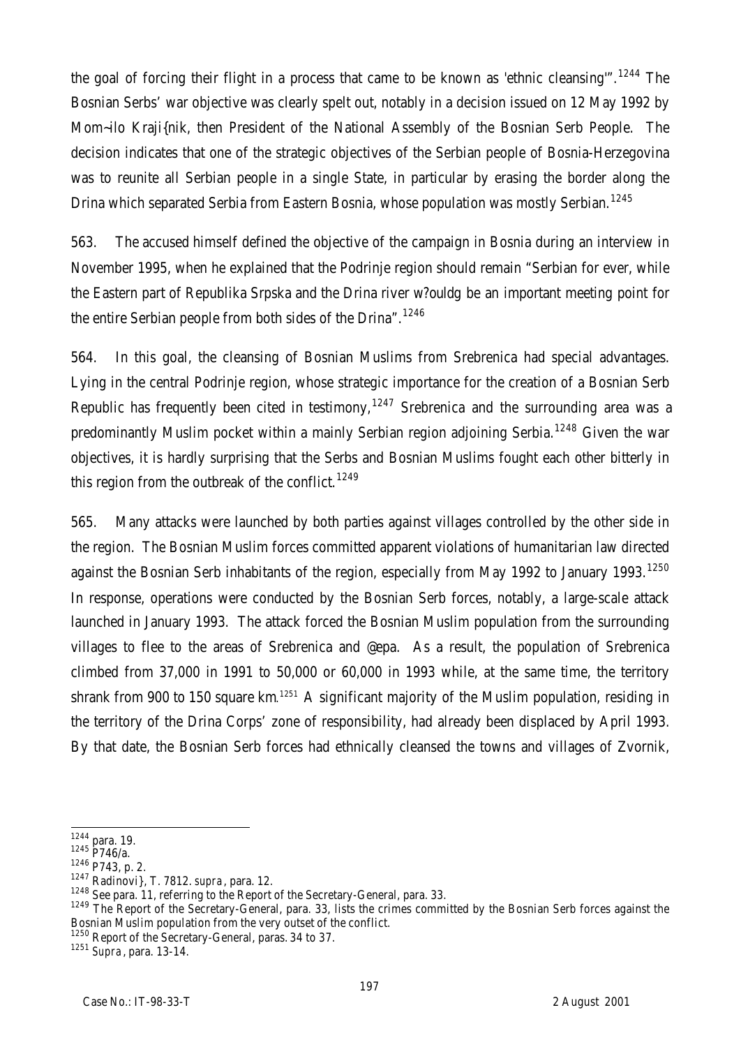the goal of forcing their flight in a process that came to be known as 'ethnic cleansing'".[1244] The Bosnian Serbs' war objective was clearly spelt out, notably in a decision issued on 12 May 1992 by Mom~ilo Kraji{nik, then President of the National Assembly of the Bosnian Serb People. The decision indicates that one of the strategic objectives of the Serbian people of Bosnia-Herzegovina was to reunite all Serbian people in a single State, in particular by erasing the border along the Drina which separated Serbia from Eastern Bosnia, whose population was mostly Serbian.[1245]

563. The accused himself defined the objective of the campaign in Bosnia during an interview in November 1995, when he explained that the Podrinje region should remain "Serbian for ever, while the Eastern part of Republika Srpska and the Drina river w?ouldg be an important meeting point for the entire Serbian people from both sides of the Drina".[1246]

564. In this goal, the cleansing of Bosnian Muslims from Srebrenica had special advantages. Lying in the central Podrinje region, whose strategic importance for the creation of a Bosnian Serb Republic has frequently been cited in testimony,[1247] Srebrenica and the surrounding area was a predominantly Muslim pocket within a mainly Serbian region adjoining Serbia.[1248] Given the war objectives, it is hardly surprising that the Serbs and Bosnian Muslims fought each other bitterly in this region from the outbreak of the conflict.[1249]

565. Many attacks were launched by both parties against villages controlled by the other side in the region. The Bosnian Muslim forces committed apparent violations of humanitarian law directed against the Bosnian Serb inhabitants of the region, especially from May 1992 to January 1993.[1250] In response, operations were conducted by the Bosnian Serb forces, notably, a large-scale attack launched in January 1993. The attack forced the Bosnian Muslim population from the surrounding villages to flee to the areas of Srebrenica and @epa. As a result, the population of Srebrenica climbed from 37,000 in 1991 to 50,000 or 60,000 in 1993 while, at the same time, the territory shrank from 900 to 150 square km.[1251] A significant majority of the Muslim population, residing in the territory of the Drina Corps' zone of responsibility, had already been displaced by April 1993. By that date, the Bosnian Serb forces had ethnically cleansed the towns and villages of Zvornik,

---

[1244] para. 19.

[1245] P746/a.

[1246] P743, p. 2.

[1247] Radinovi}, T. 7812. *supra*, para. 12.

[1248] See para. 11, referring to the Report of the Secretary-General, para. 33.

[1249] The Report of the Secretary-General, para. 33, lists the crimes committed by the Bosnian Serb forces against the Bosnian Muslim population from the very outset of the conflict.

[1250] Report of the Secretary-General, paras. 34 to 37.

[1251] *Supra*, para. 13-14.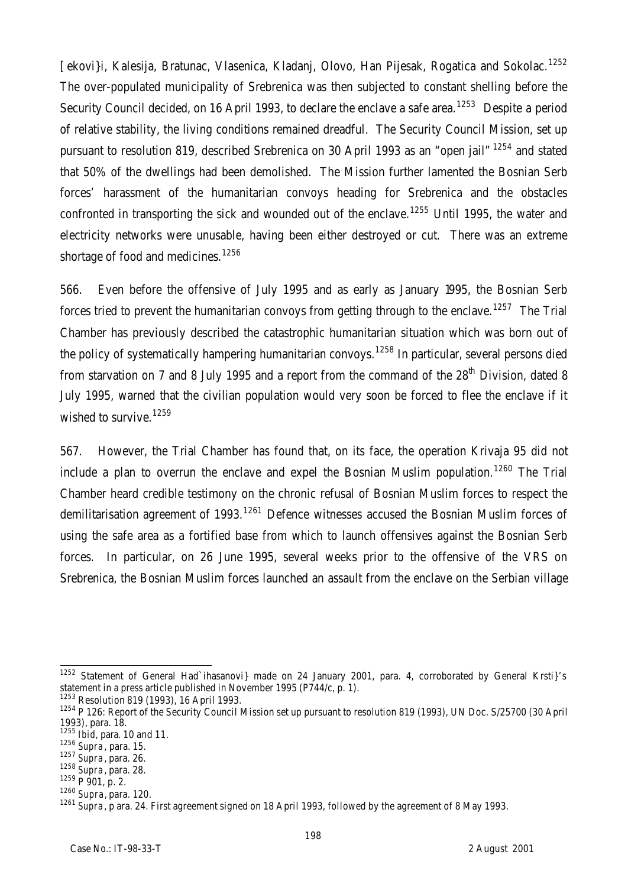[ekovi}i, Kalesija, Bratunac, Vlasenica, Kladanj, Olovo, Han Pijesak, Rogatica and Sokolac.[1252] The over-populated municipality of Srebrenica was then subjected to constant shelling before the Security Council decided, on 16 April 1993, to declare the enclave a safe area.[1253] Despite a period of relative stability, the living conditions remained dreadful. The Security Council Mission, set up pursuant to resolution 819, described Srebrenica on 30 April 1993 as an "open jail"[1254] and stated that 50% of the dwellings had been demolished. The Mission further lamented the Bosnian Serb forces' harassment of the humanitarian convoys heading for Srebrenica and the obstacles confronted in transporting the sick and wounded out of the enclave.[1255] Until 1995, the water and electricity networks were unusable, having been either destroyed or cut. There was an extreme shortage of food and medicines.[1256]

566. Even before the offensive of July 1995 and as early as January 1995, the Bosnian Serb forces tried to prevent the humanitarian convoys from getting through to the enclave.[1257] The Trial Chamber has previously described the catastrophic humanitarian situation which was born out of the policy of systematically hampering humanitarian convoys.[1258] In particular, several persons died from starvation on 7 and 8 July 1995 and a report from the command of the 28th Division, dated 8 July 1995, warned that the civilian population would very soon be forced to flee the enclave if it wished to survive.[1259]

567. However, the Trial Chamber has found that, on its face, the operation Krivaja 95 did not include a plan to overrun the enclave and expel the Bosnian Muslim population.[1260] The Trial Chamber heard credible testimony on the chronic refusal of Bosnian Muslim forces to respect the demilitarisation agreement of 1993.[1261] Defence witnesses accused the Bosnian Muslim forces of using the safe area as a fortified base from which to launch offensives against the Bosnian Serb forces. In particular, on 26 June 1995, several weeks prior to the offensive of the VRS on Srebrenica, the Bosnian Muslim forces launched an assault from the enclave on the Serbian village

---

[1252] Statement of General Had`ihasanovi} made on 24 January 2001, para. 4, corroborated by General Krsti}'s statement in a press article published in November 1995 (P744/c, p. 1).

[1253] Resolution 819 (1993), 16 April 1993.

[1254] P 126: Report of the Security Council Mission set up pursuant to resolution 819 (1993), UN Doc. S/25700 (30 April 1993), para. 18.

[1255] *Ibid*, para. 10 and 11.

[1256] *Supra*, para. 15.

[1257] *Supra*, para. 26.

[1258] *Supra*, para. 28.

[1259] P 901, p. 2.

[1260] *Supra*, para. 120.

[1261] *Supra*, p ara. 24. First agreement signed on 18 April 1993, followed by the agreement of 8 May 1993.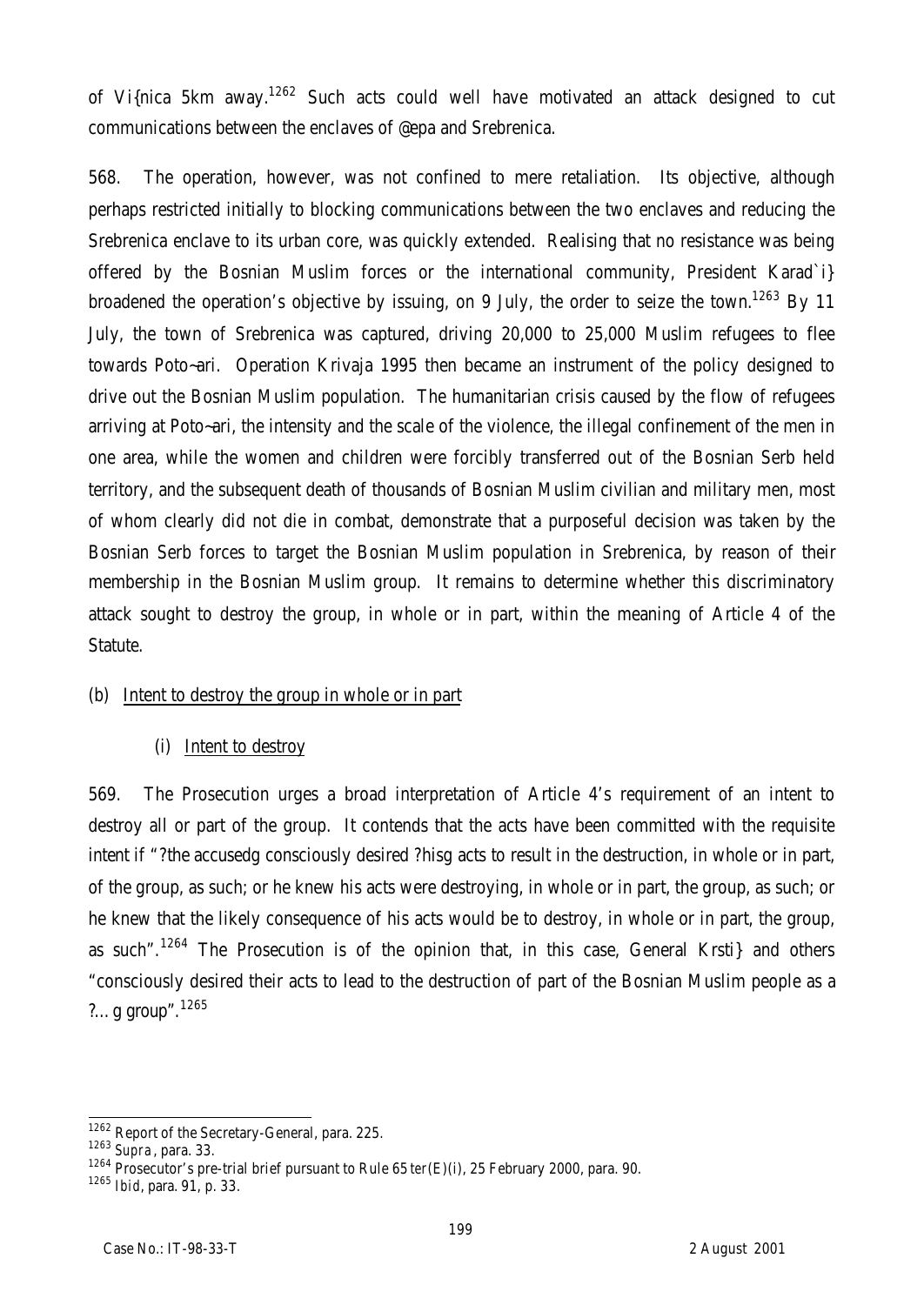of Vi{nica 5km away.[1262] Such acts could well have motivated an attack designed to cut communications between the enclaves of @epa and Srebrenica.

568. The operation, however, was not confined to mere retaliation. Its objective, although perhaps restricted initially to blocking communications between the two enclaves and reducing the Srebrenica enclave to its urban core, was quickly extended. Realising that no resistance was being offered by the Bosnian Muslim forces or the international community, President Karad`i} broadened the operation's objective by issuing, on 9 July, the order to seize the town.[1263] By 11 July, the town of Srebrenica was captured, driving 20,000 to 25,000 Muslim refugees to flee towards Poto~ari. Operation Krivaja 1995 then became an instrument of the policy designed to drive out the Bosnian Muslim population. The humanitarian crisis caused by the flow of refugees arriving at Poto~ari, the intensity and the scale of the violence, the illegal confinement of the men in one area, while the women and children were forcibly transferred out of the Bosnian Serb held territory, and the subsequent death of thousands of Bosnian Muslim civilian and military men, most of whom clearly did not die in combat, demonstrate that a purposeful decision was taken by the Bosnian Serb forces to target the Bosnian Muslim population in Srebrenica, by reason of their membership in the Bosnian Muslim group. It remains to determine whether this discriminatory attack sought to destroy the group, in whole or in part, within the meaning of Article 4 of the Statute.

(b) Intent to destroy the group in whole or in part

(i) Intent to destroy

569. The Prosecution urges a broad interpretation of Article 4's requirement of an intent to destroy all or part of the group. It contends that the acts have been committed with the requisite intent if "?the accusedg consciously desired ?hisg acts to result in the destruction, in whole or in part, of the group, as such; or he knew his acts were destroying, in whole or in part, the group, as such; or he knew that the likely consequence of his acts would be to destroy, in whole or in part, the group, as such".[1264] The Prosecution is of the opinion that, in this case, General Krsti} and others "consciously desired their acts to lead to the destruction of part of the Bosnian Muslim people as a ?...g group".[1265]

---

[1262] Report of the Secretary-General, para. 225.

[1263] *Supra*, para. 33.

[1264] Prosecutor's pre-trial brief pursuant to Rule 65 *ter*(E)(i), 25 February 2000, para. 90.

[1265] *Ibid*, para. 91, p. 33.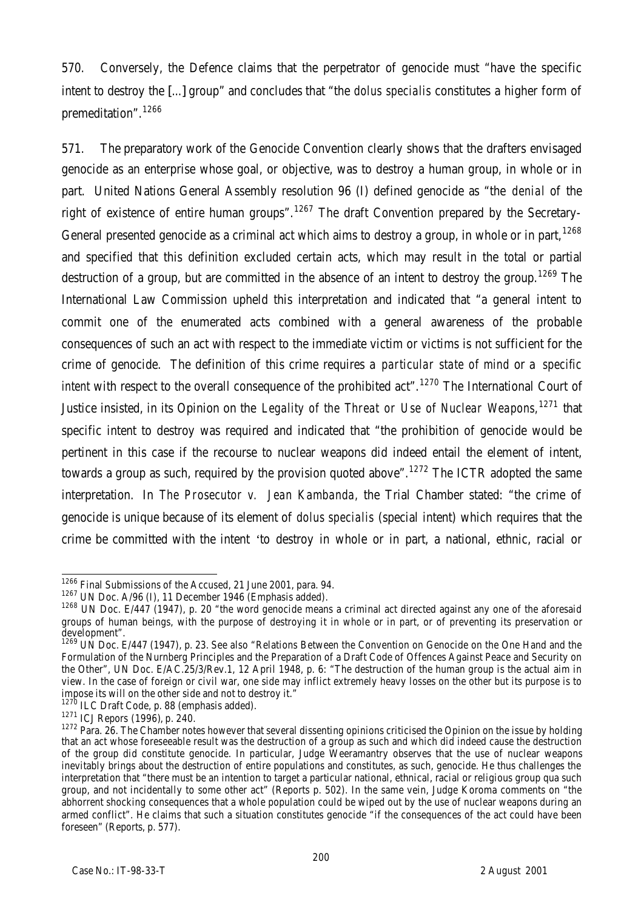570. Conversely, the Defence claims that the perpetrator of genocide must "have the specific intent to destroy the [...] group" and concludes that "the *dolus specialis* constitutes a higher form of premeditation".[1266]

571. The preparatory work of the Genocide Convention clearly shows that the drafters envisaged genocide as an enterprise whose goal, or objective, was to destroy a human group, in whole or in part. United Nations General Assembly resolution 96 (I) defined genocide as "the *denial* of the right of existence of entire human groups".[1267] The draft Convention prepared by the Secretary-General presented genocide as a criminal act which aims to destroy a group, in whole or in part,[1268] and specified that this definition excluded certain acts, which may result in the total or partial destruction of a group, but are committed in the absence of an intent to destroy the group.[1269] The International Law Commission upheld this interpretation and indicated that "a general intent to commit one of the enumerated acts combined with a general awareness of the probable consequences of such an act with respect to the immediate victim or victims is not sufficient for the crime of genocide. The definition of this crime requires a *particular state of mind* or a *specific intent* with respect to the overall consequence of the prohibited act".[1270] The International Court of Justice insisted, in its Opinion on the *Legality of the Threat or Use of Nuclear Weapons*,[1271] that specific intent to destroy was required and indicated that "the prohibition of genocide would be pertinent in this case if the recourse to nuclear weapons did indeed entail the element of intent, towards a group as such, required by the provision quoted above".[1272] The ICTR adopted the same interpretation. In *The Prosecutor v. Jean Kambanda*, the Trial Chamber stated: "the crime of genocide is unique because of its element of *dolus specialis* (special intent) which requires that the crime be committed with the intent 'to destroy in whole or in part, a national, ethnic, racial or

---

[1266] Final Submissions of the Accused, 21 June 2001, para. 94.

[1267] UN Doc. A/96 (I), 11 December 1946 (Emphasis added).

[1268] UN Doc. E/447 (1947), p. 20 "the word genocide means a criminal act directed against any one of the aforesaid groups of human beings, with the purpose of destroying it in whole or in part, or of preventing its preservation or development".

[1269] UN Doc. E/447 (1947), p. 23. See also "Relations Between the Convention on Genocide on the One Hand and the Formulation of the Nurnberg Principles and the Preparation of a Draft Code of Offences Against Peace and Security on the Other", UN Doc. E/AC.25/3/Rev.1, 12 April 1948, p. 6: "The destruction of the human group is the actual aim in view. In the case of foreign or civil war, one side may inflict extremely heavy losses on the other but its purpose is to impose its will on the other side and not to destroy it."

[1270] ILC Draft Code, p. 88 (emphasis added).

[1271] ICJ Repors (1996), p. 240.

[1272] Para. 26. The Chamber notes however that several dissenting opinions criticised the Opinion on the issue by holding that an act whose foreseeable result was the destruction of a group as such and which did indeed cause the destruction of the group did constitute genocide. In particular, Judge Weeramantry observes that the use of nuclear weapons inevitably brings about the destruction of entire populations and constitutes, as such, genocide. He thus challenges the interpretation that "there must be an intention to target a particular national, ethnical, racial or religious group qua such group, and not incidentally to some other act" (Reports p. 502). In the same vein, Judge Koroma comments on "the abhorrent shocking consequences that a whole population could be wiped out by the use of nuclear weapons during an armed conflict". He claims that such a situation constitutes genocide "if the consequences of the act could have been foreseen" (Reports, p. 577).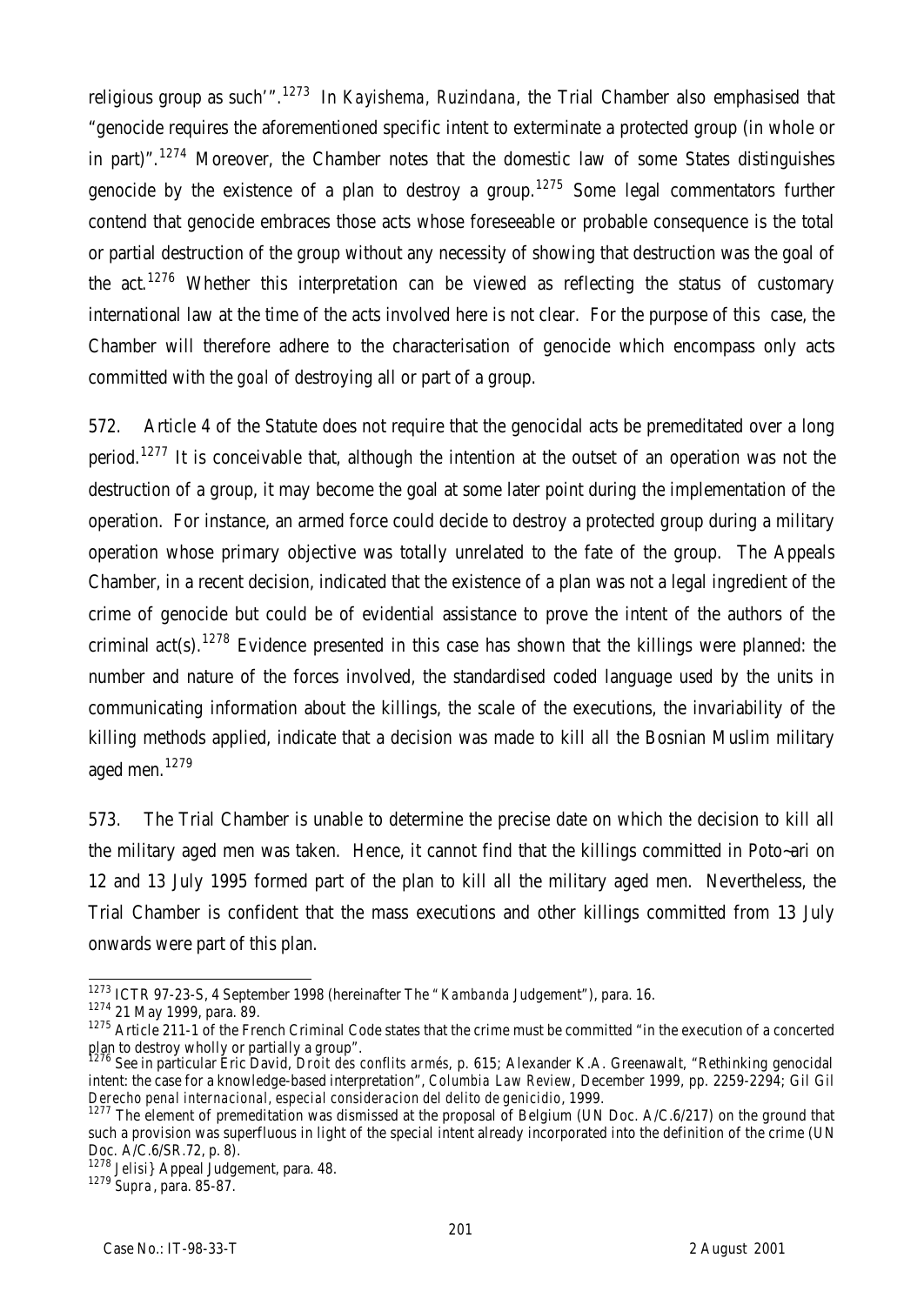religious group as such'".[1273] In *Kayishema, Ruzindana*, the Trial Chamber also emphasised that "genocide requires the aforementioned specific intent to exterminate a protected group (in whole or in part)".[1274] Moreover, the Chamber notes that the domestic law of some States distinguishes genocide by the existence of a plan to destroy a group.[1275] Some legal commentators further contend that genocide embraces those acts whose foreseeable or probable consequence is the total or partial destruction of the group without any necessity of showing that destruction was the goal of the act.[1276] Whether this interpretation can be viewed as reflecting the status of customary international law at the time of the acts involved here is not clear. For the purpose of this case, the Chamber will therefore adhere to the characterisation of genocide which encompass only acts committed with the *goal* of destroying all or part of a group.

572. Article 4 of the Statute does not require that the genocidal acts be premeditated over a long period.[1277] It is conceivable that, although the intention at the outset of an operation was not the destruction of a group, it may become the goal at some later point during the implementation of the operation. For instance, an armed force could decide to destroy a protected group during a military operation whose primary objective was totally unrelated to the fate of the group. The Appeals Chamber, in a recent decision, indicated that the existence of a plan was not a legal ingredient of the crime of genocide but could be of evidential assistance to prove the intent of the authors of the criminal act(s).[1278] Evidence presented in this case has shown that the killings were planned: the number and nature of the forces involved, the standardised coded language used by the units in communicating information about the killings, the scale of the executions, the invariability of the killing methods applied, indicate that a decision was made to kill all the Bosnian Muslim military aged men.[1279]

573. The Trial Chamber is unable to determine the precise date on which the decision to kill all the military aged men was taken. Hence, it cannot find that the killings committed in Poto~ari on 12 and 13 July 1995 formed part of the plan to kill all the military aged men. Nevertheless, the Trial Chamber is confident that the mass executions and other killings committed from 13 July onwards were part of this plan.

---

[1273] ICTR 97-23-S, 4 September 1998 (hereinafter The "*Kambanda* Judgement"), para. 16.

[1274] 21 May 1999, para. 89.

[1275] Article 211-1 of the French Criminal Code states that the crime must be committed "in the execution of a concerted plan to destroy wholly or partially a group".

[1276] See in particular Eric David, *Droit des conflits armés*, p. 615; Alexander K.A. Greenawalt, "Rethinking genocidal intent: the case for a knowledge-based interpretation", *Columbia Law Review*, December 1999, pp. 2259-2294; Gil Gil *Derecho penal internacional, especial consideracion del delito de genicidio*, 1999.

[1277] The element of premeditation was dismissed at the proposal of Belgium (UN Doc. A/C.6/217) on the ground that such a provision was superfluous in light of the special intent already incorporated into the definition of the crime (UN Doc. A/C.6/SR.72, p. 8).

[1278] *Jelisi}* Appeal Judgement, para. 48.

[1279] *Supra*, para. 85-87.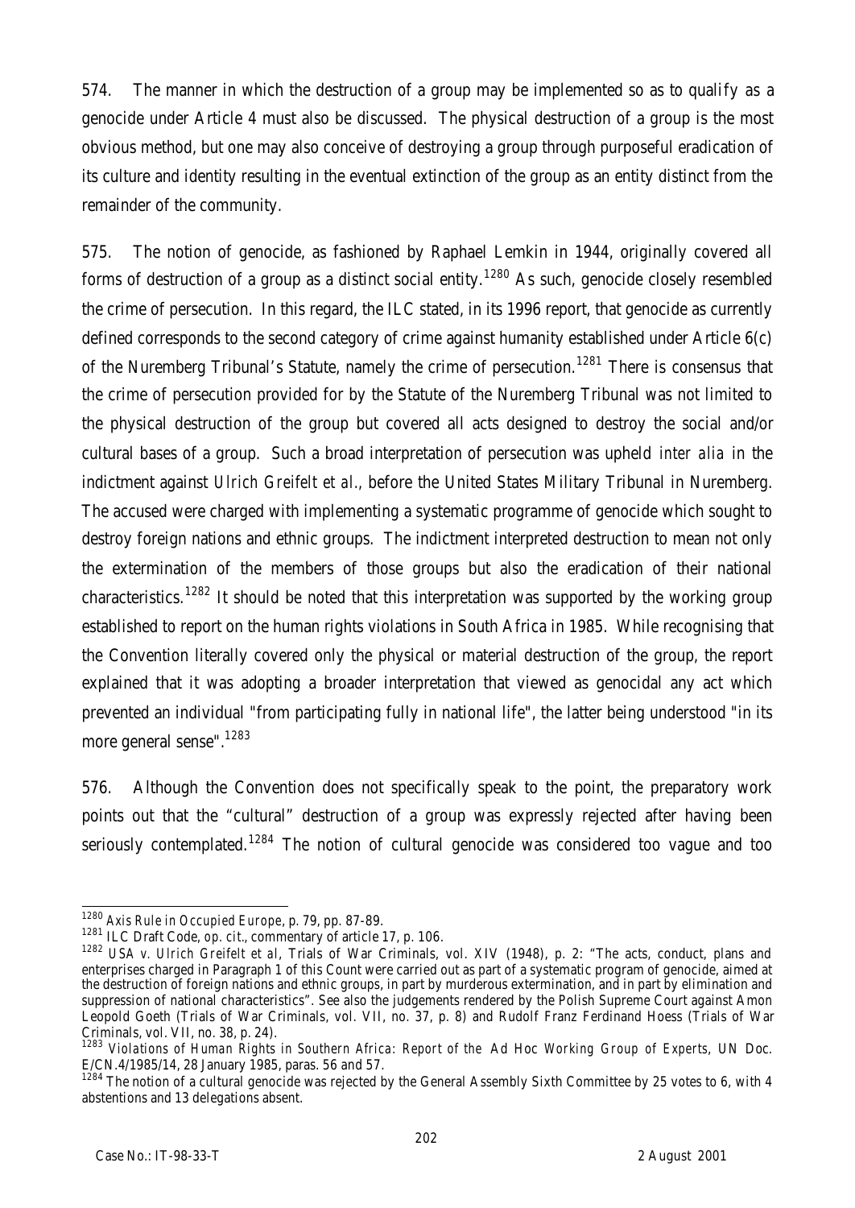574. The manner in which the destruction of a group may be implemented so as to qualify as a genocide under Article 4 must also be discussed. The physical destruction of a group is the most obvious method, but one may also conceive of destroying a group through purposeful eradication of its culture and identity resulting in the eventual extinction of the group as an entity distinct from the remainder of the community.

575. The notion of genocide, as fashioned by Raphael Lemkin in 1944, originally covered all forms of destruction of a group as a distinct social entity.[1280] As such, genocide closely resembled the crime of persecution. In this regard, the ILC stated, in its 1996 report, that genocide as currently defined corresponds to the second category of crime against humanity established under Article 6(c) of the Nuremberg Tribunal's Statute, namely the crime of persecution.[1281] There is consensus that the crime of persecution provided for by the Statute of the Nuremberg Tribunal was not limited to the physical destruction of the group but covered all acts designed to destroy the social and/or cultural bases of a group. Such a broad interpretation of persecution was upheld *inter alia* in the indictment against *Ulrich Greifelt et al.*, before the United States Military Tribunal in Nuremberg. The accused were charged with implementing a systematic programme of genocide which sought to destroy foreign nations and ethnic groups. The indictment interpreted destruction to mean not only the extermination of the members of those groups but also the eradication of their national characteristics.[1282] It should be noted that this interpretation was supported by the working group established to report on the human rights violations in South Africa in 1985. While recognising that the Convention literally covered only the physical or material destruction of the group, the report explained that it was adopting a broader interpretation that viewed as genocidal any act which prevented an individual "from participating fully in national life", the latter being understood "in its more general sense".[1283]

576. Although the Convention does not specifically speak to the point, the preparatory work points out that the "cultural" destruction of a group was expressly rejected after having been seriously contemplated.[1284] The notion of cultural genocide was considered too vague and too

---

[1280] *Axis Rule in Occupied Europe*, p. 79, pp. 87-89.

[1281] ILC Draft Code, *op. cit.*, commentary of article 17, p. 106.

[1282] *USA v. Ulrich Greifelt et al*, Trials of War Criminals, vol. XIV (1948), p. 2: "The acts, conduct, plans and enterprises charged in Paragraph 1 of this Count were carried out as part of a systematic program of genocide, aimed at the destruction of foreign nations and ethnic groups, in part by murderous extermination, and in part by elimination and suppression of national characteristics". See also the judgements rendered by the Polish Supreme Court against Amon Leopold Goeth (Trials of War Criminals, vol. VII, no. 37, p. 8) and Rudolf Franz Ferdinand Hoess (Trials of War Criminals, vol. VII, no. 38, p. 24).

[1283] *Violations of Human Rights in Southern Africa: Report of the Ad Hoc Working Group of Experts*, UN Doc. E/CN.4/1985/14, 28 January 1985, paras. 56 and 57.

[1284] The notion of a cultural genocide was rejected by the General Assembly Sixth Committee by 25 votes to 6, with 4 abstentions and 13 delegations absent.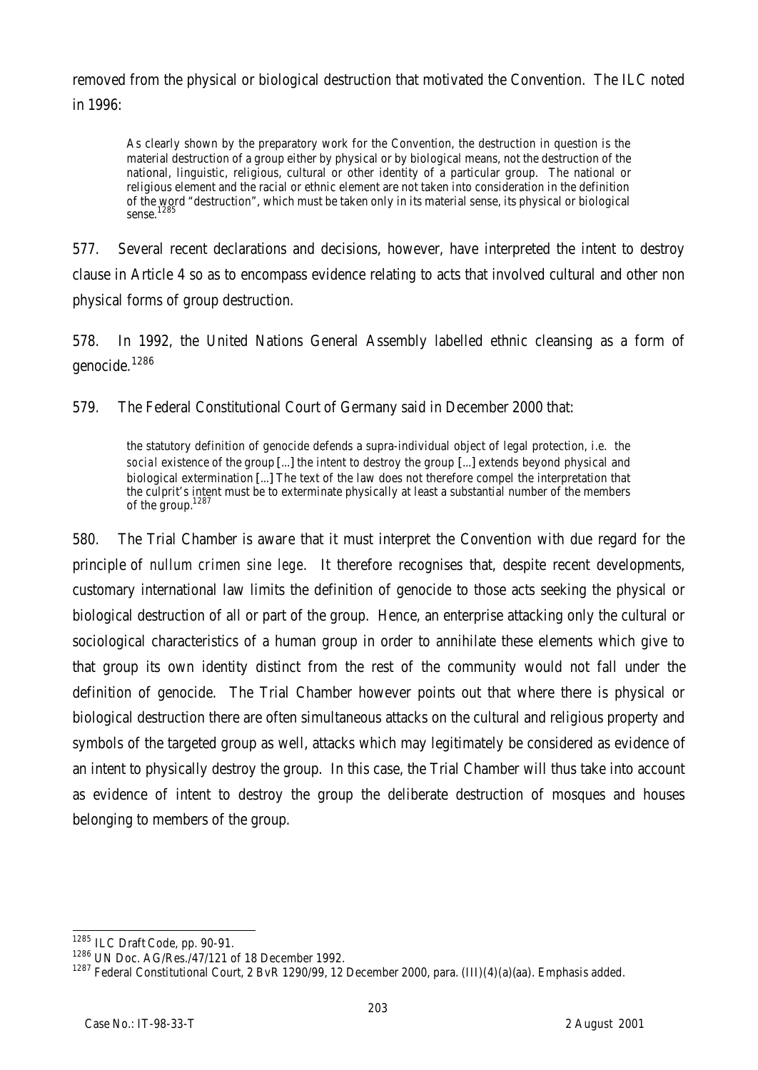removed from the physical or biological destruction that motivated the Convention. The ILC noted in 1996:

> As clearly shown by the preparatory work for the Convention, the destruction in question is the material destruction of a group either by physical or by biological means, not the destruction of the national, linguistic, religious, cultural or other identity of a particular group. The national or religious element and the racial or ethnic element are not taken into consideration in the definition of the word "destruction", which must be taken only in its material sense, its physical or biological sense.[1285]

577. Several recent declarations and decisions, however, have interpreted the intent to destroy clause in Article 4 so as to encompass evidence relating to acts that involved cultural and other non physical forms of group destruction.

578. In 1992, the United Nations General Assembly labelled ethnic cleansing as a form of genocide.[1286]

579. The Federal Constitutional Court of Germany said in December 2000 that:

> the statutory definition of genocide defends a supra-individual object of legal protection, i.e. the *social* existence of the group [...] the intent to destroy the group [...] extends beyond physical and biological extermination [...] The text of the law does not therefore compel the interpretation that the culprit's intent must be to exterminate physically at least a substantial number of the members of the group.[1287]

580. The Trial Chamber is aware that it must interpret the Convention with due regard for the principle of *nullum crimen sine lege*. It therefore recognises that, despite recent developments, customary international law limits the definition of genocide to those acts seeking the physical or biological destruction of all or part of the group. Hence, an enterprise attacking only the cultural or sociological characteristics of a human group in order to annihilate these elements which give to that group its own identity distinct from the rest of the community would not fall under the definition of genocide. The Trial Chamber however points out that where there is physical or biological destruction there are often simultaneous attacks on the cultural and religious property and symbols of the targeted group as well, attacks which may legitimately be considered as evidence of an intent to physically destroy the group. In this case, the Trial Chamber will thus take into account as evidence of intent to destroy the group the deliberate destruction of mosques and houses belonging to members of the group.

---

[1285] ILC Draft Code, pp. 90-91.

[1286] UN Doc. AG/Res./47/121 of 18 December 1992.

[1287] Federal Constitutional Court, 2 BvR 1290/99, 12 December 2000, para. (III)(4)(a)(aa). Emphasis added.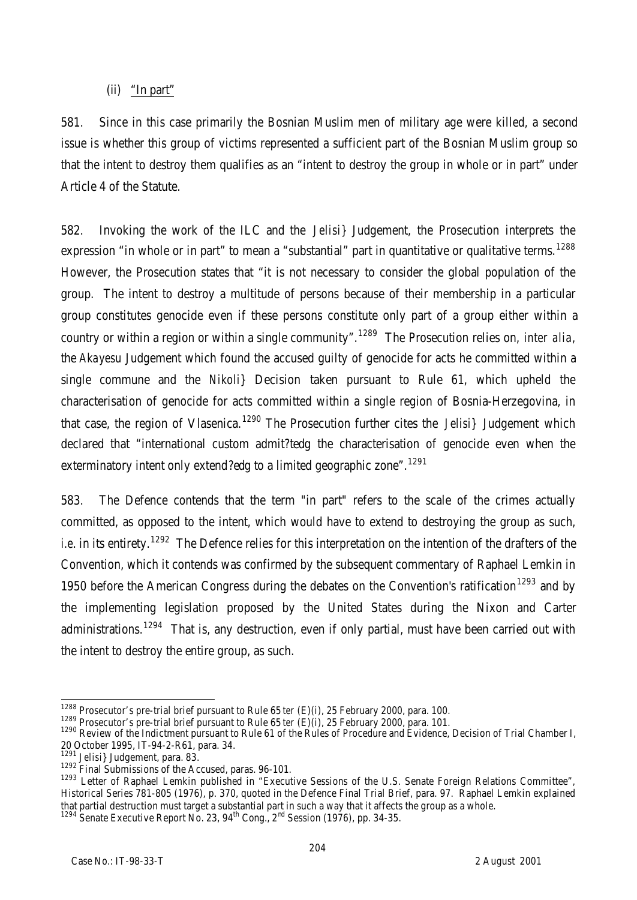(ii) "In part"

581. Since in this case primarily the Bosnian Muslim men of military age were killed, a second issue is whether this group of victims represented a sufficient part of the Bosnian Muslim group so that the intent to destroy them qualifies as an "intent to destroy the group in whole or in part" under Article 4 of the Statute.

582. Invoking the work of the ILC and the *Jelisi}* Judgement, the Prosecution interprets the expression "in whole or in part" to mean a "substantial" part in quantitative or qualitative terms.[1288] However, the Prosecution states that "it is not necessary to consider the global population of the group. The intent to destroy a multitude of persons because of their membership in a particular group constitutes genocide even if these persons constitute only part of a group either within a country or within a region or within a single community".[1289] The Prosecution relies on, *inter alia*, the *Akayesu* Judgement which found the accused guilty of genocide for acts he committed within a single commune and the *Nikoli}* Decision taken pursuant to Rule 61, which upheld the characterisation of genocide for acts committed within a single region of Bosnia-Herzegovina, in that case, the region of Vlasenica.[1290] The Prosecution further cites the *Jelisi}* Judgement which declared that "international custom admit?tedg the characterisation of genocide even when the exterminatory intent only extend?edg to a limited geographic zone".[1291]

583. The Defence contends that the term "in part" refers to the scale of the crimes actually committed, as opposed to the intent, which would have to extend to destroying the group as such, i.e. in its entirety.[1292] The Defence relies for this interpretation on the intention of the drafters of the Convention, which it contends was confirmed by the subsequent commentary of Raphael Lemkin in 1950 before the American Congress during the debates on the Convention's ratification[1293] and by the implementing legislation proposed by the United States during the Nixon and Carter administrations.[1294] That is, any destruction, even if only partial, must have been carried out with the intent to destroy the entire group, as such.

---

[1288] Prosecutor's pre-trial brief pursuant to Rule 65 *ter* (E)(i), 25 February 2000, para. 100.

[1289] Prosecutor's pre-trial brief pursuant to Rule 65 *ter* (E)(i), 25 February 2000, para. 101.

[1290] Review of the Indictment pursuant to Rule 61 of the Rules of Procedure and Evidence, Decision of Trial Chamber I, 20 October 1995, IT-94-2-R61, para. 34.

[1291] *Jelisi}* Judgement, para. 83.

[1292] Final Submissions of the Accused, paras. 96-101.

[1293] Letter of Raphael Lemkin published in "Executive Sessions of the U.S. Senate Foreign Relations Committee", Historical Series 781-805 (1976), p. 370, quoted in the Defence Final Trial Brief, para. 97. Raphael Lemkin explained that partial destruction must target a substantial part in such a way that it affects the group as a whole.

[1294] Senate Executive Report No. 23, 94th Cong., 2nd Session (1976), pp. 34-35.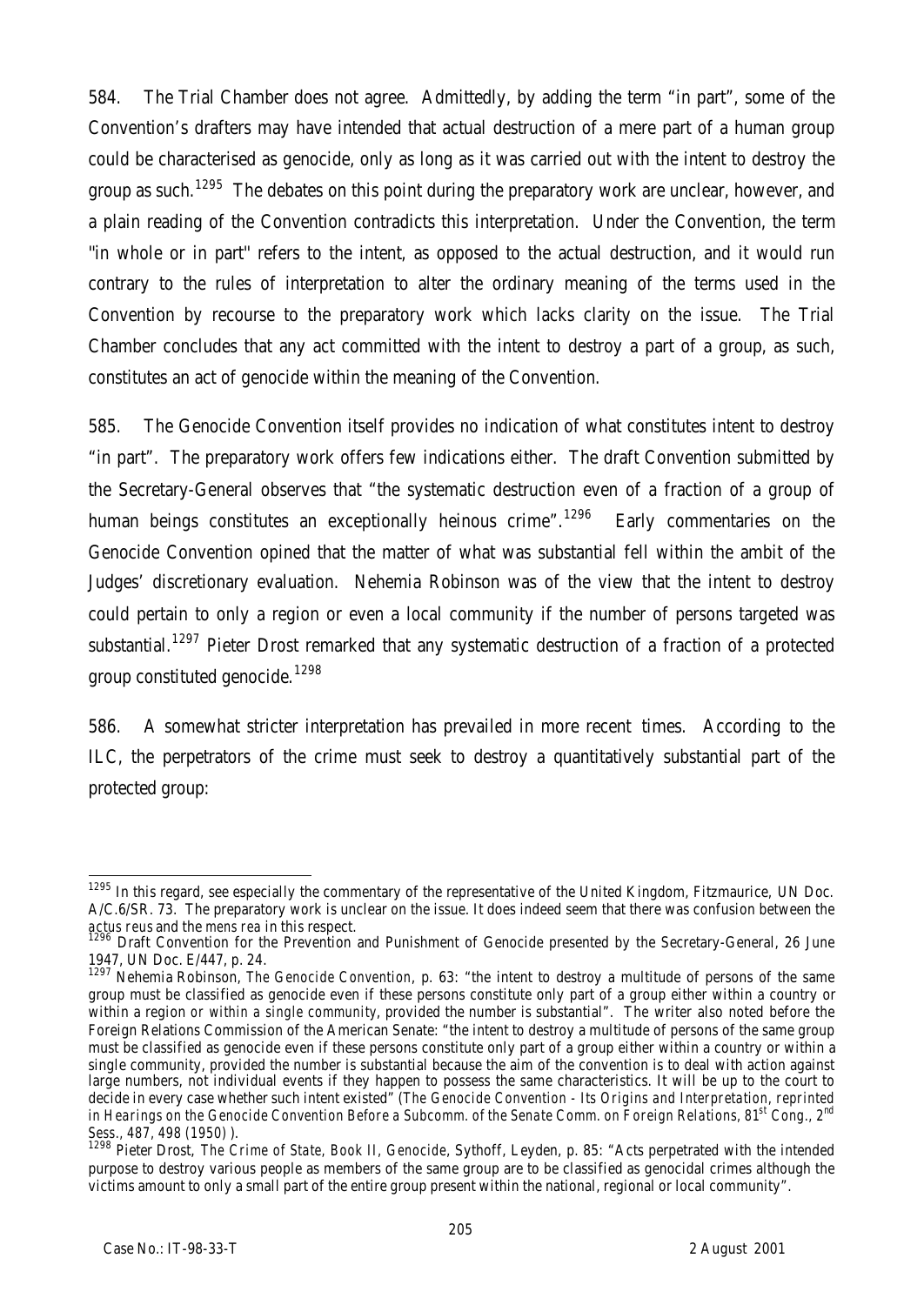584. The Trial Chamber does not agree. Admittedly, by adding the term "in part", some of the Convention's drafters may have intended that actual destruction of a mere part of a human group could be characterised as genocide, only as long as it was carried out with the intent to destroy the group as such.[1295] The debates on this point during the preparatory work are unclear, however, and a plain reading of the Convention contradicts this interpretation. Under the Convention, the term "in whole or in part" refers to the intent, as opposed to the actual destruction, and it would run contrary to the rules of interpretation to alter the ordinary meaning of the terms used in the Convention by recourse to the preparatory work which lacks clarity on the issue. The Trial Chamber concludes that any act committed with the intent to destroy a part of a group, as such, constitutes an act of genocide within the meaning of the Convention.

585. The Genocide Convention itself provides no indication of what constitutes intent to destroy "in part". The preparatory work offers few indications either. The draft Convention submitted by the Secretary-General observes that "the systematic destruction even of a fraction of a group of human beings constitutes an exceptionally heinous crime".[1296] Early commentaries on the Genocide Convention opined that the matter of what was substantial fell within the ambit of the Judges' discretionary evaluation. Nehemia Robinson was of the view that the intent to destroy could pertain to only a region or even a local community if the number of persons targeted was substantial.[1297] Pieter Drost remarked that any systematic destruction of a fraction of a protected group constituted genocide.[1298]

586. A somewhat stricter interpretation has prevailed in more recent times. According to the ILC, the perpetrators of the crime must seek to destroy a quantitatively substantial part of the protected group:

---

[1295] In this regard, see especially the commentary of the representative of the United Kingdom, Fitzmaurice, UN Doc. A/C.6/SR. 73. The preparatory work is unclear on the issue. It does indeed seem that there was confusion between the *actus reus* and the *mens rea* in this respect.

[1296] Draft Convention for the Prevention and Punishment of Genocide presented by the Secretary-General, 26 June 1947, UN Doc. E/447, p. 24.

[1297] Nehemia Robinson, *The Genocide Convention*, p. 63: "the intent to destroy a multitude of persons of the same group must be classified as genocide even if these persons constitute only part of a group either within a country or within a region or *within a single community*, provided the number is substantial". The writer also noted before the Foreign Relations Commission of the American Senate: "the intent to destroy a multitude of persons of the same group must be classified as genocide even if these persons constitute only part of a group either within a country or within a single community, provided the number is substantial because the aim of the convention is to deal with action against large numbers, not individual events if they happen to possess the same characteristics. It will be up to the court to decide in every case whether such intent existed" (*The Genocide Convention - Its Origins and Interpretation, reprinted in Hearings on the Genocide Convention Before a Subcomm. of the Senate Comm. on Foreign Relations*, 81st Cong., 2nd Sess., 487, 498 (1950) ).

[1298] Pieter Drost, *The Crime of State, Book II, Genocide*, Sythoff, Leyden, p. 85: "Acts perpetrated with the intended purpose to destroy various people as members of the same group are to be classified as genocidal crimes although the victims amount to only a small part of the entire group present within the national, regional or local community".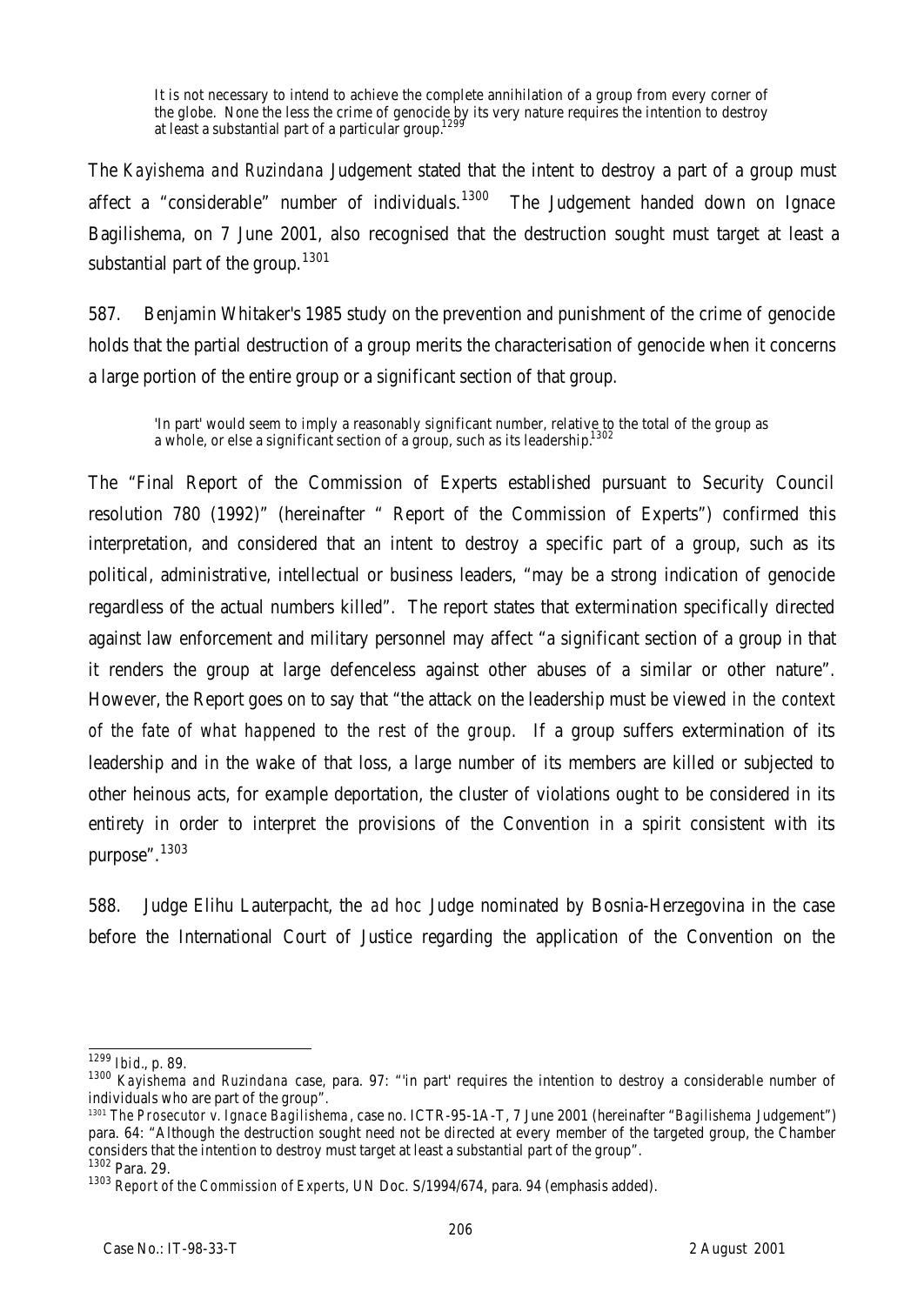> It is not necessary to intend to achieve the complete annihilation of a group from every corner of the globe. None the less the crime of genocide by its very nature requires the intention to destroy at least a substantial part of a particular group.[1299]

The *Kayishema and Ruzindana* Judgement stated that the intent to destroy a part of a group must affect a "considerable" number of individuals.[1300] The Judgement handed down on Ignace Bagilishema, on 7 June 2001, also recognised that the destruction sought must target at least a substantial part of the group.[1301]

587. Benjamin Whitaker's 1985 study on the prevention and punishment of the crime of genocide holds that the partial destruction of a group merits the characterisation of genocide when it concerns a large portion of the entire group or a significant section of that group.

> 'In part' would seem to imply a reasonably significant number, relative to the total of the group as a whole, or else a significant section of a group, such as its leadership.[1302]

The "Final Report of the Commission of Experts established pursuant to Security Council resolution 780 (1992)" (hereinafter " Report of the Commission of Experts") confirmed this interpretation, and considered that an intent to destroy a specific part of a group, such as its political, administrative, intellectual or business leaders, "may be a strong indication of genocide regardless of the actual numbers killed". The report states that extermination specifically directed against law enforcement and military personnel may affect "a significant section of a group in that it renders the group at large defenceless against other abuses of a similar or other nature". However, the Report goes on to say that "the attack on the leadership must be viewed *in the context of the fate of what happened to the rest of the group*. If a group suffers extermination of its leadership and in the wake of that loss, a large number of its members are killed or subjected to other heinous acts, for example deportation, the cluster of violations ought to be considered in its entirety in order to interpret the provisions of the Convention in a spirit consistent with its purpose".[1303]

588. Judge Elihu Lauterpacht, the *ad hoc* Judge nominated by Bosnia-Herzegovina in the case before the International Court of Justice regarding the application of the Convention on the

---

[1299] *Ibid*., p. 89.

[1300] *Kayishema and Ruzindana* case, para. 97: "'in part' requires the intention to destroy a considerable number of individuals who are part of the group".

[1301] *The Prosecutor v. Ignace Bagilishema*, case no. ICTR-95-1A-T, 7 June 2001 (hereinafter "*Bagilishema* Judgement") para. 64: "Although the destruction sought need not be directed at every member of the targeted group, the Chamber considers that the intention to destroy must target at least a substantial part of the group".

[1302] Para. 29.

[1303] *Report of the Commission of Experts*, UN Doc. S/1994/674, para. 94 (emphasis added).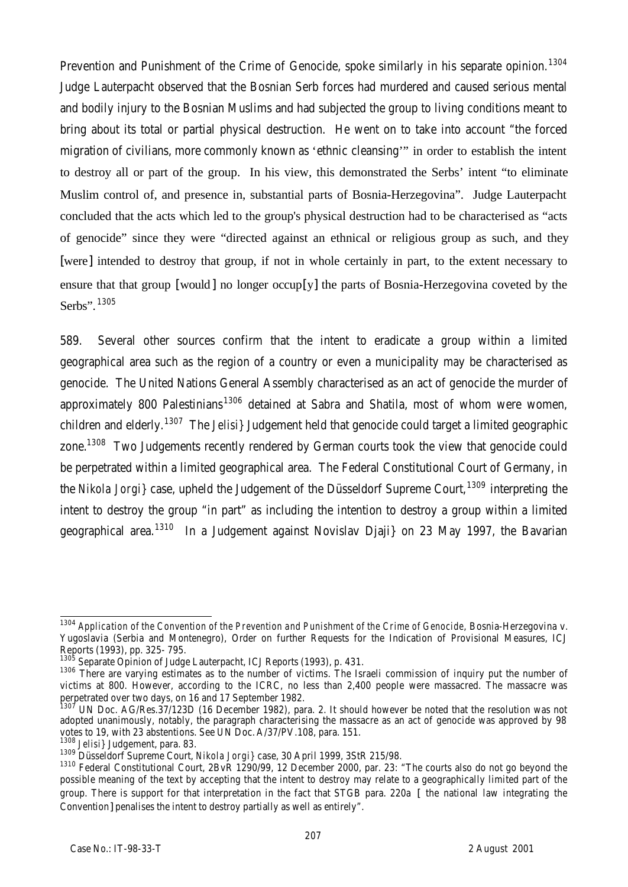Prevention and Punishment of the Crime of Genocide, spoke similarly in his separate opinion.[1304] Judge Lauterpacht observed that the Bosnian Serb forces had murdered and caused serious mental and bodily injury to the Bosnian Muslims and had subjected the group to living conditions meant to bring about its total or partial physical destruction. He went on to take into account "the forced migration of civilians, more commonly known as 'ethnic cleansing'" in order to establish the intent to destroy all or part of the group. In his view, this demonstrated the Serbs' intent "to eliminate Muslim control of, and presence in, substantial parts of Bosnia-Herzegovina". Judge Lauterpacht concluded that the acts which led to the group's physical destruction had to be characterised as "acts of genocide" since they were "directed against an ethnical or religious group as such, and they [were] intended to destroy that group, if not in whole certainly in part, to the extent necessary to ensure that that group [would] no longer occup[y] the parts of Bosnia-Herzegovina coveted by the Serbs".[1305]

589. Several other sources confirm that the intent to eradicate a group within a limited geographical area such as the region of a country or even a municipality may be characterised as genocide. The United Nations General Assembly characterised as an act of genocide the murder of approximately 800 Palestinians[1306] detained at Sabra and Shatila, most of whom were women, children and elderly.[1307] The *Jelisi}* Judgement held that genocide could target a limited geographic zone.[1308] Two Judgements recently rendered by German courts took the view that genocide could be perpetrated within a limited geographical area. The Federal Constitutional Court of Germany, in the *Nikola Jorgi}* case, upheld the Judgement of the Düsseldorf Supreme Court,[1309] interpreting the intent to destroy the group "in part" as including the intention to destroy a group within a limited geographical area.[1310] In a Judgement against Novislav Djaji} on 23 May 1997, the Bavarian

---

[1304] *Application of the Convention of the Prevention and Punishment of the Crime of Genocide*, Bosnia-Herzegovina v. Yugoslavia (Serbia and Montenegro), Order on further Requests for the Indication of Provisional Measures, ICJ Reports (1993), pp. 325- 795.

[1305] Separate Opinion of Judge Lauterpacht, ICJ Reports (1993), p. 431.

[1306] There are varying estimates as to the number of victims. The Israeli commission of inquiry put the number of victims at 800. However, according to the ICRC, no less than 2,400 people were massacred. The massacre was perpetrated over two days, on 16 and 17 September 1982.

[1307] UN Doc. AG/Res.37/123D (16 December 1982), para. 2. It should however be noted that the resolution was not adopted unanimously, notably, the paragraph characterising the massacre as an act of genocide was approved by 98 votes to 19, with 23 abstentions. See UN Doc. A/37/PV.108, para. 151.

[1308] *Jelisi}* Judgement, para. 83.

[1309] Düsseldorf Supreme Court, *Nikola Jorgi}* case, 30 April 1999, 3StR 215/98.

[1310] Federal Constitutional Court, 2BvR 1290/99, 12 December 2000, par. 23: "The courts also do not go beyond the possible meaning of the text by accepting that the intent to destroy may relate to a geographically limited part of the group. There is support for that interpretation in the fact that STGB para. 220a [ the national law integrating the Convention] penalises the intent to destroy partially as well as entirely".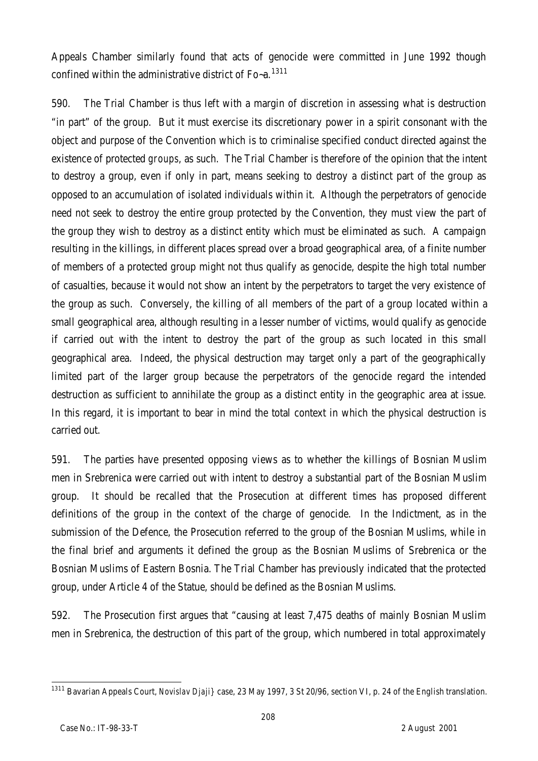Appeals Chamber similarly found that acts of genocide were committed in June 1992 though confined within the administrative district of Fo~a.[1311]

590. The Trial Chamber is thus left with a margin of discretion in assessing what is destruction "in part" of the group. But it must exercise its discretionary power in a spirit consonant with the object and purpose of the Convention which is to criminalise specified conduct directed against the existence of protected *groups*, as such. The Trial Chamber is therefore of the opinion that the intent to destroy a group, even if only in part, means seeking to destroy a distinct part of the group as opposed to an accumulation of isolated individuals within it. Although the perpetrators of genocide need not seek to destroy the entire group protected by the Convention, they must view the part of the group they wish to destroy as a distinct entity which must be eliminated as such. A campaign resulting in the killings, in different places spread over a broad geographical area, of a finite number of members of a protected group might not thus qualify as genocide, despite the high total number of casualties, because it would not show an intent by the perpetrators to target the very existence of the group as such. Conversely, the killing of all members of the part of a group located within a small geographical area, although resulting in a lesser number of victims, would qualify as genocide if carried out with the intent to destroy the part of the group as such located in this small geographical area. Indeed, the physical destruction may target only a part of the geographically limited part of the larger group because the perpetrators of the genocide regard the intended destruction as sufficient to annihilate the group as a distinct entity in the geographic area at issue. In this regard, it is important to bear in mind the total context in which the physical destruction is carried out.

591. The parties have presented opposing views as to whether the killings of Bosnian Muslim men in Srebrenica were carried out with intent to destroy a substantial part of the Bosnian Muslim group. It should be recalled that the Prosecution at different times has proposed different definitions of the group in the context of the charge of genocide. In the Indictment, as in the submission of the Defence, the Prosecution referred to the group of the Bosnian Muslims, while in the final brief and arguments it defined the group as the Bosnian Muslims of Srebrenica or the Bosnian Muslims of Eastern Bosnia. The Trial Chamber has previously indicated that the protected group, under Article 4 of the Statue, should be defined as the Bosnian Muslims.

592. The Prosecution first argues that "causing at least 7,475 deaths of mainly Bosnian Muslim men in Srebrenica, the destruction of this part of the group, which numbered in total approximately

---

[1311] Bavarian Appeals Court, *Novislav Djaji}* case, 23 May 1997, 3 St 20/96, section VI, p. 24 of the English translation.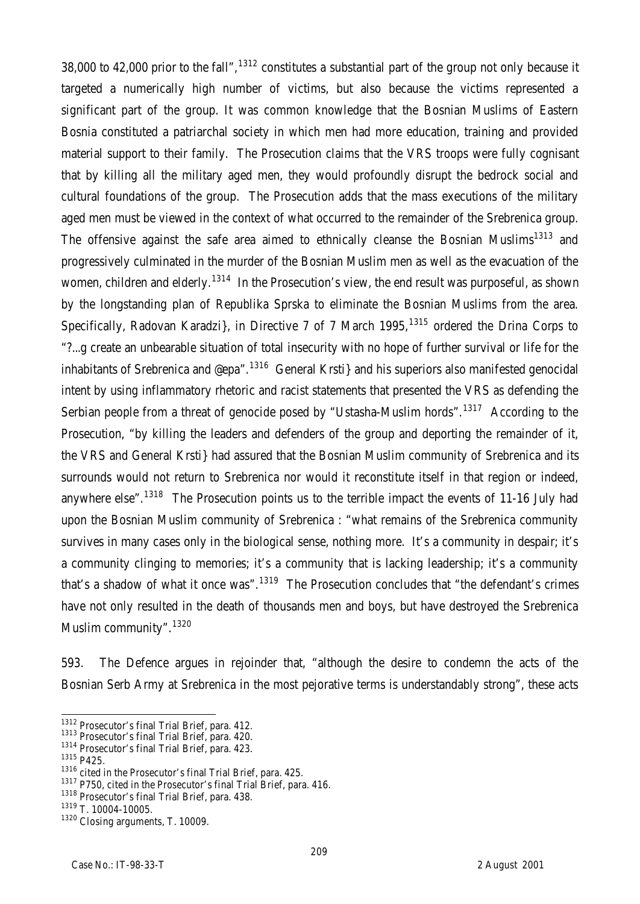38,000 to 42,000 prior to the fall",[1312] constitutes a substantial part of the group not only because it targeted a numerically high number of victims, but also because the victims represented a significant part of the group. It was common knowledge that the Bosnian Muslims of Eastern Bosnia constituted a patriarchal society in which men had more education, training and provided material support to their family. The Prosecution claims that the VRS troops were fully cognisant that by killing all the military aged men, they would profoundly disrupt the bedrock social and cultural foundations of the group. The Prosecution adds that the mass executions of the military aged men must be viewed in the context of what occurred to the remainder of the Srebrenica group. The offensive against the safe area aimed to ethnically cleanse the Bosnian Muslims[1313] and progressively culminated in the murder of the Bosnian Muslim men as well as the evacuation of the women, children and elderly.[1314] In the Prosecution's view, the end result was purposeful, as shown by the longstanding plan of Republika Sprska to eliminate the Bosnian Muslims from the area. Specifically, Radovan Karadzi}, in Directive 7 of 7 March 1995,[1315] ordered the Drina Corps to "?...g create an unbearable situation of total insecurity with no hope of further survival or life for the inhabitants of Srebrenica and @epa".[1316] General Krsti} and his superiors also manifested genocidal intent by using inflammatory rhetoric and racist statements that presented the VRS as defending the Serbian people from a threat of genocide posed by "Ustasha-Muslim hords".[1317] According to the Prosecution, "by killing the leaders and defenders of the group and deporting the remainder of it, the VRS and General Krsti} had assured that the Bosnian Muslim community of Srebrenica and its surrounds would not return to Srebrenica nor would it reconstitute itself in that region or indeed, anywhere else".[1318] The Prosecution points us to the terrible impact the events of 11-16 July had upon the Bosnian Muslim community of Srebrenica : "what remains of the Srebrenica community survives in many cases only in the biological sense, nothing more. It's a community in despair; it's a community clinging to memories; it's a community that is lacking leadership; it's a community that's a shadow of what it once was".[1319] The Prosecution concludes that "the defendant's crimes have not only resulted in the death of thousands men and boys, but have destroyed the Srebrenica Muslim community".[1320]

593. The Defence argues in rejoinder that, "although the desire to condemn the acts of the Bosnian Serb Army at Srebrenica in the most pejorative terms is understandably strong", these acts

---

[1312] Prosecutor's final Trial Brief, para. 412.
[1313] Prosecutor's final Trial Brief, para. 420.
[1314] Prosecutor's final Trial Brief, para. 423.
[1315] P425.
[1316] cited in the Prosecutor's final Trial Brief, para. 425.
[1317] P750, cited in the Prosecutor's final Trial Brief, para. 416.
[1318] Prosecutor's final Trial Brief, para. 438.
[1319] T. 10004-10005.
[1320] Closing arguments, T. 10009.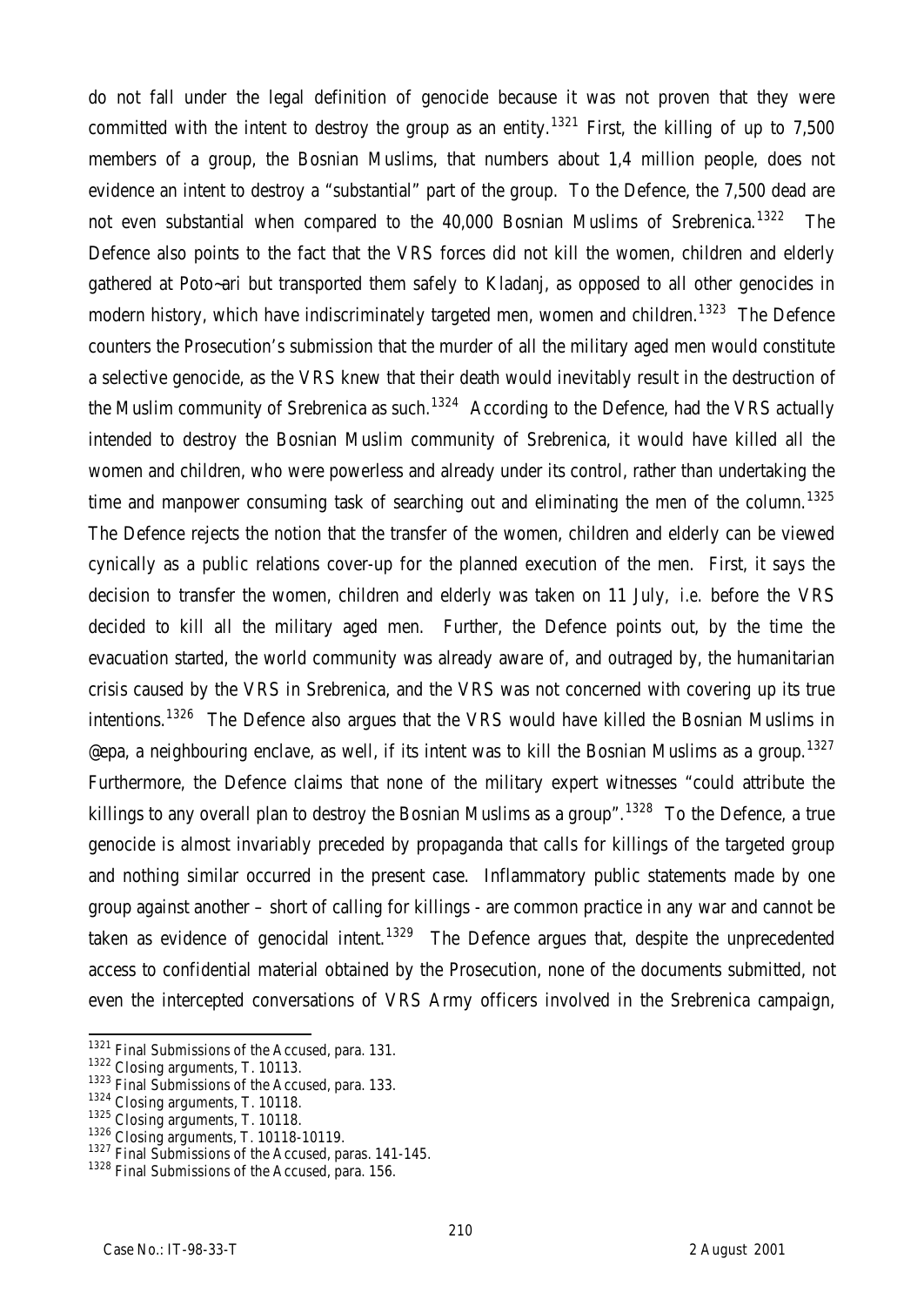do not fall under the legal definition of genocide because it was not proven that they were committed with the intent to destroy the group as an entity.[1321] First, the killing of up to 7,500 members of a group, the Bosnian Muslims, that numbers about 1,4 million people, does not evidence an intent to destroy a "substantial" part of the group. To the Defence, the 7,500 dead are not even substantial when compared to the 40,000 Bosnian Muslims of Srebrenica.[1322] The Defence also points to the fact that the VRS forces did not kill the women, children and elderly gathered at Poto~ari but transported them safely to Kladanj, as opposed to all other genocides in modern history, which have indiscriminately targeted men, women and children.[1323] The Defence counters the Prosecution's submission that the murder of all the military aged men would constitute a selective genocide, as the VRS knew that their death would inevitably result in the destruction of the Muslim community of Srebrenica as such.[1324] According to the Defence, had the VRS actually intended to destroy the Bosnian Muslim community of Srebrenica, it would have killed all the women and children, who were powerless and already under its control, rather than undertaking the time and manpower consuming task of searching out and eliminating the men of the column.[1325] The Defence rejects the notion that the transfer of the women, children and elderly can be viewed cynically as a public relations cover-up for the planned execution of the men. First, it says the decision to transfer the women, children and elderly was taken on 11 July, i.e. before the VRS decided to kill all the military aged men. Further, the Defence points out, by the time the evacuation started, the world community was already aware of, and outraged by, the humanitarian crisis caused by the VRS in Srebrenica, and the VRS was not concerned with covering up its true intentions.[1326] The Defence also argues that the VRS would have killed the Bosnian Muslims in @epa, a neighbouring enclave, as well, if its intent was to kill the Bosnian Muslims as a group.[1327] Furthermore, the Defence claims that none of the military expert witnesses "could attribute the killings to any overall plan to destroy the Bosnian Muslims as a group".[1328] To the Defence, a true genocide is almost invariably preceded by propaganda that calls for killings of the targeted group and nothing similar occurred in the present case. Inflammatory public statements made by one group against another – short of calling for killings - are common practice in any war and cannot be taken as evidence of genocidal intent.[1329] The Defence argues that, despite the unprecedented access to confidential material obtained by the Prosecution, none of the documents submitted, not even the intercepted conversations of VRS Army officers involved in the Srebrenica campaign,

[1321] Final Submissions of the Accused, para. 131.
[1322] Closing arguments, T. 10113.
[1323] Final Submissions of the Accused, para. 133.
[1324] Closing arguments, T. 10118.
[1325] Closing arguments, T. 10118.
[1326] Closing arguments, T. 10118-10119.
[1327] Final Submissions of the Accused, paras. 141-145.
[1328] Final Submissions of the Accused, para. 156.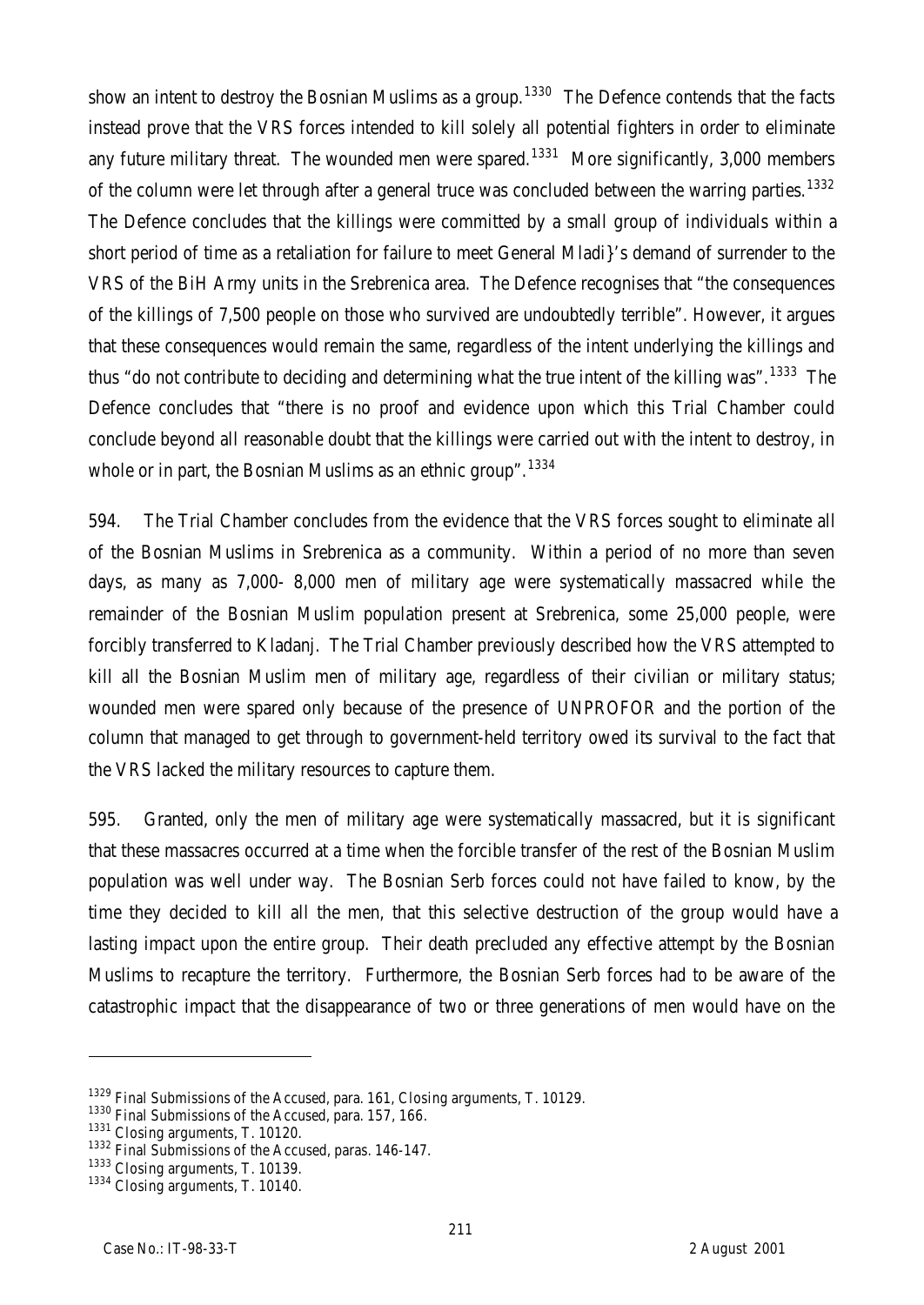show an intent to destroy the Bosnian Muslims as a group.[1330] The Defence contends that the facts instead prove that the VRS forces intended to kill solely all potential fighters in order to eliminate any future military threat. The wounded men were spared.[1331] More significantly, 3,000 members of the column were let through after a general truce was concluded between the warring parties.[1332] The Defence concludes that the killings were committed by a small group of individuals within a short period of time as a retaliation for failure to meet General Mladi}'s demand of surrender to the VRS of the BiH Army units in the Srebrenica area. The Defence recognises that "the consequences of the killings of 7,500 people on those who survived are undoubtedly terrible". However, it argues that these consequences would remain the same, regardless of the intent underlying the killings and thus "do not contribute to deciding and determining what the true intent of the killing was".[1333] The Defence concludes that "there is no proof and evidence upon which this Trial Chamber could conclude beyond all reasonable doubt that the killings were carried out with the intent to destroy, in whole or in part, the Bosnian Muslims as an ethnic group".[1334]

594. The Trial Chamber concludes from the evidence that the VRS forces sought to eliminate all of the Bosnian Muslims in Srebrenica as a community. Within a period of no more than seven days, as many as 7,000- 8,000 men of military age were systematically massacred while the remainder of the Bosnian Muslim population present at Srebrenica, some 25,000 people, were forcibly transferred to Kladanj. The Trial Chamber previously described how the VRS attempted to kill all the Bosnian Muslim men of military age, regardless of their civilian or military status; wounded men were spared only because of the presence of UNPROFOR and the portion of the column that managed to get through to government-held territory owed its survival to the fact that the VRS lacked the military resources to capture them.

595. Granted, only the men of military age were systematically massacred, but it is significant that these massacres occurred at a time when the forcible transfer of the rest of the Bosnian Muslim population was well under way. The Bosnian Serb forces could not have failed to know, by the time they decided to kill all the men, that this selective destruction of the group would have a lasting impact upon the entire group. Their death precluded any effective attempt by the Bosnian Muslims to recapture the territory. Furthermore, the Bosnian Serb forces had to be aware of the catastrophic impact that the disappearance of two or three generations of men would have on the

[1329] Final Submissions of the Accused, para. 161, Closing arguments, T. 10129.
[1330] Final Submissions of the Accused, para. 157, 166.
[1331] Closing arguments, T. 10120.
[1332] Final Submissions of the Accused, paras. 146-147.
[1333] Closing arguments, T. 10139.
[1334] Closing arguments, T. 10140.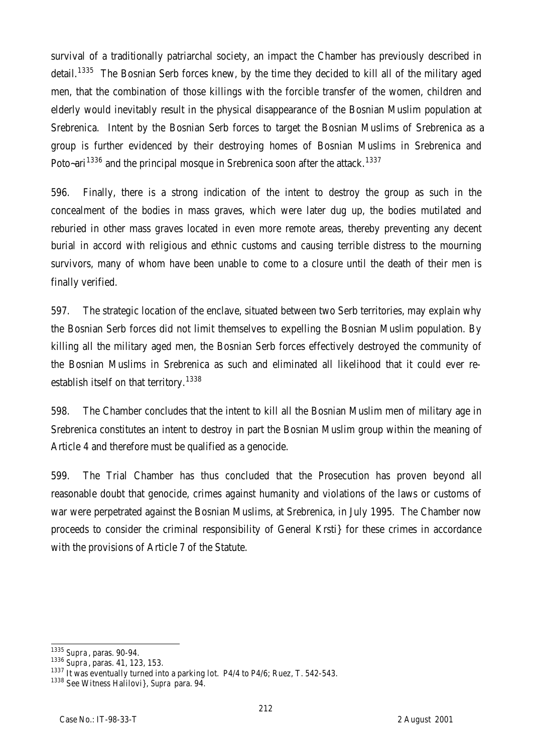survival of a traditionally patriarchal society, an impact the Chamber has previously described in detail.[1335] The Bosnian Serb forces knew, by the time they decided to kill all of the military aged men, that the combination of those killings with the forcible transfer of the women, children and elderly would inevitably result in the physical disappearance of the Bosnian Muslim population at Srebrenica. Intent by the Bosnian Serb forces to target the Bosnian Muslims of Srebrenica as a group is further evidenced by their destroying homes of Bosnian Muslims in Srebrenica and Poto~ari[1336] and the principal mosque in Srebrenica soon after the attack.[1337]

596. Finally, there is a strong indication of the intent to destroy the group as such in the concealment of the bodies in mass graves, which were later dug up, the bodies mutilated and reburied in other mass graves located in even more remote areas, thereby preventing any decent burial in accord with religious and ethnic customs and causing terrible distress to the mourning survivors, many of whom have been unable to come to a closure until the death of their men is finally verified.

597. The strategic location of the enclave, situated between two Serb territories, may explain why the Bosnian Serb forces did not limit themselves to expelling the Bosnian Muslim population. By killing all the military aged men, the Bosnian Serb forces effectively destroyed the community of the Bosnian Muslims in Srebrenica as such and eliminated all likelihood that it could ever re-establish itself on that territory.[1338]

598. The Chamber concludes that the intent to kill all the Bosnian Muslim men of military age in Srebrenica constitutes an intent to destroy in part the Bosnian Muslim group within the meaning of Article 4 and therefore must be qualified as a genocide.

599. The Trial Chamber has thus concluded that the Prosecution has proven beyond all reasonable doubt that genocide, crimes against humanity and violations of the laws or customs of war were perpetrated against the Bosnian Muslims, at Srebrenica, in July 1995. The Chamber now proceeds to consider the criminal responsibility of General Krsti} for these crimes in accordance with the provisions of Article 7 of the Statute.

---

[1335] *Supra*, paras. 90-94.

[1336] *Supra*, paras. 41, 123, 153.

[1337] It was eventually turned into a parking lot. P4/4 to P4/6; Ruez, T. 542-543.

[1338] See Witness Halilovi}, *Supra* para. 94.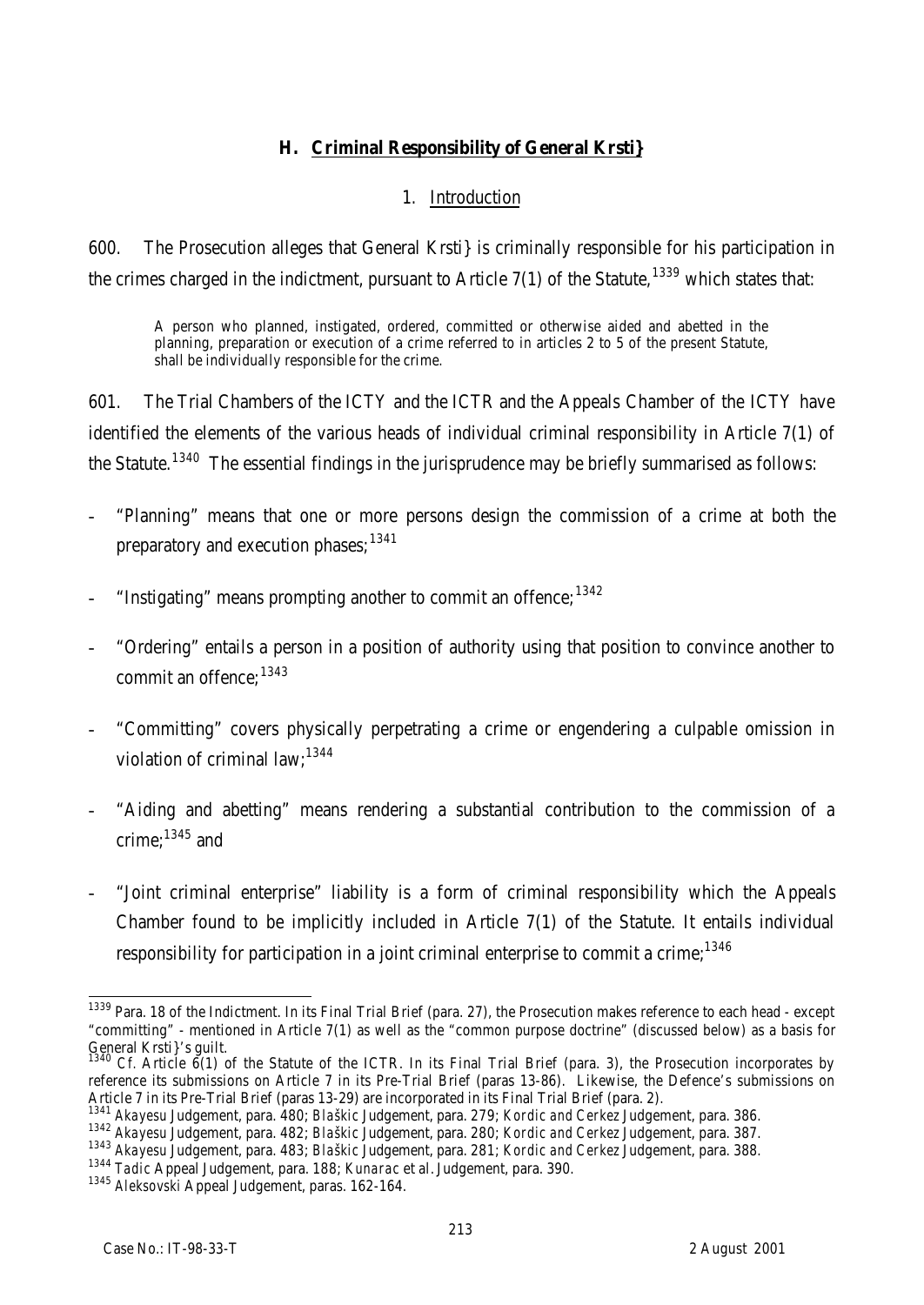## H. Criminal Responsibility of General Krsti}

### 1. Introduction

600. The Prosecution alleges that General Krsti} is criminally responsible for his participation in the crimes charged in the indictment, pursuant to Article 7(1) of the Statute,[1339] which states that:

> A person who planned, instigated, ordered, committed or otherwise aided and abetted in the planning, preparation or execution of a crime referred to in articles 2 to 5 of the present Statute, shall be individually responsible for the crime.

601. The Trial Chambers of the ICTY and the ICTR and the Appeals Chamber of the ICTY have identified the elements of the various heads of individual criminal responsibility in Article 7(1) of the Statute.[1340] The essential findings in the jurisprudence may be briefly summarised as follows:

- "Planning" means that one or more persons design the commission of a crime at both the preparatory and execution phases;[1341]
- "Instigating" means prompting another to commit an offence;[1342]
- "Ordering" entails a person in a position of authority using that position to convince another to commit an offence;[1343]
- "Committing" covers physically perpetrating a crime or engendering a culpable omission in violation of criminal law;[1344]
- "Aiding and abetting" means rendering a substantial contribution to the commission of a crime;[1345] and
- "Joint criminal enterprise" liability is a form of criminal responsibility which the Appeals Chamber found to be implicitly included in Article 7(1) of the Statute. It entails individual responsibility for participation in a joint criminal enterprise to commit a crime;[1346]

---

[1339] Para. 18 of the Indictment. In its Final Trial Brief (para. 27), the Prosecution makes reference to each head - except "committing" - mentioned in Article 7(1) as well as the "common purpose doctrine" (discussed below) as a basis for General Krsti}'s guilt.

[1340] *Cf.* Article 6(1) of the Statute of the ICTR. In its Final Trial Brief (para. 3), the Prosecution incorporates by reference its submissions on Article 7 in its Pre-Trial Brief (paras 13-86). Likewise, the Defence's submissions on Article 7 in its Pre-Trial Brief (paras 13-29) are incorporated in its Final Trial Brief (para. 2).

[1341] *Akayesu* Judgement, para. 480; *Blaškic* Judgement, para. 279; *Kordic and Cerkez* Judgement, para. 386.

[1342] *Akayesu* Judgement, para. 482; *Blaškic* Judgement, para. 280; *Kordic and Cerkez* Judgement, para. 387.

[1343] *Akayesu* Judgement, para. 483; *Blaškic* Judgement, para. 281; *Kordic and Cerkez* Judgement, para. 388.

[1344] *Tadic* Appeal Judgement, para. 188; *Kunarac et al.* Judgement, para. 390.

[1345] *Aleksovski* Appeal Judgement, paras. 162-164.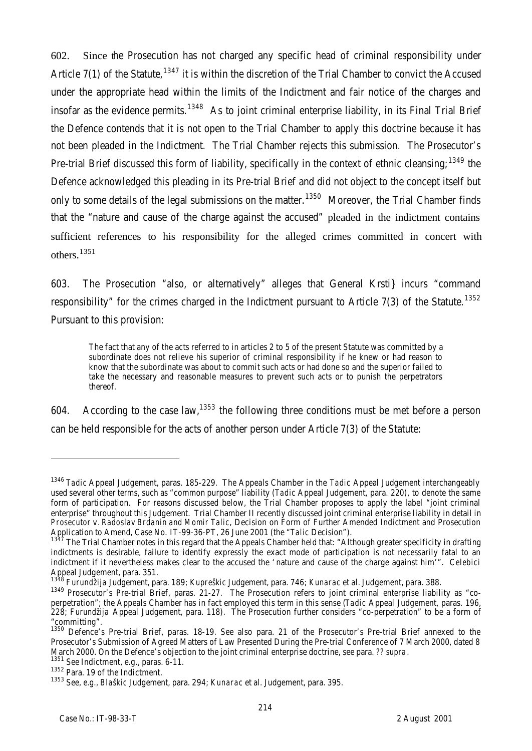602. Since the Prosecution has not charged any specific head of criminal responsibility under Article 7(1) of the Statute,[1347] it is within the discretion of the Trial Chamber to convict the Accused under the appropriate head within the limits of the Indictment and fair notice of the charges and insofar as the evidence permits.[1348] As to joint criminal enterprise liability, in its Final Trial Brief the Defence contends that it is not open to the Trial Chamber to apply this doctrine because it has not been pleaded in the Indictment. The Trial Chamber rejects this submission. The Prosecutor's Pre-trial Brief discussed this form of liability, specifically in the context of ethnic cleansing;[1349] the Defence acknowledged this pleading in its Pre-trial Brief and did not object to the concept itself but only to some details of the legal submissions on the matter.[1350] Moreover, the Trial Chamber finds that the "nature and cause of the charge against the accused" pleaded in the indictment contains sufficient references to his responsibility for the alleged crimes committed in concert with others.[1351]

603. The Prosecution "also, or alternatively" alleges that General Krsti} incurs "command responsibility" for the crimes charged in the Indictment pursuant to Article 7(3) of the Statute.[1352] Pursuant to this provision:

> The fact that any of the acts referred to in articles 2 to 5 of the present Statute was committed by a subordinate does not relieve his superior of criminal responsibility if he knew or had reason to know that the subordinate was about to commit such acts or had done so and the superior failed to take the necessary and reasonable measures to prevent such acts or to punish the perpetrators thereof.

604. According to the case law,[1353] the following three conditions must be met before a person can be held responsible for the acts of another person under Article 7(3) of the Statute:

---

[1346] *Tadic* Appeal Judgement, paras. 185-229. The Appeals Chamber in the *Tadic* Appeal Judgement interchangeably used several other terms, such as "common purpose" liability (*Tadic* Appeal Judgement, para. 220), to denote the same form of participation. For reasons discussed below, the Trial Chamber proposes to apply the label "joint criminal enterprise" throughout this Judgement. Trial Chamber II recently discussed joint criminal enterprise liability in detail in *Prosecutor v. Radoslav Brdanin and Momir Talic*, Decision on Form of Further Amended Indictment and Prosecution Application to Amend, Case No. IT-99-36-PT, 26 June 2001 (the "*Talic* Decision").

[1347] The Trial Chamber notes in this regard that the Appeals Chamber held that: "Although greater specificity in drafting indictments is desirable, failure to identify expressly the exact mode of participation is not necessarily fatal to an indictment if it nevertheless makes clear to the accused the 'nature and cause of the charge against him'". *Celebici* Appeal Judgement, para. 351.

[1348] *Furundžija* Judgement, para. 189; *Kupreškic* Judgement, para. 746; *Kunarac et al.* Judgement, para. 388.

[1349] Prosecutor's Pre-trial Brief, paras. 21-27. The Prosecution refers to joint criminal enterprise liability as "co-perpetration"; the Appeals Chamber has in fact employed this term in this sense (*Tadic* Appeal Judgement, paras. 196, 228; *Furundžija* Appeal Judgement, para. 118). The Prosecution further considers "co-perpetration" to be a form of "committing".

[1350] Defence's Pre-trial Brief, paras. 18-19. See also para. 21 of the Prosecutor's Pre-trial Brief annexed to the Prosecutor's Submission of Agreed Matters of Law Presented During the Pre-trial Conference of 7 March 2000, dated 8 March 2000. On the Defence's objection to the joint criminal enterprise doctrine, see para. ?? *supra*.

[1351] See Indictment, e.g., paras. 6-11.

[1352] Para. 19 of the Indictment.

[1353] See, e.g., *Blaškic* Judgement, para. 294; *Kunarac et al.* Judgement, para. 395.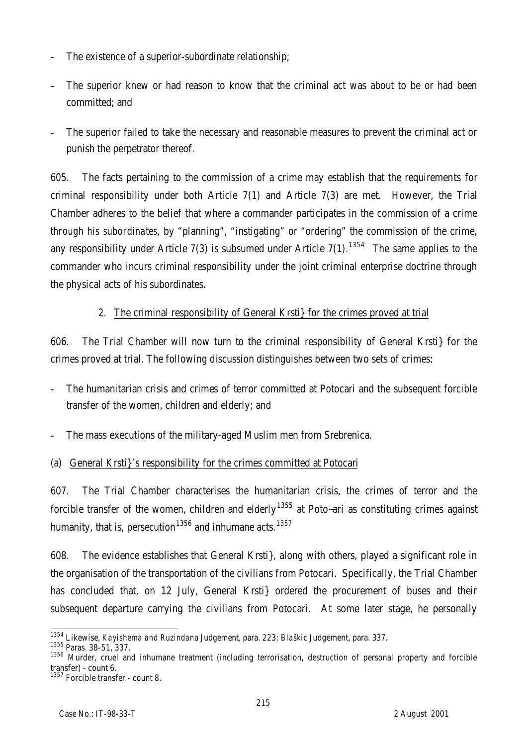- The existence of a superior-subordinate relationship;
- The superior knew or had reason to know that the criminal act was about to be or had been committed; and
- The superior failed to take the necessary and reasonable measures to prevent the criminal act or punish the perpetrator thereof.

605. The facts pertaining to the commission of a crime may establish that the requirements for criminal responsibility under both Article 7(1) and Article 7(3) are met. However, the Trial Chamber adheres to the belief that where a commander participates in the commission of a crime *through his subordinates*, by "planning", "instigating" or "ordering" the commission of the crime, any responsibility under Article 7(3) is subsumed under Article 7(1).[1354] The same applies to the commander who incurs criminal responsibility under the joint criminal enterprise doctrine through the physical acts of his subordinates.

2. The criminal responsibility of General Krsti} for the crimes proved at trial

606. The Trial Chamber will now turn to the criminal responsibility of General Krsti} for the crimes proved at trial. The following discussion distinguishes between two sets of crimes:

- The humanitarian crisis and crimes of terror committed at Potocari and the subsequent forcible transfer of the women, children and elderly; and
- The mass executions of the military-aged Muslim men from Srebrenica.

(a) General Krsti}'s responsibility for the crimes committed at Potocari

607. The Trial Chamber characterises the humanitarian crisis, the crimes of terror and the forcible transfer of the women, children and elderly[1355] at Poto~ari as constituting crimes against humanity, that is, persecution[1356] and inhumane acts.[1357]

608. The evidence establishes that General Krsti}, along with others, played a significant role in the organisation of the transportation of the civilians from Potocari. Specifically, the Trial Chamber has concluded that, on 12 July, General Krsti} ordered the procurement of buses and their subsequent departure carrying the civilians from Potocari. At some later stage, he personally

---

[1354] Likewise, *Kayishema and Ruzindana* Judgement, para. 223; *Blaškic* Judgement, para. 337.

[1355] Paras. 38-51, 337.

[1356] Murder, cruel and inhumane treatment (including terrorisation, destruction of personal property and forcible transfer) - count 6.

[1357] Forcible transfer - count 8.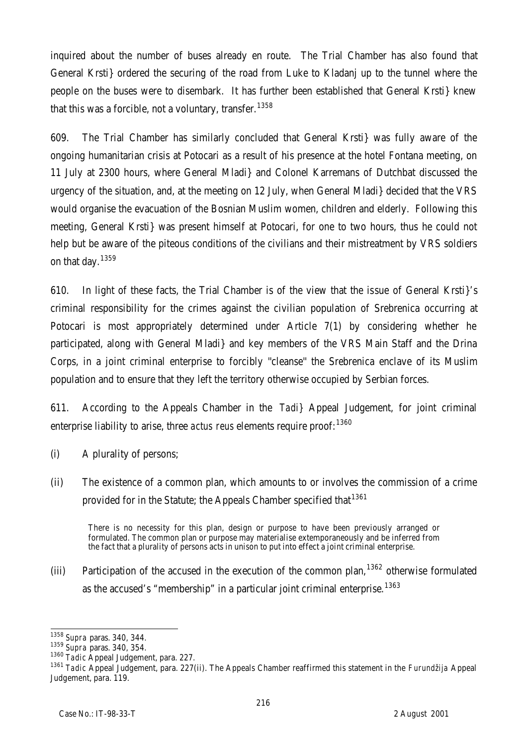inquired about the number of buses already en route. The Trial Chamber has also found that General Krsti} ordered the securing of the road from Luke to Kladanj up to the tunnel where the people on the buses were to disembark. It has further been established that General Krsti} knew that this was a forcible, not a voluntary, transfer.[1358]

609. The Trial Chamber has similarly concluded that General Krsti} was fully aware of the ongoing humanitarian crisis at Potocari as a result of his presence at the hotel Fontana meeting, on 11 July at 2300 hours, where General Mladi} and Colonel Karremans of Dutchbat discussed the urgency of the situation, and, at the meeting on 12 July, when General Mladi} decided that the VRS would organise the evacuation of the Bosnian Muslim women, children and elderly. Following this meeting, General Krsti} was present himself at Potocari, for one to two hours, thus he could not help but be aware of the piteous conditions of the civilians and their mistreatment by VRS soldiers on that day.[1359]

610. In light of these facts, the Trial Chamber is of the view that the issue of General Krsti}'s criminal responsibility for the crimes against the civilian population of Srebrenica occurring at Potocari is most appropriately determined under Article 7(1) by considering whether he participated, along with General Mladi} and key members of the VRS Main Staff and the Drina Corps, in a joint criminal enterprise to forcibly "cleanse" the Srebrenica enclave of its Muslim population and to ensure that they left the territory otherwise occupied by Serbian forces.

611. According to the Appeals Chamber in the *Tadi}* Appeal Judgement, for joint criminal enterprise liability to arise, three *actus reus* elements require proof:[1360]

(i) A plurality of persons;

(ii) The existence of a common plan, which amounts to or involves the commission of a crime provided for in the Statute; the Appeals Chamber specified that[1361]

> There is no necessity for this plan, design or purpose to have been previously arranged or formulated. The common plan or purpose may materialise extemporaneously and be inferred from the fact that a plurality of persons acts in unison to put into effect a joint criminal enterprise.

(iii) Participation of the accused in the execution of the common plan,[1362] otherwise formulated as the accused's "membership" in a particular joint criminal enterprise.[1363]

---

[1358] *Supra* paras. 340, 344.

[1359] *Supra* paras. 340, 354.

[1360] *Tadic* Appeal Judgement, para. 227.

[1361] *Tadic* Appeal Judgement, para. 227(ii). The Appeals Chamber reaffirmed this statement in the *Furundžija* Appeal Judgement, para. 119.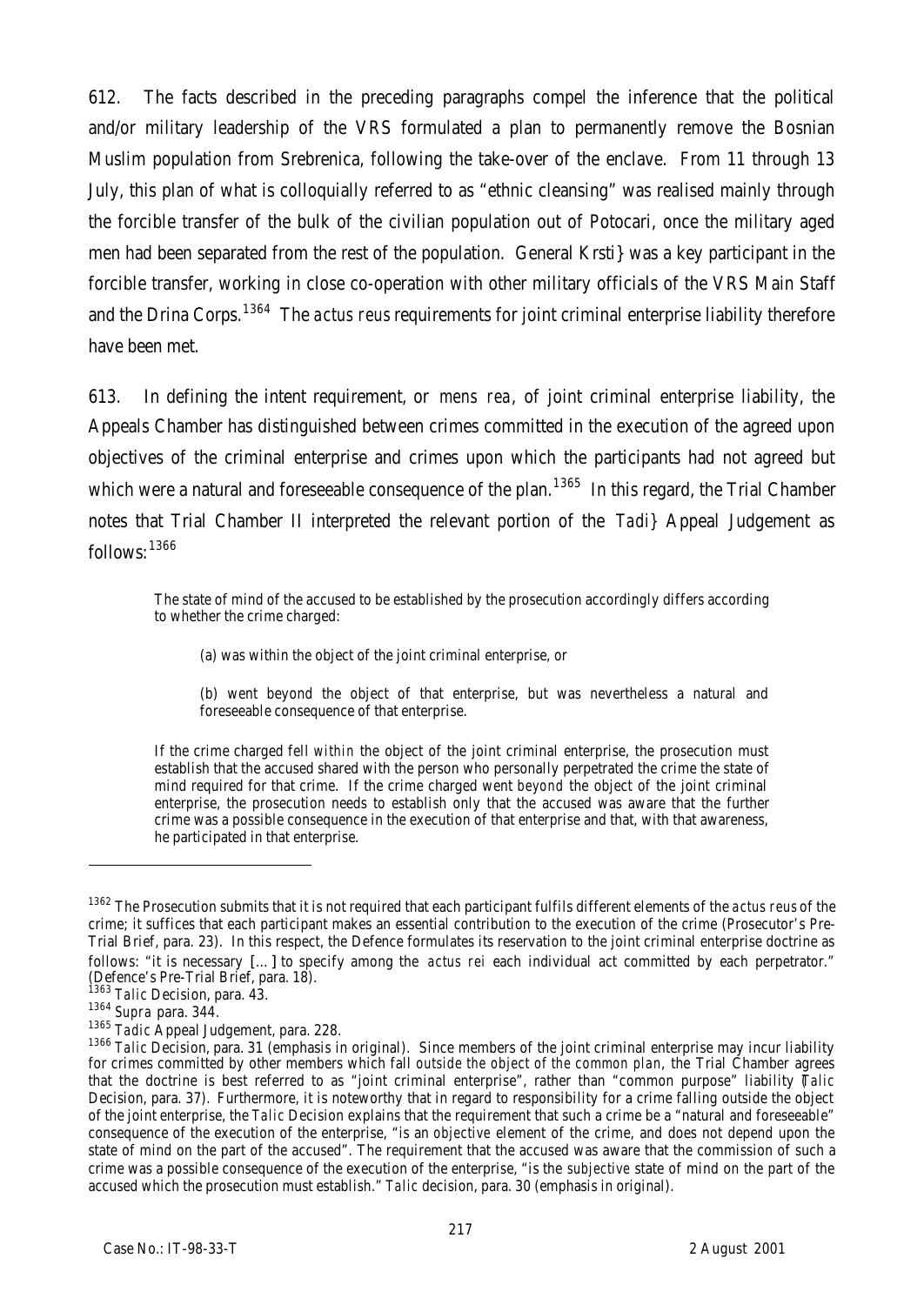612. The facts described in the preceding paragraphs compel the inference that the political and/or military leadership of the VRS formulated a plan to permanently remove the Bosnian Muslim population from Srebrenica, following the take-over of the enclave. From 11 through 13 July, this plan of what is colloquially referred to as "ethnic cleansing" was realised mainly through the forcible transfer of the bulk of the civilian population out of Potocari, once the military aged men had been separated from the rest of the population. General Krsti} was a key participant in the forcible transfer, working in close co-operation with other military officials of the VRS Main Staff and the Drina Corps.[1364] The *actus reus* requirements for joint criminal enterprise liability therefore have been met.

613. In defining the intent requirement, or *mens rea*, of joint criminal enterprise liability, the Appeals Chamber has distinguished between crimes committed in the execution of the agreed upon objectives of the criminal enterprise and crimes upon which the participants had not agreed but which were a natural and foreseeable consequence of the plan.[1365] In this regard, the Trial Chamber notes that Trial Chamber II interpreted the relevant portion of the *Tadi}* Appeal Judgement as follows:[1366]

> The state of mind of the accused to be established by the prosecution accordingly differs according to whether the crime charged:
>
> > (a) was within the object of the joint criminal enterprise, or
> >
> > (b) went beyond the object of that enterprise, but was nevertheless a natural and foreseeable consequence of that enterprise.
>
> If the crime charged fell *within* the object of the joint criminal enterprise, the prosecution must establish that the accused shared with the person who personally perpetrated the crime the state of mind required for that crime. If the crime charged went *beyond* the object of the joint criminal enterprise, the prosecution needs to establish only that the accused was aware that the further crime was a possible consequence in the execution of that enterprise and that, with that awareness, he participated in that enterprise.

---

[1362] The Prosecution submits that it is not required that each participant fulfils different elements of the *actus reus* of the crime; it suffices that each participant makes an essential contribution to the execution of the crime (Prosecutor's Pre-Trial Brief, para. 23). In this respect, the Defence formulates its reservation to the joint criminal enterprise doctrine as follows: "it is necessary […] to specify among the *actus rei* each individual act committed by each perpetrator." (Defence's Pre-Trial Brief, para. 18).

[1363] *Talic* Decision, para. 43.

[1364] *Supra* para. 344.

[1365] *Tadic* Appeal Judgement, para. 228.

[1366] *Talic* Decision, para. 31 (emphasis in original). Since members of the joint criminal enterprise may incur liability for crimes committed by other members which fall *outside the object of the common plan*, the Trial Chamber agrees that the doctrine is best referred to as "joint criminal enterprise", rather than "common purpose" liability (*Talic* Decision, para. 37). Furthermore, it is noteworthy that in regard to responsibility for a crime falling outside the object of the joint enterprise, the *Talic* Decision explains that the requirement that such a crime be a "natural and foreseeable" consequence of the execution of the enterprise, "is an *objective* element of the crime, and does not depend upon the state of mind on the part of the accused". The requirement that the accused was aware that the commission of such a crime was a possible consequence of the execution of the enterprise, "is the *subjective* state of mind on the part of the accused which the prosecution must establish." *Talic* decision, para. 30 (emphasis in original).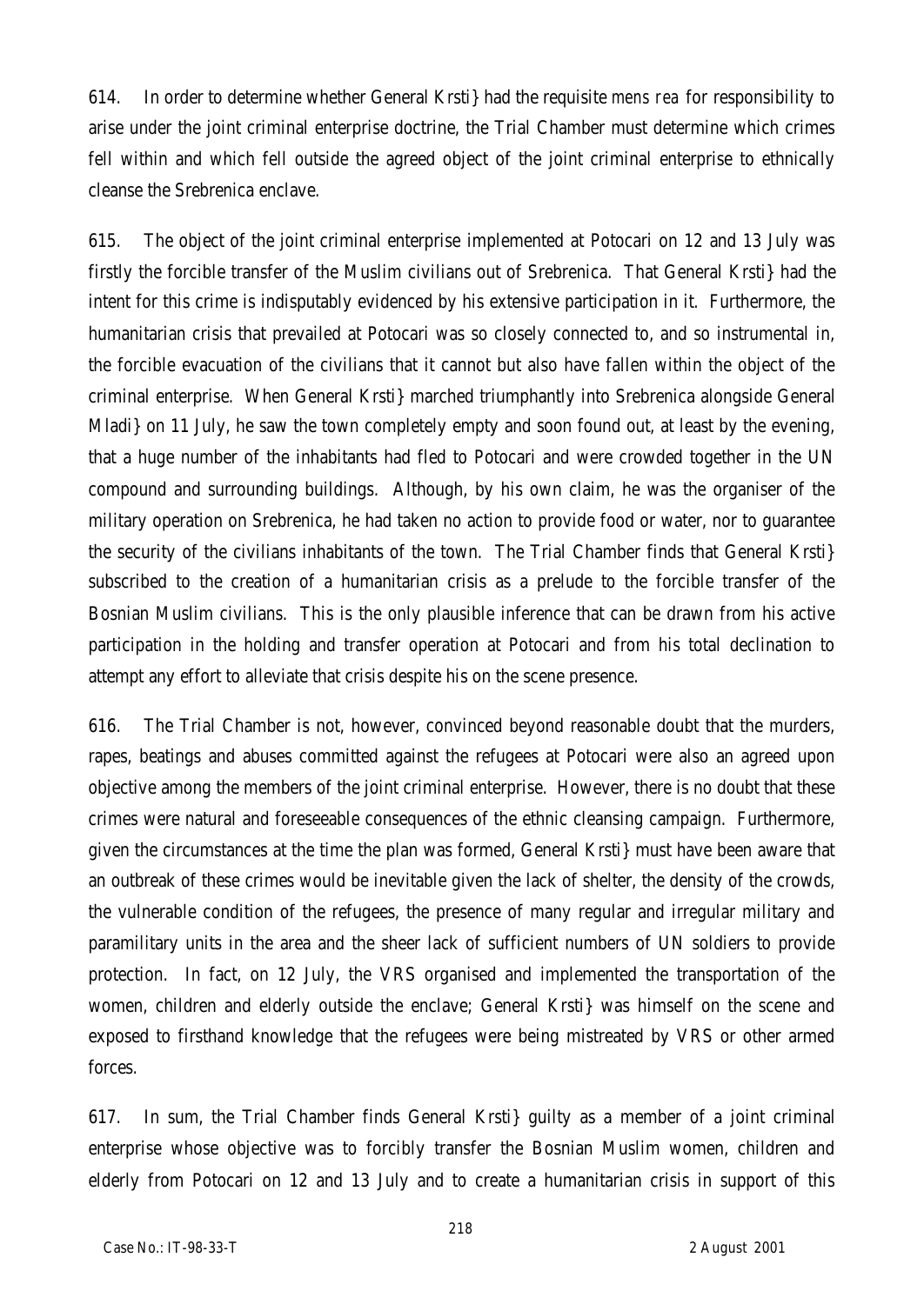614. In order to determine whether General Krsti} had the requisite *mens rea* for responsibility to arise under the joint criminal enterprise doctrine, the Trial Chamber must determine which crimes fell within and which fell outside the agreed object of the joint criminal enterprise to ethnically cleanse the Srebrenica enclave.

615. The object of the joint criminal enterprise implemented at Potocari on 12 and 13 July was firstly the forcible transfer of the Muslim civilians out of Srebrenica. That General Krsti} had the intent for this crime is indisputably evidenced by his extensive participation in it. Furthermore, the humanitarian crisis that prevailed at Potocari was so closely connected to, and so instrumental in, the forcible evacuation of the civilians that it cannot but also have fallen within the object of the criminal enterprise. When General Krsti} marched triumphantly into Srebrenica alongside General Mladi} on 11 July, he saw the town completely empty and soon found out, at least by the evening, that a huge number of the inhabitants had fled to Potocari and were crowded together in the UN compound and surrounding buildings. Although, by his own claim, he was the organiser of the military operation on Srebrenica, he had taken no action to provide food or water, nor to guarantee the security of the civilians inhabitants of the town. The Trial Chamber finds that General Krsti} subscribed to the creation of a humanitarian crisis as a prelude to the forcible transfer of the Bosnian Muslim civilians. This is the only plausible inference that can be drawn from his active participation in the holding and transfer operation at Potocari and from his total declination to attempt any effort to alleviate that crisis despite his on the scene presence.

616. The Trial Chamber is not, however, convinced beyond reasonable doubt that the murders, rapes, beatings and abuses committed against the refugees at Potocari were also an agreed upon objective among the members of the joint criminal enterprise. However, there is no doubt that these crimes were natural and foreseeable consequences of the ethnic cleansing campaign. Furthermore, given the circumstances at the time the plan was formed, General Krsti} must have been aware that an outbreak of these crimes would be inevitable given the lack of shelter, the density of the crowds, the vulnerable condition of the refugees, the presence of many regular and irregular military and paramilitary units in the area and the sheer lack of sufficient numbers of UN soldiers to provide protection. In fact, on 12 July, the VRS organised and implemented the transportation of the women, children and elderly outside the enclave; General Krsti} was himself on the scene and exposed to firsthand knowledge that the refugees were being mistreated by VRS or other armed forces.

617. In sum, the Trial Chamber finds General Krsti} guilty as a member of a joint criminal enterprise whose objective was to forcibly transfer the Bosnian Muslim women, children and elderly from Potocari on 12 and 13 July and to create a humanitarian crisis in support of this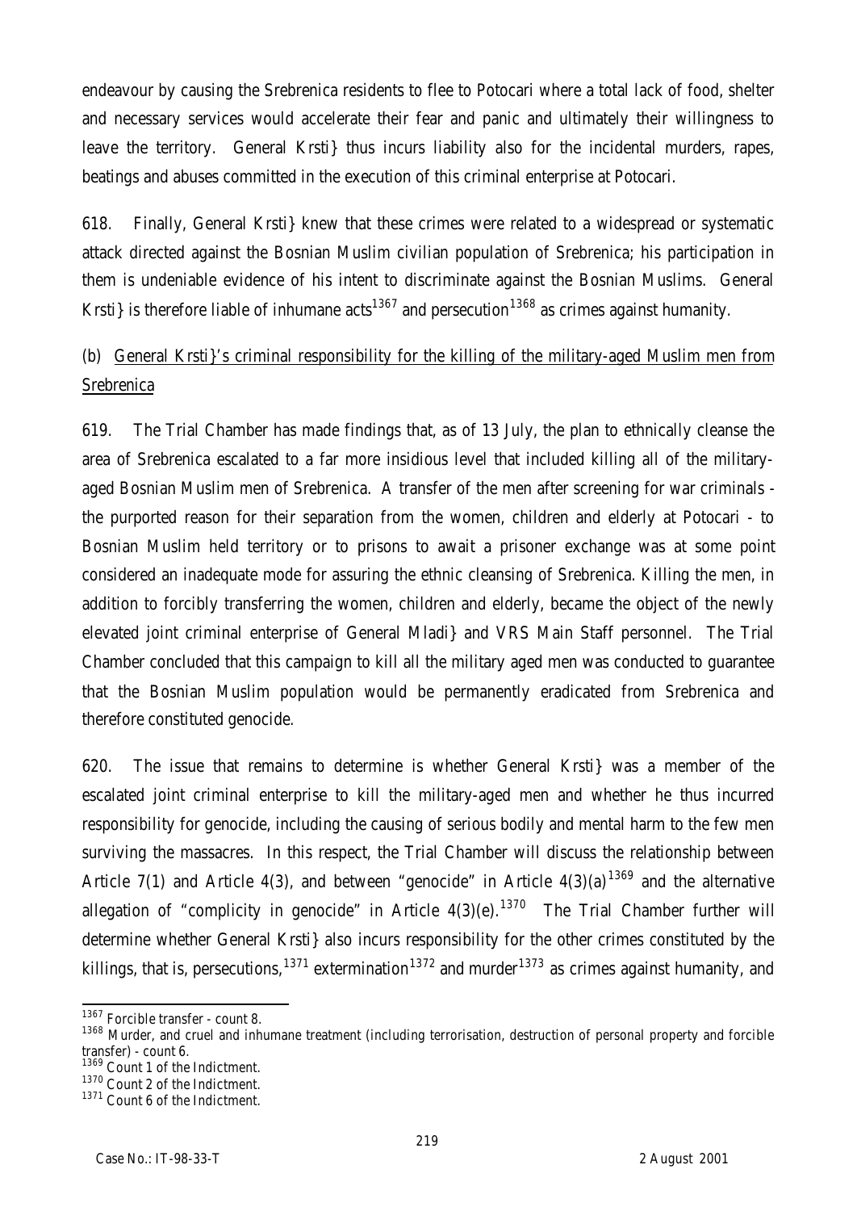endeavour by causing the Srebrenica residents to flee to Potocari where a total lack of food, shelter and necessary services would accelerate their fear and panic and ultimately their willingness to leave the territory. General Krsti} thus incurs liability also for the incidental murders, rapes, beatings and abuses committed in the execution of this criminal enterprise at Potocari.

618. Finally, General Krsti} knew that these crimes were related to a widespread or systematic attack directed against the Bosnian Muslim civilian population of Srebrenica; his participation in them is undeniable evidence of his intent to discriminate against the Bosnian Muslims. General Krsti} is therefore liable of inhumane acts[1367] and persecution[1368] as crimes against humanity.

(b) <u>General Krsti}'s criminal responsibility for the killing of the military-aged Muslim men from Srebrenica</u>

619. The Trial Chamber has made findings that, as of 13 July, the plan to ethnically cleanse the area of Srebrenica escalated to a far more insidious level that included killing all of the military-aged Bosnian Muslim men of Srebrenica. A transfer of the men after screening for war criminals - the purported reason for their separation from the women, children and elderly at Potocari - to Bosnian Muslim held territory or to prisons to await a prisoner exchange was at some point considered an inadequate mode for assuring the ethnic cleansing of Srebrenica. Killing the men, in addition to forcibly transferring the women, children and elderly, became the object of the newly elevated joint criminal enterprise of General Mladi} and VRS Main Staff personnel. The Trial Chamber concluded that this campaign to kill all the military aged men was conducted to guarantee that the Bosnian Muslim population would be permanently eradicated from Srebrenica and therefore constituted genocide.

620. The issue that remains to determine is whether General Krsti} was a member of the escalated joint criminal enterprise to kill the military-aged men and whether he thus incurred responsibility for genocide, including the causing of serious bodily and mental harm to the few men surviving the massacres. In this respect, the Trial Chamber will discuss the relationship between Article 7(1) and Article 4(3), and between "genocide" in Article 4(3)(a)[1369] and the alternative allegation of "complicity in genocide" in Article 4(3)(e).[1370] The Trial Chamber further will determine whether General Krsti} also incurs responsibility for the other crimes constituted by the killings, that is, persecutions,[1371] extermination[1372] and murder[1373] as crimes against humanity, and

---

[1367] Forcible transfer - count 8.

[1368] Murder, and cruel and inhumane treatment (including terrorisation, destruction of personal property and forcible transfer) - count 6.

[1369] Count 1 of the Indictment.

[1370] Count 2 of the Indictment.

[1371] Count 6 of the Indictment.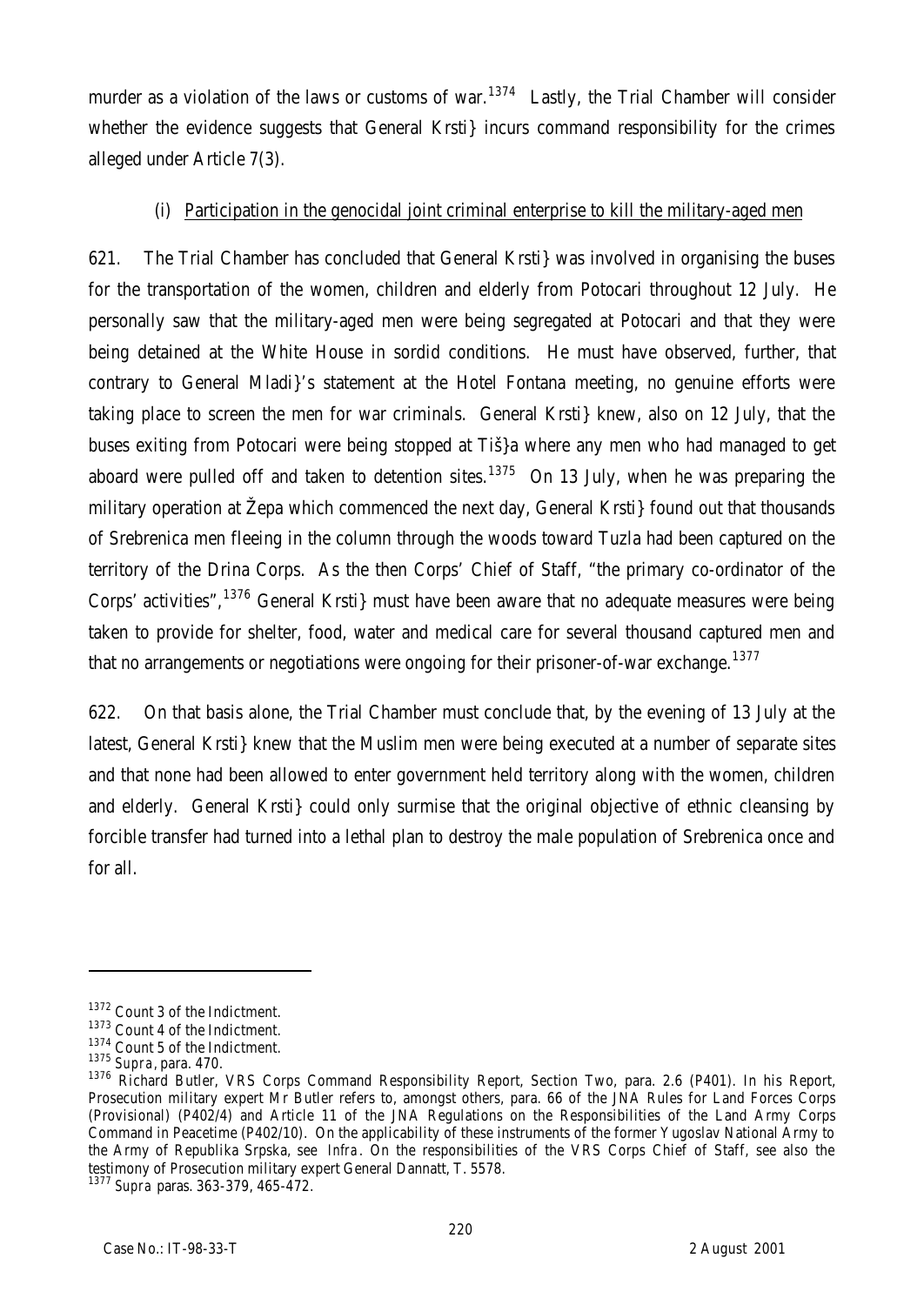murder as a violation of the laws or customs of war.[1374] Lastly, the Trial Chamber will consider whether the evidence suggests that General Krsti} incurs command responsibility for the crimes alleged under Article 7(3).

### (i) Participation in the genocidal joint criminal enterprise to kill the military-aged men

621. The Trial Chamber has concluded that General Krsti} was involved in organising the buses for the transportation of the women, children and elderly from Potocari throughout 12 July. He personally saw that the military-aged men were being segregated at Potocari and that they were being detained at the White House in sordid conditions. He must have observed, further, that contrary to General Mladi}'s statement at the Hotel Fontana meeting, no genuine efforts were taking place to screen the men for war criminals. General Krsti} knew, also on 12 July, that the buses exiting from Potocari were being stopped at Tiš}a where any men who had managed to get aboard were pulled off and taken to detention sites.[1375] On 13 July, when he was preparing the military operation at Žepa which commenced the next day, General Krsti} found out that thousands of Srebrenica men fleeing in the column through the woods toward Tuzla had been captured on the territory of the Drina Corps. As the then Corps' Chief of Staff, "the primary co-ordinator of the Corps' activities",[1376] General Krsti} must have been aware that no adequate measures were being taken to provide for shelter, food, water and medical care for several thousand captured men and that no arrangements or negotiations were ongoing for their prisoner-of-war exchange.[1377]

622. On that basis alone, the Trial Chamber must conclude that, by the evening of 13 July at the latest, General Krsti} knew that the Muslim men were being executed at a number of separate sites and that none had been allowed to enter government held territory along with the women, children and elderly. General Krsti} could only surmise that the original objective of ethnic cleansing by forcible transfer had turned into a lethal plan to destroy the male population of Srebrenica once and for all.

---

[1372] Count 3 of the Indictment.

[1373] Count 4 of the Indictment.

[1374] Count 5 of the Indictment.

[1375] *Supra*, para. 470.

[1376] Richard Butler, VRS Corps Command Responsibility Report, Section Two, para. 2.6 (P401). In his Report, Prosecution military expert Mr Butler refers to, amongst others, para. 66 of the JNA Rules for Land Forces Corps (Provisional) (P402/4) and Article 11 of the JNA Regulations on the Responsibilities of the Land Army Corps Command in Peacetime (P402/10). On the applicability of these instruments of the former Yugoslav National Army to the Army of Republika Srpska, see *Infra*. On the responsibilities of the VRS Corps Chief of Staff, see also the testimony of Prosecution military expert General Dannatt, T. 5578.

[1377] *Supra* paras. 363-379, 465-472.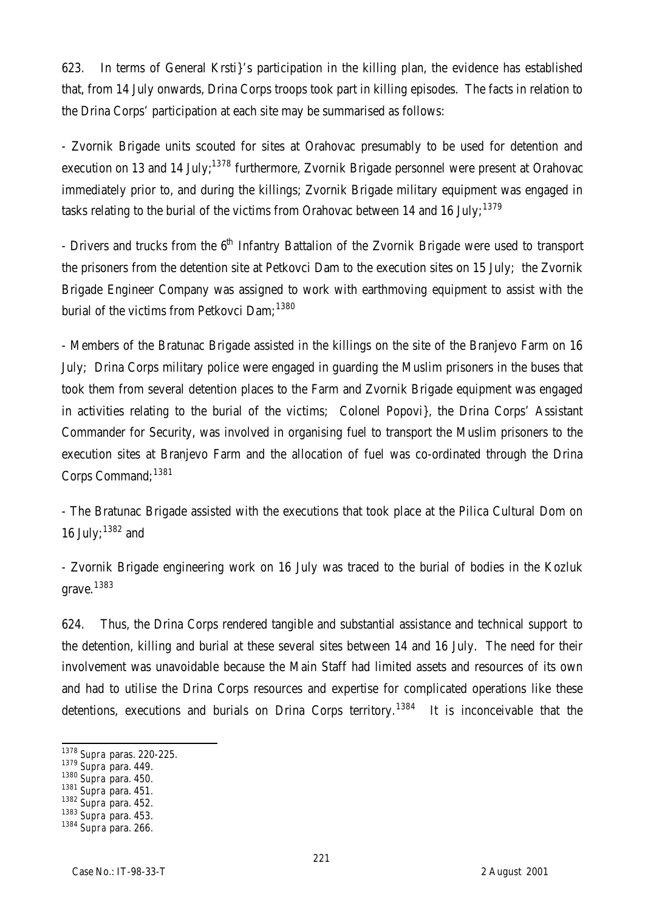623. In terms of General Krsti}'s participation in the killing plan, the evidence has established that, from 14 July onwards, Drina Corps troops took part in killing episodes. The facts in relation to the Drina Corps' participation at each site may be summarised as follows:

- Zvornik Brigade units scouted for sites at Orahovac presumably to be used for detention and execution on 13 and 14 July;[1378] furthermore, Zvornik Brigade personnel were present at Orahovac immediately prior to, and during the killings; Zvornik Brigade military equipment was engaged in tasks relating to the burial of the victims from Orahovac between 14 and 16 July;[1379]

- Drivers and trucks from the 6th Infantry Battalion of the Zvornik Brigade were used to transport the prisoners from the detention site at Petkovci Dam to the execution sites on 15 July; the Zvornik Brigade Engineer Company was assigned to work with earthmoving equipment to assist with the burial of the victims from Petkovci Dam;[1380]

- Members of the Bratunac Brigade assisted in the killings on the site of the Branjevo Farm on 16 July; Drina Corps military police were engaged in guarding the Muslim prisoners in the buses that took them from several detention places to the Farm and Zvornik Brigade equipment was engaged in activities relating to the burial of the victims; Colonel Popovi}, the Drina Corps' Assistant Commander for Security, was involved in organising fuel to transport the Muslim prisoners to the execution sites at Branjevo Farm and the allocation of fuel was co-ordinated through the Drina Corps Command;[1381]

- The Bratunac Brigade assisted with the executions that took place at the Pilica Cultural Dom on 16 July;[1382] and

- Zvornik Brigade engineering work on 16 July was traced to the burial of bodies in the Kozluk grave.[1383]

624. Thus, the Drina Corps rendered tangible and substantial assistance and technical support to the detention, killing and burial at these several sites between 14 and 16 July. The need for their involvement was unavoidable because the Main Staff had limited assets and resources of its own and had to utilise the Drina Corps resources and expertise for complicated operations like these detentions, executions and burials on Drina Corps territory.[1384] It is inconceivable that the

---

[1378] *Supra* paras. 220-225.
[1379] *Supra* para. 449.
[1380] *Supra* para. 450.
[1381] *Supra* para. 451.
[1382] *Supra* para. 452.
[1383] *Supra* para. 453.
[1384] *Supra* para. 266.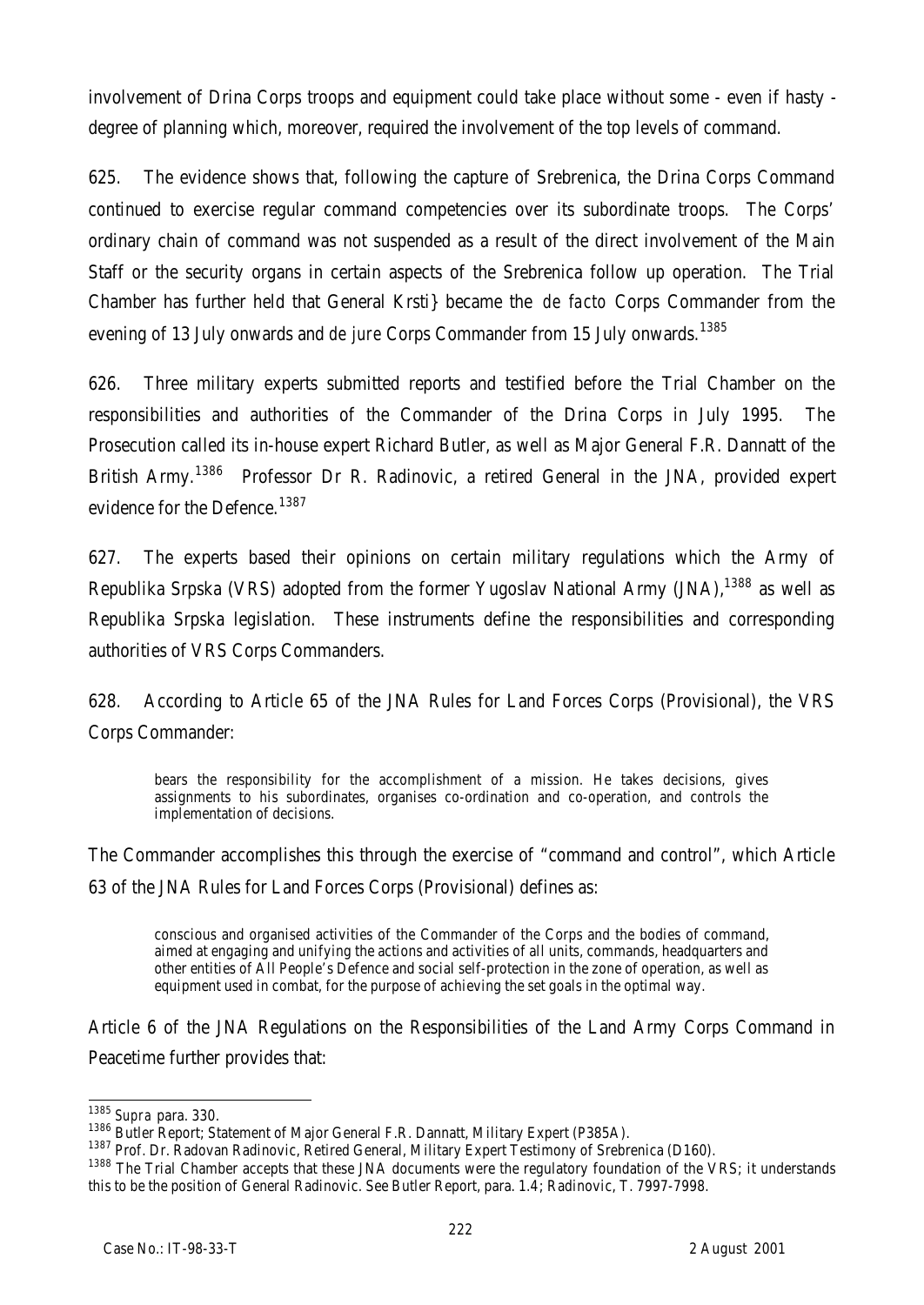involvement of Drina Corps troops and equipment could take place without some - even if hasty - degree of planning which, moreover, required the involvement of the top levels of command.

625. The evidence shows that, following the capture of Srebrenica, the Drina Corps Command continued to exercise regular command competencies over its subordinate troops. The Corps' ordinary chain of command was not suspended as a result of the direct involvement of the Main Staff or the security organs in certain aspects of the Srebrenica follow up operation. The Trial Chamber has further held that General Krsti} became the *de facto* Corps Commander from the evening of 13 July onwards and *de jure* Corps Commander from 15 July onwards.[1385]

626. Three military experts submitted reports and testified before the Trial Chamber on the responsibilities and authorities of the Commander of the Drina Corps in July 1995. The Prosecution called its in-house expert Richard Butler, as well as Major General F.R. Dannatt of the British Army.[1386] Professor Dr R. Radinovic, a retired General in the JNA, provided expert evidence for the Defence.[1387]

627. The experts based their opinions on certain military regulations which the Army of Republika Srpska (VRS) adopted from the former Yugoslav National Army (JNA),[1388] as well as Republika Srpska legislation. These instruments define the responsibilities and corresponding authorities of VRS Corps Commanders.

628. According to Article 65 of the JNA Rules for Land Forces Corps (Provisional), the VRS Corps Commander:

> bears the responsibility for the accomplishment of a mission. He takes decisions, gives assignments to his subordinates, organises co-ordination and co-operation, and controls the implementation of decisions.

The Commander accomplishes this through the exercise of "command and control", which Article 63 of the JNA Rules for Land Forces Corps (Provisional) defines as:

> conscious and organised activities of the Commander of the Corps and the bodies of command, aimed at engaging and unifying the actions and activities of all units, commands, headquarters and other entities of All People's Defence and social self-protection in the zone of operation, as well as equipment used in combat, for the purpose of achieving the set goals in the optimal way.

Article 6 of the JNA Regulations on the Responsibilities of the Land Army Corps Command in Peacetime further provides that:

---

[1385] *Supra* para. 330.

[1386] Butler Report; Statement of Major General F.R. Dannatt, Military Expert (P385A).

[1387] Prof. Dr. Radovan Radinovic, Retired General, Military Expert Testimony of Srebrenica (D160).

[1388] The Trial Chamber accepts that these JNA documents were the regulatory foundation of the VRS; it understands this to be the position of General Radinovic. See Butler Report, para. 1.4; Radinovic, T. 7997-7998.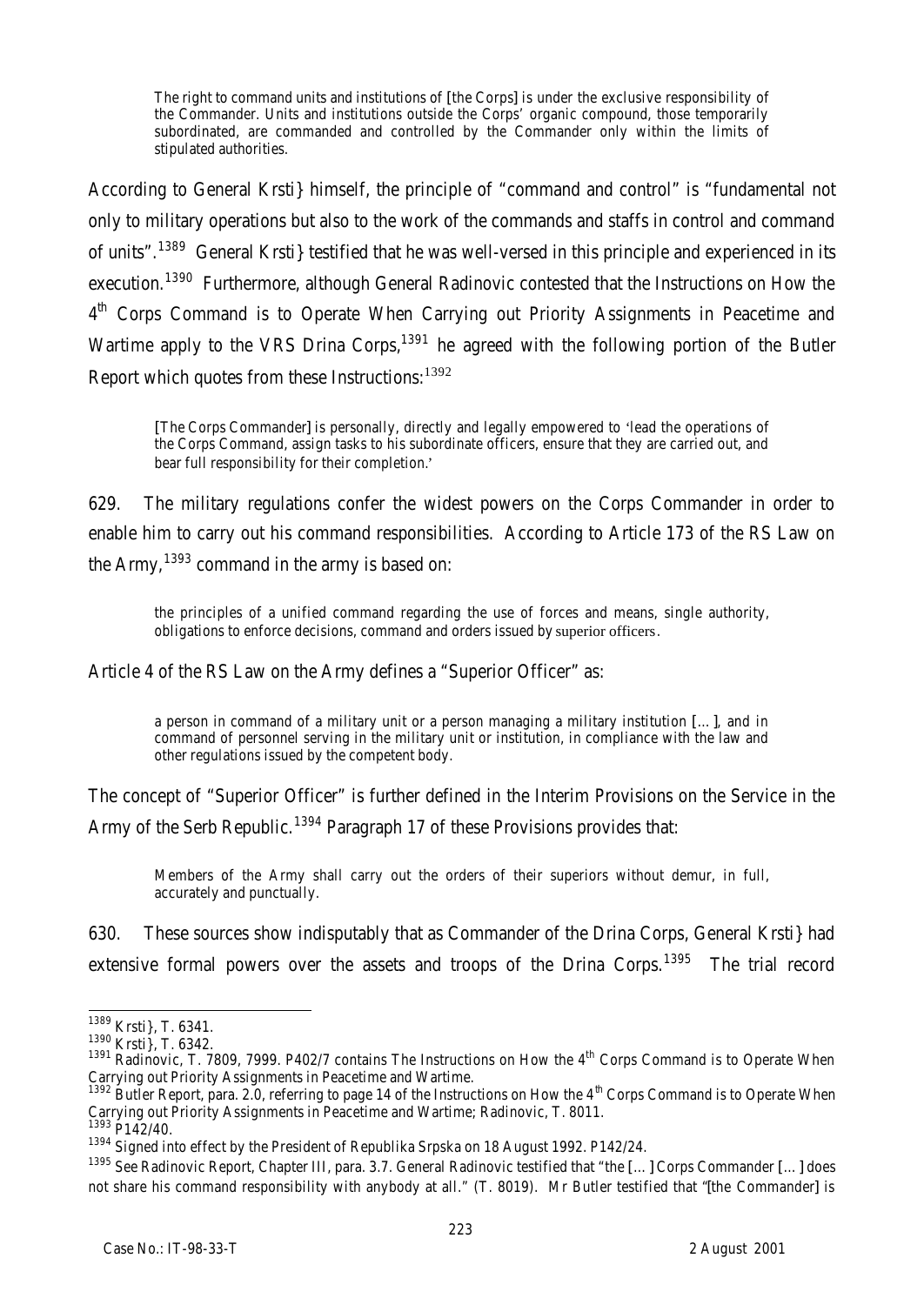> The right to command units and institutions of [the Corps] is under the exclusive responsibility of the Commander. Units and institutions outside the Corps' organic compound, those temporarily subordinated, are commanded and controlled by the Commander only within the limits of stipulated authorities.

According to General Krsti} himself, the principle of "command and control" is "fundamental not only to military operations but also to the work of the commands and staffs in control and command of units".[1389] General Krsti} testified that he was well-versed in this principle and experienced in its execution.[1390] Furthermore, although General Radinovic contested that the Instructions on How the 4th Corps Command is to Operate When Carrying out Priority Assignments in Peacetime and Wartime apply to the VRS Drina Corps,[1391] he agreed with the following portion of the Butler Report which quotes from these Instructions:[1392]

> [The Corps Commander] is personally, directly and legally empowered to 'lead the operations of the Corps Command, assign tasks to his subordinate officers, ensure that they are carried out, and bear full responsibility for their completion.'

629. The military regulations confer the widest powers on the Corps Commander in order to enable him to carry out his command responsibilities. According to Article 173 of the RS Law on the Army,[1393] command in the army is based on:

> the principles of a unified command regarding the use of forces and means, single authority, obligations to enforce decisions, command and orders issued by superior officers.

Article 4 of the RS Law on the Army defines a "Superior Officer" as:

> a person in command of a military unit or a person managing a military institution [...], and in command of personnel serving in the military unit or institution, in compliance with the law and other regulations issued by the competent body.

The concept of "Superior Officer" is further defined in the Interim Provisions on the Service in the Army of the Serb Republic.[1394] Paragraph 17 of these Provisions provides that:

> Members of the Army shall carry out the orders of their superiors without demur, in full, accurately and punctually.

630. These sources show indisputably that as Commander of the Drina Corps, General Krsti} had extensive formal powers over the assets and troops of the Drina Corps.[1395] The trial record

---

[1389] Krsti}, T. 6341.

[1390] Krsti}, T. 6342.

[1391] Radinovic, T. 7809, 7999. P402/7 contains The Instructions on How the 4th Corps Command is to Operate When Carrying out Priority Assignments in Peacetime and Wartime.

[1392] Butler Report, para. 2.0, referring to page 14 of the Instructions on How the 4th Corps Command is to Operate When Carrying out Priority Assignments in Peacetime and Wartime; Radinovic, T. 8011.

[1393] P142/40.

[1394] Signed into effect by the President of Republika Srpska on 18 August 1992. P142/24.

[1395] See Radinovic Report, Chapter III, para. 3.7. General Radinovic testified that "the [...] Corps Commander [...] does not share his command responsibility with anybody at all." (T. 8019). Mr Butler testified that "[the Commander] is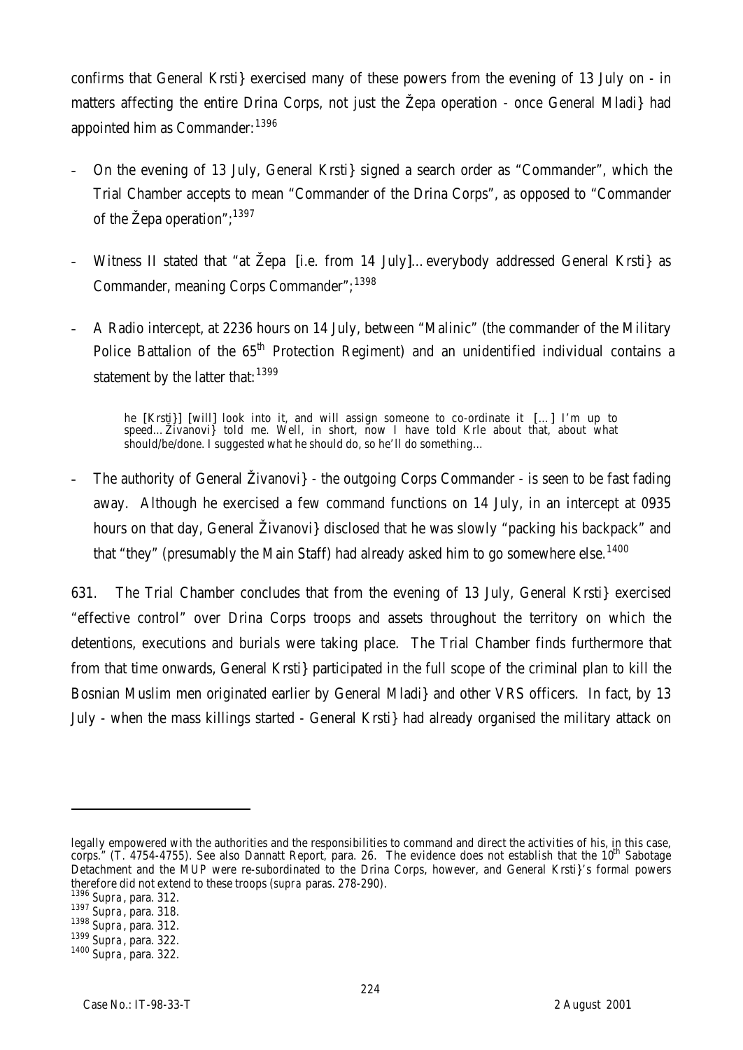confirms that General Krsti} exercised many of these powers from the evening of 13 July on - in matters affecting the entire Drina Corps, not just the Žepa operation - once General Mladi} had appointed him as Commander:[1396]

- On the evening of 13 July, General Krsti} signed a search order as "Commander", which the Trial Chamber accepts to mean "Commander of the Drina Corps", as opposed to "Commander of the Žepa operation";[1397]
- Witness II stated that "at Žepa [i.e. from 14 July]…everybody addressed General Krsti} as Commander, meaning Corps Commander";[1398]
- A Radio intercept, at 2236 hours on 14 July, between "Malinic" (the commander of the Military Police Battalion of the 65th Protection Regiment) and an unidentified individual contains a statement by the latter that:[1399]

> he [Krsti}] [will] look into it, and will assign someone to co-ordinate it […] I'm up to speed…Živanovi} told me. Well, in short, now I have told Krle about that, about what should/be/done. I suggested what he should do, so he'll do something…

- The authority of General Živanovi} - the outgoing Corps Commander - is seen to be fast fading away. Although he exercised a few command functions on 14 July, in an intercept at 0935 hours on that day, General Živanovi} disclosed that he was slowly "packing his backpack" and that "they" (presumably the Main Staff) had already asked him to go somewhere else.[1400]

631. The Trial Chamber concludes that from the evening of 13 July, General Krsti} exercised "effective control" over Drina Corps troops and assets throughout the territory on which the detentions, executions and burials were taking place. The Trial Chamber finds furthermore that from that time onwards, General Krsti} participated in the full scope of the criminal plan to kill the Bosnian Muslim men originated earlier by General Mladi} and other VRS officers. In fact, by 13 July - when the mass killings started - General Krsti} had already organised the military attack on

---

legally empowered with the authorities and the responsibilities to command and direct the activities of his, in this case, corps." (T. 4754-4755). See also Dannatt Report, para. 26. The evidence does not establish that the 10th Sabotage Detachment and the MUP were re-subordinated to the Drina Corps, however, and General Krsti}'s formal powers therefore did not extend to these troops (*supra* paras. 278-290).

[1396] *Supra*, para. 312.

[1397] *Supra*, para. 318.

[1398] *Supra*, para. 312.

[1399] *Supra*, para. 322.

[1400] *Supra*, para. 322.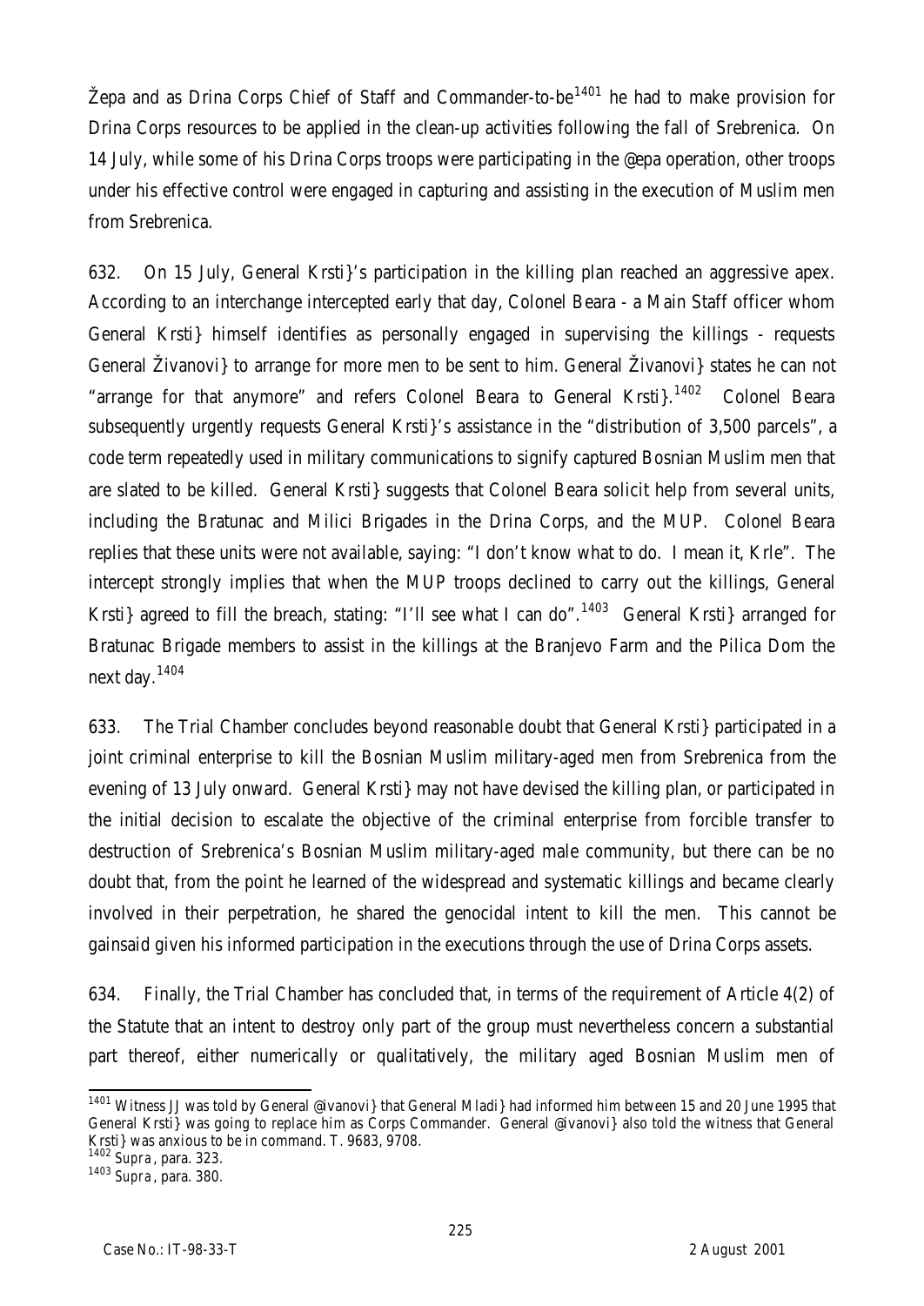Žepa and as Drina Corps Chief of Staff and Commander-to-be[1401] he had to make provision for Drina Corps resources to be applied in the clean-up activities following the fall of Srebrenica. On 14 July, while some of his Drina Corps troops were participating in the @epa operation, other troops under his effective control were engaged in capturing and assisting in the execution of Muslim men from Srebrenica.

632. On 15 July, General Krsti}'s participation in the killing plan reached an aggressive apex. According to an interchange intercepted early that day, Colonel Beara - a Main Staff officer whom General Krsti} himself identifies as personally engaged in supervising the killings - requests General Živanovi} to arrange for more men to be sent to him. General Živanovi} states he can not "arrange for that anymore" and refers Colonel Beara to General Krsti}.[1402] Colonel Beara subsequently urgently requests General Krsti}'s assistance in the "distribution of 3,500 parcels", a code term repeatedly used in military communications to signify captured Bosnian Muslim men that are slated to be killed. General Krsti} suggests that Colonel Beara solicit help from several units, including the Bratunac and Milici Brigades in the Drina Corps, and the MUP. Colonel Beara replies that these units were not available, saying: "I don't know what to do. I mean it, Krle". The intercept strongly implies that when the MUP troops declined to carry out the killings, General Krsti} agreed to fill the breach, stating: "I'll see what I can do".[1403] General Krsti} arranged for Bratunac Brigade members to assist in the killings at the Branjevo Farm and the Pilica Dom the next day.[1404]

633. The Trial Chamber concludes beyond reasonable doubt that General Krsti} participated in a joint criminal enterprise to kill the Bosnian Muslim military-aged men from Srebrenica from the evening of 13 July onward. General Krsti} may not have devised the killing plan, or participated in the initial decision to escalate the objective of the criminal enterprise from forcible transfer to destruction of Srebrenica's Bosnian Muslim military-aged male community, but there can be no doubt that, from the point he learned of the widespread and systematic killings and became clearly involved in their perpetration, he shared the genocidal intent to kill the men. This cannot be gainsaid given his informed participation in the executions through the use of Drina Corps assets.

634. Finally, the Trial Chamber has concluded that, in terms of the requirement of Article 4(2) of the Statute that an intent to destroy only part of the group must nevertheless concern a substantial part thereof, either numerically or qualitatively, the military aged Bosnian Muslim men of

---

[1401] Witness JJ was told by General @ivanovi} that General Mladi} had informed him between 15 and 20 June 1995 that General Krsti} was going to replace him as Corps Commander. General @ivanovi} also told the witness that General Krsti} was anxious to be in command. T. 9683, 9708.

[1402] *Supra*, para. 323.

[1403] *Supra*, para. 380.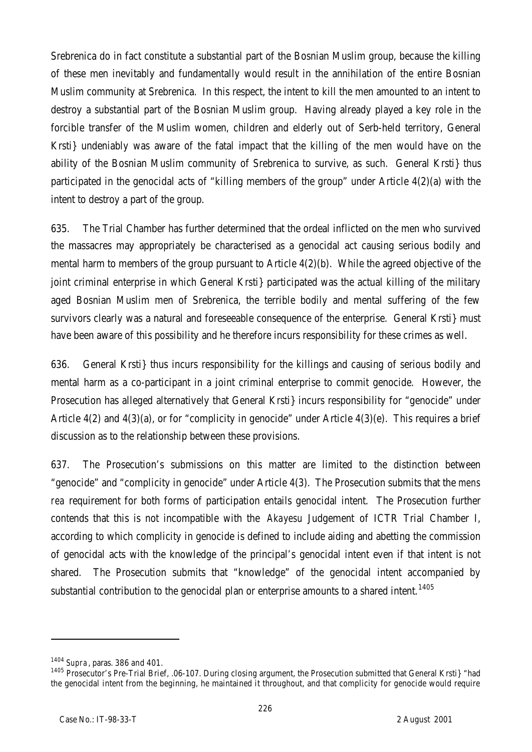Srebrenica do in fact constitute a substantial part of the Bosnian Muslim group, because the killing of these men inevitably and fundamentally would result in the annihilation of the entire Bosnian Muslim community at Srebrenica. In this respect, the intent to kill the men amounted to an intent to destroy a substantial part of the Bosnian Muslim group. Having already played a key role in the forcible transfer of the Muslim women, children and elderly out of Serb-held territory, General Krsti} undeniably was aware of the fatal impact that the killing of the men would have on the ability of the Bosnian Muslim community of Srebrenica to survive, as such. General Krsti} thus participated in the genocidal acts of "killing members of the group" under Article 4(2)(a) with the intent to destroy a part of the group.

635. The Trial Chamber has further determined that the ordeal inflicted on the men who survived the massacres may appropriately be characterised as a genocidal act causing serious bodily and mental harm to members of the group pursuant to Article 4(2)(b). While the agreed objective of the joint criminal enterprise in which General Krsti} participated was the actual killing of the military aged Bosnian Muslim men of Srebrenica, the terrible bodily and mental suffering of the few survivors clearly was a natural and foreseeable consequence of the enterprise. General Krsti} must have been aware of this possibility and he therefore incurs responsibility for these crimes as well.

636. General Krsti} thus incurs responsibility for the killings and causing of serious bodily and mental harm as a co-participant in a joint criminal enterprise to commit genocide. However, the Prosecution has alleged alternatively that General Krsti} incurs responsibility for "genocide" under Article 4(2) and 4(3)(a), or for "complicity in genocide" under Article 4(3)(e). This requires a brief discussion as to the relationship between these provisions.

637. The Prosecution's submissions on this matter are limited to the distinction between "genocide" and "complicity in genocide" under Article 4(3). The Prosecution submits that the *mens rea* requirement for both forms of participation entails genocidal intent. The Prosecution further contends that this is not incompatible with the *Akayesu* Judgement of ICTR Trial Chamber I, according to which complicity in genocide is defined to include aiding and abetting the commission of genocidal acts with the knowledge of the principal's genocidal intent even if that intent is not shared. The Prosecution submits that "knowledge" of the genocidal intent accompanied by substantial contribution to the genocidal plan or enterprise amounts to a shared intent.[1405]

---

[1404] *Supra*, paras. 386 and 401.

[1405] Prosecutor's Pre-Trial Brief, .06-107. During closing argument, the Prosecution submitted that General Krsti} "had the genocidal intent from the beginning, he maintained it throughout, and that complicity for genocide would require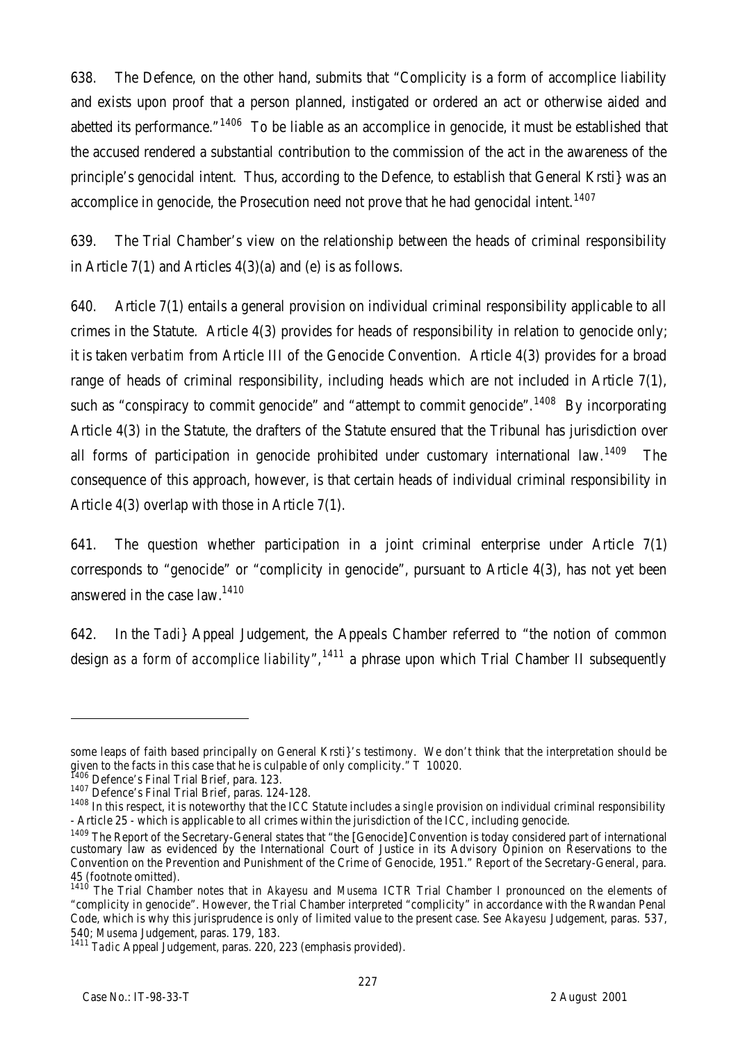638. The Defence, on the other hand, submits that "Complicity is a form of accomplice liability and exists upon proof that a person planned, instigated or ordered an act or otherwise aided and abetted its performance."[1406] To be liable as an accomplice in genocide, it must be established that the accused rendered a substantial contribution to the commission of the act in the awareness of the principle's genocidal intent. Thus, according to the Defence, to establish that General Krsti} was an accomplice in genocide, the Prosecution need not prove that he had genocidal intent.[1407]

639. The Trial Chamber's view on the relationship between the heads of criminal responsibility in Article 7(1) and Articles 4(3)(a) and (e) is as follows.

640. Article 7(1) entails a general provision on individual criminal responsibility applicable to all crimes in the Statute. Article 4(3) provides for heads of responsibility in relation to genocide only; it is taken *verbatim* from Article III of the Genocide Convention. Article 4(3) provides for a broad range of heads of criminal responsibility, including heads which are not included in Article 7(1), such as "conspiracy to commit genocide" and "attempt to commit genocide".[1408] By incorporating Article 4(3) in the Statute, the drafters of the Statute ensured that the Tribunal has jurisdiction over all forms of participation in genocide prohibited under customary international law.[1409] The consequence of this approach, however, is that certain heads of individual criminal responsibility in Article 4(3) overlap with those in Article 7(1).

641. The question whether participation in a joint criminal enterprise under Article 7(1) corresponds to "genocide" or "complicity in genocide", pursuant to Article 4(3), has not yet been answered in the case law.[1410]

642. In the *Tadi}* Appeal Judgement, the Appeals Chamber referred to "the notion of common design *as a form of accomplice liability*",[1411] a phrase upon which Trial Chamber II subsequently

---

some leaps of faith based principally on General Krsti}'s testimony. We don't think that the interpretation should be given to the facts in this case that he is culpable of only complicity." T 10020.

[1406] Defence's Final Trial Brief, para. 123.

[1407] Defence's Final Trial Brief, paras. 124-128.

[1408] In this respect, it is noteworthy that the ICC Statute includes a *single* provision on individual criminal responsibility - Article 25 - which is applicable to all crimes within the jurisdiction of the ICC, including genocide.

[1409] The Report of the Secretary-General states that "the [Genocide] Convention is today considered part of international customary law as evidenced by the International Court of Justice in its Advisory Opinion on Reservations to the Convention on the Prevention and Punishment of the Crime of Genocide, 1951." Report of the Secretary-General, para. 45 (footnote omitted).

[1410] The Trial Chamber notes that in *Akayesu* and *Musema* ICTR Trial Chamber I pronounced on the elements of "complicity in genocide". However, the Trial Chamber interpreted "complicity" in accordance with the Rwandan Penal Code, which is why this jurisprudence is only of limited value to the present case. See *Akayesu* Judgement, paras. 537, 540; *Musema* Judgement, paras. 179, 183.

[1411] *Tadic* Appeal Judgement, paras. 220, 223 (emphasis provided).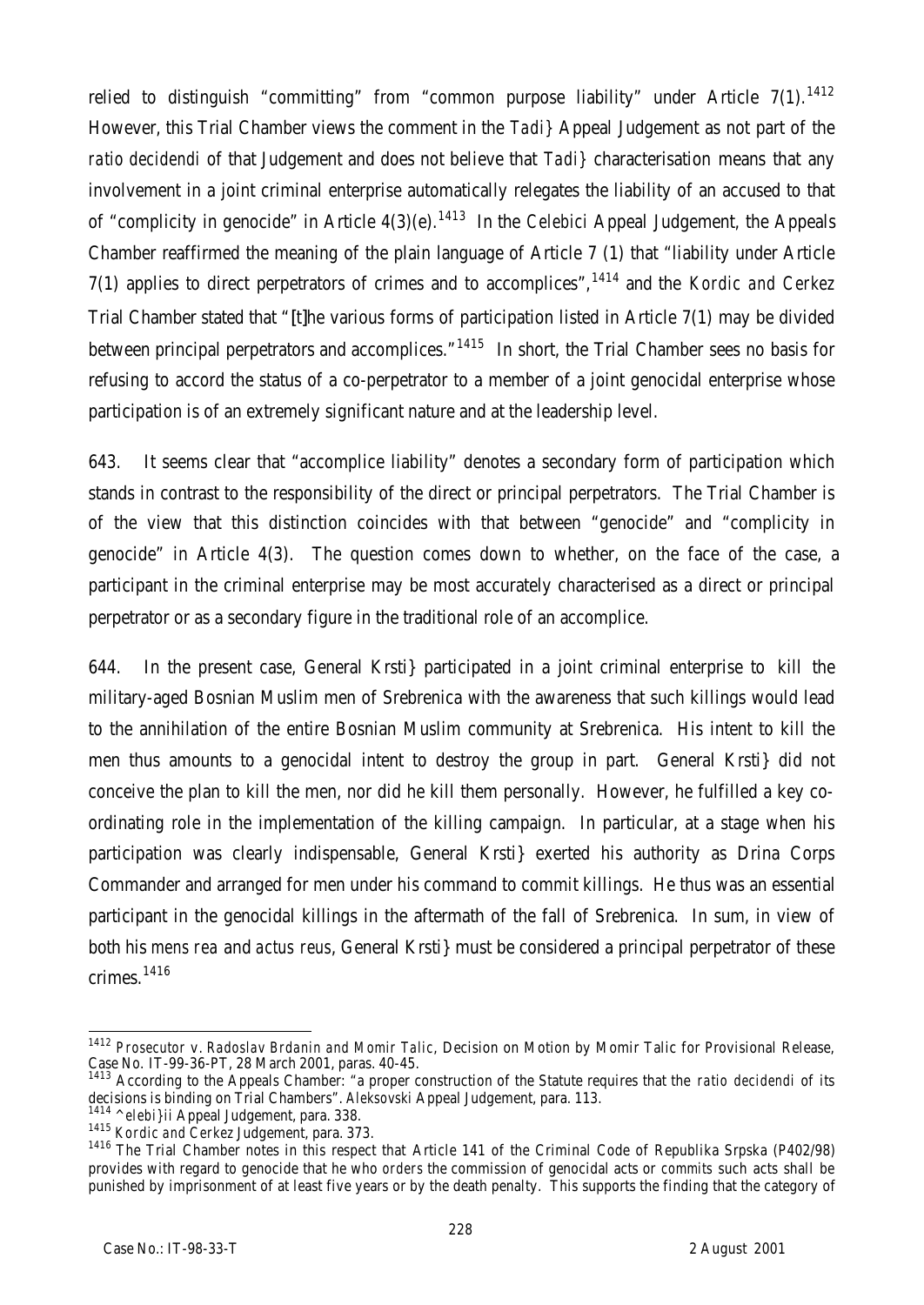relied to distinguish "committing" from "common purpose liability" under Article 7(1).[1412] However, this Trial Chamber views the comment in the *Tadi}* Appeal Judgement as not part of the *ratio decidendi* of that Judgement and does not believe that *Tadi}* characterisation means that any involvement in a joint criminal enterprise automatically relegates the liability of an accused to that of "complicity in genocide" in Article 4(3)(e).[1413] In the *Celebici* Appeal Judgement, the Appeals Chamber reaffirmed the meaning of the plain language of Article 7 (1) that "liability under Article 7(1) applies to direct perpetrators of crimes and to accomplices",[1414] and the *Kordic and Cerkez* Trial Chamber stated that "[t]he various forms of participation listed in Article 7(1) may be divided between principal perpetrators and accomplices."[1415] In short, the Trial Chamber sees no basis for refusing to accord the status of a co-perpetrator to a member of a joint genocidal enterprise whose participation is of an extremely significant nature and at the leadership level.

643. It seems clear that "accomplice liability" denotes a secondary form of participation which stands in contrast to the responsibility of the direct or principal perpetrators. The Trial Chamber is of the view that this distinction coincides with that between "genocide" and "complicity in genocide" in Article 4(3). The question comes down to whether, on the face of the case, a participant in the criminal enterprise may be most accurately characterised as a direct or principal perpetrator or as a secondary figure in the traditional role of an accomplice.

644. In the present case, General Krsti} participated in a joint criminal enterprise to kill the military-aged Bosnian Muslim men of Srebrenica with the awareness that such killings would lead to the annihilation of the entire Bosnian Muslim community at Srebrenica. His intent to kill the men thus amounts to a genocidal intent to destroy the group in part. General Krsti} did not conceive the plan to kill the men, nor did he kill them personally. However, he fulfilled a key co-ordinating role in the implementation of the killing campaign. In particular, at a stage when his participation was clearly indispensable, General Krsti} exerted his authority as Drina Corps Commander and arranged for men under his command to commit killings. He thus was an essential participant in the genocidal killings in the aftermath of the fall of Srebrenica. In sum, in view of both his *mens rea* and *actus reus*, General Krsti} must be considered a principal perpetrator of these crimes.[1416]

---

[1412] *Prosecutor v. Radoslav Brdanin and Momir Talic*, Decision on Motion by Momir Talic for Provisional Release, Case No. IT-99-36-PT, 28 March 2001, paras. 40-45.

[1413] According to the Appeals Chamber: "a proper construction of the Statute requires that the *ratio decidendi* of its decisions is binding on Trial Chambers". *Aleksovski* Appeal Judgement, para. 113.

[1414] *^elebi}i* Appeal Judgement, para. 338.

[1415] *Kordic and Cerkez* Judgement, para. 373.

[1416] The Trial Chamber notes in this respect that Article 141 of the Criminal Code of Republika Srpska (P402/98) provides with regard to genocide that he who *orders* the commission of genocidal acts or *commits* such acts shall be punished by imprisonment of at least five years or by the death penalty. This supports the finding that the category of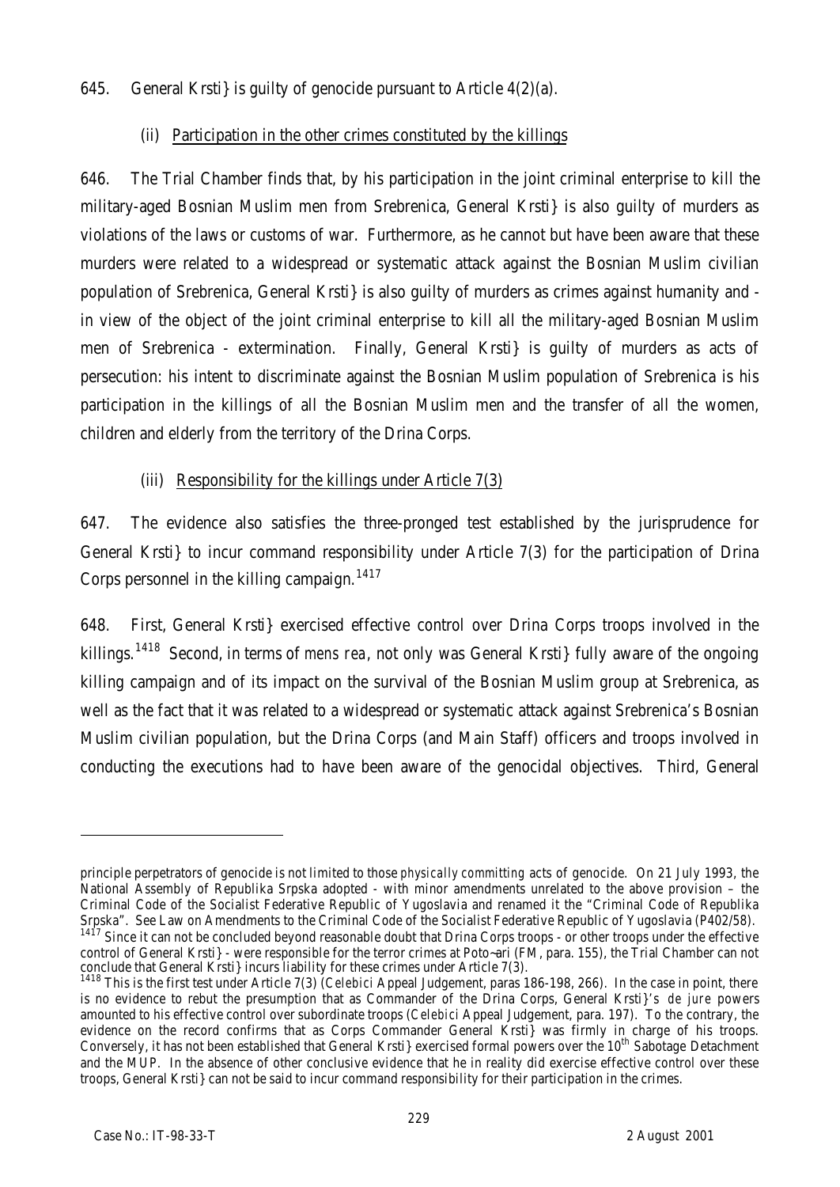645. General Krsti} is guilty of genocide pursuant to Article 4(2)(a).

(ii) Participation in the other crimes constituted by the killings

646. The Trial Chamber finds that, by his participation in the joint criminal enterprise to kill the military-aged Bosnian Muslim men from Srebrenica, General Krsti} is also guilty of murders as violations of the laws or customs of war. Furthermore, as he cannot but have been aware that these murders were related to a widespread or systematic attack against the Bosnian Muslim civilian population of Srebrenica, General Krsti} is also guilty of murders as crimes against humanity and - in view of the object of the joint criminal enterprise to kill all the military-aged Bosnian Muslim men of Srebrenica - extermination. Finally, General Krsti} is guilty of murders as acts of persecution: his intent to discriminate against the Bosnian Muslim population of Srebrenica is his participation in the killings of all the Bosnian Muslim men and the transfer of all the women, children and elderly from the territory of the Drina Corps.

(iii) Responsibility for the killings under Article 7(3)

647. The evidence also satisfies the three-pronged test established by the jurisprudence for General Krsti} to incur command responsibility under Article 7(3) for the participation of Drina Corps personnel in the killing campaign.[1417]

648. First, General Krsti} exercised effective control over Drina Corps troops involved in the killings.[1418] Second, in terms of *mens rea*, not only was General Krsti} fully aware of the ongoing killing campaign and of its impact on the survival of the Bosnian Muslim group at Srebrenica, as well as the fact that it was related to a widespread or systematic attack against Srebrenica's Bosnian Muslim civilian population, but the Drina Corps (and Main Staff) officers and troops involved in conducting the executions had to have been aware of the genocidal objectives. Third, General

---

principle perpetrators of genocide is not limited to those *physically committing* acts of genocide. On 21 July 1993, the National Assembly of Republika Srpska adopted - with minor amendments unrelated to the above provision – the Criminal Code of the Socialist Federative Republic of Yugoslavia and renamed it the "Criminal Code of Republika Srpska". See Law on Amendments to the Criminal Code of the Socialist Federative Republic of Yugoslavia (P402/58).

[1417] Since it can not be concluded beyond reasonable doubt that Drina Corps troops - or other troops under the effective control of General Krsti} - were responsible for the terror crimes at Poto~ari (FM, para. 155), the Trial Chamber can not conclude that General Krsti} incurs liability for these crimes under Article 7(3).

[1418] This is the first test under Article 7(3) (*Celebici* Appeal Judgement, paras 186-198, 266). In the case in point, there is no evidence to rebut the presumption that as Commander of the Drina Corps, General Krsti}'s *de jure* powers amounted to his effective control over subordinate troops (*Celebici* Appeal Judgement, para. 197). To the contrary, the evidence on the record confirms that as Corps Commander General Krsti} was firmly in charge of his troops. Conversely, it has not been established that General Krsti} exercised formal powers over the 10th Sabotage Detachment and the MUP. In the absence of other conclusive evidence that he in reality did exercise effective control over these troops, General Krsti} can not be said to incur command responsibility for their participation in the crimes.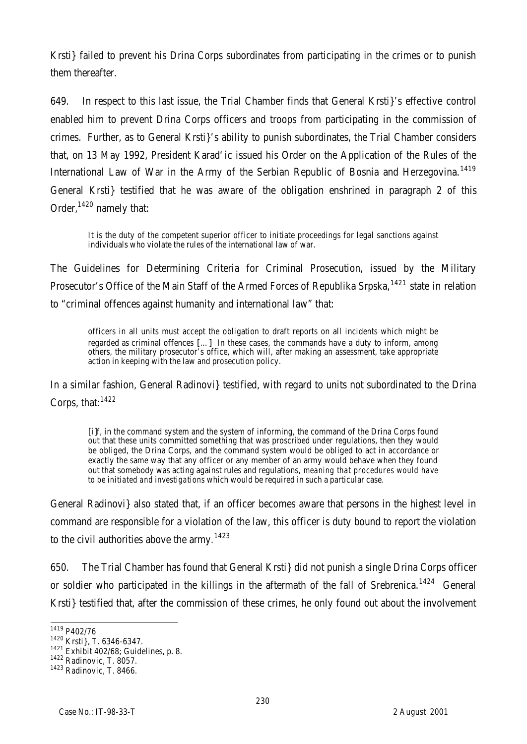Krsti} failed to prevent his Drina Corps subordinates from participating in the crimes or to punish them thereafter.

649. In respect to this last issue, the Trial Chamber finds that General Krsti}'s effective control enabled him to prevent Drina Corps officers and troops from participating in the commission of crimes. Further, as to General Krsti}'s ability to punish subordinates, the Trial Chamber considers that, on 13 May 1992, President Karad'ic issued his Order on the Application of the Rules of the International Law of War in the Army of the Serbian Republic of Bosnia and Herzegovina.[1419] General Krsti} testified that he was aware of the obligation enshrined in paragraph 2 of this Order,[1420] namely that:

> It is the duty of the competent superior officer to initiate proceedings for legal sanctions against individuals who violate the rules of the international law of war.

The Guidelines for Determining Criteria for Criminal Prosecution, issued by the Military Prosecutor's Office of the Main Staff of the Armed Forces of Republika Srpska,[1421] state in relation to "criminal offences against humanity and international law" that:

> officers in all units must accept the obligation to draft reports on all incidents which might be regarded as criminal offences [...] In these cases, the commands have a duty to inform, among others, the military prosecutor's office, which will, after making an assessment, take appropriate action in keeping with the law and prosecution policy.

In a similar fashion, General Radinovi} testified, with regard to units not subordinated to the Drina Corps, that:[1422]

> [i]f, in the command system and the system of informing, the command of the Drina Corps found out that these units committed something that was proscribed under regulations, then they would be obliged, the Drina Corps, and the command system would be obliged to act in accordance or exactly the same way that any officer or any member of an army would behave when they found out that somebody was acting against rules and regulations, *meaning that procedures would have to be initiated and investigations* which would be required in such a particular case.

General Radinovi} also stated that, if an officer becomes aware that persons in the highest level in command are responsible for a violation of the law, this officer is duty bound to report the violation to the civil authorities above the army.[1423]

650. The Trial Chamber has found that General Krsti} did not punish a single Drina Corps officer or soldier who participated in the killings in the aftermath of the fall of Srebrenica.[1424] General Krsti} testified that, after the commission of these crimes, he only found out about the involvement

---

[1419] P402/76

[1420] Krsti}, T. 6346-6347.

[1421] Exhibit 402/68; Guidelines, p. 8.

[1422] Radinovic, T. 8057.

[1423] Radinovic, T. 8466.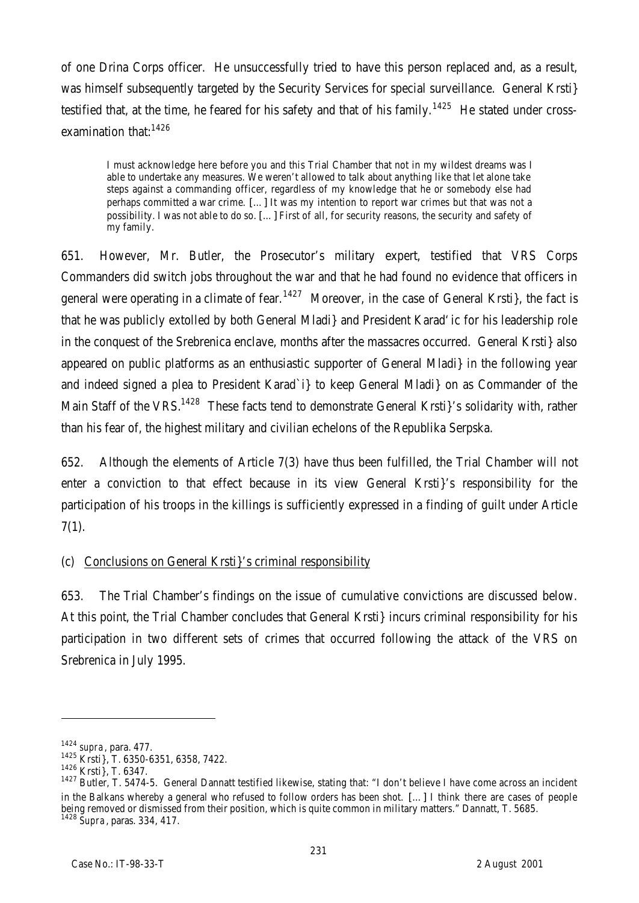of one Drina Corps officer. He unsuccessfully tried to have this person replaced and, as a result, was himself subsequently targeted by the Security Services for special surveillance. General Krsti} testified that, at the time, he feared for his safety and that of his family.[1425] He stated under cross-examination that:[1426]

> I must acknowledge here before you and this Trial Chamber that not in my wildest dreams was I able to undertake any measures. We weren't allowed to talk about anything like that let alone take steps against a commanding officer, regardless of my knowledge that he or somebody else had perhaps committed a war crime. […] It was my intention to report war crimes but that was not a possibility. I was not able to do so. […] First of all, for security reasons, the security and safety of my family.

651. However, Mr. Butler, the Prosecutor's military expert, testified that VRS Corps Commanders did switch jobs throughout the war and that he had found no evidence that officers in general were operating in a climate of fear.[1427] Moreover, in the case of General Krsti}, the fact is that he was publicly extolled by both General Mladi} and President Karad'ic for his leadership role in the conquest of the Srebrenica enclave, months after the massacres occurred. General Krsti} also appeared on public platforms as an enthusiastic supporter of General Mladi} in the following year and indeed signed a plea to President Karad`i} to keep General Mladi} on as Commander of the Main Staff of the VRS.[1428] These facts tend to demonstrate General Krsti}'s solidarity with, rather than his fear of, the highest military and civilian echelons of the Republika Serpska.

652. Although the elements of Article 7(3) have thus been fulfilled, the Trial Chamber will not enter a conviction to that effect because in its view General Krsti}'s responsibility for the participation of his troops in the killings is sufficiently expressed in a finding of guilt under Article 7(1).

(c) Conclusions on General Krsti}'s criminal responsibility

653. The Trial Chamber's findings on the issue of cumulative convictions are discussed below. At this point, the Trial Chamber concludes that General Krsti} incurs criminal responsibility for his participation in two different sets of crimes that occurred following the attack of the VRS on Srebrenica in July 1995.

---

[1424] *supra*, para. 477.

[1425] Krsti}, T. 6350-6351, 6358, 7422.

[1426] Krsti}, T. 6347.

[1427] Butler, T. 5474-5. General Dannatt testified likewise, stating that: "I don't believe I have come across an incident in the Balkans whereby a general who refused to follow orders has been shot. […] I think there are cases of people being removed or dismissed from their position, which is quite common in military matters." Dannatt, T. 5685.

[1428] *Supra*, paras. 334, 417.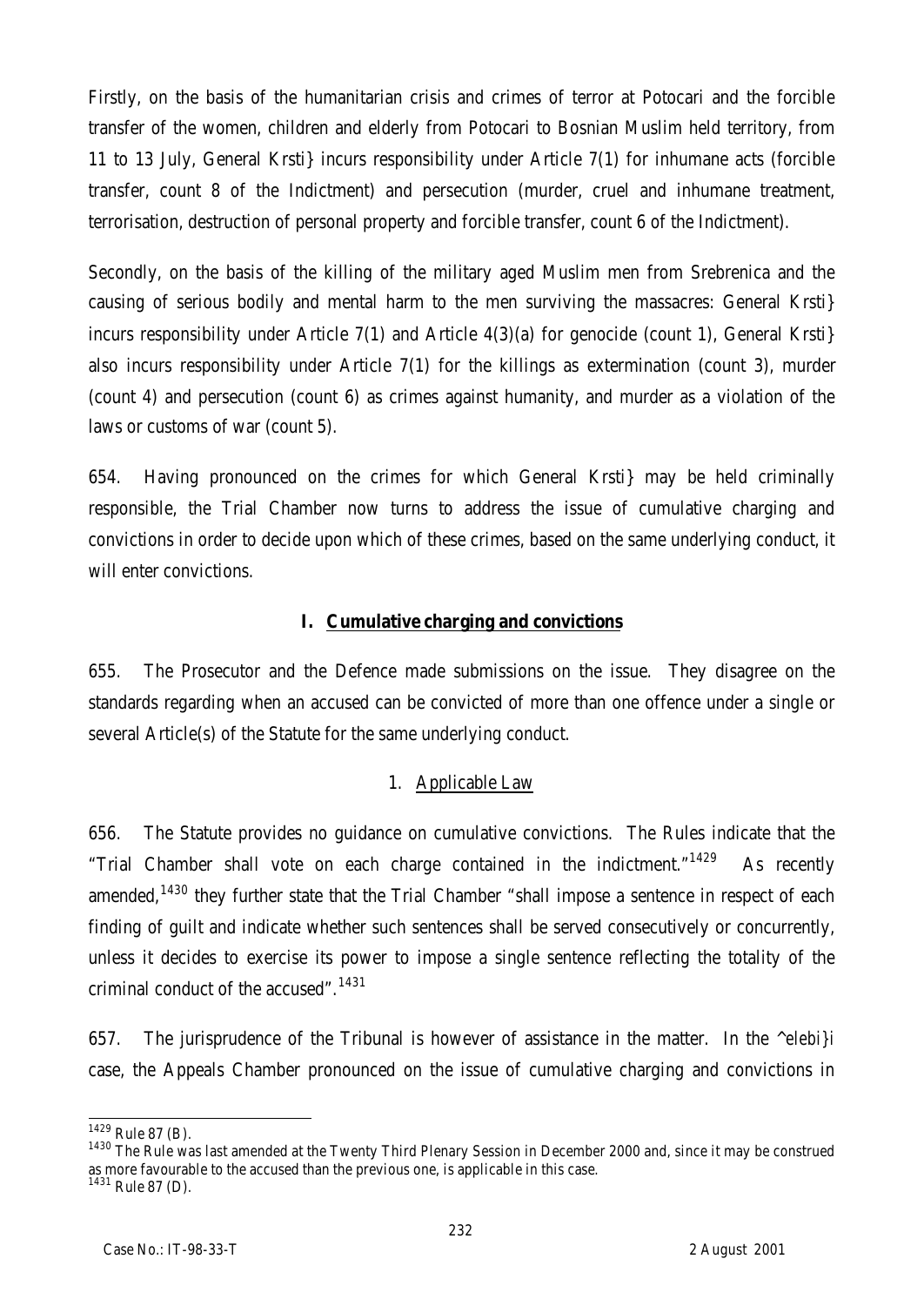Firstly, on the basis of the humanitarian crisis and crimes of terror at Potocari and the forcible transfer of the women, children and elderly from Potocari to Bosnian Muslim held territory, from 11 to 13 July, General Krsti} incurs responsibility under Article 7(1) for inhumane acts (forcible transfer, count 8 of the Indictment) and persecution (murder, cruel and inhumane treatment, terrorisation, destruction of personal property and forcible transfer, count 6 of the Indictment).

Secondly, on the basis of the killing of the military aged Muslim men from Srebrenica and the causing of serious bodily and mental harm to the men surviving the massacres: General Krsti} incurs responsibility under Article 7(1) and Article 4(3)(a) for genocide (count 1), General Krsti} also incurs responsibility under Article 7(1) for the killings as extermination (count 3), murder (count 4) and persecution (count 6) as crimes against humanity, and murder as a violation of the laws or customs of war (count 5).

654. Having pronounced on the crimes for which General Krsti} may be held criminally responsible, the Trial Chamber now turns to address the issue of cumulative charging and convictions in order to decide upon which of these crimes, based on the same underlying conduct, it will enter convictions.

## I. Cumulative charging and convictions

655. The Prosecutor and the Defence made submissions on the issue. They disagree on the standards regarding when an accused can be convicted of more than one offence under a single or several Article(s) of the Statute for the same underlying conduct.

### 1. Applicable Law

656. The Statute provides no guidance on cumulative convictions. The Rules indicate that the "Trial Chamber shall vote on each charge contained in the indictment."[1429] As recently amended,[1430] they further state that the Trial Chamber "shall impose a sentence in respect of each finding of guilt and indicate whether such sentences shall be served consecutively or concurrently, unless it decides to exercise its power to impose a single sentence reflecting the totality of the criminal conduct of the accused".[1431]

657. The jurisprudence of the Tribunal is however of assistance in the matter. In the *^elebi}i* case, the Appeals Chamber pronounced on the issue of cumulative charging and convictions in

[1429] Rule 87 (B).

[1430] The Rule was last amended at the Twenty Third Plenary Session in December 2000 and, since it may be construed as more favourable to the accused than the previous one, is applicable in this case.

[1431] Rule 87 (D).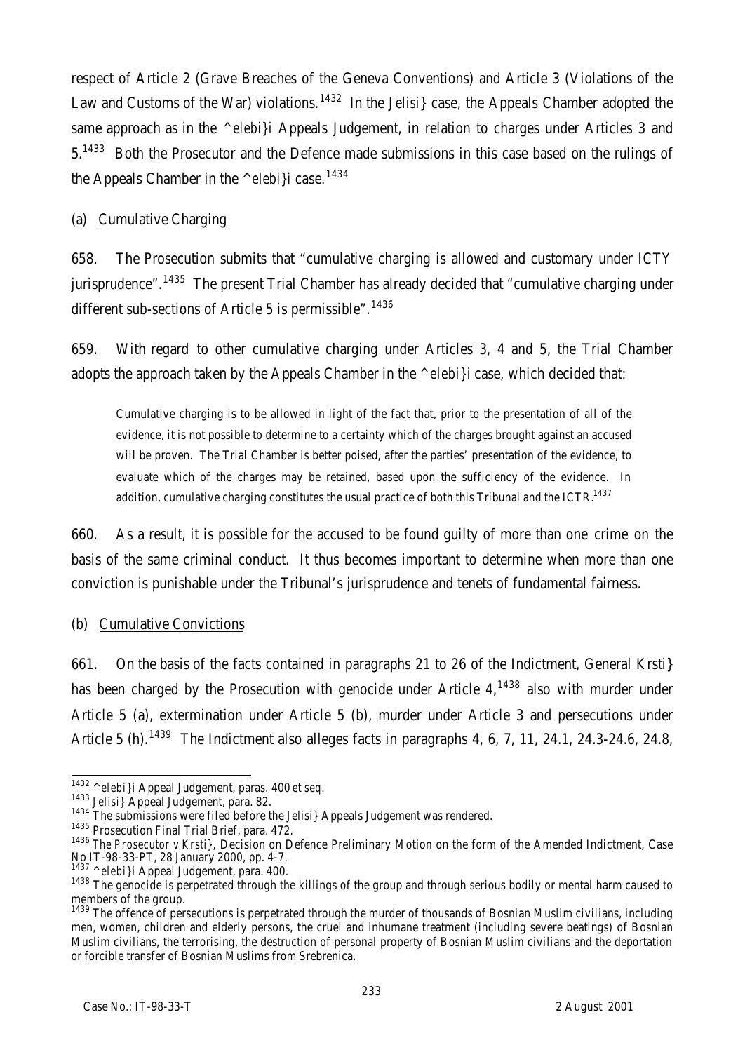respect of Article 2 (Grave Breaches of the Geneva Conventions) and Article 3 (Violations of the Law and Customs of the War) violations.[1432] In the *Jelisi}* case, the Appeals Chamber adopted the same approach as in the *^elebi}i* Appeals Judgement, in relation to charges under Articles 3 and 5.[1433] Both the Prosecutor and the Defence made submissions in this case based on the rulings of the Appeals Chamber in the *^elebi}i* case.[1434]

(a) Cumulative Charging

658. The Prosecution submits that "cumulative charging is allowed and customary under ICTY jurisprudence".[1435] The present Trial Chamber has already decided that "cumulative charging under different sub-sections of Article 5 is permissible".[1436]

659. With regard to other cumulative charging under Articles 3, 4 and 5, the Trial Chamber adopts the approach taken by the Appeals Chamber in the *^elebi}i* case, which decided that:

> Cumulative charging is to be allowed in light of the fact that, prior to the presentation of all of the evidence, it is not possible to determine to a certainty which of the charges brought against an accused will be proven. The Trial Chamber is better poised, after the parties' presentation of the evidence, to evaluate which of the charges may be retained, based upon the sufficiency of the evidence. In addition, cumulative charging constitutes the usual practice of both this Tribunal and the ICTR.[1437]

660. As a result, it is possible for the accused to be found guilty of more than one crime on the basis of the same criminal conduct. It thus becomes important to determine when more than one conviction is punishable under the Tribunal's jurisprudence and tenets of fundamental fairness.

(b) Cumulative Convictions

661. On the basis of the facts contained in paragraphs 21 to 26 of the Indictment, General Krsti} has been charged by the Prosecution with genocide under Article 4,[1438] also with murder under Article 5 (a), extermination under Article 5 (b), murder under Article 3 and persecutions under Article 5 (h).[1439] The Indictment also alleges facts in paragraphs 4, 6, 7, 11, 24.1, 24.3-24.6, 24.8,

---

[1432] *^elebi}i* Appeal Judgement, paras. 400 *et seq*.

[1433] *Jelisi}* Appeal Judgement, para. 82.

[1434] The submissions were filed before the *Jelisi}* Appeals Judgement was rendered.

[1435] Prosecution Final Trial Brief, para. 472.

[1436] *The Prosecutor v Krsti}*, Decision on Defence Preliminary Motion on the form of the Amended Indictment, Case No IT-98-33-PT, 28 January 2000, pp. 4-7.

[1437] *^elebi}i* Appeal Judgement, para. 400.

[1438] The genocide is perpetrated through the killings of the group and through serious bodily or mental harm caused to members of the group.

[1439] The offence of persecutions is perpetrated through the murder of thousands of Bosnian Muslim civilians, including men, women, children and elderly persons, the cruel and inhumane treatment (including severe beatings) of Bosnian Muslim civilians, the terrorising, the destruction of personal property of Bosnian Muslim civilians and the deportation or forcible transfer of Bosnian Muslims from Srebrenica.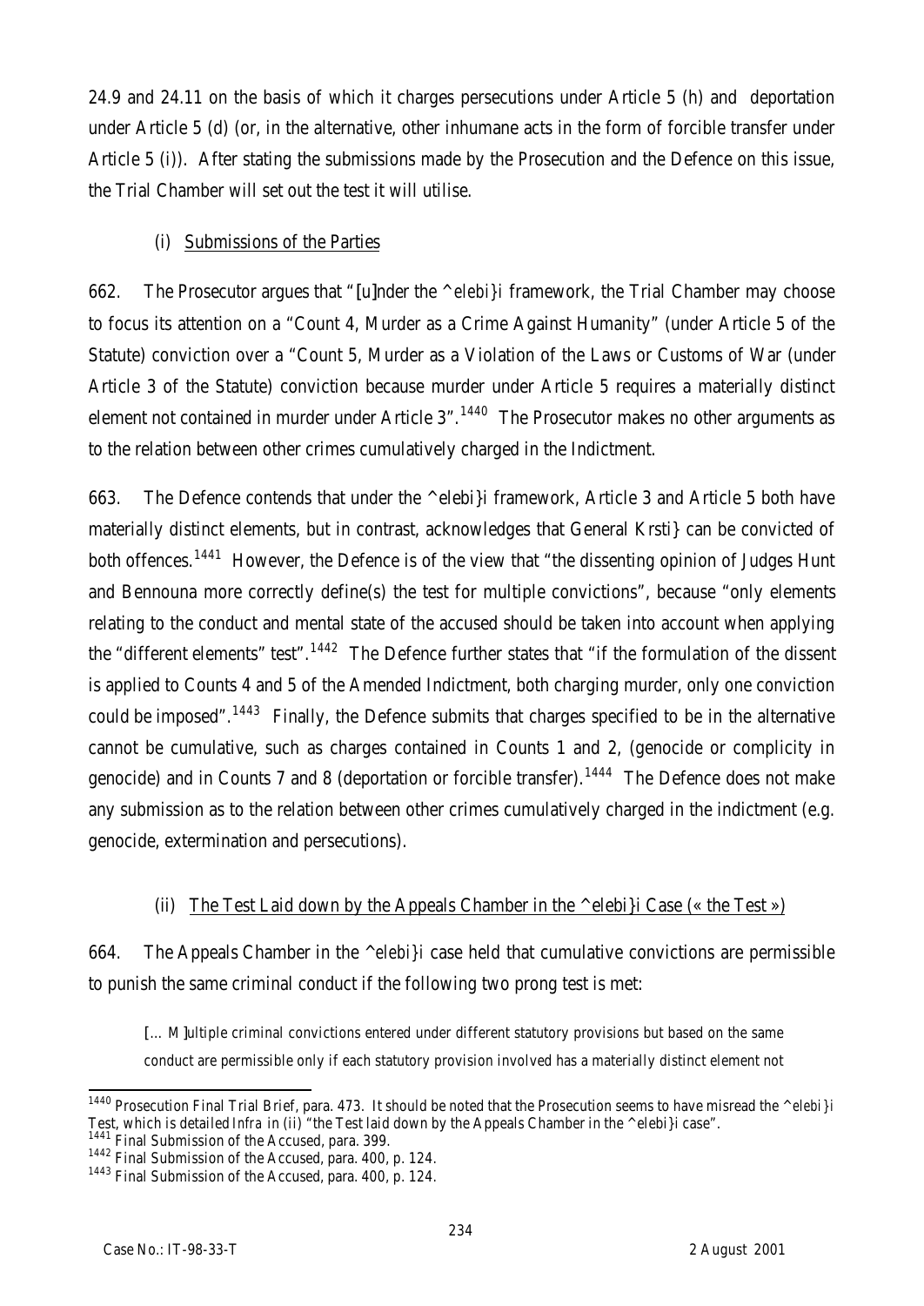24.9 and 24.11 on the basis of which it charges persecutions under Article 5 (h) and deportation under Article 5 (d) (or, in the alternative, other inhumane acts in the form of forcible transfer under Article 5 (i)). After stating the submissions made by the Prosecution and the Defence on this issue, the Trial Chamber will set out the test it will utilise.

(i) Submissions of the Parties

662. The Prosecutor argues that "[u]nder the *^elebi}i* framework, the Trial Chamber may choose to focus its attention on a "Count 4, Murder as a Crime Against Humanity" (under Article 5 of the Statute) conviction over a "Count 5, Murder as a Violation of the Laws or Customs of War (under Article 3 of the Statute) conviction because murder under Article 5 requires a materially distinct element not contained in murder under Article 3".[1440] The Prosecutor makes no other arguments as to the relation between other crimes cumulatively charged in the Indictment.

663. The Defence contends that under the ^elebi}i framework, Article 3 and Article 5 both have materially distinct elements, but in contrast, acknowledges that General Krsti} can be convicted of both offences.[1441] However, the Defence is of the view that "the dissenting opinion of Judges Hunt and Bennouna more correctly define(s) the test for multiple convictions", because "only elements relating to the conduct and mental state of the accused should be taken into account when applying the "different elements" test".[1442] The Defence further states that "if the formulation of the dissent is applied to Counts 4 and 5 of the Amended Indictment, both charging murder, only one conviction could be imposed".[1443] Finally, the Defence submits that charges specified to be in the alternative cannot be cumulative, such as charges contained in Counts 1 and 2, (genocide or complicity in genocide) and in Counts 7 and 8 (deportation or forcible transfer).[1444] The Defence does not make any submission as to the relation between other crimes cumulatively charged in the indictment (e.g. genocide, extermination and persecutions).

(ii) The Test Laid down by the Appeals Chamber in the ^elebi}i Case (« the Test »)

664. The Appeals Chamber in the *^elebi}i* case held that cumulative convictions are permissible to punish the same criminal conduct if the following two prong test is met:

> [... M]ultiple criminal convictions entered under different statutory provisions but based on the same conduct are permissible only if each statutory provision involved has a materially distinct element not

---

[1440] Prosecution Final Trial Brief, para. 473. It should be noted that the Prosecution seems to have misread the *^elebi}i* Test, which is detailed *Infra* in (ii) "the Test laid down by the Appeals Chamber in the ^elebi}i case".

[1441] Final Submission of the Accused, para. 399.

[1442] Final Submission of the Accused, para. 400, p. 124.

[1443] Final Submission of the Accused, para. 400, p. 124.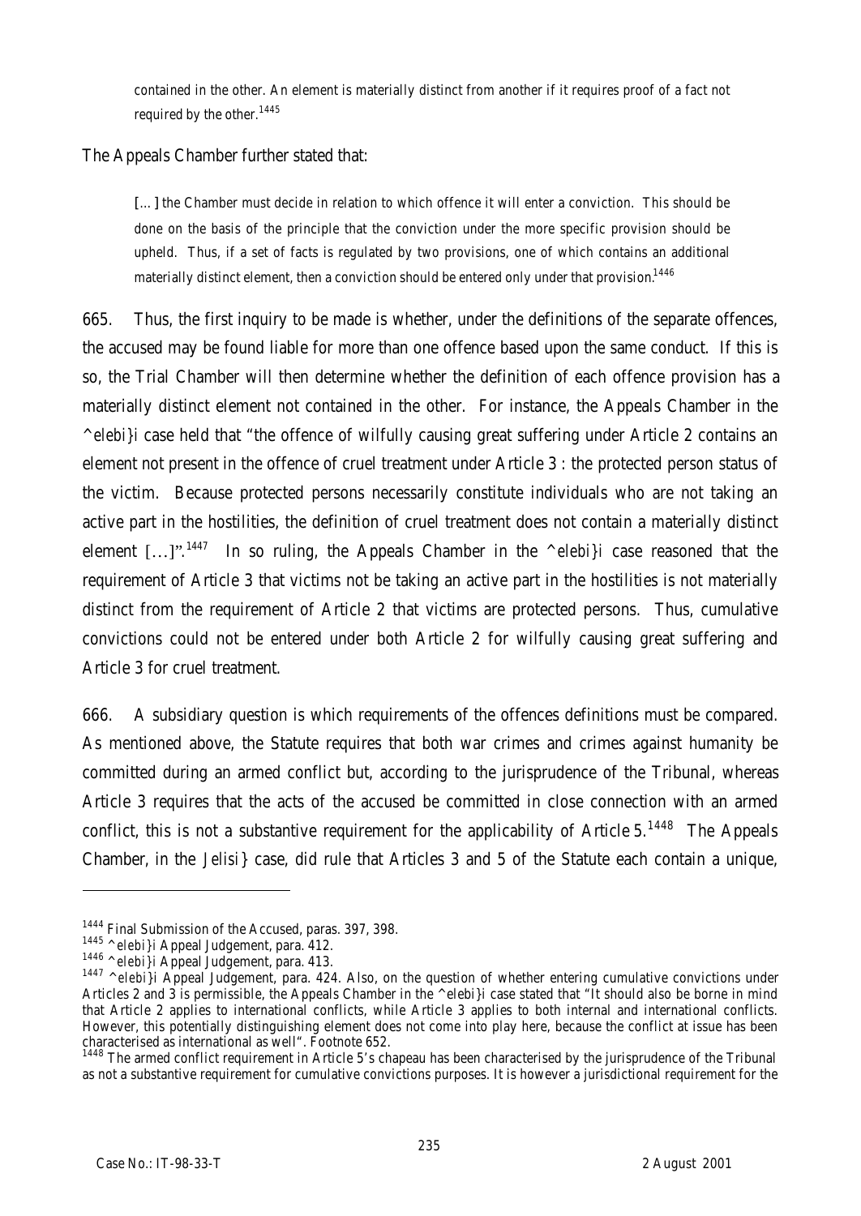contained in the other. An element is materially distinct from another if it requires proof of a fact not required by the other.[1445]

The Appeals Chamber further stated that:

> [...] the Chamber must decide in relation to which offence it will enter a conviction. This should be done on the basis of the principle that the conviction under the more specific provision should be upheld. Thus, if a set of facts is regulated by two provisions, one of which contains an additional materially distinct element, then a conviction should be entered only under that provision.[1446]

665. Thus, the first inquiry to be made is whether, under the definitions of the separate offences, the accused may be found liable for more than one offence based upon the same conduct. If this is so, the Trial Chamber will then determine whether the definition of each offence provision has a materially distinct element not contained in the other. For instance, the Appeals Chamber in the *^elebi}i* case held that "the offence of wilfully causing great suffering under Article 2 contains an element not present in the offence of cruel treatment under Article 3 : the protected person status of the victim. Because protected persons necessarily constitute individuals who are not taking an active part in the hostilities, the definition of cruel treatment does not contain a materially distinct element [...]".[1447] In so ruling, the Appeals Chamber in the *^elebi}i* case reasoned that the requirement of Article 3 that victims not be taking an active part in the hostilities is not materially distinct from the requirement of Article 2 that victims are protected persons. Thus, cumulative convictions could not be entered under both Article 2 for wilfully causing great suffering and Article 3 for cruel treatment.

666. A subsidiary question is which requirements of the offences definitions must be compared. As mentioned above, the Statute requires that both war crimes and crimes against humanity be committed during an armed conflict but, according to the jurisprudence of the Tribunal, whereas Article 3 requires that the acts of the accused be committed in close connection with an armed conflict, this is not a substantive requirement for the applicability of Article 5.[1448] The Appeals Chamber, in the *Jelisi}* case, did rule that Articles 3 and 5 of the Statute each contain a unique,

---

[1444] Final Submission of the Accused, paras. 397, 398.

[1445] *^elebi}i* Appeal Judgement, para. 412.

[1446] *^elebi}i* Appeal Judgement, para. 413.

[1447] *^elebi}i* Appeal Judgement, para. 424. Also, on the question of whether entering cumulative convictions under Articles 2 and 3 is permissible, the Appeals Chamber in the *^elebi}i* case stated that "It should also be borne in mind that Article 2 applies to international conflicts, while Article 3 applies to both internal and international conflicts. However, this potentially distinguishing element does not come into play here, because the conflict at issue has been characterised as international as well". Footnote 652.

[1448] The armed conflict requirement in Article 5's chapeau has been characterised by the jurisprudence of the Tribunal as not a substantive requirement for cumulative convictions purposes. It is however a jurisdictional requirement for the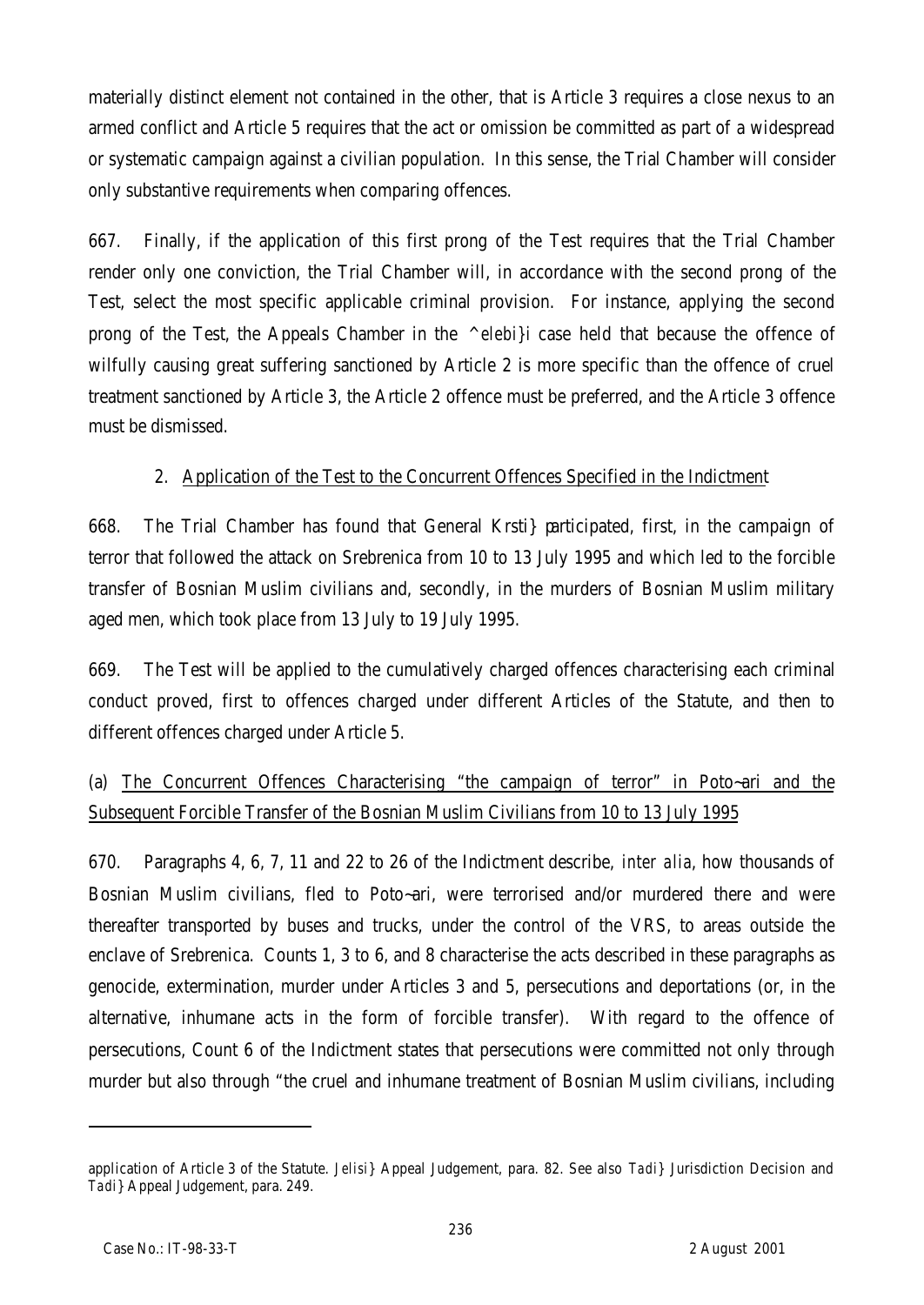materially distinct element not contained in the other, that is Article 3 requires a close nexus to an armed conflict and Article 5 requires that the act or omission be committed as part of a widespread or systematic campaign against a civilian population. In this sense, the Trial Chamber will consider only substantive requirements when comparing offences.

667. Finally, if the application of this first prong of the Test requires that the Trial Chamber render only one conviction, the Trial Chamber will, in accordance with the second prong of the Test, select the most specific applicable criminal provision. For instance, applying the second prong of the Test, the Appeals Chamber in the *^elebi}i* case held that because the offence of wilfully causing great suffering sanctioned by Article 2 is more specific than the offence of cruel treatment sanctioned by Article 3, the Article 2 offence must be preferred, and the Article 3 offence must be dismissed.

2. Application of the Test to the Concurrent Offences Specified in the Indictment

668. The Trial Chamber has found that General Krsti} participated, first, in the campaign of terror that followed the attack on Srebrenica from 10 to 13 July 1995 and which led to the forcible transfer of Bosnian Muslim civilians and, secondly, in the murders of Bosnian Muslim military aged men, which took place from 13 July to 19 July 1995.

669. The Test will be applied to the cumulatively charged offences characterising each criminal conduct proved, first to offences charged under different Articles of the Statute, and then to different offences charged under Article 5.

(a) The Concurrent Offences Characterising "the campaign of terror" in Poto~ari and the Subsequent Forcible Transfer of the Bosnian Muslim Civilians from 10 to 13 July 1995

670. Paragraphs 4, 6, 7, 11 and 22 to 26 of the Indictment describe, *inter alia*, how thousands of Bosnian Muslim civilians, fled to Poto~ari, were terrorised and/or murdered there and were thereafter transported by buses and trucks, under the control of the VRS, to areas outside the enclave of Srebrenica. Counts 1, 3 to 6, and 8 characterise the acts described in these paragraphs as genocide, extermination, murder under Articles 3 and 5, persecutions and deportations (or, in the alternative, inhumane acts in the form of forcible transfer). With regard to the offence of persecutions, Count 6 of the Indictment states that persecutions were committed not only through murder but also through "the cruel and inhumane treatment of Bosnian Muslim civilians, including

---

application of Article 3 of the Statute. *Jelisi}* Appeal Judgement, para. 82. See also *Tadi}* Jurisdiction Decision and *Tadi}* Appeal Judgement, para. 249.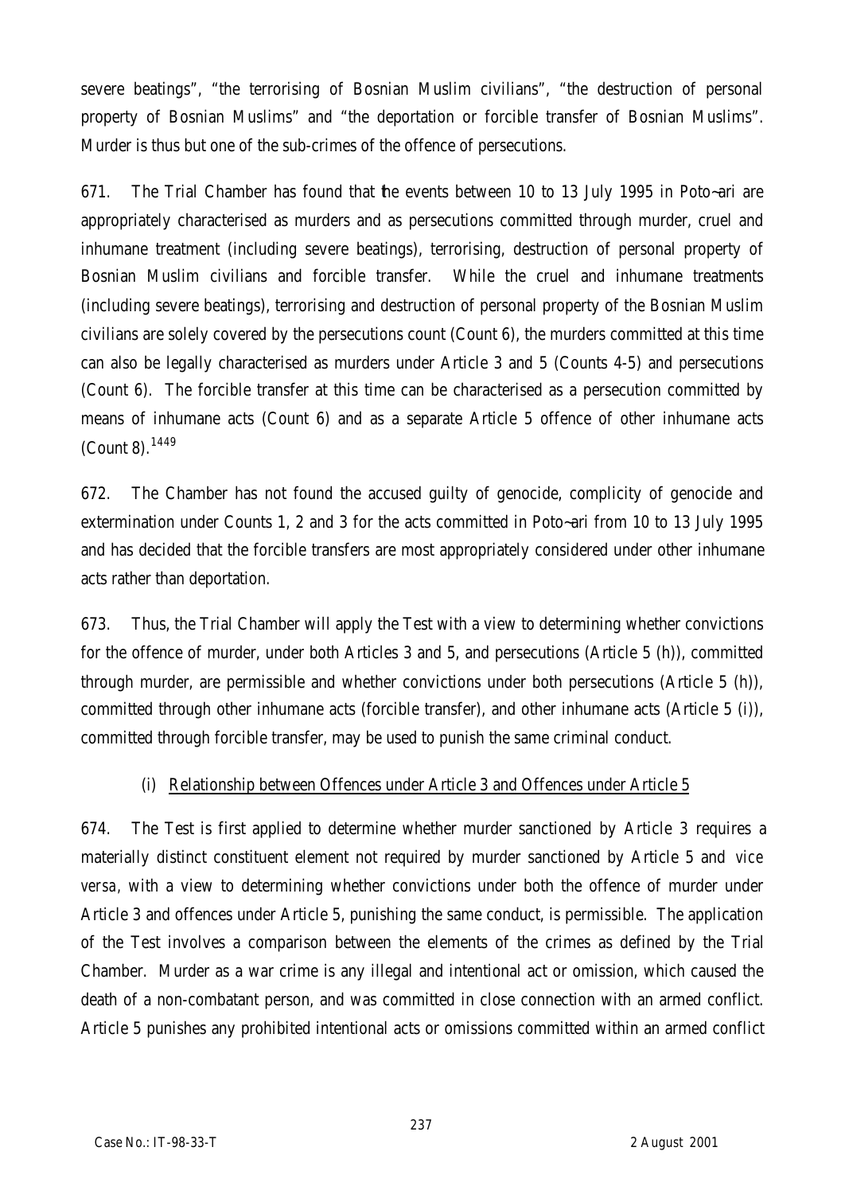severe beatings", "the terrorising of Bosnian Muslim civilians", "the destruction of personal property of Bosnian Muslims" and "the deportation or forcible transfer of Bosnian Muslims". Murder is thus but one of the sub-crimes of the offence of persecutions.

671. The Trial Chamber has found that the events between 10 to 13 July 1995 in Poto~ari are appropriately characterised as murders and as persecutions committed through murder, cruel and inhumane treatment (including severe beatings), terrorising, destruction of personal property of Bosnian Muslim civilians and forcible transfer. While the cruel and inhumane treatments (including severe beatings), terrorising and destruction of personal property of the Bosnian Muslim civilians are solely covered by the persecutions count (Count 6), the murders committed at this time can also be legally characterised as murders under Article 3 and 5 (Counts 4-5) and persecutions (Count 6). The forcible transfer at this time can be characterised as a persecution committed by means of inhumane acts (Count 6) and as a separate Article 5 offence of other inhumane acts (Count 8).[1449]

672. The Chamber has not found the accused guilty of genocide, complicity of genocide and extermination under Counts 1, 2 and 3 for the acts committed in Poto~ari from 10 to 13 July 1995 and has decided that the forcible transfers are most appropriately considered under other inhumane acts rather than deportation.

673. Thus, the Trial Chamber will apply the Test with a view to determining whether convictions for the offence of murder, under both Articles 3 and 5, and persecutions (Article 5 (h)), committed through murder, are permissible and whether convictions under both persecutions (Article 5 (h)), committed through other inhumane acts (forcible transfer), and other inhumane acts (Article 5 (i)), committed through forcible transfer, may be used to punish the same criminal conduct.

### (i) Relationship between Offences under Article 3 and Offences under Article 5

674. The Test is first applied to determine whether murder sanctioned by Article 3 requires a materially distinct constituent element not required by murder sanctioned by Article 5 and *vice versa*, with a view to determining whether convictions under both the offence of murder under Article 3 and offences under Article 5, punishing the same conduct, is permissible. The application of the Test involves a comparison between the elements of the crimes as defined by the Trial Chamber. Murder as a war crime is any illegal and intentional act or omission, which caused the death of a non-combatant person, and was committed in close connection with an armed conflict. Article 5 punishes any prohibited intentional acts or omissions committed within an armed conflict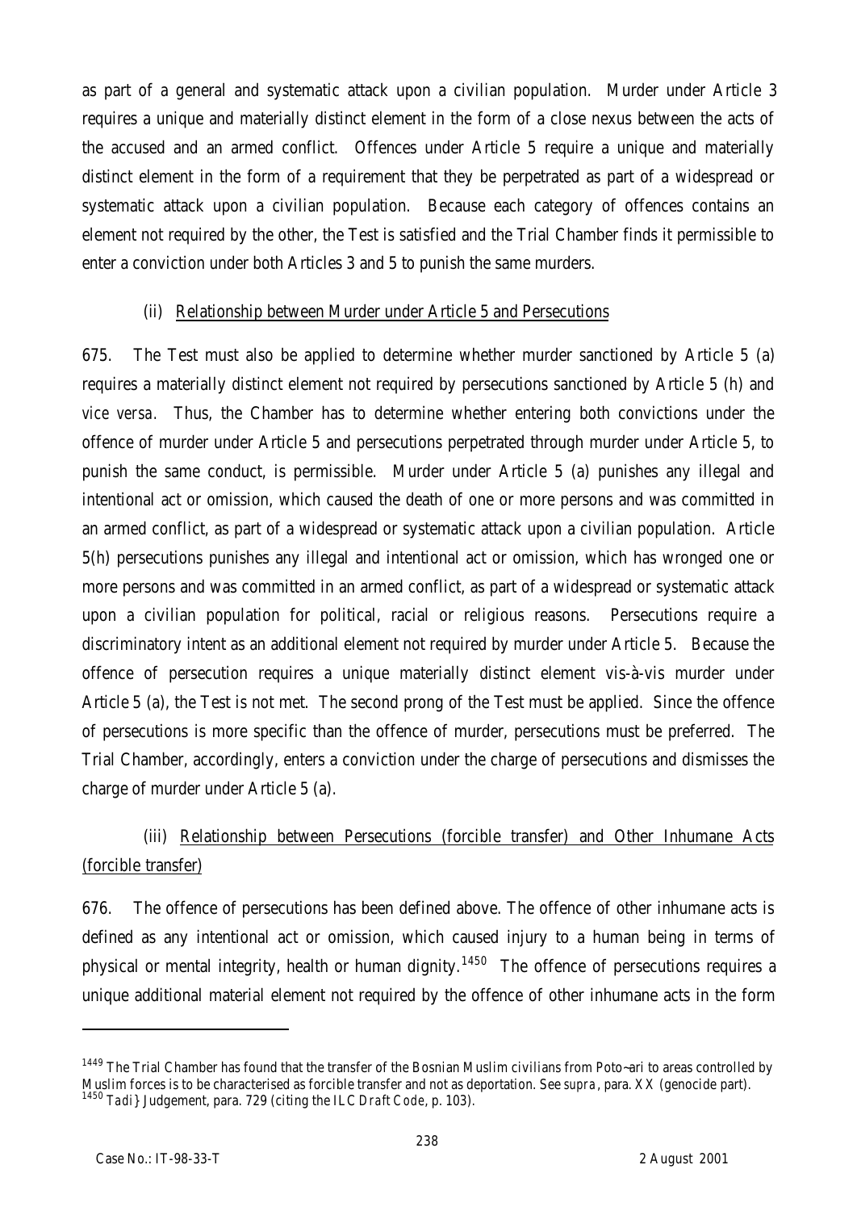as part of a general and systematic attack upon a civilian population. Murder under Article 3 requires a unique and materially distinct element in the form of a close nexus between the acts of the accused and an armed conflict. Offences under Article 5 require a unique and materially distinct element in the form of a requirement that they be perpetrated as part of a widespread or systematic attack upon a civilian population. Because each category of offences contains an element not required by the other, the Test is satisfied and the Trial Chamber finds it permissible to enter a conviction under both Articles 3 and 5 to punish the same murders.

(ii) Relationship between Murder under Article 5 and Persecutions

675. The Test must also be applied to determine whether murder sanctioned by Article 5 (a) requires a materially distinct element not required by persecutions sanctioned by Article 5 (h) and *vice versa*. Thus, the Chamber has to determine whether entering both convictions under the offence of murder under Article 5 and persecutions perpetrated through murder under Article 5, to punish the same conduct, is permissible. Murder under Article 5 (a) punishes any illegal and intentional act or omission, which caused the death of one or more persons and was committed in an armed conflict, as part of a widespread or systematic attack upon a civilian population. Article 5(h) persecutions punishes any illegal and intentional act or omission, which has wronged one or more persons and was committed in an armed conflict, as part of a widespread or systematic attack upon a civilian population for political, racial or religious reasons. Persecutions require a discriminatory intent as an additional element not required by murder under Article 5. Because the offence of persecution requires a unique materially distinct element vis-à-vis murder under Article 5 (a), the Test is not met. The second prong of the Test must be applied. Since the offence of persecutions is more specific than the offence of murder, persecutions must be preferred. The Trial Chamber, accordingly, enters a conviction under the charge of persecutions and dismisses the charge of murder under Article 5 (a).

(iii) Relationship between Persecutions (forcible transfer) and Other Inhumane Acts (forcible transfer)

676. The offence of persecutions has been defined above. The offence of other inhumane acts is defined as any intentional act or omission, which caused injury to a human being in terms of physical or mental integrity, health or human dignity.[1450] The offence of persecutions requires a unique additional material element not required by the offence of other inhumane acts in the form

---

[1449] The Trial Chamber has found that the transfer of the Bosnian Muslim civilians from Poto~ari to areas controlled by Muslim forces is to be characterised as forcible transfer and not as deportation. See *supra*, para. XX (genocide part).

[1450] *Tadi}* Judgement, para. 729 (citing the *ILC Draft Code*, p. 103).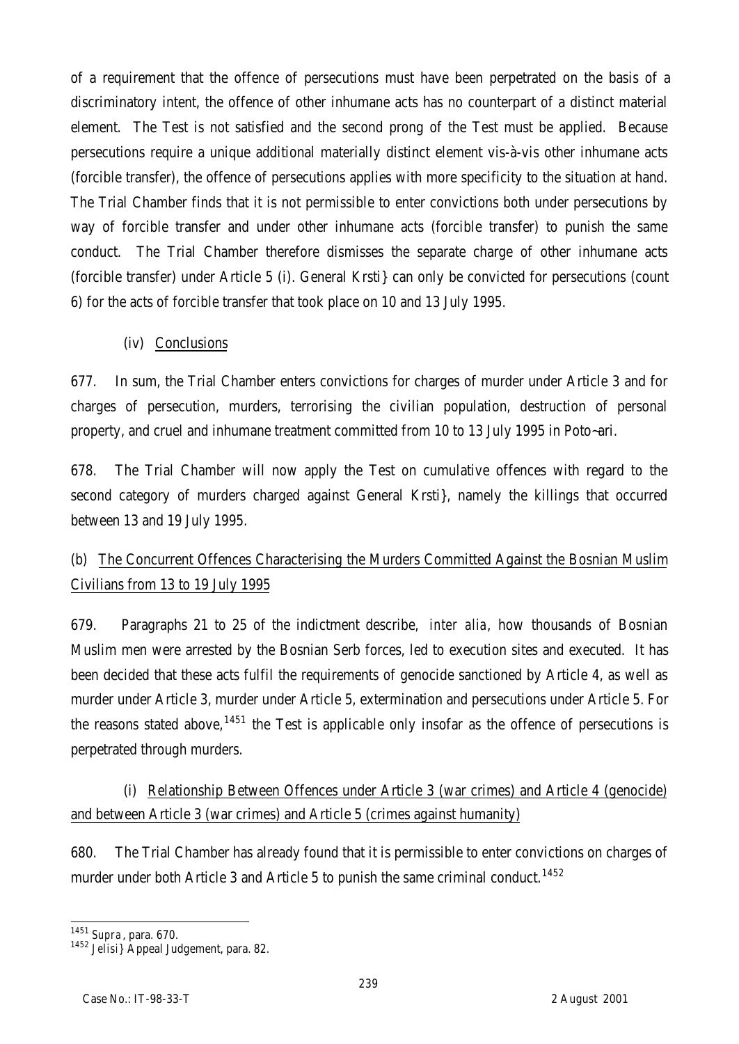of a requirement that the offence of persecutions must have been perpetrated on the basis of a discriminatory intent, the offence of other inhumane acts has no counterpart of a distinct material element. The Test is not satisfied and the second prong of the Test must be applied. Because persecutions require a unique additional materially distinct element vis-à-vis other inhumane acts (forcible transfer), the offence of persecutions applies with more specificity to the situation at hand. The Trial Chamber finds that it is not permissible to enter convictions both under persecutions by way of forcible transfer and under other inhumane acts (forcible transfer) to punish the same conduct. The Trial Chamber therefore dismisses the separate charge of other inhumane acts (forcible transfer) under Article 5 (i). General Krsti} can only be convicted for persecutions (count 6) for the acts of forcible transfer that took place on 10 and 13 July 1995.

(iv) <u>Conclusions</u>

677. In sum, the Trial Chamber enters convictions for charges of murder under Article 3 and for charges of persecution, murders, terrorising the civilian population, destruction of personal property, and cruel and inhumane treatment committed from 10 to 13 July 1995 in Poto~ari.

678. The Trial Chamber will now apply the Test on cumulative offences with regard to the second category of murders charged against General Krsti}, namely the killings that occurred between 13 and 19 July 1995.

(b) <u>The Concurrent Offences Characterising the Murders Committed Against the Bosnian Muslim Civilians from 13 to 19 July 1995</u>

679. Paragraphs 21 to 25 of the indictment describe, *inter alia*, how thousands of Bosnian Muslim men were arrested by the Bosnian Serb forces, led to execution sites and executed. It has been decided that these acts fulfil the requirements of genocide sanctioned by Article 4, as well as murder under Article 3, murder under Article 5, extermination and persecutions under Article 5. For the reasons stated above,[1451] the Test is applicable only insofar as the offence of persecutions is perpetrated through murders.

(i) <u>Relationship Between Offences under Article 3 (war crimes) and Article 4 (genocide) and between Article 3 (war crimes) and Article 5 (crimes against humanity)</u>

680. The Trial Chamber has already found that it is permissible to enter convictions on charges of murder under both Article 3 and Article 5 to punish the same criminal conduct.[1452]

---

[1451] *Supra*, para. 670.

[1452] *Jelisi}* Appeal Judgement, para. 82.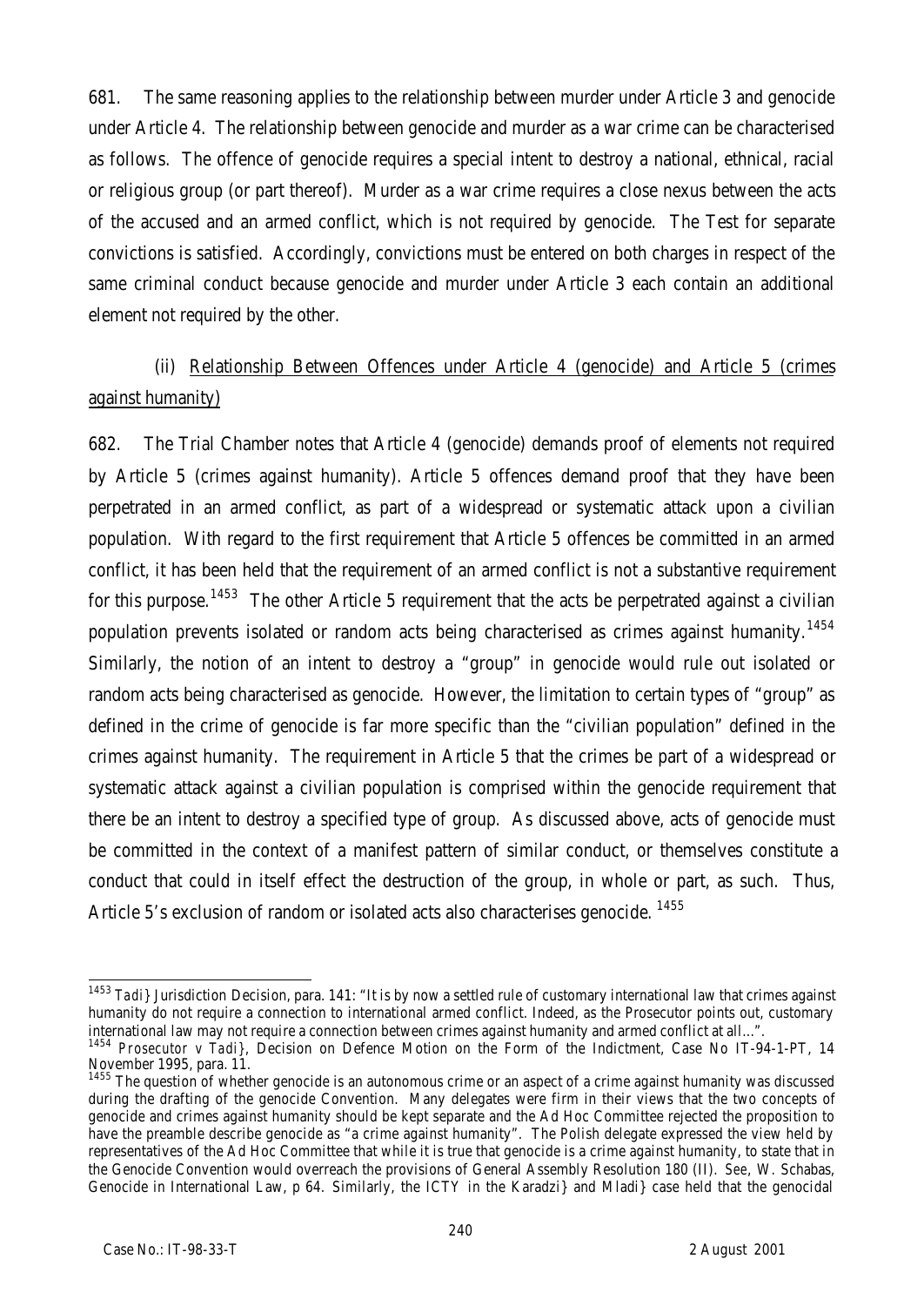681. The same reasoning applies to the relationship between murder under Article 3 and genocide under Article 4. The relationship between genocide and murder as a war crime can be characterised as follows. The offence of genocide requires a special intent to destroy a national, ethnical, racial or religious group (or part thereof). Murder as a war crime requires a close nexus between the acts of the accused and an armed conflict, which is not required by genocide. The Test for separate convictions is satisfied. Accordingly, convictions must be entered on both charges in respect of the same criminal conduct because genocide and murder under Article 3 each contain an additional element not required by the other.

(ii) Relationship Between Offences under Article 4 (genocide) and Article 5 (crimes against humanity)

682. The Trial Chamber notes that Article 4 (genocide) demands proof of elements not required by Article 5 (crimes against humanity). Article 5 offences demand proof that they have been perpetrated in an armed conflict, as part of a widespread or systematic attack upon a civilian population. With regard to the first requirement that Article 5 offences be committed in an armed conflict, it has been held that the requirement of an armed conflict is not a substantive requirement for this purpose.[1453] The other Article 5 requirement that the acts be perpetrated against a civilian population prevents isolated or random acts being characterised as crimes against humanity.[1454] Similarly, the notion of an intent to destroy a "group" in genocide would rule out isolated or random acts being characterised as genocide. However, the limitation to certain types of "group" as defined in the crime of genocide is far more specific than the "civilian population" defined in the crimes against humanity. The requirement in Article 5 that the crimes be part of a widespread or systematic attack against a civilian population is comprised within the genocide requirement that there be an intent to destroy a specified type of group. As discussed above, acts of genocide must be committed in the context of a manifest pattern of similar conduct, or themselves constitute a conduct that could in itself effect the destruction of the group, in whole or part, as such. Thus, Article 5's exclusion of random or isolated acts also characterises genocide.[1455]

---

[1453] *Tadi}* Jurisdiction Decision, para. 141: "It is by now a settled rule of customary international law that crimes against humanity do not require a connection to international armed conflict. Indeed, as the Prosecutor points out, customary international law may not require a connection between crimes against humanity and armed conflict at all…".

[1454] *Prosecutor v Tadi}*, Decision on Defence Motion on the Form of the Indictment, Case No IT-94-1-PT, 14 November 1995, para. 11.

[1455] The question of whether genocide is an autonomous crime or an aspect of a crime against humanity was discussed during the drafting of the genocide Convention. Many delegates were firm in their views that the two concepts of genocide and crimes against humanity should be kept separate and the Ad Hoc Committee rejected the proposition to have the preamble describe genocide as "a crime against humanity". The Polish delegate expressed the view held by representatives of the Ad Hoc Committee that while it is true that genocide is a crime against humanity, to state that in the Genocide Convention would overreach the provisions of General Assembly Resolution 180 (II). *See*, W. Schabas, *Genocide in International Law*, p 64. Similarly, the ICTY in the *Karadzi}* and *Mladi}* case held that the genocidal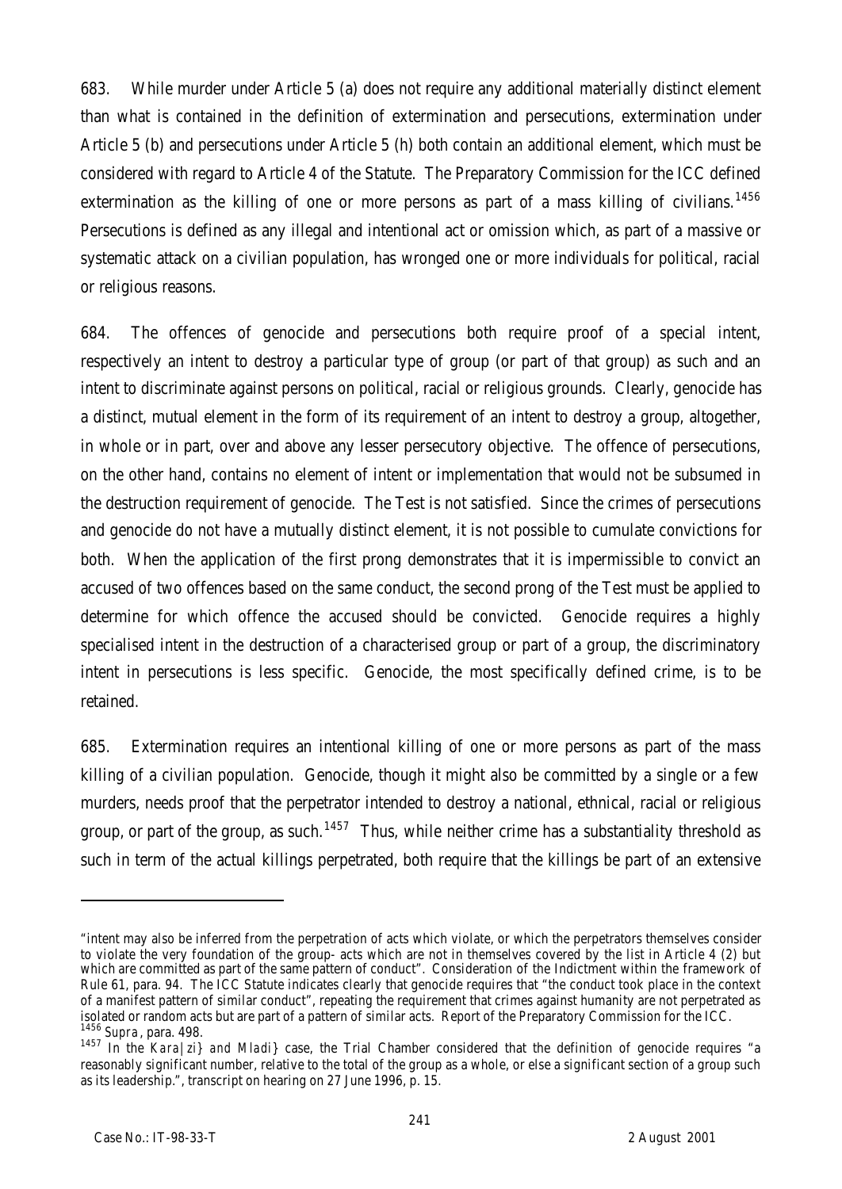683. While murder under Article 5 (a) does not require any additional materially distinct element than what is contained in the definition of extermination and persecutions, extermination under Article 5 (b) and persecutions under Article 5 (h) both contain an additional element, which must be considered with regard to Article 4 of the Statute. The Preparatory Commission for the ICC defined extermination as the killing of one or more persons as part of a mass killing of civilians.[1456] Persecutions is defined as any illegal and intentional act or omission which, as part of a massive or systematic attack on a civilian population, has wronged one or more individuals for political, racial or religious reasons.

684. The offences of genocide and persecutions both require proof of a special intent, respectively an intent to destroy a particular type of group (or part of that group) as such and an intent to discriminate against persons on political, racial or religious grounds. Clearly, genocide has a distinct, mutual element in the form of its requirement of an intent to destroy a group, altogether, in whole or in part, over and above any lesser persecutory objective. The offence of persecutions, on the other hand, contains no element of intent or implementation that would not be subsumed in the destruction requirement of genocide. The Test is not satisfied. Since the crimes of persecutions and genocide do not have a mutually distinct element, it is not possible to cumulate convictions for both. When the application of the first prong demonstrates that it is impermissible to convict an accused of two offences based on the same conduct, the second prong of the Test must be applied to determine for which offence the accused should be convicted. Genocide requires a highly specialised intent in the destruction of a characterised group or part of a group, the discriminatory intent in persecutions is less specific. Genocide, the most specifically defined crime, is to be retained.

685. Extermination requires an intentional killing of one or more persons as part of the mass killing of a civilian population. Genocide, though it might also be committed by a single or a few murders, needs proof that the perpetrator intended to destroy a national, ethnical, racial or religious group, or part of the group, as such.[1457] Thus, while neither crime has a substantiality threshold as such in term of the actual killings perpetrated, both require that the killings be part of an extensive

---

"intent may also be inferred from the perpetration of acts which violate, or which the perpetrators themselves consider to violate the very foundation of the group- acts which are not in themselves covered by the list in Article 4 (2) but which are committed as part of the same pattern of conduct". Consideration of the Indictment within the framework of Rule 61, para. 94. The ICC Statute indicates clearly that genocide requires that "the conduct took place in the context of a manifest pattern of similar conduct", repeating the requirement that crimes against humanity are not perpetrated as isolated or random acts but are part of a pattern of similar acts. Report of the Preparatory Commission for the ICC.

[1456] *Supra*, para. 498.

[1457] In the *Kara|zi} and Mladi}* case, the Trial Chamber considered that the definition of genocide requires "a reasonably significant number, relative to the total of the group as a whole, or else a significant section of a group such as its leadership.", transcript on hearing on 27 June 1996, p. 15.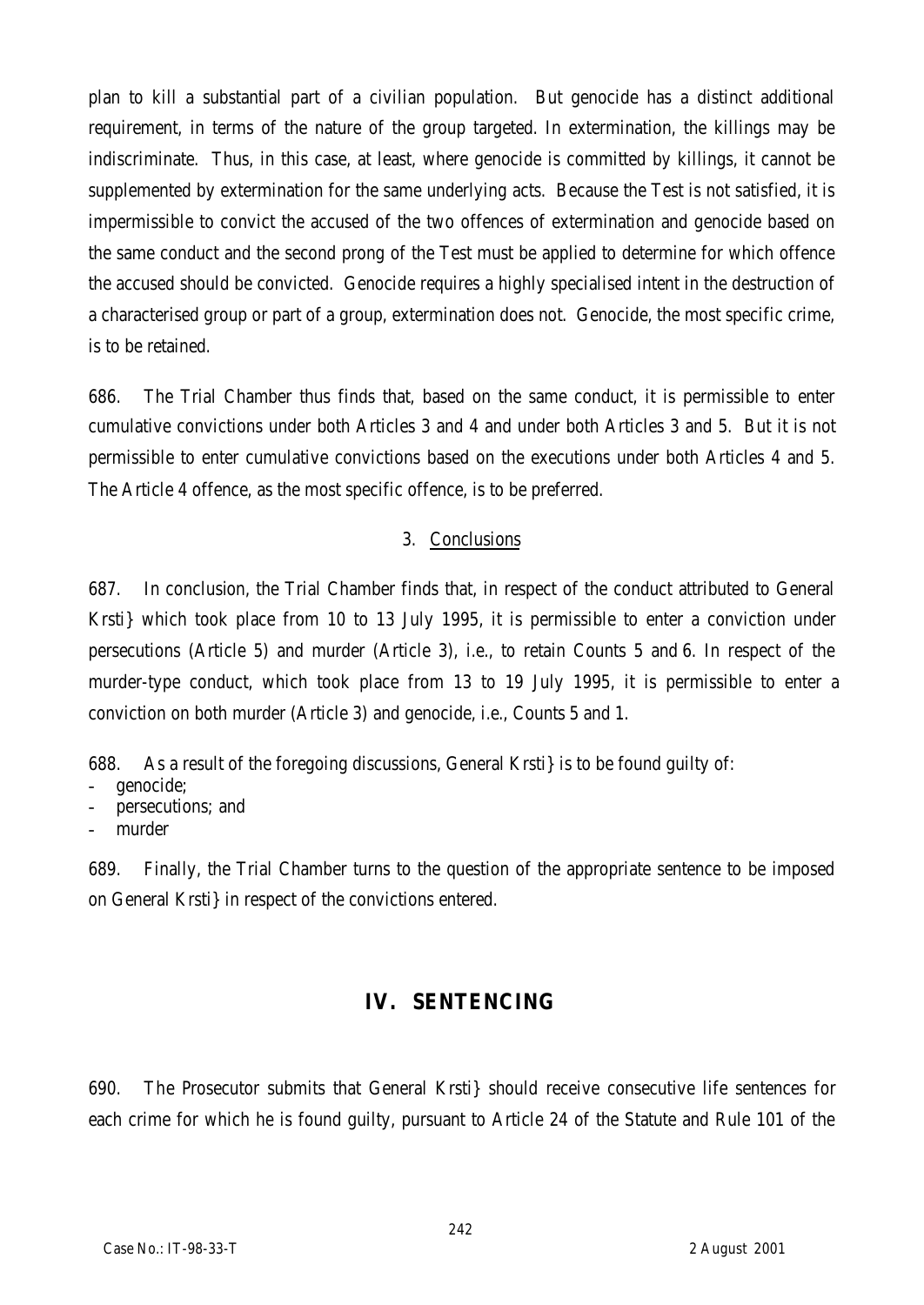plan to kill a substantial part of a civilian population. But genocide has a distinct additional requirement, in terms of the nature of the group targeted. In extermination, the killings may be indiscriminate. Thus, in this case, at least, where genocide is committed by killings, it cannot be supplemented by extermination for the same underlying acts. Because the Test is not satisfied, it is impermissible to convict the accused of the two offences of extermination and genocide based on the same conduct and the second prong of the Test must be applied to determine for which offence the accused should be convicted. Genocide requires a highly specialised intent in the destruction of a characterised group or part of a group, extermination does not. Genocide, the most specific crime, is to be retained.

686. The Trial Chamber thus finds that, based on the same conduct, it is permissible to enter cumulative convictions under both Articles 3 and 4 and under both Articles 3 and 5. But it is not permissible to enter cumulative convictions based on the executions under both Articles 4 and 5. The Article 4 offence, as the most specific offence, is to be preferred.

### 3. Conclusions

687. In conclusion, the Trial Chamber finds that, in respect of the conduct attributed to General Krsti} which took place from 10 to 13 July 1995, it is permissible to enter a conviction under persecutions (Article 5) and murder (Article 3), i.e., to retain Counts 5 and 6. In respect of the murder-type conduct, which took place from 13 to 19 July 1995, it is permissible to enter a conviction on both murder (Article 3) and genocide, i.e., Counts 5 and 1.

688. As a result of the foregoing discussions, General Krsti} is to be found guilty of:

- genocide;
- persecutions; and
- murder

689. Finally, the Trial Chamber turns to the question of the appropriate sentence to be imposed on General Krsti} in respect of the convictions entered.

## IV. SENTENCING

690. The Prosecutor submits that General Krsti} should receive consecutive life sentences for each crime for which he is found guilty, pursuant to Article 24 of the Statute and Rule 101 of the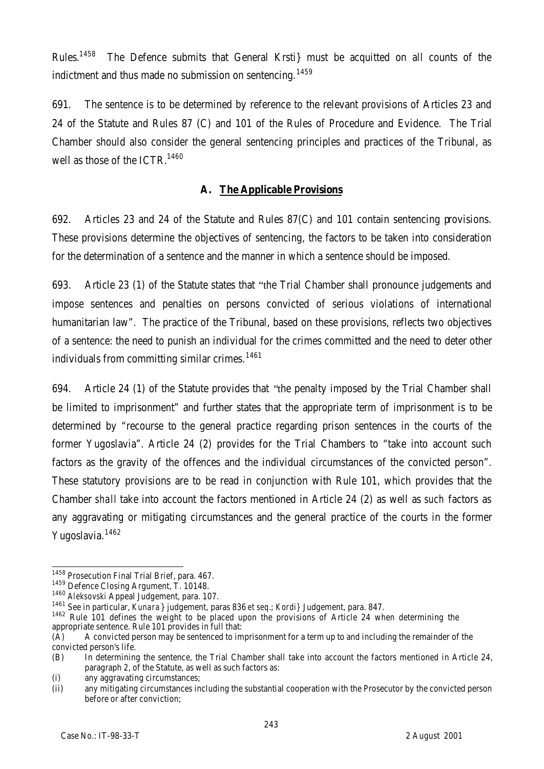Rules.[1458] The Defence submits that General Krsti} must be acquitted on all counts of the indictment and thus made no submission on sentencing.[1459]

691. The sentence is to be determined by reference to the relevant provisions of Articles 23 and 24 of the Statute and Rules 87 (C) and 101 of the Rules of Procedure and Evidence. The Trial Chamber should also consider the general sentencing principles and practices of the Tribunal, as well as those of the ICTR.[1460]

## A. The Applicable Provisions

692. Articles 23 and 24 of the Statute and Rules 87(C) and 101 contain sentencing provisions. These provisions determine the objectives of sentencing, the factors to be taken into consideration for the determination of a sentence and the manner in which a sentence should be imposed.

693. Article 23 (1) of the Statute states that "the Trial Chamber shall pronounce judgements and impose sentences and penalties on persons convicted of serious violations of international humanitarian law". The practice of the Tribunal, based on these provisions, reflects two objectives of a sentence: the need to punish an individual for the crimes committed and the need to deter other individuals from committing similar crimes.[1461]

694. Article 24 (1) of the Statute provides that "the penalty imposed by the Trial Chamber shall be limited to imprisonment" and further states that the appropriate term of imprisonment is to be determined by "recourse to the general practice regarding prison sentences in the courts of the former Yugoslavia". Article 24 (2) provides for the Trial Chambers to "take into account such factors as the gravity of the offences and the individual circumstances of the convicted person". These statutory provisions are to be read in conjunction with Rule 101, which provides that the Chamber *shall* take into account the factors mentioned in Article 24 (2) as well as *such* factors as any aggravating or mitigating circumstances and the general practice of the courts in the former Yugoslavia.[1462]

---

[1458] Prosecution Final Trial Brief, para. 467.

[1459] Defence Closing Argument, T. 10148.

[1460] *Aleksovski* Appeal Judgement, para. 107.

[1461] See in particular, *Kunara}* judgement, paras 836 *et seq.*; *Kordi}* Judgement, para. 847.

[1462] Rule 101 defines the weight to be placed upon the provisions of Article 24 when determining the appropriate sentence. Rule 101 provides in full that:

(A) A convicted person may be sentenced to imprisonment for a term up to and including the remainder of the convicted person's life.

(B) In determining the sentence, the Trial Chamber shall take into account the factors mentioned in Article 24, paragraph 2, of the Statute, as well as such factors as:

(i) any aggravating circumstances;

(ii) any mitigating circumstances including the substantial cooperation with the Prosecutor by the convicted person before or after conviction;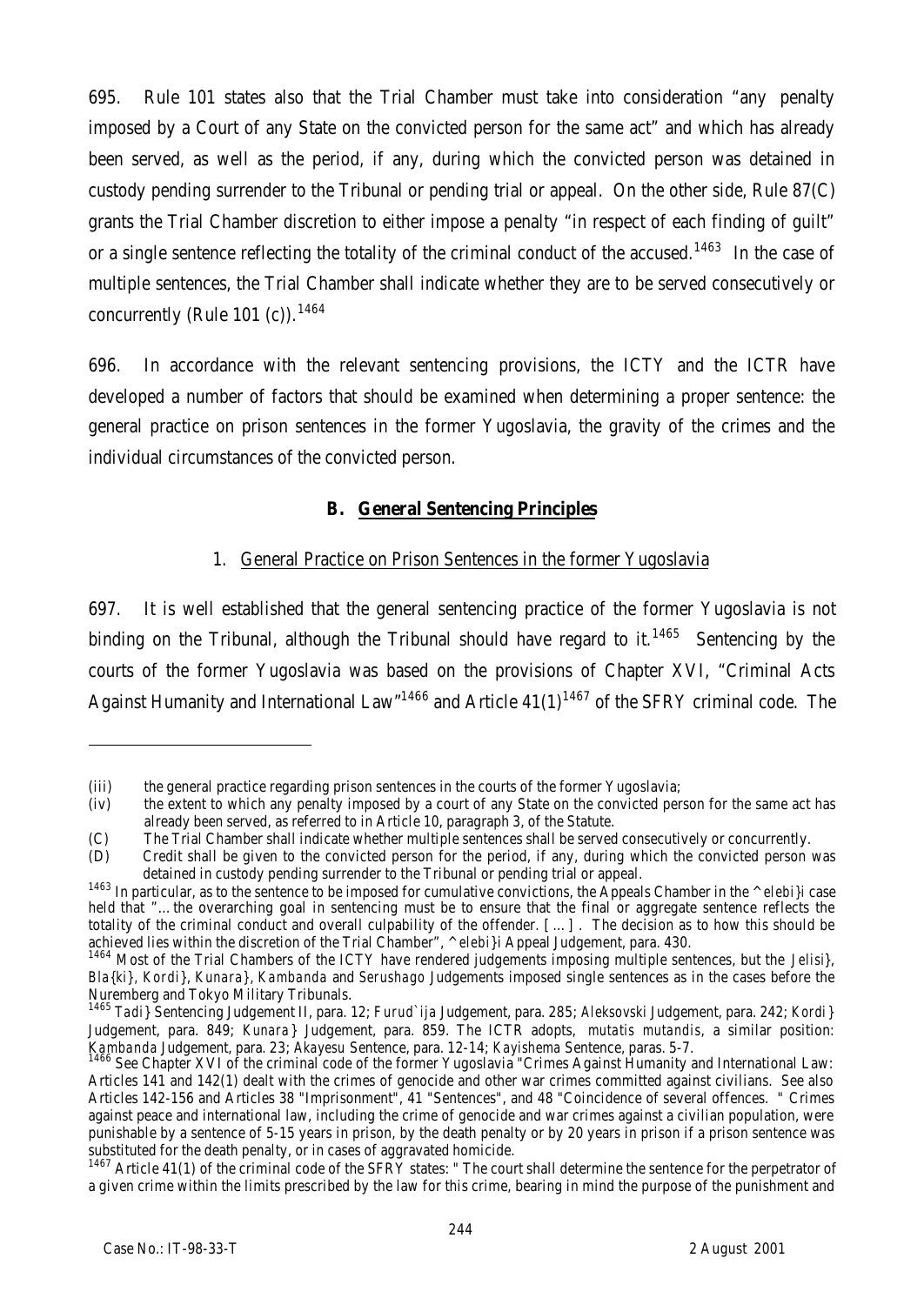695. Rule 101 states also that the Trial Chamber must take into consideration "any penalty imposed by a Court of any State on the convicted person for the same act" and which has already been served, as well as the period, if any, during which the convicted person was detained in custody pending surrender to the Tribunal or pending trial or appeal. On the other side, Rule 87(C) grants the Trial Chamber discretion to either impose a penalty "in respect of each finding of guilt" or a single sentence reflecting the totality of the criminal conduct of the accused.[1463] In the case of multiple sentences, the Trial Chamber shall indicate whether they are to be served consecutively or concurrently (Rule 101 (c)).[1464]

696. In accordance with the relevant sentencing provisions, the ICTY and the ICTR have developed a number of factors that should be examined when determining a proper sentence: the general practice on prison sentences in the former Yugoslavia, the gravity of the crimes and the individual circumstances of the convicted person.

## B. General Sentencing Principles

### 1. General Practice on Prison Sentences in the former Yugoslavia

697. It is well established that the general sentencing practice of the former Yugoslavia is not binding on the Tribunal, although the Tribunal should have regard to it.[1465] Sentencing by the courts of the former Yugoslavia was based on the provisions of Chapter XVI, "Criminal Acts Against Humanity and International Law"[1466] and Article 41(1)[1467] of the SFRY criminal code. The

---

(iii) the general practice regarding prison sentences in the courts of the former Yugoslavia;

(iv) the extent to which any penalty imposed by a court of any State on the convicted person for the same act has already been served, as referred to in Article 10, paragraph 3, of the Statute.

(C) The Trial Chamber shall indicate whether multiple sentences shall be served consecutively or concurrently.

(D) Credit shall be given to the convicted person for the period, if any, during which the convicted person was detained in custody pending surrender to the Tribunal or pending trial or appeal.

[1463] In particular, as to the sentence to be imposed for cumulative convictions, the Appeals Chamber in the *^elebi}i* case held that "…the overarching goal in sentencing must be to ensure that the final or aggregate sentence reflects the totality of the criminal conduct and overall culpability of the offender. […]. The decision as to how this should be achieved lies within the discretion of the Trial Chamber", *^elebi}i* Appeal Judgement, para. 430.

[1464] Most of the Trial Chambers of the ICTY have rendered judgements imposing multiple sentences, but the *Jelisi}*, *Bla{ki}*, *Kordi}*, *Kunara}*, *Kambanda* and *Serushago* Judgements imposed single sentences as in the cases before the Nuremberg and Tokyo Military Tribunals.

[1465] *Tadi}* Sentencing Judgement II, para. 12; *Furud`ija* Judgement, para. 285; *Aleksovski* Judgement, para. 242; *Kordi}* Judgement, para. 849; *Kunara}* Judgement, para. 859. The ICTR adopts, *mutatis mutandis*, a similar position: *Kambanda* Judgement, para. 23; *Akayesu* Sentence, para. 12-14; *Kayishema* Sentence, paras. 5-7.

[1466] See Chapter XVI of the criminal code of the former Yugoslavia "Crimes Against Humanity and International Law: Articles 141 and 142(1) dealt with the crimes of genocide and other war crimes committed against civilians. See also Articles 142-156 and Articles 38 "Imprisonment", 41 "Sentences", and 48 "Coincidence of several offences. " Crimes against peace and international law, including the crime of genocide and war crimes against a civilian population, were punishable by a sentence of 5-15 years in prison, by the death penalty or by 20 years in prison if a prison sentence was substituted for the death penalty, or in cases of aggravated homicide.

[1467] Article 41(1) of the criminal code of the SFRY states: " The court shall determine the sentence for the perpetrator of a given crime within the limits prescribed by the law for this crime, bearing in mind the purpose of the punishment and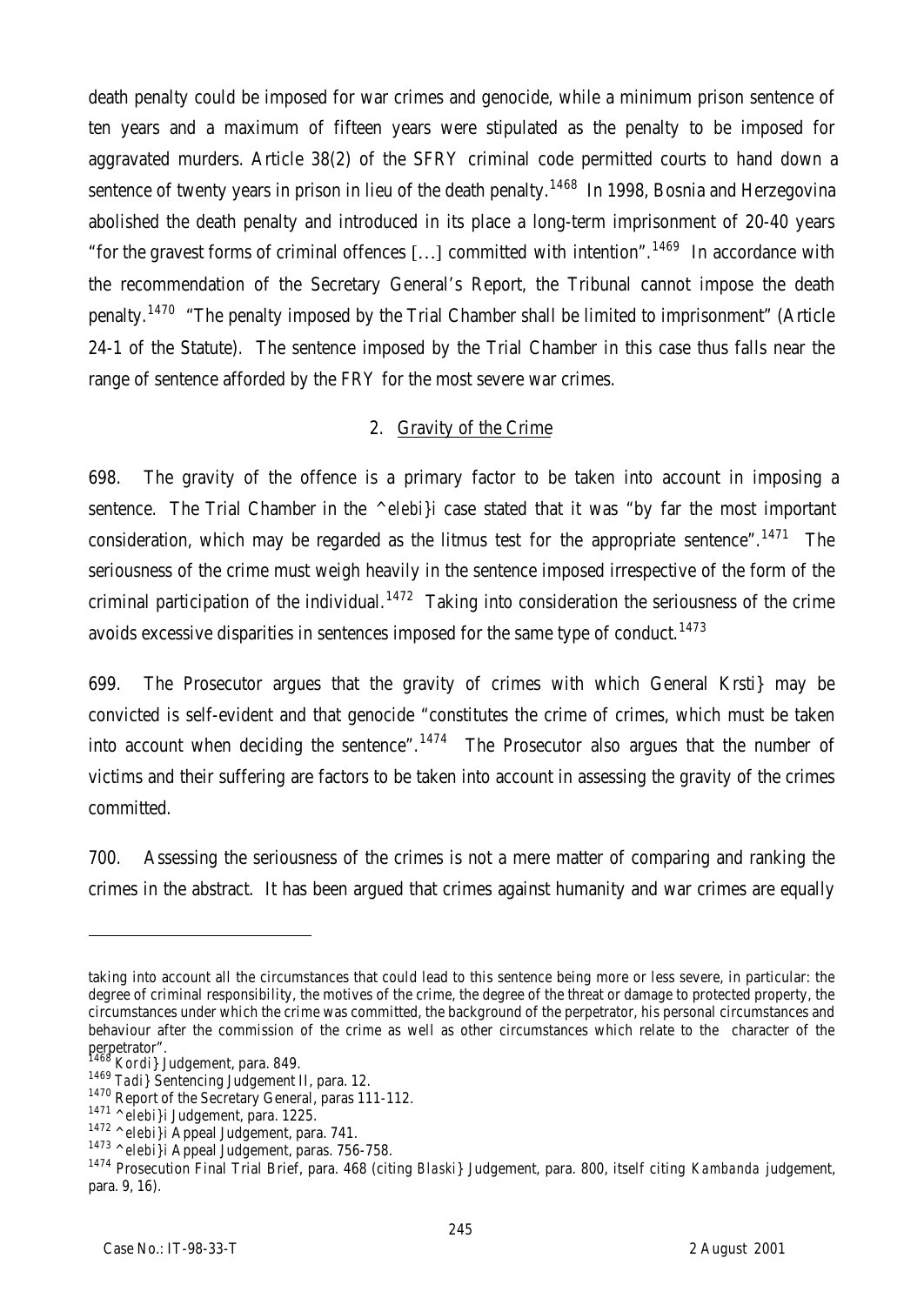death penalty could be imposed for war crimes and genocide, while a minimum prison sentence of ten years and a maximum of fifteen years were stipulated as the penalty to be imposed for aggravated murders. Article 38(2) of the SFRY criminal code permitted courts to hand down a sentence of twenty years in prison in lieu of the death penalty.[1468] In 1998, Bosnia and Herzegovina abolished the death penalty and introduced in its place a long-term imprisonment of 20-40 years "for the gravest forms of criminal offences [...] committed with intention".[1469] In accordance with the recommendation of the Secretary General's Report, the Tribunal cannot impose the death penalty.[1470] "The penalty imposed by the Trial Chamber shall be limited to imprisonment" (Article 24-1 of the Statute). The sentence imposed by the Trial Chamber in this case thus falls near the range of sentence afforded by the FRY for the most severe war crimes.

## 2. Gravity of the Crime

698. The gravity of the offence is a primary factor to be taken into account in imposing a sentence. The Trial Chamber in the *^elebi}i* case stated that it was "by far the most important consideration, which may be regarded as the litmus test for the appropriate sentence".[1471] The seriousness of the crime must weigh heavily in the sentence imposed irrespective of the form of the criminal participation of the individual.[1472] Taking into consideration the seriousness of the crime avoids excessive disparities in sentences imposed for the same type of conduct.[1473]

699. The Prosecutor argues that the gravity of crimes with which General Krsti} may be convicted is self-evident and that genocide "constitutes the crime of crimes, which must be taken into account when deciding the sentence".[1474] The Prosecutor also argues that the number of victims and their suffering are factors to be taken into account in assessing the gravity of the crimes committed.

700. Assessing the seriousness of the crimes is not a mere matter of comparing and ranking the crimes in the abstract. It has been argued that crimes against humanity and war crimes are equally

---

taking into account all the circumstances that could lead to this sentence being more or less severe, in particular: the degree of criminal responsibility, the motives of the crime, the degree of the threat or damage to protected property, the circumstances under which the crime was committed, the background of the perpetrator, his personal circumstances and behaviour after the commission of the crime as well as other circumstances which relate to the character of the perpetrator".

[1468] *Kordi}* Judgement, para. 849.

[1469] *Tadi}* Sentencing Judgement II, para. 12.

[1470] Report of the Secretary General, paras 111-112.

[1471] *^elebi}i* Judgement, para. 1225.

[1472] *^elebi}i* Appeal Judgement, para. 741.

[1473] *^elebi}i* Appeal Judgement, paras. 756-758.

[1474] Prosecution Final Trial Brief, para. 468 (citing *Blaski}* Judgement, para. 800, itself citing *Kambanda* judgement, para. 9, 16).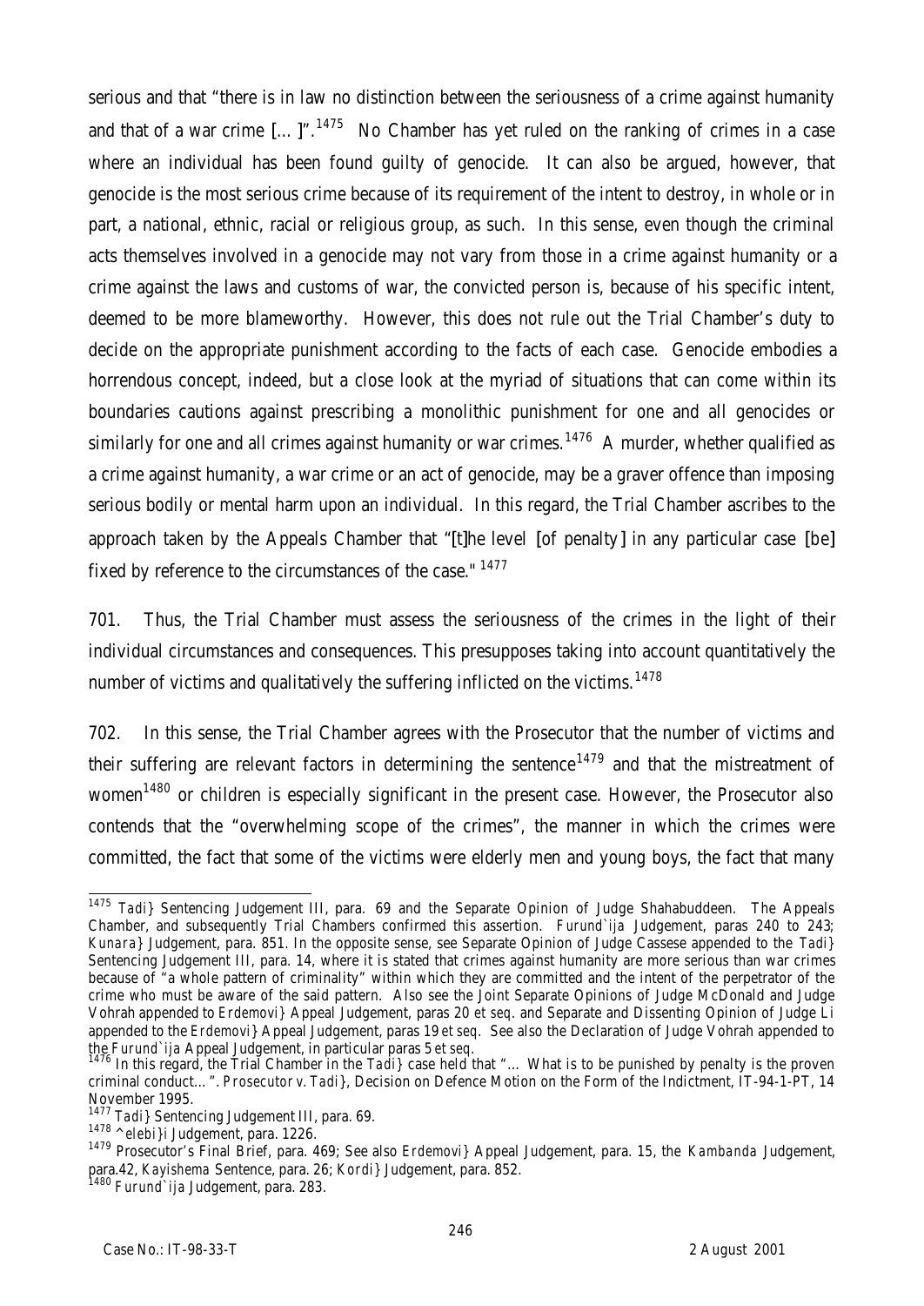serious and that "there is in law no distinction between the seriousness of a crime against humanity and that of a war crime [...]".[1475] No Chamber has yet ruled on the ranking of crimes in a case where an individual has been found guilty of genocide. It can also be argued, however, that genocide is the most serious crime because of its requirement of the intent to destroy, in whole or in part, a national, ethnic, racial or religious group, as such. In this sense, even though the criminal acts themselves involved in a genocide may not vary from those in a crime against humanity or a crime against the laws and customs of war, the convicted person is, because of his specific intent, deemed to be more blameworthy. However, this does not rule out the Trial Chamber's duty to decide on the appropriate punishment according to the facts of each case. Genocide embodies a horrendous concept, indeed, but a close look at the myriad of situations that can come within its boundaries cautions against prescribing a monolithic punishment for one and all genocides or similarly for one and all crimes against humanity or war crimes.[1476] A murder, whether qualified as a crime against humanity, a war crime or an act of genocide, may be a graver offence than imposing serious bodily or mental harm upon an individual. In this regard, the Trial Chamber ascribes to the approach taken by the Appeals Chamber that "[t]he level [of penalty] in any particular case [be] fixed by reference to the circumstances of the case."[1477]

701. Thus, the Trial Chamber must assess the seriousness of the crimes in the light of their individual circumstances and consequences. This presupposes taking into account quantitatively the number of victims and qualitatively the suffering inflicted on the victims.[1478]

702. In this sense, the Trial Chamber agrees with the Prosecutor that the number of victims and their suffering are relevant factors in determining the sentence[1479] and that the mistreatment of women[1480] or children is especially significant in the present case. However, the Prosecutor also contends that the "overwhelming scope of the crimes", the manner in which the crimes were committed, the fact that some of the victims were elderly men and young boys, the fact that many

---

[1475] *Tadi}* Sentencing Judgement III, para. 69 and the Separate Opinion of Judge Shahabuddeen. The Appeals Chamber, and subsequently Trial Chambers confirmed this assertion. *Furund`ija* Judgement, paras 240 to 243; *Kunara}* Judgement, para. 851. In the opposite sense, see Separate Opinion of Judge Cassese appended to the *Tadi}* Sentencing Judgement III, para. 14, where it is stated that crimes against humanity are more serious than war crimes because of "a whole pattern of criminality" within which they are committed and the intent of the perpetrator of the crime who must be aware of the said pattern. Also see the Joint Separate Opinions of Judge McDonald and Judge Vohrah appended to *Erdemovi}* Appeal Judgement, paras 20 *et seq.* and Separate and Dissenting Opinion of Judge Li appended to the *Erdemovi}* Appeal Judgement, paras 19 *et seq.* See also the Declaration of Judge Vohrah appended to the *Furund`ija* Appeal Judgement, in particular paras 5 *et seq.*

[1476] In this regard, the Trial Chamber in the *Tadi}* case held that "... What is to be punished by penalty is the proven criminal conduct...". *Prosecutor v. Tadi}*, Decision on Defence Motion on the Form of the Indictment, IT-94-1-PT, 14 November 1995.

[1477] *Tadi}* Sentencing Judgement III, para. 69.

[1478] *^elebi}i* Judgement, para. 1226.

[1479] Prosecutor's Final Brief, para. 469; See also *Erdemovi}* Appeal Judgement, para. 15, the *Kambanda* Judgement, para.42, *Kayishema* Sentence, para. 26; *Kordi}* Judgement, para. 852.

[1480] *Furund`ija* Judgement, para. 283.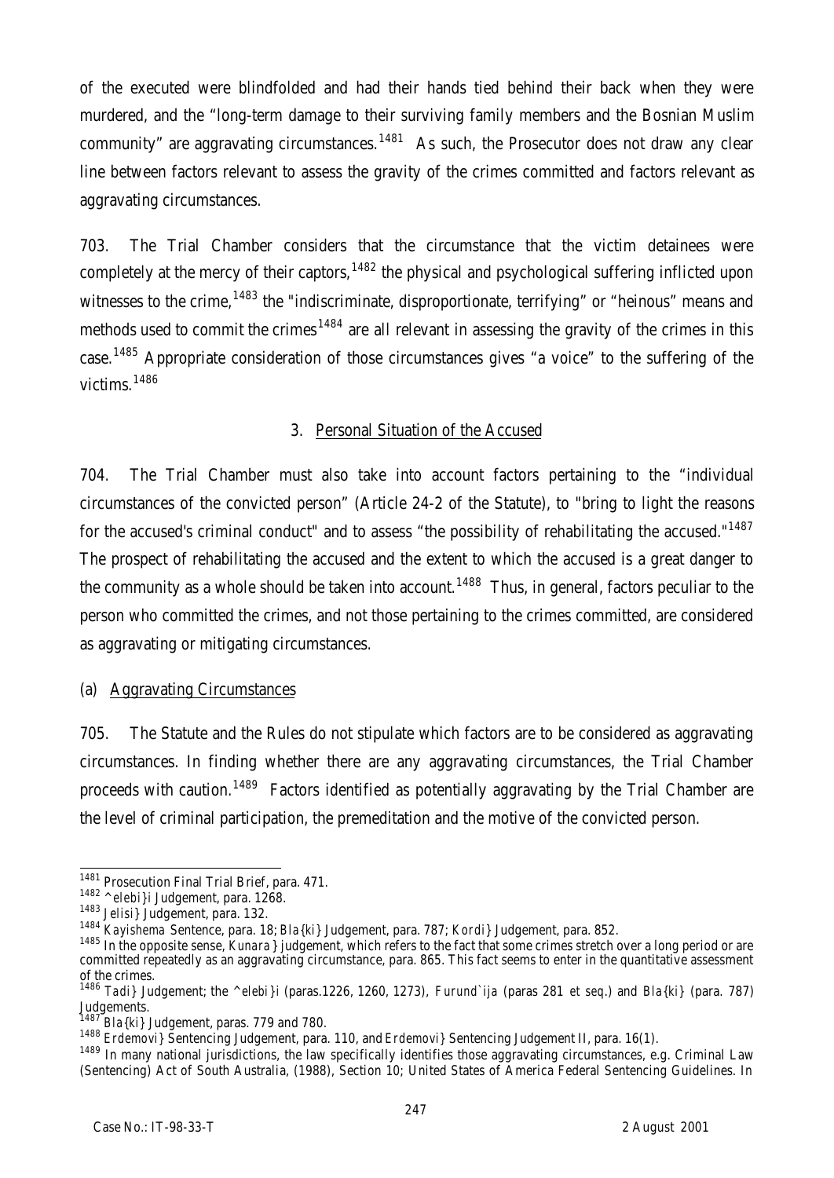of the executed were blindfolded and had their hands tied behind their back when they were murdered, and the "long-term damage to their surviving family members and the Bosnian Muslim community" are aggravating circumstances.[1481] As such, the Prosecutor does not draw any clear line between factors relevant to assess the gravity of the crimes committed and factors relevant as aggravating circumstances.

703. The Trial Chamber considers that the circumstance that the victim detainees were completely at the mercy of their captors,[1482] the physical and psychological suffering inflicted upon witnesses to the crime,[1483] the "indiscriminate, disproportionate, terrifying" or "heinous" means and methods used to commit the crimes[1484] are all relevant in assessing the gravity of the crimes in this case.[1485] Appropriate consideration of those circumstances gives "a voice" to the suffering of the victims.[1486]

### 3. Personal Situation of the Accused

704. The Trial Chamber must also take into account factors pertaining to the "individual circumstances of the convicted person" (Article 24-2 of the Statute), to "bring to light the reasons for the accused's criminal conduct" and to assess "the possibility of rehabilitating the accused."[1487] The prospect of rehabilitating the accused and the extent to which the accused is a great danger to the community as a whole should be taken into account.[1488] Thus, in general, factors peculiar to the person who committed the crimes, and not those pertaining to the crimes committed, are considered as aggravating or mitigating circumstances.

#### (a) Aggravating Circumstances

705. The Statute and the Rules do not stipulate which factors are to be considered as aggravating circumstances. In finding whether there are any aggravating circumstances, the Trial Chamber proceeds with caution.[1489] Factors identified as potentially aggravating by the Trial Chamber are the level of criminal participation, the premeditation and the motive of the convicted person.

---

[1481] Prosecution Final Trial Brief, para. 471.

[1482] *^elebi}i* Judgement, para. 1268.

[1483] *Jelisi}* Judgement, para. 132.

[1484] *Kayishema* Sentence, para. 18; *Bla{ki}* Judgement, para. 787; *Kordi}* Judgement, para. 852.

[1485] In the opposite sense, *Kunara}* judgement, which refers to the fact that some crimes stretch over a long period or are committed repeatedly as an aggravating circumstance, para. 865. This fact seems to enter in the quantitative assessment of the crimes.

[1486] *Tadi}* Judgement; the *^elebi}i* (paras.1226, 1260, 1273), *Furund`ija* (paras 281 *et seq.*) and *Bla{ki}* (para. 787) Judgements.

[1487] *Bla{ki}* Judgement, paras. 779 and 780.

[1488] *Erdemovi}* Sentencing Judgement, para. 110, and *Erdemovi}* Sentencing Judgement II, para. 16(1).

[1489] In many national jurisdictions, the law specifically identifies those aggravating circumstances, e.g. Criminal Law (Sentencing) Act of South Australia, (1988), Section 10; United States of America Federal Sentencing Guidelines. In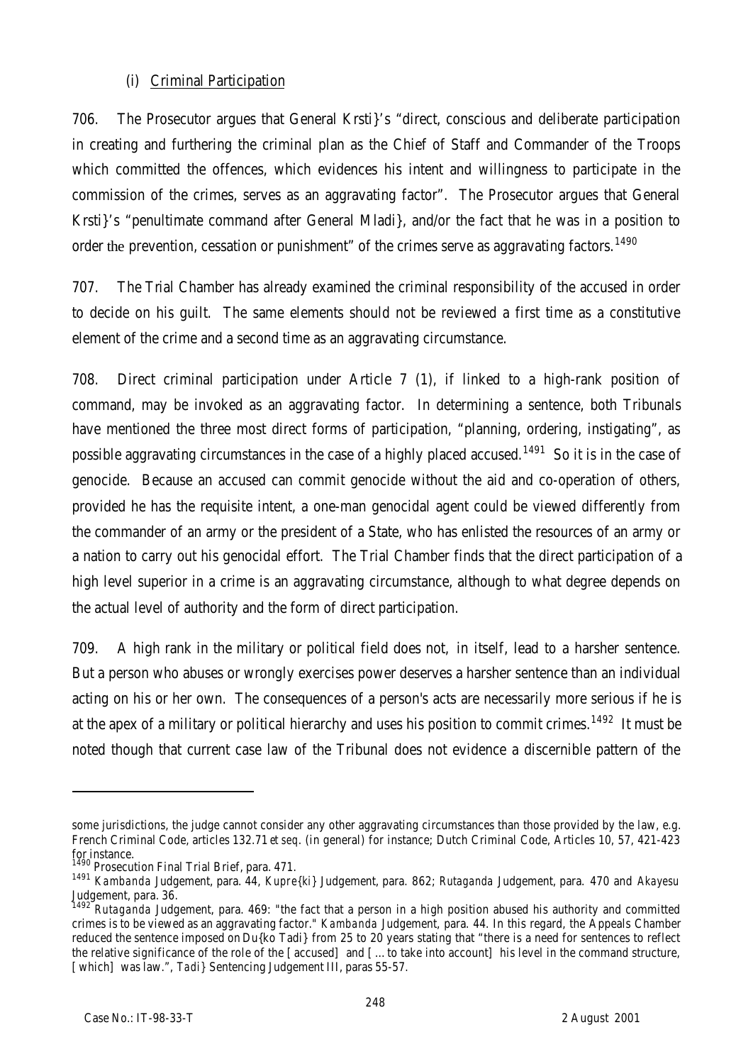(i) Criminal Participation

706. The Prosecutor argues that General Krsti}'s "direct, conscious and deliberate participation in creating and furthering the criminal plan as the Chief of Staff and Commander of the Troops which committed the offences, which evidences his intent and willingness to participate in the commission of the crimes, serves as an aggravating factor". The Prosecutor argues that General Krsti}'s "penultimate command after General Mladi}, and/or the fact that he was in a position to order the prevention, cessation or punishment" of the crimes serve as aggravating factors.[1490]

707. The Trial Chamber has already examined the criminal responsibility of the accused in order to decide on his guilt. The same elements should not be reviewed a first time as a constitutive element of the crime and a second time as an aggravating circumstance.

708. Direct criminal participation under Article 7 (1), if linked to a high-rank position of command, may be invoked as an aggravating factor. In determining a sentence, both Tribunals have mentioned the three most direct forms of participation, "planning, ordering, instigating", as possible aggravating circumstances in the case of a highly placed accused.[1491] So it is in the case of genocide. Because an accused can commit genocide without the aid and co-operation of others, provided he has the requisite intent, a one-man genocidal agent could be viewed differently from the commander of an army or the president of a State, who has enlisted the resources of an army or a nation to carry out his genocidal effort. The Trial Chamber finds that the direct participation of a high level superior in a crime is an aggravating circumstance, although to what degree depends on the actual level of authority and the form of direct participation.

709. A high rank in the military or political field does not, in itself, lead to a harsher sentence. But a person who abuses or wrongly exercises power deserves a harsher sentence than an individual acting on his or her own. The consequences of a person's acts are necessarily more serious if he is at the apex of a military or political hierarchy and uses his position to commit crimes.[1492] It must be noted though that current case law of the Tribunal does not evidence a discernible pattern of the

---

some jurisdictions, the judge cannot consider any other aggravating circumstances than those provided by the law, e.g. French Criminal Code, articles 132.71 *et seq.* (in general) for instance; Dutch Criminal Code, Articles 10, 57, 421-423 for instance.

[1490] Prosecution Final Trial Brief, para. 471.

[1491] *Kambanda* Judgement, para. 44, *Kupre{ki}* Judgement, para. 862; *Rutaganda* Judgement, para. 470 and *Akayesu* Judgement, para. 36.

[1492] *Rutaganda* Judgement, para. 469: "the fact that a person in a high position abused his authority and committed crimes is to be viewed as an aggravating factor." *Kambanda* Judgement, para. 44. In this regard, the Appeals Chamber reduced the sentence imposed on Du{ko Tadi} from 25 to 20 years stating that "there is a need for sentences to reflect the relative significance of the role of the [accused] and [... to take into account] his level in the command structure, [which] was law.", *Tadi}* Sentencing Judgement III, paras 55-57.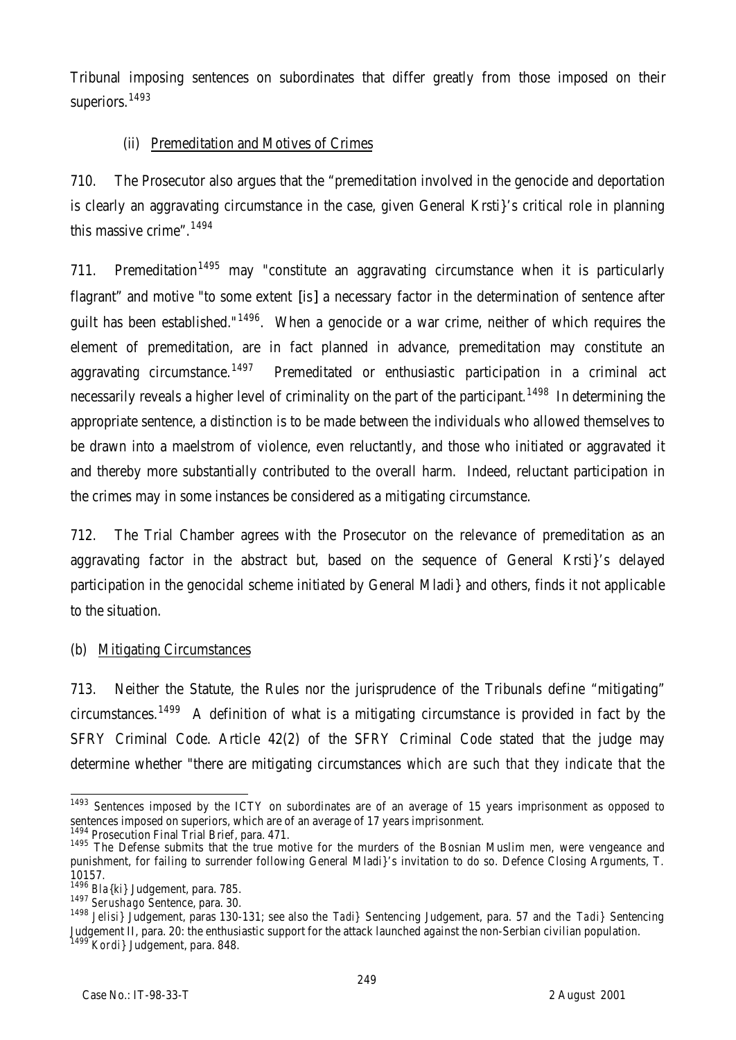Tribunal imposing sentences on subordinates that differ greatly from those imposed on their superiors.[1493]

(ii) Premeditation and Motives of Crimes

710. The Prosecutor also argues that the "premeditation involved in the genocide and deportation is clearly an aggravating circumstance in the case, given General Krsti}'s critical role in planning this massive crime".[1494]

711. Premeditation[1495] may "constitute an aggravating circumstance when it is particularly flagrant" and motive "to some extent [is] a necessary factor in the determination of sentence after guilt has been established."[1496]. When a genocide or a war crime, neither of which requires the element of premeditation, are in fact planned in advance, premeditation may constitute an aggravating circumstance.[1497] Premeditated or enthusiastic participation in a criminal act necessarily reveals a higher level of criminality on the part of the participant.[1498] In determining the appropriate sentence, a distinction is to be made between the individuals who allowed themselves to be drawn into a maelstrom of violence, even reluctantly, and those who initiated or aggravated it and thereby more substantially contributed to the overall harm. Indeed, reluctant participation in the crimes may in some instances be considered as a mitigating circumstance.

712. The Trial Chamber agrees with the Prosecutor on the relevance of premeditation as an aggravating factor in the abstract but, based on the sequence of General Krsti}'s delayed participation in the genocidal scheme initiated by General Mladi} and others, finds it not applicable to the situation.

(b) Mitigating Circumstances

713. Neither the Statute, the Rules nor the jurisprudence of the Tribunals define "mitigating" circumstances.[1499] A definition of what is a mitigating circumstance is provided in fact by the SFRY Criminal Code. Article 42(2) of the SFRY Criminal Code stated that the judge may determine whether "there are mitigating circumstances *which are such that they indicate that the*

---

[1493] Sentences imposed by the ICTY on subordinates are of an average of 15 years imprisonment as opposed to sentences imposed on superiors, which are of an average of 17 years imprisonment.

[1494] Prosecution Final Trial Brief, para. 471.

[1495] The Defense submits that the true motive for the murders of the Bosnian Muslim men, were vengeance and punishment, for failing to surrender following General Mladi}'s invitation to do so. Defence Closing Arguments, T. 10157.

[1496] *Bla{ki}* Judgement, para. 785.

[1497] *Serushago* Sentence, para. 30.

[1498] *Jelisi}* Judgement, paras 130-131; see also the *Tadi}* Sentencing Judgement, para. 57 and the *Tadi}* Sentencing Judgement II, para. 20: the enthusiastic support for the attack launched against the non-Serbian civilian population.

[1499] *Kordi}* Judgement, para. 848.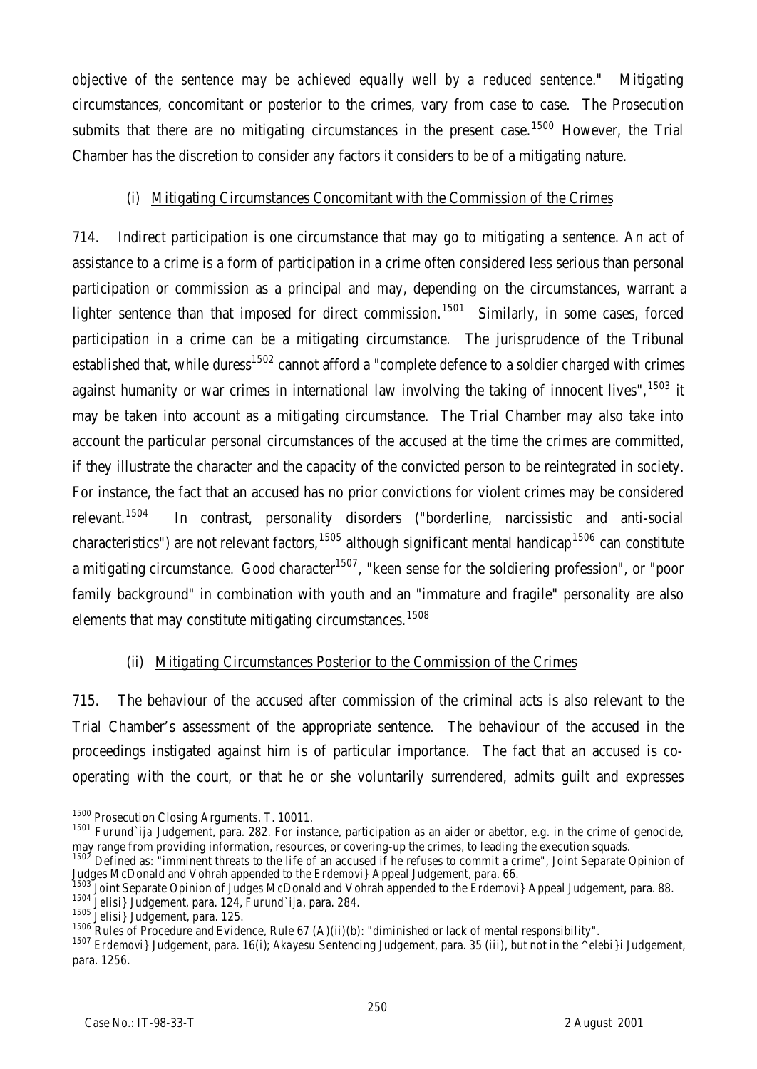*objective of the sentence may be achieved equally well by a reduced sentence."* Mitigating circumstances, concomitant or posterior to the crimes, vary from case to case. The Prosecution submits that there are no mitigating circumstances in the present case.[1500] However, the Trial Chamber has the discretion to consider any factors it considers to be of a mitigating nature.

(i) Mitigating Circumstances Concomitant with the Commission of the Crimes

714. Indirect participation is one circumstance that may go to mitigating a sentence. An act of assistance to a crime is a form of participation in a crime often considered less serious than personal participation or commission as a principal and may, depending on the circumstances, warrant a lighter sentence than that imposed for direct commission.[1501] Similarly, in some cases, forced participation in a crime can be a mitigating circumstance. The jurisprudence of the Tribunal established that, while duress[1502] cannot afford a "complete defence to a soldier charged with crimes against humanity or war crimes in international law involving the taking of innocent lives",[1503] it may be taken into account as a mitigating circumstance. The Trial Chamber may also take into account the particular personal circumstances of the accused at the time the crimes are committed, if they illustrate the character and the capacity of the convicted person to be reintegrated in society. For instance, the fact that an accused has no prior convictions for violent crimes may be considered relevant.[1504] In contrast, personality disorders ("borderline, narcissistic and anti-social characteristics") are not relevant factors,[1505] although significant mental handicap[1506] can constitute a mitigating circumstance. Good character[1507], "keen sense for the soldiering profession", or "poor family background" in combination with youth and an "immature and fragile" personality are also elements that may constitute mitigating circumstances.[1508]

(ii) Mitigating Circumstances Posterior to the Commission of the Crimes

715. The behaviour of the accused after commission of the criminal acts is also relevant to the Trial Chamber's assessment of the appropriate sentence. The behaviour of the accused in the proceedings instigated against him is of particular importance. The fact that an accused is co-operating with the court, or that he or she voluntarily surrendered, admits guilt and expresses

---

[1500] Prosecution Closing Arguments, T. 10011.

[1501] *Furund`ija* Judgement, para. 282. For instance, participation as an aider or abettor, e.g. in the crime of genocide, may range from providing information, resources, or covering-up the crimes, to leading the execution squads.

[1502] Defined as: "imminent threats to the life of an accused if he refuses to commit a crime", Joint Separate Opinion of Judges McDonald and Vohrah appended to the *Erdemovi}* Appeal Judgement, para. 66.

[1503] Joint Separate Opinion of Judges McDonald and Vohrah appended to the *Erdemovi}* Appeal Judgement, para. 88.

[1504] *Jelisi}* Judgement, para. 124, *Furund`ija*, para. 284.

[1505] *Jelisi}* Judgement, para. 125.

[1506] Rules of Procedure and Evidence, Rule 67 (A)(ii)(b): "diminished or lack of mental responsibility".

[1507] *Erdemovi}* Judgement, para. 16(i); *Akayesu* Sentencing Judgement, para. 35 (iii), but not in the *^elebi}i* Judgement, para. 1256.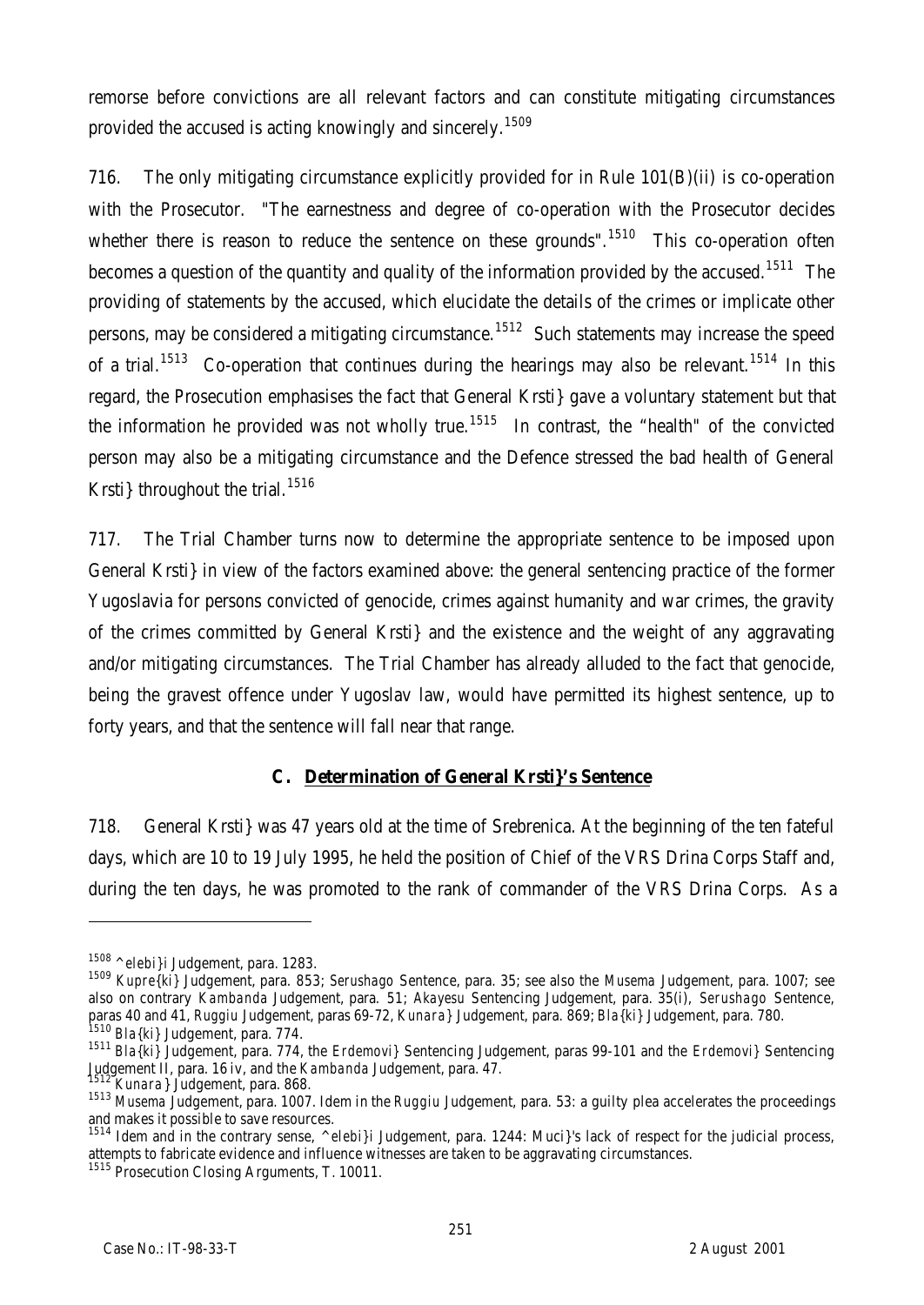remorse before convictions are all relevant factors and can constitute mitigating circumstances provided the accused is acting knowingly and sincerely.[1509]

716. The only mitigating circumstance explicitly provided for in Rule 101(B)(ii) is co-operation with the Prosecutor. "The earnestness and degree of co-operation with the Prosecutor decides whether there is reason to reduce the sentence on these grounds".[1510] This co-operation often becomes a question of the quantity and quality of the information provided by the accused.[1511] The providing of statements by the accused, which elucidate the details of the crimes or implicate other persons, may be considered a mitigating circumstance.[1512] Such statements may increase the speed of a trial.[1513] Co-operation that continues during the hearings may also be relevant.[1514] In this regard, the Prosecution emphasises the fact that General Krsti} gave a voluntary statement but that the information he provided was not wholly true.[1515] In contrast, the "health" of the convicted person may also be a mitigating circumstance and the Defence stressed the bad health of General Krsti} throughout the trial.[1516]

717. The Trial Chamber turns now to determine the appropriate sentence to be imposed upon General Krsti} in view of the factors examined above: the general sentencing practice of the former Yugoslavia for persons convicted of genocide, crimes against humanity and war crimes, the gravity of the crimes committed by General Krsti} and the existence and the weight of any aggravating and/or mitigating circumstances. The Trial Chamber has already alluded to the fact that genocide, being the gravest offence under Yugoslav law, would have permitted its highest sentence, up to forty years, and that the sentence will fall near that range.

## C. Determination of General Krsti}'s Sentence

718. General Krsti} was 47 years old at the time of Srebrenica. At the beginning of the ten fateful days, which are 10 to 19 July 1995, he held the position of Chief of the VRS Drina Corps Staff and, during the ten days, he was promoted to the rank of commander of the VRS Drina Corps. As a

---

[1508] *^elebi}i* Judgement, para. 1283.

[1509] *Kupre{ki}* Judgement, para. 853; *Serushago* Sentence, para. 35; see also the *Musema* Judgement, para. 1007; see also on contrary *Kambanda* Judgement, para. 51; *Akayesu* Sentencing Judgement, para. 35(i), *Serushago* Sentence, paras 40 and 41, *Ruggiu* Judgement, paras 69-72, *Kunara}* Judgement, para. 869; *Bla{ki}* Judgement, para. 780.

[1510] *Bla{ki}* Judgement, para. 774.

[1511] *Bla{ki}* Judgement, para. 774, the *Erdemovi}* Sentencing Judgement, paras 99-101 and the *Erdemovi}* Sentencing Judgement II, para. 16 iv, and the *Kambanda* Judgement, para. 47.

[1512] *Kunara}* Judgement, para. 868.

[1513] *Musema* Judgement, para. 1007. Idem in the *Ruggiu* Judgement, para. 53: a guilty plea accelerates the proceedings and makes it possible to save resources.

[1514] Idem and in the contrary sense, *^elebi}i* Judgement, para. 1244: Muci}'s lack of respect for the judicial process, attempts to fabricate evidence and influence witnesses are taken to be aggravating circumstances.

[1515] Prosecution Closing Arguments, T. 10011.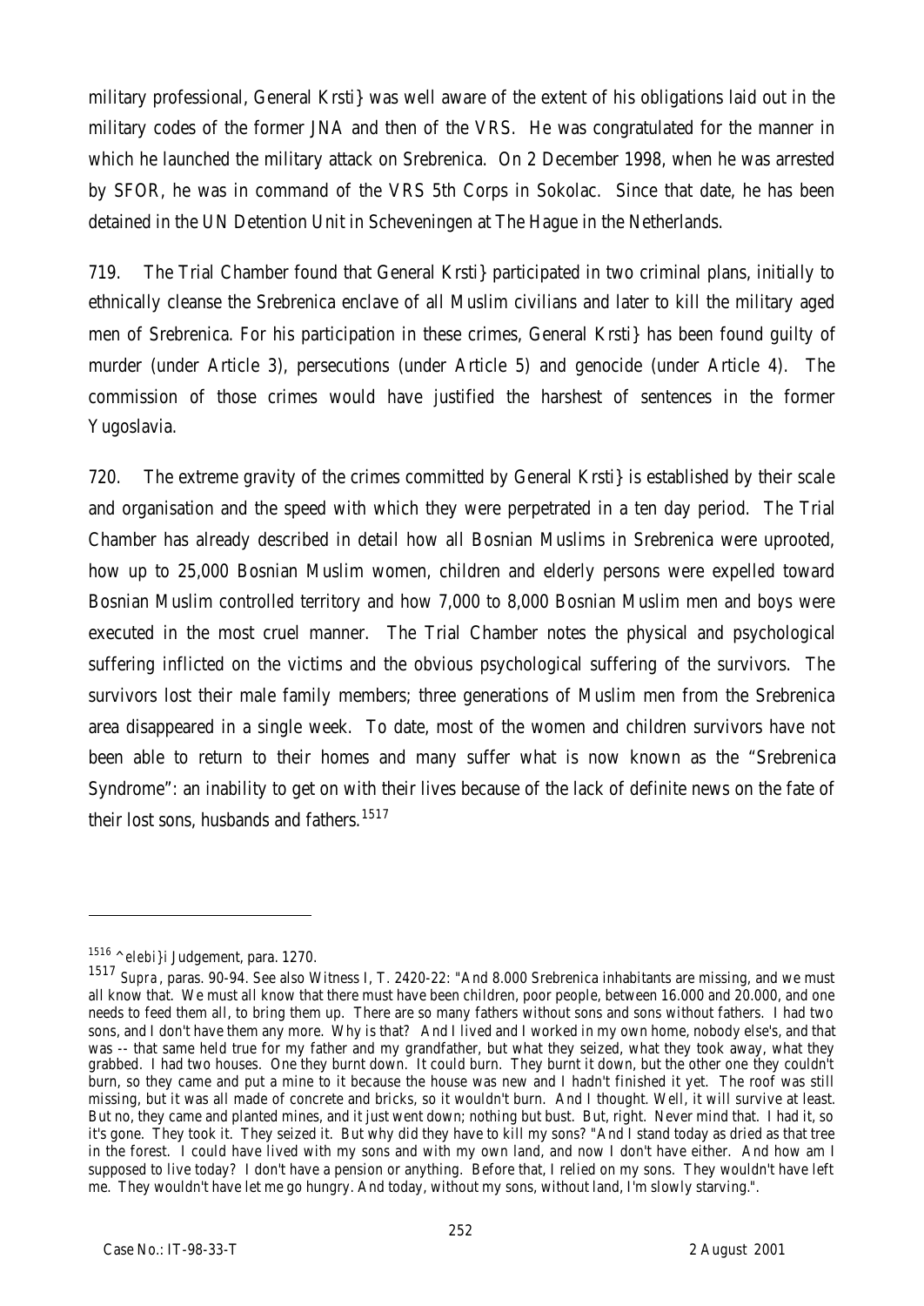military professional, General Krsti} was well aware of the extent of his obligations laid out in the military codes of the former JNA and then of the VRS. He was congratulated for the manner in which he launched the military attack on Srebrenica. On 2 December 1998, when he was arrested by SFOR, he was in command of the VRS 5th Corps in Sokolac. Since that date, he has been detained in the UN Detention Unit in Scheveningen at The Hague in the Netherlands.

719. The Trial Chamber found that General Krsti} participated in two criminal plans, initially to ethnically cleanse the Srebrenica enclave of all Muslim civilians and later to kill the military aged men of Srebrenica. For his participation in these crimes, General Krsti} has been found guilty of murder (under Article 3), persecutions (under Article 5) and genocide (under Article 4). The commission of those crimes would have justified the harshest of sentences in the former Yugoslavia.

720. The extreme gravity of the crimes committed by General Krsti} is established by their scale and organisation and the speed with which they were perpetrated in a ten day period. The Trial Chamber has already described in detail how all Bosnian Muslims in Srebrenica were uprooted, how up to 25,000 Bosnian Muslim women, children and elderly persons were expelled toward Bosnian Muslim controlled territory and how 7,000 to 8,000 Bosnian Muslim men and boys were executed in the most cruel manner. The Trial Chamber notes the physical and psychological suffering inflicted on the victims and the obvious psychological suffering of the survivors. The survivors lost their male family members; three generations of Muslim men from the Srebrenica area disappeared in a single week. To date, most of the women and children survivors have not been able to return to their homes and many suffer what is now known as the "Srebrenica Syndrome": an inability to get on with their lives because of the lack of definite news on the fate of their lost sons, husbands and fathers.[1517]

---

[1516] ^elebi}i Judgement, para. 1270.

[1517] *Supra*, paras. 90-94. See also Witness I, T. 2420-22: "And 8.000 Srebrenica inhabitants are missing, and we must all know that. We must all know that there must have been children, poor people, between 16.000 and 20.000, and one needs to feed them all, to bring them up. There are so many fathers without sons and sons without fathers. I had two sons, and I don't have them any more. Why is that? And I lived and I worked in my own home, nobody else's, and that was -- that same held true for my father and my grandfather, but what they seized, what they took away, what they grabbed. I had two houses. One they burnt down. It could burn. They burnt it down, but the other one they couldn't burn, so they came and put a mine to it because the house was new and I hadn't finished it yet. The roof was still missing, but it was all made of concrete and bricks, so it wouldn't burn. And I thought. Well, it will survive at least. But no, they came and planted mines, and it just went down; nothing but bust. But, right. Never mind that. I had it, so it's gone. They took it. They seized it. But why did they have to kill my sons? "And I stand today as dried as that tree in the forest. I could have lived with my sons and with my own land, and now I don't have either. And how am I supposed to live today? I don't have a pension or anything. Before that, I relied on my sons. They wouldn't have left me. They wouldn't have let me go hungry. And today, without my sons, without land, I'm slowly starving.".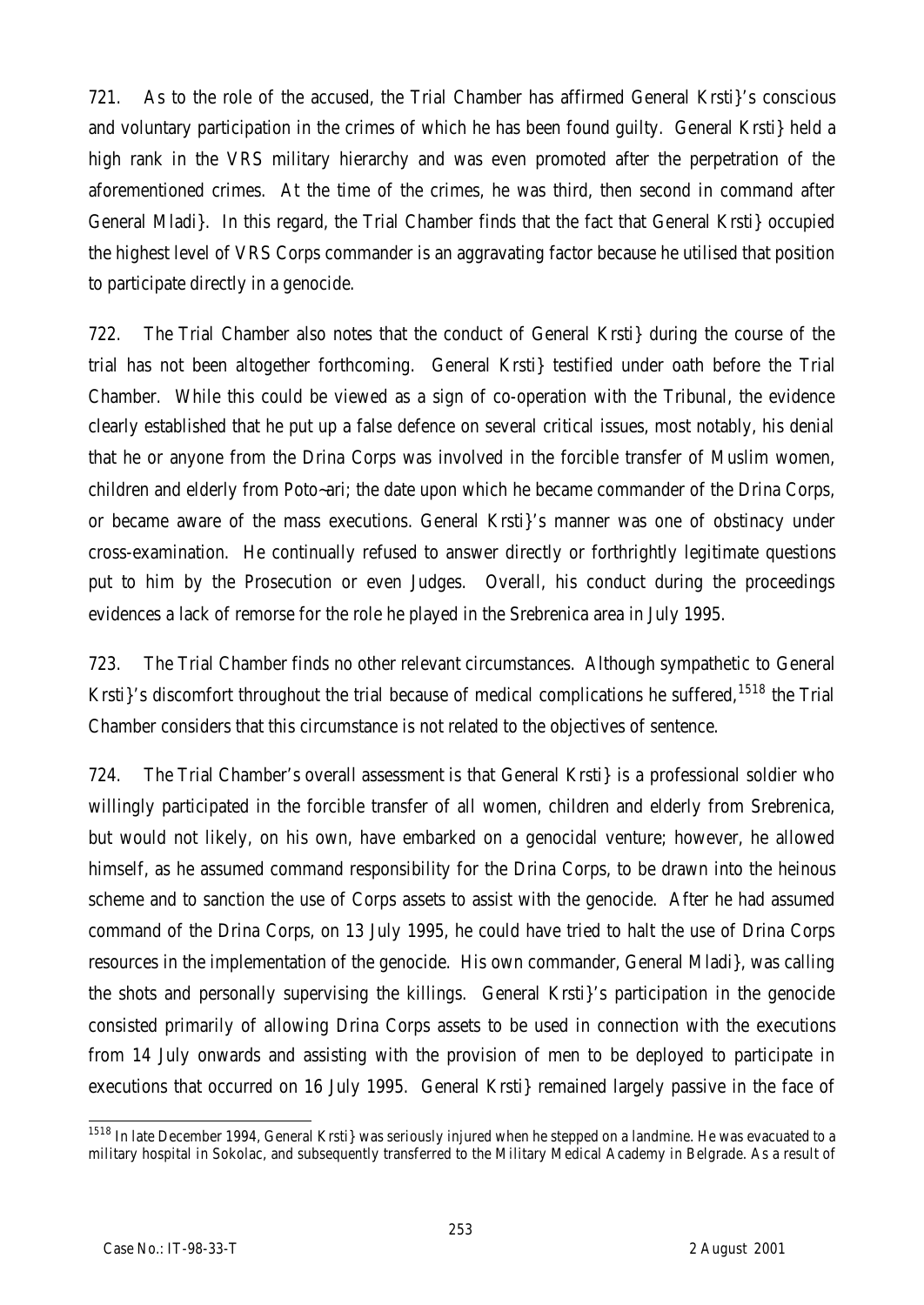721. As to the role of the accused, the Trial Chamber has affirmed General Krsti}'s conscious and voluntary participation in the crimes of which he has been found guilty. General Krsti} held a high rank in the VRS military hierarchy and was even promoted after the perpetration of the aforementioned crimes. At the time of the crimes, he was third, then second in command after General Mladi}. In this regard, the Trial Chamber finds that the fact that General Krsti} occupied the highest level of VRS Corps commander is an aggravating factor because he utilised that position to participate directly in a genocide.

722. The Trial Chamber also notes that the conduct of General Krsti} during the course of the trial has not been altogether forthcoming. General Krsti} testified under oath before the Trial Chamber. While this could be viewed as a sign of co-operation with the Tribunal, the evidence clearly established that he put up a false defence on several critical issues, most notably, his denial that he or anyone from the Drina Corps was involved in the forcible transfer of Muslim women, children and elderly from Poto~ari; the date upon which he became commander of the Drina Corps, or became aware of the mass executions. General Krsti}'s manner was one of obstinacy under cross-examination. He continually refused to answer directly or forthrightly legitimate questions put to him by the Prosecution or even Judges. Overall, his conduct during the proceedings evidences a lack of remorse for the role he played in the Srebrenica area in July 1995.

723. The Trial Chamber finds no other relevant circumstances. Although sympathetic to General Krsti}'s discomfort throughout the trial because of medical complications he suffered,[1518] the Trial Chamber considers that this circumstance is not related to the objectives of sentence.

724. The Trial Chamber's overall assessment is that General Krsti} is a professional soldier who willingly participated in the forcible transfer of all women, children and elderly from Srebrenica, but would not likely, on his own, have embarked on a genocidal venture; however, he allowed himself, as he assumed command responsibility for the Drina Corps, to be drawn into the heinous scheme and to sanction the use of Corps assets to assist with the genocide. After he had assumed command of the Drina Corps, on 13 July 1995, he could have tried to halt the use of Drina Corps resources in the implementation of the genocide. His own commander, General Mladi}, was calling the shots and personally supervising the killings. General Krsti}'s participation in the genocide consisted primarily of allowing Drina Corps assets to be used in connection with the executions from 14 July onwards and assisting with the provision of men to be deployed to participate in executions that occurred on 16 July 1995. General Krsti} remained largely passive in the face of

---

[1518] In late December 1994, General Krsti} was seriously injured when he stepped on a landmine. He was evacuated to a military hospital in Sokolac, and subsequently transferred to the Military Medical Academy in Belgrade. As a result of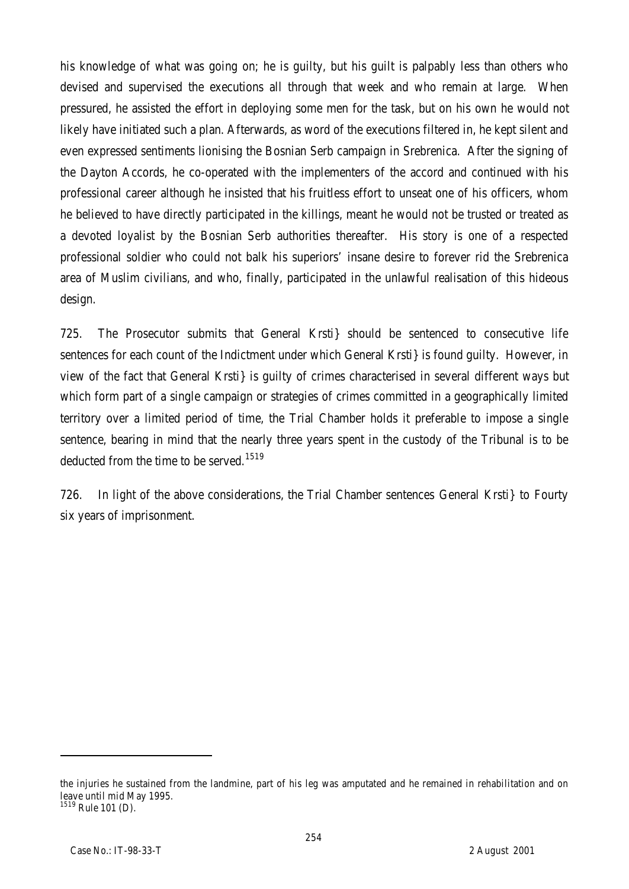his knowledge of what was going on; he is guilty, but his guilt is palpably less than others who devised and supervised the executions all through that week and who remain at large. When pressured, he assisted the effort in deploying some men for the task, but on his own he would not likely have initiated such a plan. Afterwards, as word of the executions filtered in, he kept silent and even expressed sentiments lionising the Bosnian Serb campaign in Srebrenica. After the signing of the Dayton Accords, he co-operated with the implementers of the accord and continued with his professional career although he insisted that his fruitless effort to unseat one of his officers, whom he believed to have directly participated in the killings, meant he would not be trusted or treated as a devoted loyalist by the Bosnian Serb authorities thereafter. His story is one of a respected professional soldier who could not balk his superiors' insane desire to forever rid the Srebrenica area of Muslim civilians, and who, finally, participated in the unlawful realisation of this hideous design.

725. The Prosecutor submits that General Krsti} should be sentenced to consecutive life sentences for each count of the Indictment under which General Krsti} is found guilty. However, in view of the fact that General Krsti} is guilty of crimes characterised in several different ways but which form part of a single campaign or strategies of crimes committed in a geographically limited territory over a limited period of time, the Trial Chamber holds it preferable to impose a single sentence, bearing in mind that the nearly three years spent in the custody of the Tribunal is to be deducted from the time to be served.[1519]

726. In light of the above considerations, the Trial Chamber sentences General Krsti} to Fourty six years of imprisonment.

---

the injuries he sustained from the landmine, part of his leg was amputated and he remained in rehabilitation and on leave until mid May 1995.

[1519] Rule 101 (D).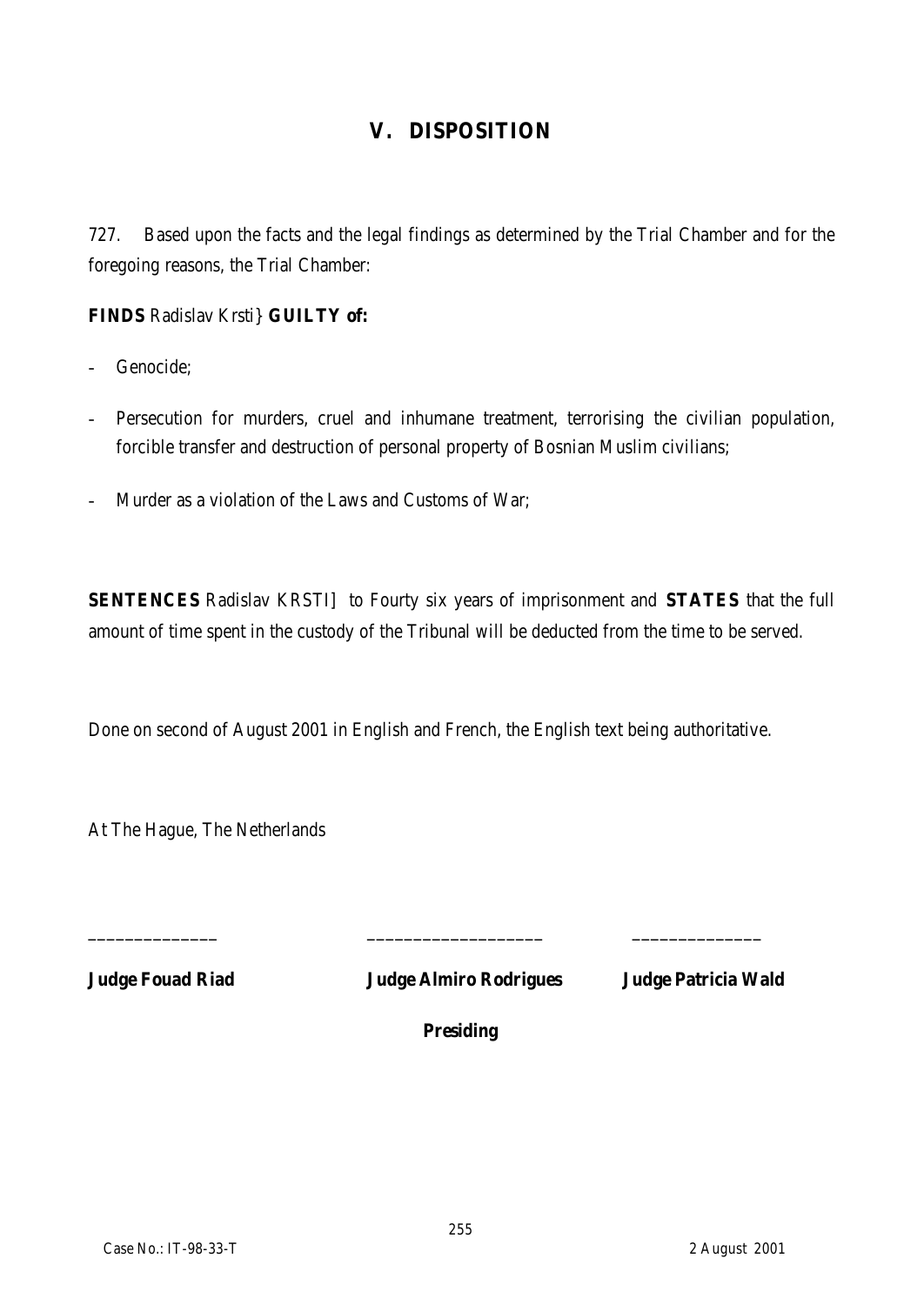# V. DISPOSITION

727. Based upon the facts and the legal findings as determined by the Trial Chamber and for the foregoing reasons, the Trial Chamber:

**FINDS** Radislav Krsti} **GUILTY of:**

- Genocide;
- Persecution for murders, cruel and inhumane treatment, terrorising the civilian population, forcible transfer and destruction of personal property of Bosnian Muslim civilians;
- Murder as a violation of the Laws and Customs of War;

**SENTENCES** Radislav KRSTI] to Fourty six years of imprisonment and **STATES** that the full amount of time spent in the custody of the Tribunal will be deducted from the time to be served.

Done on second of August 2001 in English and French, the English text being authoritative.

At The Hague, The Netherlands

| | | |
|---|---|---|
| _______________ | ____________________ | _______________ |
| **Judge Fouad Riad** | **Judge Almiro Rodrigues** | **Judge Patricia Wald** |
| | **Presiding** | |